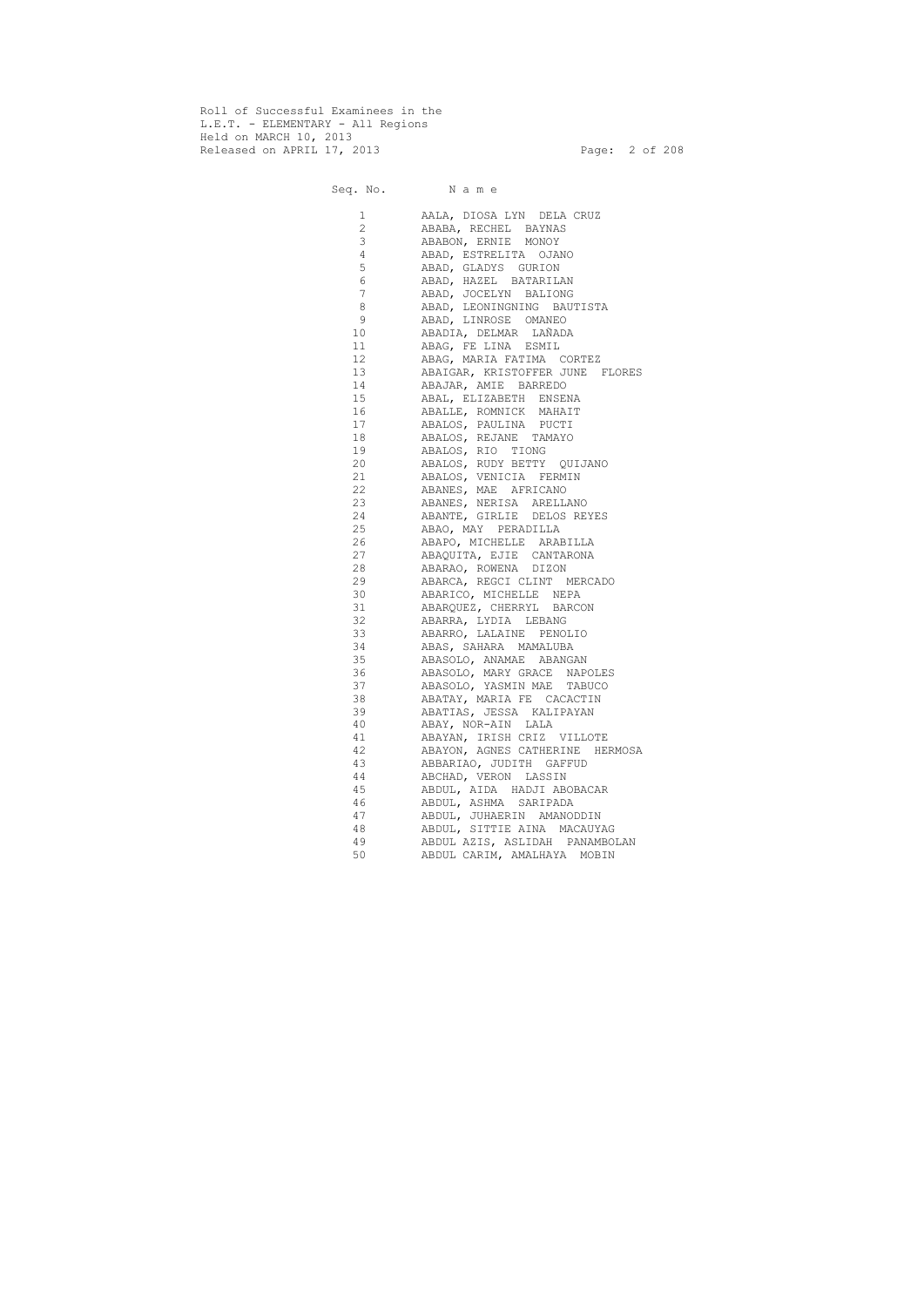Roll of Successful Examinees in the
L.E.T. - ELEMENTARY - All Regions
Held on MARCH 10, 2013
Released on APRIL 17, 2013

| Seq. No. | N a m e |
| --- | --- |
| 1 | AALA, DIOSA LYN DELA CRUZ |
| 2 | ABABA, RECHEL BAYNAS |
| 3 | ABABON, ERNIE MONOY |
| 4 | ABAD, ESTRELITA OJANO |
| 5 | ABAD, GLADYS GURION |
| 6 | ABAD, HAZEL BATARILAN |
| 7 | ABAD, JOCELYN BALIONG |
| 8 | ABAD, LEONINGNING BAUTISTA |
| 9 | ABAD, LINROSE OMANEO |
| 10 | ABADIA, DELMAR LAÑADA |
| 11 | ABAG, FE LINA ESMIL |
| 12 | ABAG, MARIA FATIMA CORTEZ |
| 13 | ABAIGAR, KRISTOFFER JUNE FLORES |
| 14 | ABAJAR, AMIE BARREDO |
| 15 | ABAL, ELIZABETH ENSENA |
| 16 | ABALLE, ROMNICK MAHAIT |
| 17 | ABALOS, PAULINA PUCTI |
| 18 | ABALOS, REJANE TAMAYO |
| 19 | ABALOS, RIO TIONG |
| 20 | ABALOS, RUDY BETTY QUIJANO |
| 21 | ABALOS, VENICIA FERMIN |
| 22 | ABANES, MAE AFRICANO |
| 23 | ABANES, NERISA ARELLANO |
| 24 | ABANTE, GIRLIE DELOS REYES |
| 25 | ABAO, MAY PERADILLA |
| 26 | ABAPO, MICHELLE ARABILLA |
| 27 | ABAQUITA, EJIE CANTARONA |
| 28 | ABARAO, ROWENA DIZON |
| 29 | ABARCA, REGCI CLINT MERCADO |
| 30 | ABARICO, MICHELLE NEPA |
| 31 | ABARQUEZ, CHERRYL BARCON |
| 32 | ABARRA, LYDIA LEBANG |
| 33 | ABARRO, LALAINE PENOLIO |
| 34 | ABAS, SAHARA MAMALUBA |
| 35 | ABASOLO, ANAMAE ABANGAN |
| 36 | ABASOLO, MARY GRACE NAPOLES |
| 37 | ABASOLO, YASMIN MAE TABUCO |
| 38 | ABATAY, MARIA FE CACACTIN |
| 39 | ABATIAS, JESSA KALIPAYAN |
| 40 | ABAY, NOR-AIN LALA |
| 41 | ABAYAN, IRISH CRIZ VILLOTE |
| 42 | ABAYON, AGNES CATHERINE HERMOSA |
| 43 | ABBARIAO, JUDITH GAFFUD |
| 44 | ABCHAD, VERON LASSIN |
| 45 | ABDUL, AIDA HADJI ABOBACAR |
| 46 | ABDUL, ASHMA SARIPADA |
| 47 | ABDUL, JUHAERIN AMANODDIN |
| 48 | ABDUL, SITTIE AINA MACAUYAG |
| 49 | ABDUL AZIS, ASLIDAH PANAMBOLAN |
| 50 | ABDUL CARIM, AMALHAYA MOBIN |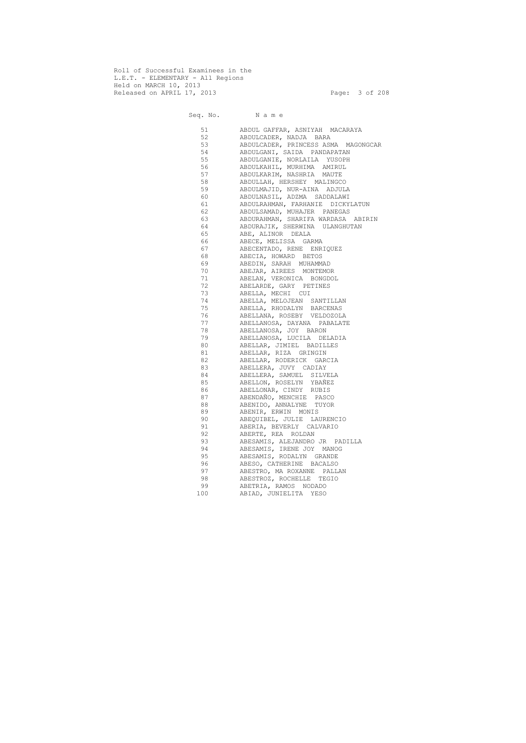Roll of Successful Examinees in the
L.E.T. - ELEMENTARY - All Regions
Held on MARCH 10, 2013
Released on APRIL 17, 2013

| Seq. No. | N a m e |
|---|---|
| 51 | ABDUL GAFFAR, ASNIYAH MACARAYA |
| 52 | ABDULCADER, NADJA BARA |
| 53 | ABDULCADER, PRINCESS ASMA MAGONGCAR |
| 54 | ABDULGANI, SAIDA PANDAPATAN |
| 55 | ABDULGANIE, NORLAILA YUSOPH |
| 56 | ABDULKAHIL, MURHIMA AMIRUL |
| 57 | ABDULKARIM, NASHRIA MAUTE |
| 58 | ABDULLAH, HERSHEY MALINGCO |
| 59 | ABDULMAJID, NUR-AINA ADJULA |
| 60 | ABDULNASIL, ADZMA SADDALAWI |
| 61 | ABDULRAHMAN, FARHANIE DICKYLATUN |
| 62 | ABDULSAMAD, MUHAJER PANEGAS |
| 63 | ABDURAHMAN, SHARIFA WARDASA ABIRIN |
| 64 | ABDURAJIK, SHERWINA ULANGHUTAN |
| 65 | ABE, ALINOR DEALA |
| 66 | ABECE, MELISSA GARMA |
| 67 | ABECENTADO, RENE ENRIQUEZ |
| 68 | ABECIA, HOWARD BETOS |
| 69 | ABEDIN, SARAH MUHAMMAD |
| 70 | ABEJAR, AIREES MONTEMOR |
| 71 | ABELAN, VERONICA BONGDOL |
| 72 | ABELARDE, GARY PETINES |
| 73 | ABELLA, MECHI CUI |
| 74 | ABELLA, MELOJEAN SANTILLAN |
| 75 | ABELLA, RHODALYN BARCENAS |
| 76 | ABELLANA, ROSEBY VELDOZOLA |
| 77 | ABELLANOSA, DAYANA PABALATE |
| 78 | ABELLANOSA, JOY BARON |
| 79 | ABELLANOSA, LUCILA DELADIA |
| 80 | ABELLAR, JIMIEL BADILLES |
| 81 | ABELLAR, RIZA GRINGIN |
| 82 | ABELLAR, RODERICK GARCIA |
| 83 | ABELLERA, JUVY CADIAY |
| 84 | ABELLERA, SAMUEL SILVELA |
| 85 | ABELLON, ROSELYN YBAÑEZ |
| 86 | ABELLONAR, CINDY RUBIS |
| 87 | ABENDAÑO, MENCHIE PASCO |
| 88 | ABENIDO, ANNALYNE TUYOR |
| 89 | ABENIR, ERWIN MONIS |
| 90 | ABEQUIBEL, JULIE LAURENCIO |
| 91 | ABERIA, BEVERLY CALVARIO |
| 92 | ABERTE, REA ROLDAN |
| 93 | ABESAMIS, ALEJANDRO JR PADILLA |
| 94 | ABESAMIS, IRENE JOY MANOG |
| 95 | ABESAMIS, RODALYN GRANDE |
| 96 | ABESO, CATHERINE BACALSO |
| 97 | ABESTRO, MA ROXANNE PALLAN |
| 98 | ABESTROZ, ROCHELLE TEGIO |
| 99 | ABETRIA, RAMOS NODADO |
| 100 | ABIAD, JUNIELITA YESO |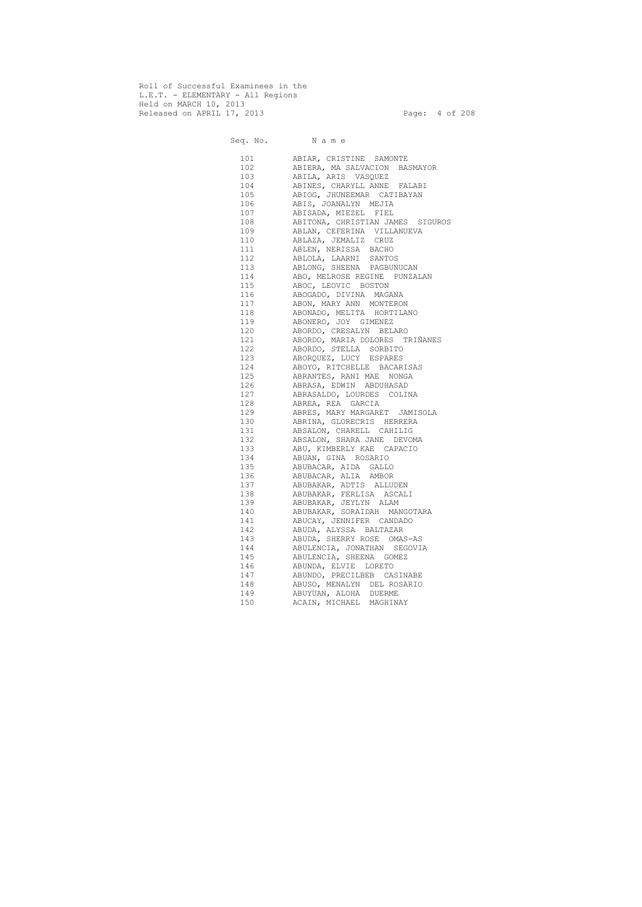Roll of Successful Examinees in the
L.E.T. - ELEMENTARY - All Regions
Held on MARCH 10, 2013
Released on APRIL 17, 2013

| Seq. No. | N a m e |
|---|---|
| 101 | ABIAR, CRISTINE SAMONTE |
| 102 | ABIERA, MA SALVACION BASMAYOR |
| 103 | ABILA, ARIS VASQUEZ |
| 104 | ABINES, CHARYLL ANNE FALABI |
| 105 | ABIOG, JHUNEEMAR CATIBAYAN |
| 106 | ABIS, JOANALYN MEJIA |
| 107 | ABISADA, MIEZEL FIEL |
| 108 | ABITONA, CHRISTIAN JAMES SIGUROS |
| 109 | ABLAN, CEFERINA VILLANUEVA |
| 110 | ABLAZA, JEMALIZ CRUZ |
| 111 | ABLEN, NERISSA BACHO |
| 112 | ABLOLA, LAARNI SANTOS |
| 113 | ABLONG, SHEENA PAGBUNUCAN |
| 114 | ABO, MELROSE REGINE PUNZALAN |
| 115 | ABOC, LEOVIC BOSTON |
| 116 | ABOGADO, DIVINA MAGANA |
| 117 | ABON, MARY ANN MONTERON |
| 118 | ABONADO, MELITA HORTILANO |
| 119 | ABONERO, JOY GIMENEZ |
| 120 | ABORDO, CRESALYN BELARO |
| 121 | ABORDO, MARIA DOLORES TRIÑANES |
| 122 | ABORDO, STELLA SORBITO |
| 123 | ABORQUEZ, LUCY ESPARES |
| 124 | ABOYO, RITCHELLE BACARISAS |
| 125 | ABRANTES, RANI MAE NONGA |
| 126 | ABRASA, EDWIN ABDUHASAD |
| 127 | ABRASALDO, LOURDES COLINA |
| 128 | ABREA, REA GARCIA |
| 129 | ABRES, MARY MARGARET JAMISOLA |
| 130 | ABRINA, GLORECRIS HERRERA |
| 131 | ABSALON, CHARELL CAHILIG |
| 132 | ABSALON, SHARA JANE DEVOMA |
| 133 | ABU, KIMBERLY KAE CAPACIO |
| 134 | ABUAN, GINA ROSARIO |
| 135 | ABUBACAR, AIDA GALLO |
| 136 | ABUBACAR, ALIA AMBOR |
| 137 | ABUBAKAR, ADTIS ALLUDEN |
| 138 | ABUBAKAR, FERLISA ASCALI |
| 139 | ABUBAKAR, JEYLYN ALAM |
| 140 | ABUBAKAR, SORAIDAH MANGOTARA |
| 141 | ABUCAY, JENNIFER CANDADO |
| 142 | ABUDA, ALYSSA BALTAZAR |
| 143 | ABUDA, SHERRY ROSE OMAS-AS |
| 144 | ABULENCIA, JONATHAN SEGOVIA |
| 145 | ABULENCIA, SHEENA GOMEZ |
| 146 | ABUNDA, ELVIE LORETO |
| 147 | ABUNDO, PRECILBEB CASINABE |
| 148 | ABUSO, MENALYN DEL ROSARIO |
| 149 | ABUYUAN, ALOHA DUERME |
| 150 | ACAIN, MICHAEL MAGHINAY |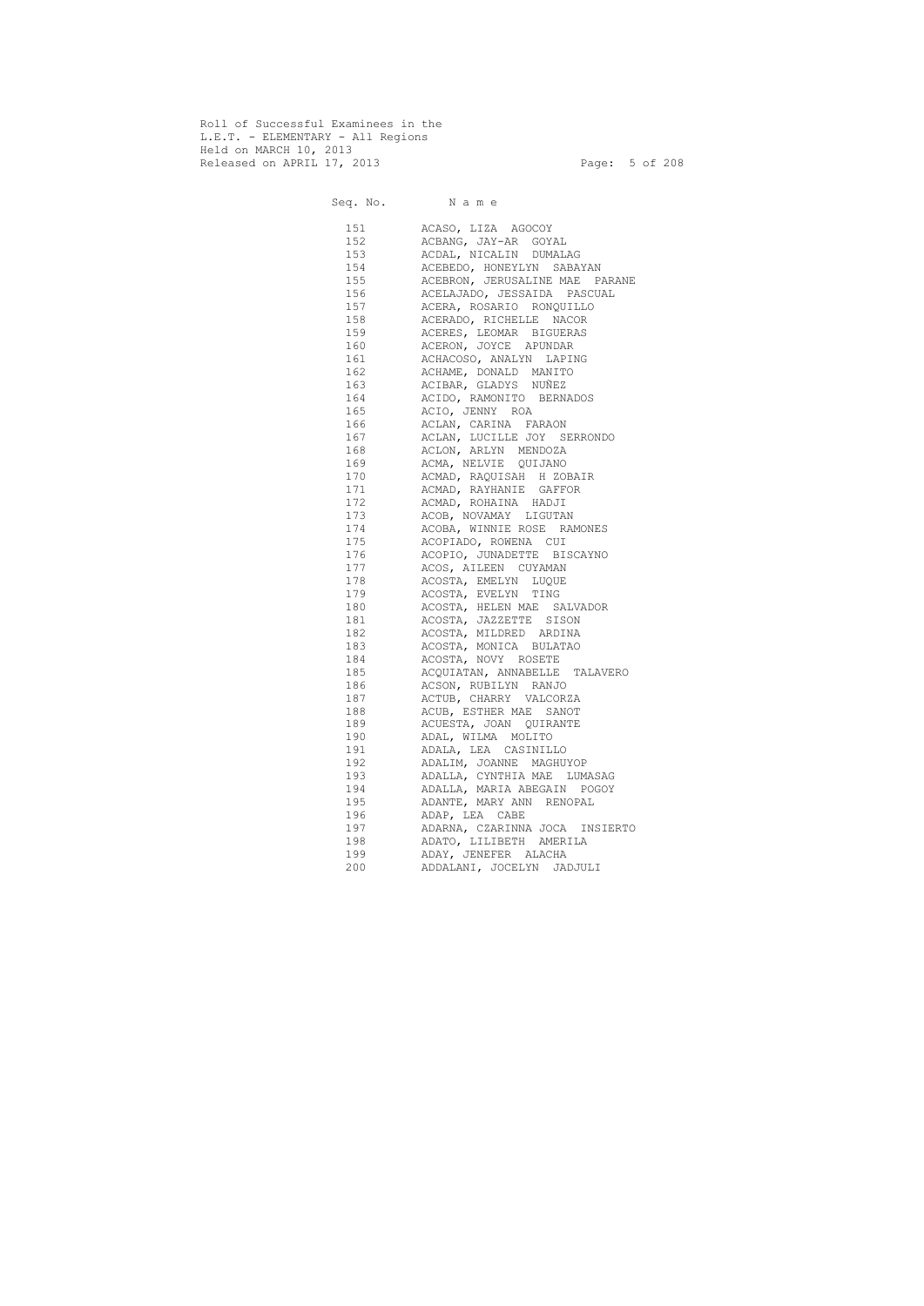Roll of Successful Examinees in the
L.E.T. - ELEMENTARY - All Regions
Held on MARCH 10, 2013
Released on APRIL 17, 2013

| Seq. No. | N a m e |
|---|---|
| 151 | ACASO, LIZA AGOCOY |
| 152 | ACBANG, JAY-AR GOYAL |
| 153 | ACDAL, NICALIN DUMALAG |
| 154 | ACEBEDO, HONEYLYN SABAYAN |
| 155 | ACEBRON, JERUSALINE MAE PARANE |
| 156 | ACELAJADO, JESSAIDA PASCUAL |
| 157 | ACERA, ROSARIO RONQUILLO |
| 158 | ACERADO, RICHELLE NACOR |
| 159 | ACERES, LEOMAR BIGUERAS |
| 160 | ACERON, JOYCE APUNDAR |
| 161 | ACHACOSO, ANALYN LAPING |
| 162 | ACHAME, DONALD MANITO |
| 163 | ACIBAR, GLADYS NUÑEZ |
| 164 | ACIDO, RAMONITO BERNADOS |
| 165 | ACIO, JENNY ROA |
| 166 | ACLAN, CARINA FARAON |
| 167 | ACLAN, LUCILLE JOY SERRONDO |
| 168 | ACLON, ARLYN MENDOZA |
| 169 | ACMA, NELVIE QUIJANO |
| 170 | ACMAD, RAQUISAH H ZOBAIR |
| 171 | ACMAD, RAYHANIE GAFFOR |
| 172 | ACMAD, ROHAINA HADJI |
| 173 | ACOB, NOVAMAY LIGUTAN |
| 174 | ACOBA, WINNIE ROSE RAMONES |
| 175 | ACOPIADO, ROWENA CUI |
| 176 | ACOPIO, JUNADETTE BISCAYNO |
| 177 | ACOS, AILEEN CUYAMAN |
| 178 | ACOSTA, EMELYN LUQUE |
| 179 | ACOSTA, EVELYN TING |
| 180 | ACOSTA, HELEN MAE SALVADOR |
| 181 | ACOSTA, JAZZETTE SISON |
| 182 | ACOSTA, MILDRED ARDINA |
| 183 | ACOSTA, MONICA BULATAO |
| 184 | ACOSTA, NOVY ROSETE |
| 185 | ACQUIATAN, ANNABELLE TALAVERO |
| 186 | ACSON, RUBILYN RANJO |
| 187 | ACTUB, CHARRY VALCORZA |
| 188 | ACUB, ESTHER MAE SANOT |
| 189 | ACUESTA, JOAN QUIRANTE |
| 190 | ADAL, WILMA MOLITO |
| 191 | ADALA, LEA CASINILLO |
| 192 | ADALIM, JOANNE MAGHUYOP |
| 193 | ADALLA, CYNTHIA MAE LUMASAG |
| 194 | ADALLA, MARIA ABEGAIN POGOY |
| 195 | ADANTE, MARY ANN RENOPAL |
| 196 | ADAP, LEA CABE |
| 197 | ADARNA, CZARINNA JOCA INSIERTO |
| 198 | ADATO, LILIBETH AMERILA |
| 199 | ADAY, JENEFER ALACHA |
| 200 | ADDALANI, JOCELYN JADJULI |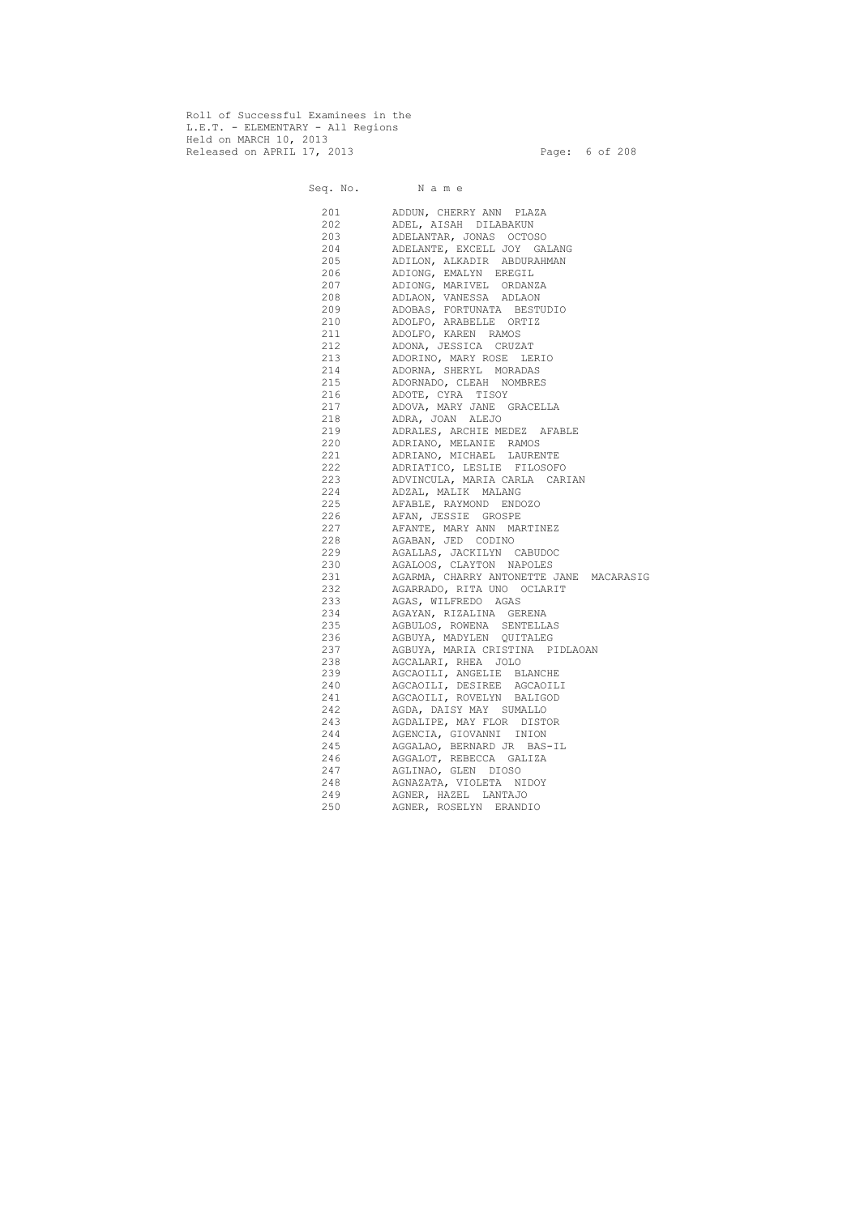Roll of Successful Examinees in the
L.E.T. - ELEMENTARY - All Regions
Held on MARCH 10, 2013
Released on APRIL 17, 2013

| Seq. No. | N a m e |
|---|---|
| 201 | ADDUN, CHERRY ANN PLAZA |
| 202 | ADEL, AISAH DILABAKUN |
| 203 | ADELANTAR, JONAS OCTOSO |
| 204 | ADELANTE, EXCELL JOY GALANG |
| 205 | ADILON, ALKADIR ABDURAHMAN |
| 206 | ADIONG, EMALYN EREGIL |
| 207 | ADIONG, MARIVEL ORDANZA |
| 208 | ADLAON, VANESSA ADLAON |
| 209 | ADOBAS, FORTUNATA BESTUDIO |
| 210 | ADOLFO, ARABELLE ORTIZ |
| 211 | ADOLFO, KAREN RAMOS |
| 212 | ADONA, JESSICA CRUZAT |
| 213 | ADORINO, MARY ROSE LERIO |
| 214 | ADORNA, SHERYL MORADAS |
| 215 | ADORNADO, CLEAH NOMBRES |
| 216 | ADOTE, CYRA TISOY |
| 217 | ADOVA, MARY JANE GRACELLA |
| 218 | ADRA, JOAN ALEJO |
| 219 | ADRALES, ARCHIE MEDEZ AFABLE |
| 220 | ADRIANO, MELANIE RAMOS |
| 221 | ADRIANO, MICHAEL LAURENTE |
| 222 | ADRIATICO, LESLIE FILOSOFO |
| 223 | ADVINCULA, MARIA CARLA CARIAN |
| 224 | ADZAL, MALIK MALANG |
| 225 | AFABLE, RAYMOND ENDOZO |
| 226 | AFAN, JESSIE GROSPE |
| 227 | AFANTE, MARY ANN MARTINEZ |
| 228 | AGABAN, JED CODINO |
| 229 | AGALLAS, JACKILYN CABUDOC |
| 230 | AGALOOS, CLAYTON NAPOLES |
| 231 | AGARMA, CHARRY ANTONETTE JANE MACARASIG |
| 232 | AGARRADO, RITA UNO OCLARIT |
| 233 | AGAS, WILFREDO AGAS |
| 234 | AGAYAN, RIZALINA GERENA |
| 235 | AGBULOS, ROWENA SENTELLAS |
| 236 | AGBUYA, MADYLEN QUITALEG |
| 237 | AGBUYA, MARIA CRISTINA PIDLAOAN |
| 238 | AGCALARI, RHEA JOLO |
| 239 | AGCAOILI, ANGELIE BLANCHE |
| 240 | AGCAOILI, DESIREE AGCAOILI |
| 241 | AGCAOILI, ROVELYN BALIGOD |
| 242 | AGDA, DAISY MAY SUMALLO |
| 243 | AGDALIPE, MAY FLOR DISTOR |
| 244 | AGENCIA, GIOVANNI INION |
| 245 | AGGALAO, BERNARD JR BAS-IL |
| 246 | AGGALOT, REBECCA GALIZA |
| 247 | AGLINAO, GLEN DIOSO |
| 248 | AGNAZATA, VIOLETA NIDOY |
| 249 | AGNER, HAZEL LANTAJO |
| 250 | AGNER, ROSELYN ERANDIO |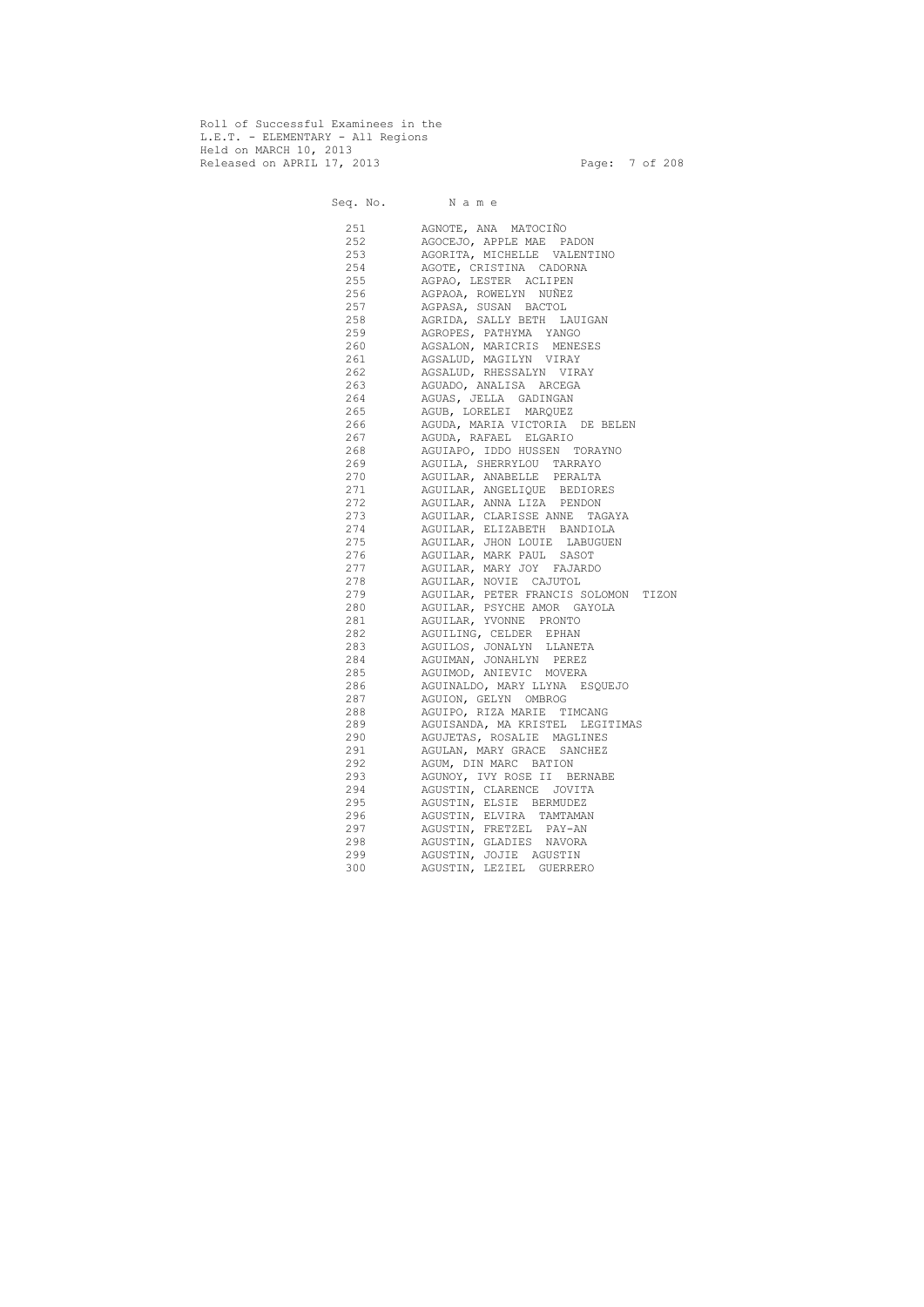Roll of Successful Examinees in the
L.E.T. - ELEMENTARY - All Regions
Held on MARCH 10, 2013
Released on APRIL 17, 2013

| Seq. No. | N a m e |
|---|---|
| 251 | AGNOTE, ANA MATOCIÑO |
| 252 | AGOCEJO, APPLE MAE PADON |
| 253 | AGORITA, MICHELLE VALENTINO |
| 254 | AGOTE, CRISTINA CADORNA |
| 255 | AGPAO, LESTER ACLIPEN |
| 256 | AGPAOA, ROWELYN NUÑEZ |
| 257 | AGPASA, SUSAN BACTOL |
| 258 | AGRIDA, SALLY BETH LAUIGAN |
| 259 | AGROPES, PATHYMA YANGO |
| 260 | AGSALON, MARICRIS MENESES |
| 261 | AGSALUD, MAGILYN VIRAY |
| 262 | AGSALUD, RHESSALYN VIRAY |
| 263 | AGUADO, ANALISA ARCEGA |
| 264 | AGUAS, JELLA GADINGAN |
| 265 | AGUB, LORELEI MARQUEZ |
| 266 | AGUDA, MARIA VICTORIA DE BELEN |
| 267 | AGUDA, RAFAEL ELGARIO |
| 268 | AGUIAPO, IDDO HUSSEN TORAYNO |
| 269 | AGUILA, SHERRYLOU TARRAYO |
| 270 | AGUILAR, ANABELLE PERALTA |
| 271 | AGUILAR, ANGELIQUE BEDIORES |
| 272 | AGUILAR, ANNA LIZA PENDON |
| 273 | AGUILAR, CLARISSE ANNE TAGAYA |
| 274 | AGUILAR, ELIZABETH BANDIOLA |
| 275 | AGUILAR, JHON LOUIE LABUGUEN |
| 276 | AGUILAR, MARK PAUL SASOT |
| 277 | AGUILAR, MARY JOY FAJARDO |
| 278 | AGUILAR, NOVIE CAJUTOL |
| 279 | AGUILAR, PETER FRANCIS SOLOMON TIZON |
| 280 | AGUILAR, PSYCHE AMOR GAYOLA |
| 281 | AGUILAR, YVONNE PRONTO |
| 282 | AGUILING, CELDER EPHAN |
| 283 | AGUILOS, JONALYN LLANETA |
| 284 | AGUIMAN, JONAHLYN PEREZ |
| 285 | AGUIMOD, ANIEVIC MOVERA |
| 286 | AGUINALDO, MARY LLYNA ESQUEJO |
| 287 | AGUION, GELYN OMBROG |
| 288 | AGUIPO, RIZA MARIE TIMCANG |
| 289 | AGUISANDA, MA KRISTEL LEGITIMAS |
| 290 | AGUJETAS, ROSALIE MAGLINES |
| 291 | AGULAN, MARY GRACE SANCHEZ |
| 292 | AGUM, DIN MARC BATION |
| 293 | AGUNOY, IVY ROSE II BERNABE |
| 294 | AGUSTIN, CLARENCE JOVITA |
| 295 | AGUSTIN, ELSIE BERMUDEZ |
| 296 | AGUSTIN, ELVIRA TAMTAMAN |
| 297 | AGUSTIN, FRETZEL PAY-AN |
| 298 | AGUSTIN, GLADIES NAVORA |
| 299 | AGUSTIN, JOJIE AGUSTIN |
| 300 | AGUSTIN, LEZIEL GUERRERO |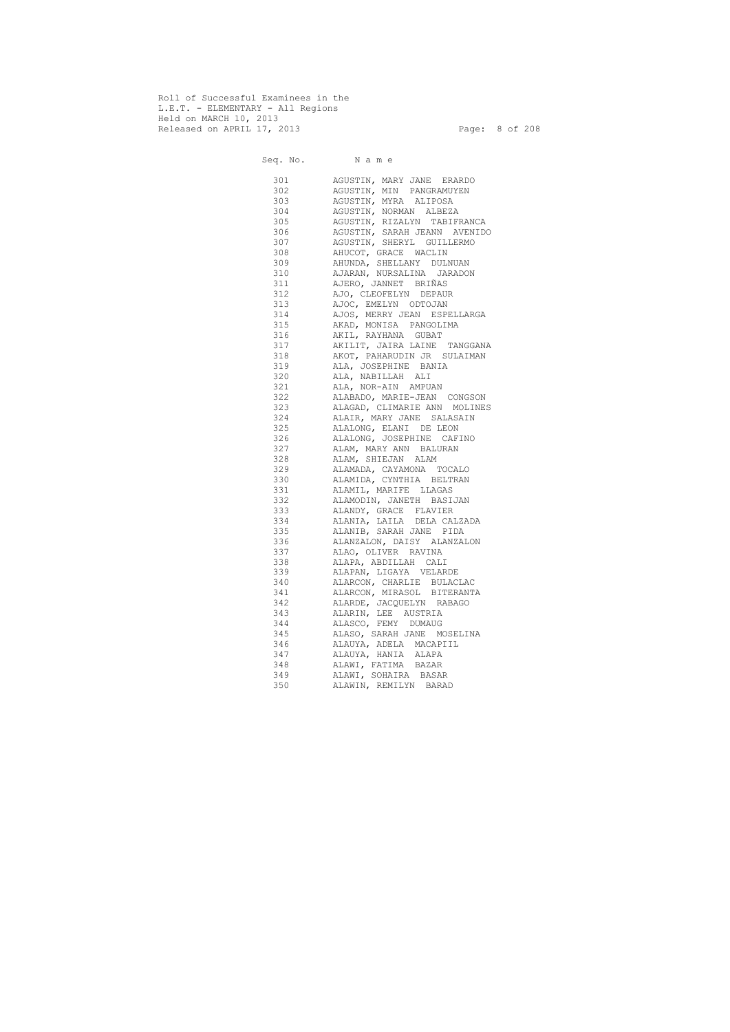Roll of Successful Examinees in the
L.E.T. - ELEMENTARY - All Regions
Held on MARCH 10, 2013
Released on APRIL 17, 2013

| Seq. No. | N a m e |
|---|---|
| 301 | AGUSTIN, MARY JANE ERARDO |
| 302 | AGUSTIN, MIN PANGRAMUYEN |
| 303 | AGUSTIN, MYRA ALIPOSA |
| 304 | AGUSTIN, NORMAN ALBEZA |
| 305 | AGUSTIN, RIZALYN TABIFRANCA |
| 306 | AGUSTIN, SARAH JEANN AVENIDO |
| 307 | AGUSTIN, SHERYL GUILLERMO |
| 308 | AHUCOT, GRACE WACLIN |
| 309 | AHUNDA, SHELLANY DULNUAN |
| 310 | AJARAN, NURSALINA JARADON |
| 311 | AJERO, JANNET BRIÑAS |
| 312 | AJO, CLEOFELYN DEPAUR |
| 313 | AJOC, EMELYN ODTOJAN |
| 314 | AJOS, MERRY JEAN ESPELLARGA |
| 315 | AKAD, MONISA PANGOLIMA |
| 316 | AKIL, RAYHANA GUBAT |
| 317 | AKILIT, JAIRA LAINE TANGGANA |
| 318 | AKOT, PAHARUDIN JR SULAIMAN |
| 319 | ALA, JOSEPHINE BANIA |
| 320 | ALA, NABILLAH ALI |
| 321 | ALA, NOR-AIN AMPUAN |
| 322 | ALABADO, MARIE-JEAN CONGSON |
| 323 | ALAGAD, CLIMARIE ANN MOLINES |
| 324 | ALAIR, MARY JANE SALASAIN |
| 325 | ALALONG, ELANI DE LEON |
| 326 | ALALONG, JOSEPHINE CAFINO |
| 327 | ALAM, MARY ANN BALURAN |
| 328 | ALAM, SHIEJAN ALAM |
| 329 | ALAMADA, CAYAMONA TOCALO |
| 330 | ALAMIDA, CYNTHIA BELTRAN |
| 331 | ALAMIL, MARIFE LLAGAS |
| 332 | ALAMODIN, JANETH BASIJAN |
| 333 | ALANDY, GRACE FLAVIER |
| 334 | ALANIA, LAILA DELA CALZADA |
| 335 | ALANIB, SARAH JANE PIDA |
| 336 | ALANZALON, DAISY ALANZALON |
| 337 | ALAO, OLIVER RAVINA |
| 338 | ALAPA, ABDILLAH CALI |
| 339 | ALAPAN, LIGAYA VELARDE |
| 340 | ALARCON, CHARLIE BULACLAC |
| 341 | ALARCON, MIRASOL BITERANTA |
| 342 | ALARDE, JACQUELYN RABAGO |
| 343 | ALARIN, LEE AUSTRIA |
| 344 | ALASCO, FEMY DUMAUG |
| 345 | ALASO, SARAH JANE MOSELINA |
| 346 | ALAUYA, ADELA MACAPIIL |
| 347 | ALAUYA, HANIA ALAPA |
| 348 | ALAWI, FATIMA BAZAR |
| 349 | ALAWI, SOHAIRA BASAR |
| 350 | ALAWIN, REMILYN BARAD |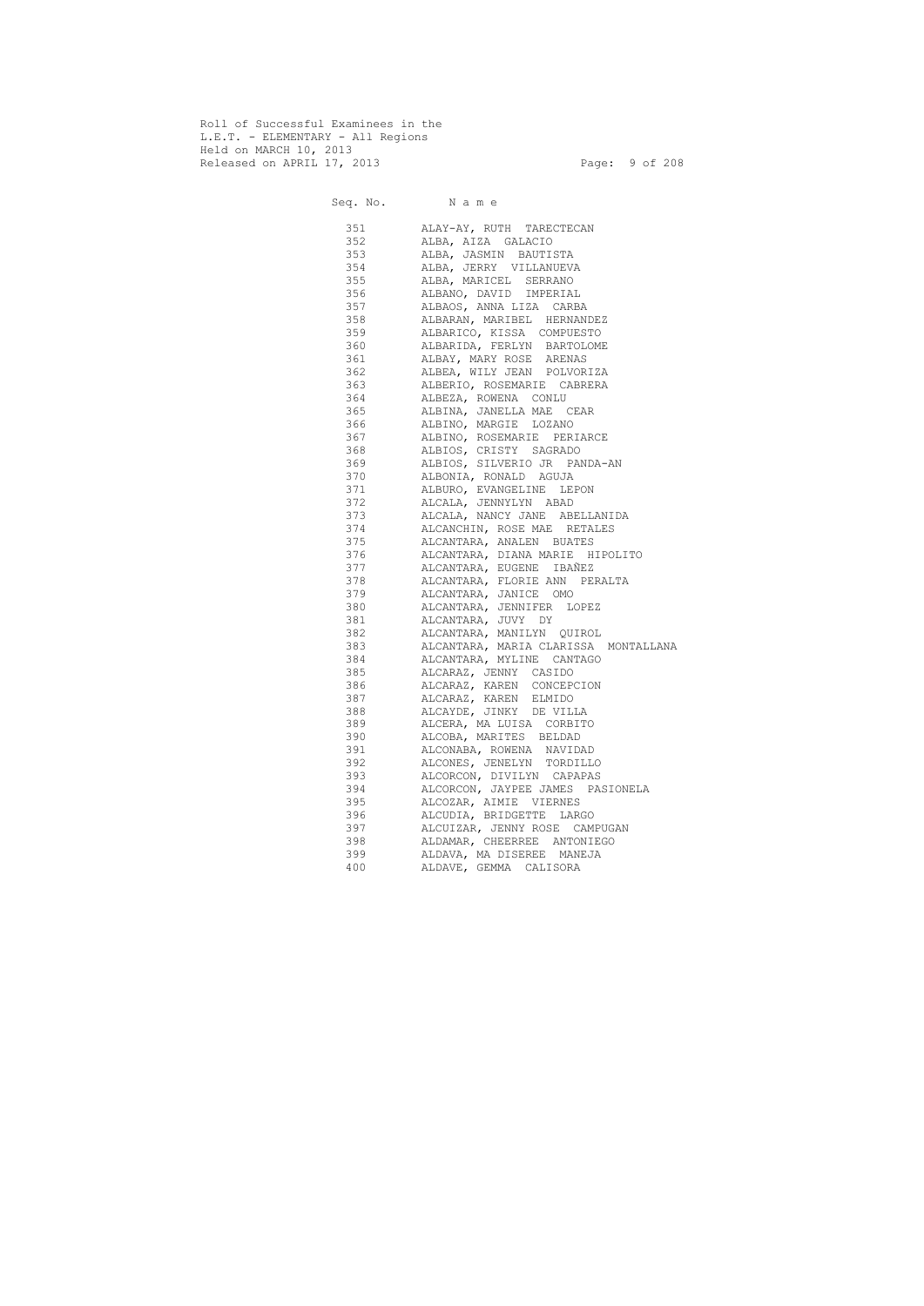Roll of Successful Examinees in the
L.E.T. - ELEMENTARY - All Regions
Held on MARCH 10, 2013
Released on APRIL 17, 2013

| Seq. No. | N a m e |
|---|---|
| 351 | ALAY-AY, RUTH TARECTECAN |
| 352 | ALBA, AIZA GALACIO |
| 353 | ALBA, JASMIN BAUTISTA |
| 354 | ALBA, JERRY VILLANUEVA |
| 355 | ALBA, MARICEL SERRANO |
| 356 | ALBANO, DAVID IMPERIAL |
| 357 | ALBAOS, ANNA LIZA CARBA |
| 358 | ALBARAN, MARIBEL HERNANDEZ |
| 359 | ALBARICO, KISSA COMPUESTO |
| 360 | ALBARIDA, FERLYN BARTOLOME |
| 361 | ALBAY, MARY ROSE ARENAS |
| 362 | ALBEA, WILY JEAN POLVORIZA |
| 363 | ALBERIO, ROSEMARIE CABRERA |
| 364 | ALBEZA, ROWENA CONLU |
| 365 | ALBINA, JANELLA MAE CEAR |
| 366 | ALBINO, MARGIE LOZANO |
| 367 | ALBINO, ROSEMARIE PERIARCE |
| 368 | ALBIOS, CRISTY SAGRADO |
| 369 | ALBIOS, SILVERIO JR PANDA-AN |
| 370 | ALBONIA, RONALD AGUJA |
| 371 | ALBURO, EVANGELINE LEPON |
| 372 | ALCALA, JENNYLYN ABAD |
| 373 | ALCALA, NANCY JANE ABELLANIDA |
| 374 | ALCANCHIN, ROSE MAE RETALES |
| 375 | ALCANTARA, ANALEN BUATES |
| 376 | ALCANTARA, DIANA MARIE HIPOLITO |
| 377 | ALCANTARA, EUGENE IBAÑEZ |
| 378 | ALCANTARA, FLORIE ANN PERALTA |
| 379 | ALCANTARA, JANICE OMO |
| 380 | ALCANTARA, JENNIFER LOPEZ |
| 381 | ALCANTARA, JUVY DY |
| 382 | ALCANTARA, MANILYN QUIROL |
| 383 | ALCANTARA, MARIA CLARISSA MONTALLANA |
| 384 | ALCANTARA, MYLINE CANTAGO |
| 385 | ALCARAZ, JENNY CASIDO |
| 386 | ALCARAZ, KAREN CONCEPCION |
| 387 | ALCARAZ, KAREN ELMIDO |
| 388 | ALCAYDE, JINKY DE VILLA |
| 389 | ALCERA, MA LUISA CORBITO |
| 390 | ALCOBA, MARITES BELDAD |
| 391 | ALCONABA, ROWENA NAVIDAD |
| 392 | ALCONES, JENELYN TORDILLO |
| 393 | ALCORCON, DIVILYN CAPAPAS |
| 394 | ALCORCON, JAYPEE JAMES PASIONELA |
| 395 | ALCOZAR, AIMIE VIERNES |
| 396 | ALCUDIA, BRIDGETTE LARGO |
| 397 | ALCUIZAR, JENNY ROSE CAMPUGAN |
| 398 | ALDAMAR, CHEERREE ANTONIEGO |
| 399 | ALDAVA, MA DISEREE MANEJA |
| 400 | ALDAVE, GEMMA CALISORA |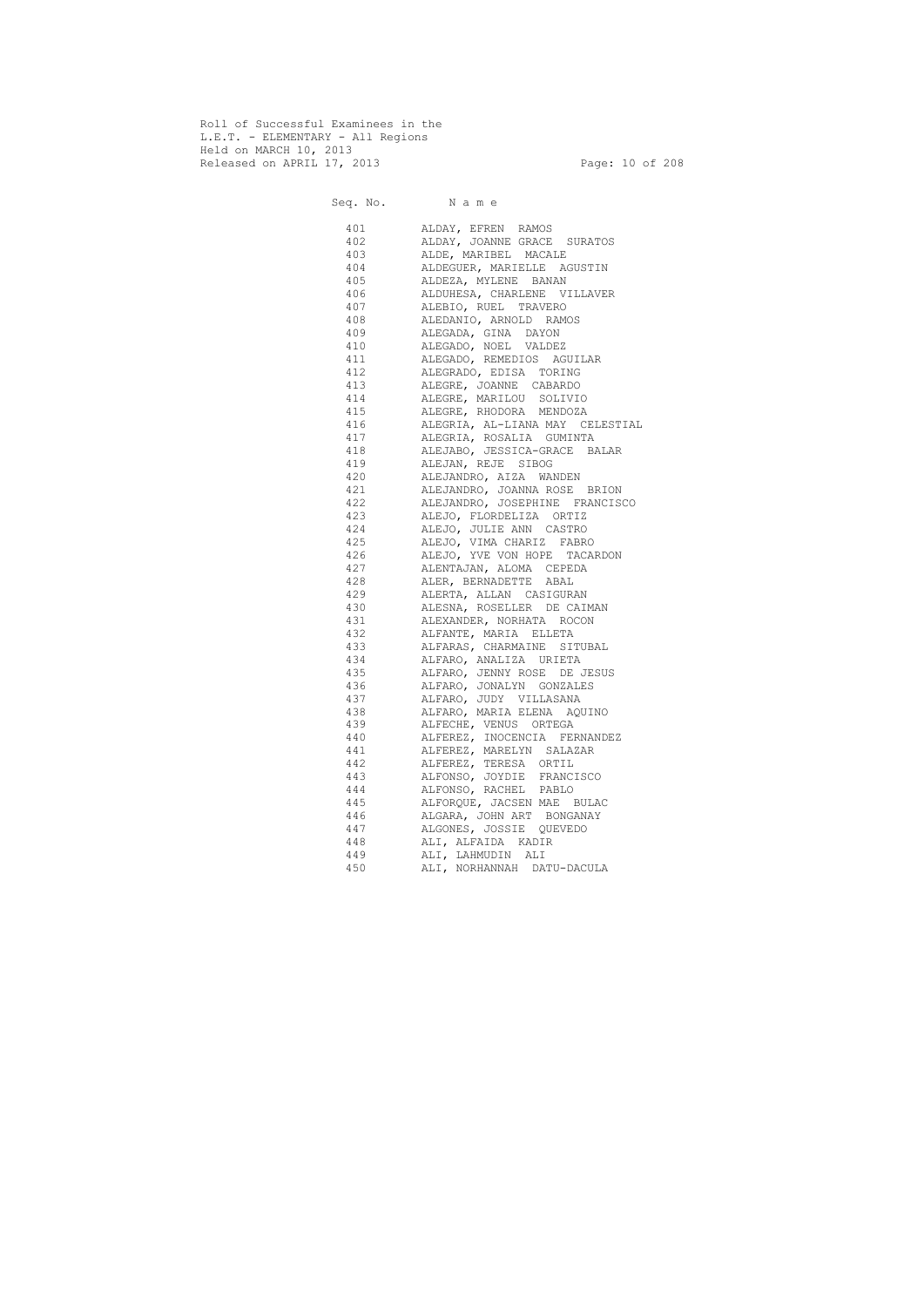Roll of Successful Examinees in the
L.E.T. - ELEMENTARY - All Regions
Held on MARCH 10, 2013
Released on APRIL 17, 2013

| Seq. No. | N a m e |
|---|---|
| 401 | ALDAY, EFREN RAMOS |
| 402 | ALDAY, JOANNE GRACE SURATOS |
| 403 | ALDE, MARIBEL MACALE |
| 404 | ALDEGUER, MARIELLE AGUSTIN |
| 405 | ALDEZA, MYLENE BANAN |
| 406 | ALDUHESA, CHARLENE VILLAVER |
| 407 | ALEBIO, RUEL TRAVERO |
| 408 | ALEDANIO, ARNOLD RAMOS |
| 409 | ALEGADA, GINA DAYON |
| 410 | ALEGADO, NOEL VALDEZ |
| 411 | ALEGADO, REMEDIOS AGUILAR |
| 412 | ALEGRADO, EDISA TORING |
| 413 | ALEGRE, JOANNE CABARDO |
| 414 | ALEGRE, MARILOU SOLIVIO |
| 415 | ALEGRE, RHODORA MENDOZA |
| 416 | ALEGRIA, AL-LIANA MAY CELESTIAL |
| 417 | ALEGRIA, ROSALIA GUMINTA |
| 418 | ALEJABO, JESSICA-GRACE BALAR |
| 419 | ALEJAN, REJE SIBOG |
| 420 | ALEJANDRO, AIZA WANDEN |
| 421 | ALEJANDRO, JOANNA ROSE BRION |
| 422 | ALEJANDRO, JOSEPHINE FRANCISCO |
| 423 | ALEJO, FLORDELIZA ORTIZ |
| 424 | ALEJO, JULIE ANN CASTRO |
| 425 | ALEJO, VIMA CHARIZ FABRO |
| 426 | ALEJO, YVE VON HOPE TACARDON |
| 427 | ALENTAJAN, ALOMA CEPEDA |
| 428 | ALER, BERNADETTE ABAL |
| 429 | ALERTA, ALLAN CASIGURAN |
| 430 | ALESNA, ROSELLER DE CAIMAN |
| 431 | ALEXANDER, NORHATA ROCON |
| 432 | ALFANTE, MARIA ELLETA |
| 433 | ALFARAS, CHARMAINE SITUBAL |
| 434 | ALFARO, ANALIZA URIETA |
| 435 | ALFARO, JENNY ROSE DE JESUS |
| 436 | ALFARO, JONALYN GONZALES |
| 437 | ALFARO, JUDY VILLASANA |
| 438 | ALFARO, MARIA ELENA AQUINO |
| 439 | ALFECHE, VENUS ORTEGA |
| 440 | ALFEREZ, INOCENCIA FERNANDEZ |
| 441 | ALFEREZ, MARELYN SALAZAR |
| 442 | ALFEREZ, TERESA ORTIL |
| 443 | ALFONSO, JOYDIE FRANCISCO |
| 444 | ALFONSO, RACHEL PABLO |
| 445 | ALFORQUE, JACSEN MAE BULAC |
| 446 | ALGARA, JOHN ART BONGANAY |
| 447 | ALGONES, JOSSIE QUEVEDO |
| 448 | ALI, ALFAIDA KADIR |
| 449 | ALI, LAHMUDIN ALI |
| 450 | ALI, NORHANNAH DATU-DACULA |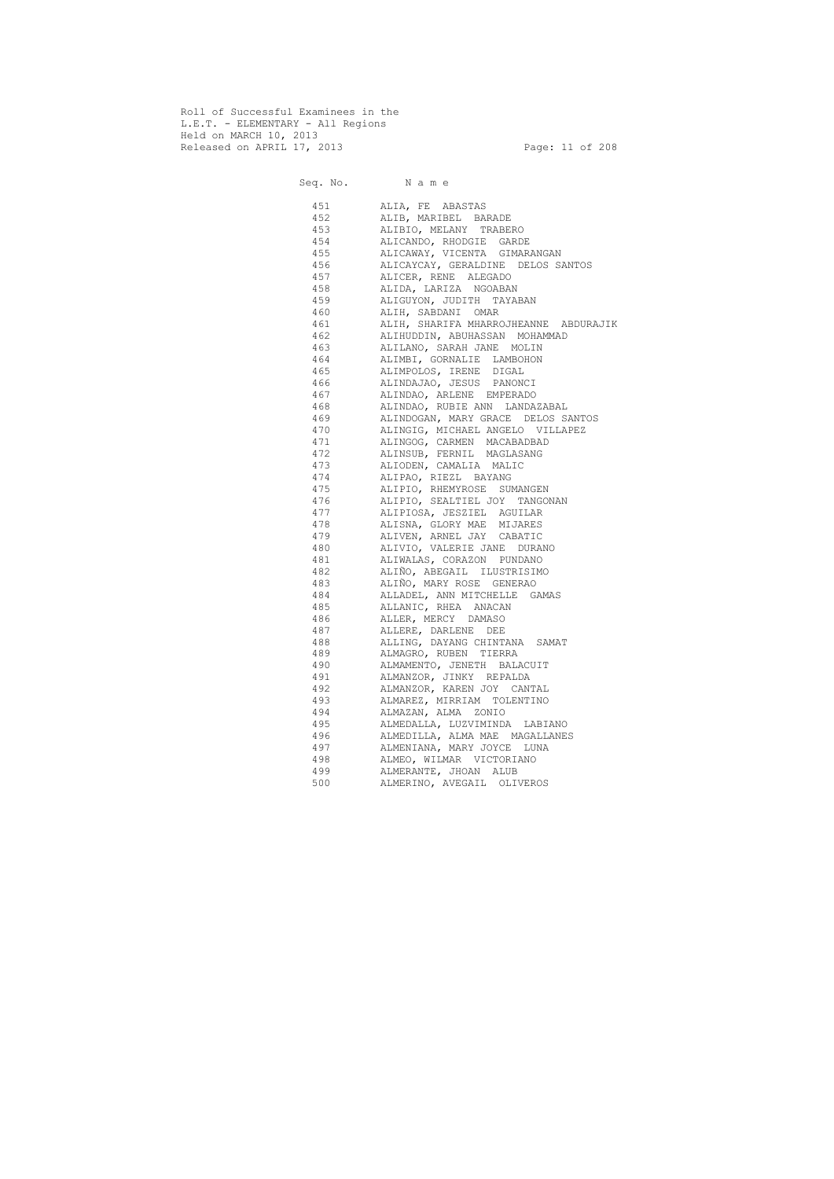Roll of Successful Examinees in the
L.E.T. - ELEMENTARY - All Regions
Held on MARCH 10, 2013
Released on APRIL 17, 2013

| Seq. No. | N a m e |
|---|---|
| 451 | ALIA, FE ABASTAS |
| 452 | ALIB, MARIBEL BARADE |
| 453 | ALIBIO, MELANY TRABERO |
| 454 | ALICANDO, RHODGIE GARDE |
| 455 | ALICAWAY, VICENTA GIMARANGAN |
| 456 | ALICAYCAY, GERALDINE DELOS SANTOS |
| 457 | ALICER, RENE ALEGADO |
| 458 | ALIDA, LARIZA NGOABAN |
| 459 | ALIGUYON, JUDITH TAYABAN |
| 460 | ALIH, SABDANI OMAR |
| 461 | ALIH, SHARIFA MHARROJHEANNE ABDURAJIK |
| 462 | ALIHUDDIN, ABUHASSAN MOHAMMAD |
| 463 | ALILANO, SARAH JANE MOLIN |
| 464 | ALIMBI, GORNALIE LAMBOHON |
| 465 | ALIMPOLOS, IRENE DIGAL |
| 466 | ALINDAJAO, JESUS PANONCI |
| 467 | ALINDAO, ARLENE EMPERADO |
| 468 | ALINDAO, RUBIE ANN LANDAZABAL |
| 469 | ALINDOGAN, MARY GRACE DELOS SANTOS |
| 470 | ALINGIG, MICHAEL ANGELO VILLAPEZ |
| 471 | ALINGOG, CARMEN MACABADBAD |
| 472 | ALINSUB, FERNIL MAGLASANG |
| 473 | ALIODEN, CAMALIA MALIC |
| 474 | ALIPAO, RIEZL BAYANG |
| 475 | ALIPIO, RHEMYROSE SUMANGEN |
| 476 | ALIPIO, SEALTIEL JOY TANGONAN |
| 477 | ALIPIOSA, JESZIEL AGUILAR |
| 478 | ALISNA, GLORY MAE MIJARES |
| 479 | ALIVEN, ARNEL JAY CABATIC |
| 480 | ALIVIO, VALERIE JANE DURANO |
| 481 | ALIWALAS, CORAZON PUNDANO |
| 482 | ALIÑO, ABEGAIL ILUSTRISIMO |
| 483 | ALIÑO, MARY ROSE GENERAO |
| 484 | ALLADEL, ANN MITCHELLE GAMAS |
| 485 | ALLANIC, RHEA ANACAN |
| 486 | ALLER, MERCY DAMASO |
| 487 | ALLERE, DARLENE DEE |
| 488 | ALLING, DAYANG CHINTANA SAMAT |
| 489 | ALMAGRO, RUBEN TIERRA |
| 490 | ALMAMENTO, JENETH BALACUIT |
| 491 | ALMANZOR, JINKY REPALDA |
| 492 | ALMANZOR, KAREN JOY CANTAL |
| 493 | ALMAREZ, MIRRIAM TOLENTINO |
| 494 | ALMAZAN, ALMA ZONIO |
| 495 | ALMEDALLA, LUZVIMINDA LABIANO |
| 496 | ALMEDILLA, ALMA MAE MAGALLANES |
| 497 | ALMENIANA, MARY JOYCE LUNA |
| 498 | ALMEO, WILMAR VICTORIANO |
| 499 | ALMERANTE, JHOAN ALUB |
| 500 | ALMERINO, AVEGAIL OLIVEROS |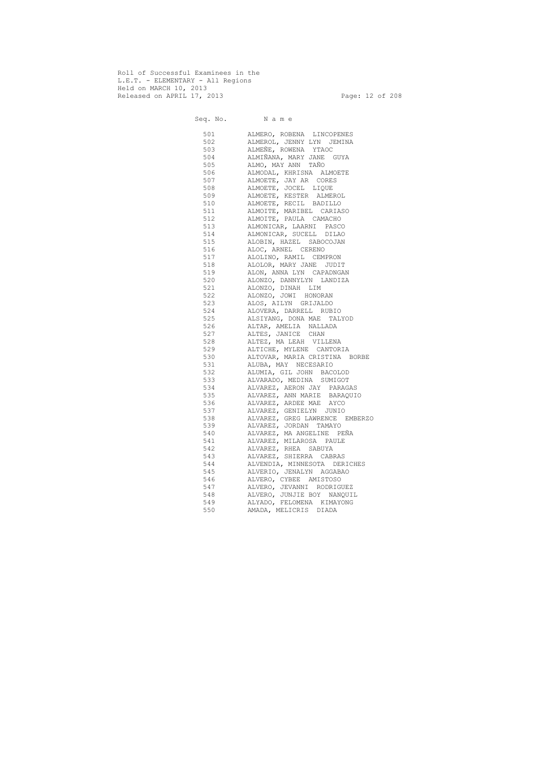Roll of Successful Examinees in the
L.E.T. - ELEMENTARY - All Regions
Held on MARCH 10, 2013
Released on APRIL 17, 2013

| Seq. No. | N a m e |
|---|---|
| 501 | ALMERO, ROBENA LINCOPENES |
| 502 | ALMEROL, JENNY LYN JEMINA |
| 503 | ALMEÑE, ROWENA YTAOC |
| 504 | ALMIÑANA, MARY JANE GUYA |
| 505 | ALMO, MAY ANN TAÑO |
| 506 | ALMODAL, KHRISNA ALMOETE |
| 507 | ALMOETE, JAY AR CORES |
| 508 | ALMOETE, JOCEL LIQUE |
| 509 | ALMOETE, KESTER ALMEROL |
| 510 | ALMOETE, RECIL BADILLO |
| 511 | ALMOITE, MARIBEL CARIASO |
| 512 | ALMOITE, PAULA CAMACHO |
| 513 | ALMONICAR, LAARNI PASCO |
| 514 | ALMONICAR, SUCELL DILAO |
| 515 | ALOBIN, HAZEL SABOCOJAN |
| 516 | ALOC, ARNEL CERENO |
| 517 | ALOLINO, RAMIL CEMPRON |
| 518 | ALOLOR, MARY JANE JUDIT |
| 519 | ALON, ANNA LYN CAPADNGAN |
| 520 | ALONZO, DANNYLYN LANDIZA |
| 521 | ALONZO, DINAH LIM |
| 522 | ALONZO, JOWI HONORAN |
| 523 | ALOS, AILYN GRIJALDO |
| 524 | ALOVERA, DARRELL RUBIO |
| 525 | ALSIYANG, DONA MAE TALYOD |
| 526 | ALTAR, AMELIA NALLADA |
| 527 | ALTES, JANICE CHAN |
| 528 | ALTEZ, MA LEAH VILLENA |
| 529 | ALTICHE, MYLENE CANTORIA |
| 530 | ALTOVAR, MARIA CRISTINA BORBE |
| 531 | ALUBA, MAY NECESARIO |
| 532 | ALUMIA, GIL JOHN BACOLOD |
| 533 | ALVARADO, MEDINA SUMIGOT |
| 534 | ALVAREZ, AERON JAY PARAGAS |
| 535 | ALVAREZ, ANN MARIE BARAQUIO |
| 536 | ALVAREZ, ARDEE MAE AYCO |
| 537 | ALVAREZ, GENIELYN JUNIO |
| 538 | ALVAREZ, GREG LAWRENCE EMBERZO |
| 539 | ALVAREZ, JORDAN TAMAYO |
| 540 | ALVAREZ, MA ANGELINE PEÑA |
| 541 | ALVAREZ, MILAROSA PAULE |
| 542 | ALVAREZ, RHEA SABUYA |
| 543 | ALVAREZ, SHIERRA CABRAS |
| 544 | ALVENDIA, MINNESOTA DERICHES |
| 545 | ALVERIO, JENALYN AGGABAO |
| 546 | ALVERO, CYBEE AMISTOSO |
| 547 | ALVERO, JEVANNI RODRIGUEZ |
| 548 | ALVERO, JUNJIE BOY NANQUIL |
| 549 | ALYADO, FELOMENA KIMAYONG |
| 550 | AMADA, MELICRIS DIADA |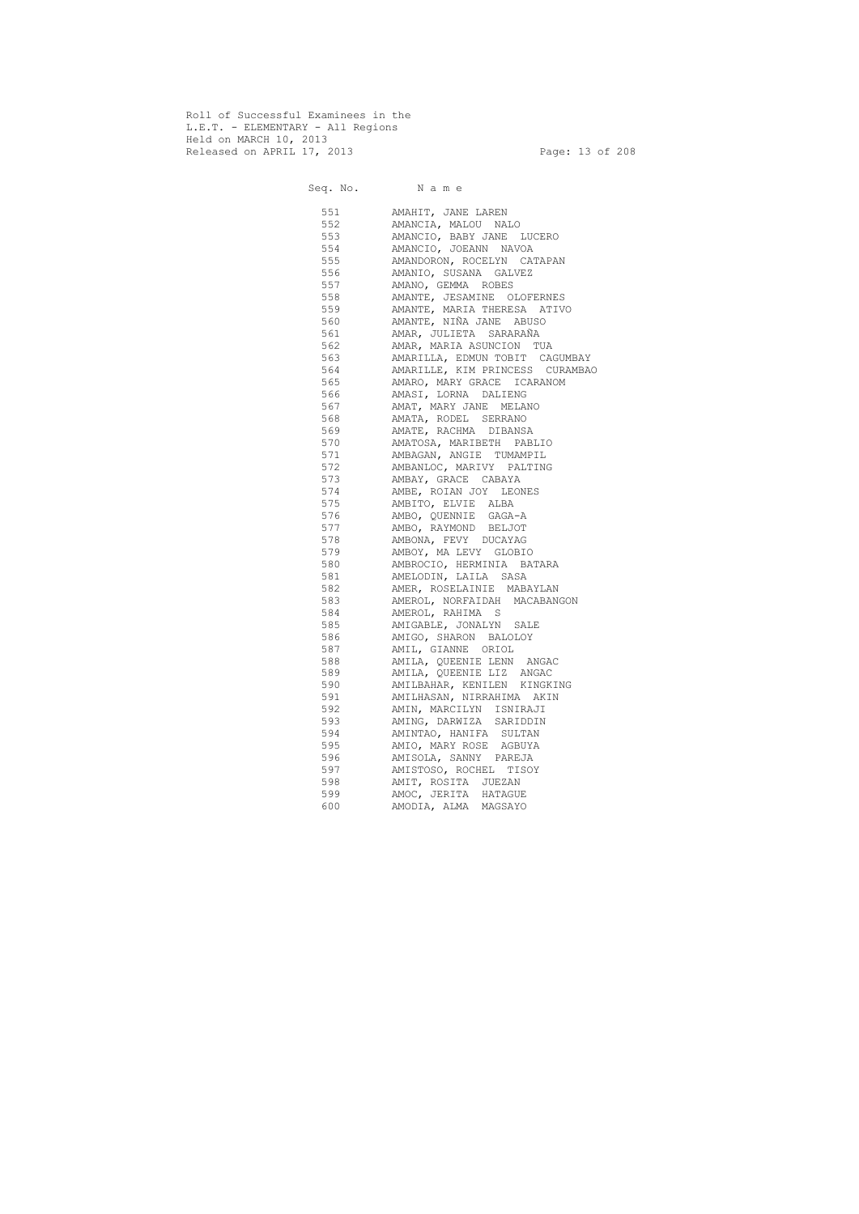Roll of Successful Examinees in the
L.E.T. - ELEMENTARY - All Regions
Held on MARCH 10, 2013
Released on APRIL 17, 2013

| Seq. No. | N a m e |
|---|---|
| 551 | AMAHIT, JANE LAREN |
| 552 | AMANCIA, MALOU NALO |
| 553 | AMANCIO, BABY JANE LUCERO |
| 554 | AMANCIO, JOEANN NAVOA |
| 555 | AMANDORON, ROCELYN CATAPAN |
| 556 | AMANIO, SUSANA GALVEZ |
| 557 | AMANO, GEMMA ROBES |
| 558 | AMANTE, JESAMINE OLOFERNES |
| 559 | AMANTE, MARIA THERESA ATIVO |
| 560 | AMANTE, NIÑA JANE ABUSO |
| 561 | AMAR, JULIETA SARARAÑA |
| 562 | AMAR, MARIA ASUNCION TUA |
| 563 | AMARILLA, EDMUN TOBIT CAGUMBAY |
| 564 | AMARILLE, KIM PRINCESS CURAMBAO |
| 565 | AMARO, MARY GRACE ICARANOM |
| 566 | AMASI, LORNA DALIENG |
| 567 | AMAT, MARY JANE MELANO |
| 568 | AMATA, RODEL SERRANO |
| 569 | AMATE, RACHMA DIBANSA |
| 570 | AMATOSA, MARIBETH PABLIO |
| 571 | AMBAGAN, ANGIE TUMAMPIL |
| 572 | AMBANLOC, MARIVY PALTING |
| 573 | AMBAY, GRACE CABAYA |
| 574 | AMBE, ROIAN JOY LEONES |
| 575 | AMBITO, ELVIE ALBA |
| 576 | AMBO, QUENNIE GAGA-A |
| 577 | AMBO, RAYMOND BELJOT |
| 578 | AMBONA, FEVY DUCAYAG |
| 579 | AMBOY, MA LEVY GLOBIO |
| 580 | AMBROCIO, HERMINIA BATARA |
| 581 | AMELODIN, LAILA SASA |
| 582 | AMER, ROSELAINIE MABAYLAN |
| 583 | AMEROL, NORFAIDAH MACABANGON |
| 584 | AMEROL, RAHIMA S |
| 585 | AMIGABLE, JONALYN SALE |
| 586 | AMIGO, SHARON BALOLOY |
| 587 | AMIL, GIANNE ORIOL |
| 588 | AMILA, QUEENIE LENN ANGAC |
| 589 | AMILA, QUEENIE LIZ ANGAC |
| 590 | AMILBAHAR, KENILEN KINGKING |
| 591 | AMILHASAN, NIRRAHIMA AKIN |
| 592 | AMIN, MARCILYN ISNIRAJI |
| 593 | AMING, DARWIZA SARIDDIN |
| 594 | AMINTAO, HANIFA SULTAN |
| 595 | AMIO, MARY ROSE AGBUYA |
| 596 | AMISOLA, SANNY PAREJA |
| 597 | AMISTOSO, ROCHEL TISOY |
| 598 | AMIT, ROSITA JUEZAN |
| 599 | AMOC, JERITA HATAGUE |
| 600 | AMODIA, ALMA MAGSAYO |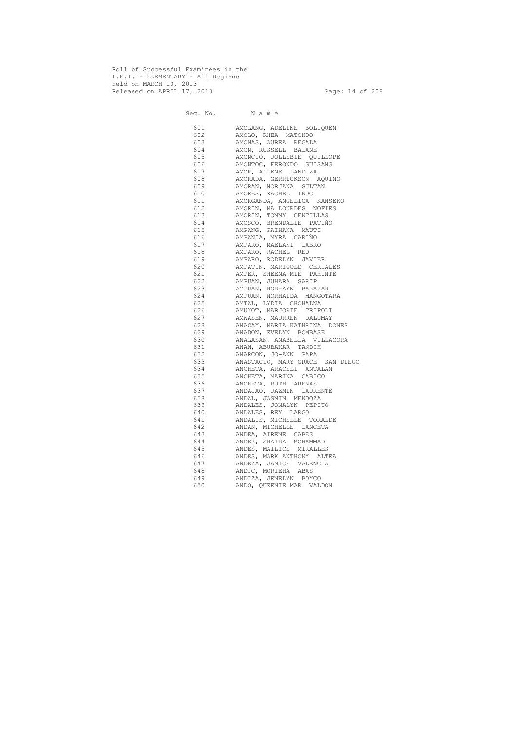Roll of Successful Examinees in the
L.E.T. - ELEMENTARY - All Regions
Held on MARCH 10, 2013
Released on APRIL 17, 2013

| Seq. No. | N a m e |
|---|---|
| 601 | AMOLANG, ADELINE BOLIQUEN |
| 602 | AMOLO, RHEA MATONDO |
| 603 | AMOMAS, AUREA REGALA |
| 604 | AMON, RUSSELL BALANE |
| 605 | AMONCIO, JOLLEBIE QUILLOPE |
| 606 | AMONTOC, FERONDO GUISANG |
| 607 | AMOR, AILENE LANDIZA |
| 608 | AMORADA, GERRICKSON AQUINO |
| 609 | AMORAN, NORJANA SULTAN |
| 610 | AMORES, RACHEL INOC |
| 611 | AMORGANDA, ANGELICA KANSEKO |
| 612 | AMORIN, MA LOURDES NOFIES |
| 613 | AMORIN, TOMMY CENTILLAS |
| 614 | AMOSCO, BRENDALIE PATIÑO |
| 615 | AMPANG, FAIHANA MAUTI |
| 616 | AMPANIA, MYRA CARIÑO |
| 617 | AMPARO, MAELANI LABRO |
| 618 | AMPARO, RACHEL RED |
| 619 | AMPARO, RODELYN JAVIER |
| 620 | AMPATIN, MARIGOLD CERIALES |
| 621 | AMPER, SHEENA MIE PAHINTE |
| 622 | AMPUAN, JUHARA SARIP |
| 623 | AMPUAN, NOR-AYN BARAZAR |
| 624 | AMPUAN, NORHAIDA MANGOTARA |
| 625 | AMTAL, LYDIA CHOHALNA |
| 626 | AMUYOT, MARJORIE TRIPOLI |
| 627 | AMWASEN, MAURREN DALUMAY |
| 628 | ANACAY, MARIA KATHRINA DONES |
| 629 | ANADON, EVELYN BOMBASE |
| 630 | ANALASAN, ANABELLA VILLACORA |
| 631 | ANAM, ABUBAKAR TANDIH |
| 632 | ANARCON, JO-ANN PAPA |
| 633 | ANASTACIO, MARY GRACE SAN DIEGO |
| 634 | ANCHETA, ARACELI ANTALAN |
| 635 | ANCHETA, MARINA CABICO |
| 636 | ANCHETA, RUTH ARENAS |
| 637 | ANDAJAO, JAZMIN LAURENTE |
| 638 | ANDAL, JASMIN MENDOZA |
| 639 | ANDALES, JONALYN PEPITO |
| 640 | ANDALES, REY LARGO |
| 641 | ANDALIS, MICHELLE TORALDE |
| 642 | ANDAN, MICHELLE LANCETA |
| 643 | ANDEA, AIRENE CABES |
| 644 | ANDER, SNAIRA MOHAMMAD |
| 645 | ANDES, MAILICE MIRALLES |
| 646 | ANDES, MARK ANTHONY ALTEA |
| 647 | ANDEZA, JANICE VALENCIA |
| 648 | ANDIC, MORIEHA ABAS |
| 649 | ANDIZA, JENELYN BOYCO |
| 650 | ANDO, QUEENIE MAR VALDON |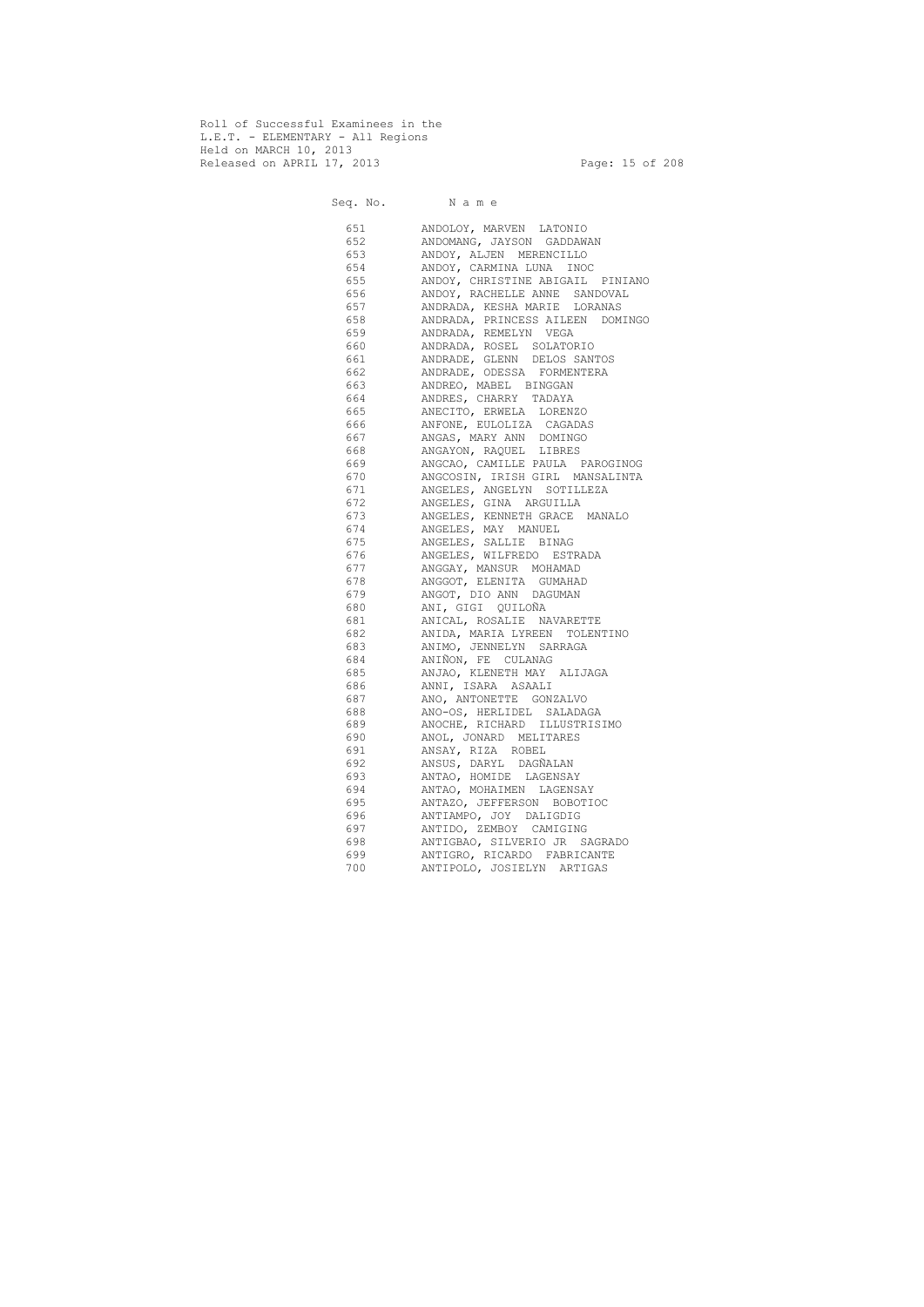Roll of Successful Examinees in the
L.E.T. - ELEMENTARY - All Regions
Held on MARCH 10, 2013
Released on APRIL 17, 2013

| Seq. No. | N a m e |
|---|---|
| 651 | ANDOLOY, MARVEN LATONIO |
| 652 | ANDOMANG, JAYSON GADDAWAN |
| 653 | ANDOY, ALJEN MERENCILLO |
| 654 | ANDOY, CARMINA LUNA INOC |
| 655 | ANDOY, CHRISTINE ABIGAIL PINIANO |
| 656 | ANDOY, RACHELLE ANNE SANDOVAL |
| 657 | ANDRADA, KESHA MARIE LORANAS |
| 658 | ANDRADA, PRINCESS AILEEN DOMINGO |
| 659 | ANDRADA, REMELYN VEGA |
| 660 | ANDRADA, ROSEL SOLATORIO |
| 661 | ANDRADE, GLENN DELOS SANTOS |
| 662 | ANDRADE, ODESSA FORMENTERA |
| 663 | ANDREO, MABEL BINGGAN |
| 664 | ANDRES, CHARRY TADAYA |
| 665 | ANECITO, ERWELA LORENZO |
| 666 | ANFONE, EULOLIZA CAGADAS |
| 667 | ANGAS, MARY ANN DOMINGO |
| 668 | ANGAYON, RAQUEL LIBRES |
| 669 | ANGCAO, CAMILLE PAULA PAROGINOG |
| 670 | ANGCOSIN, IRISH GIRL MANSALINTA |
| 671 | ANGELES, ANGELYN SOTILLEZA |
| 672 | ANGELES, GINA ARGUILLA |
| 673 | ANGELES, KENNETH GRACE MANALO |
| 674 | ANGELES, MAY MANUEL |
| 675 | ANGELES, SALLIE BINAG |
| 676 | ANGELES, WILFREDO ESTRADA |
| 677 | ANGGAY, MANSUR MOHAMAD |
| 678 | ANGGOT, ELENITA GUMAHAD |
| 679 | ANGOT, DIO ANN DAGUMAN |
| 680 | ANI, GIGI QUILOÑA |
| 681 | ANICAL, ROSALIE NAVARETTE |
| 682 | ANIDA, MARIA LYREEN TOLENTINO |
| 683 | ANIMO, JENNELYN SARRAGA |
| 684 | ANIÑON, FE CULANAG |
| 685 | ANJAO, KLENETH MAY ALIJAGA |
| 686 | ANNI, ISARA ASAALI |
| 687 | ANO, ANTONETTE GONZALVO |
| 688 | ANO-OS, HERLIDEL SALADAGA |
| 689 | ANOCHE, RICHARD ILLUSTRISIMO |
| 690 | ANOL, JONARD MELITARES |
| 691 | ANSAY, RIZA ROBEL |
| 692 | ANSUS, DARYL DAGÑALAN |
| 693 | ANTAO, HOMIDE LAGENSAY |
| 694 | ANTAO, MOHAIMEN LAGENSAY |
| 695 | ANTAZO, JEFFERSON BOBOTIOC |
| 696 | ANTIAMPO, JOY DALIGDIG |
| 697 | ANTIDO, ZEMBOY CAMIGING |
| 698 | ANTIGBAO, SILVERIO JR SAGRADO |
| 699 | ANTIGRO, RICARDO FABRICANTE |
| 700 | ANTIPOLO, JOSIELYN ARTIGAS |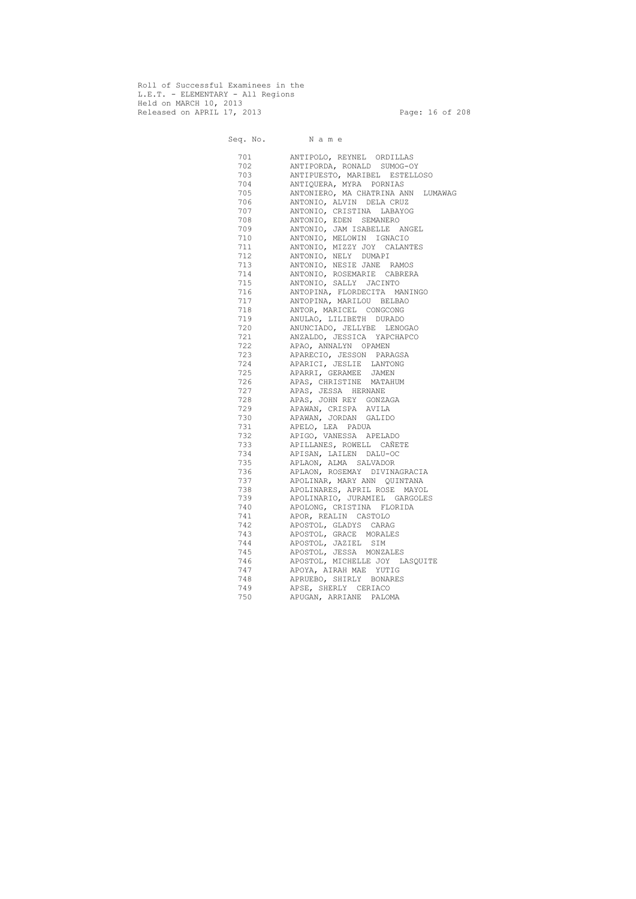Roll of Successful Examinees in the
L.E.T. - ELEMENTARY - All Regions
Held on MARCH 10, 2013
Released on APRIL 17, 2013

| Seq. No. | N a m e |
|---|---|
| 701 | ANTIPOLO, REYNEL ORDILLAS |
| 702 | ANTIPORDA, RONALD SUMOG-OY |
| 703 | ANTIPUESTO, MARIBEL ESTELLOSO |
| 704 | ANTIQUERA, MYRA PORNIAS |
| 705 | ANTONIERO, MA CHATRINA ANN LUMAWAG |
| 706 | ANTONIO, ALVIN DELA CRUZ |
| 707 | ANTONIO, CRISTINA LABAYOG |
| 708 | ANTONIO, EDEN SEMANERO |
| 709 | ANTONIO, JAM ISABELLE ANGEL |
| 710 | ANTONIO, MELOWIN IGNACIO |
| 711 | ANTONIO, MIZZY JOY CALANTES |
| 712 | ANTONIO, NELY DUMAPI |
| 713 | ANTONIO, NESIE JANE RAMOS |
| 714 | ANTONIO, ROSEMARIE CABRERA |
| 715 | ANTONIO, SALLY JACINTO |
| 716 | ANTOPINA, FLORDECITA MANINGO |
| 717 | ANTOPINA, MARILOU BELBAO |
| 718 | ANTOR, MARICEL CONGCONG |
| 719 | ANULAO, LILIBETH DURADO |
| 720 | ANUNCIADO, JELLYBE LENOGAO |
| 721 | ANZALDO, JESSICA YAPCHAPCO |
| 722 | APAO, ANNALYN OPAMEN |
| 723 | APARECIO, JESSON PARAGSA |
| 724 | APARICI, JESLIE LANTONG |
| 725 | APARRI, GERAMEE JAMEN |
| 726 | APAS, CHRISTINE MATAHUM |
| 727 | APAS, JESSA HERNANE |
| 728 | APAS, JOHN REY GONZAGA |
| 729 | APAWAN, CRISPA AVILA |
| 730 | APAWAN, JORDAN GALIDO |
| 731 | APELO, LEA PADUA |
| 732 | APIGO, VANESSA APELADO |
| 733 | APILLANES, ROWELL CAÑETE |
| 734 | APISAN, LAILEN DALU-OC |
| 735 | APLAON, ALMA SALVADOR |
| 736 | APLAON, ROSEMAY DIVINAGRACIA |
| 737 | APOLINAR, MARY ANN QUINTANA |
| 738 | APOLINARES, APRIL ROSE MAYOL |
| 739 | APOLINARIO, JURAMIEL GARGOLES |
| 740 | APOLONG, CRISTINA FLORIDA |
| 741 | APOR, REALIN CASTOLO |
| 742 | APOSTOL, GLADYS CARAG |
| 743 | APOSTOL, GRACE MORALES |
| 744 | APOSTOL, JAZIEL SIM |
| 745 | APOSTOL, JESSA MONZALES |
| 746 | APOSTOL, MICHELLE JOY LASQUITE |
| 747 | APOYA, AIRAH MAE YUTIG |
| 748 | APRUEBO, SHIRLY BONARES |
| 749 | APSE, SHERLY CERIACO |
| 750 | APUGAN, ARRIANE PALOMA |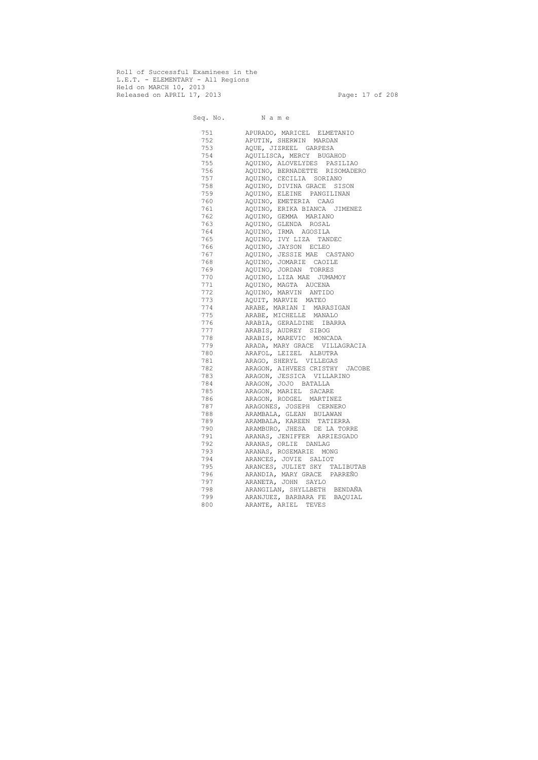Roll of Successful Examinees in the
L.E.T. - ELEMENTARY - All Regions
Held on MARCH 10, 2013
Released on APRIL 17, 2013

| Seq. No. | N a m e |
| --- | --- |
| 751 | APURADO, MARICEL ELMETANIO |
| 752 | APUTIN, SHERWIN MARDAN |
| 753 | AQUE, JIZREEL GARPESA |
| 754 | AQUILISCA, MERCY BUGAHOD |
| 755 | AQUINO, ALOVELYDES PASILIAO |
| 756 | AQUINO, BERNADETTE RISOMADERO |
| 757 | AQUINO, CECILIA SORIANO |
| 758 | AQUINO, DIVINA GRACE SISON |
| 759 | AQUINO, ELEINE PANGILINAN |
| 760 | AQUINO, EMETERIA CAAG |
| 761 | AQUINO, ERIKA BIANCA JIMENEZ |
| 762 | AQUINO, GEMMA MARIANO |
| 763 | AQUINO, GLENDA ROSAL |
| 764 | AQUINO, IRMA AGOSILA |
| 765 | AQUINO, IVY LIZA TANDEC |
| 766 | AQUINO, JAYSON ECLEO |
| 767 | AQUINO, JESSIE MAE CASTANO |
| 768 | AQUINO, JOMARIE CAOILE |
| 769 | AQUINO, JORDAN TORRES |
| 770 | AQUINO, LIZA MAE JUMAMOY |
| 771 | AQUINO, MAGTA AUCENA |
| 772 | AQUINO, MARVIN ANTIDO |
| 773 | AQUIT, MARVIE MATEO |
| 774 | ARABE, MARIAN I MARASIGAN |
| 775 | ARABE, MICHELLE MANALO |
| 776 | ARABIA, GERALDINE IBARRA |
| 777 | ARABIS, AUDREY SIBOG |
| 778 | ARABIS, MAREVIC MONCADA |
| 779 | ARADA, MARY GRACE VILLAGRACIA |
| 780 | ARAFOL, LEIZEL ALBUTRA |
| 781 | ARAGO, SHERYL VILLEGAS |
| 782 | ARAGON, AIHVEES CRISTHY JACOBE |
| 783 | ARAGON, JESSICA VILLARINO |
| 784 | ARAGON, JOJO BATALLA |
| 785 | ARAGON, MARIEL SACARE |
| 786 | ARAGON, RODGEL MARTINEZ |
| 787 | ARAGONES, JOSEPH CERNERO |
| 788 | ARAMBALA, GLEAN BULAWAN |
| 789 | ARAMBALA, KAREEN TATIERRA |
| 790 | ARAMBURO, JHESA DE LA TORRE |
| 791 | ARANAS, JENIFFER ARRIESGADO |
| 792 | ARANAS, ORLIE DANLAG |
| 793 | ARANAS, ROSEMARIE MONG |
| 794 | ARANCES, JOVIE SALIOT |
| 795 | ARANCES, JULIET SKY TALIBUTAB |
| 796 | ARANDIA, MARY GRACE PARREÑO |
| 797 | ARANETA, JOHN SAYLO |
| 798 | ARANGILAN, SHYLLBETH BENDAÑA |
| 799 | ARANJUEZ, BARBARA FE BAQUIAL |
| 800 | ARANTE, ARIEL TEVES |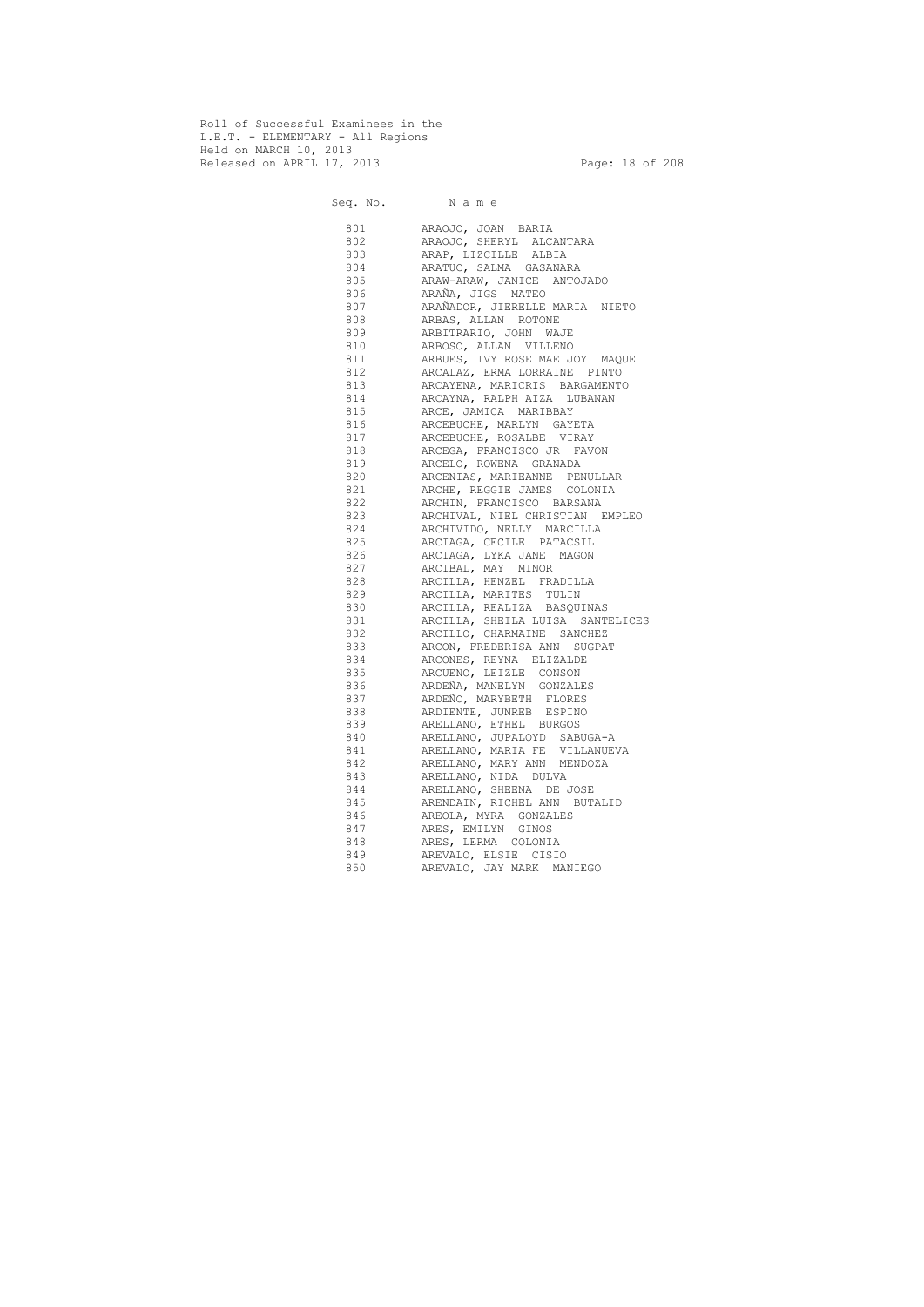Roll of Successful Examinees in the
L.E.T. - ELEMENTARY - All Regions
Held on MARCH 10, 2013
Released on APRIL 17, 2013

| Seq. No. | N a m e |
|---|---|
| 801 | ARAOJO, JOAN BARIA |
| 802 | ARAOJO, SHERYL ALCANTARA |
| 803 | ARAP, LIZCILLE ALBIA |
| 804 | ARATUC, SALMA GASANARA |
| 805 | ARAW-ARAW, JANICE ANTOJADO |
| 806 | ARAÑA, JIGS MATEO |
| 807 | ARAÑADOR, JIERELLE MARIA NIETO |
| 808 | ARBAS, ALLAN ROTONE |
| 809 | ARBITRARIO, JOHN WAJE |
| 810 | ARBOSO, ALLAN VILLENO |
| 811 | ARBUES, IVY ROSE MAE JOY MAQUE |
| 812 | ARCALAZ, ERMA LORRAINE PINTO |
| 813 | ARCAYENA, MARICRIS BARGAMENTO |
| 814 | ARCAYNA, RALPH AIZA LUBANAN |
| 815 | ARCE, JAMICA MARIBBAY |
| 816 | ARCEBUCHE, MARLYN GAYETA |
| 817 | ARCEBUCHE, ROSALBE VIRAY |
| 818 | ARCEGA, FRANCISCO JR FAVON |
| 819 | ARCELO, ROWENA GRANADA |
| 820 | ARCENIAS, MARIEANNE PENULLAR |
| 821 | ARCHE, REGGIE JAMES COLONIA |
| 822 | ARCHIN, FRANCISCO BARSANA |
| 823 | ARCHIVAL, NIEL CHRISTIAN EMPLEO |
| 824 | ARCHIVIDO, NELLY MARCILLA |
| 825 | ARCIAGA, CECILE PATACSIL |
| 826 | ARCIAGA, LYKA JANE MAGON |
| 827 | ARCIBAL, MAY MINOR |
| 828 | ARCILLA, HENZEL FRADILLA |
| 829 | ARCILLA, MARITES TULIN |
| 830 | ARCILLA, REALIZA BASQUINAS |
| 831 | ARCILLA, SHEILA LUISA SANTELICES |
| 832 | ARCILLO, CHARMAINE SANCHEZ |
| 833 | ARCON, FREDERISA ANN SUGPAT |
| 834 | ARCONES, REYNA ELIZALDE |
| 835 | ARCUENO, LEIZLE CONSON |
| 836 | ARDEÑA, MANELYN GONZALES |
| 837 | ARDEÑO, MARYBETH FLORES |
| 838 | ARDIENTE, JUNREB ESPINO |
| 839 | ARELLANO, ETHEL BURGOS |
| 840 | ARELLANO, JUPALOYD SABUGA-A |
| 841 | ARELLANO, MARIA FE VILLANUEVA |
| 842 | ARELLANO, MARY ANN MENDOZA |
| 843 | ARELLANO, NIDA DULVA |
| 844 | ARELLANO, SHEENA DE JOSE |
| 845 | ARENDAIN, RICHEL ANN BUTALID |
| 846 | AREOLA, MYRA GONZALES |
| 847 | ARES, EMILYN GINOS |
| 848 | ARES, LERMA COLONIA |
| 849 | AREVALO, ELSIE CISIO |
| 850 | AREVALO, JAY MARK MANIEGO |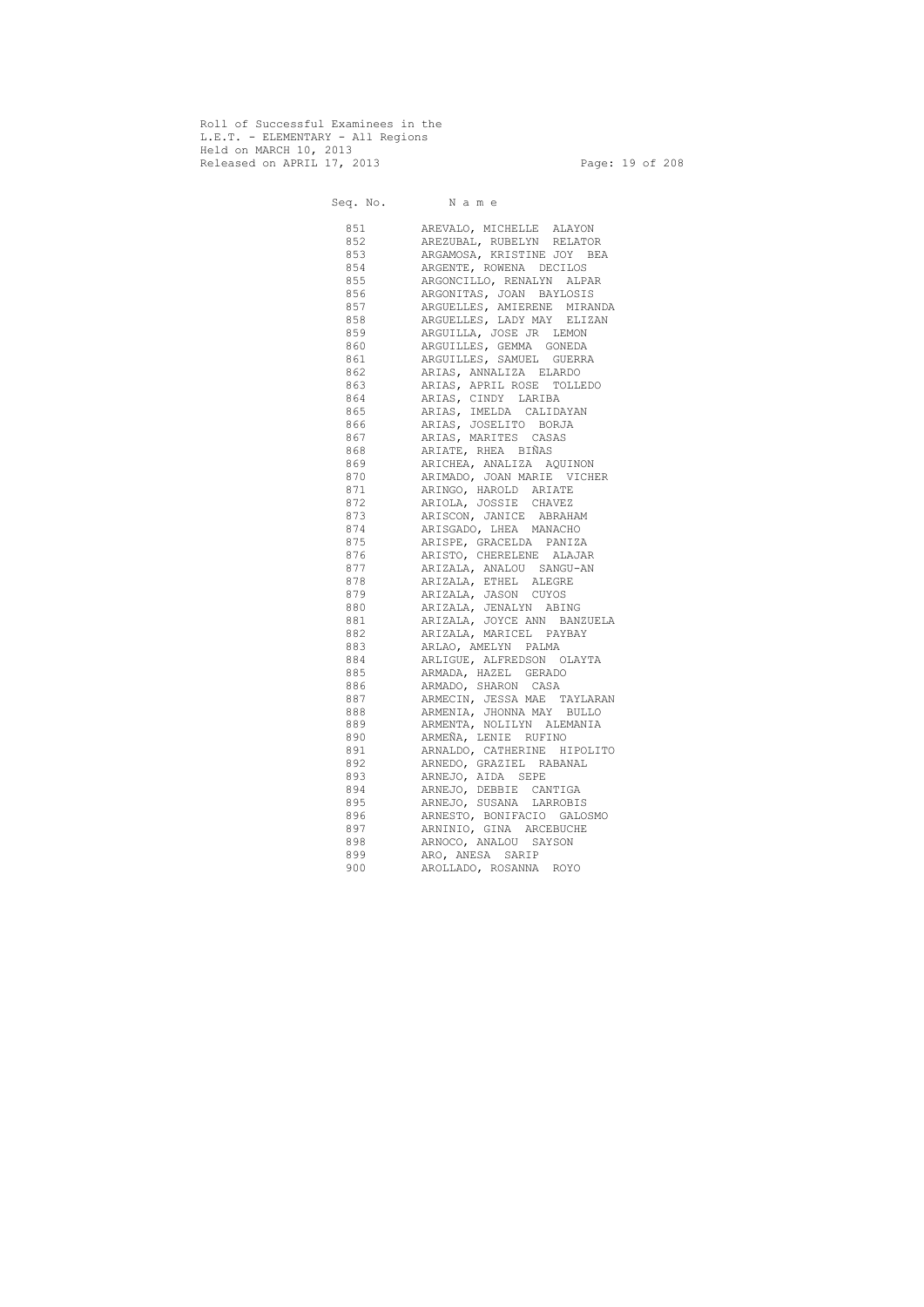Roll of Successful Examinees in the
L.E.T. - ELEMENTARY - All Regions
Held on MARCH 10, 2013
Released on APRIL 17, 2013

| Seq. No. | N a m e |
|---|---|
| 851 | AREVALO, MICHELLE ALAYON |
| 852 | AREZUBAL, RUBELYN RELATOR |
| 853 | ARGAMOSA, KRISTINE JOY BEA |
| 854 | ARGENTE, ROWENA DECILOS |
| 855 | ARGONCILLO, RENALYN ALPAR |
| 856 | ARGONITAS, JOAN BAYLOSIS |
| 857 | ARGUELLES, AMIERENE MIRANDA |
| 858 | ARGUELLES, LADY MAY ELIZAN |
| 859 | ARGUILLA, JOSE JR LEMON |
| 860 | ARGUILLES, GEMMA GONEDA |
| 861 | ARGUILLES, SAMUEL GUERRA |
| 862 | ARIAS, ANNALIZA ELARDO |
| 863 | ARIAS, APRIL ROSE TOLLEDO |
| 864 | ARIAS, CINDY LARIBA |
| 865 | ARIAS, IMELDA CALIDAYAN |
| 866 | ARIAS, JOSELITO BORJA |
| 867 | ARIAS, MARITES CASAS |
| 868 | ARIATE, RHEA BIÑAS |
| 869 | ARICHEA, ANALIZA AQUINON |
| 870 | ARIMADO, JOAN MARIE VICHER |
| 871 | ARINGO, HAROLD ARIATE |
| 872 | ARIOLA, JOSSIE CHAVEZ |
| 873 | ARISCON, JANICE ABRAHAM |
| 874 | ARISGADO, LHEA MANACHO |
| 875 | ARISPE, GRACELDA PANIZA |
| 876 | ARISTO, CHERELENE ALAJAR |
| 877 | ARIZALA, ANALOU SANGU-AN |
| 878 | ARIZALA, ETHEL ALEGRE |
| 879 | ARIZALA, JASON CUYOS |
| 880 | ARIZALA, JENALYN ABING |
| 881 | ARIZALA, JOYCE ANN BANZUELA |
| 882 | ARIZALA, MARICEL PAYBAY |
| 883 | ARLAO, AMELYN PALMA |
| 884 | ARLIGUE, ALFREDSON OLAYTA |
| 885 | ARMADA, HAZEL GERADO |
| 886 | ARMADO, SHARON CASA |
| 887 | ARMECIN, JESSA MAE TAYLARAN |
| 888 | ARMENIA, JHONNA MAY BULLO |
| 889 | ARMENTA, NOLILYN ALEMANIA |
| 890 | ARMEÑA, LENIE RUFINO |
| 891 | ARNALDO, CATHERINE HIPOLITO |
| 892 | ARNEDO, GRAZIEL RABANAL |
| 893 | ARNEJO, AIDA SEPE |
| 894 | ARNEJO, DEBBIE CANTIGA |
| 895 | ARNEJO, SUSANA LARROBIS |
| 896 | ARNESTO, BONIFACIO GALOSMO |
| 897 | ARNINIO, GINA ARCEBUCHE |
| 898 | ARNOCO, ANALOU SAYSON |
| 899 | ARO, ANESA SARIP |
| 900 | AROLLADO, ROSANNA ROYO |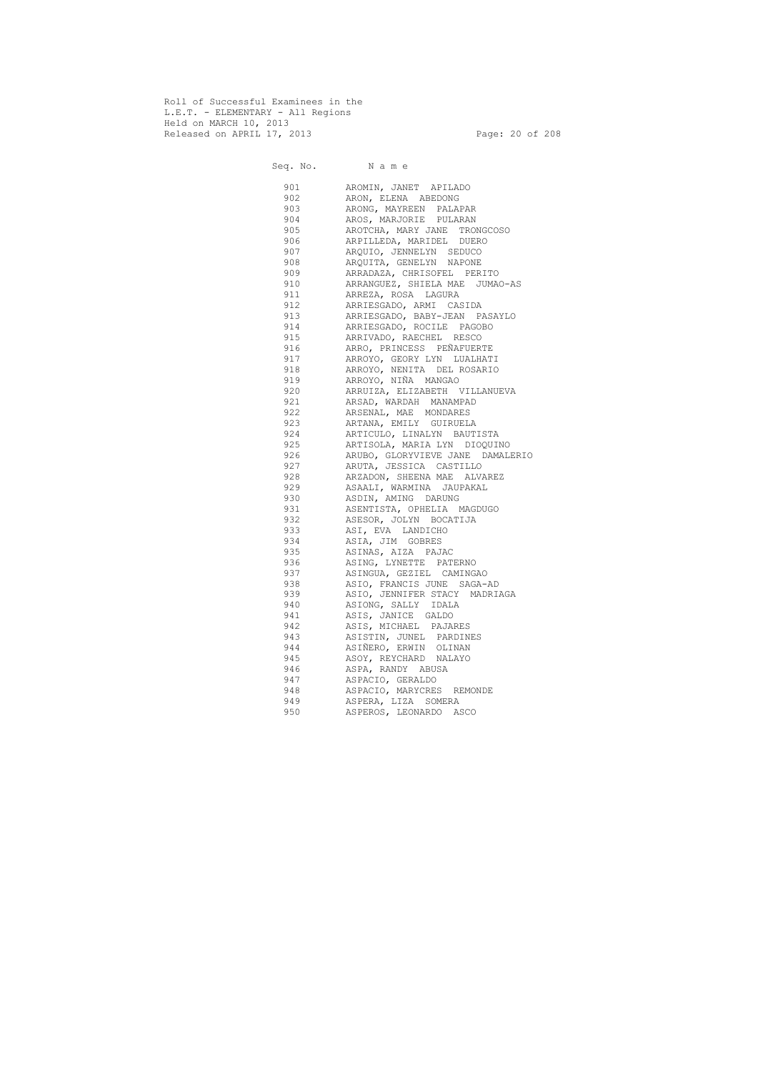Roll of Successful Examinees in the
L.E.T. - ELEMENTARY - All Regions
Held on MARCH 10, 2013
Released on APRIL 17, 2013

| Seq. No. | N a m e |
|---|---|
| 901 | AROMIN, JANET APILADO |
| 902 | ARON, ELENA ABEDONG |
| 903 | ARONG, MAYREEN PALAPAR |
| 904 | AROS, MARJORIE PULARAN |
| 905 | AROTCHA, MARY JANE TRONGCOSO |
| 906 | ARPILLEDA, MARIDEL DUERO |
| 907 | ARQUIO, JENNELYN SEDUCO |
| 908 | ARQUITA, GENELYN NAPONE |
| 909 | ARRADAZA, CHRISOFEL PERITO |
| 910 | ARRANGUEZ, SHIELA MAE JUMAO-AS |
| 911 | ARREZA, ROSA LAGURA |
| 912 | ARRIESGADO, ARMI CASIDA |
| 913 | ARRIESGADO, BABY-JEAN PASAYLO |
| 914 | ARRIESGADO, ROCILE PAGOBO |
| 915 | ARRIVADO, RAECHEL RESCO |
| 916 | ARRO, PRINCESS PEÑAFUERTE |
| 917 | ARROYO, GEORY LYN LUALHATI |
| 918 | ARROYO, NENITA DEL ROSARIO |
| 919 | ARROYO, NIÑA MANGAO |
| 920 | ARRUIZA, ELIZABETH VILLANUEVA |
| 921 | ARSAD, WARDAH MANAMPAD |
| 922 | ARSENAL, MAE MONDARES |
| 923 | ARTANA, EMILY GUIRUELA |
| 924 | ARTICULO, LINALYN BAUTISTA |
| 925 | ARTISOLA, MARIA LYN DIOQUINO |
| 926 | ARUBO, GLORYVIEVE JANE DAMALERIO |
| 927 | ARUTA, JESSICA CASTILLO |
| 928 | ARZADON, SHEENA MAE ALVAREZ |
| 929 | ASAALI, WARMINA JAUPAKAL |
| 930 | ASDIN, AMING DARUNG |
| 931 | ASENTISTA, OPHELIA MAGDUGO |
| 932 | ASESOR, JOLYN BOCATIJA |
| 933 | ASI, EVA LANDICHO |
| 934 | ASIA, JIM GOBRES |
| 935 | ASINAS, AIZA PAJAC |
| 936 | ASING, LYNETTE PATERNO |
| 937 | ASINGUA, GEZIEL CAMINGAO |
| 938 | ASIO, FRANCIS JUNE SAGA-AD |
| 939 | ASIO, JENNIFER STACY MADRIAGA |
| 940 | ASIONG, SALLY IDALA |
| 941 | ASIS, JANICE GALDO |
| 942 | ASIS, MICHAEL PAJARES |
| 943 | ASISTIN, JUNEL PARDINES |
| 944 | ASIÑERO, ERWIN OLINAN |
| 945 | ASOY, REYCHARD NALAYO |
| 946 | ASPA, RANDY ABUSA |
| 947 | ASPACIO, GERALDO |
| 948 | ASPACIO, MARYCRES REMONDE |
| 949 | ASPERA, LIZA SOMERA |
| 950 | ASPEROS, LEONARDO ASCO |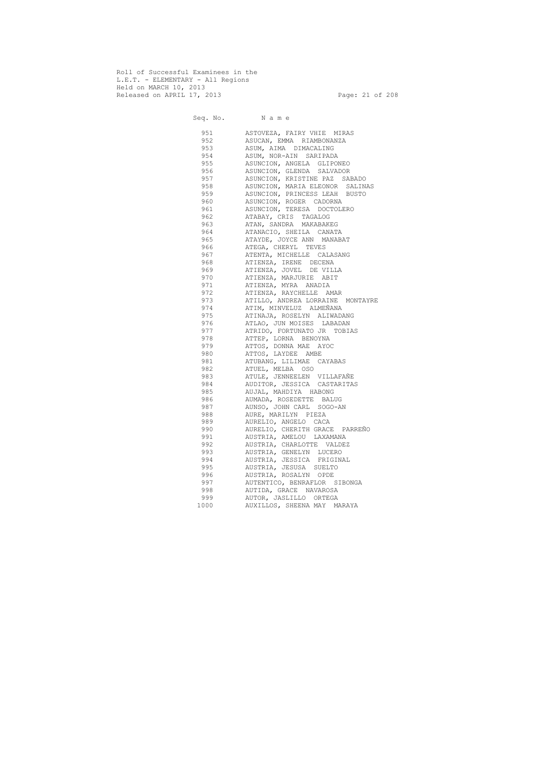Roll of Successful Examinees in the
L.E.T. - ELEMENTARY - All Regions
Held on MARCH 10, 2013
Released on APRIL 17, 2013

| Seq. No. | N a m e |
| --- | --- |
| 951 | ASTOVEZA, FAIRY VHIE MIRAS |
| 952 | ASUCAN, EMMA RIAMBONANZA |
| 953 | ASUM, AIMA DIMACALING |
| 954 | ASUM, NOR-AIN SARIPADA |
| 955 | ASUNCION, ANGELA GLIPONEO |
| 956 | ASUNCION, GLENDA SALVADOR |
| 957 | ASUNCION, KRISTINE PAZ SABADO |
| 958 | ASUNCION, MARIA ELEONOR SALINAS |
| 959 | ASUNCION, PRINCESS LEAH BUSTO |
| 960 | ASUNCION, ROGER CADORNA |
| 961 | ASUNCION, TERESA DOCTOLERO |
| 962 | ATABAY, CRIS TAGALOG |
| 963 | ATAN, SANDRA MAKABAKEG |
| 964 | ATANACIO, SHEILA CANATA |
| 965 | ATAYDE, JOYCE ANN MANABAT |
| 966 | ATEGA, CHERYL TEVES |
| 967 | ATENTA, MICHELLE CALASANG |
| 968 | ATIENZA, IRENE DECENA |
| 969 | ATIENZA, JOVEL DE VILLA |
| 970 | ATIENZA, MARJURIE ABIT |
| 971 | ATIENZA, MYRA ANADIA |
| 972 | ATIENZA, RAYCHELLE AMAR |
| 973 | ATILLO, ANDREA LORRAINE MONTAYRE |
| 974 | ATIM, MINVELUZ ALMEÑANA |
| 975 | ATINAJA, ROSELYN ALIWADANG |
| 976 | ATLAO, JUN MOISES LABADAN |
| 977 | ATRIDO, FORTUNATO JR TOBIAS |
| 978 | ATTEP, LORNA BENOYNA |
| 979 | ATTOS, DONNA MAE AYOC |
| 980 | ATTOS, LAYDEE AMBE |
| 981 | ATUBANG, LILIMAE CAYABAS |
| 982 | ATUEL, MELBA OSO |
| 983 | ATULE, JENNEELEN VILLAFAÑE |
| 984 | AUDITOR, JESSICA CASTARITAS |
| 985 | AUJAL, MAHDIYA HABONG |
| 986 | AUMADA, ROSEDETTE BALUG |
| 987 | AUNSO, JOHN CARL SOGO-AN |
| 988 | AURE, MARILYN PIEZA |
| 989 | AURELIO, ANGELO CACA |
| 990 | AURELIO, CHERITH GRACE PARREÑO |
| 991 | AUSTRIA, AMELOU LAXAMANA |
| 992 | AUSTRIA, CHARLOTTE VALDEZ |
| 993 | AUSTRIA, GENELYN LUCERO |
| 994 | AUSTRIA, JESSICA FRIGINAL |
| 995 | AUSTRIA, JESUSA SUELTO |
| 996 | AUSTRIA, ROSALYN OPDE |
| 997 | AUTENTICO, BENRAFLOR SIBONGA |
| 998 | AUTIDA, GRACE NAVAROSA |
| 999 | AUTOR, JASLILLO ORTEGA |
| 1000 | AUXILLOS, SHEENA MAY MARAYA |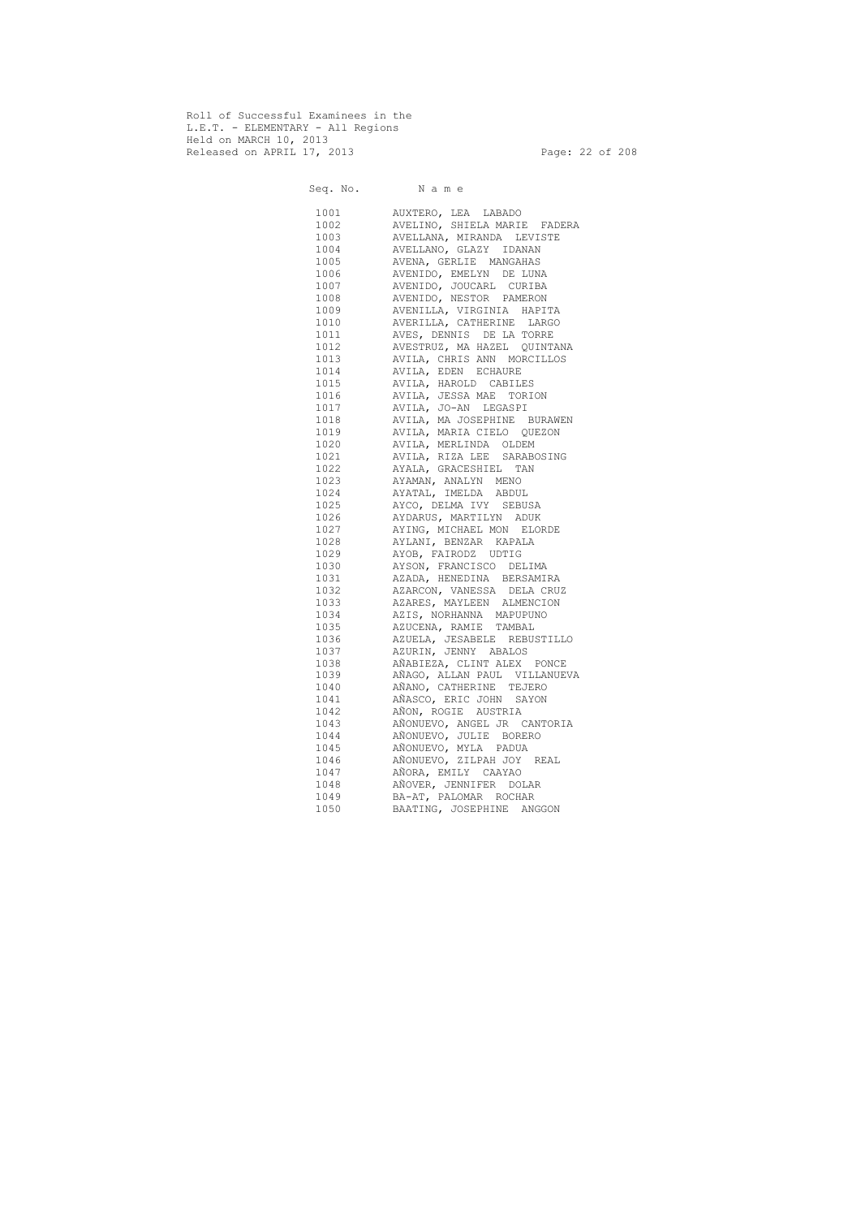Roll of Successful Examinees in the
L.E.T. - ELEMENTARY - All Regions
Held on MARCH 10, 2013
Released on APRIL 17, 2013

| Seq. No. | N a m e |
|---|---|
| 1001 | AUXTERO, LEA LABADO |
| 1002 | AVELINO, SHIELA MARIE FADERA |
| 1003 | AVELLANA, MIRANDA LEVISTE |
| 1004 | AVELLANO, GLAZY IDANAN |
| 1005 | AVENA, GERLIE MANGAHAS |
| 1006 | AVENIDO, EMELYN DE LUNA |
| 1007 | AVENIDO, JOUCARL CURIBA |
| 1008 | AVENIDO, NESTOR PAMERON |
| 1009 | AVENILLA, VIRGINIA HAPITA |
| 1010 | AVERILLA, CATHERINE LARGO |
| 1011 | AVES, DENNIS DE LA TORRE |
| 1012 | AVESTRUZ, MA HAZEL QUINTANA |
| 1013 | AVILA, CHRIS ANN MORCILLOS |
| 1014 | AVILA, EDEN ECHAURE |
| 1015 | AVILA, HAROLD CABILES |
| 1016 | AVILA, JESSA MAE TORION |
| 1017 | AVILA, JO-AN LEGASPI |
| 1018 | AVILA, MA JOSEPHINE BURAWEN |
| 1019 | AVILA, MARIA CIELO QUEZON |
| 1020 | AVILA, MERLINDA OLDEM |
| 1021 | AVILA, RIZA LEE SARABOSING |
| 1022 | AYALA, GRACESHIEL TAN |
| 1023 | AYAMAN, ANALYN MENO |
| 1024 | AYATAL, IMELDA ABDUL |
| 1025 | AYCO, DELMA IVY SEBUSA |
| 1026 | AYDARUS, MARTILYN ADUK |
| 1027 | AYING, MICHAEL MON ELORDE |
| 1028 | AYLANI, BENZAR KAPALA |
| 1029 | AYOB, FAIRODZ UDTIG |
| 1030 | AYSON, FRANCISCO DELIMA |
| 1031 | AZADA, HENEDINA BERSAMIRA |
| 1032 | AZARCON, VANESSA DELA CRUZ |
| 1033 | AZARES, MAYLEEN ALMENCION |
| 1034 | AZIS, NORHANNA MAPUPUNO |
| 1035 | AZUCENA, RAMIE TAMBAL |
| 1036 | AZUELA, JESABELE REBUSTILLO |
| 1037 | AZURIN, JENNY ABALOS |
| 1038 | AÑABIEZA, CLINT ALEX PONCE |
| 1039 | AÑAGO, ALLAN PAUL VILLANUEVA |
| 1040 | AÑANO, CATHERINE TEJERO |
| 1041 | AÑASCO, ERIC JOHN SAYON |
| 1042 | AÑON, ROGIE AUSTRIA |
| 1043 | AÑONUEVO, ANGEL JR CANTORIA |
| 1044 | AÑONUEVO, JULIE BORERO |
| 1045 | AÑONUEVO, MYLA PADUA |
| 1046 | AÑONUEVO, ZILPAH JOY REAL |
| 1047 | AÑORA, EMILY CAAYAO |
| 1048 | AÑOVER, JENNIFER DOLAR |
| 1049 | BA-AT, PALOMAR ROCHAR |
| 1050 | BAATING, JOSEPHINE ANGGON |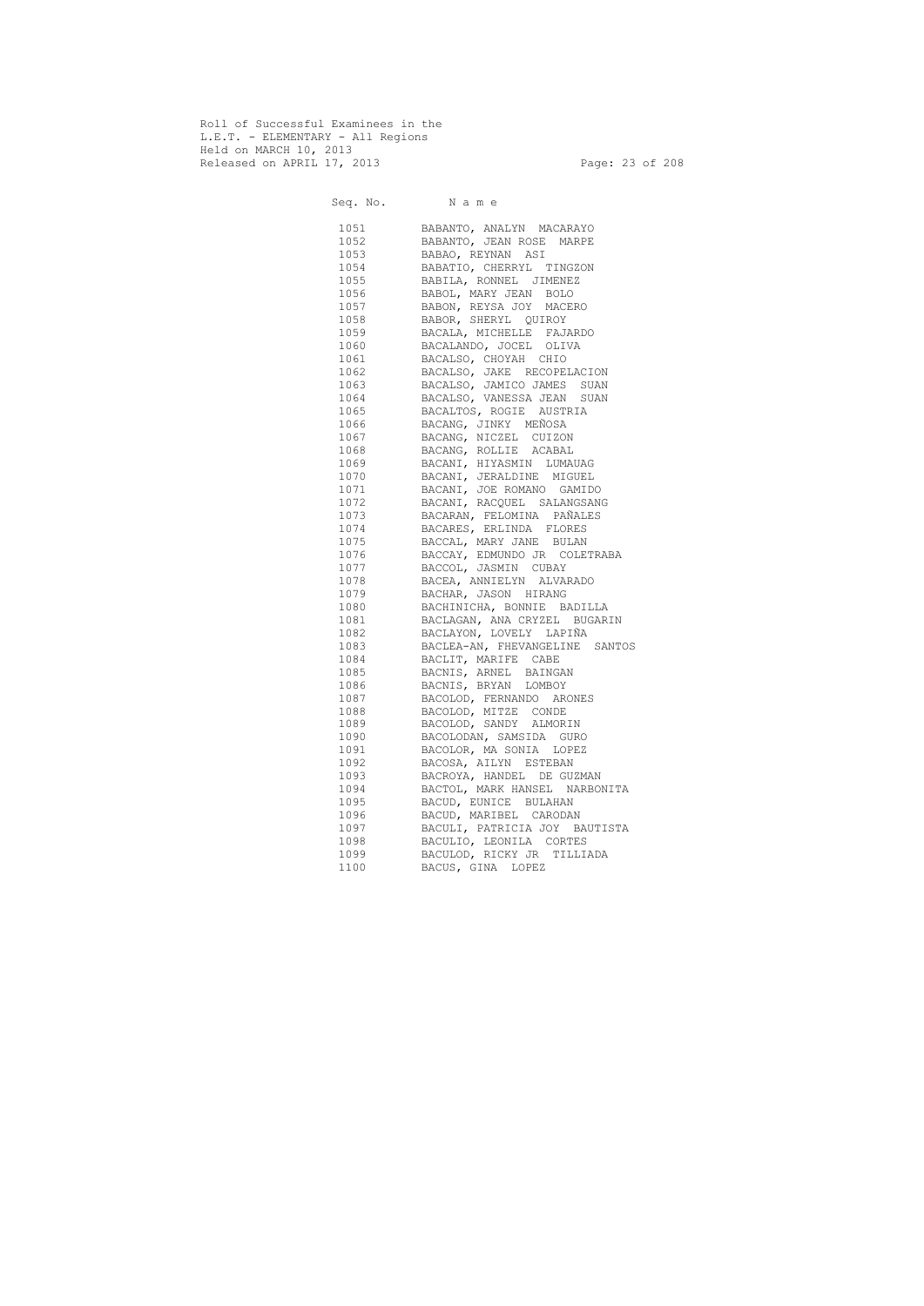Roll of Successful Examinees in the
L.E.T. - ELEMENTARY - All Regions
Held on MARCH 10, 2013
Released on APRIL 17, 2013

| Seq. No. | N a m e |
|---|---|
| 1051 | BABANTO, ANALYN MACARAYO |
| 1052 | BABANTO, JEAN ROSE MARPE |
| 1053 | BABAO, REYNAN ASI |
| 1054 | BABATIO, CHERRYL TINGZON |
| 1055 | BABILA, RONNEL JIMENEZ |
| 1056 | BABOL, MARY JEAN BOLO |
| 1057 | BABON, REYSA JOY MACERO |
| 1058 | BABOR, SHERYL QUIROY |
| 1059 | BACALA, MICHELLE FAJARDO |
| 1060 | BACALANDO, JOCEL OLIVA |
| 1061 | BACALSO, CHOYAH CHIO |
| 1062 | BACALSO, JAKE RECOPELACION |
| 1063 | BACALSO, JAMICO JAMES SUAN |
| 1064 | BACALSO, VANESSA JEAN SUAN |
| 1065 | BACALTOS, ROGIE AUSTRIA |
| 1066 | BACANG, JINKY MEÑOSA |
| 1067 | BACANG, NICZEL CUIZON |
| 1068 | BACANG, ROLLIE ACABAL |
| 1069 | BACANI, HIYASMIN LUMAUAG |
| 1070 | BACANI, JERALDINE MIGUEL |
| 1071 | BACANI, JOE ROMANO GAMIDO |
| 1072 | BACANI, RACQUEL SALANGSANG |
| 1073 | BACARAN, FELOMINA PAÑALES |
| 1074 | BACARES, ERLINDA FLORES |
| 1075 | BACCAL, MARY JANE BULAN |
| 1076 | BACCAY, EDMUNDO JR COLETRABA |
| 1077 | BACCOL, JASMIN CUBAY |
| 1078 | BACEA, ANNIELYN ALVARADO |
| 1079 | BACHAR, JASON HIRANG |
| 1080 | BACHINICHA, BONNIE BADILLA |
| 1081 | BACLAGAN, ANA CRYZEL BUGARIN |
| 1082 | BACLAYON, LOVELY LAPIÑA |
| 1083 | BACLEA-AN, FHEVANGELINE SANTOS |
| 1084 | BACLIT, MARIFE CABE |
| 1085 | BACNIS, ARNEL BAINGAN |
| 1086 | BACNIS, BRYAN LOMBOY |
| 1087 | BACOLOD, FERNANDO ARONES |
| 1088 | BACOLOD, MITZE CONDE |
| 1089 | BACOLOD, SANDY ALMORIN |
| 1090 | BACOLODAN, SAMSIDA GURO |
| 1091 | BACOLOR, MA SONIA LOPEZ |
| 1092 | BACOSA, AILYN ESTEBAN |
| 1093 | BACROYA, HANDEL DE GUZMAN |
| 1094 | BACTOL, MARK HANSEL NARBONITA |
| 1095 | BACUD, EUNICE BULAHAN |
| 1096 | BACUD, MARIBEL CARODAN |
| 1097 | BACULI, PATRICIA JOY BAUTISTA |
| 1098 | BACULIO, LEONILA CORTES |
| 1099 | BACULOD, RICKY JR TILLIADA |
| 1100 | BACUS, GINA LOPEZ |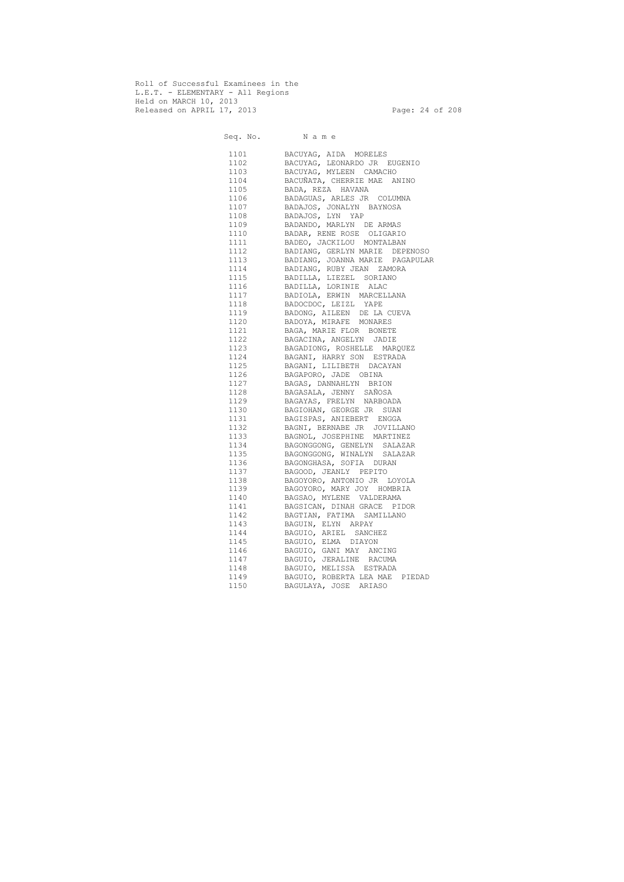Roll of Successful Examinees in the
L.E.T. - ELEMENTARY - All Regions
Held on MARCH 10, 2013
Released on APRIL 17, 2013

| Seq. No. | N a m e |
|---|---|
| 1101 | BACUYAG, AIDA MORELES |
| 1102 | BACUYAG, LEONARDO JR EUGENIO |
| 1103 | BACUYAG, MYLEEN CAMACHO |
| 1104 | BACUÑATA, CHERRIE MAE ANINO |
| 1105 | BADA, REZA HAVANA |
| 1106 | BADAGUAS, ARLES JR COLUMNA |
| 1107 | BADAJOS, JONALYN BAYNOSA |
| 1108 | BADAJOS, LYN YAP |
| 1109 | BADANDO, MARLYN DE ARMAS |
| 1110 | BADAR, RENE ROSE OLIGARIO |
| 1111 | BADEO, JACKILOU MONTALBAN |
| 1112 | BADIANG, GERLYN MARIE DEPENOSO |
| 1113 | BADIANG, JOANNA MARIE PAGAPULAR |
| 1114 | BADIANG, RUBY JEAN ZAMORA |
| 1115 | BADILLA, LIEZEL SORIANO |
| 1116 | BADILLA, LORINIE ALAC |
| 1117 | BADIOLA, ERWIN MARCELLANA |
| 1118 | BADOCDOC, LEIZL YAPE |
| 1119 | BADONG, AILEEN DE LA CUEVA |
| 1120 | BADOYA, MIRAFE MONARES |
| 1121 | BAGA, MARIE FLOR BONETE |
| 1122 | BAGACINA, ANGELYN JADIE |
| 1123 | BAGADIONG, ROSHELLE MARQUEZ |
| 1124 | BAGANI, HARRY SON ESTRADA |
| 1125 | BAGANI, LILIBETH DACAYAN |
| 1126 | BAGAPORO, JADE OBINA |
| 1127 | BAGAS, DANNAHLYN BRION |
| 1128 | BAGASALA, JENNY SAÑOSA |
| 1129 | BAGAYAS, FRELYN NARBOADA |
| 1130 | BAGIOHAN, GEORGE JR SUAN |
| 1131 | BAGISPAS, ANIEBERT ENGGA |
| 1132 | BAGNI, BERNABE JR JOVILLANO |
| 1133 | BAGNOL, JOSEPHINE MARTINEZ |
| 1134 | BAGONGGONG, GENELYN SALAZAR |
| 1135 | BAGONGGONG, WINALYN SALAZAR |
| 1136 | BAGONGHASA, SOFIA DURAN |
| 1137 | BAGOOD, JEANLY PEPITO |
| 1138 | BAGOYORO, ANTONIO JR LOYOLA |
| 1139 | BAGOYORO, MARY JOY HOMBRIA |
| 1140 | BAGSAO, MYLENE VALDERAMA |
| 1141 | BAGSICAN, DINAH GRACE PIDOR |
| 1142 | BAGTIAN, FATIMA SAMILLANO |
| 1143 | BAGUIN, ELYN ARPAY |
| 1144 | BAGUIO, ARIEL SANCHEZ |
| 1145 | BAGUIO, ELMA DIAYON |
| 1146 | BAGUIO, GANI MAY ANCING |
| 1147 | BAGUIO, JERALINE RACUMA |
| 1148 | BAGUIO, MELISSA ESTRADA |
| 1149 | BAGUIO, ROBERTA LEA MAE PIEDAD |
| 1150 | BAGULAYA, JOSE ARIASO |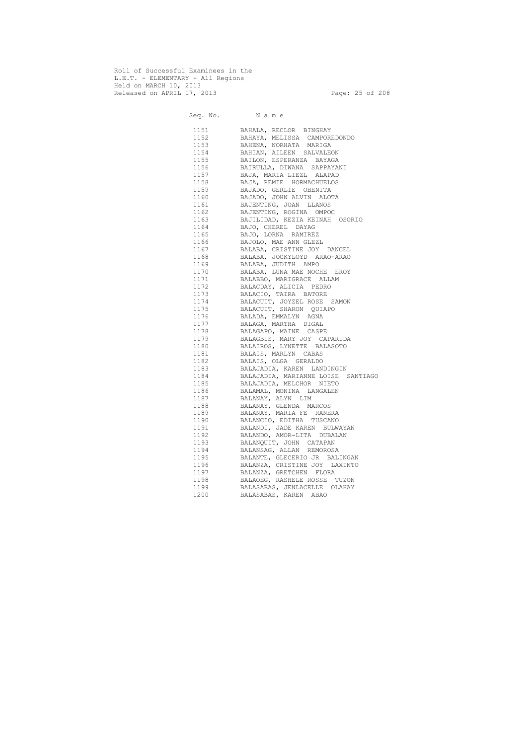Roll of Successful Examinees in the
L.E.T. - ELEMENTARY - All Regions
Held on MARCH 10, 2013
Released on APRIL 17, 2013

| Seq. No. | N a m e |
|---|---|
| 1151 | BAHALA, RECLOR BINGHAY |
| 1152 | BAHAYA, MELISSA CAMPOREDONDO |
| 1153 | BAHENA, NORHATA MARIGA |
| 1154 | BAHIAN, AILEEN SALVALEON |
| 1155 | BAILON, ESPERANZA BAYAGA |
| 1156 | BAIRULLA, DIWANA SAPPAYANI |
| 1157 | BAJA, MARIA LIEZL ALAPAD |
| 1158 | BAJA, REMIE HORMACHUELOS |
| 1159 | BAJADO, GERLIE OBENITA |
| 1160 | BAJADO, JOHN ALVIN ALOTA |
| 1161 | BAJENTING, JOAN LLANOS |
| 1162 | BAJENTING, ROGINA OMPOC |
| 1163 | BAJILIDAD, KEZIA KEINAH OSORIO |
| 1164 | BAJO, CHEREL DAYAG |
| 1165 | BAJO, LORNA RAMIREZ |
| 1166 | BAJOLO, MAE ANN GLEZL |
| 1167 | BALABA, CRISTINE JOY DANCEL |
| 1168 | BALABA, JOCKYLOYD ARAO-ARAO |
| 1169 | BALABA, JUDITH AMPO |
| 1170 | BALABA, LUNA MAE NOCHE EROY |
| 1171 | BALABBO, MARIGRACE ALLAM |
| 1172 | BALACDAY, ALICIA PEDRO |
| 1173 | BALACIO, TAIRA BATORE |
| 1174 | BALACUIT, JOYZEL ROSE SAMON |
| 1175 | BALACUIT, SHARON QUIAPO |
| 1176 | BALADA, EMMALYN AGNA |
| 1177 | BALAGA, MARTHA DIGAL |
| 1178 | BALAGAPO, MAINE CASPE |
| 1179 | BALAGBIS, MARY JOY CAPARIDA |
| 1180 | BALAIROS, LYNETTE BALASOTO |
| 1181 | BALAIS, MARLYN CABAS |
| 1182 | BALAIS, OLGA GERALDO |
| 1183 | BALAJADIA, KAREN LANDINGIN |
| 1184 | BALAJADIA, MARIANNE LOISE SANTIAGO |
| 1185 | BALAJADIA, MELCHOR NIETO |
| 1186 | BALAMAL, MONINA LANGALEN |
| 1187 | BALANAY, ALYN LIM |
| 1188 | BALANAY, GLENDA MARCOS |
| 1189 | BALANAY, MARIA FE RANERA |
| 1190 | BALANCIO, EDITHA TUSCANO |
| 1191 | BALANDI, JADE KAREN BULWAYAN |
| 1192 | BALANDO, AMOR-LITA DUBALAN |
| 1193 | BALANQUIT, JOHN CATAPAN |
| 1194 | BALANSAG, ALLAN REMOROSA |
| 1195 | BALANTE, GLECERIO JR BALINGAN |
| 1196 | BALANZA, CRISTINE JOY LAXINTO |
| 1197 | BALANZA, GRETCHEN FLORA |
| 1198 | BALAOEG, RASHELE ROSSE TUZON |
| 1199 | BALASABAS, JENLACELLE OLAHAY |
| 1200 | BALASABAS, KAREN ABAO |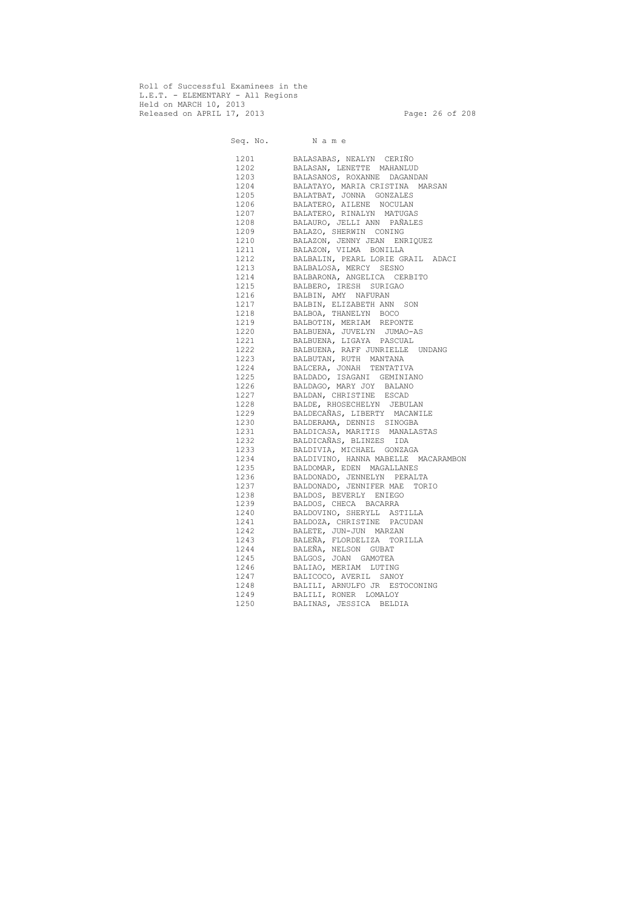Roll of Successful Examinees in the
L.E.T. - ELEMENTARY - All Regions
Held on MARCH 10, 2013
Released on APRIL 17, 2013

| Seq. No. | N a m e |
|---|---|
| 1201 | BALASABAS, NEALYN CERIÑO |
| 1202 | BALASAN, LENETTE MAHANLUD |
| 1203 | BALASANOS, ROXANNE DAGANDAN |
| 1204 | BALATAYO, MARIA CRISTINA MARSAN |
| 1205 | BALATBAT, JONNA GONZALES |
| 1206 | BALATERO, AILENE NOCULAN |
| 1207 | BALATERO, RINALYN MATUGAS |
| 1208 | BALAURO, JELLI ANN PAÑALES |
| 1209 | BALAZO, SHERWIN CONING |
| 1210 | BALAZON, JENNY JEAN ENRIQUEZ |
| 1211 | BALAZON, VILMA BONILLA |
| 1212 | BALBALIN, PEARL LORIE GRAIL ADACI |
| 1213 | BALBALOSA, MERCY SESNO |
| 1214 | BALBARONA, ANGELICA CERBITO |
| 1215 | BALBERO, IRESH SURIGAO |
| 1216 | BALBIN, AMY NAFURAN |
| 1217 | BALBIN, ELIZABETH ANN SON |
| 1218 | BALBOA, THANELYN BOCO |
| 1219 | BALBOTIN, MERIAM REPONTE |
| 1220 | BALBUENA, JUVELYN JUMAO-AS |
| 1221 | BALBUENA, LIGAYA PASCUAL |
| 1222 | BALBUENA, RAFF JUNRIELLE UNDANG |
| 1223 | BALBUTAN, RUTH MANTANA |
| 1224 | BALCERA, JONAH TENTATIVA |
| 1225 | BALDADO, ISAGANI GEMINIANO |
| 1226 | BALDAGO, MARY JOY BALANO |
| 1227 | BALDAN, CHRISTINE ESCAD |
| 1228 | BALDE, RHOSECHELYN JEBULAN |
| 1229 | BALDECAÑAS, LIBERTY MACAWILE |
| 1230 | BALDERAMA, DENNIS SINOGBA |
| 1231 | BALDICASA, MARITIS MANALASTAS |
| 1232 | BALDICAÑAS, BLINZES IDA |
| 1233 | BALDIVIA, MICHAEL GONZAGA |
| 1234 | BALDIVINO, HANNA MABELLE MACARAMBON |
| 1235 | BALDOMAR, EDEN MAGALLANES |
| 1236 | BALDONADO, JENNELYN PERALTA |
| 1237 | BALDONADO, JENNIFER MAE TORIO |
| 1238 | BALDOS, BEVERLY ENIEGO |
| 1239 | BALDOS, CHECA BACARRA |
| 1240 | BALDOVINO, SHERYLL ASTILLA |
| 1241 | BALDOZA, CHRISTINE PACUDAN |
| 1242 | BALETE, JUN-JUN MARZAN |
| 1243 | BALEÑA, FLORDELIZA TORILLA |
| 1244 | BALEÑA, NELSON GUBAT |
| 1245 | BALGOS, JOAN GAMOTEA |
| 1246 | BALIAO, MERIAM LUTING |
| 1247 | BALICOCO, AVERIL SANOY |
| 1248 | BALILI, ARNULFO JR ESTOCONING |
| 1249 | BALILI, RONER LOMALOY |
| 1250 | BALINAS, JESSICA BELDIA |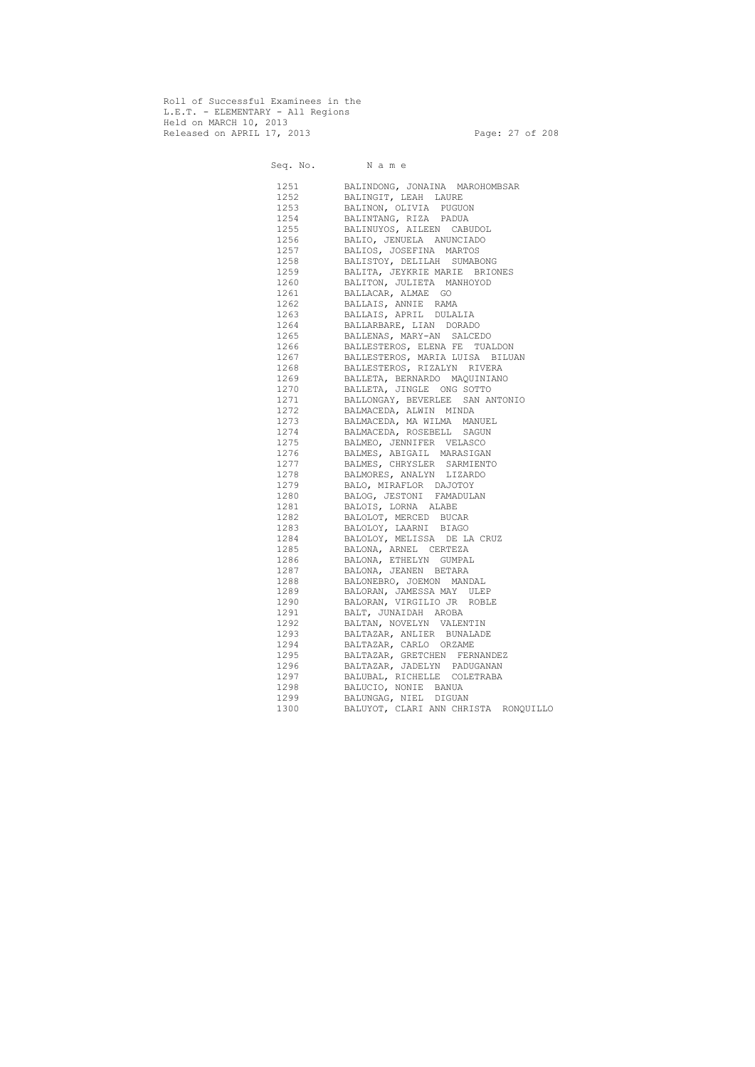Roll of Successful Examinees in the
L.E.T. - ELEMENTARY - All Regions
Held on MARCH 10, 2013
Released on APRIL 17, 2013

| Seq. No. | N a m e |
|---|---|
| 1251 | BALINDONG, JONAINA MAROHOMBSAR |
| 1252 | BALINGIT, LEAH LAURE |
| 1253 | BALINON, OLIVIA PUGUON |
| 1254 | BALINTANG, RIZA PADUA |
| 1255 | BALINUYOS, AILEEN CABUDOL |
| 1256 | BALIO, JENUELA ANUNCIADO |
| 1257 | BALIOS, JOSEFINA MARTOS |
| 1258 | BALISTOY, DELILAH SUMABONG |
| 1259 | BALITA, JEYKRIE MARIE BRIONES |
| 1260 | BALITON, JULIETA MANHOYOD |
| 1261 | BALLACAR, ALMAE GO |
| 1262 | BALLAIS, ANNIE RAMA |
| 1263 | BALLAIS, APRIL DULALIA |
| 1264 | BALLARBARE, LIAN DORADO |
| 1265 | BALLENAS, MARY-AN SALCEDO |
| 1266 | BALLESTEROS, ELENA FE TUALDON |
| 1267 | BALLESTEROS, MARIA LUISA BILUAN |
| 1268 | BALLESTEROS, RIZALYN RIVERA |
| 1269 | BALLETA, BERNARDO MAQUINIANO |
| 1270 | BALLETA, JINGLE ONG SOTTO |
| 1271 | BALLONGAY, BEVERLEE SAN ANTONIO |
| 1272 | BALMACEDA, ALWIN MINDA |
| 1273 | BALMACEDA, MA WILMA MANUEL |
| 1274 | BALMACEDA, ROSEBELL SAGUN |
| 1275 | BALMEO, JENNIFER VELASCO |
| 1276 | BALMES, ABIGAIL MARASIGAN |
| 1277 | BALMES, CHRYSLER SARMIENTO |
| 1278 | BALMORES, ANALYN LIZARDO |
| 1279 | BALO, MIRAFLOR DAJOTOY |
| 1280 | BALOG, JESTONI FAMADULAN |
| 1281 | BALOIS, LORNA ALABE |
| 1282 | BALOLOT, MERCED BUCAR |
| 1283 | BALOLOY, LAARNI BIAGO |
| 1284 | BALOLOY, MELISSA DE LA CRUZ |
| 1285 | BALONA, ARNEL CERTEZA |
| 1286 | BALONA, ETHELYN GUMPAL |
| 1287 | BALONA, JEANEN BETARA |
| 1288 | BALONEBRO, JOEMON MANDAL |
| 1289 | BALORAN, JAMESSA MAY ULEP |
| 1290 | BALORAN, VIRGILIO JR ROBLE |
| 1291 | BALT, JUNAIDAH AROBA |
| 1292 | BALTAN, NOVELYN VALENTIN |
| 1293 | BALTAZAR, ANLIER BUNALADE |
| 1294 | BALTAZAR, CARLO ORZAME |
| 1295 | BALTAZAR, GRETCHEN FERNANDEZ |
| 1296 | BALTAZAR, JADELYN PADUGANAN |
| 1297 | BALUBAL, RICHELLE COLETRABA |
| 1298 | BALUCIO, NONIE BANUA |
| 1299 | BALUNGAG, NIEL DIGUAN |
| 1300 | BALUYOT, CLARI ANN CHRISTA RONQUILLO |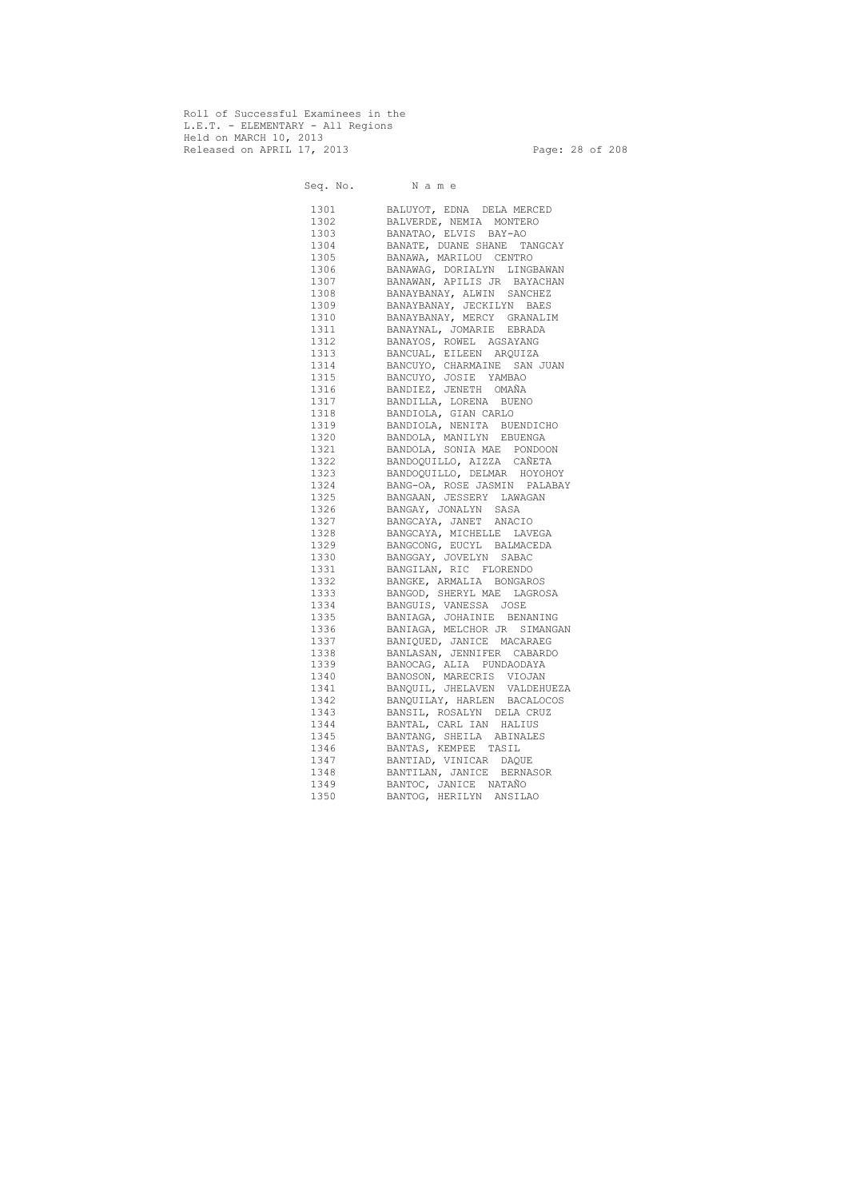Roll of Successful Examinees in the
L.E.T. - ELEMENTARY - All Regions
Held on MARCH 10, 2013
Released on APRIL 17, 2013

| Seq. No. | N a m e |
|---|---|
| 1301 | BALUYOT, EDNA DELA MERCED |
| 1302 | BALVERDE, NEMIA MONTERO |
| 1303 | BANATAO, ELVIS BAY-AO |
| 1304 | BANATE, DUANE SHANE TANGCAY |
| 1305 | BANAWA, MARILOU CENTRO |
| 1306 | BANAWAG, DORIALYN LINGBAWAN |
| 1307 | BANAWAN, APILIS JR BAYACHAN |
| 1308 | BANAYBANAY, ALWIN SANCHEZ |
| 1309 | BANAYBANAY, JECKILYN BAES |
| 1310 | BANAYBANAY, MERCY GRANALIM |
| 1311 | BANAYNAL, JOMARIE EBRADA |
| 1312 | BANAYOS, ROWEL AGSAYANG |
| 1313 | BANCUAL, EILEEN ARQUIZA |
| 1314 | BANCUYO, CHARMAINE SAN JUAN |
| 1315 | BANCUYO, JOSIE YAMBAO |
| 1316 | BANDIEZ, JENETH OMAÑA |
| 1317 | BANDILLA, LORENA BUENO |
| 1318 | BANDIOLA, GIAN CARLO |
| 1319 | BANDIOLA, NENITA BUENDICHO |
| 1320 | BANDOLA, MANILYN EBUENGA |
| 1321 | BANDOLA, SONIA MAE PONDOON |
| 1322 | BANDOQUILLO, AIZZA CAÑETA |
| 1323 | BANDOQUILLO, DELMAR HOYOHOY |
| 1324 | BANG-OA, ROSE JASMIN PALABAY |
| 1325 | BANGAAN, JESSERY LAWAGAN |
| 1326 | BANGAY, JONALYN SASA |
| 1327 | BANGCAYA, JANET ANACIO |
| 1328 | BANGCAYA, MICHELLE LAVEGA |
| 1329 | BANGCONG, EUCYL BALMACEDA |
| 1330 | BANGGAY, JOVELYN SABAC |
| 1331 | BANGILAN, RIC FLORENDO |
| 1332 | BANGKE, ARMALIA BONGAROS |
| 1333 | BANGOD, SHERYL MAE LAGROSA |
| 1334 | BANGUIS, VANESSA JOSE |
| 1335 | BANIAGA, JOHAINIE BENANING |
| 1336 | BANIAGA, MELCHOR JR SIMANGAN |
| 1337 | BANIQUED, JANICE MACARAEG |
| 1338 | BANLASAN, JENNIFER CABARDO |
| 1339 | BANOCAG, ALIA PUNDAODAYA |
| 1340 | BANOSON, MARECRIS VIOJAN |
| 1341 | BANQUIL, JHELAVEN VALDEHUEZA |
| 1342 | BANQUILAY, HARLEN BACALOCOS |
| 1343 | BANSIL, ROSALYN DELA CRUZ |
| 1344 | BANTAL, CARL IAN HALIUS |
| 1345 | BANTANG, SHEILA ABINALES |
| 1346 | BANTAS, KEMPEE TASIL |
| 1347 | BANTIAD, VINICAR DAQUE |
| 1348 | BANTILAN, JANICE BERNASOR |
| 1349 | BANTOC, JANICE NATAÑO |
| 1350 | BANTOG, HERILYN ANSILAO |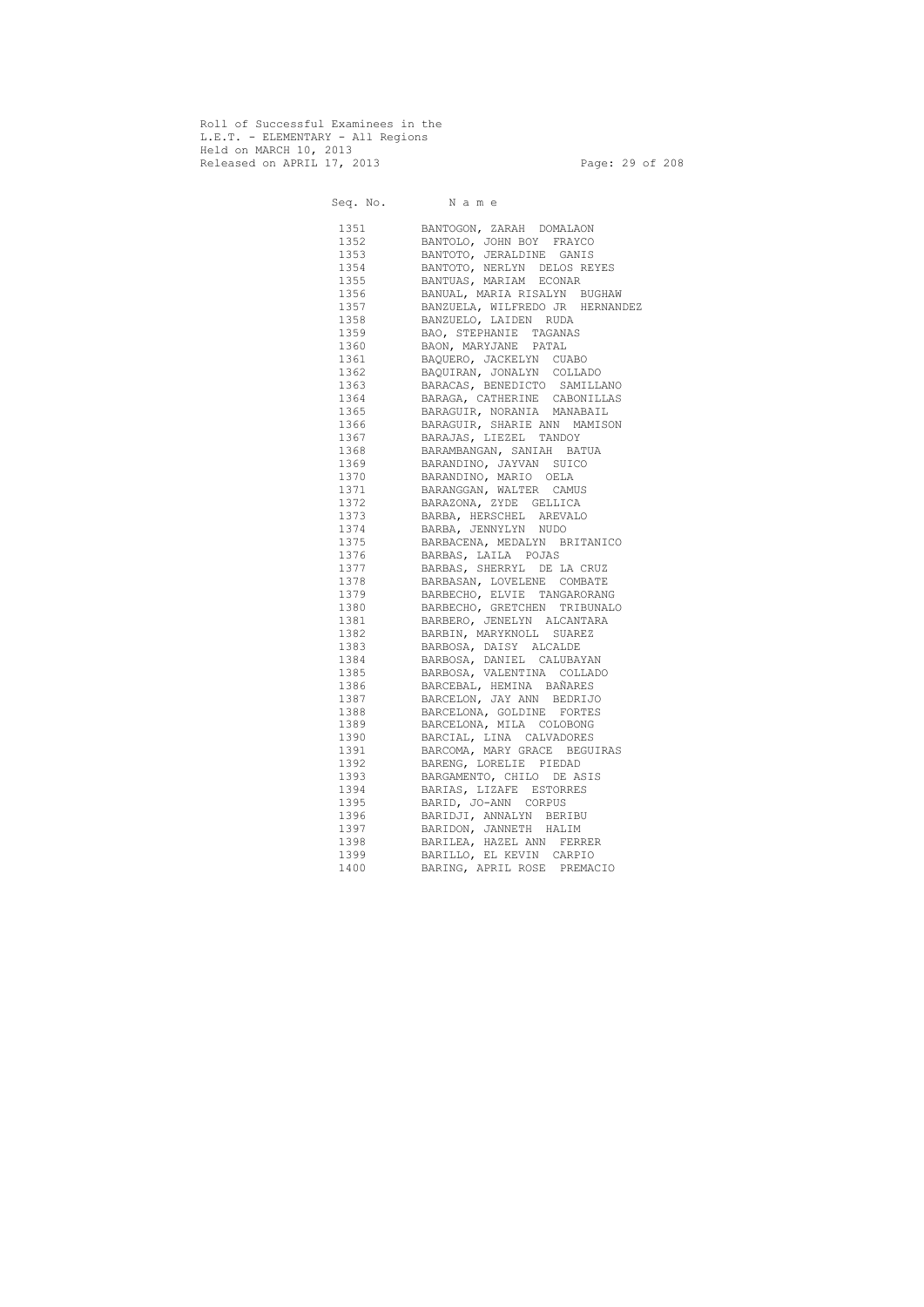Roll of Successful Examinees in the
L.E.T. - ELEMENTARY - All Regions
Held on MARCH 10, 2013
Released on APRIL 17, 2013

| Seq. No. | N a m e |
|---|---|
| 1351 | BANTOGON, ZARAH DOMALAON |
| 1352 | BANTOLO, JOHN BOY FRAYCO |
| 1353 | BANTOTO, JERALDINE GANIS |
| 1354 | BANTOTO, NERLYN DELOS REYES |
| 1355 | BANTUAS, MARIAM ECONAR |
| 1356 | BANUAL, MARIA RISALYN BUGHAW |
| 1357 | BANZUELA, WILFREDO JR HERNANDEZ |
| 1358 | BANZUELO, LAIDEN RUDA |
| 1359 | BAO, STEPHANIE TAGANAS |
| 1360 | BAON, MARYJANE PATAL |
| 1361 | BAQUERO, JACKELYN CUABO |
| 1362 | BAQUIRAN, JONALYN COLLADO |
| 1363 | BARACAS, BENEDICTO SAMILLANO |
| 1364 | BARAGA, CATHERINE CABONILLAS |
| 1365 | BARAGUIR, NORANIA MANABAIL |
| 1366 | BARAGUIR, SHARIE ANN MAMISON |
| 1367 | BARAJAS, LIEZEL TANDOY |
| 1368 | BARAMBANGAN, SANIAH BATUA |
| 1369 | BARANDINO, JAYVAN SUICO |
| 1370 | BARANDINO, MARIO OELA |
| 1371 | BARANGGAN, WALTER CAMUS |
| 1372 | BARAZONA, ZYDE GELLICA |
| 1373 | BARBA, HERSCHEL AREVALO |
| 1374 | BARBA, JENNYLYN NUDO |
| 1375 | BARBACENA, MEDALYN BRITANICO |
| 1376 | BARBAS, LAILA POJAS |
| 1377 | BARBAS, SHERRYL DE LA CRUZ |
| 1378 | BARBASAN, LOVELENE COMBATE |
| 1379 | BARBECHO, ELVIE TANGARORANG |
| 1380 | BARBECHO, GRETCHEN TRIBUNALO |
| 1381 | BARBERO, JENELYN ALCANTARA |
| 1382 | BARBIN, MARYKNOLL SUAREZ |
| 1383 | BARBOSA, DAISY ALCALDE |
| 1384 | BARBOSA, DANIEL CALUBAYAN |
| 1385 | BARBOSA, VALENTINA COLLADO |
| 1386 | BARCEBAL, HEMINA BAÑARES |
| 1387 | BARCELON, JAY ANN BEDRIJO |
| 1388 | BARCELONA, GOLDINE FORTES |
| 1389 | BARCELONA, MILA COLOBONG |
| 1390 | BARCIAL, LINA CALVADORES |
| 1391 | BARCOMA, MARY GRACE BEGUIRAS |
| 1392 | BARENG, LORELIE PIEDAD |
| 1393 | BARGAMENTO, CHILO DE ASIS |
| 1394 | BARIAS, LIZAFE ESTORRES |
| 1395 | BARID, JO-ANN CORPUS |
| 1396 | BARIDJI, ANNALYN BERIBU |
| 1397 | BARIDON, JANNETH HALIM |
| 1398 | BARILEA, HAZEL ANN FERRER |
| 1399 | BARILLO, EL KEVIN CARPIO |
| 1400 | BARING, APRIL ROSE PREMACIO |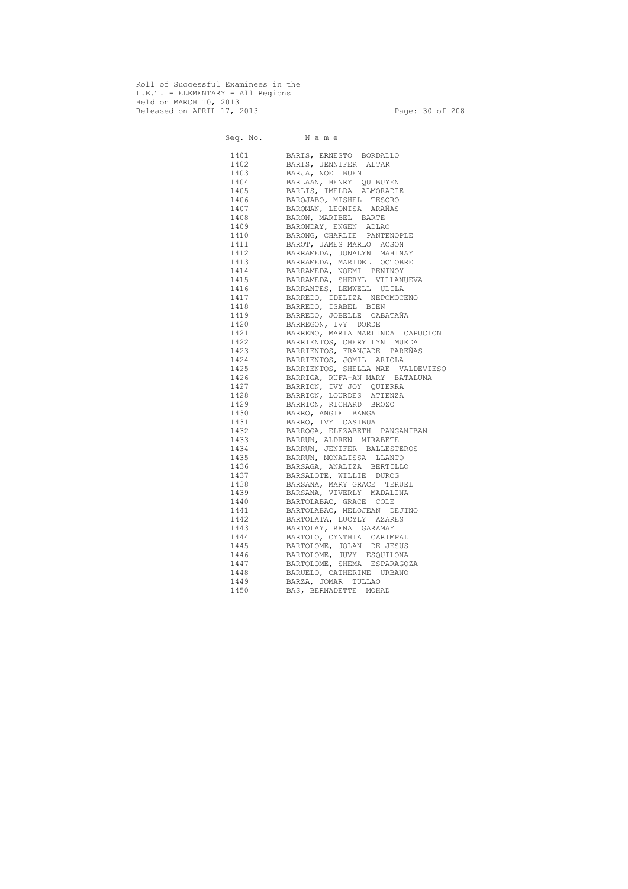Roll of Successful Examinees in the
L.E.T. - ELEMENTARY - All Regions
Held on MARCH 10, 2013
Released on APRIL 17, 2013

| Seq. No. | Name |
|---|---|
| 1401 | BARIS, ERNESTO BORDALLO |
| 1402 | BARIS, JENNIFER ALTAR |
| 1403 | BARJA, NOE BUEN |
| 1404 | BARLAAN, HENRY QUIBUYEN |
| 1405 | BARLIS, IMELDA ALMORADIE |
| 1406 | BAROJABO, MISHEL TESORO |
| 1407 | BAROMAN, LEONISA ARAÑAS |
| 1408 | BARON, MARIBEL BARTE |
| 1409 | BARONDAY, ENGEN ADLAO |
| 1410 | BARONG, CHARLIE PANTENOPLE |
| 1411 | BAROT, JAMES MARLO ACSON |
| 1412 | BARRAMEDA, JONALYN MAHINAY |
| 1413 | BARRAMEDA, MARIDEL OCTOBRE |
| 1414 | BARRAMEDA, NOEMI PENINOY |
| 1415 | BARRAMEDA, SHERYL VILLANUEVA |
| 1416 | BARRANTES, LEMWELL ULILA |
| 1417 | BARREDO, IDELIZA NEPOMOCENO |
| 1418 | BARREDO, ISABEL BIEN |
| 1419 | BARREDO, JOBELLE CABATAÑA |
| 1420 | BARREGON, IVY DORDE |
| 1421 | BARRENO, MARIA MARLINDA CAPUCION |
| 1422 | BARRIENTOS, CHERY LYN MUEDA |
| 1423 | BARRIENTOS, FRANJADE PAREÑAS |
| 1424 | BARRIENTOS, JOMIL ARIOLA |
| 1425 | BARRIENTOS, SHELLA MAE VALDEVIESO |
| 1426 | BARRIGA, RUFA-AN MARY BATALUNA |
| 1427 | BARRION, IVY JOY QUIERRA |
| 1428 | BARRION, LOURDES ATIENZA |
| 1429 | BARRION, RICHARD BROZO |
| 1430 | BARRO, ANGIE BANGA |
| 1431 | BARRO, IVY CASIBUA |
| 1432 | BARROGA, ELEZABETH PANGANIBAN |
| 1433 | BARRUN, ALDREN MIRABETE |
| 1434 | BARRUN, JENIFER BALLESTEROS |
| 1435 | BARRUN, MONALISSA LLANTO |
| 1436 | BARSAGA, ANALIZA BERTILLO |
| 1437 | BARSALOTE, WILLIE DUROG |
| 1438 | BARSANA, MARY GRACE TERUEL |
| 1439 | BARSANA, VIVERLY MADALINA |
| 1440 | BARTOLABAC, GRACE COLE |
| 1441 | BARTOLABAC, MELOJEAN DEJINO |
| 1442 | BARTOLATA, LUCYLY AZARES |
| 1443 | BARTOLAY, RENA GARAMAY |
| 1444 | BARTOLO, CYNTHIA CARIMPAL |
| 1445 | BARTOLOME, JOLAN DE JESUS |
| 1446 | BARTOLOME, JUVY ESQUILONA |
| 1447 | BARTOLOME, SHEMA ESPARAGOZA |
| 1448 | BARUELO, CATHERINE URBANO |
| 1449 | BARZA, JOMAR TULLAO |
| 1450 | BAS, BERNADETTE MOHAD |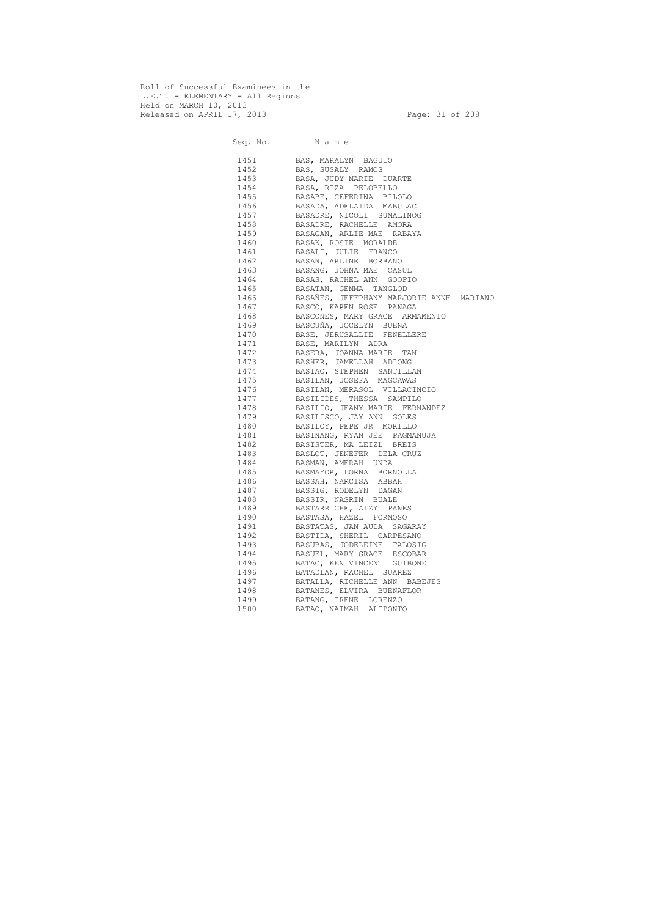Roll of Successful Examinees in the
L.E.T. - ELEMENTARY - All Regions
Held on MARCH 10, 2013
Released on APRIL 17, 2013

| Seq. No. | N a m e |
|---|---|
| 1451 | BAS, MARALYN BAGUIO |
| 1452 | BAS, SUSALY RAMOS |
| 1453 | BASA, JUDY MARIE DUARTE |
| 1454 | BASA, RIZA PELOBELLO |
| 1455 | BASABE, CEFERINA BILOLO |
| 1456 | BASADA, ADELAIDA MABULAC |
| 1457 | BASADRE, NICOLI SUMALINOG |
| 1458 | BASADRE, RACHELLE AMORA |
| 1459 | BASAGAN, ARLIE MAE RABAYA |
| 1460 | BASAK, ROSIE MORALDE |
| 1461 | BASALI, JULIE FRANCO |
| 1462 | BASAN, ARLINE BORBANO |
| 1463 | BASANG, JOHNA MAE CASUL |
| 1464 | BASAS, RACHEL ANN GOOPIO |
| 1465 | BASATAN, GEMMA TANGLOD |
| 1466 | BASAÑES, JEFFPHANY MARJORIE ANNE MARIANO |
| 1467 | BASCO, KAREN ROSE PANAGA |
| 1468 | BASCONES, MARY GRACE ARMAMENTO |
| 1469 | BASCUÑA, JOCELYN BUENA |
| 1470 | BASE, JERUSALLIE FENELLERE |
| 1471 | BASE, MARILYN ADRA |
| 1472 | BASERA, JOANNA MARIE TAN |
| 1473 | BASHER, JAMELLAH ADIONG |
| 1474 | BASIAO, STEPHEN SANTILLAN |
| 1475 | BASILAN, JOSEFA MAGCAWAS |
| 1476 | BASILAN, MERASOL VILLACINCIO |
| 1477 | BASILIDES, THESSA SAMPILO |
| 1478 | BASILIO, JEANY MARIE FERNANDEZ |
| 1479 | BASILISCO, JAY ANN GOLES |
| 1480 | BASILOY, PEPE JR MORILLO |
| 1481 | BASINANG, RYAN JEE PAGMANUJA |
| 1482 | BASISTER, MA LEIZL BREIS |
| 1483 | BASLOT, JENEFER DELA CRUZ |
| 1484 | BASMAN, AMERAH UNDA |
| 1485 | BASMAYOR, LORNA BORNOLLA |
| 1486 | BASSAH, NARCISA ABBAH |
| 1487 | BASSIG, RODELYN DAGAN |
| 1488 | BASSIR, NASRIN BUALE |
| 1489 | BASTARRICHE, AIZY PANES |
| 1490 | BASTASA, HAZEL FORMOSO |
| 1491 | BASTATAS, JAN AUDA SAGARAY |
| 1492 | BASTIDA, SHERIL CARPESANO |
| 1493 | BASUBAS, JODELEINE TALOSIG |
| 1494 | BASUEL, MARY GRACE ESCOBAR |
| 1495 | BATAC, KEN VINCENT GUIBONE |
| 1496 | BATADLAN, RACHEL SUAREZ |
| 1497 | BATALLA, RICHELLE ANN BABEJES |
| 1498 | BATANES, ELVIRA BUENAFLOR |
| 1499 | BATANG, IRENE LORENZO |
| 1500 | BATAO, NAIMAH ALIPONTO |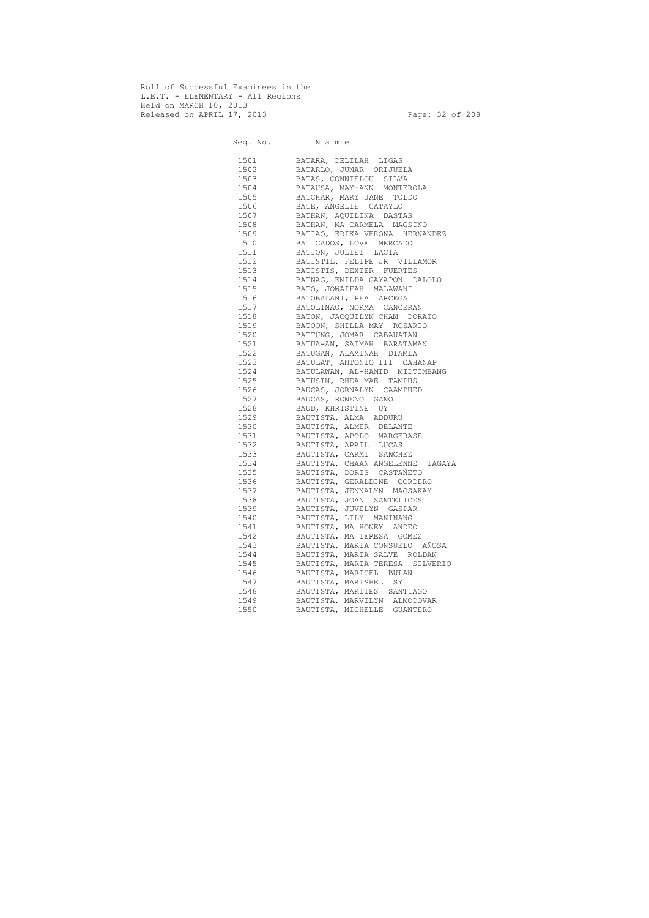Roll of Successful Examinees in the
L.E.T. - ELEMENTARY - All Regions
Held on MARCH 10, 2013
Released on APRIL 17, 2013

| Seq. No. | N a m e |
|---|---|
| 1501 | BATARA, DELILAH LIGAS |
| 1502 | BATARLO, JUNAR ORIJUELA |
| 1503 | BATAS, CONNIELOU SILVA |
| 1504 | BATAUSA, MAY-ANN MONTEROLA |
| 1505 | BATCHAR, MARY JANE TOLDO |
| 1506 | BATE, ANGELIE CATAYLO |
| 1507 | BATHAN, AQUILINA DASTAS |
| 1508 | BATHAN, MA CARMELA MAGSINO |
| 1509 | BATIAO, ERIKA VERONA HERNANDEZ |
| 1510 | BATICADOS, LOVE MERCADO |
| 1511 | BATION, JULIET LACIA |
| 1512 | BATISTIL, FELIPE JR VILLAMOR |
| 1513 | BATISTIS, DEXTER FUERTES |
| 1514 | BATNAG, EMILDA GAYAPON DALOLO |
| 1515 | BATO, JOWAIFAH MALAWANI |
| 1516 | BATOBALANI, PEA ARCEGA |
| 1517 | BATOLINAO, NORMA CANCERAN |
| 1518 | BATON, JACQUILYN CHAM DORATO |
| 1519 | BATOON, SHILLA MAY ROSARIO |
| 1520 | BATTUNG, JOMAR CABAUATAN |
| 1521 | BATUA-AN, SAIMAH BARATAMAN |
| 1522 | BATUGAN, ALAMINAH DIAMLA |
| 1523 | BATULAT, ANTONIO III CAHANAP |
| 1524 | BATULAWAN, AL-HAMID MIDTIMBANG |
| 1525 | BATUSIN, RHEA MAE TAMPUS |
| 1526 | BAUCAS, JORNALYN CAAMPUED |
| 1527 | BAUCAS, ROWENO GANO |
| 1528 | BAUD, KHRISTINE UY |
| 1529 | BAUTISTA, ALMA ADDURU |
| 1530 | BAUTISTA, ALMER DELANTE |
| 1531 | BAUTISTA, APOLO MARGERASE |
| 1532 | BAUTISTA, APRIL LUCAS |
| 1533 | BAUTISTA, CARMI SANCHEZ |
| 1534 | BAUTISTA, CHAAN ANGELENNE TAGAYA |
| 1535 | BAUTISTA, DORIS CASTAÑETO |
| 1536 | BAUTISTA, GERALDINE CORDERO |
| 1537 | BAUTISTA, JENNALYN MAGSAKAY |
| 1538 | BAUTISTA, JOAN SANTELICES |
| 1539 | BAUTISTA, JUVELYN GASPAR |
| 1540 | BAUTISTA, LILY MANINANG |
| 1541 | BAUTISTA, MA HONEY ANDEO |
| 1542 | BAUTISTA, MA TERESA GOMEZ |
| 1543 | BAUTISTA, MARIA CONSUELO AÑOSA |
| 1544 | BAUTISTA, MARIA SALVE ROLDAN |
| 1545 | BAUTISTA, MARIA TERESA SILVERIO |
| 1546 | BAUTISTA, MARICEL BULAN |
| 1547 | BAUTISTA, MARISHEL SY |
| 1548 | BAUTISTA, MARITES SANTIAGO |
| 1549 | BAUTISTA, MARVILYN ALMODOVAR |
| 1550 | BAUTISTA, MICHELLE GUANTERO |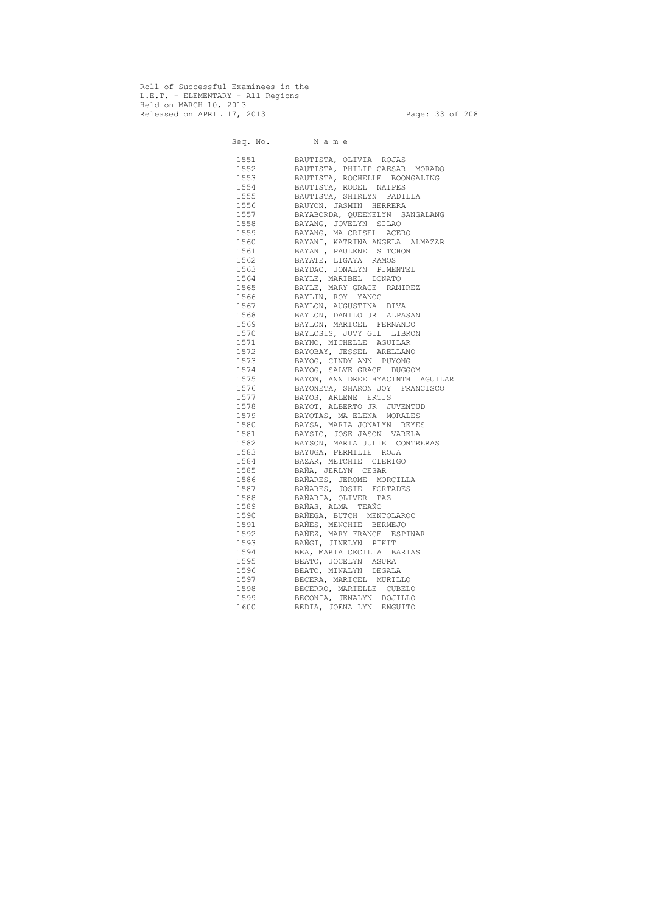Roll of Successful Examinees in the
L.E.T. - ELEMENTARY - All Regions
Held on MARCH 10, 2013
Released on APRIL 17, 2013

| Seq. No. | N a m e |
|---|---|
| 1551 | BAUTISTA, OLIVIA ROJAS |
| 1552 | BAUTISTA, PHILIP CAESAR MORADO |
| 1553 | BAUTISTA, ROCHELLE BOONGALING |
| 1554 | BAUTISTA, RODEL NAIPES |
| 1555 | BAUTISTA, SHIRLYN PADILLA |
| 1556 | BAUYON, JASMIN HERRERA |
| 1557 | BAYABORDA, QUEENELYN SANGALANG |
| 1558 | BAYANG, JOVELYN SILAO |
| 1559 | BAYANG, MA CRISEL ACERO |
| 1560 | BAYANI, KATRINA ANGELA ALMAZAR |
| 1561 | BAYANI, PAULENE SITCHON |
| 1562 | BAYATE, LIGAYA RAMOS |
| 1563 | BAYDAC, JONALYN PIMENTEL |
| 1564 | BAYLE, MARIBEL DONATO |
| 1565 | BAYLE, MARY GRACE RAMIREZ |
| 1566 | BAYLIN, ROY YANOC |
| 1567 | BAYLON, AUGUSTINA DIVA |
| 1568 | BAYLON, DANILO JR ALPASAN |
| 1569 | BAYLON, MARICEL FERNANDO |
| 1570 | BAYLOSIS, JUVY GIL LIBRON |
| 1571 | BAYNO, MICHELLE AGUILAR |
| 1572 | BAYOBAY, JESSEL ARELLANO |
| 1573 | BAYOG, CINDY ANN PUYONG |
| 1574 | BAYOG, SALVE GRACE DUGGOM |
| 1575 | BAYON, ANN DREE HYACINTH AGUILAR |
| 1576 | BAYONETA, SHARON JOY FRANCISCO |
| 1577 | BAYOS, ARLENE ERTIS |
| 1578 | BAYOT, ALBERTO JR JUVENTUD |
| 1579 | BAYOTAS, MA ELENA MORALES |
| 1580 | BAYSA, MARIA JONALYN REYES |
| 1581 | BAYSIC, JOSE JASON VARELA |
| 1582 | BAYSON, MARIA JULIE CONTRERAS |
| 1583 | BAYUGA, FERMILIE ROJA |
| 1584 | BAZAR, METCHIE CLERIGO |
| 1585 | BAÑA, JERLYN CESAR |
| 1586 | BAÑARES, JEROME MORCILLA |
| 1587 | BAÑARES, JOSIE FORTADES |
| 1588 | BAÑARIA, OLIVER PAZ |
| 1589 | BAÑAS, ALMA TEAÑO |
| 1590 | BAÑEGA, BUTCH MENTOLAROC |
| 1591 | BAÑES, MENCHIE BERMEJO |
| 1592 | BAÑEZ, MARY FRANCE ESPINAR |
| 1593 | BAÑGI, JINELYN PIKIT |
| 1594 | BEA, MARIA CECILIA BARIAS |
| 1595 | BEATO, JOCELYN ASURA |
| 1596 | BEATO, MINALYN DEGALA |
| 1597 | BECERA, MARICEL MURILLO |
| 1598 | BECERRO, MARIELLE CUBELO |
| 1599 | BECONIA, JENALYN DOJILLO |
| 1600 | BEDIA, JOENA LYN ENGUITO |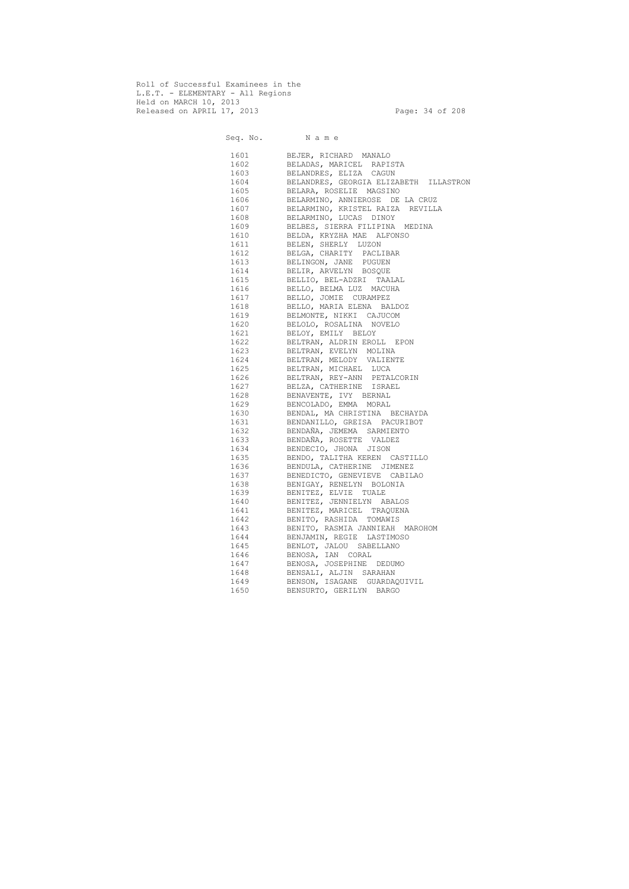Roll of Successful Examinees in the
L.E.T. - ELEMENTARY - All Regions
Held on MARCH 10, 2013
Released on APRIL 17, 2013

| Seq. No. | N a m e |
|---|---|
| 1601 | BEJER, RICHARD MANALO |
| 1602 | BELADAS, MARICEL RAPISTA |
| 1603 | BELANDRES, ELIZA CAGUN |
| 1604 | BELANDRES, GEORGIA ELIZABETH ILLASTRON |
| 1605 | BELARA, ROSELIE MAGSINO |
| 1606 | BELARMINO, ANNIEROSE DE LA CRUZ |
| 1607 | BELARMINO, KRISTEL RAIZA REVILLA |
| 1608 | BELARMINO, LUCAS DINOY |
| 1609 | BELBES, SIERRA FILIPINA MEDINA |
| 1610 | BELDA, KRYZHA MAE ALFONSO |
| 1611 | BELEN, SHERLY LUZON |
| 1612 | BELGA, CHARITY PACLIBAR |
| 1613 | BELINGON, JANE PUGUEN |
| 1614 | BELIR, ARVELYN BOSQUE |
| 1615 | BELLIO, BEL-ADZRI TAALAL |
| 1616 | BELLO, BELMA LUZ MACUHA |
| 1617 | BELLO, JOMIE CURAMPEZ |
| 1618 | BELLO, MARIA ELENA BALDOZ |
| 1619 | BELMONTE, NIKKI CAJUCOM |
| 1620 | BELOLO, ROSALINA NOVELO |
| 1621 | BELOY, EMILY BELOY |
| 1622 | BELTRAN, ALDRIN EROLL EPON |
| 1623 | BELTRAN, EVELYN MOLINA |
| 1624 | BELTRAN, MELODY VALIENTE |
| 1625 | BELTRAN, MICHAEL LUCA |
| 1626 | BELTRAN, REY-ANN PETALCORIN |
| 1627 | BELZA, CATHERINE ISRAEL |
| 1628 | BENAVENTE, IVY BERNAL |
| 1629 | BENCOLADO, EMMA MORAL |
| 1630 | BENDAL, MA CHRISTINA BECHAYDA |
| 1631 | BENDANILLO, GREISA PACURIBOT |
| 1632 | BENDAÑA, JEMEMA SARMIENTO |
| 1633 | BENDAÑA, ROSETTE VALDEZ |
| 1634 | BENDECIO, JHONA JISON |
| 1635 | BENDO, TALITHA KEREN CASTILLO |
| 1636 | BENDULA, CATHERINE JIMENEZ |
| 1637 | BENEDICTO, GENEVIEVE CABILAO |
| 1638 | BENIGAY, RENELYN BOLONIA |
| 1639 | BENITEZ, ELVIE TUALE |
| 1640 | BENITEZ, JENNIELYN ABALOS |
| 1641 | BENITEZ, MARICEL TRAQUENA |
| 1642 | BENITO, RASHIDA TOMAWIS |
| 1643 | BENITO, RASMIA JANNIEAH MAROHOM |
| 1644 | BENJAMIN, REGIE LASTIMOSO |
| 1645 | BENLOT, JALOU SABELLANO |
| 1646 | BENOSA, IAN CORAL |
| 1647 | BENOSA, JOSEPHINE DEDUMO |
| 1648 | BENSALI, ALJIN SARAHAN |
| 1649 | BENSON, ISAGANE GUARDAQUIVIL |
| 1650 | BENSURTO, GERILYN BARGO |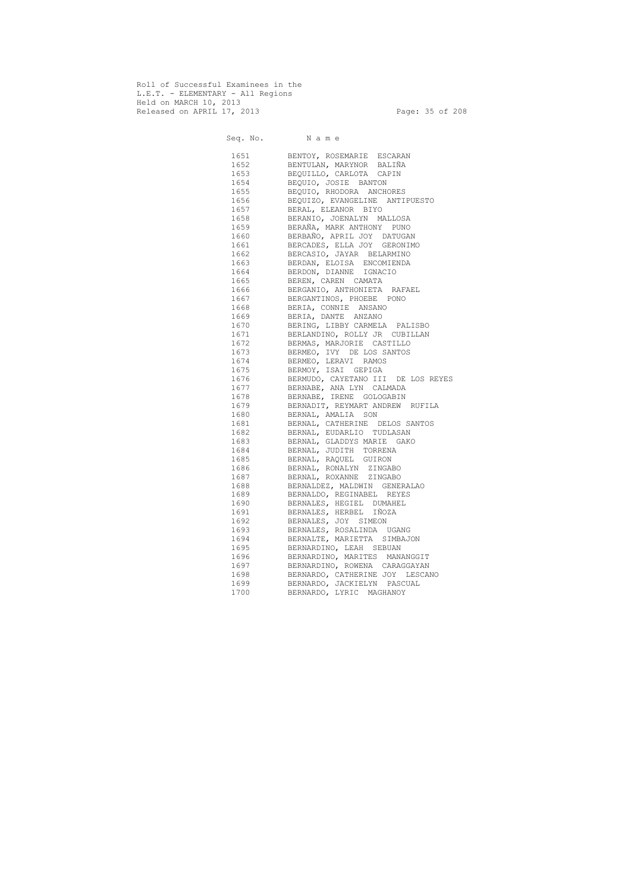Roll of Successful Examinees in the
L.E.T. - ELEMENTARY - All Regions
Held on MARCH 10, 2013
Released on APRIL 17, 2013

| Seq. No. | N a m e |
|---|---|
| 1651 | BENTOY, ROSEMARIE ESCARAN |
| 1652 | BENTULAN, MARYNOR BALIÑA |
| 1653 | BEQUILLO, CARLOTA CAPIN |
| 1654 | BEQUIO, JOSIE BANTON |
| 1655 | BEQUIO, RHODORA ANCHORES |
| 1656 | BEQUIZO, EVANGELINE ANTIPUESTO |
| 1657 | BERAL, ELEANOR BIYO |
| 1658 | BERANIO, JOENALYN MALLOSA |
| 1659 | BERAÑA, MARK ANTHONY PUNO |
| 1660 | BERBAÑO, APRIL JOY DATUGAN |
| 1661 | BERCADES, ELLA JOY GERONIMO |
| 1662 | BERCASIO, JAYAR BELARMINO |
| 1663 | BERDAN, ELOISA ENCOMIENDA |
| 1664 | BERDON, DIANNE IGNACIO |
| 1665 | BEREN, CAREN CAMATA |
| 1666 | BERGANIO, ANTHONIETA RAFAEL |
| 1667 | BERGANTINOS, PHOEBE PONO |
| 1668 | BERIA, CONNIE ANSANO |
| 1669 | BERIA, DANTE ANZANO |
| 1670 | BERING, LIBBY CARMELA PALISBO |
| 1671 | BERLANDINO, ROLLY JR CUBILLAN |
| 1672 | BERMAS, MARJORIE CASTILLO |
| 1673 | BERMEO, IVY DE LOS SANTOS |
| 1674 | BERMEO, LERAVI RAMOS |
| 1675 | BERMOY, ISAI GEPIGA |
| 1676 | BERMUDO, CAYETANO III DE LOS REYES |
| 1677 | BERNABE, ANA LYN CALMADA |
| 1678 | BERNABE, IRENE GOLOGABIN |
| 1679 | BERNADIT, REYMART ANDREW RUFILA |
| 1680 | BERNAL, AMALIA SON |
| 1681 | BERNAL, CATHERINE DELOS SANTOS |
| 1682 | BERNAL, EUDARLIO TUDLASAN |
| 1683 | BERNAL, GLADDYS MARIE GAKO |
| 1684 | BERNAL, JUDITH TORRENA |
| 1685 | BERNAL, RAQUEL GUIRON |
| 1686 | BERNAL, RONALYN ZINGABO |
| 1687 | BERNAL, ROXANNE ZINGABO |
| 1688 | BERNALDEZ, MALDWIN GENERALAO |
| 1689 | BERNALDO, REGINABEL REYES |
| 1690 | BERNALES, HEGIEL DUMAHEL |
| 1691 | BERNALES, HERBEL IÑOZA |
| 1692 | BERNALES, JOY SIMEON |
| 1693 | BERNALES, ROSALINDA UGANG |
| 1694 | BERNALTE, MARIETTA SIMBAJON |
| 1695 | BERNARDINO, LEAH SEBUAN |
| 1696 | BERNARDINO, MARITES MANANGGIT |
| 1697 | BERNARDINO, ROWENA CARAGGAYAN |
| 1698 | BERNARDO, CATHERINE JOY LESCANO |
| 1699 | BERNARDO, JACKIELYN PASCUAL |
| 1700 | BERNARDO, LYRIC MAGHANOY |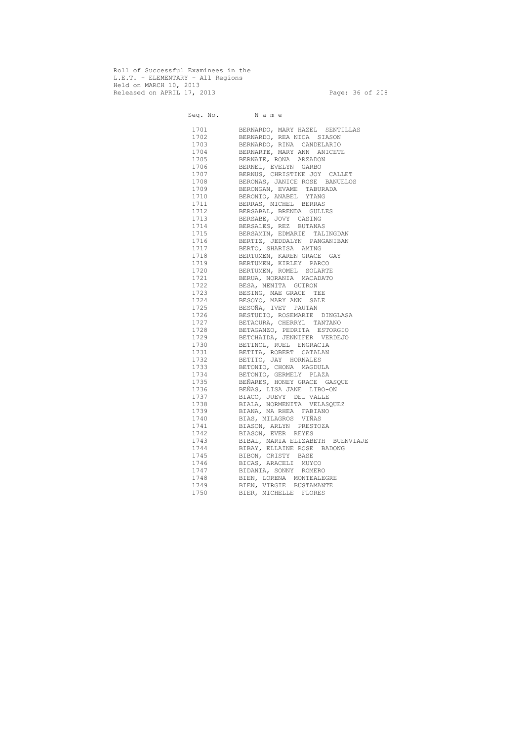Roll of Successful Examinees in the
L.E.T. - ELEMENTARY - All Regions
Held on MARCH 10, 2013
Released on APRIL 17, 2013

| Seq. No. | N a m e |
| --- | --- |
| 1701 | BERNARDO, MARY HAZEL SENTILLAS |
| 1702 | BERNARDO, REA NICA SIASON |
| 1703 | BERNARDO, RINA CANDELARIO |
| 1704 | BERNARTE, MARY ANN ANICETE |
| 1705 | BERNATE, RONA ARZADON |
| 1706 | BERNEL, EVELYN GARBO |
| 1707 | BERNUS, CHRISTINE JOY CALLET |
| 1708 | BERONAS, JANICE ROSE BANUELOS |
| 1709 | BERONGAN, EVAME TABURADA |
| 1710 | BERONIO, ANABEL YTANG |
| 1711 | BERRAS, MICHEL BERRAS |
| 1712 | BERSABAL, BRENDA GULLES |
| 1713 | BERSABE, JOVY CASING |
| 1714 | BERSALES, REZ BUTANAS |
| 1715 | BERSAMIN, EDMARIE TALINGDAN |
| 1716 | BERTIZ, JEDDALYN PANGANIBAN |
| 1717 | BERTO, SHARISA AMING |
| 1718 | BERTUMEN, KAREN GRACE GAY |
| 1719 | BERTUMEN, KIRLEY PARCO |
| 1720 | BERTUMEN, ROMEL SOLARTE |
| 1721 | BERUA, NORANIA MACADATO |
| 1722 | BESA, NENITA GUIRON |
| 1723 | BESING, MAE GRACE TEE |
| 1724 | BESOYO, MARY ANN SALE |
| 1725 | BESOÑA, IVET PAUTAN |
| 1726 | BESTUDIO, ROSEMARIE DINGLASA |
| 1727 | BETACURA, CHERRYL TANTANO |
| 1728 | BETAGANZO, PEDRITA ESTORGIO |
| 1729 | BETCHAIDA, JENNIFER VERDEJO |
| 1730 | BETINOL, RUEL ENGRACIA |
| 1731 | BETITA, ROBERT CATALAN |
| 1732 | BETITO, JAY HORNALES |
| 1733 | BETONIO, CHONA MAGDULA |
| 1734 | BETONIO, GERMELY PLAZA |
| 1735 | BEÑARES, HONEY GRACE GASQUE |
| 1736 | BEÑAS, LISA JANE LIBO-ON |
| 1737 | BIACO, JUEVY DEL VALLE |
| 1738 | BIALA, NORMENITA VELASQUEZ |
| 1739 | BIANA, MA RHEA FABIANO |
| 1740 | BIAS, MILAGROS VIÑAS |
| 1741 | BIASON, ARLYN PRESTOZA |
| 1742 | BIASON, EVER REYES |
| 1743 | BIBAL, MARIA ELIZABETH BUENVIAJE |
| 1744 | BIBAY, ELLAINE ROSE BADONG |
| 1745 | BIBON, CRISTY BASE |
| 1746 | BICAS, ARACELI MUYCO |
| 1747 | BIDANIA, SONNY ROMERO |
| 1748 | BIEN, LORENA MONTEALEGRE |
| 1749 | BIEN, VIRGIE BUSTAMANTE |
| 1750 | BIER, MICHELLE FLORES |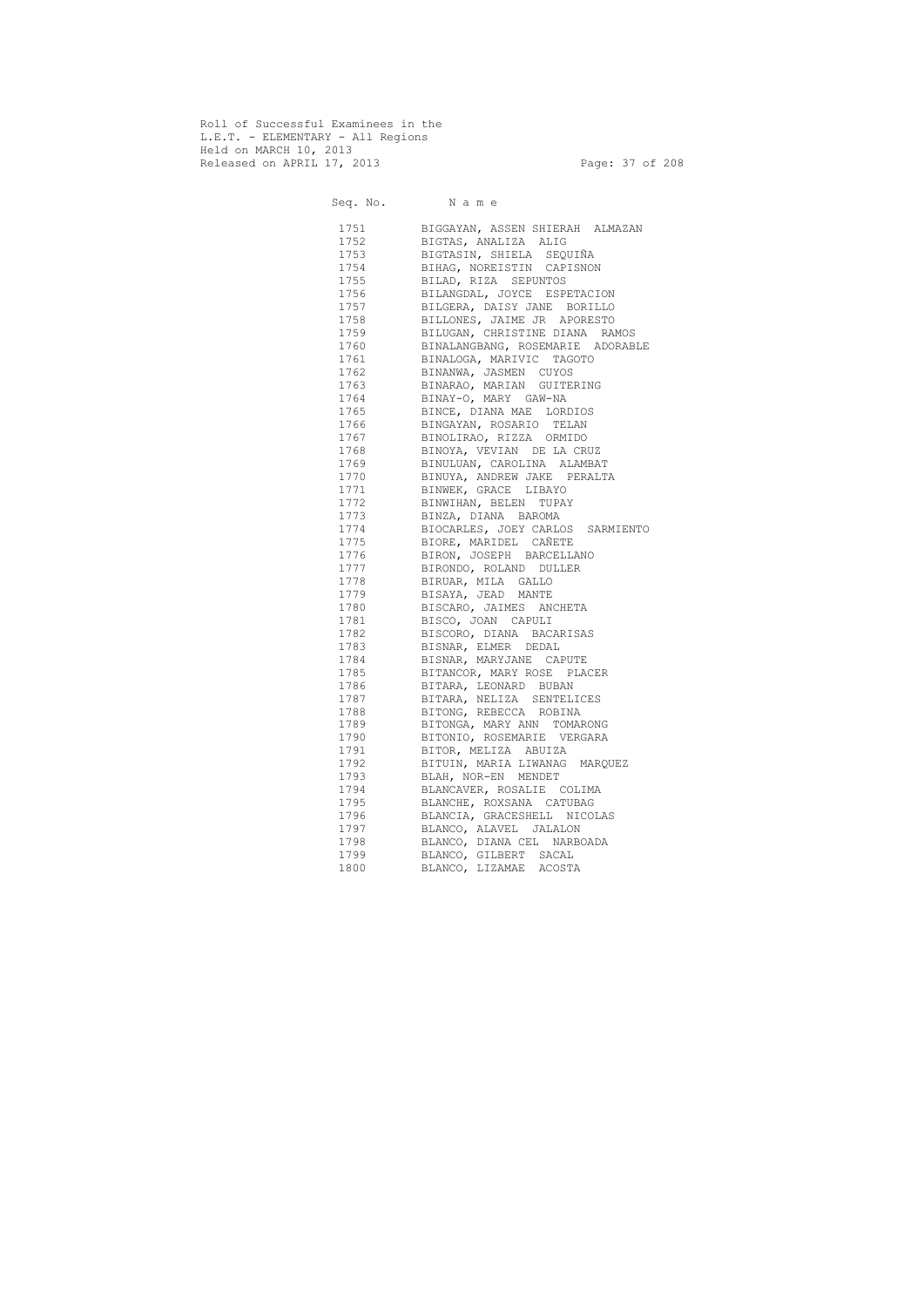Roll of Successful Examinees in the
L.E.T. - ELEMENTARY - All Regions
Held on MARCH 10, 2013
Released on APRIL 17, 2013

| Seq. No. | N a m e |
|---|---|
| 1751 | BIGGAYAN, ASSEN SHIERAH ALMAZAN |
| 1752 | BIGTAS, ANALIZA ALIG |
| 1753 | BIGTASIN, SHIELA SEQUIÑA |
| 1754 | BIHAG, NOREISTIN CAPISNON |
| 1755 | BILAD, RIZA SEPUNTOS |
| 1756 | BILANGDAL, JOYCE ESPETACION |
| 1757 | BILGERA, DAISY JANE BORILLO |
| 1758 | BILLONES, JAIME JR APORESTO |
| 1759 | BILUGAN, CHRISTINE DIANA RAMOS |
| 1760 | BINALANGBANG, ROSEMARIE ADORABLE |
| 1761 | BINALOGA, MARIVIC TAGOTO |
| 1762 | BINANWA, JASMEN CUYOS |
| 1763 | BINARAO, MARIAN GUITERING |
| 1764 | BINAY-O, MARY GAW-NA |
| 1765 | BINCE, DIANA MAE LORDIOS |
| 1766 | BINGAYAN, ROSARIO TELAN |
| 1767 | BINOLIRAO, RIZZA ORMIDO |
| 1768 | BINOYA, VEVIAN DE LA CRUZ |
| 1769 | BINULUAN, CAROLINA ALAMBAT |
| 1770 | BINUYA, ANDREW JAKE PERALTA |
| 1771 | BINWEK, GRACE LIBAYO |
| 1772 | BINWIHAN, BELEN TUPAY |
| 1773 | BINZA, DIANA BAROMA |
| 1774 | BIOCARLES, JOEY CARLOS SARMIENTO |
| 1775 | BIORE, MARIDEL CAÑETE |
| 1776 | BIRON, JOSEPH BARCELLANO |
| 1777 | BIRONDO, ROLAND DULLER |
| 1778 | BIRUAR, MILA GALLO |
| 1779 | BISAYA, JEAD MANTE |
| 1780 | BISCARO, JAIMES ANCHETA |
| 1781 | BISCO, JOAN CAPULI |
| 1782 | BISCORO, DIANA BACARISAS |
| 1783 | BISNAR, ELMER DEDAL |
| 1784 | BISNAR, MARYJANE CAPUTE |
| 1785 | BITANCOR, MARY ROSE PLACER |
| 1786 | BITARA, LEONARD BUBAN |
| 1787 | BITARA, NELIZA SENTELICES |
| 1788 | BITONG, REBECCA ROBINA |
| 1789 | BITONGA, MARY ANN TOMARONG |
| 1790 | BITONIO, ROSEMARIE VERGARA |
| 1791 | BITOR, MELIZA ABUIZA |
| 1792 | BITUIN, MARIA LIWANAG MARQUEZ |
| 1793 | BLAH, NOR-EN MENDET |
| 1794 | BLANCAVER, ROSALIE COLIMA |
| 1795 | BLANCHE, ROXSANA CATUBAG |
| 1796 | BLANCIA, GRACESHELL NICOLAS |
| 1797 | BLANCO, ALAVEL JALALON |
| 1798 | BLANCO, DIANA CEL NARBOADA |
| 1799 | BLANCO, GILBERT SACAL |
| 1800 | BLANCO, LIZAMAE ACOSTA |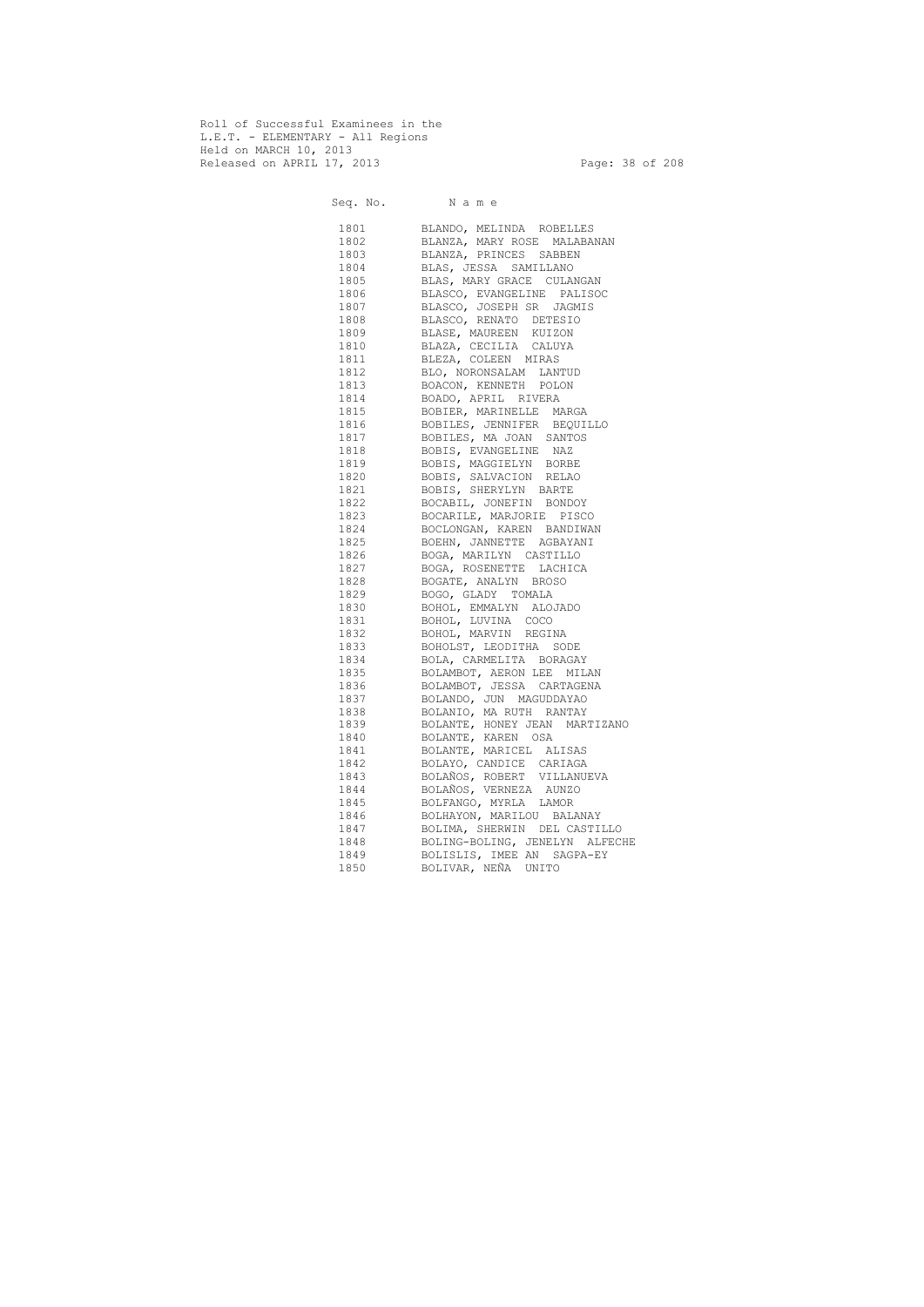Roll of Successful Examinees in the
L.E.T. - ELEMENTARY - All Regions
Held on MARCH 10, 2013
Released on APRIL 17, 2013

| Seq. No. | N a m e |
|---|---|
| 1801 | BLANDO, MELINDA ROBELLES |
| 1802 | BLANZA, MARY ROSE MALABANAN |
| 1803 | BLANZA, PRINCES SABBEN |
| 1804 | BLAS, JESSA SAMILLANO |
| 1805 | BLAS, MARY GRACE CULANGAN |
| 1806 | BLASCO, EVANGELINE PALISOC |
| 1807 | BLASCO, JOSEPH SR JAGMIS |
| 1808 | BLASCO, RENATO DETESIO |
| 1809 | BLASE, MAUREEN KUIZON |
| 1810 | BLAZA, CECILIA CALUYA |
| 1811 | BLEZA, COLEEN MIRAS |
| 1812 | BLO, NORONSALAM LANTUD |
| 1813 | BOACON, KENNETH POLON |
| 1814 | BOADO, APRIL RIVERA |
| 1815 | BOBIER, MARINELLE MARGA |
| 1816 | BOBILES, JENNIFER BEQUILLO |
| 1817 | BOBILES, MA JOAN SANTOS |
| 1818 | BOBIS, EVANGELINE NAZ |
| 1819 | BOBIS, MAGGIELYN BORBE |
| 1820 | BOBIS, SALVACION RELAO |
| 1821 | BOBIS, SHERYLYN BARTE |
| 1822 | BOCABIL, JONEFIN BONDOY |
| 1823 | BOCARILE, MARJORIE PISCO |
| 1824 | BOCLONGAN, KAREN BANDIWAN |
| 1825 | BOEHN, JANNETTE AGBAYANI |
| 1826 | BOGA, MARILYN CASTILLO |
| 1827 | BOGA, ROSENETTE LACHICA |
| 1828 | BOGATE, ANALYN BROSO |
| 1829 | BOGO, GLADY TOMALA |
| 1830 | BOHOL, EMMALYN ALOJADO |
| 1831 | BOHOL, LUVINA COCO |
| 1832 | BOHOL, MARVIN REGINA |
| 1833 | BOHOLST, LEODITHA SODE |
| 1834 | BOLA, CARMELITA BORAGAY |
| 1835 | BOLAMBOT, AERON LEE MILAN |
| 1836 | BOLAMBOT, JESSA CARTAGENA |
| 1837 | BOLANDO, JUN MAGUDDAYAO |
| 1838 | BOLANIO, MA RUTH RANTAY |
| 1839 | BOLANTE, HONEY JEAN MARTIZANO |
| 1840 | BOLANTE, KAREN OSA |
| 1841 | BOLANTE, MARICEL ALISAS |
| 1842 | BOLAYO, CANDICE CARIAGA |
| 1843 | BOLAÑOS, ROBERT VILLANUEVA |
| 1844 | BOLAÑOS, VERNEZA AUNZO |
| 1845 | BOLFANGO, MYRLA LAMOR |
| 1846 | BOLHAYON, MARILOU BALANAY |
| 1847 | BOLIMA, SHERWIN DEL CASTILLO |
| 1848 | BOLING-BOLING, JENELYN ALFECHE |
| 1849 | BOLISLIS, IMEE AN SAGPA-EY |
| 1850 | BOLIVAR, NEÑA UNITO |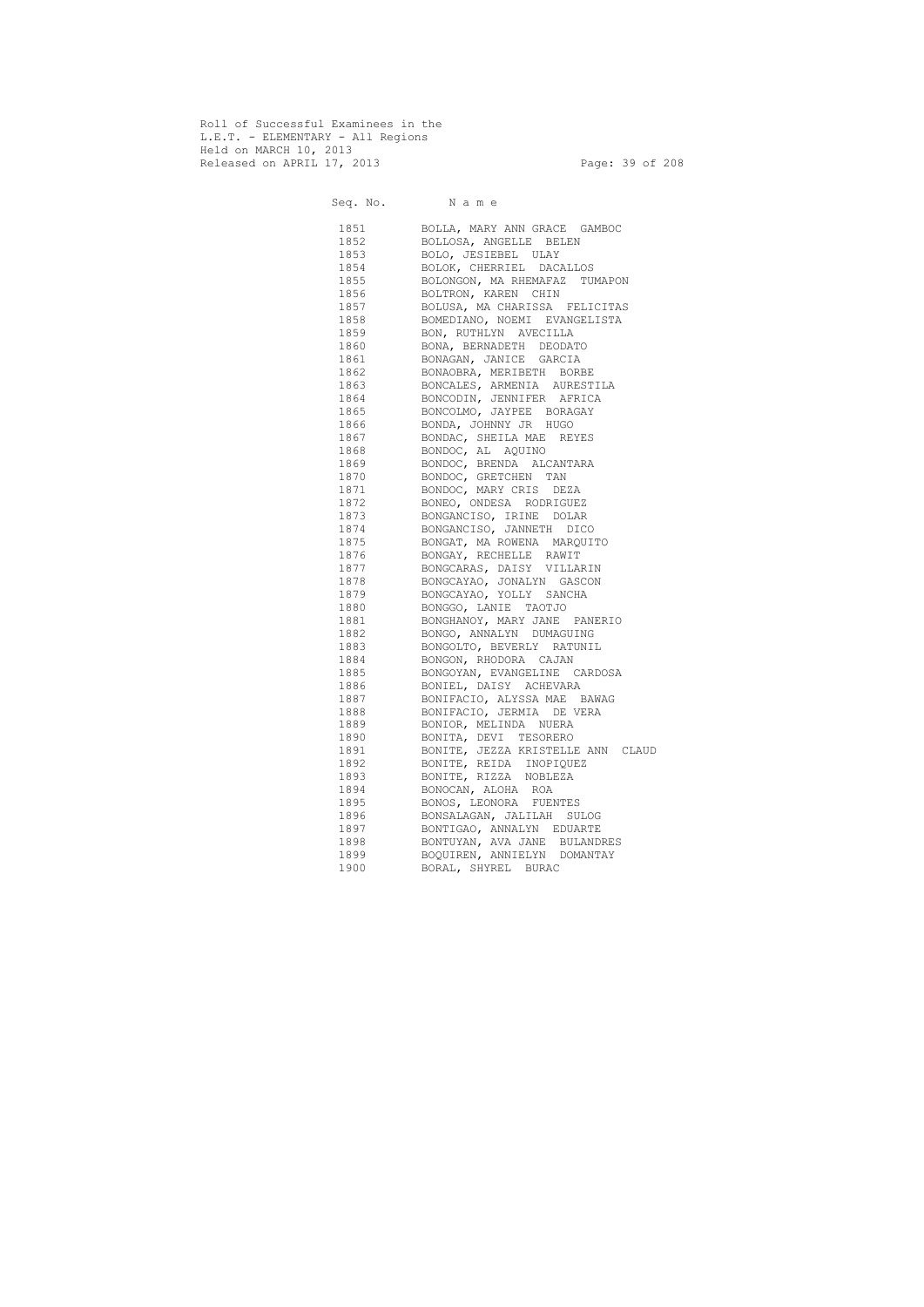Roll of Successful Examinees in the
L.E.T. - ELEMENTARY - All Regions
Held on MARCH 10, 2013
Released on APRIL 17, 2013

| Seq. No. | N a m e |
|---|---|
| 1851 | BOLLA, MARY ANN GRACE GAMBOC |
| 1852 | BOLLOSA, ANGELLE BELEN |
| 1853 | BOLO, JESIEBEL ULAY |
| 1854 | BOLOK, CHERRIEL DACALLOS |
| 1855 | BOLONGON, MA RHEMAFAZ TUMAPON |
| 1856 | BOLTRON, KAREN CHIN |
| 1857 | BOLUSA, MA CHARISSA FELICITAS |
| 1858 | BOMEDIANO, NOEMI EVANGELISTA |
| 1859 | BON, RUTHLYN AVECILLA |
| 1860 | BONA, BERNADETH DEODATO |
| 1861 | BONAGAN, JANICE GARCIA |
| 1862 | BONAOBRA, MERIBETH BORBE |
| 1863 | BONCALES, ARMENIA AURESTILA |
| 1864 | BONCODIN, JENNIFER AFRICA |
| 1865 | BONCOLMO, JAYPEE BORAGAY |
| 1866 | BONDA, JOHNNY JR HUGO |
| 1867 | BONDAC, SHEILA MAE REYES |
| 1868 | BONDOC, AL AQUINO |
| 1869 | BONDOC, BRENDA ALCANTARA |
| 1870 | BONDOC, GRETCHEN TAN |
| 1871 | BONDOC, MARY CRIS DEZA |
| 1872 | BONEO, ONDESA RODRIGUEZ |
| 1873 | BONGANCISO, IRINE DOLAR |
| 1874 | BONGANCISO, JANNETH DICO |
| 1875 | BONGAT, MA ROWENA MARQUITO |
| 1876 | BONGAY, RECHELLE RAWIT |
| 1877 | BONGCARAS, DAISY VILLARIN |
| 1878 | BONGCAYAO, JONALYN GASCON |
| 1879 | BONGCAYAO, YOLLY SANCHA |
| 1880 | BONGGO, LANIE TAOTJO |
| 1881 | BONGHANOY, MARY JANE PANERIO |
| 1882 | BONGO, ANNALYN DUMAGUING |
| 1883 | BONGOLTO, BEVERLY RATUNIL |
| 1884 | BONGON, RHODORA CAJAN |
| 1885 | BONGOYAN, EVANGELINE CARDOSA |
| 1886 | BONIEL, DAISY ACHEVARA |
| 1887 | BONIFACIO, ALYSSA MAE BAWAG |
| 1888 | BONIFACIO, JERMIA DE VERA |
| 1889 | BONIOR, MELINDA NUERA |
| 1890 | BONITA, DEVI TESORERO |
| 1891 | BONITE, JEZZA KRISTELLE ANN CLAUD |
| 1892 | BONITE, REIDA INOPIQUEZ |
| 1893 | BONITE, RIZZA NOBLEZA |
| 1894 | BONOCAN, ALOHA ROA |
| 1895 | BONOS, LEONORA FUENTES |
| 1896 | BONSALAGAN, JALILAH SULOG |
| 1897 | BONTIGAO, ANNALYN EDUARTE |
| 1898 | BONTUYAN, AVA JANE BULANDRES |
| 1899 | BOQUIREN, ANNIELYN DOMANTAY |
| 1900 | BORAL, SHYREL BURAC |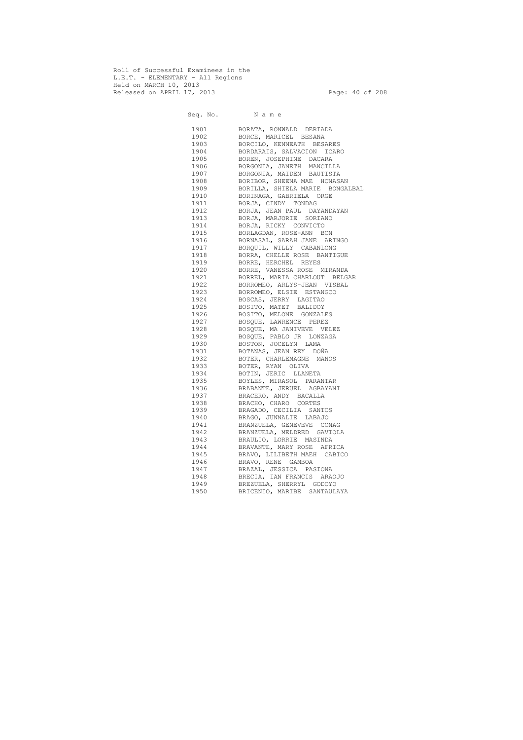Roll of Successful Examinees in the
L.E.T. - ELEMENTARY - All Regions
Held on MARCH 10, 2013
Released on APRIL 17, 2013

| Seq. No. | N a m e |
|---|---|
| 1901 | BORATA, RONWALD DERIADA |
| 1902 | BORCE, MARICEL BESANA |
| 1903 | BORCILO, KENNEATH BESARES |
| 1904 | BORDARAIS, SALVACION ICARO |
| 1905 | BOREN, JOSEPHINE DACARA |
| 1906 | BORGONIA, JANETH MANCILLA |
| 1907 | BORGONIA, MAIDEN BAUTISTA |
| 1908 | BORIBOR, SHEENA MAE HONASAN |
| 1909 | BORILLA, SHIELA MARIE BONGALBAL |
| 1910 | BORINAGA, GABRIELA ORGE |
| 1911 | BORJA, CINDY TONDAG |
| 1912 | BORJA, JEAN PAUL DAYANDAYAN |
| 1913 | BORJA, MARJORIE SORIANO |
| 1914 | BORJA, RICKY CONVICTO |
| 1915 | BORLAGDAN, ROSE-ANN BON |
| 1916 | BORNASAL, SARAH JANE ARINGO |
| 1917 | BORQUIL, WILLY CABANLONG |
| 1918 | BORRA, CHELLE ROSE BANTIGUE |
| 1919 | BORRE, HERCHEL REYES |
| 1920 | BORRE, VANESSA ROSE MIRANDA |
| 1921 | BORREL, MARIA CHARLOUT BELGAR |
| 1922 | BORROMEO, ARLYS-JEAN VISBAL |
| 1923 | BORROMEO, ELSIE ESTANGCO |
| 1924 | BOSCAS, JERRY LAGITAO |
| 1925 | BOSITO, MATET BALIDOY |
| 1926 | BOSITO, MELONE GONZALES |
| 1927 | BOSQUE, LAWRENCE PEREZ |
| 1928 | BOSQUE, MA JANIVEVE VELEZ |
| 1929 | BOSQUE, PABLO JR LONZAGA |
| 1930 | BOSTON, JOCELYN LAMA |
| 1931 | BOTANAS, JEAN REY DOÑA |
| 1932 | BOTER, CHARLEMAGNE MANOS |
| 1933 | BOTER, RYAN OLIVA |
| 1934 | BOTIN, JERIC LLANETA |
| 1935 | BOYLES, MIRASOL PARANTAR |
| 1936 | BRABANTE, JERUEL AGBAYANI |
| 1937 | BRACERO, ANDY BACALLA |
| 1938 | BRACHO, CHARO CORTES |
| 1939 | BRAGADO, CECILIA SANTOS |
| 1940 | BRAGO, JUNNALIE LABAJO |
| 1941 | BRANZUELA, GENEVEVE CONAG |
| 1942 | BRANZUELA, MELDRED GAVIOLA |
| 1943 | BRAULIO, LORRIE MASINDA |
| 1944 | BRAVANTE, MARY ROSE AFRICA |
| 1945 | BRAVO, LILIBETH MAEH CABICO |
| 1946 | BRAVO, RENE GAMBOA |
| 1947 | BRAZAL, JESSICA PASIONA |
| 1948 | BRECIA, IAN FRANCIS ARAOJO |
| 1949 | BREZUELA, SHERRYL GODOYO |
| 1950 | BRICENIO, MARIBE SANTAULAYA |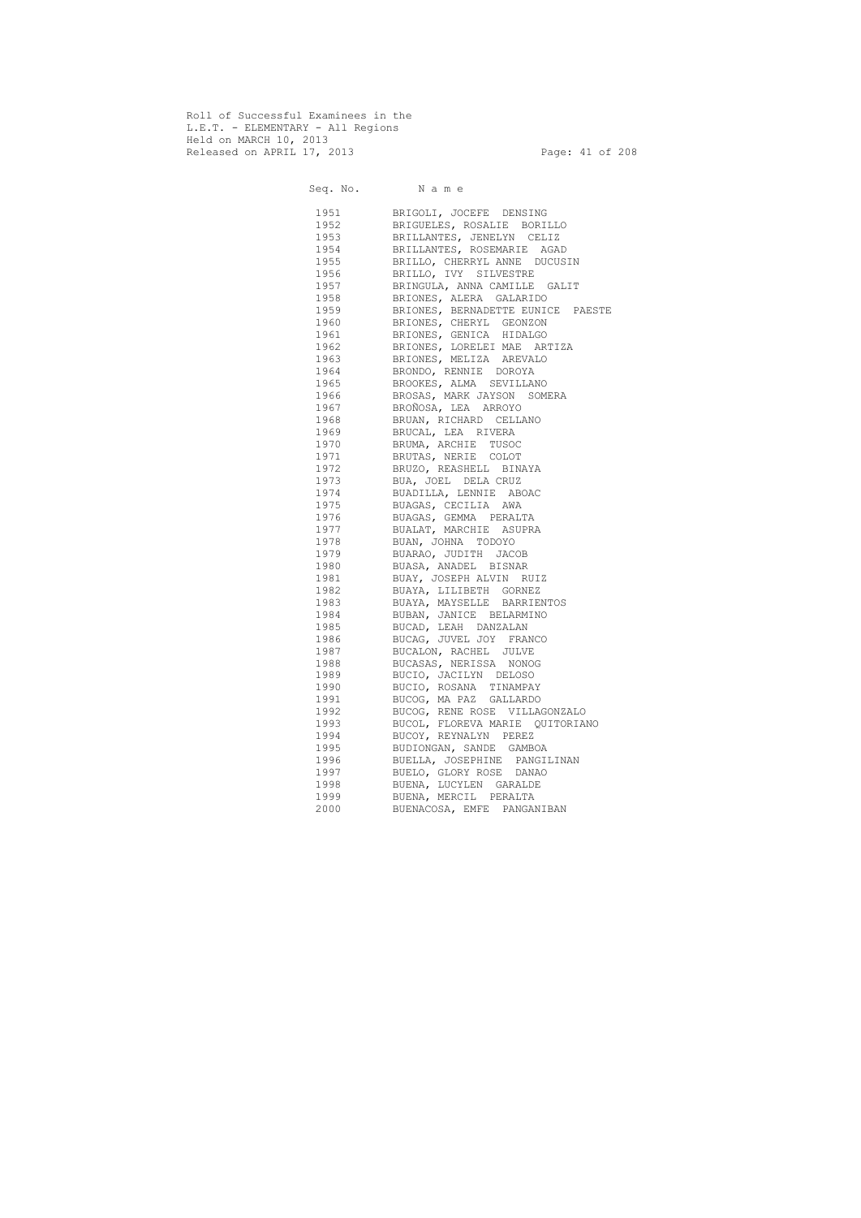Roll of Successful Examinees in the
L.E.T. - ELEMENTARY - All Regions
Held on MARCH 10, 2013
Released on APRIL 17, 2013

| Seq. No. | N a m e |
|---|---|
| 1951 | BRIGOLI, JOCEFE DENSING |
| 1952 | BRIGUELES, ROSALIE BORILLO |
| 1953 | BRILLANTES, JENELYN CELIZ |
| 1954 | BRILLANTES, ROSEMARIE AGAD |
| 1955 | BRILLO, CHERRYL ANNE DUCUSIN |
| 1956 | BRILLO, IVY SILVESTRE |
| 1957 | BRINGULA, ANNA CAMILLE GALIT |
| 1958 | BRIONES, ALERA GALARIDO |
| 1959 | BRIONES, BERNADETTE EUNICE PAESTE |
| 1960 | BRIONES, CHERYL GEONZON |
| 1961 | BRIONES, GENICA HIDALGO |
| 1962 | BRIONES, LORELEI MAE ARTIZA |
| 1963 | BRIONES, MELIZA AREVALO |
| 1964 | BRONDO, RENNIE DOROYA |
| 1965 | BROOKES, ALMA SEVILLANO |
| 1966 | BROSAS, MARK JAYSON SOMERA |
| 1967 | BROÑOSA, LEA ARROYO |
| 1968 | BRUAN, RICHARD CELLANO |
| 1969 | BRUCAL, LEA RIVERA |
| 1970 | BRUMA, ARCHIE TUSOC |
| 1971 | BRUTAS, NERIE COLOT |
| 1972 | BRUZO, REASHELL BINAYA |
| 1973 | BUA, JOEL DELA CRUZ |
| 1974 | BUADILLA, LENNIE ABOAC |
| 1975 | BUAGAS, CECILIA AWA |
| 1976 | BUAGAS, GEMMA PERALTA |
| 1977 | BUALAT, MARCHIE ASUPRA |
| 1978 | BUAN, JOHNA TODOYO |
| 1979 | BUARAO, JUDITH JACOB |
| 1980 | BUASA, ANADEL BISNAR |
| 1981 | BUAY, JOSEPH ALVIN RUIZ |
| 1982 | BUAYA, LILIBETH GORNEZ |
| 1983 | BUAYA, MAYSELLE BARRIENTOS |
| 1984 | BUBAN, JANICE BELARMINO |
| 1985 | BUCAD, LEAH DANZALAN |
| 1986 | BUCAG, JUVEL JOY FRANCO |
| 1987 | BUCALON, RACHEL JULVE |
| 1988 | BUCASAS, NERISSA NONOG |
| 1989 | BUCIO, JACILYN DELOSO |
| 1990 | BUCIO, ROSANA TINAMPAY |
| 1991 | BUCOG, MA PAZ GALLARDO |
| 1992 | BUCOG, RENE ROSE VILLAGONZALO |
| 1993 | BUCOL, FLOREVA MARIE QUITORIANO |
| 1994 | BUCOY, REYNALYN PEREZ |
| 1995 | BUDIONGAN, SANDE GAMBOA |
| 1996 | BUELLA, JOSEPHINE PANGILINAN |
| 1997 | BUELO, GLORY ROSE DANAO |
| 1998 | BUENA, LUCYLEN GARALDE |
| 1999 | BUENA, MERCIL PERALTA |
| 2000 | BUENACOSA, EMFE PANGANIBAN |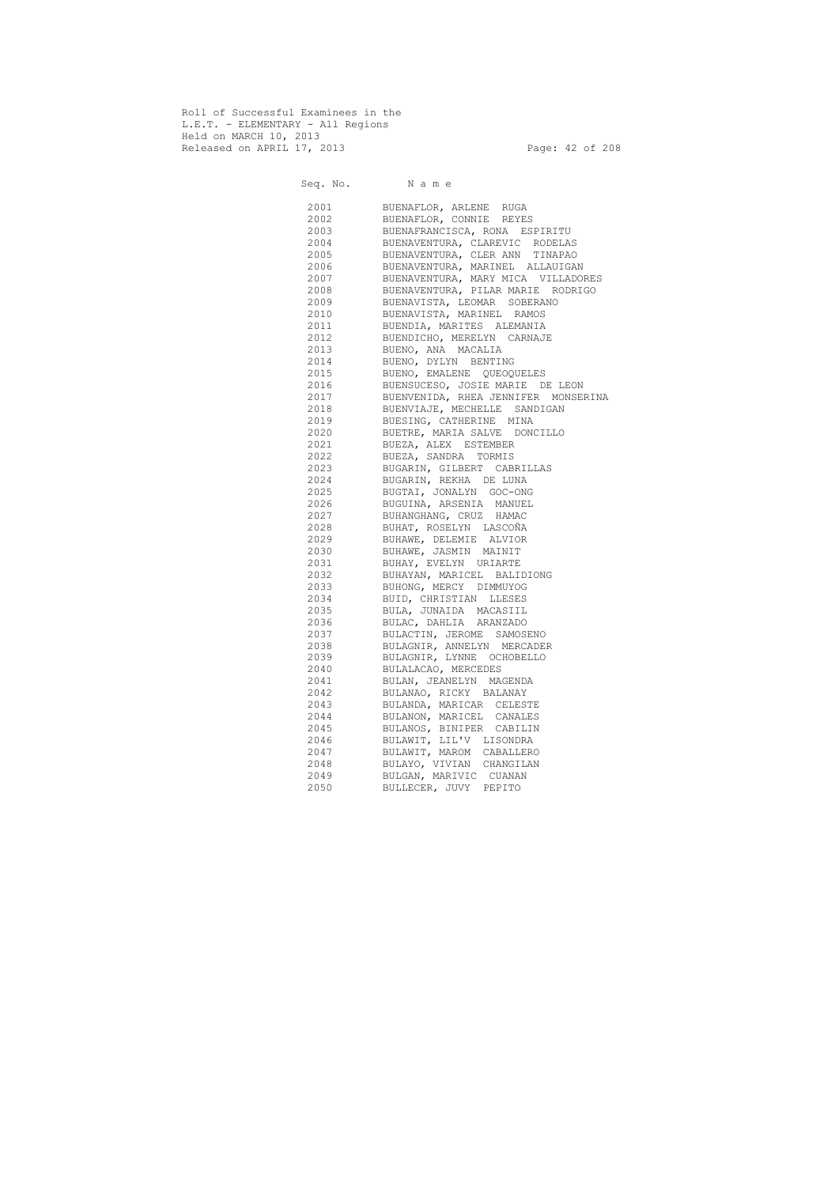Roll of Successful Examinees in the
L.E.T. - ELEMENTARY - All Regions
Held on MARCH 10, 2013
Released on APRIL 17, 2013

| Seq. No. | N a m e |
|---|---|
| 2001 | BUENAFLOR, ARLENE RUGA |
| 2002 | BUENAFLOR, CONNIE REYES |
| 2003 | BUENAFRANCISCA, RONA ESPIRITU |
| 2004 | BUENAVENTURA, CLAREVIC RODELAS |
| 2005 | BUENAVENTURA, CLER ANN TINAPAO |
| 2006 | BUENAVENTURA, MARINEL ALLAUIGAN |
| 2007 | BUENAVENTURA, MARY MICA VILLADORES |
| 2008 | BUENAVENTURA, PILAR MARIE RODRIGO |
| 2009 | BUENAVISTA, LEOMAR SOBERANO |
| 2010 | BUENAVISTA, MARINEL RAMOS |
| 2011 | BUENDIA, MARITES ALEMANIA |
| 2012 | BUENDICHO, MERELYN CARNAJE |
| 2013 | BUENO, ANA MACALIA |
| 2014 | BUENO, DYLYN BENTING |
| 2015 | BUENO, EMALENE QUEQUELES |
| 2016 | BUENSUCESO, JOSIE MARIE DE LEON |
| 2017 | BUENVENIDA, RHEA JENNIFER MONSERINA |
| 2018 | BUENVIAJE, MECHELLE SANDIGAN |
| 2019 | BUESING, CATHERINE MINA |
| 2020 | BUETRE, MARIA SALVE DONCILLO |
| 2021 | BUEZA, ALEX ESTEMBER |
| 2022 | BUEZA, SANDRA TORMIS |
| 2023 | BUGARIN, GILBERT CABRILLAS |
| 2024 | BUGARIN, REKHA DE LUNA |
| 2025 | BUGTAI, JONALYN GOC-ONG |
| 2026 | BUGUINA, ARSENIA MANUEL |
| 2027 | BUHANGHANG, CRUZ HAMAC |
| 2028 | BUHAT, ROSELYN LASCOÑA |
| 2029 | BUHAWE, DELEMIE ALVIOR |
| 2030 | BUHAWE, JASMIN MAINIT |
| 2031 | BUHAY, EVELYN URIARTE |
| 2032 | BUHAYAN, MARICEL BALIDIONG |
| 2033 | BUHONG, MERCY DIMMUYOG |
| 2034 | BUID, CHRISTIAN LLESES |
| 2035 | BULA, JUNAIDA MACASIIL |
| 2036 | BULAC, DAHLIA ARANZADO |
| 2037 | BULACTIN, JEROME SAMOSENO |
| 2038 | BULAGNIR, ANNELYN MERCADER |
| 2039 | BULAGNIR, LYNNE OCHOBELLO |
| 2040 | BULALACAO, MERCEDES |
| 2041 | BULAN, JEANELYN MAGENDA |
| 2042 | BULANAO, RICKY BALANAY |
| 2043 | BULANDA, MARICAR CELESTE |
| 2044 | BULANON, MARICEL CANALES |
| 2045 | BULANOS, BINIPER CABILIN |
| 2046 | BULAWIT, LIL'V LISONDRA |
| 2047 | BULAWIT, MAROM CABALLERO |
| 2048 | BULAYO, VIVIAN CHANGILAN |
| 2049 | BULGAN, MARIVIC CUANAN |
| 2050 | BULLECER, JUVY PEPITO |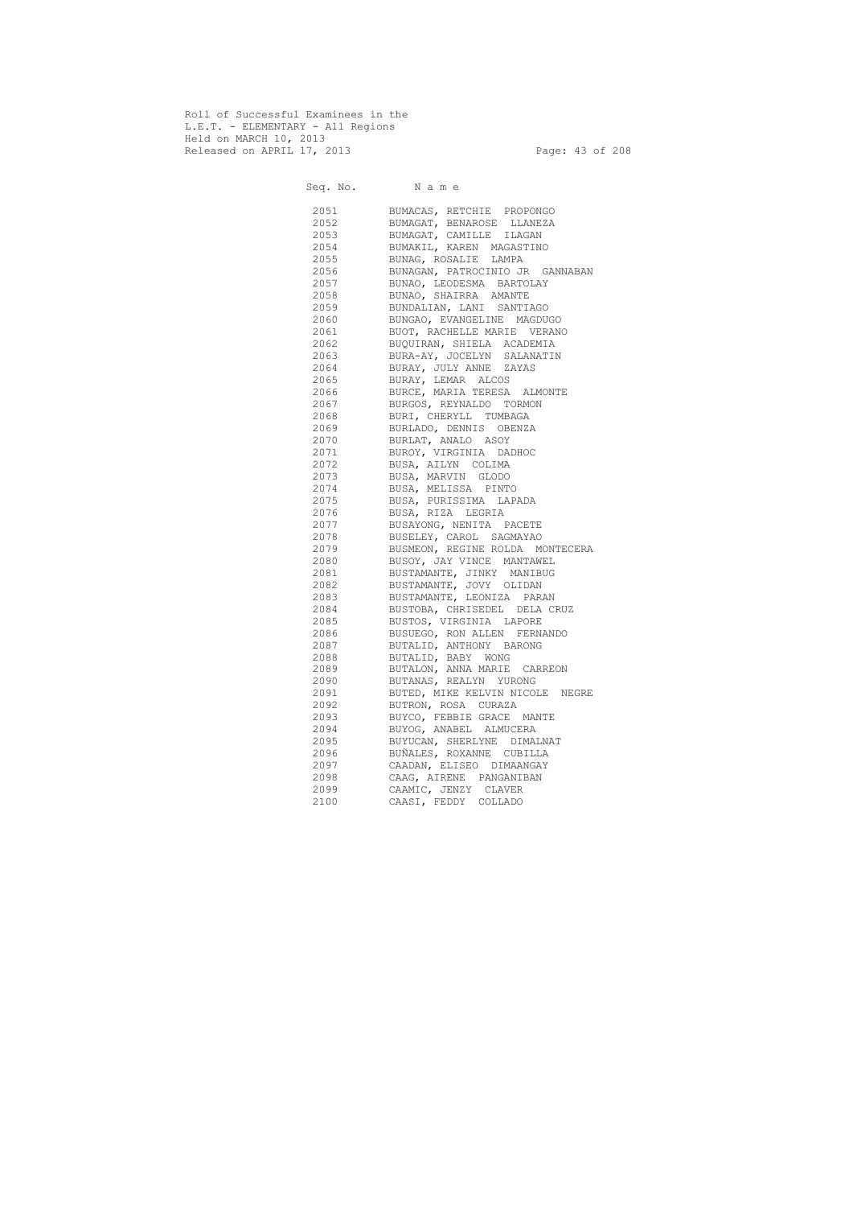Roll of Successful Examinees in the
L.E.T. - ELEMENTARY - All Regions
Held on MARCH 10, 2013
Released on APRIL 17, 2013

| Seq. No. | N a m e |
| --- | --- |
| 2051 | BUMACAS, RETCHIE PROPONGO |
| 2052 | BUMAGAT, BENAROSE LLANEZA |
| 2053 | BUMAGAT, CAMILLE ILAGAN |
| 2054 | BUMAKIL, KAREN MAGASTINO |
| 2055 | BUNAG, ROSALIE LAMPA |
| 2056 | BUNAGAN, PATROCINIO JR GANNABAN |
| 2057 | BUNAO, LEODESMA BARTOLAY |
| 2058 | BUNAO, SHAIRRA AMANTE |
| 2059 | BUNDALIAN, LANI SANTIAGO |
| 2060 | BUNGAO, EVANGELINE MAGDUGO |
| 2061 | BUOT, RACHELLE MARIE VERANO |
| 2062 | BUQUIRAN, SHIELA ACADEMIA |
| 2063 | BURA-AY, JOCELYN SALANATIN |
| 2064 | BURAY, JULY ANNE ZAYAS |
| 2065 | BURAY, LEMAR ALCOS |
| 2066 | BURCE, MARIA TERESA ALMONTE |
| 2067 | BURGOS, REYNALDO TORMON |
| 2068 | BURI, CHERYLL TUMBAGA |
| 2069 | BURLADO, DENNIS OBENZA |
| 2070 | BURLAT, ANALO ASOY |
| 2071 | BUROY, VIRGINIA DADHOC |
| 2072 | BUSA, AILYN COLIMA |
| 2073 | BUSA, MARVIN GLODO |
| 2074 | BUSA, MELISSA PINTO |
| 2075 | BUSA, PURISSIMA LAPADA |
| 2076 | BUSA, RIZA LEGRIA |
| 2077 | BUSAYONG, NENITA PACETE |
| 2078 | BUSELEY, CAROL SAGMAYAO |
| 2079 | BUSMEON, REGINE ROLDA MONTECERA |
| 2080 | BUSOY, JAY VINCE MANTAWEL |
| 2081 | BUSTAMANTE, JINKY MANIBUG |
| 2082 | BUSTAMANTE, JOVY OLIDAN |
| 2083 | BUSTAMANTE, LEONIZA PARAN |
| 2084 | BUSTOBA, CHRISEDEL DELA CRUZ |
| 2085 | BUSTOS, VIRGINIA LAPORE |
| 2086 | BUSUEGO, RON ALLEN FERNANDO |
| 2087 | BUTALID, ANTHONY BARONG |
| 2088 | BUTALID, BABY WONG |
| 2089 | BUTALON, ANNA MARIE CARREON |
| 2090 | BUTANAS, REALYN YURONG |
| 2091 | BUTED, MIKE KELVIN NICOLE NEGRE |
| 2092 | BUTRON, ROSA CURAZA |
| 2093 | BUYCO, FEBBIE GRACE MANTE |
| 2094 | BUYOG, ANABEL ALMUCERA |
| 2095 | BUYUCAN, SHERLYNE DIMALNAT |
| 2096 | BUÑALES, ROXANNE CUBILLA |
| 2097 | CAADAN, ELISEO DIMAANGAY |
| 2098 | CAAG, AIRENE PANGANIBAN |
| 2099 | CAAMIC, JENZY CLAVER |
| 2100 | CAASI, FEDDY COLLADO |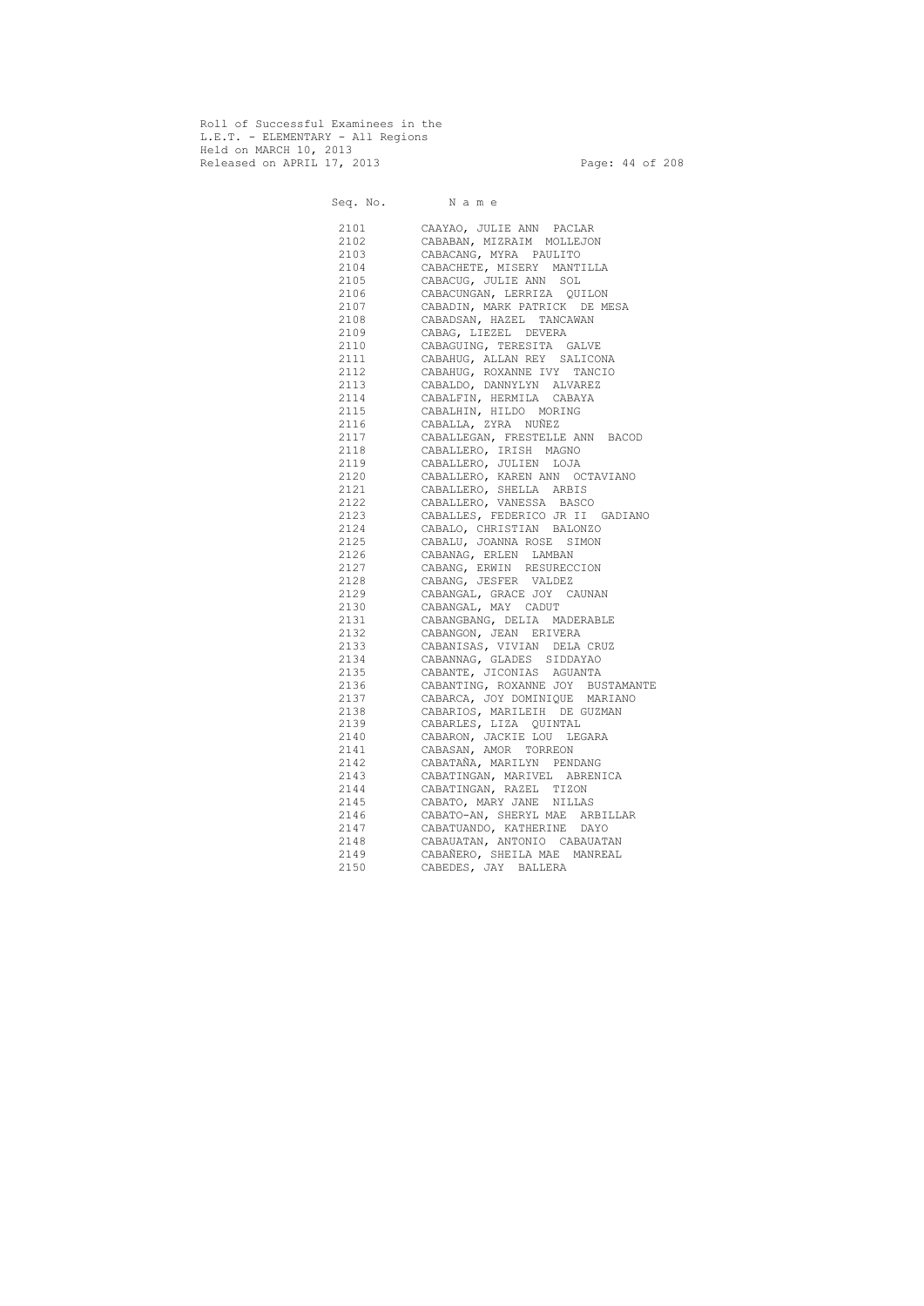Roll of Successful Examinees in the
L.E.T. - ELEMENTARY - All Regions
Held on MARCH 10, 2013
Released on APRIL 17, 2013

| Seq. No. | N a m e |
|---|---|
| 2101 | CAAYAO, JULIE ANN PACLAR |
| 2102 | CABABAN, MIZRAIM MOLLEJON |
| 2103 | CABACANG, MYRA PAULITO |
| 2104 | CABACHETE, MISERY MANTILLA |
| 2105 | CABACUG, JULIE ANN SOL |
| 2106 | CABACUNGAN, LERRIZA QUILON |
| 2107 | CABADIN, MARK PATRICK DE MESA |
| 2108 | CABADSAN, HAZEL TANCAWAN |
| 2109 | CABAG, LIEZEL DEVERA |
| 2110 | CABAGUING, TERESITA GALVE |
| 2111 | CABAHUG, ALLAN REY SALICONA |
| 2112 | CABAHUG, ROXANNE IVY TANCIO |
| 2113 | CABALDO, DANNYLYN ALVAREZ |
| 2114 | CABALFIN, HERMILA CABAYA |
| 2115 | CABALHIN, HILDO MORING |
| 2116 | CABALLA, ZYRA NUÑEZ |
| 2117 | CABALLEGAN, FRESTELLE ANN BACOD |
| 2118 | CABALLERO, IRISH MAGNO |
| 2119 | CABALLERO, JULIEN LOJA |
| 2120 | CABALLERO, KAREN ANN OCTAVIANO |
| 2121 | CABALLERO, SHELLA ARBIS |
| 2122 | CABALLERO, VANESSA BASCO |
| 2123 | CABALLES, FEDERICO JR II GADIANO |
| 2124 | CABALO, CHRISTIAN BALONZO |
| 2125 | CABALU, JOANNA ROSE SIMON |
| 2126 | CABANAG, ERLEN LAMBAN |
| 2127 | CABANG, ERWIN RESURECCION |
| 2128 | CABANG, JESFER VALDEZ |
| 2129 | CABANGAL, GRACE JOY CAUNAN |
| 2130 | CABANGAL, MAY CADUT |
| 2131 | CABANGBANG, DELIA MADERABLE |
| 2132 | CABANGON, JEAN ERIVERA |
| 2133 | CABANISAS, VIVIAN DELA CRUZ |
| 2134 | CABANNAG, GLADES SIDDAYAO |
| 2135 | CABANTE, JICONIAS AGUANTA |
| 2136 | CABANTING, ROXANNE JOY BUSTAMANTE |
| 2137 | CABARCA, JOY DOMINIQUE MARIANO |
| 2138 | CABARIOS, MARILEIH DE GUZMAN |
| 2139 | CABARLES, LIZA QUINTAL |
| 2140 | CABARON, JACKIE LOU LEGARA |
| 2141 | CABASAN, AMOR TORREON |
| 2142 | CABATAÑA, MARILYN PENDANG |
| 2143 | CABATINGAN, MARIVEL ABRENICA |
| 2144 | CABATINGAN, RAZEL TIZON |
| 2145 | CABATO, MARY JANE NILLAS |
| 2146 | CABATO-AN, SHERYL MAE ARBILLAR |
| 2147 | CABATUANDO, KATHERINE DAYO |
| 2148 | CABAUATAN, ANTONIO CABAUATAN |
| 2149 | CABAÑERO, SHEILA MAE MANREAL |
| 2150 | CABEDES, JAY BALLERA |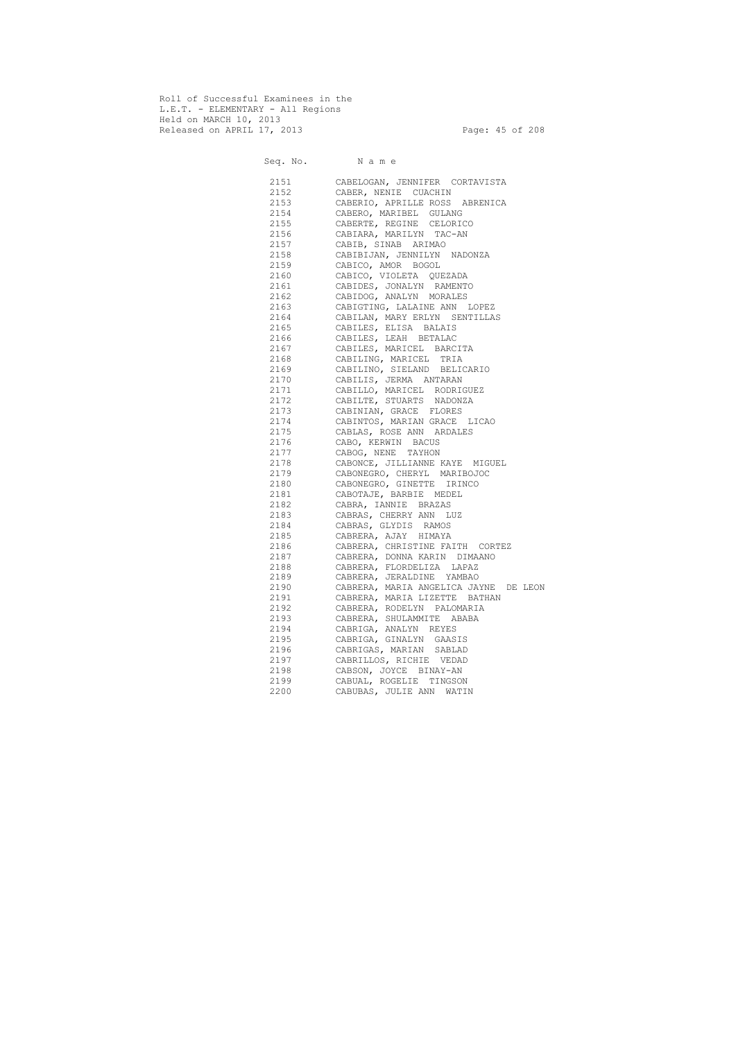Roll of Successful Examinees in the
L.E.T. - ELEMENTARY - All Regions
Held on MARCH 10, 2013
Released on APRIL 17, 2013

| Seq. No. | N a m e |
|---|---|
| 2151 | CABELOGAN, JENNIFER CORTAVISTA |
| 2152 | CABER, NENIE CUACHIN |
| 2153 | CABERIO, APRILLE ROSS ABRENICA |
| 2154 | CABERO, MARIBEL GULANG |
| 2155 | CABERTE, REGINE CELORICO |
| 2156 | CABIARA, MARILYN TAC-AN |
| 2157 | CABIB, SINAB ARIMAO |
| 2158 | CABIBIJAN, JENNILYN NADONZA |
| 2159 | CABICO, AMOR BOGOL |
| 2160 | CABICO, VIOLETA QUEZADA |
| 2161 | CABIDES, JONALYN RAMENTO |
| 2162 | CABIDOG, ANALYN MORALES |
| 2163 | CABIGTING, LALAINE ANN LOPEZ |
| 2164 | CABILAN, MARY ERLYN SENTILLAS |
| 2165 | CABILES, ELISA BALAIS |
| 2166 | CABILES, LEAH BETALAC |
| 2167 | CABILES, MARICEL BARCITA |
| 2168 | CABILING, MARICEL TRIA |
| 2169 | CABILINO, SIELAND BELICARIO |
| 2170 | CABILIS, JERMA ANTARAN |
| 2171 | CABILLO, MARICEL RODRIGUEZ |
| 2172 | CABILTE, STUARTS NADONZA |
| 2173 | CABINIAN, GRACE FLORES |
| 2174 | CABINTOS, MARIAN GRACE LICAO |
| 2175 | CABLAS, ROSE ANN ARDALES |
| 2176 | CABO, KERWIN BACUS |
| 2177 | CABOG, NENE TAYHON |
| 2178 | CABONCE, JILLIANNE KAYE MIGUEL |
| 2179 | CABONEGRO, CHERYL MARIBOJOC |
| 2180 | CABONEGRO, GINETTE IRINCO |
| 2181 | CABOTAJE, BARBIE MEDEL |
| 2182 | CABRA, IANNIE BRAZAS |
| 2183 | CABRAS, CHERRY ANN LUZ |
| 2184 | CABRAS, GLYDIS RAMOS |
| 2185 | CABRERA, AJAY HIMAYA |
| 2186 | CABRERA, CHRISTINE FAITH CORTEZ |
| 2187 | CABRERA, DONNA KARIN DIMAANO |
| 2188 | CABRERA, FLORDELIZA LAPAZ |
| 2189 | CABRERA, JERALDINE YAMBAO |
| 2190 | CABRERA, MARIA ANGELICA JAYNE DE LEON |
| 2191 | CABRERA, MARIA LIZETTE BATHAN |
| 2192 | CABRERA, RODELYN PALOMARIA |
| 2193 | CABRERA, SHULAMMITE ABABA |
| 2194 | CABRIGA, ANALYN REYES |
| 2195 | CABRIGA, GINALYN GAASIS |
| 2196 | CABRIGAS, MARIAN SABLAD |
| 2197 | CABRILLOS, RICHIE VEDAD |
| 2198 | CABSON, JOYCE BINAY-AN |
| 2199 | CABUAL, ROGELIE TINGSON |
| 2200 | CABUBAS, JULIE ANN WATIN |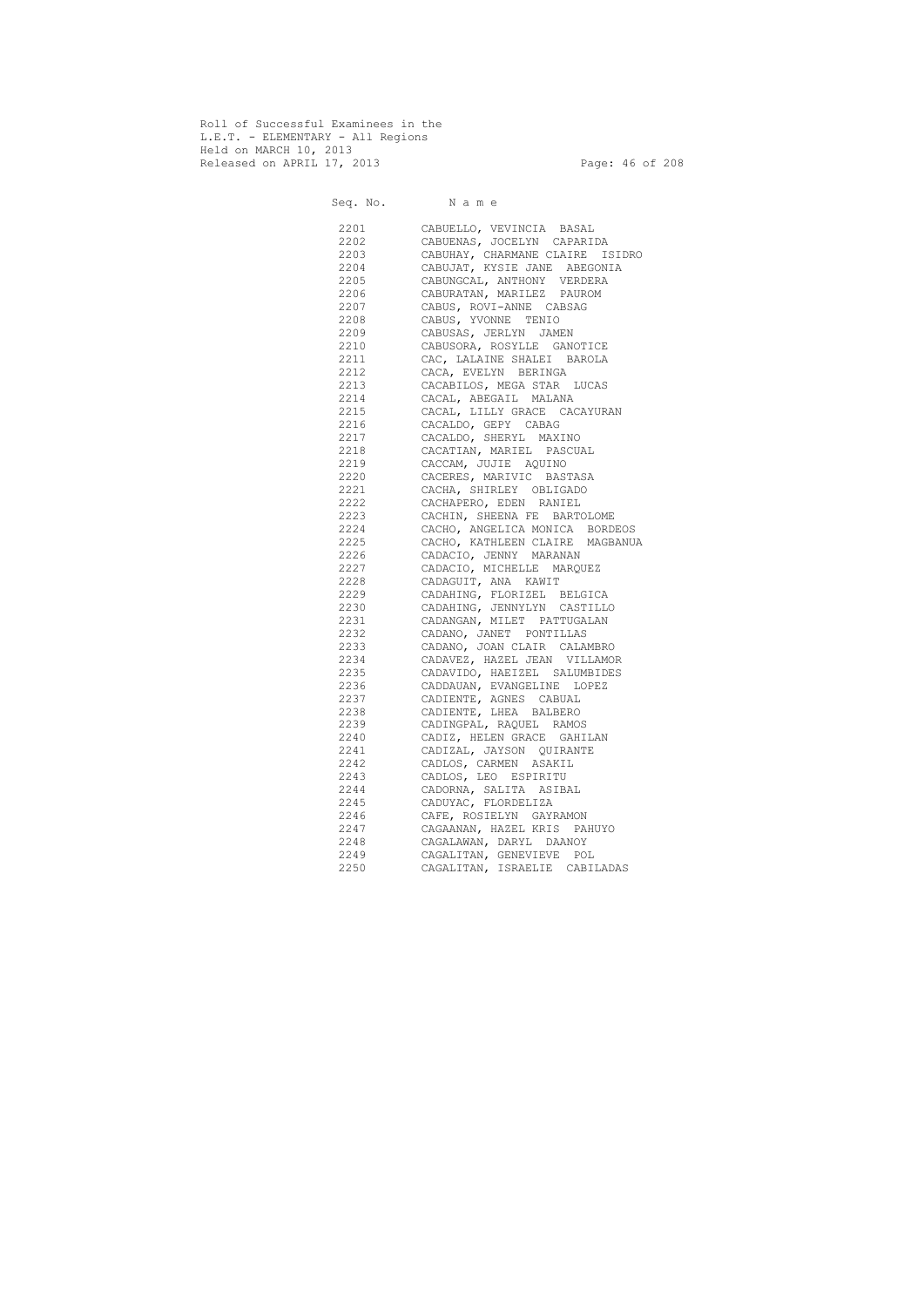Roll of Successful Examinees in the
L.E.T. - ELEMENTARY - All Regions
Held on MARCH 10, 2013
Released on APRIL 17, 2013

| Seq. No. | N a m e |
|---|---|
| 2201 | CABUELLO, VEVINCIA BASAL |
| 2202 | CABUENAS, JOCELYN CAPARIDA |
| 2203 | CABUHAY, CHARMANE CLAIRE ISIDRO |
| 2204 | CABUJAT, KYSIE JANE ABEGONIA |
| 2205 | CABUNGCAL, ANTHONY VERDERA |
| 2206 | CABURATAN, MARILEZ PAUROM |
| 2207 | CABUS, ROVI-ANNE CABSAG |
| 2208 | CABUS, YVONNE TENIO |
| 2209 | CABUSAS, JERLYN JAMEN |
| 2210 | CABUSORA, ROSYLLE GANOTICE |
| 2211 | CAC, LALAINE SHALEI BAROLA |
| 2212 | CACA, EVELYN BERINGA |
| 2213 | CACABILOS, MEGA STAR LUCAS |
| 2214 | CACAL, ABEGAIL MALANA |
| 2215 | CACAL, LILLY GRACE CACAYURAN |
| 2216 | CACALDO, GEPY CABAG |
| 2217 | CACALDO, SHERYL MAXINO |
| 2218 | CACATIAN, MARIEL PASCUAL |
| 2219 | CACCAM, JUJIE AQUINO |
| 2220 | CACERES, MARIVIC BASTASA |
| 2221 | CACHA, SHIRLEY OBLIGADO |
| 2222 | CACHAPERO, EDEN RANIEL |
| 2223 | CACHIN, SHEENA FE BARTOLOME |
| 2224 | CACHO, ANGELICA MONICA BORDEOS |
| 2225 | CACHO, KATHLEEN CLAIRE MAGBANUA |
| 2226 | CADACIO, JENNY MARANAN |
| 2227 | CADACIO, MICHELLE MARQUEZ |
| 2228 | CADAGUIT, ANA KAWIT |
| 2229 | CADAHING, FLORIZEL BELGICA |
| 2230 | CADAHING, JENNYLYN CASTILLO |
| 2231 | CADANGAN, MILET PATTUGALAN |
| 2232 | CADANO, JANET PONTILLAS |
| 2233 | CADANO, JOAN CLAIR CALAMBRO |
| 2234 | CADAVEZ, HAZEL JEAN VILLAMOR |
| 2235 | CADAVIDO, HAEIZEL SALUMBIDES |
| 2236 | CADDAUAN, EVANGELINE LOPEZ |
| 2237 | CADIENTE, AGNES CABUAL |
| 2238 | CADIENTE, LHEA BALBERO |
| 2239 | CADINGPAL, RAQUEL RAMOS |
| 2240 | CADIZ, HELEN GRACE GAHILAN |
| 2241 | CADIZAL, JAYSON QUIRANTE |
| 2242 | CADLOS, CARMEN ASAKIL |
| 2243 | CADLOS, LEO ESPIRITU |
| 2244 | CADORNA, SALITA ASIBAL |
| 2245 | CADUYAC, FLORDELIZA |
| 2246 | CAFE, ROSIELYN GAYRAMON |
| 2247 | CAGAANAN, HAZEL KRIS PAHUYO |
| 2248 | CAGALAWAN, DARYL DAANOY |
| 2249 | CAGALITAN, GENEVIEVE POL |
| 2250 | CAGALITAN, ISRAELIE CABILADAS |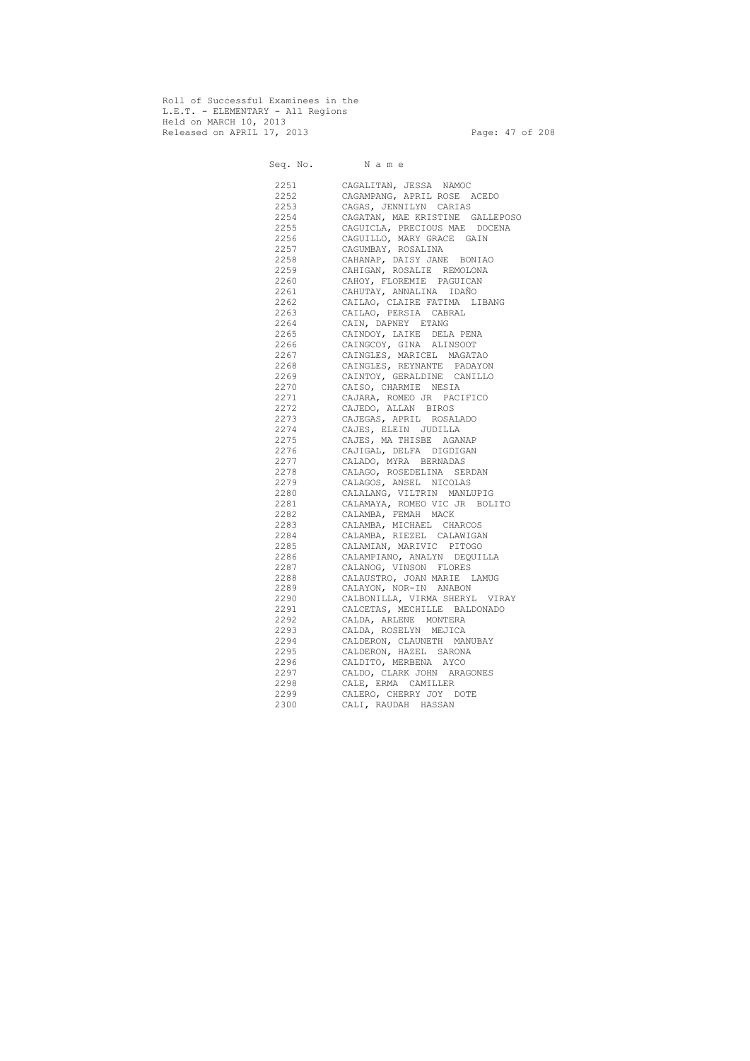Roll of Successful Examinees in the
L.E.T. - ELEMENTARY - All Regions
Held on MARCH 10, 2013
Released on APRIL 17, 2013

| Seq. No. | N a m e |
|---|---|
| 2251 | CAGALITAN, JESSA NAMOC |
| 2252 | CAGAMPANG, APRIL ROSE ACEDO |
| 2253 | CAGAS, JENNILYN CARIAS |
| 2254 | CAGATAN, MAE KRISTINE GALLEPOSO |
| 2255 | CAGUICLA, PRECIOUS MAE DOCENA |
| 2256 | CAGUILLO, MARY GRACE GAIN |
| 2257 | CAGUMBAY, ROSALINA |
| 2258 | CAHANAP, DAISY JANE BONIAO |
| 2259 | CAHIGAN, ROSALIE REMOLONA |
| 2260 | CAHOY, FLOREMIE PAGUICAN |
| 2261 | CAHUTAY, ANNALINA IDAÑO |
| 2262 | CAILAO, CLAIRE FATIMA LIBANG |
| 2263 | CAILAO, PERSIA CABRAL |
| 2264 | CAIN, DAPNEY ETANG |
| 2265 | CAINDOY, LAIKE DELA PENA |
| 2266 | CAINGCOY, GINA ALINSOOT |
| 2267 | CAINGLES, MARICEL MAGATAO |
| 2268 | CAINGLES, REYNANTE PADAYON |
| 2269 | CAINTOY, GERALDINE CANILLO |
| 2270 | CAISO, CHARMIE NESIA |
| 2271 | CAJARA, ROMEO JR PACIFICO |
| 2272 | CAJEDO, ALLAN BIROS |
| 2273 | CAJEGAS, APRIL ROSALADO |
| 2274 | CAJES, ELEIN JUDILLA |
| 2275 | CAJES, MA THISBE AGANAP |
| 2276 | CAJIGAL, DELFA DIGDIGAN |
| 2277 | CALADO, MYRA BERNADAS |
| 2278 | CALAGO, ROSEDELINA SERDAN |
| 2279 | CALAGOS, ANSEL NICOLAS |
| 2280 | CALALANG, VILTRIN MANLUPIG |
| 2281 | CALAMAYA, ROMEO VIC JR BOLITO |
| 2282 | CALAMBA, FEMAH MACK |
| 2283 | CALAMBA, MICHAEL CHARCOS |
| 2284 | CALAMBA, RIEZEL CALAWIGAN |
| 2285 | CALAMIAN, MARIVIC PITOGO |
| 2286 | CALAMPIANO, ANALYN DEQUILLA |
| 2287 | CALANOG, VINSON FLORES |
| 2288 | CALAUSTRO, JOAN MARIE LAMUG |
| 2289 | CALAYON, NOR-IN ANABON |
| 2290 | CALBONILLA, VIRMA SHERYL VIRAY |
| 2291 | CALCETAS, MECHILLE BALDONADO |
| 2292 | CALDA, ARLENE MONTERA |
| 2293 | CALDA, ROSELYN MEJICA |
| 2294 | CALDERON, CLAUNETH MANUBAY |
| 2295 | CALDERON, HAZEL SARONA |
| 2296 | CALDITO, MERBENA AYCO |
| 2297 | CALDO, CLARK JOHN ARAGONES |
| 2298 | CALE, ERMA CAMILLER |
| 2299 | CALERO, CHERRY JOY DOTE |
| 2300 | CALI, RAUDAH HASSAN |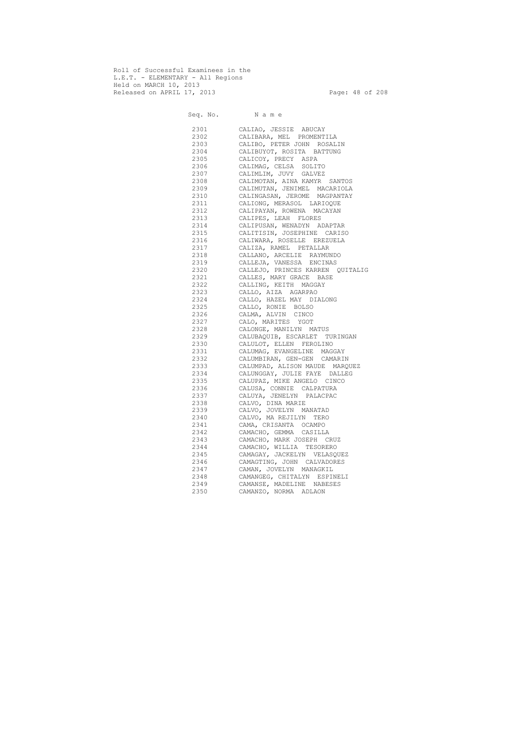Roll of Successful Examinees in the
L.E.T. - ELEMENTARY - All Regions
Held on MARCH 10, 2013
Released on APRIL 17, 2013

| Seq. No. | N a m e |
|---|---|
| 2301 | CALIAO, JESSIE ABUCAY |
| 2302 | CALIBARA, MEL PROMENTILA |
| 2303 | CALIBO, PETER JOHN ROSALIN |
| 2304 | CALIBUYOT, ROSITA BATTUNG |
| 2305 | CALICOY, PRECY ASPA |
| 2306 | CALIMAG, CELSA SOLITO |
| 2307 | CALIMLIM, JUVY GALVEZ |
| 2308 | CALIMOTAN, AINA KAMYR SANTOS |
| 2309 | CALIMUTAN, JENIMEL MACARIOLA |
| 2310 | CALINGASAN, JEROME MAGPANTAY |
| 2311 | CALIONG, MERASOL LARIOQUE |
| 2312 | CALIPAYAN, ROWENA MACAYAN |
| 2313 | CALIPES, LEAH FLORES |
| 2314 | CALIPUSAN, WENADYN ADAPTAR |
| 2315 | CALITISIN, JOSEPHINE CARISO |
| 2316 | CALIWARA, ROSELLE EREZUELA |
| 2317 | CALIZA, RAMEL PETALLAR |
| 2318 | CALLANO, ARCELIE RAYMUNDO |
| 2319 | CALLEJA, VANESSA ENCINAS |
| 2320 | CALLEJO, PRINCES KARREN QUITALIG |
| 2321 | CALLES, MARY GRACE BASE |
| 2322 | CALLING, KEITH MAGGAY |
| 2323 | CALLO, AIZA AGARPAO |
| 2324 | CALLO, HAZEL MAY DIALONG |
| 2325 | CALLO, RONIE BOLSO |
| 2326 | CALMA, ALVIN CINCO |
| 2327 | CALO, MARITES YGOT |
| 2328 | CALONGE, MANILYN MATUS |
| 2329 | CALUBAQUIB, ESCARLET TURINGAN |
| 2330 | CALULOT, ELLEN FEROLINO |
| 2331 | CALUMAG, EVANGELINE MAGGAY |
| 2332 | CALUMBIRAN, GEN-GEN CAMARIN |
| 2333 | CALUMPAD, ALISON MAUDE MARQUEZ |
| 2334 | CALUNGGAY, JULIE FAYE DALLEG |
| 2335 | CALUPAZ, MIKE ANGELO CINCO |
| 2336 | CALUSA, CONNIE CALPATURA |
| 2337 | CALUYA, JENELYN PALACPAC |
| 2338 | CALVO, DINA MARIE |
| 2339 | CALVO, JOVELYN MANATAD |
| 2340 | CALVO, MA REJILYN TERO |
| 2341 | CAMA, CRISANTA OCAMPO |
| 2342 | CAMACHO, GEMMA CASILLA |
| 2343 | CAMACHO, MARK JOSEPH CRUZ |
| 2344 | CAMACHO, WILLIA TESORERO |
| 2345 | CAMAGAY, JACKELYN VELASQUEZ |
| 2346 | CAMAGTING, JOHN CALVADORES |
| 2347 | CAMAN, JOVELYN MANAGKIL |
| 2348 | CAMANGEG, CHITALYN ESPINELI |
| 2349 | CAMANSE, MADELINE NABESES |
| 2350 | CAMANZO, NORMA ADLAON |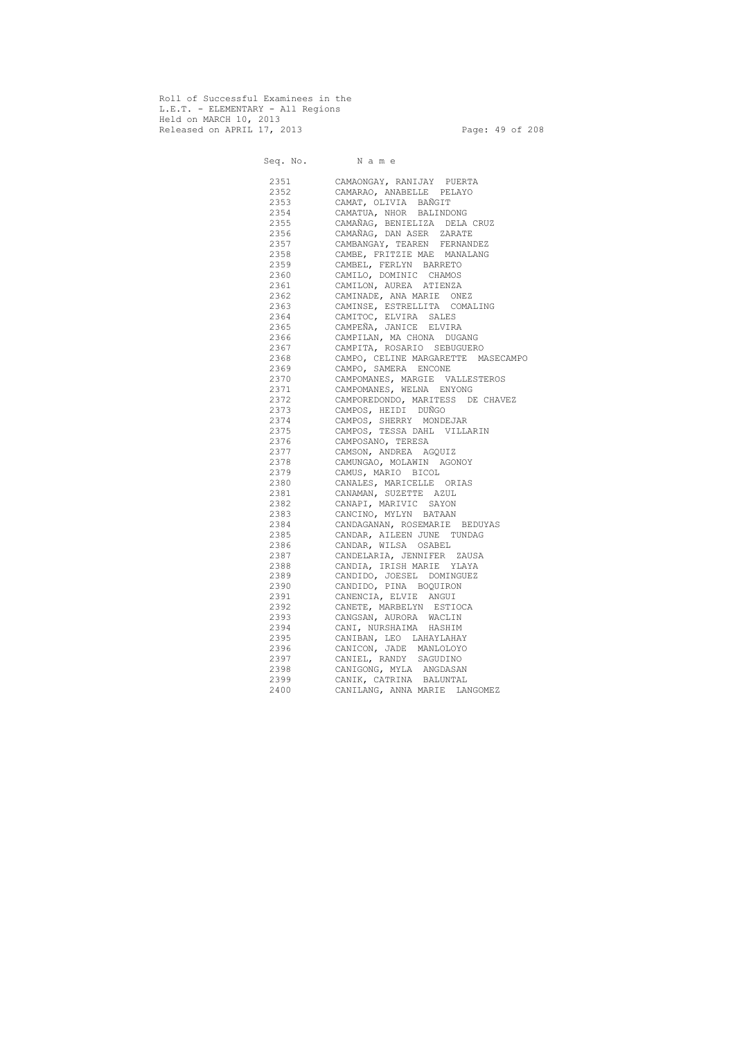Roll of Successful Examinees in the
L.E.T. - ELEMENTARY - All Regions
Held on MARCH 10, 2013
Released on APRIL 17, 2013

| Seq. No. | N a m e |
|---|---|
| 2351 | CAMAONGAY, RANIJAY PUERTA |
| 2352 | CAMARAO, ANABELLE PELAYO |
| 2353 | CAMAT, OLIVIA BAÑGIT |
| 2354 | CAMATUA, NHOR BALINDONG |
| 2355 | CAMAÑAG, BENIELIZA DELA CRUZ |
| 2356 | CAMAÑAG, DAN ASER ZARATE |
| 2357 | CAMBANGAY, TEAREN FERNANDEZ |
| 2358 | CAMBE, FRITZIE MAE MANALANG |
| 2359 | CAMBEL, FERLYN BARRETO |
| 2360 | CAMILO, DOMINIC CHAMOS |
| 2361 | CAMILON, AUREA ATIENZA |
| 2362 | CAMINADE, ANA MARIE ONEZ |
| 2363 | CAMINSE, ESTRELLITA COMALING |
| 2364 | CAMITOC, ELVIRA SALES |
| 2365 | CAMPEÑA, JANICE ELVIRA |
| 2366 | CAMPILAN, MA CHONA DUGANG |
| 2367 | CAMPITA, ROSARIO SEBUGUERO |
| 2368 | CAMPO, CELINE MARGARETTE MASECAMPO |
| 2369 | CAMPO, SAMERA ENCONE |
| 2370 | CAMPOMANES, MARGIE VALLESTEROS |
| 2371 | CAMPOMANES, WELNA ENYONG |
| 2372 | CAMPOREDONDO, MARITESS DE CHAVEZ |
| 2373 | CAMPOS, HEIDI DUÑGO |
| 2374 | CAMPOS, SHERRY MONDEJAR |
| 2375 | CAMPOS, TESSA DAHL VILLARIN |
| 2376 | CAMPOSANO, TERESA |
| 2377 | CAMSON, ANDREA AGQUIZ |
| 2378 | CAMUNGAO, MOLAWIN AGONOY |
| 2379 | CAMUS, MARIO BICOL |
| 2380 | CANALES, MARICELLE ORIAS |
| 2381 | CANAMAN, SUZETTE AZUL |
| 2382 | CANAPI, MARIVIC SAYON |
| 2383 | CANCINO, MYLYN BATAAN |
| 2384 | CANDAGANAN, ROSEMARIE BEDUYAS |
| 2385 | CANDAR, AILEEN JUNE TUNDAG |
| 2386 | CANDAR, WILSA OSABEL |
| 2387 | CANDELARIA, JENNIFER ZAUSA |
| 2388 | CANDIA, IRISH MARIE YLAYA |
| 2389 | CANDIDO, JOESEL DOMINGUEZ |
| 2390 | CANDIDO, PINA BOQUIRON |
| 2391 | CANENCIA, ELVIE ANGUI |
| 2392 | CANETE, MARBELYN ESTIOCA |
| 2393 | CANGSAN, AURORA WACLIN |
| 2394 | CANI, NURSHAIMA HASHIM |
| 2395 | CANIBAN, LEO LAHAYLAHAY |
| 2396 | CANICON, JADE MANLOLOYO |
| 2397 | CANIEL, RANDY SAGUDINO |
| 2398 | CANIGONG, MYLA ANGDASAN |
| 2399 | CANIK, CATRINA BALUNTAL |
| 2400 | CANILANG, ANNA MARIE LANGOMEZ |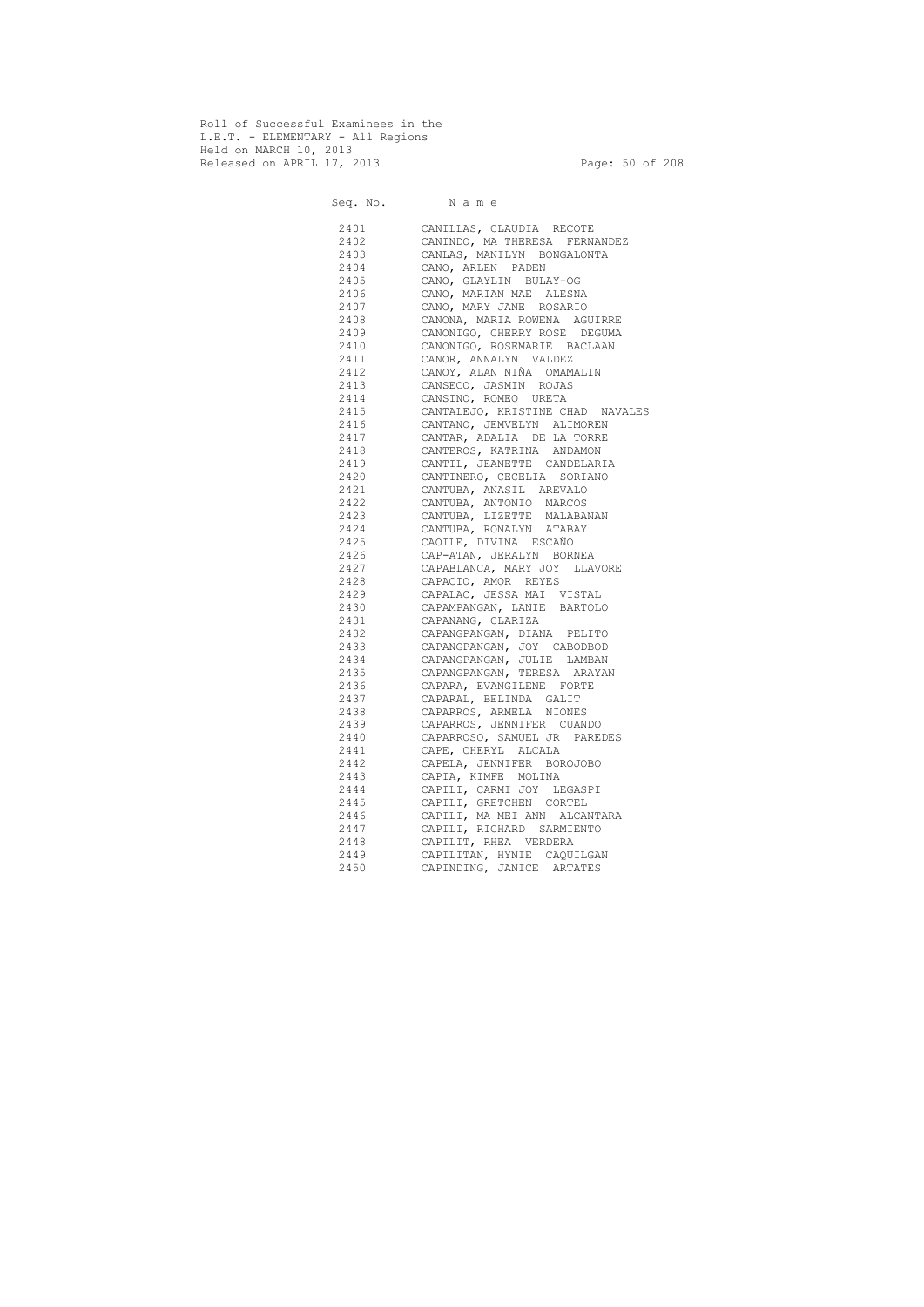Roll of Successful Examinees in the
L.E.T. - ELEMENTARY - All Regions
Held on MARCH 10, 2013
Released on APRIL 17, 2013

| Seq. No. | N a m e |
|---|---|
| 2401 | CANILLAS, CLAUDIA RECOTE |
| 2402 | CANINDO, MA THERESA FERNANDEZ |
| 2403 | CANLAS, MANILYN BONGALONTA |
| 2404 | CANO, ARLEN PADEN |
| 2405 | CANO, GLAYLIN BULAY-OG |
| 2406 | CANO, MARIAN MAE ALESNA |
| 2407 | CANO, MARY JANE ROSARIO |
| 2408 | CANONA, MARIA ROWENA AGUIRRE |
| 2409 | CANONIGO, CHERRY ROSE DEGUMA |
| 2410 | CANONIGO, ROSEMARIE BACLAAN |
| 2411 | CANOR, ANNALYN VALDEZ |
| 2412 | CANOY, ALAN NIÑA OMAMALIN |
| 2413 | CANSECO, JASMIN ROJAS |
| 2414 | CANSINO, ROMEO URETA |
| 2415 | CANTALEJO, KRISTINE CHAD NAVALES |
| 2416 | CANTANO, JEMVELYN ALIMOREN |
| 2417 | CANTAR, ADALIA DE LA TORRE |
| 2418 | CANTEROS, KATRINA ANDAMON |
| 2419 | CANTIL, JEANETTE CANDELARIA |
| 2420 | CANTINERO, CECELIA SORIANO |
| 2421 | CANTUBA, ANASIL AREVALO |
| 2422 | CANTUBA, ANTONIO MARCOS |
| 2423 | CANTUBA, LIZETTE MALABANAN |
| 2424 | CANTUBA, RONALYN ATABAY |
| 2425 | CAOILE, DIVINA ESCAÑO |
| 2426 | CAP-ATAN, JERALYN BORNEA |
| 2427 | CAPABLANCA, MARY JOY LLAVORE |
| 2428 | CAPACIO, AMOR REYES |
| 2429 | CAPALAC, JESSA MAI VISTAL |
| 2430 | CAPAMPANGAN, LANIE BARTOLO |
| 2431 | CAPANANG, CLARIZA |
| 2432 | CAPANGPANGAN, DIANA PELITO |
| 2433 | CAPANGPANGAN, JOY CABODBOD |
| 2434 | CAPANGPANGAN, JULIE LAMBAN |
| 2435 | CAPANGPANGAN, TERESA ARAYAN |
| 2436 | CAPARA, EVANGILENE FORTE |
| 2437 | CAPARAL, BELINDA GALIT |
| 2438 | CAPARROS, ARMELA NIONES |
| 2439 | CAPARROS, JENNIFER CUANDO |
| 2440 | CAPARROSO, SAMUEL JR PAREDES |
| 2441 | CAPE, CHERYL ALCALA |
| 2442 | CAPELA, JENNIFER BOROJOBO |
| 2443 | CAPIA, KIMFE MOLINA |
| 2444 | CAPILI, CARMI JOY LEGASPI |
| 2445 | CAPILI, GRETCHEN CORTEL |
| 2446 | CAPILI, MA MEI ANN ALCANTARA |
| 2447 | CAPILI, RICHARD SARMIENTO |
| 2448 | CAPILIT, RHEA VERDERA |
| 2449 | CAPILITAN, HYNIE CAQUILGAN |
| 2450 | CAPINDING, JANICE ARTATES |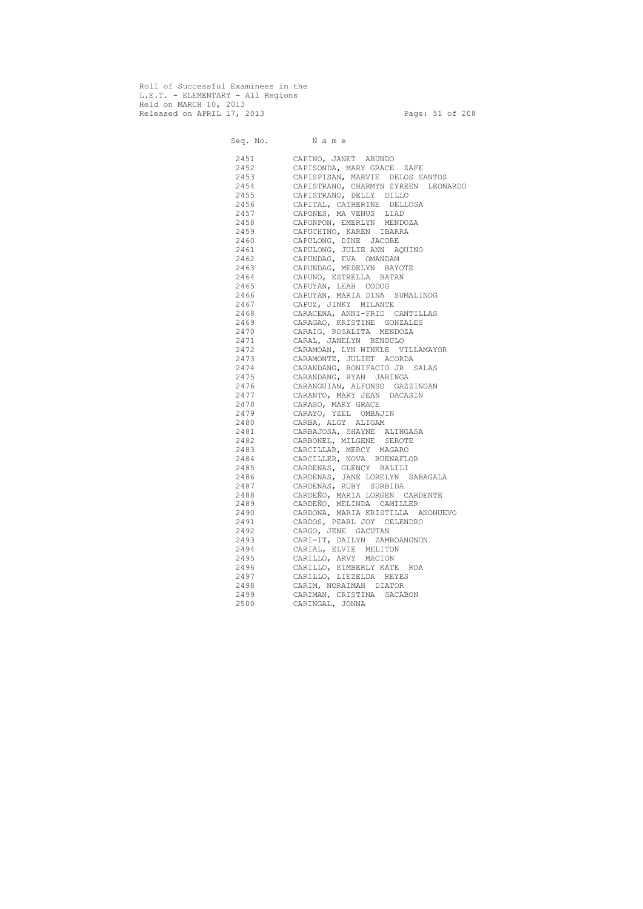Roll of Successful Examinees in the
L.E.T. - ELEMENTARY - All Regions
Held on MARCH 10, 2013
Released on APRIL 17, 2013

| Seq. No. | N a m e |
|---|---|
| 2451 | CAPINO, JANET ABUNDO |
| 2452 | CAPISONDA, MARY GRACE ZAFE |
| 2453 | CAPISPISAN, MARVIE DELOS SANTOS |
| 2454 | CAPISTRANO, CHARMYN ZYREEN LEONARDO |
| 2455 | CAPISTRANO, DELLY DILLO |
| 2456 | CAPITAL, CATHERINE DELLOSA |
| 2457 | CAPONES, MA VENUS LIAD |
| 2458 | CAPONPON, EMERLYN MENDOZA |
| 2459 | CAPUCHINO, KAREN IBARRA |
| 2460 | CAPULONG, DINE JACOBE |
| 2461 | CAPULONG, JULIE ANN AQUINO |
| 2462 | CAPUNDAG, EVA OMANDAM |
| 2463 | CAPUNDAG, MEDELYN BAYOTE |
| 2464 | CAPUNO, ESTRELLA BATAN |
| 2465 | CAPUYAN, LEAH CODOG |
| 2466 | CAPUYAN, MARIA DINA SUMALINOG |
| 2467 | CAPUZ, JINKY MILANTE |
| 2468 | CARACENA, ANNI-FRID CANTILLAS |
| 2469 | CARAGAO, KRISTINE GONZALES |
| 2470 | CARAIG, ROSALITA MENDOZA |
| 2471 | CARAL, JANELYN BENDULO |
| 2472 | CARAMOAN, LYN WINKLE VILLAMAYOR |
| 2473 | CARAMONTE, JULIET ACORDA |
| 2474 | CARANDANG, BONIFACIO JR SALAS |
| 2475 | CARANDANG, RYAN JARINGA |
| 2476 | CARANGUIAN, ALFONSO GAZZINGAN |
| 2477 | CARANTO, MARY JEAN DACASIN |
| 2478 | CARASO, MARY GRACE |
| 2479 | CARAYO, YZEL OMBAJIN |
| 2480 | CARBA, ALGY ALIGAM |
| 2481 | CARBAJOSA, SHAYNE ALINGASA |
| 2482 | CARBONEL, MILGENE SEROTE |
| 2483 | CARCILLAR, MERCY MAGARO |
| 2484 | CARCILLER, NOVA BUENAFLOR |
| 2485 | CARDENAS, GLENCY BALILI |
| 2486 | CARDENAS, JANE LORELYN SABAGALA |
| 2487 | CARDENAS, RUBY SURBIDA |
| 2488 | CARDEÑO, MARIA LORGEN CARDENTE |
| 2489 | CARDEÑO, MELINDA CAMILLER |
| 2490 | CARDONA, MARIA KRISTILLA ANONUEVO |
| 2491 | CARDOS, PEARL JOY CELENDRO |
| 2492 | CARGO, JENE GACUTAN |
| 2493 | CARI-IT, DAILYN ZAMBOANGNON |
| 2494 | CARIAL, ELVIE MELITON |
| 2495 | CARILLO, ARVY MACION |
| 2496 | CARILLO, KIMBERLY KATE ROA |
| 2497 | CARILLO, LIEZELDA REYES |
| 2498 | CARIM, NORAIMAH DIATOR |
| 2499 | CARIMAN, CRISTINA SACABON |
| 2500 | CARINGAL, JONNA |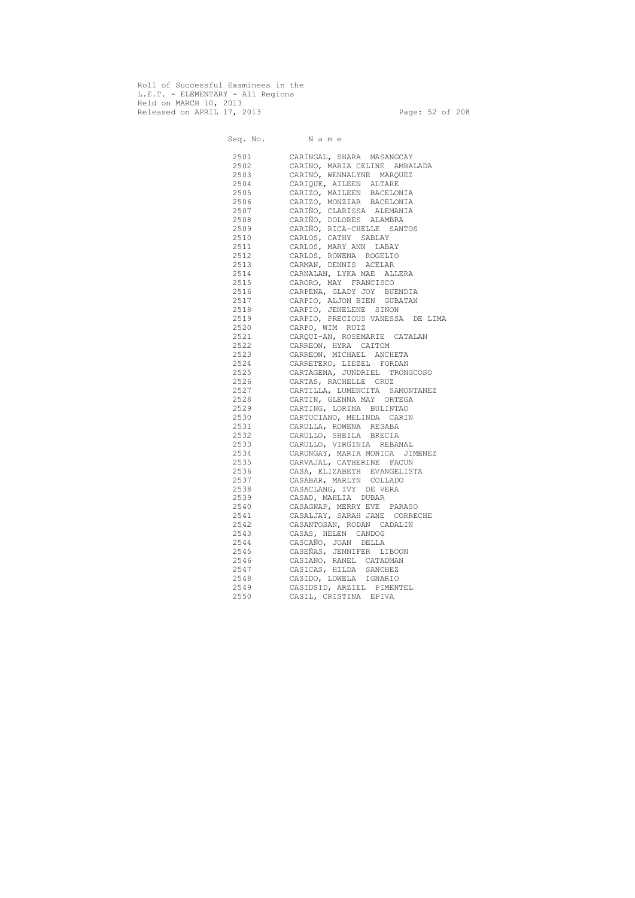Roll of Successful Examinees in the
L.E.T. - ELEMENTARY - All Regions
Held on MARCH 10, 2013
Released on APRIL 17, 2013

| Seq. No. | N a m e |
|---|---|
| 2501 | CARINGAL, SHARA MASANGCAY |
| 2502 | CARINO, MARIA CELINE AMBALADA |
| 2503 | CARINO, WENNALYNE MARQUEZ |
| 2504 | CARIQUE, AILEEN ALTARE |
| 2505 | CARIZO, MAILEEN BACELONIA |
| 2506 | CARIZO, MONZIAR BACELONIA |
| 2507 | CARIÑO, CLARISSA ALEMANIA |
| 2508 | CARIÑO, DOLORES ALAMBRA |
| 2509 | CARIÑO, RICA-CHELLE SANTOS |
| 2510 | CARLOS, CATHY SABLAY |
| 2511 | CARLOS, MARY ANN LABAY |
| 2512 | CARLOS, ROWENA ROGELIO |
| 2513 | CARMAN, DENNIS ACELAR |
| 2514 | CARNALAN, LYKA MAE ALLERA |
| 2515 | CARORO, MAY FRANCISCO |
| 2516 | CARPENA, GLADY JOY BUENDIA |
| 2517 | CARPIO, ALJON BIEN GUBATAN |
| 2518 | CARPIO, JENELENE SINON |
| 2519 | CARPIO, PRECIOUS VANESSA DE LIMA |
| 2520 | CARPO, WIM RUIZ |
| 2521 | CARQUI-AN, ROSEMARIE CATALAN |
| 2522 | CARREON, HYRA CAITOM |
| 2523 | CARREON, MICHAEL ANCHETA |
| 2524 | CARRETERO, LIEZEL FORDAN |
| 2525 | CARTAGENA, JUNDRIEL TRONGCOSO |
| 2526 | CARTAS, RACHELLE CRUZ |
| 2527 | CARTILLA, LUMENCITA SAMONTANEZ |
| 2528 | CARTIN, GLENNA MAY ORTEGA |
| 2529 | CARTING, LORINA BULINTAO |
| 2530 | CARTUCIANO, MELINDA CARIN |
| 2531 | CARULLA, ROWENA RESABA |
| 2532 | CARULLO, SHEILA BRECIA |
| 2533 | CARULLO, VIRGINIA REBANAL |
| 2534 | CARUNGAY, MARIA MONICA JIMENEZ |
| 2535 | CARVAJAL, CATHERINE FACUN |
| 2536 | CASA, ELIZABETH EVANGELISTA |
| 2537 | CASABAR, MARLYN COLLADO |
| 2538 | CASACLANG, IVY DE VERA |
| 2539 | CASAD, MAHLIA DUBAR |
| 2540 | CASAGNAP, MERRY EVE PARASO |
| 2541 | CASALJAY, SARAH JANE CORRECHE |
| 2542 | CASANTOSAN, RODAN CADALIN |
| 2543 | CASAS, HELEN CANDOG |
| 2544 | CASCAÑO, JOAN DELLA |
| 2545 | CASEÑAS, JENNIFER LIBOON |
| 2546 | CASIANO, RANEL CATADMAN |
| 2547 | CASICAS, HILDA SANCHEZ |
| 2548 | CASIDO, LOWELA IGNARIO |
| 2549 | CASIDSID, ARZIEL PIMENTEL |
| 2550 | CASIL, CRISTINA EPIVA |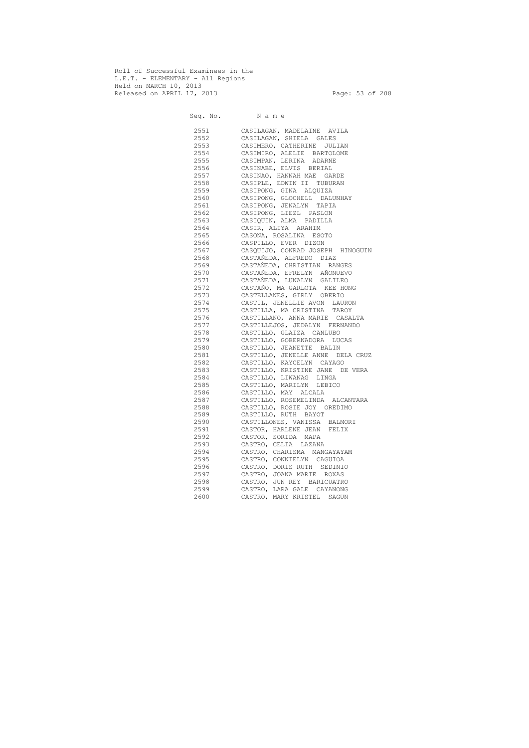Roll of Successful Examinees in the
L.E.T. - ELEMENTARY - All Regions
Held on MARCH 10, 2013
Released on APRIL 17, 2013

| Seq. No. | N a m e |
|---|---|
| 2551 | CASILAGAN, MADELAINE AVILA |
| 2552 | CASILAGAN, SHIELA GALES |
| 2553 | CASIMERO, CATHERINE JULIAN |
| 2554 | CASIMIRO, ALELIE BARTOLOME |
| 2555 | CASIMPAN, LERINA ADARNE |
| 2556 | CASINABE, ELVIS BERIAL |
| 2557 | CASINAO, HANNAH MAE GARDE |
| 2558 | CASIPLE, EDWIN II TUBURAN |
| 2559 | CASIPONG, GINA ALQUIZA |
| 2560 | CASIPONG, GLOCHELL DALUNHAY |
| 2561 | CASIPONG, JENALYN TAPIA |
| 2562 | CASIPONG, LIEZL PASLON |
| 2563 | CASIQUIN, ALMA PADILLA |
| 2564 | CASIR, ALIYA ARAHIM |
| 2565 | CASONA, ROSALINA ESOTO |
| 2566 | CASPILLO, EVER DIZON |
| 2567 | CASQUIJO, CONRAD JOSEPH HINOGUIN |
| 2568 | CASTAÑEDA, ALFREDO DIAZ |
| 2569 | CASTAÑEDA, CHRISTIAN RANGES |
| 2570 | CASTAÑEDA, EFRELYN AÑONUEVO |
| 2571 | CASTAÑEDA, LUNALYN GALILEO |
| 2572 | CASTAÑO, MA GARLOTA KEE HONG |
| 2573 | CASTELLANES, GIRLY OBERIO |
| 2574 | CASTIL, JENELLIE AVON LAURON |
| 2575 | CASTILLA, MA CRISTINA TAROY |
| 2576 | CASTILLANO, ANNA MARIE CASALTA |
| 2577 | CASTILLEJOS, JEDALYN FERNANDO |
| 2578 | CASTILLO, GLAIZA CANLUBO |
| 2579 | CASTILLO, GOBERNADORA LUCAS |
| 2580 | CASTILLO, JEANETTE BALIN |
| 2581 | CASTILLO, JENELLE ANNE DELA CRUZ |
| 2582 | CASTILLO, KAYCELYN CAYAGO |
| 2583 | CASTILLO, KRISTINE JANE DE VERA |
| 2584 | CASTILLO, LIWANAG LINGA |
| 2585 | CASTILLO, MARILYN LEBICO |
| 2586 | CASTILLO, MAY ALCALA |
| 2587 | CASTILLO, ROSEMELINDA ALCANTARA |
| 2588 | CASTILLO, ROSIE JOY OREDIMO |
| 2589 | CASTILLO, RUTH BAYOT |
| 2590 | CASTILLONES, VANISSA BALMORI |
| 2591 | CASTOR, HARLENE JEAN FELIX |
| 2592 | CASTOR, SORIDA MAPA |
| 2593 | CASTRO, CELIA LAZANA |
| 2594 | CASTRO, CHARISMA MANGAYAYAM |
| 2595 | CASTRO, CONNIELYN CAGUIOA |
| 2596 | CASTRO, DORIS RUTH SEDINIO |
| 2597 | CASTRO, JOANA MARIE ROXAS |
| 2598 | CASTRO, JUN REY BARICUATRO |
| 2599 | CASTRO, LARA GALE CAYANONG |
| 2600 | CASTRO, MARY KRISTEL SAGUN |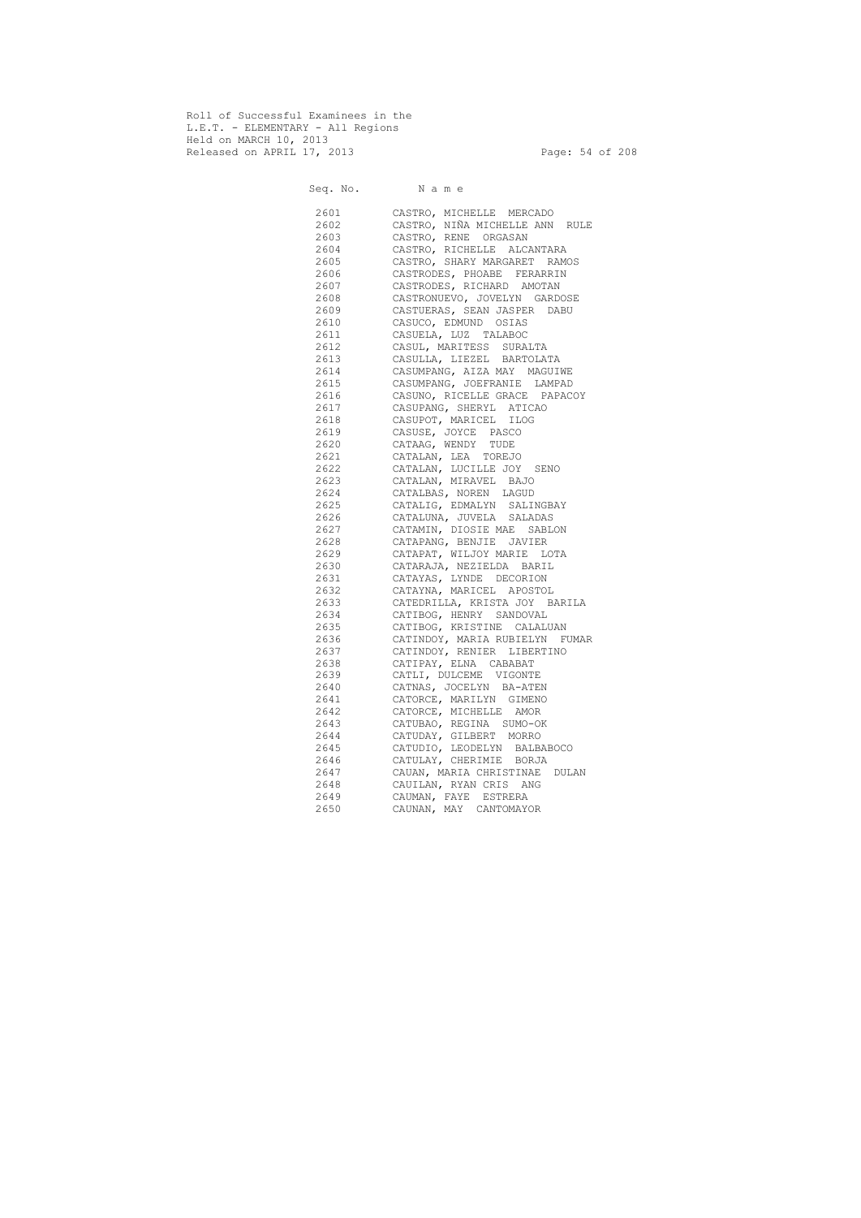Roll of Successful Examinees in the
L.E.T. - ELEMENTARY - All Regions
Held on MARCH 10, 2013
Released on APRIL 17, 2013

| Seq. No. | N a m e |
|---|---|
| 2601 | CASTRO, MICHELLE MERCADO |
| 2602 | CASTRO, NIÑA MICHELLE ANN RULE |
| 2603 | CASTRO, RENE ORGASAN |
| 2604 | CASTRO, RICHELLE ALCANTARA |
| 2605 | CASTRO, SHARY MARGARET RAMOS |
| 2606 | CASTRODES, PHOABE FERARRIN |
| 2607 | CASTRODES, RICHARD AMOTAN |
| 2608 | CASTRONUEVO, JOVELYN GARDOSE |
| 2609 | CASTUERAS, SEAN JASPER DABU |
| 2610 | CASUCO, EDMUND OSIAS |
| 2611 | CASUELA, LUZ TALABOC |
| 2612 | CASUL, MARITESS SURALTA |
| 2613 | CASULLA, LIEZEL BARTOLATA |
| 2614 | CASUMPANG, AIZA MAY MAGUIWE |
| 2615 | CASUMPANG, JOEFRANIE LAMPAD |
| 2616 | CASUNO, RICELLE GRACE PAPACOY |
| 2617 | CASUPANG, SHERYL ATICAO |
| 2618 | CASUPOT, MARICEL ILOG |
| 2619 | CASUSE, JOYCE PASCO |
| 2620 | CATAAG, WENDY TUDE |
| 2621 | CATALAN, LEA TOREJO |
| 2622 | CATALAN, LUCILLE JOY SENO |
| 2623 | CATALAN, MIRAVEL BAJO |
| 2624 | CATALBAS, NOREN LAGUD |
| 2625 | CATALIG, EDMALYN SALINGBAY |
| 2626 | CATALUNA, JUVELA SALADAS |
| 2627 | CATAMIN, DIOSIE MAE SABLON |
| 2628 | CATAPANG, BENJIE JAVIER |
| 2629 | CATAPAT, WILJOY MARIE LOTA |
| 2630 | CATARAJA, NEZIELDA BARIL |
| 2631 | CATAYAS, LYNDE DECORION |
| 2632 | CATAYNA, MARICEL APOSTOL |
| 2633 | CATEDRILLA, KRISTA JOY BARILA |
| 2634 | CATIBOG, HENRY SANDOVAL |
| 2635 | CATIBOG, KRISTINE CALALUAN |
| 2636 | CATINDOY, MARIA RUBIELYN FUMAR |
| 2637 | CATINDOY, RENIER LIBERTINO |
| 2638 | CATIPAY, ELNA CABABAT |
| 2639 | CATLI, DULCEME VIGONTE |
| 2640 | CATNAS, JOCELYN BA-ATEN |
| 2641 | CATORCE, MARILYN GIMENO |
| 2642 | CATORCE, MICHELLE AMOR |
| 2643 | CATUBAO, REGINA SUMO-OK |
| 2644 | CATUDAY, GILBERT MORRO |
| 2645 | CATUDIO, LEODELYN BALBABOCO |
| 2646 | CATULAY, CHERIMIE BORJA |
| 2647 | CAUAN, MARIA CHRISTINAE DULAN |
| 2648 | CAUILAN, RYAN CRIS ANG |
| 2649 | CAUMAN, FAYE ESTRERA |
| 2650 | CAUNAN, MAY CANTOMAYOR |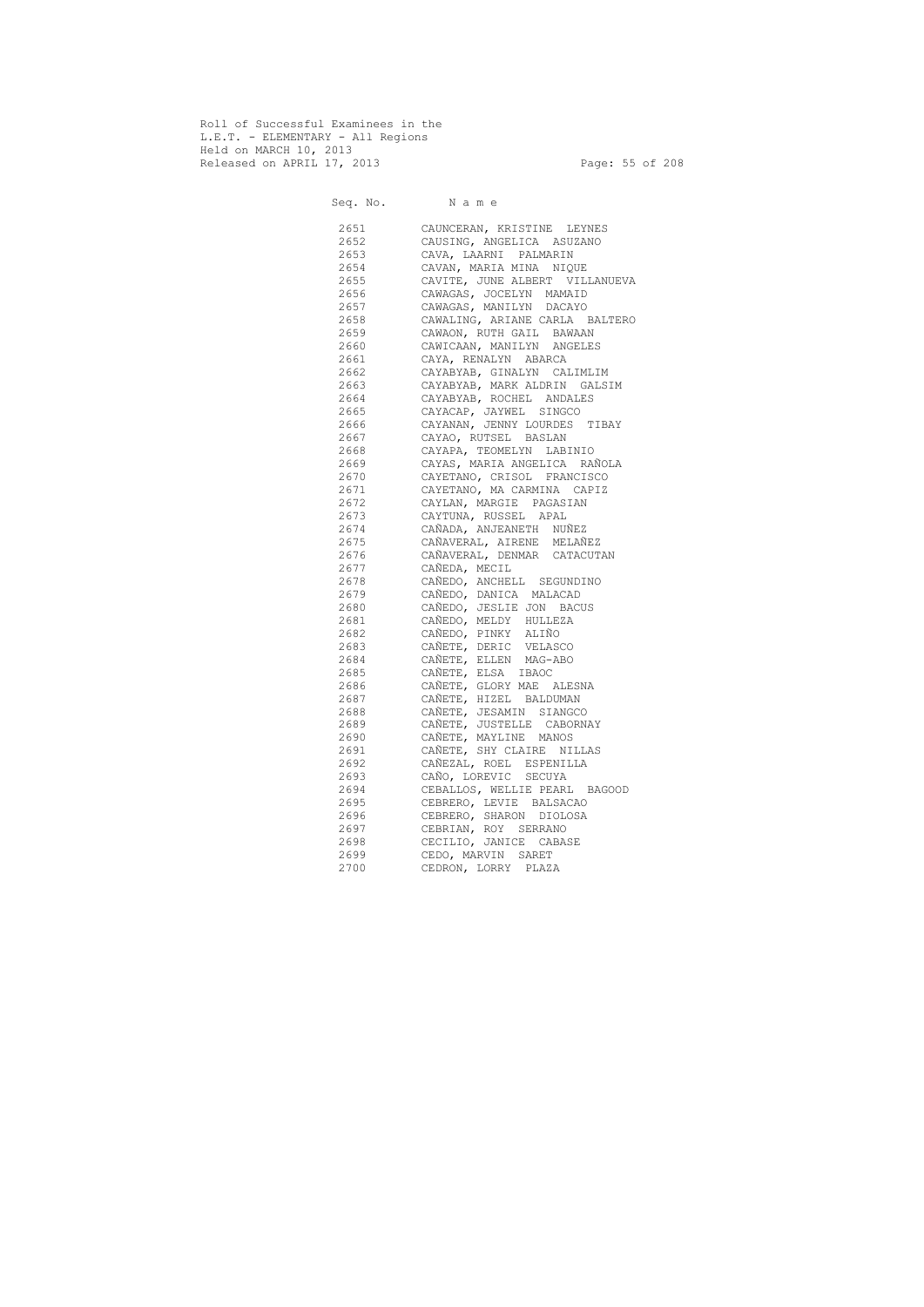Roll of Successful Examinees in the
L.E.T. - ELEMENTARY - All Regions
Held on MARCH 10, 2013
Released on APRIL 17, 2013

| Seq. No. | N a m e |
|---|---|
| 2651 | CAUNCERAN, KRISTINE LEYNES |
| 2652 | CAUSING, ANGELICA ASUZANO |
| 2653 | CAVA, LAARNI PALMARIN |
| 2654 | CAVAN, MARIA MINA NIQUE |
| 2655 | CAVITE, JUNE ALBERT VILLANUEVA |
| 2656 | CAWAGAS, JOCELYN MAMAID |
| 2657 | CAWAGAS, MANILYN DACAYO |
| 2658 | CAWALING, ARIANE CARLA BALTERO |
| 2659 | CAWAON, RUTH GAIL BAWAAN |
| 2660 | CAWICAAN, MANILYN ANGELES |
| 2661 | CAYA, RENALYN ABARCA |
| 2662 | CAYABYAB, GINALYN CALIMLIM |
| 2663 | CAYABYAB, MARK ALDRIN GALSIM |
| 2664 | CAYABYAB, ROCHEL ANDALES |
| 2665 | CAYACAP, JAYWEL SINGCO |
| 2666 | CAYANAN, JENNY LOURDES TIBAY |
| 2667 | CAYAO, RUTSEL BASLAN |
| 2668 | CAYAPA, TEOMELYN LABINIO |
| 2669 | CAYAS, MARIA ANGELICA RAÑOLA |
| 2670 | CAYETANO, CRISOL FRANCISCO |
| 2671 | CAYETANO, MA CARMINA CAPIZ |
| 2672 | CAYLAN, MARGIE PAGASIAN |
| 2673 | CAYTUNA, RUSSEL APAL |
| 2674 | CAÑADA, ANJEANETH NUÑEZ |
| 2675 | CAÑAVERAL, AIRENE MELAÑEZ |
| 2676 | CAÑAVERAL, DENMAR CATACUTAN |
| 2677 | CAÑEDA, MECIL |
| 2678 | CAÑEDO, ANCHELL SEGUNDINO |
| 2679 | CAÑEDO, DANICA MALACAD |
| 2680 | CAÑEDO, JESLIE JON BACUS |
| 2681 | CAÑEDO, MELDY HULLEZA |
| 2682 | CAÑEDO, PINKY ALIÑO |
| 2683 | CAÑETE, DERIC VELASCO |
| 2684 | CAÑETE, ELLEN MAG-ABO |
| 2685 | CAÑETE, ELSA IBAOC |
| 2686 | CAÑETE, GLORY MAE ALESNA |
| 2687 | CAÑETE, HIZEL BALDUMAN |
| 2688 | CAÑETE, JESAMIN SIANGCO |
| 2689 | CAÑETE, JUSTELLE CABORNAY |
| 2690 | CAÑETE, MAYLINE MANOS |
| 2691 | CAÑETE, SHY CLAIRE NILLAS |
| 2692 | CAÑEZAL, ROEL ESPENILLA |
| 2693 | CAÑO, LOREVIC SECUYA |
| 2694 | CEBALLOS, WELLIE PEARL BAGOOD |
| 2695 | CEBRERO, LEVIE BALSACAO |
| 2696 | CEBRERO, SHARON DIOLOSA |
| 2697 | CEBRIAN, ROY SERRANO |
| 2698 | CECILIO, JANICE CABASE |
| 2699 | CEDO, MARVIN SARET |
| 2700 | CEDRON, LORRY PLAZA |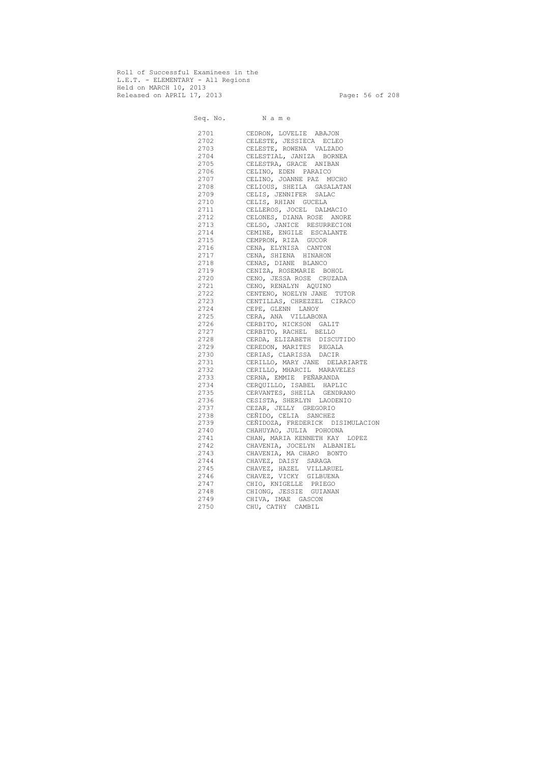Roll of Successful Examinees in the
L.E.T. - ELEMENTARY - All Regions
Held on MARCH 10, 2013
Released on APRIL 17, 2013

| Seq. No. | N a m e |
|---|---|
| 2701 | CEDRON, LOVELIE ABAJON |
| 2702 | CELESTE, JESSIECA ECLEO |
| 2703 | CELESTE, ROWENA VALZADO |
| 2704 | CELESTIAL, JANIZA BORNEA |
| 2705 | CELESTRA, GRACE ANIBAN |
| 2706 | CELINO, EDEN PARAICO |
| 2707 | CELINO, JOANNE PAZ MUCHO |
| 2708 | CELIOUS, SHEILA GASALATAN |
| 2709 | CELIS, JENNIFER SALAC |
| 2710 | CELIS, RHIAN GUCELA |
| 2711 | CELLEROS, JOCEL DALMACIO |
| 2712 | CELONES, DIANA ROSE ANORE |
| 2713 | CELSO, JANICE RESURRECION |
| 2714 | CEMINE, ENGILE ESCALANTE |
| 2715 | CEMPRON, RIZA GUCOR |
| 2716 | CENA, ELYNISA CANTON |
| 2717 | CENA, SHIENA HINAHON |
| 2718 | CENAS, DIANE BLANCO |
| 2719 | CENIZA, ROSEMARIE BOHOL |
| 2720 | CENO, JESSA ROSE CRUZADA |
| 2721 | CENO, RENALYN AQUINO |
| 2722 | CENTENO, NOELYN JANE TUTOR |
| 2723 | CENTILLAS, CHREZZEL CIRACO |
| 2724 | CEPE, GLENN LANOY |
| 2725 | CERA, ANA VILLABONA |
| 2726 | CERBITO, NICKSON GALIT |
| 2727 | CERBITO, RACHEL BELLO |
| 2728 | CERDA, ELIZABETH DISCUTIDO |
| 2729 | CEREDON, MARITES REGALA |
| 2730 | CERIAS, CLARISSA DACIR |
| 2731 | CERILLO, MARY JANE DELARIARTE |
| 2732 | CERILLO, MHARCIL MARAVELES |
| 2733 | CERNA, EMMIE PEÑARANDA |
| 2734 | CERQUILLO, ISABEL HAPLIC |
| 2735 | CERVANTES, SHEILA GENDRANO |
| 2736 | CESISTA, SHERLYN LAODENIO |
| 2737 | CEZAR, JELLY GREGORIO |
| 2738 | CEÑIDO, CELIA SANCHEZ |
| 2739 | CEÑIDOZA, FREDERICK DISIMULACION |
| 2740 | CHAHUYAO, JULIA POHODNA |
| 2741 | CHAN, MARIA KENNETH KAY LOPEZ |
| 2742 | CHAVENIA, JOCELYN ALBANIEL |
| 2743 | CHAVENIA, MA CHARO BONTO |
| 2744 | CHAVEZ, DAISY SARAGA |
| 2745 | CHAVEZ, HAZEL VILLARUEL |
| 2746 | CHAVEZ, VICKY GILBUENA |
| 2747 | CHIO, KNIGELLE PRIEGO |
| 2748 | CHIONG, JESSIE GUIANAN |
| 2749 | CHIVA, IMAE GASCON |
| 2750 | CHU, CATHY CAMBIL |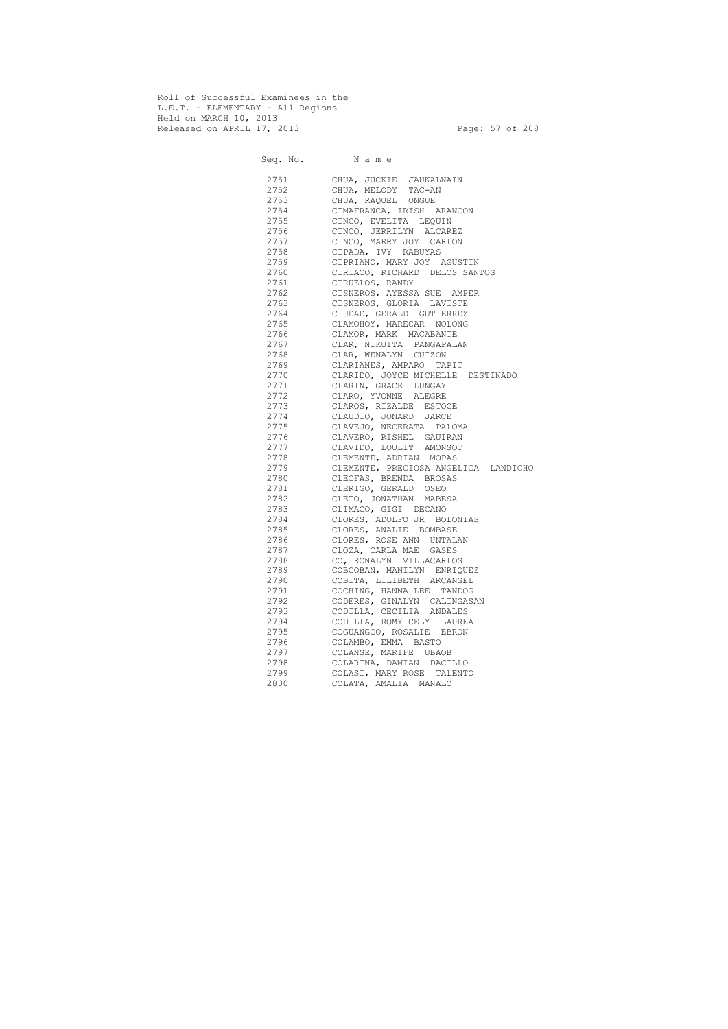Roll of Successful Examinees in the
L.E.T. - ELEMENTARY - All Regions
Held on MARCH 10, 2013
Released on APRIL 17, 2013

| Seq. No. | N a m e |
|---|---|
| 2751 | CHUA, JUCKIE JAUKALNAIN |
| 2752 | CHUA, MELODY TAC-AN |
| 2753 | CHUA, RAQUEL ONGUE |
| 2754 | CIMAFRANCA, IRISH ARANCON |
| 2755 | CINCO, EVELITA LEQUIN |
| 2756 | CINCO, JERRILYN ALCAREZ |
| 2757 | CINCO, MARRY JOY CARLON |
| 2758 | CIPADA, IVY RABUYAS |
| 2759 | CIPRIANO, MARY JOY AGUSTIN |
| 2760 | CIRIACO, RICHARD DELOS SANTOS |
| 2761 | CIRUELOS, RANDY |
| 2762 | CISNEROS, AYESSA SUE AMPER |
| 2763 | CISNEROS, GLORIA LAVISTE |
| 2764 | CIUDAD, GERALD GUTIERREZ |
| 2765 | CLAMOHOY, MARECAR NOLONG |
| 2766 | CLAMOR, MARK MACABANTE |
| 2767 | CLAR, NIKUITA PANGAPALAN |
| 2768 | CLAR, WENALYN CUIZON |
| 2769 | CLARIANES, AMPARO TAPIT |
| 2770 | CLARIDO, JOYCE MICHELLE DESTINADO |
| 2771 | CLARIN, GRACE LUNGAY |
| 2772 | CLARO, YVONNE ALEGRE |
| 2773 | CLAROS, RIZALDE ESTOCE |
| 2774 | CLAUDIO, JONARD JARCE |
| 2775 | CLAVEJO, NECERATA PALOMA |
| 2776 | CLAVERO, RISHEL GAUIRAN |
| 2777 | CLAVIDO, LOULIT AMONSOT |
| 2778 | CLEMENTE, ADRIAN MOPAS |
| 2779 | CLEMENTE, PRECIOSA ANGELICA LANDICHO |
| 2780 | CLEOFAS, BRENDA BROSAS |
| 2781 | CLERIGO, GERALD OSEO |
| 2782 | CLETO, JONATHAN MABESA |
| 2783 | CLIMACO, GIGI DECANO |
| 2784 | CLORES, ADOLFO JR BOLONIAS |
| 2785 | CLORES, ANALIE BOMBASE |
| 2786 | CLORES, ROSE ANN UNTALAN |
| 2787 | CLOZA, CARLA MAE GASES |
| 2788 | CO, RONALYN VILLACARLOS |
| 2789 | COBCOBAN, MANILYN ENRIQUEZ |
| 2790 | COBITA, LILIBETH ARCANGEL |
| 2791 | COCHING, HANNA LEE TANDOG |
| 2792 | CODERES, GINALYN CALINGASAN |
| 2793 | CODILLA, CECILIA ANDALES |
| 2794 | CODILLA, ROMY CELY LAUREA |
| 2795 | COGUANGCO, ROSALIE EBRON |
| 2796 | COLAMBO, EMMA BASTO |
| 2797 | COLANSE, MARIFE UBAOB |
| 2798 | COLARINA, DAMIAN DACILLO |
| 2799 | COLASI, MARY ROSE TALENTO |
| 2800 | COLATA, AMALIA MANALO |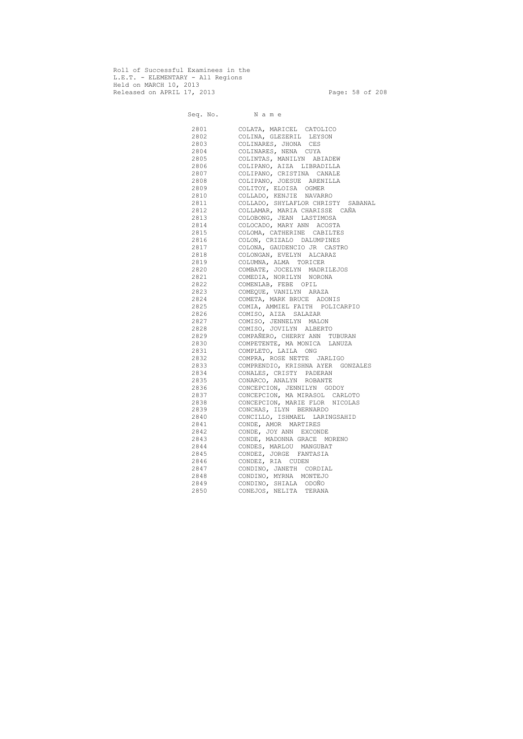Roll of Successful Examinees in the
L.E.T. - ELEMENTARY - All Regions
Held on MARCH 10, 2013
Released on APRIL 17, 2013

| Seq. No. | N a m e |
|---|---|
| 2801 | COLATA, MARICEL CATOLICO |
| 2802 | COLINA, GLEZERIL LEYSON |
| 2803 | COLINARES, JHONA CES |
| 2804 | COLINARES, NENA CUYA |
| 2805 | COLINTAS, MANILYN ABIADEW |
| 2806 | COLIPANO, AIZA LIBRADILLA |
| 2807 | COLIPANO, CRISTINA CANALE |
| 2808 | COLIPANO, JOESUE ARENILLA |
| 2809 | COLITOY, ELOISA OGMER |
| 2810 | COLLADO, KENJIE NAVARRO |
| 2811 | COLLADO, SHYLAFLOR CHRISTY SABANAL |
| 2812 | COLLAMAR, MARIA CHARISSE CAÑA |
| 2813 | COLOBONG, JEAN LASTIMOSA |
| 2814 | COLOCADO, MARY ANN ACOSTA |
| 2815 | COLOMA, CATHERINE CABILTES |
| 2816 | COLON, CRIZALO DALUMPINES |
| 2817 | COLONA, GAUDENCIO JR CASTRO |
| 2818 | COLONGAN, EVELYN ALCARAZ |
| 2819 | COLUMNA, ALMA TORICER |
| 2820 | COMBATE, JOCELYN MADRILEJOS |
| 2821 | COMEDIA, NORILYN NORONA |
| 2822 | COMENLAB, FEBE OPIL |
| 2823 | COMEQUE, VANILYN ARAZA |
| 2824 | COMETA, MARK BRUCE ADONIS |
| 2825 | COMIA, AMMIEL FAITH POLICARPIO |
| 2826 | COMISO, AIZA SALAZAR |
| 2827 | COMISO, JENNELYN MALON |
| 2828 | COMISO, JOVILYN ALBERTO |
| 2829 | COMPAÑERO, CHERRY ANN TUBURAN |
| 2830 | COMPETENTE, MA MONICA LANUZA |
| 2831 | COMPLETO, LAILA ONG |
| 2832 | COMPRA, ROSE NETTE JARLIGO |
| 2833 | COMPRENDIO, KRISHNA AYER GONZALES |
| 2834 | CONALES, CRISTY PADERAN |
| 2835 | CONARCO, ANALYN ROBANTE |
| 2836 | CONCEPCION, JENNILYN GODOY |
| 2837 | CONCEPCION, MA MIRASOL CARLOTO |
| 2838 | CONCEPCION, MARIE FLOR NICOLAS |
| 2839 | CONCHAS, ILYN BERNARDO |
| 2840 | CONCILLO, ISHMAEL LARINGSAHID |
| 2841 | CONDE, AMOR MARTIRES |
| 2842 | CONDE, JOY ANN EXCONDE |
| 2843 | CONDE, MADONNA GRACE MORENO |
| 2844 | CONDES, MARLOU MANGUBAT |
| 2845 | CONDEZ, JORGE FANTASIA |
| 2846 | CONDEZ, RIA CUDEN |
| 2847 | CONDINO, JANETH CORDIAL |
| 2848 | CONDINO, MYRNA MONTEJO |
| 2849 | CONDINO, SHIALA ODOÑO |
| 2850 | CONEJOS, NELITA TERANA |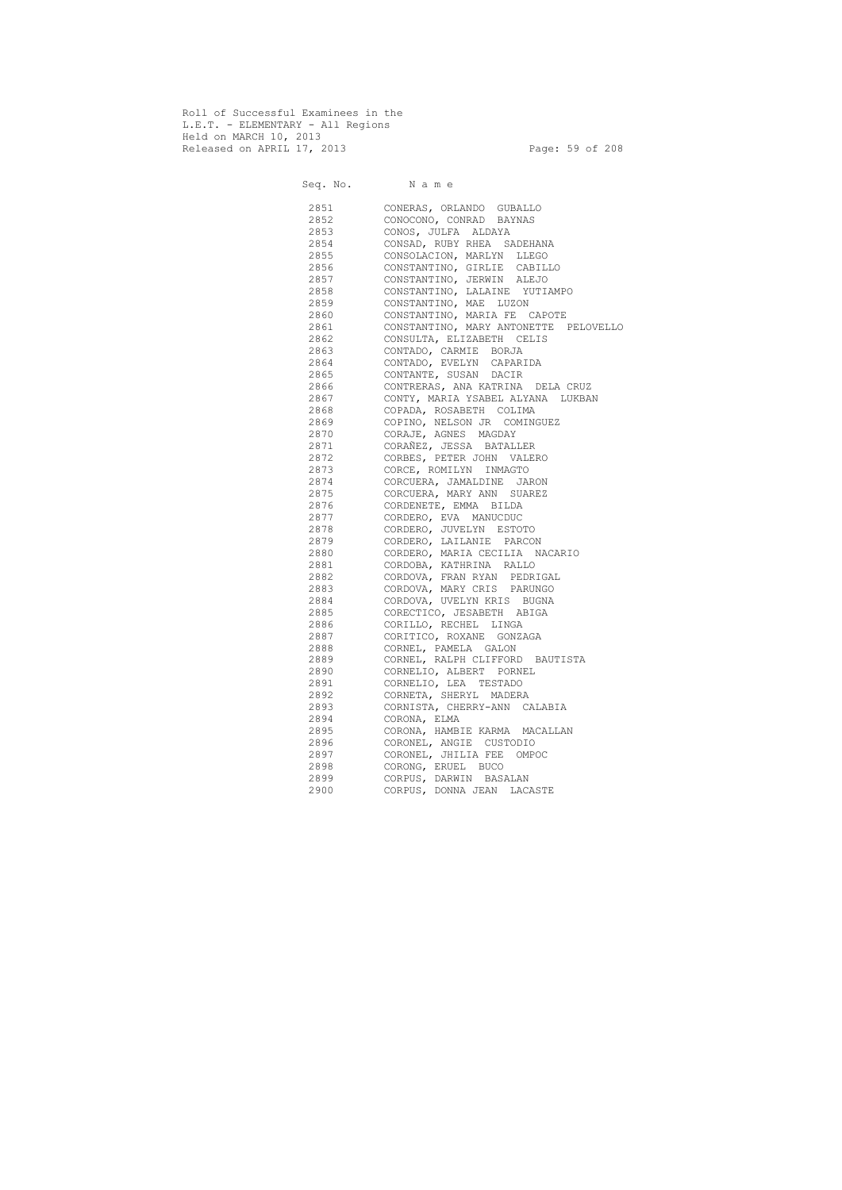Roll of Successful Examinees in the
L.E.T. - ELEMENTARY - All Regions
Held on MARCH 10, 2013
Released on APRIL 17, 2013

| Seq. No. | N a m e |
|---|---|
| 2851 | CONERAS, ORLANDO GUBALLO |
| 2852 | CONOCONO, CONRAD BAYNAS |
| 2853 | CONOS, JULFA ALDAYA |
| 2854 | CONSAD, RUBY RHEA SADEHANA |
| 2855 | CONSOLACION, MARLYN LLEGO |
| 2856 | CONSTANTINO, GIRLIE CABILLO |
| 2857 | CONSTANTINO, JERWIN ALEJO |
| 2858 | CONSTANTINO, LALAINE YUTIAMPO |
| 2859 | CONSTANTINO, MAE LUZON |
| 2860 | CONSTANTINO, MARIA FE CAPOTE |
| 2861 | CONSTANTINO, MARY ANTONETTE PELOVELLO |
| 2862 | CONSULTA, ELIZABETH CELIS |
| 2863 | CONTADO, CARMIE BORJA |
| 2864 | CONTADO, EVELYN CAPARIDA |
| 2865 | CONTANTE, SUSAN DACIR |
| 2866 | CONTRERAS, ANA KATRINA DELA CRUZ |
| 2867 | CONTY, MARIA YSABEL ALYANA LUKBAN |
| 2868 | COPADA, ROSABETH COLIMA |
| 2869 | COPINO, NELSON JR COMINGUEZ |
| 2870 | CORAJE, AGNES MAGDAY |
| 2871 | CORAÑEZ, JESSA BATALLER |
| 2872 | CORBES, PETER JOHN VALERO |
| 2873 | CORCE, ROMILYN INMAGTO |
| 2874 | CORCUERA, JAMALDINE JARON |
| 2875 | CORCUERA, MARY ANN SUAREZ |
| 2876 | CORDENETE, EMMA BILDA |
| 2877 | CORDERO, EVA MANUCDUC |
| 2878 | CORDERO, JUVELYN ESTOTO |
| 2879 | CORDERO, LAILANIE PARCON |
| 2880 | CORDERO, MARIA CECILIA NACARIO |
| 2881 | CORDOBA, KATHRINA RALLO |
| 2882 | CORDOVA, FRAN RYAN PEDRIGAL |
| 2883 | CORDOVA, MARY CRIS PARUNGO |
| 2884 | CORDOVA, UVELYN KRIS BUGNA |
| 2885 | CORECTICO, JESABETH ABIGA |
| 2886 | CORILLO, RECHEL LINGA |
| 2887 | CORITICO, ROXANE GONZAGA |
| 2888 | CORNEL, PAMELA GALON |
| 2889 | CORNEL, RALPH CLIFFORD BAUTISTA |
| 2890 | CORNELIO, ALBERT PORNEL |
| 2891 | CORNELIO, LEA TESTADO |
| 2892 | CORNETA, SHERYL MADERA |
| 2893 | CORNISTA, CHERRY-ANN CALABIA |
| 2894 | CORONA, ELMA |
| 2895 | CORONA, HAMBIE KARMA MACALLAN |
| 2896 | CORONEL, ANGIE CUSTODIO |
| 2897 | CORONEL, JHILIA FEE OMPOC |
| 2898 | CORONG, ERUEL BUCO |
| 2899 | CORPUS, DARWIN BASALAN |
| 2900 | CORPUS, DONNA JEAN LACASTE |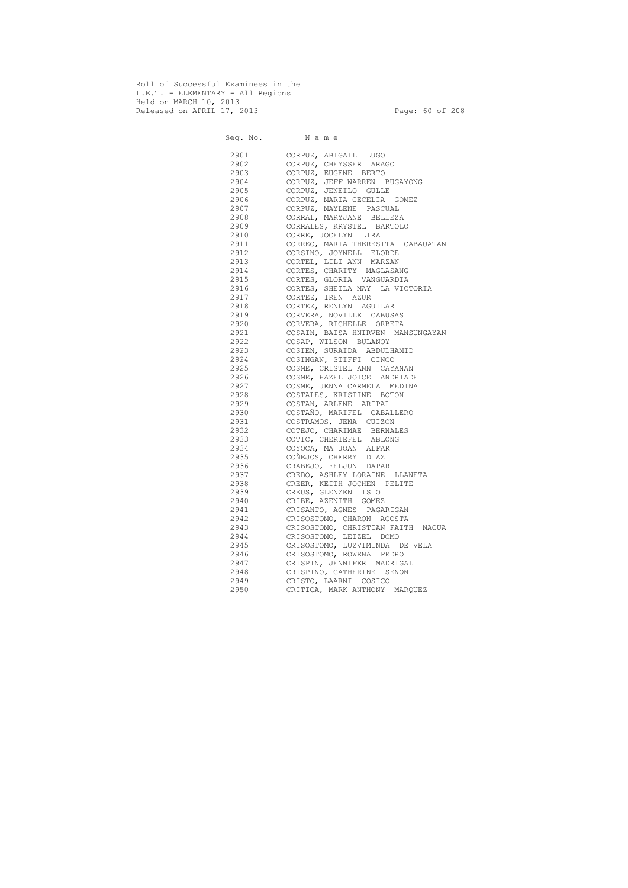Roll of Successful Examinees in the
L.E.T. - ELEMENTARY - All Regions
Held on MARCH 10, 2013
Released on APRIL 17, 2013

| Seq. No. | N a m e |
|---|---|
| 2901 | CORPUZ, ABIGAIL LUGO |
| 2902 | CORPUZ, CHEYSSER ARAGO |
| 2903 | CORPUZ, EUGENE BERTO |
| 2904 | CORPUZ, JEFF WARREN BUGAYONG |
| 2905 | CORPUZ, JENEILO GULLE |
| 2906 | CORPUZ, MARIA CECELIA GOMEZ |
| 2907 | CORPUZ, MAYLENE PASCUAL |
| 2908 | CORRAL, MARYJANE BELLEZA |
| 2909 | CORRALES, KRYSTEL BARTOLO |
| 2910 | CORRE, JOCELYN LIRA |
| 2911 | CORREO, MARIA THERESITA CABAUATAN |
| 2912 | CORSINO, JOYNELL ELORDE |
| 2913 | CORTEL, LILI ANN MARZAN |
| 2914 | CORTES, CHARITY MAGLASANG |
| 2915 | CORTES, GLORIA VANGUARDIA |
| 2916 | CORTES, SHEILA MAY LA VICTORIA |
| 2917 | CORTEZ, IREN AZUR |
| 2918 | CORTEZ, RENLYN AGUILAR |
| 2919 | CORVERA, NOVILLE CABUSAS |
| 2920 | CORVERA, RICHELLE ORBETA |
| 2921 | COSAIN, BAISA HNIRVEN MANSUNGAYAN |
| 2922 | COSAP, WILSON BULANOY |
| 2923 | COSIEN, SURAIDA ABDULHAMID |
| 2924 | COSINGAN, STIFFI CINCO |
| 2925 | COSME, CRISTEL ANN CAYANAN |
| 2926 | COSME, HAZEL JOICE ANDRIADE |
| 2927 | COSME, JENNA CARMELA MEDINA |
| 2928 | COSTALES, KRISTINE BOTON |
| 2929 | COSTAN, ARLENE ARIPAL |
| 2930 | COSTAÑO, MARIFEL CABALLERO |
| 2931 | COSTRAMOS, JENA CUIZON |
| 2932 | COTEJO, CHARIMAE BERNALES |
| 2933 | COTIC, CHERIEFEL ABLONG |
| 2934 | COYOCA, MA JOAN ALFAR |
| 2935 | COÑEJOS, CHERRY DIAZ |
| 2936 | CRABEJO, FELJUN DAPAR |
| 2937 | CREDO, ASHLEY LORAINE LLANETA |
| 2938 | CREER, KEITH JOCHEN PELITE |
| 2939 | CREUS, GLENZEN ISIO |
| 2940 | CRIBE, AZENITH GOMEZ |
| 2941 | CRISANTO, AGNES PAGARIGAN |
| 2942 | CRISOSTOMO, CHARON ACOSTA |
| 2943 | CRISOSTOMO, CHRISTIAN FAITH NACUA |
| 2944 | CRISOSTOMO, LEIZEL DOMO |
| 2945 | CRISOSTOMO, LUZVIMINDA DE VELA |
| 2946 | CRISOSTOMO, ROWENA PEDRO |
| 2947 | CRISPIN, JENNIFER MADRIGAL |
| 2948 | CRISPINO, CATHERINE SENON |
| 2949 | CRISTO, LAARNI COSICO |
| 2950 | CRITICA, MARK ANTHONY MARQUEZ |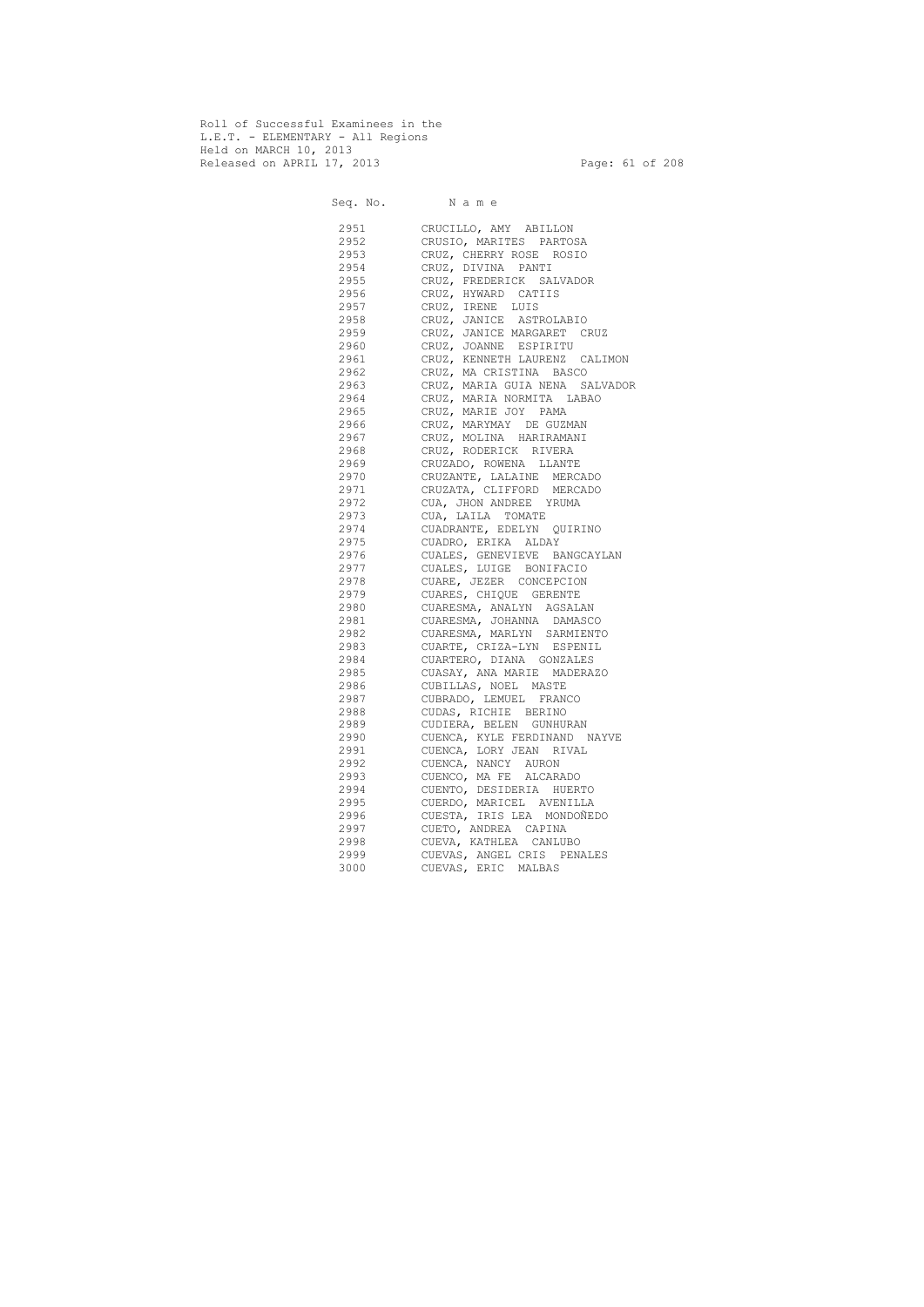Roll of Successful Examinees in the
L.E.T. - ELEMENTARY - All Regions
Held on MARCH 10, 2013
Released on APRIL 17, 2013

| Seq. No. | N a m e |
|---|---|
| 2951 | CRUCILLO, AMY ABILLON |
| 2952 | CRUSIO, MARITES PARTOSA |
| 2953 | CRUZ, CHERRY ROSE ROSIO |
| 2954 | CRUZ, DIVINA PANTI |
| 2955 | CRUZ, FREDERICK SALVADOR |
| 2956 | CRUZ, HYWARD CATIIS |
| 2957 | CRUZ, IRENE LUIS |
| 2958 | CRUZ, JANICE ASTROLABIO |
| 2959 | CRUZ, JANICE MARGARET CRUZ |
| 2960 | CRUZ, JOANNE ESPIRITU |
| 2961 | CRUZ, KENNETH LAURENZ CALIMON |
| 2962 | CRUZ, MA CRISTINA BASCO |
| 2963 | CRUZ, MARIA GUIA NENA SALVADOR |
| 2964 | CRUZ, MARIA NORMITA LABAO |
| 2965 | CRUZ, MARIE JOY PAMA |
| 2966 | CRUZ, MARYMAY DE GUZMAN |
| 2967 | CRUZ, MOLINA HARIRAMANI |
| 2968 | CRUZ, RODERICK RIVERA |
| 2969 | CRUZADO, ROWENA LLANTE |
| 2970 | CRUZANTE, LALAINE MERCADO |
| 2971 | CRUZATA, CLIFFORD MERCADO |
| 2972 | CUA, JHON ANDREE YRUMA |
| 2973 | CUA, LAILA TOMATE |
| 2974 | CUADRANTE, EDELYN QUIRINO |
| 2975 | CUADRO, ERIKA ALDAY |
| 2976 | CUALES, GENEVIEVE BANGCAYLAN |
| 2977 | CUALES, LUIGE BONIFACIO |
| 2978 | CUARE, JEZER CONCEPCION |
| 2979 | CUARES, CHIQUE GERENTE |
| 2980 | CUARESMA, ANALYN AGSALAN |
| 2981 | CUARESMA, JOHANNA DAMASCO |
| 2982 | CUARESMA, MARLYN SARMIENTO |
| 2983 | CUARTE, CRIZA-LYN ESPENIL |
| 2984 | CUARTERO, DIANA GONZALES |
| 2985 | CUASAY, ANA MARIE MADERAZO |
| 2986 | CUBILLAS, NOEL MASTE |
| 2987 | CUBRADO, LEMUEL FRANCO |
| 2988 | CUDAS, RICHIE BERINO |
| 2989 | CUDIERA, BELEN GUNHURAN |
| 2990 | CUENCA, KYLE FERDINAND NAYVE |
| 2991 | CUENCA, LORY JEAN RIVAL |
| 2992 | CUENCA, NANCY AURON |
| 2993 | CUENCO, MA FE ALCARADO |
| 2994 | CUENTO, DESIDERIA HUERTO |
| 2995 | CUERDO, MARICEL AVENILLA |
| 2996 | CUESTA, IRIS LEA MONDOÑEDO |
| 2997 | CUETO, ANDREA CAPINA |
| 2998 | CUEVA, KATHLEA CANLUBO |
| 2999 | CUEVAS, ANGEL CRIS PENALES |
| 3000 | CUEVAS, ERIC MALBAS |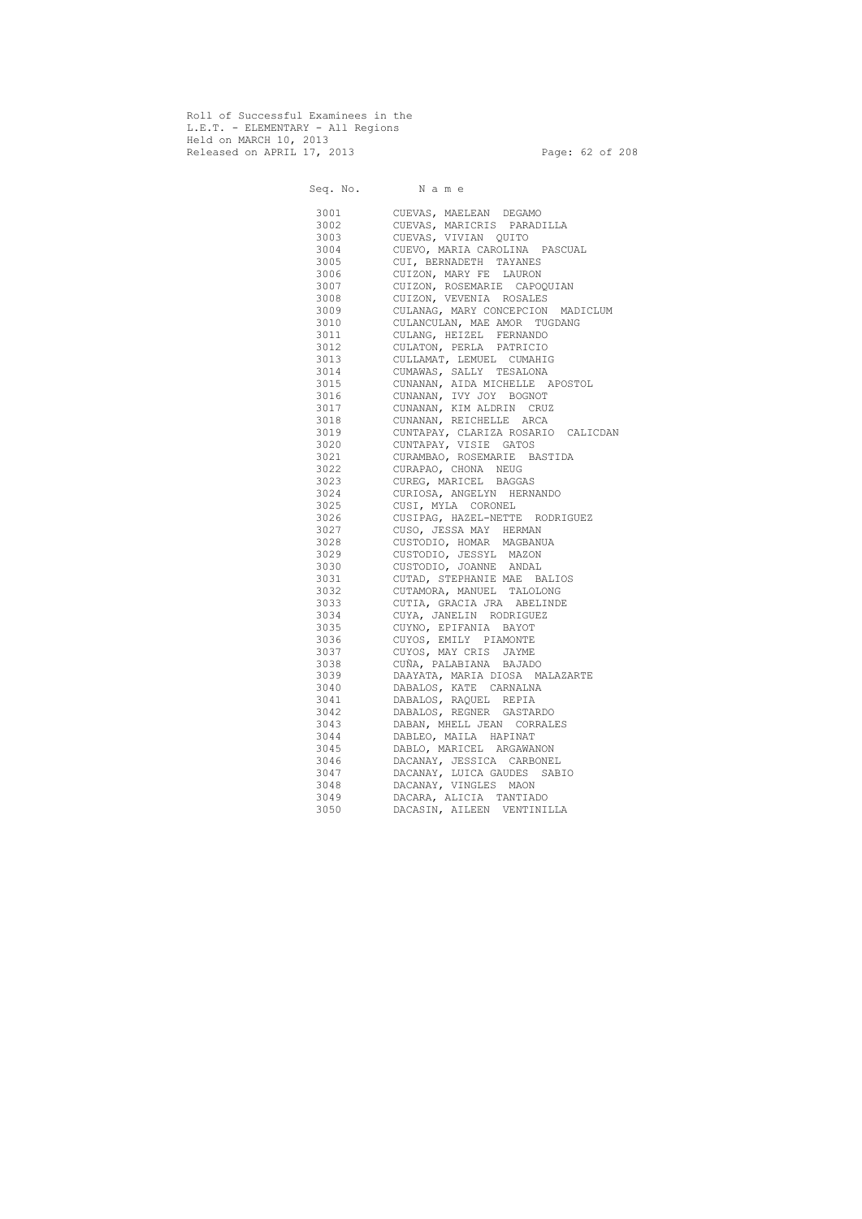Roll of Successful Examinees in the
L.E.T. - ELEMENTARY - All Regions
Held on MARCH 10, 2013
Released on APRIL 17, 2013

| Seq. No. | N a m e |
|---|---|
| 3001 | CUEVAS, MAELEAN DEGAMO |
| 3002 | CUEVAS, MARICRIS PARADILLA |
| 3003 | CUEVAS, VIVIAN QUITO |
| 3004 | CUEVO, MARIA CAROLINA PASCUAL |
| 3005 | CUI, BERNADETH TAYANES |
| 3006 | CUIZON, MARY FE LAURON |
| 3007 | CUIZON, ROSEMARIE CAPOQUIAN |
| 3008 | CUIZON, VEVENIA ROSALES |
| 3009 | CULANAG, MARY CONCEPCION MADICLUM |
| 3010 | CULANCULAN, MAE AMOR TUGDANG |
| 3011 | CULANG, HEIZEL FERNANDO |
| 3012 | CULATON, PERLA PATRICIO |
| 3013 | CULLAMAT, LEMUEL CUMAHIG |
| 3014 | CUMAWAS, SALLY TESALONA |
| 3015 | CUNANAN, AIDA MICHELLE APOSTOL |
| 3016 | CUNANAN, IVY JOY BOGNOT |
| 3017 | CUNANAN, KIM ALDRIN CRUZ |
| 3018 | CUNANAN, REICHELLE ARCA |
| 3019 | CUNTAPAY, CLARIZA ROSARIO CALICDAN |
| 3020 | CUNTAPAY, VISIE GATOS |
| 3021 | CURAMBAO, ROSEMARIE BASTIDA |
| 3022 | CURAPAO, CHONA NEUG |
| 3023 | CUREG, MARICEL BAGGAS |
| 3024 | CURIOSA, ANGELYN HERNANDO |
| 3025 | CUSI, MYLA CORONEL |
| 3026 | CUSIPAG, HAZEL-NETTE RODRIGUEZ |
| 3027 | CUSO, JESSA MAY HERMAN |
| 3028 | CUSTODIO, HOMAR MAGBANUA |
| 3029 | CUSTODIO, JESSYL MAZON |
| 3030 | CUSTODIO, JOANNE ANDAL |
| 3031 | CUTAD, STEPHANIE MAE BALIOS |
| 3032 | CUTAMORA, MANUEL TALOLONG |
| 3033 | CUTIA, GRACIA JRA ABELINDE |
| 3034 | CUYA, JANELIN RODRIGUEZ |
| 3035 | CUYNO, EPIFANIA BAYOT |
| 3036 | CUYOS, EMILY PIAMONTE |
| 3037 | CUYOS, MAY CRIS JAYME |
| 3038 | CUÑA, PALABIANA BAJADO |
| 3039 | DAAYATA, MARIA DIOSA MALAZARTE |
| 3040 | DABALOS, KATE CARNALNA |
| 3041 | DABALOS, RAQUEL REPIA |
| 3042 | DABALOS, REGNER GASTARDO |
| 3043 | DABAN, MHELL JEAN CORRALES |
| 3044 | DABLEO, MAILA HAPINAT |
| 3045 | DABLO, MARICEL ARGAWANON |
| 3046 | DACANAY, JESSICA CARBONEL |
| 3047 | DACANAY, LUICA GAUDES SABIO |
| 3048 | DACANAY, VINGLES MAON |
| 3049 | DACARA, ALICIA TANTIADO |
| 3050 | DACASIN, AILEEN VENTINILLA |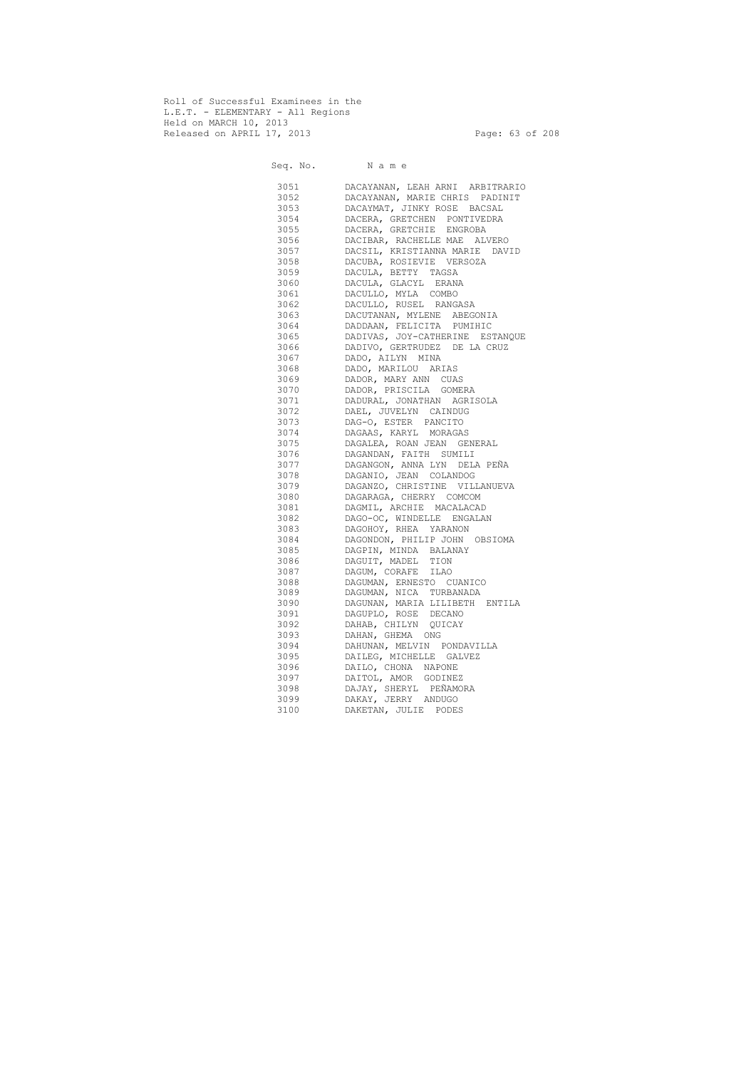Roll of Successful Examinees in the
L.E.T. - ELEMENTARY - All Regions
Held on MARCH 10, 2013
Released on APRIL 17, 2013

| Seq. No. | N a m e |
|---|---|
| 3051 | DACAYANAN, LEAH ARNI ARBITRARIO |
| 3052 | DACAYANAN, MARIE CHRIS PADINIT |
| 3053 | DACAYMAT, JINKY ROSE BACSAL |
| 3054 | DACERA, GRETCHEN PONTIVEDRA |
| 3055 | DACERA, GRETCHIE ENGROBA |
| 3056 | DACIBAR, RACHELLE MAE ALVERO |
| 3057 | DACSIL, KRISTIANNA MARIE DAVID |
| 3058 | DACUBA, ROSIEVIE VERSOZA |
| 3059 | DACULA, BETTY TAGSA |
| 3060 | DACULA, GLACYL ERANA |
| 3061 | DACULLO, MYLA COMBO |
| 3062 | DACULLO, RUSEL RANGASA |
| 3063 | DACUTANAN, MYLENE ABEGONIA |
| 3064 | DADDAAN, FELICITA PUMIHIC |
| 3065 | DADIVAS, JOY-CATHERINE ESTANQUE |
| 3066 | DADIVO, GERTRUDEZ DE LA CRUZ |
| 3067 | DADO, AILYN MINA |
| 3068 | DADO, MARILOU ARIAS |
| 3069 | DADOR, MARY ANN CUAS |
| 3070 | DADOR, PRISCILA GOMERA |
| 3071 | DADURAL, JONATHAN AGRISOLA |
| 3072 | DAEL, JUVELYN CAINDUG |
| 3073 | DAG-O, ESTER PANCITO |
| 3074 | DAGAAS, KARYL MORAGAS |
| 3075 | DAGALEA, ROAN JEAN GENERAL |
| 3076 | DAGANDAN, FAITH SUMILI |
| 3077 | DAGANGON, ANNA LYN DELA PEÑA |
| 3078 | DAGANIO, JEAN COLANDOG |
| 3079 | DAGANZO, CHRISTINE VILLANUEVA |
| 3080 | DAGARAGA, CHERRY COMCOM |
| 3081 | DAGMIL, ARCHIE MACALACAD |
| 3082 | DAGO-OC, WINDELLE ENGALAN |
| 3083 | DAGOHOY, RHEA YARANON |
| 3084 | DAGONDON, PHILIP JOHN OBSIOMA |
| 3085 | DAGPIN, MINDA BALANAY |
| 3086 | DAGUIT, MADEL TION |
| 3087 | DAGUM, CORAFE ILAO |
| 3088 | DAGUMAN, ERNESTO CUANICO |
| 3089 | DAGUMAN, NICA TURBANADA |
| 3090 | DAGUNAN, MARIA LILIBETH ENTILA |
| 3091 | DAGUPLO, ROSE DECANO |
| 3092 | DAHAB, CHILYN QUICAY |
| 3093 | DAHAN, GHEMA ONG |
| 3094 | DAHUNAN, MELVIN PONDAVILLA |
| 3095 | DAILEG, MICHELLE GALVEZ |
| 3096 | DAILO, CHONA NAPONE |
| 3097 | DAITOL, AMOR GODINEZ |
| 3098 | DAJAY, SHERYL PEÑAMORA |
| 3099 | DAKAY, JERRY ANDUGO |
| 3100 | DAKETAN, JULIE PODES |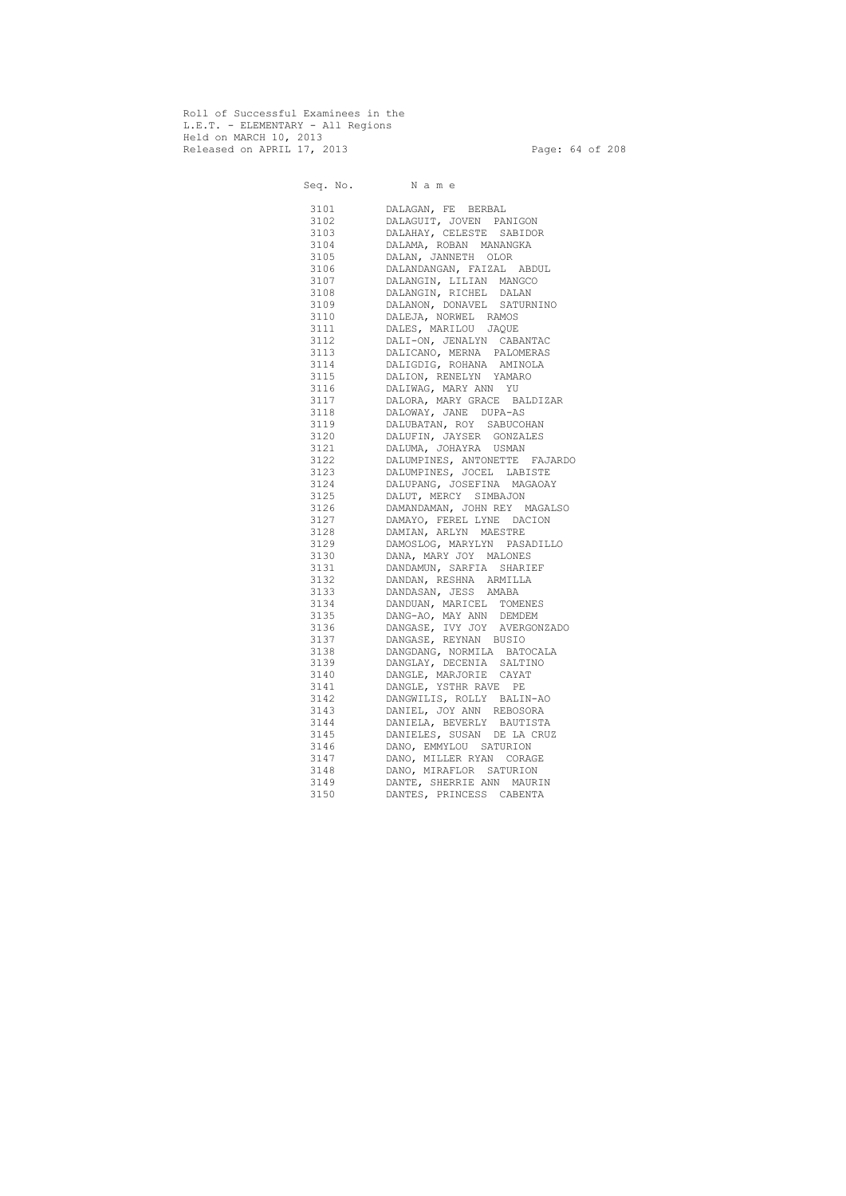Roll of Successful Examinees in the
L.E.T. - ELEMENTARY - All Regions
Held on MARCH 10, 2013
Released on APRIL 17, 2013

| Seq. No. | N a m e |
|---|---|
| 3101 | DALAGAN, FE BERBAL |
| 3102 | DALAGUIT, JOVEN PANIGON |
| 3103 | DALAHAY, CELESTE SABIDOR |
| 3104 | DALAMA, ROBAN MANANGKA |
| 3105 | DALAN, JANNETH OLOR |
| 3106 | DALANDANGAN, FAIZAL ABDUL |
| 3107 | DALANGIN, LILIAN MANGCO |
| 3108 | DALANGIN, RICHEL DALAN |
| 3109 | DALANON, DONAVEL SATURNINO |
| 3110 | DALEJA, NORWEL RAMOS |
| 3111 | DALES, MARILOU JAQUE |
| 3112 | DALI-ON, JENALYN CABANTAC |
| 3113 | DALICANO, MERNA PALOMERAS |
| 3114 | DALIGDIG, ROHANA AMINOLA |
| 3115 | DALION, RENELYN YAMARO |
| 3116 | DALIWAG, MARY ANN YU |
| 3117 | DALORA, MARY GRACE BALDIZAR |
| 3118 | DALOWAY, JANE DUPA-AS |
| 3119 | DALUBATAN, ROY SABUCOHAN |
| 3120 | DALUFIN, JAYSER GONZALES |
| 3121 | DALUMA, JOHAYRA USMAN |
| 3122 | DALUMPINES, ANTONETTE FAJARDO |
| 3123 | DALUMPINES, JOCEL LABISTE |
| 3124 | DALUPANG, JOSEFINA MAGAOAY |
| 3125 | DALUT, MERCY SIMBAJON |
| 3126 | DAMANDAMAN, JOHN REY MAGALSO |
| 3127 | DAMAYO, FEREL LYNE DACION |
| 3128 | DAMIAN, ARLYN MAESTRE |
| 3129 | DAMOSLOG, MARYLYN PASADILLO |
| 3130 | DANA, MARY JOY MALONES |
| 3131 | DANDAMUN, SARFIA SHARIEF |
| 3132 | DANDAN, RESHNA ARMILLA |
| 3133 | DANDASAN, JESS AMABA |
| 3134 | DANDUAN, MARICEL TOMENES |
| 3135 | DANG-AO, MAY ANN DEMDEM |
| 3136 | DANGASE, IVY JOY AVERGONZADO |
| 3137 | DANGASE, REYNAN BUSIO |
| 3138 | DANGDANG, NORMILA BATOCALA |
| 3139 | DANGLAY, DECENIA SALTINO |
| 3140 | DANGLE, MARJORIE CAYAT |
| 3141 | DANGLE, YSTHR RAVE PE |
| 3142 | DANGWILIS, ROLLY BALIN-AO |
| 3143 | DANIEL, JOY ANN REBOSORA |
| 3144 | DANIELA, BEVERLY BAUTISTA |
| 3145 | DANIELES, SUSAN DE LA CRUZ |
| 3146 | DANO, EMMYLOU SATURION |
| 3147 | DANO, MILLER RYAN CORAGE |
| 3148 | DANO, MIRAFLOR SATURION |
| 3149 | DANTE, SHERRIE ANN MAURIN |
| 3150 | DANTES, PRINCESS CABENTA |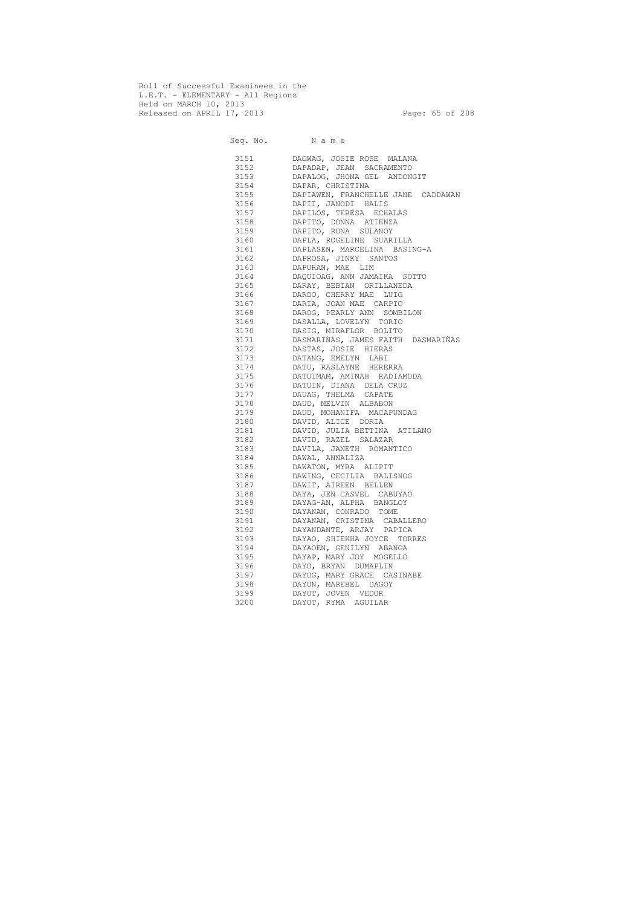Roll of Successful Examinees in the
L.E.T. - ELEMENTARY - All Regions
Held on MARCH 10, 2013
Released on APRIL 17, 2013

| Seq. No. | N a m e |
| --- | --- |
| 3151 | DAOWAG, JOSIE ROSE MALANA |
| 3152 | DAPADAP, JEAN SACRAMENTO |
| 3153 | DAPALOG, JHONA GEL ANDONGIT |
| 3154 | DAPAR, CHRISTINA |
| 3155 | DAPIAWEN, FRANCHELLE JANE CADDAWAN |
| 3156 | DAPII, JANODI HALIS |
| 3157 | DAPILOS, TERESA ECHALAS |
| 3158 | DAPITO, DONNA ATIENZA |
| 3159 | DAPITO, RONA SULANOY |
| 3160 | DAPLA, ROGELINE SUARILLA |
| 3161 | DAPLASEN, MARCELINA BASING-A |
| 3162 | DAPROSA, JINKY SANTOS |
| 3163 | DAPURAN, MAE LIM |
| 3164 | DAQUIOAG, ANN JAMAIKA SOTTO |
| 3165 | DARAY, BEBIAN ORILLANEDA |
| 3166 | DARDO, CHERRY MAE LUIG |
| 3167 | DARIA, JOAN MAE CARPIO |
| 3168 | DAROG, PEARLY ANN SOMBILON |
| 3169 | DASALLA, LOVELYN TORIO |
| 3170 | DASIG, MIRAFLOR BOLITO |
| 3171 | DASMARIÑAS, JAMES FAITH DASMARIÑAS |
| 3172 | DASTAS, JOSIE HIERAS |
| 3173 | DATANG, EMELYN LABI |
| 3174 | DATU, RASLAYNE HERERRA |
| 3175 | DATUIMAM, AMINAH RADIAMODA |
| 3176 | DATUIN, DIANA DELA CRUZ |
| 3177 | DAUAG, THELMA CAPATE |
| 3178 | DAUD, MELVIN ALBABON |
| 3179 | DAUD, MOHANIFA MACAPUNDAG |
| 3180 | DAVID, ALICE DORIA |
| 3181 | DAVID, JULIA BETTINA ATILANO |
| 3182 | DAVID, RAZEL SALAZAR |
| 3183 | DAVILA, JANETH ROMANTICO |
| 3184 | DAWAL, ANNALIZA |
| 3185 | DAWATON, MYRA ALIPIT |
| 3186 | DAWING, CECILIA BALISNOG |
| 3187 | DAWIT, AIREEN BELLEN |
| 3188 | DAYA, JEN CASVEL CABUYAO |
| 3189 | DAYAG-AN, ALPHA BANGLOY |
| 3190 | DAYANAN, CONRADO TOME |
| 3191 | DAYANAN, CRISTINA CABALLERO |
| 3192 | DAYANDANTE, ARJAY PAPICA |
| 3193 | DAYAO, SHIEKHA JOYCE TORRES |
| 3194 | DAYAOEN, GENILYN ABANGA |
| 3195 | DAYAP, MARY JOY MOGELLO |
| 3196 | DAYO, BRYAN DUMAPLIN |
| 3197 | DAYOG, MARY GRACE CASINABE |
| 3198 | DAYON, MAREBEL DAGOY |
| 3199 | DAYOT, JOVEN VEDOR |
| 3200 | DAYOT, RYMA AGUILAR |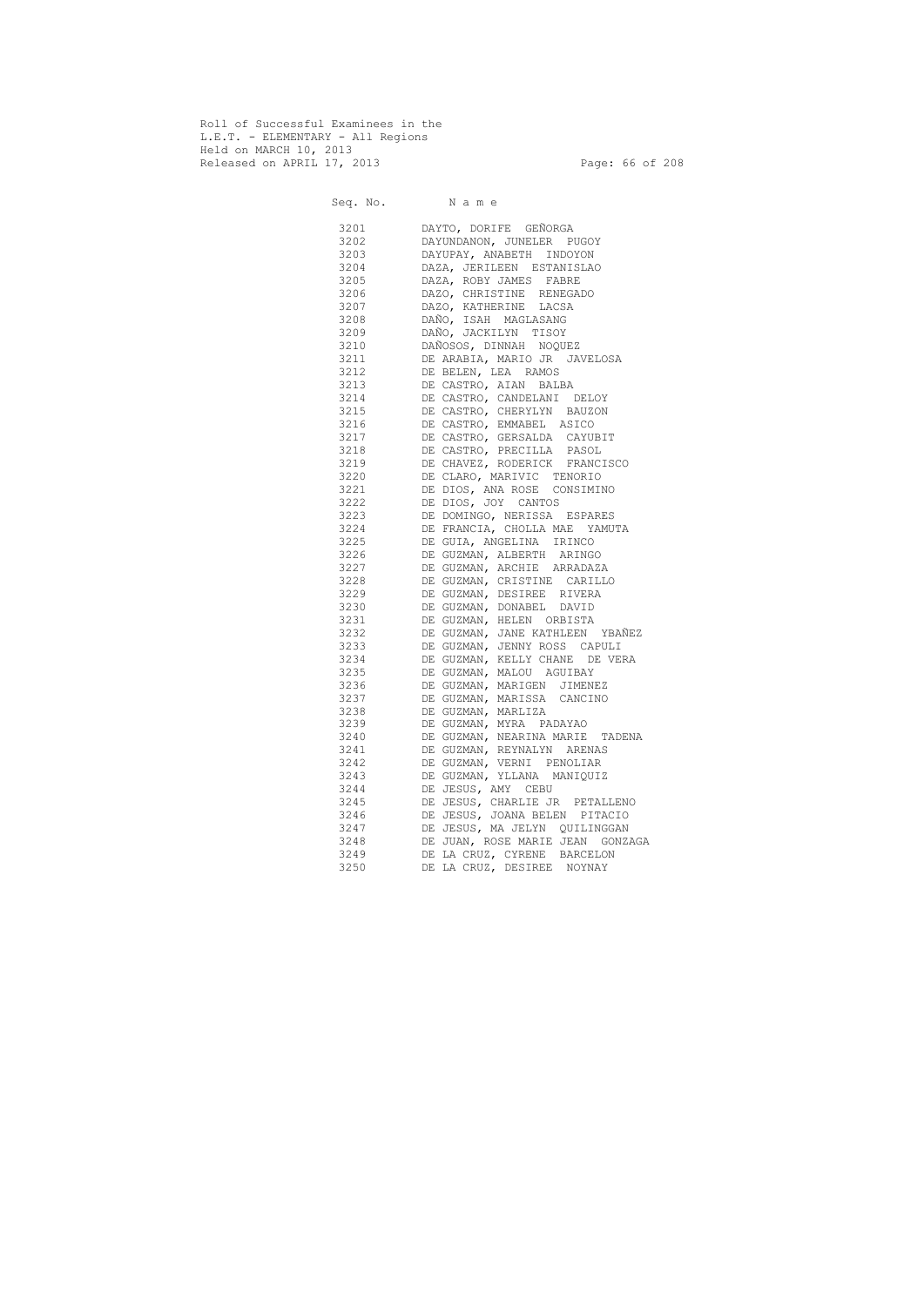Roll of Successful Examinees in the
L.E.T. - ELEMENTARY - All Regions
Held on MARCH 10, 2013
Released on APRIL 17, 2013

| Seq. No. | N a m e |
|---|---|
| 3201 | DAYTO, DORIFE GEÑORGA |
| 3202 | DAYUNDANON, JUNELER PUGOY |
| 3203 | DAYUPAY, ANABETH INDOYON |
| 3204 | DAZA, JERILEEN ESTANISLAO |
| 3205 | DAZA, ROBY JAMES FABRE |
| 3206 | DAZO, CHRISTINE RENEGADO |
| 3207 | DAZO, KATHERINE LACSA |
| 3208 | DAÑO, ISAH MAGLASANG |
| 3209 | DAÑO, JACKILYN TISOY |
| 3210 | DAÑOSOS, DINNAH NOQUEZ |
| 3211 | DE ARABIA, MARIO JR JAVELOSA |
| 3212 | DE BELEN, LEA RAMOS |
| 3213 | DE CASTRO, AIAN BALBA |
| 3214 | DE CASTRO, CANDELANI DELOY |
| 3215 | DE CASTRO, CHERYLYN BAUZON |
| 3216 | DE CASTRO, EMMABEL ASICO |
| 3217 | DE CASTRO, GERSALDA CAYUBIT |
| 3218 | DE CASTRO, PRECILLA PASOL |
| 3219 | DE CHAVEZ, RODERICK FRANCISCO |
| 3220 | DE CLARO, MARIVIC TENORIO |
| 3221 | DE DIOS, ANA ROSE CONSIMINO |
| 3222 | DE DIOS, JOY CANTOS |
| 3223 | DE DOMINGO, NERISSA ESPARES |
| 3224 | DE FRANCIA, CHOLLA MAE YAMUTA |
| 3225 | DE GUIA, ANGELINA IRINCO |
| 3226 | DE GUZMAN, ALBERTH ARINGO |
| 3227 | DE GUZMAN, ARCHIE ARRADAZA |
| 3228 | DE GUZMAN, CRISTINE CARILLO |
| 3229 | DE GUZMAN, DESIREE RIVERA |
| 3230 | DE GUZMAN, DONABEL DAVID |
| 3231 | DE GUZMAN, HELEN ORBISTA |
| 3232 | DE GUZMAN, JANE KATHLEEN YBAÑEZ |
| 3233 | DE GUZMAN, JENNY ROSS CAPULI |
| 3234 | DE GUZMAN, KELLY CHANE DE VERA |
| 3235 | DE GUZMAN, MALOU AGUIBAY |
| 3236 | DE GUZMAN, MARIGEN JIMENEZ |
| 3237 | DE GUZMAN, MARISSA CANCINO |
| 3238 | DE GUZMAN, MARLIZA |
| 3239 | DE GUZMAN, MYRA PADAYAO |
| 3240 | DE GUZMAN, NEARINA MARIE TADENA |
| 3241 | DE GUZMAN, REYNALYN ARENAS |
| 3242 | DE GUZMAN, VERNI PENOLIAR |
| 3243 | DE GUZMAN, YLLANA MANIQUIZ |
| 3244 | DE JESUS, AMY CEBU |
| 3245 | DE JESUS, CHARLIE JR PETALLENO |
| 3246 | DE JESUS, JOANA BELEN PITACIO |
| 3247 | DE JESUS, MA JELYN QUILINGGAN |
| 3248 | DE JUAN, ROSE MARIE JEAN GONZAGA |
| 3249 | DE LA CRUZ, CYRENE BARCELON |
| 3250 | DE LA CRUZ, DESIREE NOYNAY |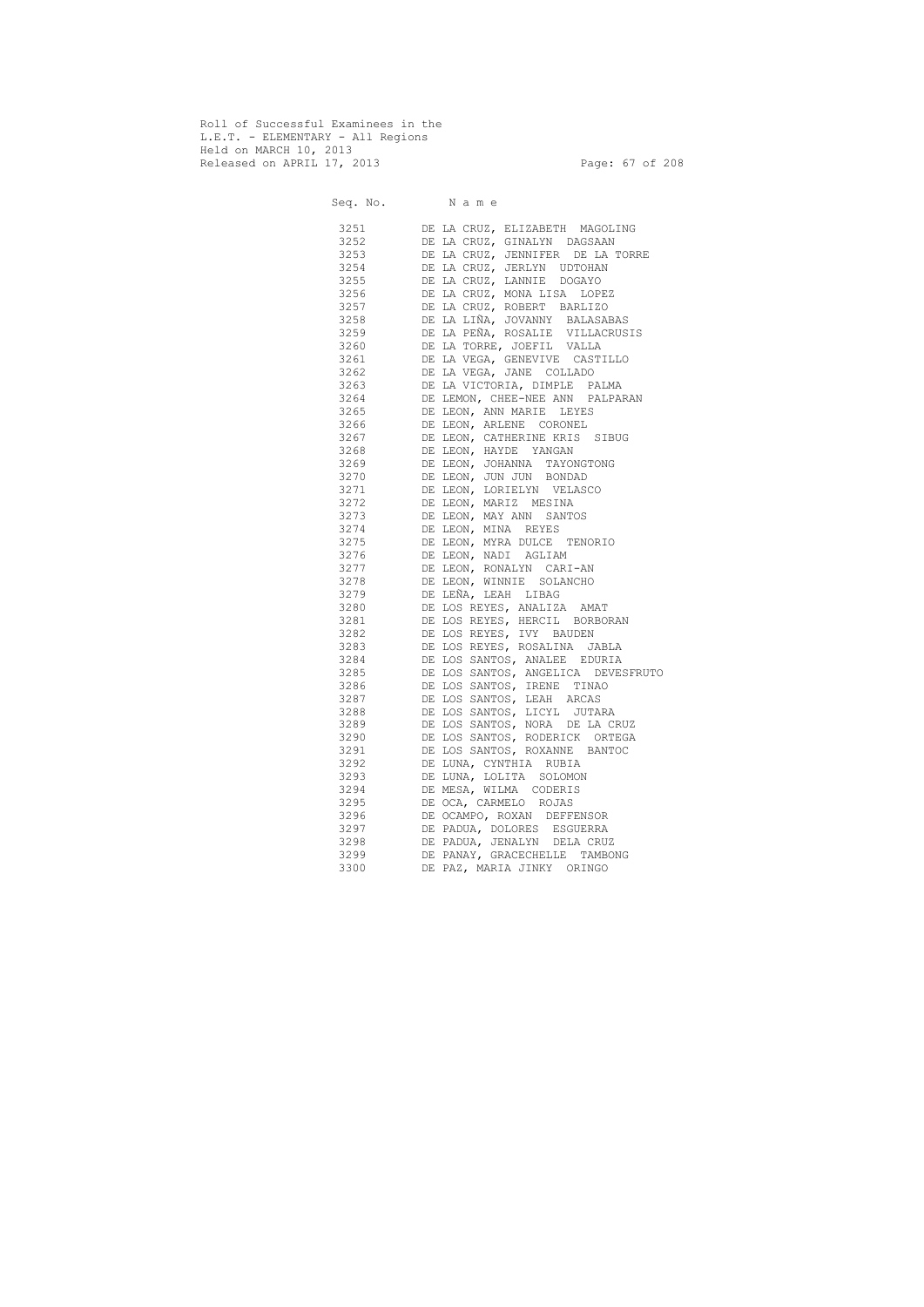Roll of Successful Examinees in the
L.E.T. - ELEMENTARY - All Regions
Held on MARCH 10, 2013
Released on APRIL 17, 2013

| Seq. No. | N a m e |
|---|---|
| 3251 | DE LA CRUZ, ELIZABETH MAGOLING |
| 3252 | DE LA CRUZ, GINALYN DAGSAAN |
| 3253 | DE LA CRUZ, JENNIFER DE LA TORRE |
| 3254 | DE LA CRUZ, JERLYN UDTOHAN |
| 3255 | DE LA CRUZ, LANNIE DOGAYO |
| 3256 | DE LA CRUZ, MONA LISA LOPEZ |
| 3257 | DE LA CRUZ, ROBERT BARLIZO |
| 3258 | DE LA LIÑA, JOVANNY BALASABAS |
| 3259 | DE LA PEÑA, ROSALIE VILLACRUSIS |
| 3260 | DE LA TORRE, JOEFIL VALLA |
| 3261 | DE LA VEGA, GENEVIVE CASTILLO |
| 3262 | DE LA VEGA, JANE COLLADO |
| 3263 | DE LA VICTORIA, DIMPLE PALMA |
| 3264 | DE LEMON, CHEE-NEE ANN PALPARAN |
| 3265 | DE LEON, ANN MARIE LEYES |
| 3266 | DE LEON, ARLENE CORONEL |
| 3267 | DE LEON, CATHERINE KRIS SIBUG |
| 3268 | DE LEON, HAYDE YANGAN |
| 3269 | DE LEON, JOHANNA TAYONGTONG |
| 3270 | DE LEON, JUN JUN BONDAD |
| 3271 | DE LEON, LORIELYN VELASCO |
| 3272 | DE LEON, MARIZ MESINA |
| 3273 | DE LEON, MAY ANN SANTOS |
| 3274 | DE LEON, MINA REYES |
| 3275 | DE LEON, MYRA DULCE TENORIO |
| 3276 | DE LEON, NADI AGLIAM |
| 3277 | DE LEON, RONALYN CARI-AN |
| 3278 | DE LEON, WINNIE SOLANCHO |
| 3279 | DE LEÑA, LEAH LIBAG |
| 3280 | DE LOS REYES, ANALIZA AMAT |
| 3281 | DE LOS REYES, HERCIL BORBORAN |
| 3282 | DE LOS REYES, IVY BAUDEN |
| 3283 | DE LOS REYES, ROSALINA JABLA |
| 3284 | DE LOS SANTOS, ANALEE EDURIA |
| 3285 | DE LOS SANTOS, ANGELICA DEVESFRUTO |
| 3286 | DE LOS SANTOS, IRENE TINAO |
| 3287 | DE LOS SANTOS, LEAH ARCAS |
| 3288 | DE LOS SANTOS, LICYL JUTARA |
| 3289 | DE LOS SANTOS, NORA DE LA CRUZ |
| 3290 | DE LOS SANTOS, RODERICK ORTEGA |
| 3291 | DE LOS SANTOS, ROXANNE BANTOC |
| 3292 | DE LUNA, CYNTHIA RUBIA |
| 3293 | DE LUNA, LOLITA SOLOMON |
| 3294 | DE MESA, WILMA CODERIS |
| 3295 | DE OCA, CARMELO ROJAS |
| 3296 | DE OCAMPO, ROXAN DEFFENSOR |
| 3297 | DE PADUA, DOLORES ESGUERRA |
| 3298 | DE PADUA, JENALYN DELA CRUZ |
| 3299 | DE PANAY, GRACECHELLE TAMBONG |
| 3300 | DE PAZ, MARIA JINKY ORINGO |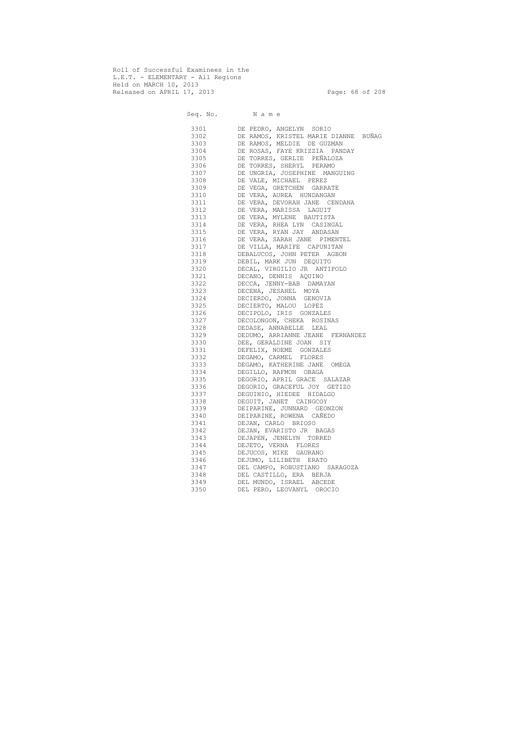Roll of Successful Examinees in the
L.E.T. - ELEMENTARY - All Regions
Held on MARCH 10, 2013
Released on APRIL 17, 2013

| Seq. No. | N a m e |
|---|---|
| 3301 | DE PEDRO, ANGELYN SORIO |
| 3302 | DE RAMOS, KRISTEL MARIE DIANNE BUÑAG |
| 3303 | DE RAMOS, MELDIE DE GUZMAN |
| 3304 | DE ROSAS, FAYE KRIZZIA PANDAY |
| 3305 | DE TORRES, GERLIE PEÑALOZA |
| 3306 | DE TORRES, SHERYL PERAMO |
| 3307 | DE UNGRIA, JOSEPHINE MANGUING |
| 3308 | DE VALE, MICHAEL PEREZ |
| 3309 | DE VEGA, GRETCHEN GARRATE |
| 3310 | DE VERA, AUREA HUNDANGAN |
| 3311 | DE VERA, DEVORAH JANE CENDANA |
| 3312 | DE VERA, MARISSA LAGUIT |
| 3313 | DE VERA, MYLENE BAUTISTA |
| 3314 | DE VERA, RHEA LYN CASINGAL |
| 3315 | DE VERA, RYAN JAY ANDASAN |
| 3316 | DE VERA, SARAH JANE PIMENTEL |
| 3317 | DE VILLA, MARIFE CAPUNITAN |
| 3318 | DEBALUCOS, JOHN PETER AGBON |
| 3319 | DEBIL, MARK JUN DEQUITO |
| 3320 | DECAL, VIRGILIO JR ANTIPOLO |
| 3321 | DECANO, DENNIS AQUINO |
| 3322 | DECCA, JENNY-BAB DAMAYAN |
| 3323 | DECENA, JESAHEL MOYA |
| 3324 | DECIERDO, JONNA GENOVIA |
| 3325 | DECIERTO, MALOU LOPEZ |
| 3326 | DECIPOLO, IRIS GONZALES |
| 3327 | DECOLONGON, CHEKA ROSINAS |
| 3328 | DEDASE, ANNABELLE LEAL |
| 3329 | DEDUMO, ARRIANNE JEANE FERNANDEZ |
| 3330 | DEE, GERALDINE JOAN SIY |
| 3331 | DEFELIX, NOEME GONZALES |
| 3332 | DEGAMO, CARMEL FLORES |
| 3333 | DEGAMO, KATHERINE JANE OMEGA |
| 3334 | DEGILLO, RAFMON OBAGA |
| 3335 | DEGORIO, APRIL GRACE SALAZAR |
| 3336 | DEGORIO, GRACEFUL JOY GETIZO |
| 3337 | DEGUINIO, HIEDEE HIDALGO |
| 3338 | DEGUIT, JANET CAINGCOY |
| 3339 | DEIPARINE, JUNNARD GEONZON |
| 3340 | DEIPARINE, ROWENA CAÑEDO |
| 3341 | DEJAN, CARLO BRIOSO |
| 3342 | DEJAN, EVARISTO JR BAGAS |
| 3343 | DEJAPEN, JENELYN TORRED |
| 3344 | DEJETO, VERNA FLORES |
| 3345 | DEJUCOS, MIKE GAURANO |
| 3346 | DEJUMO, LILIBETH ERATO |
| 3347 | DEL CAMPO, ROBUSTIANO SARAGOZA |
| 3348 | DEL CASTILLO, ERA BERJA |
| 3349 | DEL MUNDO, ISRAEL ABCEDE |
| 3350 | DEL PERO, LEOVANYL OROCIO |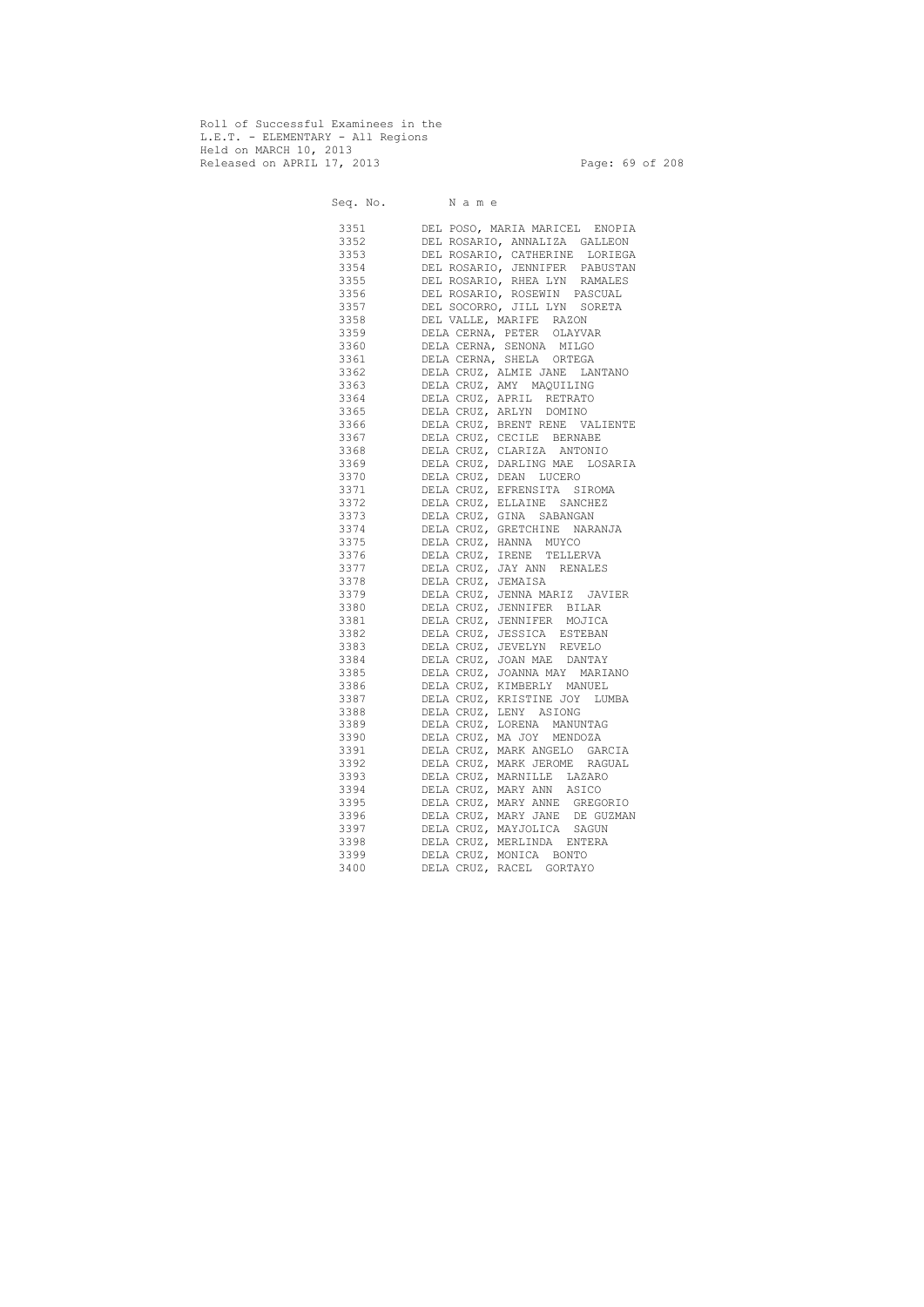Roll of Successful Examinees in the
L.E.T. - ELEMENTARY - All Regions
Held on MARCH 10, 2013
Released on APRIL 17, 2013

| Seq. No. | N a m e |
|---|---|
| 3351 | DEL POSO, MARIA MARICEL ENOPIA |
| 3352 | DEL ROSARIO, ANNALIZA GALLEON |
| 3353 | DEL ROSARIO, CATHERINE LORIEGA |
| 3354 | DEL ROSARIO, JENNIFER PABUSTAN |
| 3355 | DEL ROSARIO, RHEA LYN RAMALES |
| 3356 | DEL ROSARIO, ROSEWIN PASCUAL |
| 3357 | DEL SOCORRO, JILL LYN SORETA |
| 3358 | DEL VALLE, MARIFE RAZON |
| 3359 | DELA CERNA, PETER OLAYVAR |
| 3360 | DELA CERNA, SENONA MILGO |
| 3361 | DELA CERNA, SHELA ORTEGA |
| 3362 | DELA CRUZ, ALMIE JANE LANTANO |
| 3363 | DELA CRUZ, AMY MAQUILING |
| 3364 | DELA CRUZ, APRIL RETRATO |
| 3365 | DELA CRUZ, ARLYN DOMINO |
| 3366 | DELA CRUZ, BRENT RENE VALIENTE |
| 3367 | DELA CRUZ, CECILE BERNABE |
| 3368 | DELA CRUZ, CLARIZA ANTONIO |
| 3369 | DELA CRUZ, DARLING MAE LOSARIA |
| 3370 | DELA CRUZ, DEAN LUCERO |
| 3371 | DELA CRUZ, EFRENSITA SIROMA |
| 3372 | DELA CRUZ, ELLAINE SANCHEZ |
| 3373 | DELA CRUZ, GINA SABANGAN |
| 3374 | DELA CRUZ, GRETCHINE NARANJA |
| 3375 | DELA CRUZ, HANNA MUYCO |
| 3376 | DELA CRUZ, IRENE TELLERVA |
| 3377 | DELA CRUZ, JAY ANN RENALES |
| 3378 | DELA CRUZ, JEMAISA |
| 3379 | DELA CRUZ, JENNA MARIZ JAVIER |
| 3380 | DELA CRUZ, JENNIFER BILAR |
| 3381 | DELA CRUZ, JENNIFER MOJICA |
| 3382 | DELA CRUZ, JESSICA ESTEBAN |
| 3383 | DELA CRUZ, JEVELYN REVELO |
| 3384 | DELA CRUZ, JOAN MAE DANTAY |
| 3385 | DELA CRUZ, JOANNA MAY MARIANO |
| 3386 | DELA CRUZ, KIMBERLY MANUEL |
| 3387 | DELA CRUZ, KRISTINE JOY LUMBA |
| 3388 | DELA CRUZ, LENY ASIONG |
| 3389 | DELA CRUZ, LORENA MANUNTAG |
| 3390 | DELA CRUZ, MA JOY MENDOZA |
| 3391 | DELA CRUZ, MARK ANGELO GARCIA |
| 3392 | DELA CRUZ, MARK JEROME RAGUAL |
| 3393 | DELA CRUZ, MARNILLE LAZARO |
| 3394 | DELA CRUZ, MARY ANN ASICO |
| 3395 | DELA CRUZ, MARY ANNE GREGORIO |
| 3396 | DELA CRUZ, MARY JANE DE GUZMAN |
| 3397 | DELA CRUZ, MAYJOLICA SAGUN |
| 3398 | DELA CRUZ, MERLINDA ENTERA |
| 3399 | DELA CRUZ, MONICA BONTO |
| 3400 | DELA CRUZ, RACEL GORTAYO |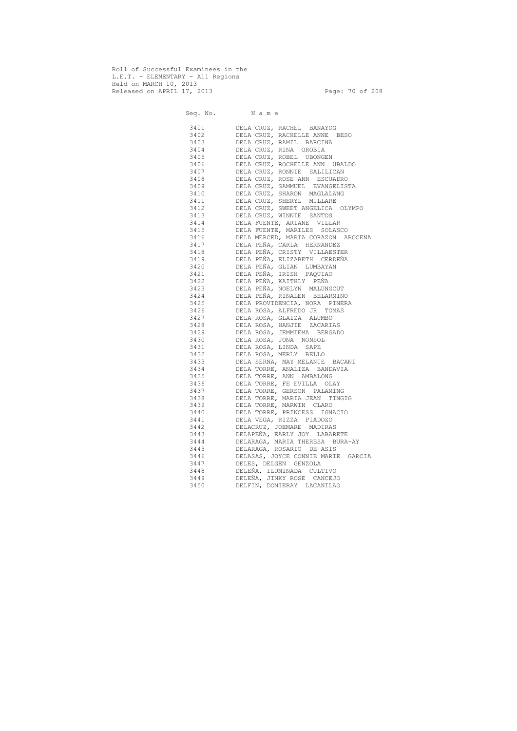Roll of Successful Examinees in the
L.E.T. - ELEMENTARY - All Regions
Held on MARCH 10, 2013
Released on APRIL 17, 2013

| Seq. No. | N a m e |
|---|---|
| 3401 | DELA CRUZ, RACHEL BANAYOG |
| 3402 | DELA CRUZ, RACHELLE ANNE BESO |
| 3403 | DELA CRUZ, RAMIL BARCINA |
| 3404 | DELA CRUZ, RINA OROBIA |
| 3405 | DELA CRUZ, ROBEL UBONGEN |
| 3406 | DELA CRUZ, ROCHELLE ANN UBALDO |
| 3407 | DELA CRUZ, RONNIE SALILICAN |
| 3408 | DELA CRUZ, ROSE ANN ESCUADRO |
| 3409 | DELA CRUZ, SAMMUEL EVANGELISTA |
| 3410 | DELA CRUZ, SHARON MAGLALANG |
| 3411 | DELA CRUZ, SHERYL MILLARE |
| 3412 | DELA CRUZ, SWEET ANGELICA OLYMPO |
| 3413 | DELA CRUZ, WINNIE SANTOS |
| 3414 | DELA FUENTE, ARIANE VILLAR |
| 3415 | DELA FUENTE, MARILES SOLASCO |
| 3416 | DELA MERCED, MARIA CORAZON AROCENA |
| 3417 | DELA PEÑA, CARLA HERNANDEZ |
| 3418 | DELA PEÑA, CRISTY VILLAESTER |
| 3419 | DELA PEÑA, ELIZABETH CERDEÑA |
| 3420 | DELA PEÑA, GLIAN LUMBAYAN |
| 3421 | DELA PEÑA, IRISH PAQUIAO |
| 3422 | DELA PEÑA, KAITHLY PEÑA |
| 3423 | DELA PEÑA, NOELYN MALUNGCUT |
| 3424 | DELA PEÑA, RINALEN BELARMINO |
| 3425 | DELA PROVIDENCIA, NORA PINERA |
| 3426 | DELA ROSA, ALFREDO JR TOMAS |
| 3427 | DELA ROSA, GLAIZA ALUMBO |
| 3428 | DELA ROSA, HANJIE ZACARIAS |
| 3429 | DELA ROSA, JEMMIEMA BERGADO |
| 3430 | DELA ROSA, JONA NONSOL |
| 3431 | DELA ROSA, LINDA SAPE |
| 3432 | DELA ROSA, MERLY BELLO |
| 3433 | DELA SERNA, MAY MELANIE BACANI |
| 3434 | DELA TORRE, ANALIZA BANDAVIA |
| 3435 | DELA TORRE, ANN AMBALONG |
| 3436 | DELA TORRE, FE EVILLA OLAY |
| 3437 | DELA TORRE, GERSON PALAMING |
| 3438 | DELA TORRE, MARIA JEAN TINGIG |
| 3439 | DELA TORRE, MARWIN CLARO |
| 3440 | DELA TORRE, PRINCESS IGNACIO |
| 3441 | DELA VEGA, RIZZA PIADOZO |
| 3442 | DELACRUZ, JOEMARE MADIRAS |
| 3443 | DELAPEÑA, EARLY JOY LABARETE |
| 3444 | DELARAGA, MARIA THERESA BURA-AY |
| 3445 | DELARAGA, ROSARIO DE ASIS |
| 3446 | DELASAS, JOYCE CONNIE MARIE GARCIA |
| 3447 | DELES, DELGEN GENZOLA |
| 3448 | DELEÑA, ILUMINADA CULTIVO |
| 3449 | DELEÑA, JINKY ROSE CANCEJO |
| 3450 | DELFIN, DONIERAY LACANILAO |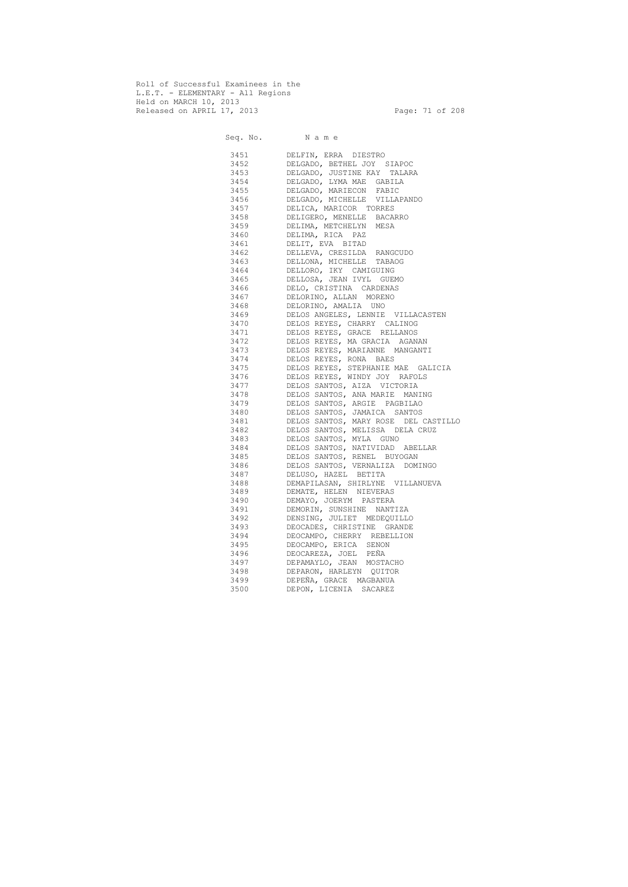Roll of Successful Examinees in the
L.E.T. - ELEMENTARY - All Regions
Held on MARCH 10, 2013
Released on APRIL 17, 2013

| Seq. No. | N a m e |
|---|---|
| 3451 | DELFIN, ERRA DIESTRO |
| 3452 | DELGADO, BETHEL JOY SIAPOC |
| 3453 | DELGADO, JUSTINE KAY TALARA |
| 3454 | DELGADO, LYMA MAE GABILA |
| 3455 | DELGADO, MARIECON FABIC |
| 3456 | DELGADO, MICHELLE VILLAPANDO |
| 3457 | DELICA, MARICOR TORRES |
| 3458 | DELIGERO, MENELLE BACARRO |
| 3459 | DELIMA, METCHELYN MESA |
| 3460 | DELIMA, RICA PAZ |
| 3461 | DELIT, EVA BITAD |
| 3462 | DELLEVA, CRESILDA RANGCUDO |
| 3463 | DELLONA, MICHELLE TABAOG |
| 3464 | DELLORO, IKY CAMIGUING |
| 3465 | DELLOSA, JEAN IVYL GUEMO |
| 3466 | DELO, CRISTINA CARDENAS |
| 3467 | DELORINO, ALLAN MORENO |
| 3468 | DELORINO, AMALIA UNO |
| 3469 | DELOS ANGELES, LENNIE VILLACASTEN |
| 3470 | DELOS REYES, CHARRY CALINOG |
| 3471 | DELOS REYES, GRACE RELLANOS |
| 3472 | DELOS REYES, MA GRACIA AGANAN |
| 3473 | DELOS REYES, MARIANNE MANGANTI |
| 3474 | DELOS REYES, RONA BAES |
| 3475 | DELOS REYES, STEPHANIE MAE GALICIA |
| 3476 | DELOS REYES, WINDY JOY RAFOLS |
| 3477 | DELOS SANTOS, AIZA VICTORIA |
| 3478 | DELOS SANTOS, ANA MARIE MANING |
| 3479 | DELOS SANTOS, ARGIE PAGBILAO |
| 3480 | DELOS SANTOS, JAMAICA SANTOS |
| 3481 | DELOS SANTOS, MARY ROSE DEL CASTILLO |
| 3482 | DELOS SANTOS, MELISSA DELA CRUZ |
| 3483 | DELOS SANTOS, MYLA GUNO |
| 3484 | DELOS SANTOS, NATIVIDAD ABELLAR |
| 3485 | DELOS SANTOS, RENEL BUYOGAN |
| 3486 | DELOS SANTOS, VERNALIZA DOMINGO |
| 3487 | DELUSO, HAZEL BETITA |
| 3488 | DEMAPILASAN, SHIRLYNE VILLANUEVA |
| 3489 | DEMATE, HELEN NIEVERAS |
| 3490 | DEMAYO, JOERYM PASTERA |
| 3491 | DEMORIN, SUNSHINE NANTIZA |
| 3492 | DENSING, JULIET MEDEQUILLO |
| 3493 | DEOCADES, CHRISTINE GRANDE |
| 3494 | DEOCAMPO, CHERRY REBELLION |
| 3495 | DEOCAMPO, ERICA SENON |
| 3496 | DEOCAREZA, JOEL PEÑA |
| 3497 | DEPAMAYLO, JEAN MOSTACHO |
| 3498 | DEPARON, HARLEYN QUITOR |
| 3499 | DEPEÑA, GRACE MAGBANUA |
| 3500 | DEPON, LICENIA SACAREZ |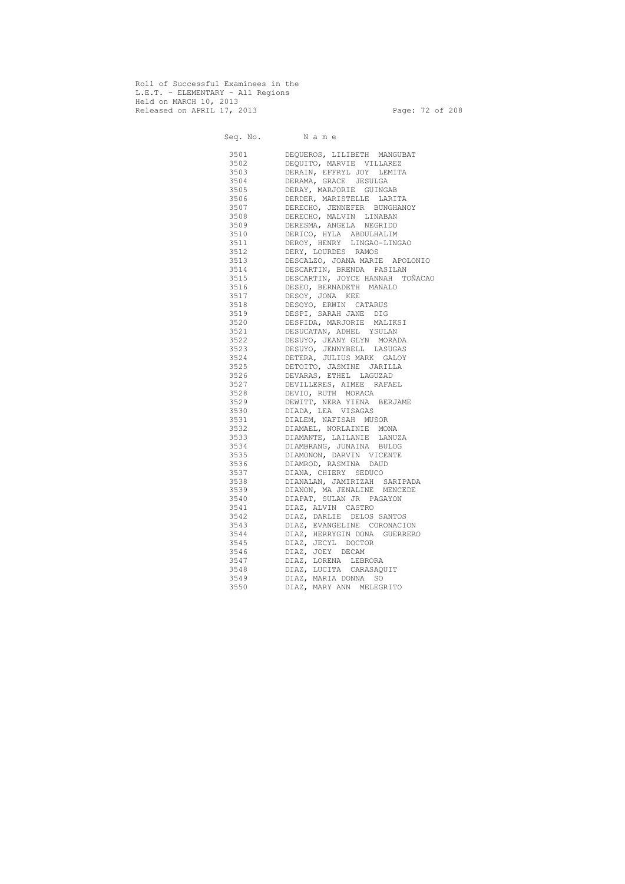Roll of Successful Examinees in the
L.E.T. - ELEMENTARY - All Regions
Held on MARCH 10, 2013
Released on APRIL 17, 2013

| Seq. No. | N a m e |
|---|---|
| 3501 | DEQUEROS, LILIBETH MANGUBAT |
| 3502 | DEQUITO, MARVIE VILLAREZ |
| 3503 | DERAIN, EFFRYL JOY LEMITA |
| 3504 | DERAMA, GRACE JESULGA |
| 3505 | DERAY, MARJORIE GUINGAB |
| 3506 | DERDER, MARISTELLE LARITA |
| 3507 | DERECHO, JENNEFER BUNGHANOY |
| 3508 | DERECHO, MALVIN LINABAN |
| 3509 | DERESMA, ANGELA NEGRIDO |
| 3510 | DERICO, HYLA ABDULHALIM |
| 3511 | DEROY, HENRY LINGAO-LINGAO |
| 3512 | DERY, LOURDES RAMOS |
| 3513 | DESCALZO, JOANA MARIE APOLONIO |
| 3514 | DESCARTIN, BRENDA PASILAN |
| 3515 | DESCARTIN, JOYCE HANNAH TOÑACAO |
| 3516 | DESEO, BERNADETH MANALO |
| 3517 | DESOY, JONA KEE |
| 3518 | DESOYO, ERWIN CATARUS |
| 3519 | DESPI, SARAH JANE DIG |
| 3520 | DESPIDA, MARJORIE MALIKSI |
| 3521 | DESUCATAN, ADHEL YSULAN |
| 3522 | DESUYO, JEANY GLYN MORADA |
| 3523 | DESUYO, JENNYBELL LASUGAS |
| 3524 | DETERA, JULIUS MARK GALOY |
| 3525 | DETOITO, JASMINE JARILLA |
| 3526 | DEVARAS, ETHEL LAGUZAD |
| 3527 | DEVILLERES, AIMEE RAFAEL |
| 3528 | DEVIO, RUTH MORACA |
| 3529 | DEWITT, NERA YIENA BERJAME |
| 3530 | DIADA, LEA VISAGAS |
| 3531 | DIALEM, NAFISAH MUSOR |
| 3532 | DIAMAEL, NORLAINIE MONA |
| 3533 | DIAMANTE, LAILANIE LANUZA |
| 3534 | DIAMBRANG, JUNAINA BULOG |
| 3535 | DIAMONON, DARVIN VICENTE |
| 3536 | DIAMROD, RASMINA DAUD |
| 3537 | DIANA, CHIERY SEDUCO |
| 3538 | DIANALAN, JAMIRIZAH SARIPADA |
| 3539 | DIANON, MA JENALINE MENCEDE |
| 3540 | DIAPAT, SULAN JR PAGAYON |
| 3541 | DIAZ, ALVIN CASTRO |
| 3542 | DIAZ, DARLIE DELOS SANTOS |
| 3543 | DIAZ, EVANGELINE CORONACION |
| 3544 | DIAZ, HERRYGIN DONA GUERRERO |
| 3545 | DIAZ, JECYL DOCTOR |
| 3546 | DIAZ, JOEY DECAM |
| 3547 | DIAZ, LORENA LEBRORA |
| 3548 | DIAZ, LUCITA CARASAQUIT |
| 3549 | DIAZ, MARIA DONNA SO |
| 3550 | DIAZ, MARY ANN MELEGRITO |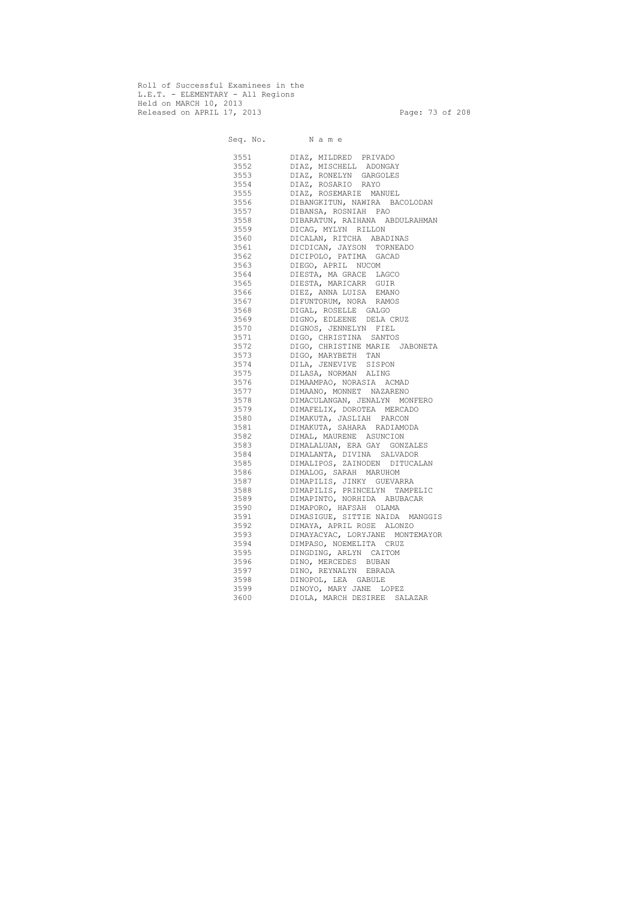Roll of Successful Examinees in the
L.E.T. - ELEMENTARY - All Regions
Held on MARCH 10, 2013
Released on APRIL 17, 2013

| Seq. No. | N a m e |
|---|---|
| 3551 | DIAZ, MILDRED PRIVADO |
| 3552 | DIAZ, MISCHELL ADONGAY |
| 3553 | DIAZ, RONELYN GARGOLES |
| 3554 | DIAZ, ROSARIO RAYO |
| 3555 | DIAZ, ROSEMARIE MANUEL |
| 3556 | DIBANGKITUN, NAWIRA BACOLODAN |
| 3557 | DIBANSA, ROSNIAH PAO |
| 3558 | DIBARATUN, RAIHANA ABDULRAHMAN |
| 3559 | DICAG, MYLYN RILLON |
| 3560 | DICALAN, RITCHA ABADINAS |
| 3561 | DICDICAN, JAYSON TORNEADO |
| 3562 | DICIPOLO, PATIMA GACAD |
| 3563 | DIEGO, APRIL NUCOM |
| 3564 | DIESTA, MA GRACE LAGCO |
| 3565 | DIESTA, MARICARR GUIR |
| 3566 | DIEZ, ANNA LUISA EMANO |
| 3567 | DIFUNTORUM, NORA RAMOS |
| 3568 | DIGAL, ROSELLE GALGO |
| 3569 | DIGNO, EDLEENE DELA CRUZ |
| 3570 | DIGNOS, JENNELYN FIEL |
| 3571 | DIGO, CHRISTINA SANTOS |
| 3572 | DIGO, CHRISTINE MARIE JABONETA |
| 3573 | DIGO, MARYBETH TAN |
| 3574 | DILA, JENEVIVE SISPON |
| 3575 | DILASA, NORMAN ALING |
| 3576 | DIMAAMPAO, NORASIA ACMAD |
| 3577 | DIMAANO, MONNET NAZARENO |
| 3578 | DIMACULANGAN, JENALYN MONFERO |
| 3579 | DIMAFELIX, DOROTEA MERCADO |
| 3580 | DIMAKUTA, JASLIAH PARCON |
| 3581 | DIMAKUTA, SAHARA RADIAMODA |
| 3582 | DIMAL, MAURENE ASUNCION |
| 3583 | DIMALALUAN, ERA GAY GONZALES |
| 3584 | DIMALANTA, DIVINA SALVADOR |
| 3585 | DIMALIPOS, ZAINODEN DITUCALAN |
| 3586 | DIMALOG, SARAH MARUHOM |
| 3587 | DIMAPILIS, JINKY GUEVARRA |
| 3588 | DIMAPILIS, PRINCELYN TAMPELIC |
| 3589 | DIMAPINTO, NORHIDA ABUBACAR |
| 3590 | DIMAPORO, HAFSAH OLAMA |
| 3591 | DIMASIGUE, SITTIE NAIDA MANGGIS |
| 3592 | DIMAYA, APRIL ROSE ALONZO |
| 3593 | DIMAYACYAC, LORYJANE MONTEMAYOR |
| 3594 | DIMPASO, NOEMELITA CRUZ |
| 3595 | DINGDING, ARLYN CAITOM |
| 3596 | DINO, MERCEDES BUBAN |
| 3597 | DINO, REYNALYN EBRADA |
| 3598 | DINOPOL, LEA GABULE |
| 3599 | DINOYO, MARY JANE LOPEZ |
| 3600 | DIOLA, MARCH DESIREE SALAZAR |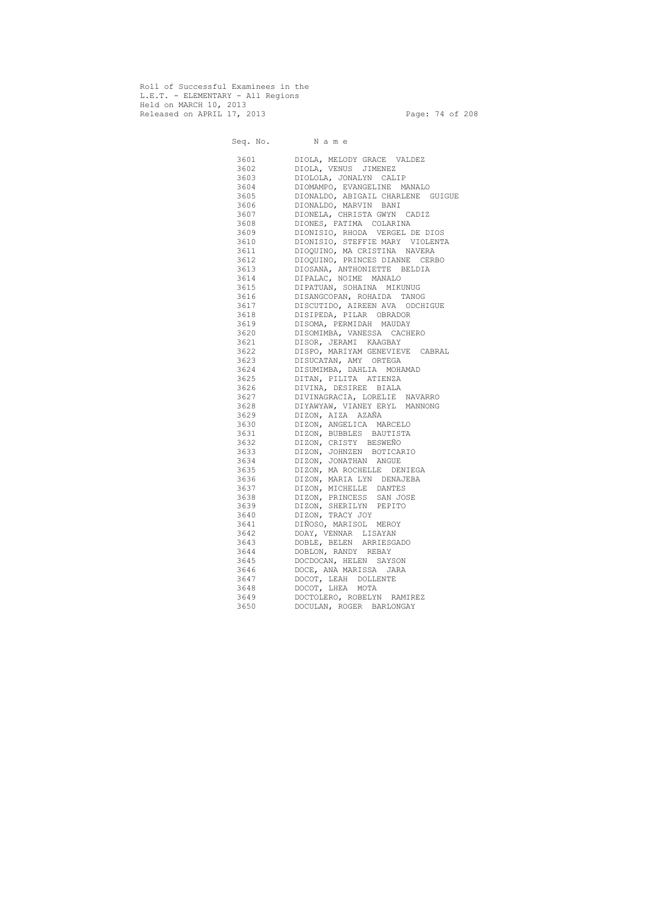Roll of Successful Examinees in the
L.E.T. - ELEMENTARY - All Regions
Held on MARCH 10, 2013
Released on APRIL 17, 2013

| Seq. No. | N a m e |
|---|---|
| 3601 | DIOLA, MELODY GRACE VALDEZ |
| 3602 | DIOLA, VENUS JIMENEZ |
| 3603 | DIOLOLA, JONALYN CALIP |
| 3604 | DIOMAMPO, EVANGELINE MANALO |
| 3605 | DIONALDO, ABIGAIL CHARLENE GUIGUE |
| 3606 | DIONALDO, MARVIN BANI |
| 3607 | DIONELA, CHRISTA GWYN CADIZ |
| 3608 | DIONES, FATIMA COLARINA |
| 3609 | DIONISIO, RHODA VERGEL DE DIOS |
| 3610 | DIONISIO, STEFFIE MARY VIOLENTA |
| 3611 | DIOQUINO, MA CRISTINA NAVERA |
| 3612 | DIOQUINO, PRINCES DIANNE CERBO |
| 3613 | DIOSANA, ANTHONIETTE BELDIA |
| 3614 | DIPALAC, NOIME MANALO |
| 3615 | DIPATUAN, SOHAINA MIKUNUG |
| 3616 | DISANGCOPAN, ROHAIDA TANOG |
| 3617 | DISCUTIDO, AIREEN AVA ODCHIGUE |
| 3618 | DISIPEDA, PILAR OBRADOR |
| 3619 | DISOMA, PERMIDAH MAUDAY |
| 3620 | DISOMIMBA, VANESSA CACHERO |
| 3621 | DISOR, JERAMI KAAGBAY |
| 3622 | DISPO, MARIYAM GENEVIEVE CABRAL |
| 3623 | DISUCATAN, AMY ORTEGA |
| 3624 | DISUMIMBA, DAHLIA MOHAMAD |
| 3625 | DITAN, PILITA ATIENZA |
| 3626 | DIVINA, DESIREE BIALA |
| 3627 | DIVINAGRACIA, LORELIE NAVARRO |
| 3628 | DIYAWYAW, VIANEY ERYL MANNONG |
| 3629 | DIZON, AIZA AZAÑA |
| 3630 | DIZON, ANGELICA MARCELO |
| 3631 | DIZON, BUBBLES BAUTISTA |
| 3632 | DIZON, CRISTY BESWEÑO |
| 3633 | DIZON, JOHNZEN BOTICARIO |
| 3634 | DIZON, JONATHAN ANGUE |
| 3635 | DIZON, MA ROCHELLE DENIEGA |
| 3636 | DIZON, MARIA LYN DENAJEBA |
| 3637 | DIZON, MICHELLE DANTES |
| 3638 | DIZON, PRINCESS SAN JOSE |
| 3639 | DIZON, SHERILYN PEPITO |
| 3640 | DIZON, TRACY JOY |
| 3641 | DIÑOSO, MARISOL MEROY |
| 3642 | DOAY, VENNAR LISAYAN |
| 3643 | DOBLE, BELEN ARRIESGADO |
| 3644 | DOBLON, RANDY REBAY |
| 3645 | DOCDOCAN, HELEN SAYSON |
| 3646 | DOCE, ANA MARISSA JARA |
| 3647 | DOCOT, LEAH DOLLENTE |
| 3648 | DOCOT, LHEA MOTA |
| 3649 | DOCTOLERO, ROBELYN RAMIREZ |
| 3650 | DOCULAN, ROGER BARLONGAY |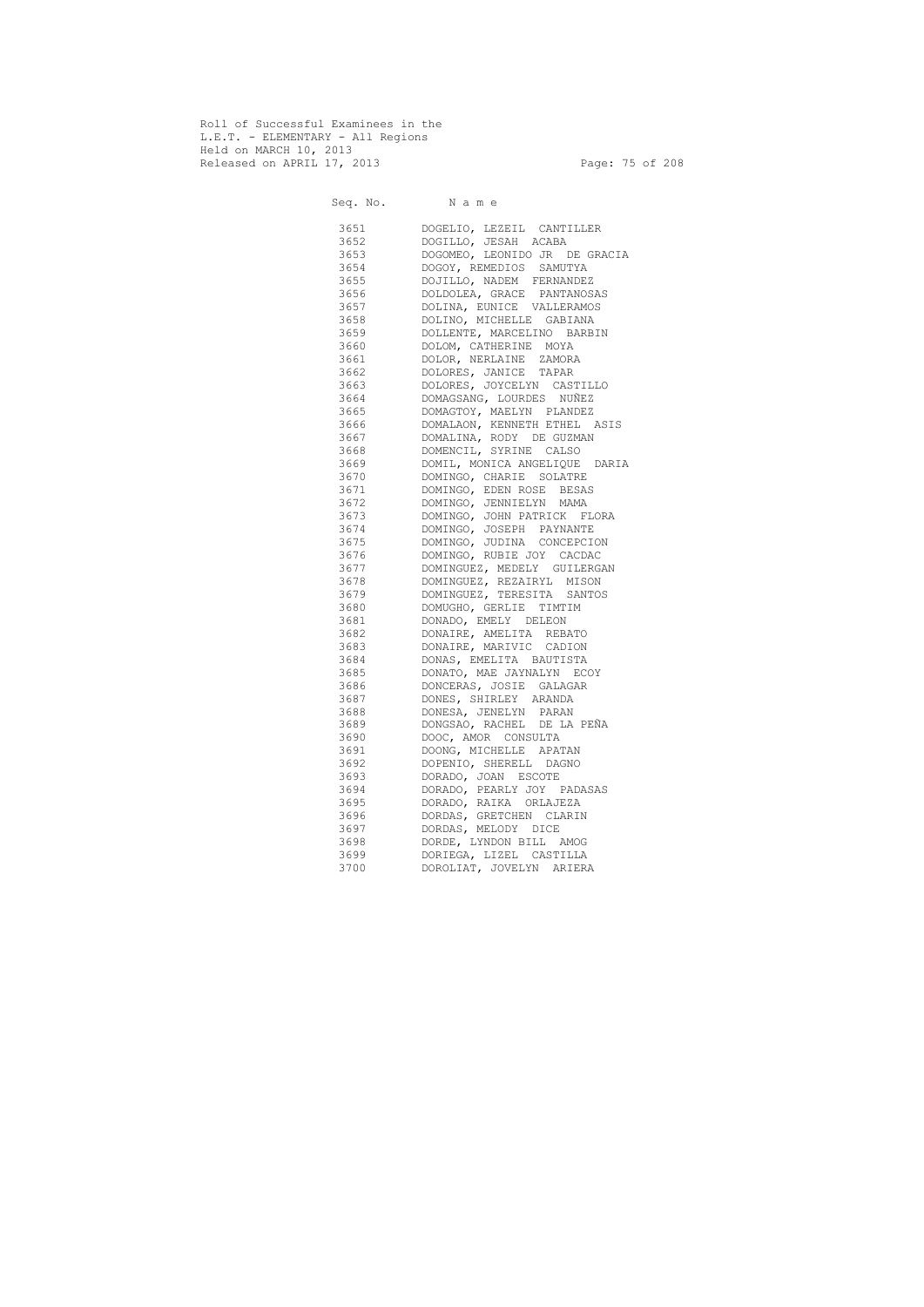Roll of Successful Examinees in the
L.E.T. - ELEMENTARY - All Regions
Held on MARCH 10, 2013
Released on APRIL 17, 2013

| Seq. No. | N a m e |
|---|---|
| 3651 | DOGELIO, LEZEIL CANTILLER |
| 3652 | DOGILLO, JESAH ACABA |
| 3653 | DOGOMEO, LEONIDO JR DE GRACIA |
| 3654 | DOGOY, REMEDIOS SAMUTYA |
| 3655 | DOJILLO, NADEM FERNANDEZ |
| 3656 | DOLDOLEA, GRACE PANTANOSAS |
| 3657 | DOLINA, EUNICE VALLERAMOS |
| 3658 | DOLINO, MICHELLE GABIANA |
| 3659 | DOLLENTE, MARCELINO BARBIN |
| 3660 | DOLOM, CATHERINE MOYA |
| 3661 | DOLOR, NERLAINE ZAMORA |
| 3662 | DOLORES, JANICE TAPAR |
| 3663 | DOLORES, JOYCELYN CASTILLO |
| 3664 | DOMAGSANG, LOURDES NUÑEZ |
| 3665 | DOMAGTOY, MAELYN PLANDEZ |
| 3666 | DOMALAON, KENNETH ETHEL ASIS |
| 3667 | DOMALINA, RODY DE GUZMAN |
| 3668 | DOMENCIL, SYRINE CALSO |
| 3669 | DOMIL, MONICA ANGELIQUE DARIA |
| 3670 | DOMINGO, CHARIE SOLATRE |
| 3671 | DOMINGO, EDEN ROSE BESAS |
| 3672 | DOMINGO, JENNIELYN MAMA |
| 3673 | DOMINGO, JOHN PATRICK FLORA |
| 3674 | DOMINGO, JOSEPH PAYNANTE |
| 3675 | DOMINGO, JUDINA CONCEPCION |
| 3676 | DOMINGO, RUBIE JOY CACDAC |
| 3677 | DOMINGUEZ, MEDELY GUILERGAN |
| 3678 | DOMINGUEZ, REZAIRYL MISON |
| 3679 | DOMINGUEZ, TERESITA SANTOS |
| 3680 | DOMUGHO, GERLIE TIMTIM |
| 3681 | DONADO, EMELY DELEON |
| 3682 | DONAIRE, AMELITA REBATO |
| 3683 | DONAIRE, MARIVIC CADION |
| 3684 | DONAS, EMELITA BAUTISTA |
| 3685 | DONATO, MAE JAYNALYN ECOY |
| 3686 | DONCERAS, JOSIE GALAGAR |
| 3687 | DONES, SHIRLEY ARANDA |
| 3688 | DONESA, JENELYN PARAN |
| 3689 | DONGSAO, RACHEL DE LA PEÑA |
| 3690 | DOOC, AMOR CONSULTA |
| 3691 | DOONG, MICHELLE APATAN |
| 3692 | DOPENIO, SHERELL DAGNO |
| 3693 | DORADO, JOAN ESCOTE |
| 3694 | DORADO, PEARLY JOY PADASAS |
| 3695 | DORADO, RAIKA ORLAJEZA |
| 3696 | DORDAS, GRETCHEN CLARIN |
| 3697 | DORDAS, MELODY DICE |
| 3698 | DORDE, LYNDON BILL AMOG |
| 3699 | DORIEGA, LIZEL CASTILLA |
| 3700 | DOROLIAT, JOVELYN ARIERA |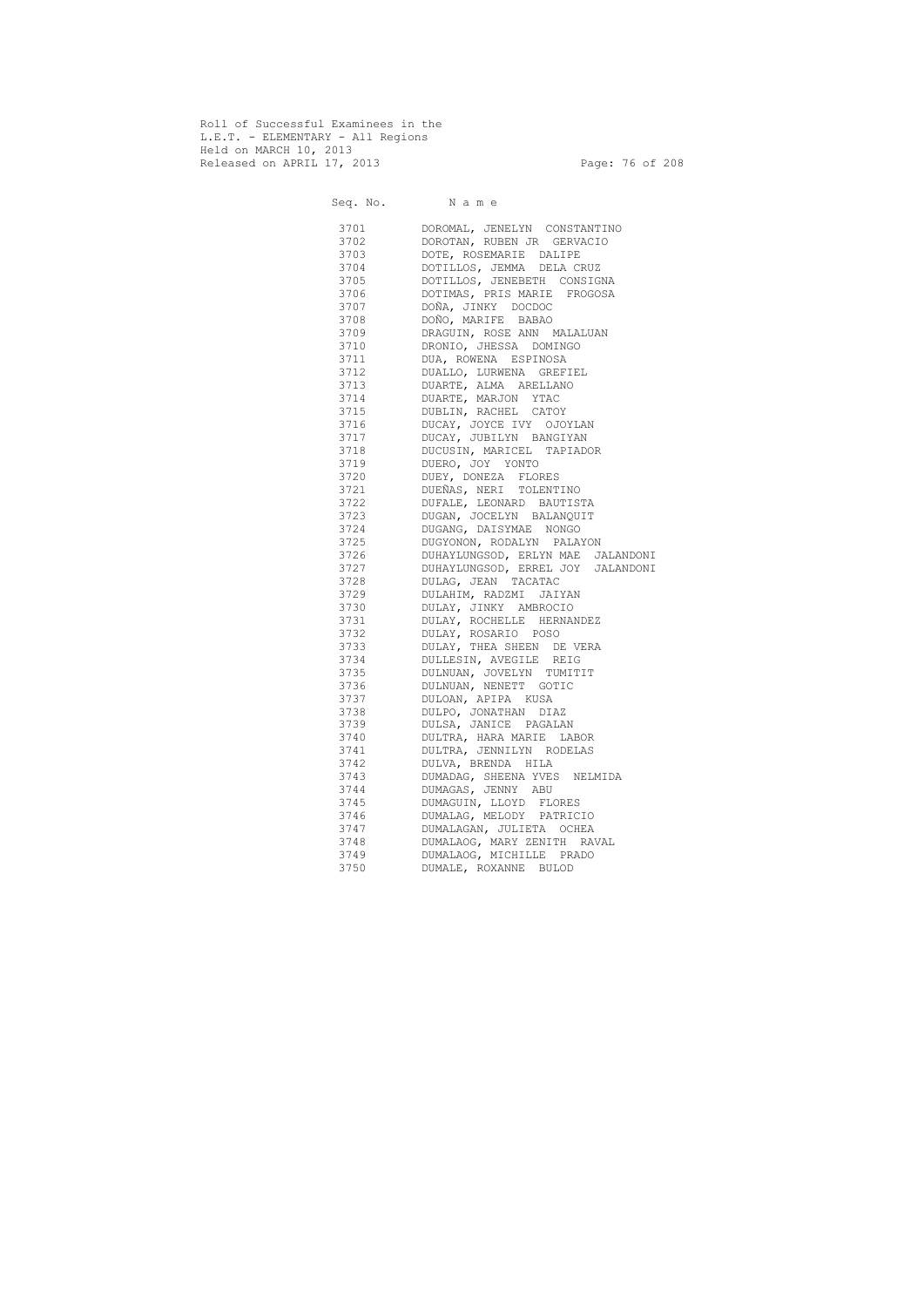Roll of Successful Examinees in the
L.E.T. - ELEMENTARY - All Regions
Held on MARCH 10, 2013
Released on APRIL 17, 2013

| Seq. No. | N a m e |
|---|---|
| 3701 | DOROMAL, JENELYN CONSTANTINO |
| 3702 | DOROTAN, RUBEN JR GERVACIO |
| 3703 | DOTE, ROSEMARIE DALIPE |
| 3704 | DOTILLOS, JEMMA DELA CRUZ |
| 3705 | DOTILLOS, JENEBETH CONSIGNA |
| 3706 | DOTIMAS, PRIS MARIE FROGOSA |
| 3707 | DOÑA, JINKY DOCDOC |
| 3708 | DOÑO, MARIFE BABAO |
| 3709 | DRAGUIN, ROSE ANN MALALUAN |
| 3710 | DRONIO, JHESSA DOMINGO |
| 3711 | DUA, ROWENA ESPINOSA |
| 3712 | DUALLO, LURWENA GREFIEL |
| 3713 | DUARTE, ALMA ARELLANO |
| 3714 | DUARTE, MARJON YTAC |
| 3715 | DUBLIN, RACHEL CATOY |
| 3716 | DUCAY, JOYCE IVY OJOYLAN |
| 3717 | DUCAY, JUBILYN BANGIYAN |
| 3718 | DUCUSIN, MARICEL TAPIADOR |
| 3719 | DUERO, JOY YONTO |
| 3720 | DUEY, DONEZA FLORES |
| 3721 | DUEÑAS, NERI TOLENTINO |
| 3722 | DUFALE, LEONARD BAUTISTA |
| 3723 | DUGAN, JOCELYN BALANQUIT |
| 3724 | DUGANG, DAISYMAE NONGO |
| 3725 | DUGYONON, RODALYN PALAYON |
| 3726 | DUHAYLUNGSOD, ERLYN MAE JALANDONI |
| 3727 | DUHAYLUNGSOD, ERREL JOY JALANDONI |
| 3728 | DULAG, JEAN TACATAC |
| 3729 | DULAHIM, RADZMI JAIYAN |
| 3730 | DULAY, JINKY AMBROCIO |
| 3731 | DULAY, ROCHELLE HERNANDEZ |
| 3732 | DULAY, ROSARIO POSO |
| 3733 | DULAY, THEA SHEEN DE VERA |
| 3734 | DULLESIN, AVEGILE REIG |
| 3735 | DULNUAN, JOVELYN TUMITIT |
| 3736 | DULNUAN, NENETT GOTIC |
| 3737 | DULOAN, APIPA KUSA |
| 3738 | DULPO, JONATHAN DIAZ |
| 3739 | DULSA, JANICE PAGALAN |
| 3740 | DULTRA, HARA MARIE LABOR |
| 3741 | DULTRA, JENNILYN RODELAS |
| 3742 | DULVA, BRENDA HILA |
| 3743 | DUMADAG, SHEENA YVES NELMIDA |
| 3744 | DUMAGAS, JENNY ABU |
| 3745 | DUMAGUIN, LLOYD FLORES |
| 3746 | DUMALAG, MELODY PATRICIO |
| 3747 | DUMALAGAN, JULIETA OCHEA |
| 3748 | DUMALAOG, MARY ZENITH RAVAL |
| 3749 | DUMALAOG, MICHILLE PRADO |
| 3750 | DUMALE, ROXANNE BULOD |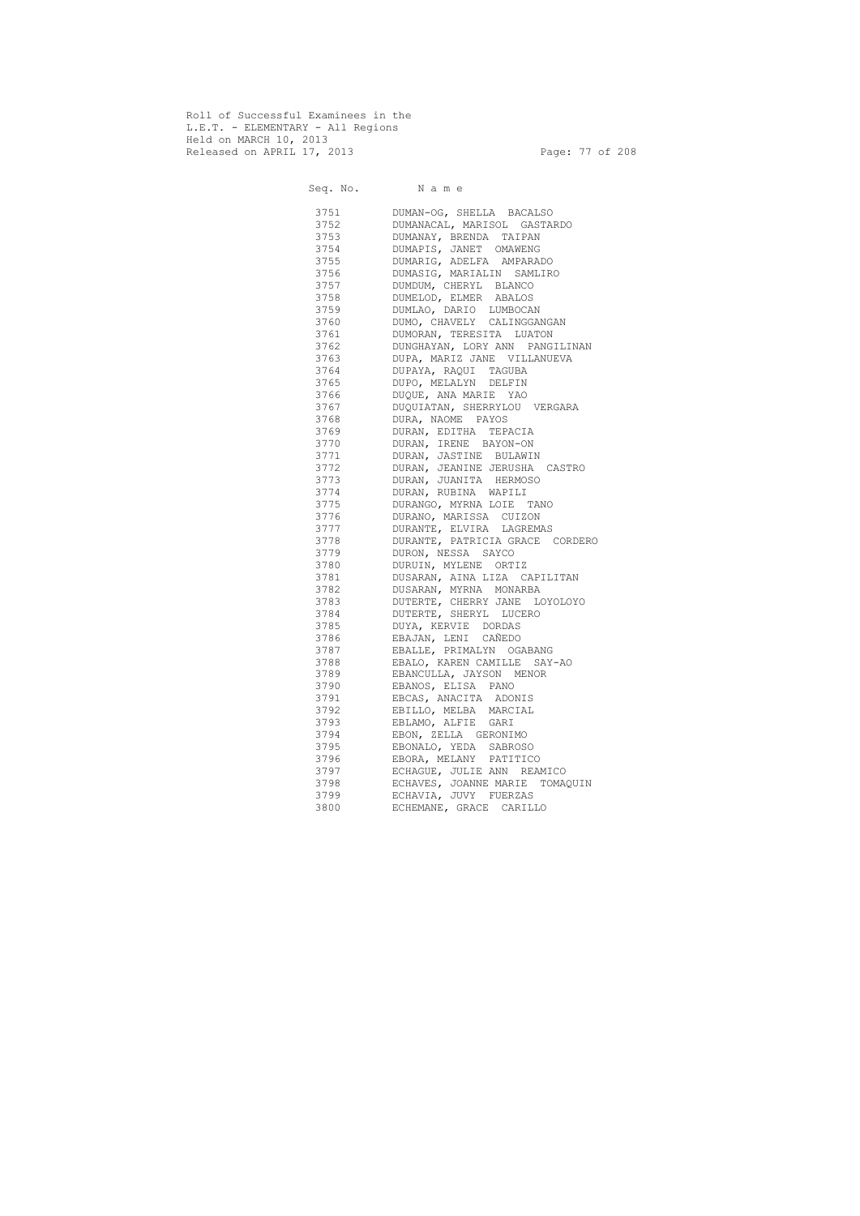Roll of Successful Examinees in the
L.E.T. - ELEMENTARY - All Regions
Held on MARCH 10, 2013
Released on APRIL 17, 2013

| Seq. No. | N a m e |
|---|---|
| 3751 | DUMAN-OG, SHELLA BACALSO |
| 3752 | DUMANACAL, MARISOL GASTARDO |
| 3753 | DUMANAY, BRENDA TAIPAN |
| 3754 | DUMAPIS, JANET OMAWENG |
| 3755 | DUMARIG, ADELFA AMPARADO |
| 3756 | DUMASIG, MARIALIN SAMLIRO |
| 3757 | DUMDUM, CHERYL BLANCO |
| 3758 | DUMELOD, ELMER ABALOS |
| 3759 | DUMLAO, DARIO LUMBOCAN |
| 3760 | DUMO, CHAVELY CALINGGANGAN |
| 3761 | DUMORAN, TERESITA LUATON |
| 3762 | DUNGHAYAN, LORY ANN PANGILINAN |
| 3763 | DUPA, MARIZ JANE VILLANUEVA |
| 3764 | DUPAYA, RAQUI TAGUBA |
| 3765 | DUPO, MELALYN DELFIN |
| 3766 | DUQUE, ANA MARIE YAO |
| 3767 | DUQUIATAN, SHERRYLOU VERGARA |
| 3768 | DURA, NAOME PAYOS |
| 3769 | DURAN, EDITHA TEPACIA |
| 3770 | DURAN, IRENE BAYON-ON |
| 3771 | DURAN, JASTINE BULAWIN |
| 3772 | DURAN, JEANINE JERUSHA CASTRO |
| 3773 | DURAN, JUANITA HERMOSO |
| 3774 | DURAN, RUBINA WAPILI |
| 3775 | DURANGO, MYRNA LOIE TANO |
| 3776 | DURANO, MARISSA CUIZON |
| 3777 | DURANTE, ELVIRA LAGREMAS |
| 3778 | DURANTE, PATRICIA GRACE CORDERO |
| 3779 | DURON, NESSA SAYCO |
| 3780 | DURUIN, MYLENE ORTIZ |
| 3781 | DUSARAN, AINA LIZA CAPILITAN |
| 3782 | DUSARAN, MYRNA MONARBA |
| 3783 | DUTERTE, CHERRY JANE LOYOLOYO |
| 3784 | DUTERTE, SHERYL LUCERO |
| 3785 | DUYA, KERVIE DORDAS |
| 3786 | EBAJAN, LENI CAÑEDO |
| 3787 | EBALLE, PRIMALYN OGABANG |
| 3788 | EBALO, KAREN CAMILLE SAY-AO |
| 3789 | EBANCULLA, JAYSON MENOR |
| 3790 | EBANOS, ELISA PANO |
| 3791 | EBCAS, ANACITA ADONIS |
| 3792 | EBILLO, MELBA MARCIAL |
| 3793 | EBLAMO, ALFIE GARI |
| 3794 | EBON, ZELLA GERONIMO |
| 3795 | EBONALO, YEDA SABROSO |
| 3796 | EBORA, MELANY PATITICO |
| 3797 | ECHAGUE, JULIE ANN REAMICO |
| 3798 | ECHAVES, JOANNE MARIE TOMAQUIN |
| 3799 | ECHAVIA, JUVY FUERZAS |
| 3800 | ECHEMANE, GRACE CARILLO |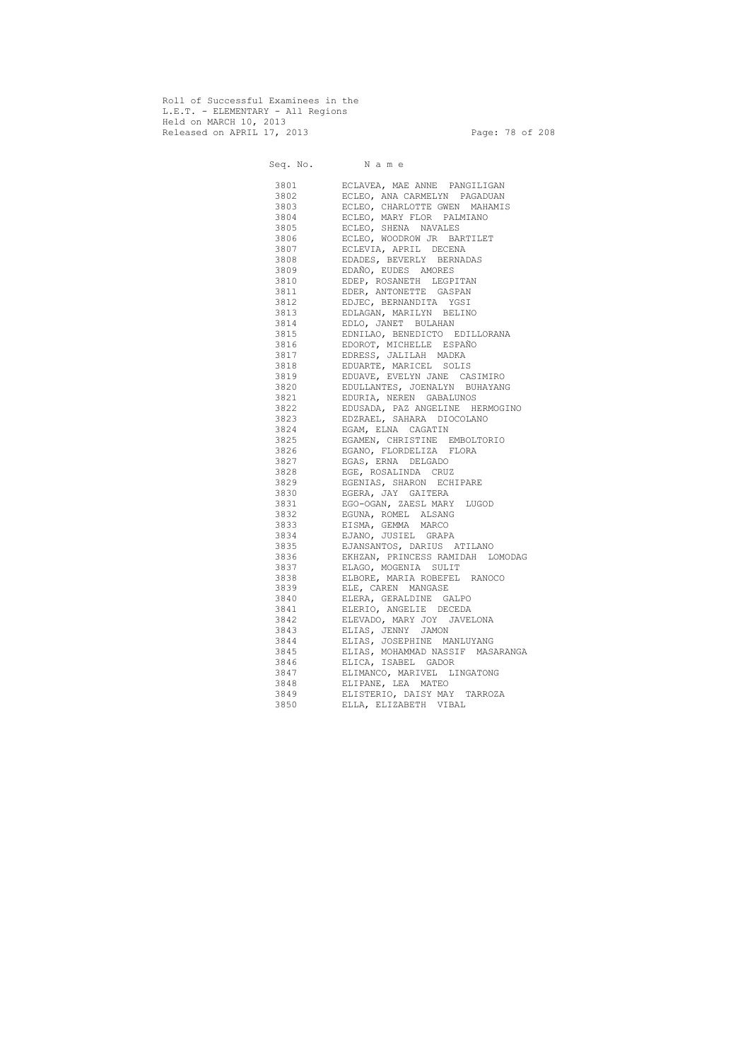Roll of Successful Examinees in the
L.E.T. - ELEMENTARY - All Regions
Held on MARCH 10, 2013
Released on APRIL 17, 2013

| Seq. No. | N a m e |
|---|---|
| 3801 | ECLAVEA, MAE ANNE PANGILIGAN |
| 3802 | ECLEO, ANA CARMELYN PAGADUAN |
| 3803 | ECLEO, CHARLOTTE GWEN MAHAMIS |
| 3804 | ECLEO, MARY FLOR PALMIANO |
| 3805 | ECLEO, SHENA NAVALES |
| 3806 | ECLEO, WOODROW JR BARTILET |
| 3807 | ECLEVIA, APRIL DECENA |
| 3808 | EDADES, BEVERLY BERNADAS |
| 3809 | EDAÑO, EUDES AMORES |
| 3810 | EDEP, ROSANETH LEGPITAN |
| 3811 | EDER, ANTONETTE GASPAN |
| 3812 | EDJEC, BERNANDITA YGSI |
| 3813 | EDLAGAN, MARILYN BELINO |
| 3814 | EDLO, JANET BULAHAN |
| 3815 | EDNILAO, BENEDICTO EDILLORANA |
| 3816 | EDOROT, MICHELLE ESPAÑO |
| 3817 | EDRESS, JALILAH MADKA |
| 3818 | EDUARTE, MARICEL SOLIS |
| 3819 | EDUAVE, EVELYN JANE CASIMIRO |
| 3820 | EDULLANTES, JOENALYN BUHAYANG |
| 3821 | EDURIA, NEREN GABALUNOS |
| 3822 | EDUSADA, PAZ ANGELINE HERMOGINO |
| 3823 | EDZRAEL, SAHARA DIOCOLANO |
| 3824 | EGAM, ELNA CAGATIN |
| 3825 | EGAMEN, CHRISTINE EMBOLTORIO |
| 3826 | EGANO, FLORDELIZA FLORA |
| 3827 | EGAS, ERNA DELGADO |
| 3828 | EGE, ROSALINDA CRUZ |
| 3829 | EGENIAS, SHARON ECHIPARE |
| 3830 | EGERA, JAY GAITERA |
| 3831 | EGO-OGAN, ZAESL MARY LUGOD |
| 3832 | EGUNA, ROMEL ALSANG |
| 3833 | EISMA, GEMMA MARCO |
| 3834 | EJANO, JUSIEL GRAPA |
| 3835 | EJANSANTOS, DARIUS ATILANO |
| 3836 | EKHZAN, PRINCESS RAMIDAH LOMODAG |
| 3837 | ELAGO, MOGENIA SULIT |
| 3838 | ELBORE, MARIA ROBEFEL RANOCO |
| 3839 | ELE, CAREN MANGASE |
| 3840 | ELERA, GERALDINE GALPO |
| 3841 | ELERIO, ANGELIE DECEDA |
| 3842 | ELEVADO, MARY JOY JAVELONA |
| 3843 | ELIAS, JENNY JAMON |
| 3844 | ELIAS, JOSEPHINE MANLUYANG |
| 3845 | ELIAS, MOHAMMAD NASSIF MASARANGA |
| 3846 | ELICA, ISABEL GADOR |
| 3847 | ELIMANCO, MARIVEL LINGATONG |
| 3848 | ELIPANE, LEA MATEO |
| 3849 | ELISTERIO, DAISY MAY TARROZA |
| 3850 | ELLA, ELIZABETH VIBAL |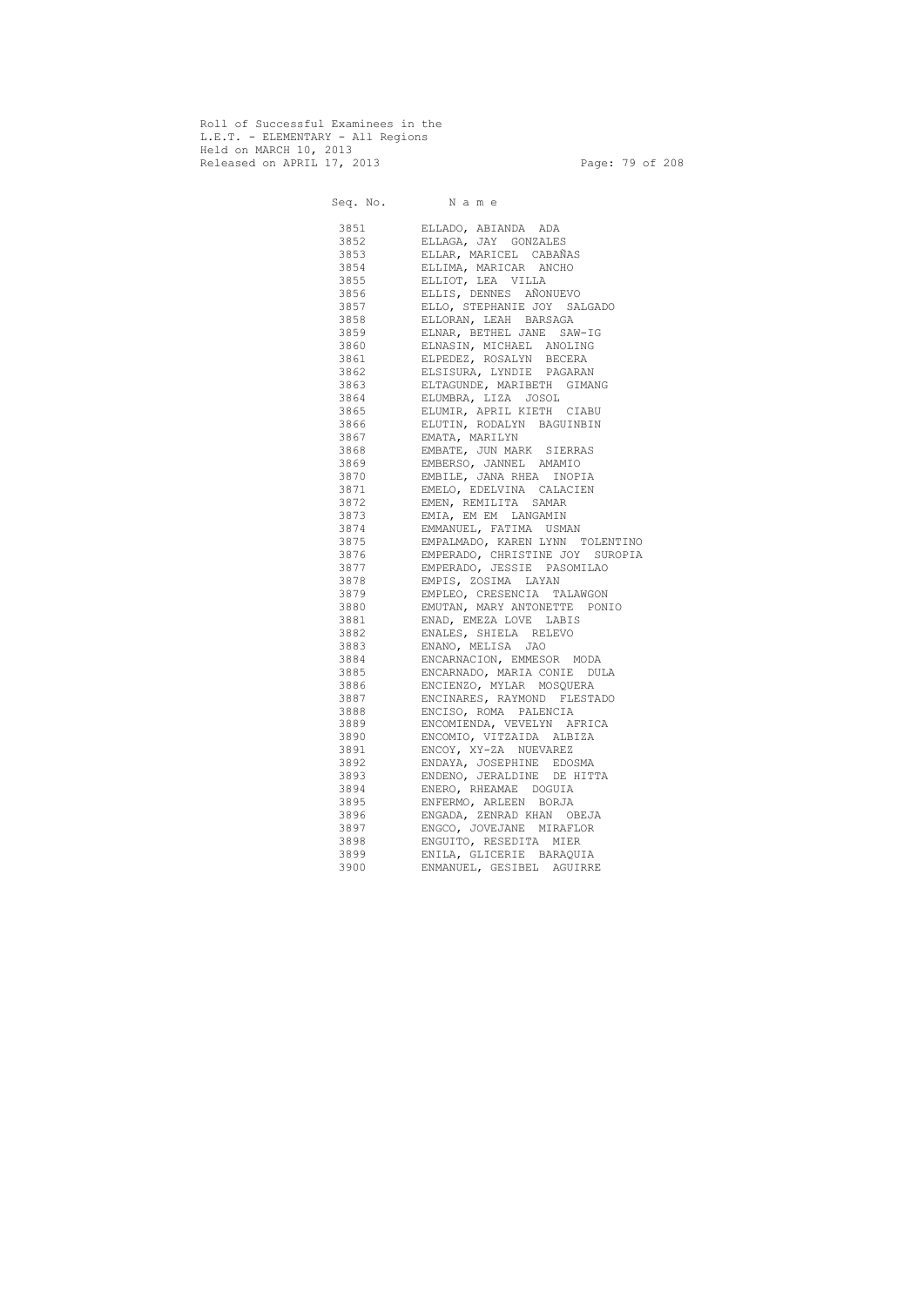Roll of Successful Examinees in the
L.E.T. - ELEMENTARY - All Regions
Held on MARCH 10, 2013
Released on APRIL 17, 2013

| Seq. No. | N a m e |
|---|---|
| 3851 | ELLADO, ABIANDA ADA |
| 3852 | ELLAGA, JAY GONZALES |
| 3853 | ELLAR, MARICEL CABAÑAS |
| 3854 | ELLIMA, MARICAR ANCHO |
| 3855 | ELLIOT, LEA VILLA |
| 3856 | ELLIS, DENNES AÑONUEVO |
| 3857 | ELLO, STEPHANIE JOY SALGADO |
| 3858 | ELLORAN, LEAH BARSAGA |
| 3859 | ELNAR, BETHEL JANE SAW-IG |
| 3860 | ELNASIN, MICHAEL ANOLING |
| 3861 | ELPEDEZ, ROSALYN BECERA |
| 3862 | ELSISURA, LYNDIE PAGARAN |
| 3863 | ELTAGUNDE, MARIBETH GIMANG |
| 3864 | ELUMBRA, LIZA JOSOL |
| 3865 | ELUMIR, APRIL KIETH CIABU |
| 3866 | ELUTIN, RODALYN BAGUINBIN |
| 3867 | EMATA, MARILYN |
| 3868 | EMBATE, JUN MARK SIERRAS |
| 3869 | EMBERSO, JANNEL AMAMIO |
| 3870 | EMBILE, JANA RHEA INOPIA |
| 3871 | EMELO, EDELVINA CALACIEN |
| 3872 | EMEN, REMILITA SAMAR |
| 3873 | EMIA, EM EM LANGAMIN |
| 3874 | EMMANUEL, FATIMA USMAN |
| 3875 | EMPALMADO, KAREN LYNN TOLENTINO |
| 3876 | EMPERADO, CHRISTINE JOY SUROPIA |
| 3877 | EMPERADO, JESSIE PASOMILAO |
| 3878 | EMPIS, ZOSIMA LAYAN |
| 3879 | EMPLEO, CRESENCIA TALAWGON |
| 3880 | EMUTAN, MARY ANTONETTE PONIO |
| 3881 | ENAD, EMEZA LOVE LABIS |
| 3882 | ENALES, SHIELA RELEVO |
| 3883 | ENANO, MELISA JAO |
| 3884 | ENCARNACION, EMMESOR MODA |
| 3885 | ENCARNADO, MARIA CONIE DULA |
| 3886 | ENCIENZO, MYLAR MOSQUERA |
| 3887 | ENCINARES, RAYMOND FLESTADO |
| 3888 | ENCISO, ROMA PALENCIA |
| 3889 | ENCOMIENDA, VEVELYN AFRICA |
| 3890 | ENCOMIO, VITZAIDA ALBIZA |
| 3891 | ENCOY, XY-ZA NUEVAREZ |
| 3892 | ENDAYA, JOSEPHINE EDOSMA |
| 3893 | ENDENO, JERALDINE DE HITTA |
| 3894 | ENERO, RHEAMAE DOGUIA |
| 3895 | ENFERMO, ARLEEN BORJA |
| 3896 | ENGADA, ZENRAD KHAN OBEJA |
| 3897 | ENGCO, JOVEJANE MIRAFLOR |
| 3898 | ENGUITO, RESEDITA MIER |
| 3899 | ENILA, GLICERIE BARAQUIA |
| 3900 | ENMANUEL, GESIBEL AGUIRRE |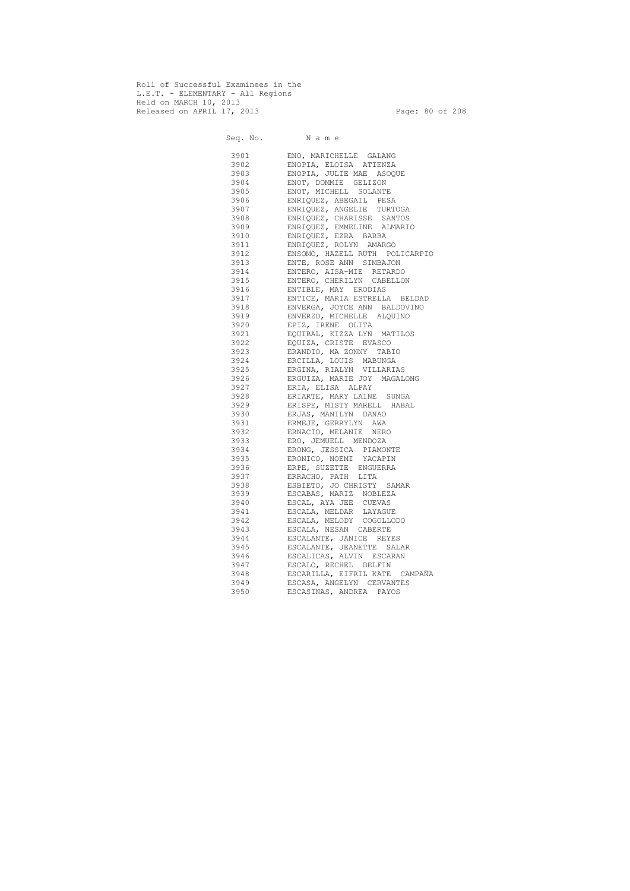Roll of Successful Examinees in the
L.E.T. - ELEMENTARY - All Regions
Held on MARCH 10, 2013
Released on APRIL 17, 2013

| Seq. No. | N a m e |
|---|---|
| 3901 | ENO, MARICHELLE GALANG |
| 3902 | ENOPIA, ELOISA ATIENZA |
| 3903 | ENOPIA, JULIE MAE ASOQUE |
| 3904 | ENOT, DOMMIE GELIZON |
| 3905 | ENOT, MICHELL SOLANTE |
| 3906 | ENRIQUEZ, ABEGAIL PESA |
| 3907 | ENRIQUEZ, ANGELIE TURTOGA |
| 3908 | ENRIQUEZ, CHARISSE SANTOS |
| 3909 | ENRIQUEZ, EMMELINE ALMARIO |
| 3910 | ENRIQUEZ, EZRA BARBA |
| 3911 | ENRIQUEZ, ROLYN AMARGO |
| 3912 | ENSOMO, HAZELL RUTH POLICARPIO |
| 3913 | ENTE, ROSE ANN SIMBAJON |
| 3914 | ENTERO, AISA-MIE RETARDO |
| 3915 | ENTERO, CHERILYN CABELLON |
| 3916 | ENTIBLE, MAY ERODIAS |
| 3917 | ENTICE, MARIA ESTRELLA BELDAD |
| 3918 | ENVERGA, JOYCE ANN BALDOVINO |
| 3919 | ENVERZO, MICHELLE ALQUINO |
| 3920 | EPIZ, IRENE OLITA |
| 3921 | EQUIBAL, KIZZA LYN MATILOS |
| 3922 | EQUIZA, CRISTE EVASCO |
| 3923 | ERANDIO, MA ZONNY TABIO |
| 3924 | ERCILLA, LOUIS MABUNGA |
| 3925 | ERGINA, RIALYN VILLARIAS |
| 3926 | ERGUIZA, MARIE JOY MAGALONG |
| 3927 | ERIA, ELISA ALPAY |
| 3928 | ERIARTE, MARY LAINE SUNGA |
| 3929 | ERISPE, MISTY MARELL HABAL |
| 3930 | ERJAS, MANILYN DANAO |
| 3931 | ERMEJE, GERRYLYN AWA |
| 3932 | ERNACIO, MELANIE NERO |
| 3933 | ERO, JEMUELL MENDOZA |
| 3934 | ERONG, JESSICA PIAMONTE |
| 3935 | ERONICO, NOEMI YACAPIN |
| 3936 | ERPE, SUZETTE ENGUERRA |
| 3937 | ERRACHO, PATH LITA |
| 3938 | ESBIETO, JO CHRISTY SAMAR |
| 3939 | ESCABAS, MARIZ NOBLEZA |
| 3940 | ESCAL, AYA JEE CUEVAS |
| 3941 | ESCALA, MELDAR LAYAGUE |
| 3942 | ESCALA, MELODY COGOLLODO |
| 3943 | ESCALA, NESAN CABERTE |
| 3944 | ESCALANTE, JANICE REYES |
| 3945 | ESCALANTE, JEANETTE SALAR |
| 3946 | ESCALICAS, ALVIN ESCARAN |
| 3947 | ESCALO, RECHEL DELFIN |
| 3948 | ESCARILLA, EIFRIL KATE CAMPAÑA |
| 3949 | ESCASA, ANGELYN CERVANTES |
| 3950 | ESCASINAS, ANDREA PAYOS |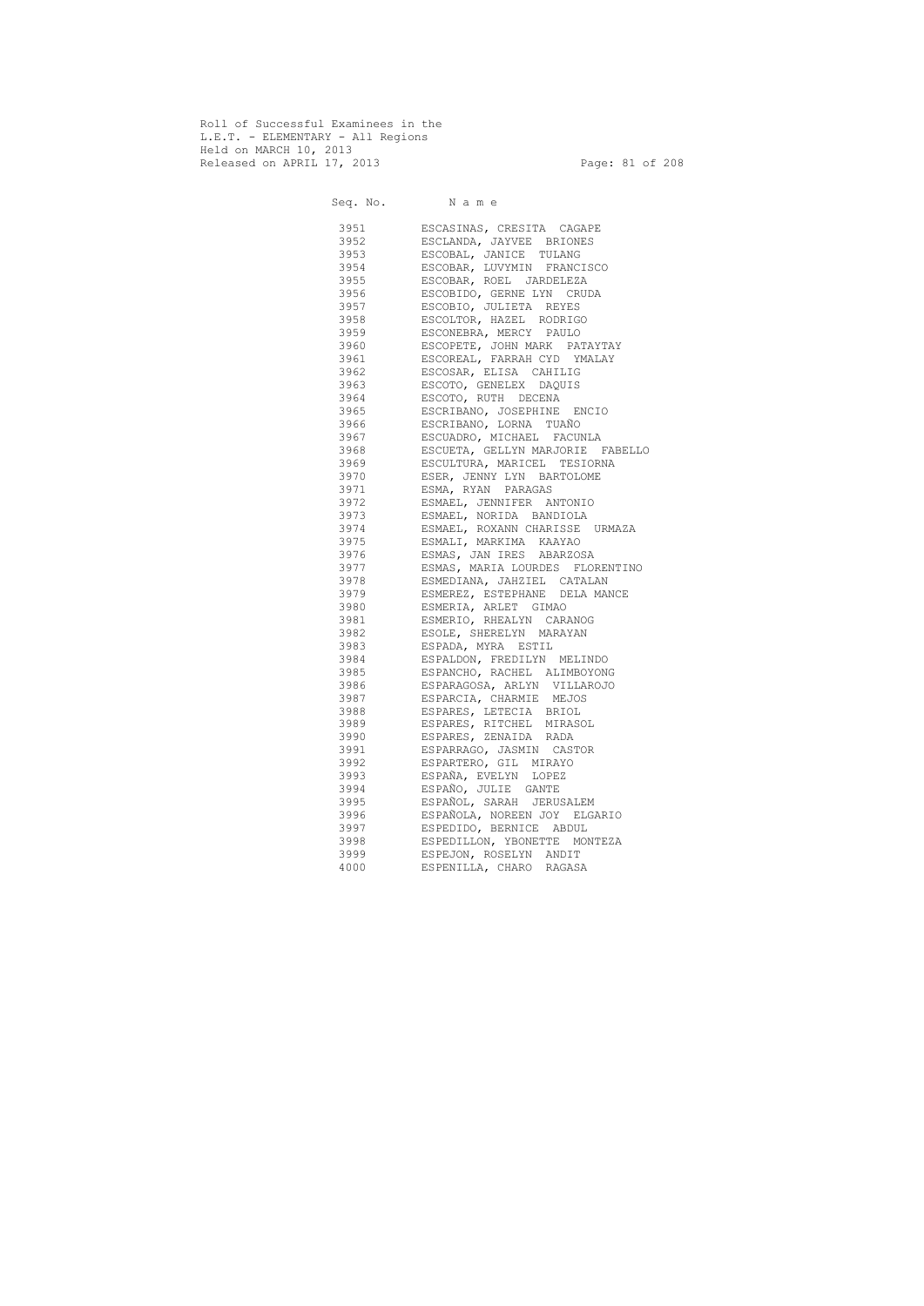Roll of Successful Examinees in the
L.E.T. - ELEMENTARY - All Regions
Held on MARCH 10, 2013
Released on APRIL 17, 2013

| Seq. No. | N a m e |
|---|---|
| 3951 | ESCASINAS, CRESITA CAGAPE |
| 3952 | ESCLANDA, JAYVEE BRIONES |
| 3953 | ESCOBAL, JANICE TULANG |
| 3954 | ESCOBAR, LUVYMIN FRANCISCO |
| 3955 | ESCOBAR, ROEL JARDELEZA |
| 3956 | ESCOBIDO, GERNE LYN CRUDA |
| 3957 | ESCOBIO, JULIETA REYES |
| 3958 | ESCOLTOR, HAZEL RODRIGO |
| 3959 | ESCONEBRA, MERCY PAULO |
| 3960 | ESCOPETE, JOHN MARK PATAYTAY |
| 3961 | ESCOREAL, FARRAH CYD YMALAY |
| 3962 | ESCOSAR, ELISA CAHILIG |
| 3963 | ESCOTO, GENELEX DAQUIS |
| 3964 | ESCOTO, RUTH DECENA |
| 3965 | ESCRIBANO, JOSEPHINE ENCIO |
| 3966 | ESCRIBANO, LORNA TUAÑO |
| 3967 | ESCUADRO, MICHAEL FACUNLA |
| 3968 | ESCUETA, GELLYN MARJORIE FABELLO |
| 3969 | ESCULTURA, MARICEL TESIORNA |
| 3970 | ESER, JENNY LYN BARTOLOME |
| 3971 | ESMA, RYAN PARAGAS |
| 3972 | ESMAEL, JENNIFER ANTONIO |
| 3973 | ESMAEL, NORIDA BANDIOLA |
| 3974 | ESMAEL, ROXANN CHARISSE URMAZA |
| 3975 | ESMALI, MARKIMA KAAYAO |
| 3976 | ESMAS, JAN IRES ABARZOSA |
| 3977 | ESMAS, MARIA LOURDES FLORENTINO |
| 3978 | ESMEDIANA, JAHZIEL CATALAN |
| 3979 | ESMEREZ, ESTEPHANE DELA MANCE |
| 3980 | ESMERIA, ARLET GIMAO |
| 3981 | ESMERIO, RHEALYN CARANOG |
| 3982 | ESOLE, SHERELYN MARAYAN |
| 3983 | ESPADA, MYRA ESTIL |
| 3984 | ESPALDON, FREDILYN MELINDO |
| 3985 | ESPANCHO, RACHEL ALIMBOYONG |
| 3986 | ESPARAGOSA, ARLYN VILLAROJO |
| 3987 | ESPARCIA, CHARMIE MEJOS |
| 3988 | ESPARES, LETECIA BRIOL |
| 3989 | ESPARES, RITCHEL MIRASOL |
| 3990 | ESPARES, ZENAIDA RADA |
| 3991 | ESPARRAGO, JASMIN CASTOR |
| 3992 | ESPARTERO, GIL MIRAYO |
| 3993 | ESPAÑA, EVELYN LOPEZ |
| 3994 | ESPAÑO, JULIE GANTE |
| 3995 | ESPAÑOL, SARAH JERUSALEM |
| 3996 | ESPAÑOLA, NOREEN JOY ELGARIO |
| 3997 | ESPEDIDO, BERNICE ABDUL |
| 3998 | ESPEDILLON, YBONETTE MONTEZA |
| 3999 | ESPEJON, ROSELYN ANDIT |
| 4000 | ESPENILLA, CHARO RAGASA |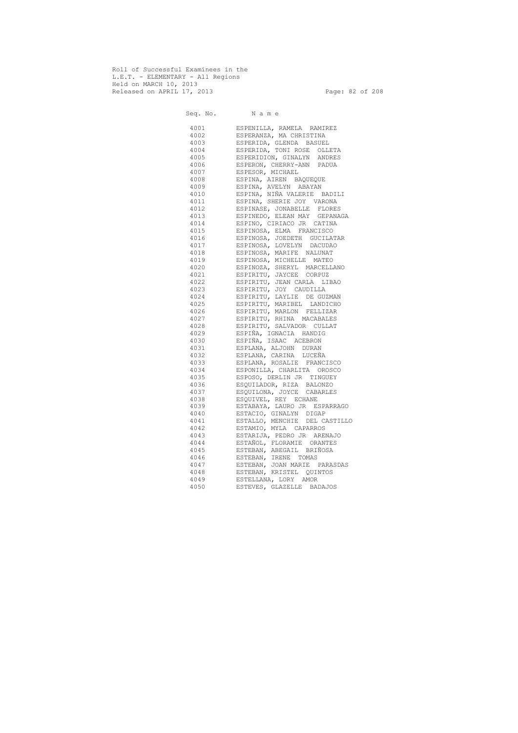Roll of Successful Examinees in the
L.E.T. - ELEMENTARY - All Regions
Held on MARCH 10, 2013
Released on APRIL 17, 2013

| Seq. No. | N a m e |
|---|---|
| 4001 | ESPENILLA, RAMELA RAMIREZ |
| 4002 | ESPERANZA, MA CHRISTINA |
| 4003 | ESPERIDA, GLENDA BASUEL |
| 4004 | ESPERIDA, TONI ROSE OLLETA |
| 4005 | ESPERIDION, GINALYN ANDRES |
| 4006 | ESPERON, CHERRY-ANN PADUA |
| 4007 | ESPESOR, MICHAEL |
| 4008 | ESPINA, AIREN BAQUEQUE |
| 4009 | ESPINA, AVELYN ABAYAN |
| 4010 | ESPINA, NIÑA VALERIE BADILI |
| 4011 | ESPINA, SHERIE JOY VARONA |
| 4012 | ESPINASE, JONABELLE FLORES |
| 4013 | ESPINEDO, ELEAN MAY GEPANAGA |
| 4014 | ESPINO, CIRIACO JR CATINA |
| 4015 | ESPINOSA, ELMA FRANCISCO |
| 4016 | ESPINOSA, JOEDETH GUCILATAR |
| 4017 | ESPINOSA, LOVELYN DACUDAO |
| 4018 | ESPINOSA, MARIFE NALUNAT |
| 4019 | ESPINOSA, MICHELLE MATEO |
| 4020 | ESPINOZA, SHERYL MARCELLANO |
| 4021 | ESPIRITU, JAYCEE CORPUZ |
| 4022 | ESPIRITU, JEAN CARLA LIBAO |
| 4023 | ESPIRITU, JOY CAUDILLA |
| 4024 | ESPIRITU, LAYLIE DE GUZMAN |
| 4025 | ESPIRITU, MARIBEL LANDICHO |
| 4026 | ESPIRITU, MARLON FELLIZAR |
| 4027 | ESPIRITU, RHINA MACABALES |
| 4028 | ESPIRITU, SALVADOR CULLAT |
| 4029 | ESPIÑA, IGNACIA HANDIG |
| 4030 | ESPIÑA, ISAAC ACEBRON |
| 4031 | ESPLANA, ALJOHN DURAN |
| 4032 | ESPLANA, CARINA LUCEÑA |
| 4033 | ESPLANA, ROSALIE FRANCISCO |
| 4034 | ESPONILLA, CHARLITA OROSCO |
| 4035 | ESPOSO, DERLIN JR TINGUEY |
| 4036 | ESQUILADOR, RIZA BALONZO |
| 4037 | ESQUILONA, JOYCE CABARLES |
| 4038 | ESQUIVEL, REY ECHANE |
| 4039 | ESTABAYA, LAURO JR ESPARRAGO |
| 4040 | ESTACIO, GINALYN DIGAP |
| 4041 | ESTALLO, MENCHIE DEL CASTILLO |
| 4042 | ESTAMIO, MYLA CAPARROS |
| 4043 | ESTARIJA, PEDRO JR ARENAJO |
| 4044 | ESTAÑOL, FLORAMIE ORANTES |
| 4045 | ESTEBAN, ABEGAIL BRIÑOSA |
| 4046 | ESTEBAN, IRENE TOMAS |
| 4047 | ESTEBAN, JOAN MARIE PARASDAS |
| 4048 | ESTEBAN, KRISTEL QUINTOS |
| 4049 | ESTELLANA, LORY AMOR |
| 4050 | ESTEVES, GLAZELLE BADAJOS |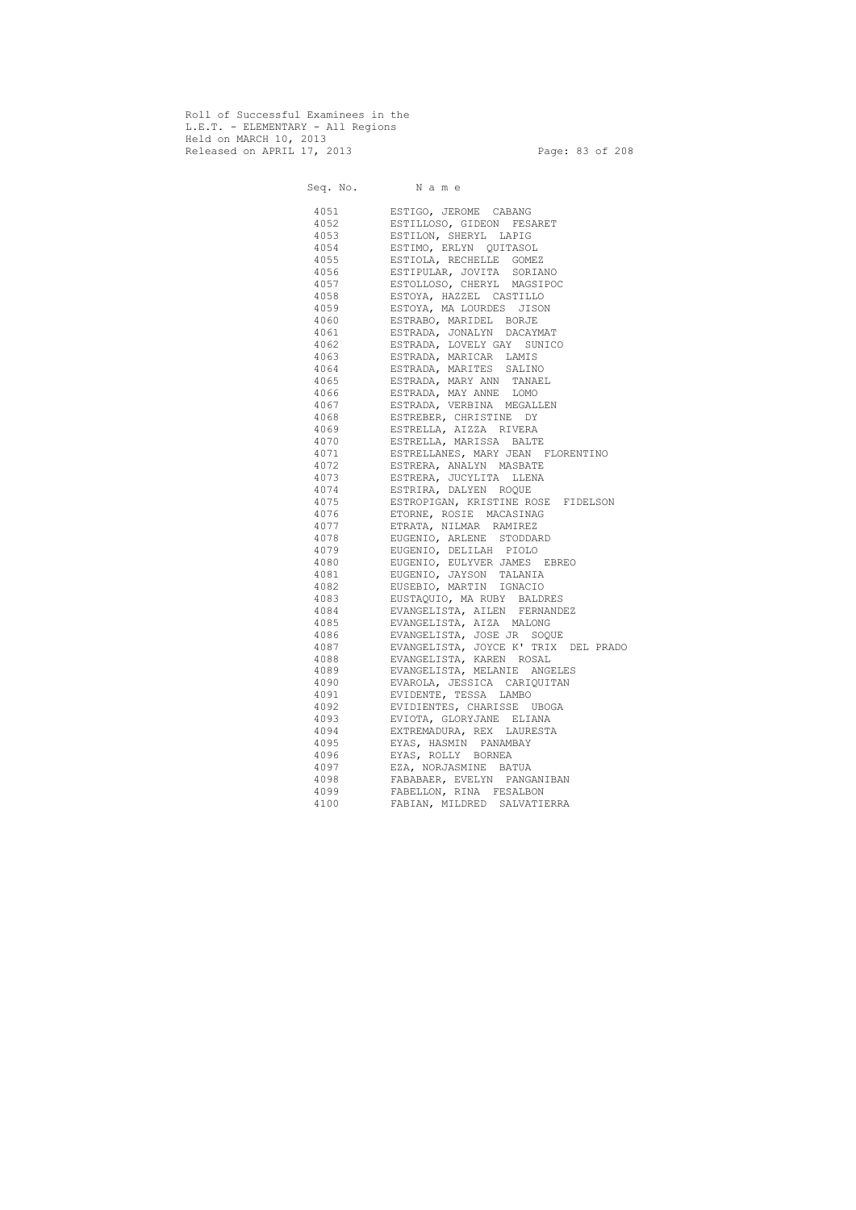Roll of Successful Examinees in the
L.E.T. - ELEMENTARY - All Regions
Held on MARCH 10, 2013
Released on APRIL 17, 2013

| Seq. No. | N a m e |
|---|---|
| 4051 | ESTIGO, JEROME CABANG |
| 4052 | ESTILLOSO, GIDEON FESARET |
| 4053 | ESTILON, SHERYL LAPIG |
| 4054 | ESTIMO, ERLYN QUITASOL |
| 4055 | ESTIOLA, RECHELLE GOMEZ |
| 4056 | ESTIPULAR, JOVITA SORIANO |
| 4057 | ESTOLLOSO, CHERYL MAGSIPOC |
| 4058 | ESTOYA, HAZZEL CASTILLO |
| 4059 | ESTOYA, MA LOURDES JISON |
| 4060 | ESTRABO, MARIDEL BORJE |
| 4061 | ESTRADA, JONALYN DACAYMAT |
| 4062 | ESTRADA, LOVELY GAY SUNICO |
| 4063 | ESTRADA, MARICAR LAMIS |
| 4064 | ESTRADA, MARITES SALINO |
| 4065 | ESTRADA, MARY ANN TANAEL |
| 4066 | ESTRADA, MAY ANNE LOMO |
| 4067 | ESTRADA, VERBINA MEGALLEN |
| 4068 | ESTREBER, CHRISTINE DY |
| 4069 | ESTRELLA, AIZZA RIVERA |
| 4070 | ESTRELLA, MARISSA BALTE |
| 4071 | ESTRELLANES, MARY JEAN FLORENTINO |
| 4072 | ESTRERA, ANALYN MASBATE |
| 4073 | ESTRERA, JUCYLITA LLENA |
| 4074 | ESTRIRA, DALYEN ROQUE |
| 4075 | ESTROPIGAN, KRISTINE ROSE FIDELSON |
| 4076 | ETORNE, ROSIE MACASINAG |
| 4077 | ETRATA, NILMAR RAMIREZ |
| 4078 | EUGENIO, ARLENE STODDARD |
| 4079 | EUGENIO, DELILAH PIOLO |
| 4080 | EUGENIO, EULYVER JAMES EBREO |
| 4081 | EUGENIO, JAYSON TALANIA |
| 4082 | EUSEBIO, MARTIN IGNACIO |
| 4083 | EUSTAQUIO, MA RUBY BALDRES |
| 4084 | EVANGELISTA, AILEN FERNANDEZ |
| 4085 | EVANGELISTA, AIZA MALONG |
| 4086 | EVANGELISTA, JOSE JR SOQUE |
| 4087 | EVANGELISTA, JOYCE K' TRIX DEL PRADO |
| 4088 | EVANGELISTA, KAREN ROSAL |
| 4089 | EVANGELISTA, MELANIE ANGELES |
| 4090 | EVAROLA, JESSICA CARIQUITAN |
| 4091 | EVIDENTE, TESSA LAMBO |
| 4092 | EVIDIENTES, CHARISSE UBOGA |
| 4093 | EVIOTA, GLORYJANE ELIANA |
| 4094 | EXTREMADURA, REX LAURESTA |
| 4095 | EYAS, HASMIN PANAMBAY |
| 4096 | EYAS, ROLLY BORNEA |
| 4097 | EZA, NORJASMINE BATUA |
| 4098 | FABABAER, EVELYN PANGANIBAN |
| 4099 | FABELLON, RINA FESALBON |
| 4100 | FABIAN, MILDRED SALVATIERRA |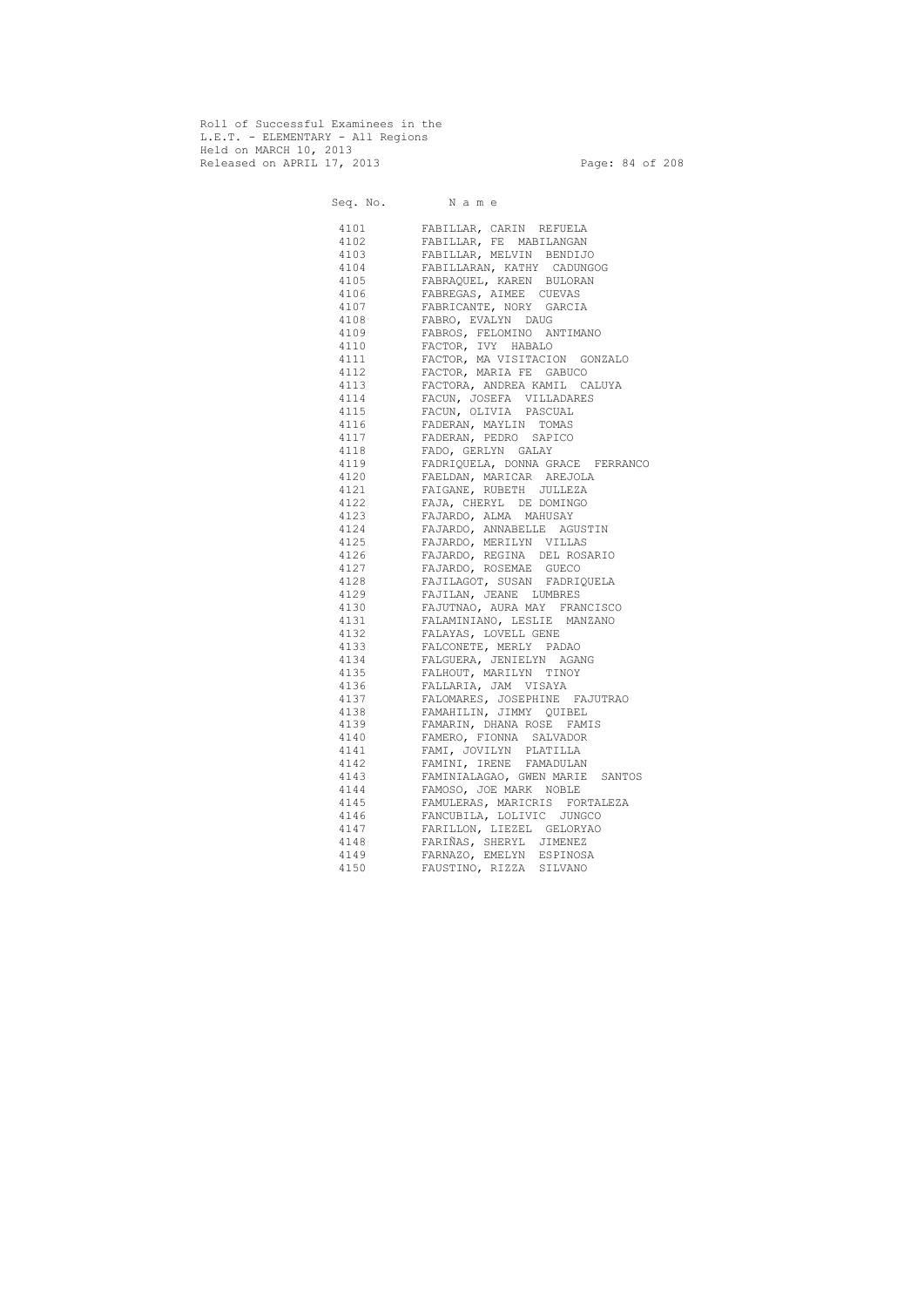Roll of Successful Examinees in the
L.E.T. - ELEMENTARY - All Regions
Held on MARCH 10, 2013
Released on APRIL 17, 2013

| Seq. No. | Name |
|---|---|
| 4101 | FABILLAR, CARIN REFUELA |
| 4102 | FABILLAR, FE MABILANGAN |
| 4103 | FABILLAR, MELVIN BENDIJO |
| 4104 | FABILLARAN, KATHY CADUNGOG |
| 4105 | FABRAQUEL, KAREN BULORAN |
| 4106 | FABREGAS, AIMEE CUEVAS |
| 4107 | FABRICANTE, NORY GARCIA |
| 4108 | FABRO, EVALYN DAUG |
| 4109 | FABROS, FELOMINO ANTIMANO |
| 4110 | FACTOR, IVY HABALO |
| 4111 | FACTOR, MA VISITACION GONZALO |
| 4112 | FACTOR, MARIA FE GABUCO |
| 4113 | FACTORA, ANDREA KAMIL CALUYA |
| 4114 | FACUN, JOSEFA VILLADARES |
| 4115 | FACUN, OLIVIA PASCUAL |
| 4116 | FADERAN, MAYLIN TOMAS |
| 4117 | FADERAN, PEDRO SAPICO |
| 4118 | FADO, GERLYN GALAY |
| 4119 | FADRIQUELA, DONNA GRACE FERRANCO |
| 4120 | FAELDAN, MARICAR AREJOLA |
| 4121 | FAIGANE, RUBETH JULLEZA |
| 4122 | FAJA, CHERYL DE DOMINGO |
| 4123 | FAJARDO, ALMA MAHUSAY |
| 4124 | FAJARDO, ANNABELLE AGUSTIN |
| 4125 | FAJARDO, MERILYN VILLAS |
| 4126 | FAJARDO, REGINA DEL ROSARIO |
| 4127 | FAJARDO, ROSEMAE GUECO |
| 4128 | FAJILAGOT, SUSAN FADRIQUELA |
| 4129 | FAJILAN, JEANE LUMBRES |
| 4130 | FAJUTNAO, AURA MAY FRANCISCO |
| 4131 | FALAMINIANO, LESLIE MANZANO |
| 4132 | FALAYAS, LOVELL GENE |
| 4133 | FALCONETE, MERLY PADAO |
| 4134 | FALGUERA, JENIELYN AGANG |
| 4135 | FALHOUT, MARILYN TINOY |
| 4136 | FALLARIA, JAM VISAYA |
| 4137 | FALOMARES, JOSEPHINE FAJUTRAO |
| 4138 | FAMAHILIN, JIMMY QUIBEL |
| 4139 | FAMARIN, DHANA ROSE FAMIS |
| 4140 | FAMERO, FIONNA SALVADOR |
| 4141 | FAMI, JOVILYN PLATILLA |
| 4142 | FAMINI, IRENE FAMADULAN |
| 4143 | FAMINIALAGAO, GWEN MARIE SANTOS |
| 4144 | FAMOSO, JOE MARK NOBLE |
| 4145 | FAMULERAS, MARICRIS FORTALEZA |
| 4146 | FANCUBILA, LOLIVIC JUNGCO |
| 4147 | FARILLON, LIEZEL GELORYAO |
| 4148 | FARIÑAS, SHERYL JIMENEZ |
| 4149 | FARNAZO, EMELYN ESPINOSA |
| 4150 | FAUSTINO, RIZZA SILVANO |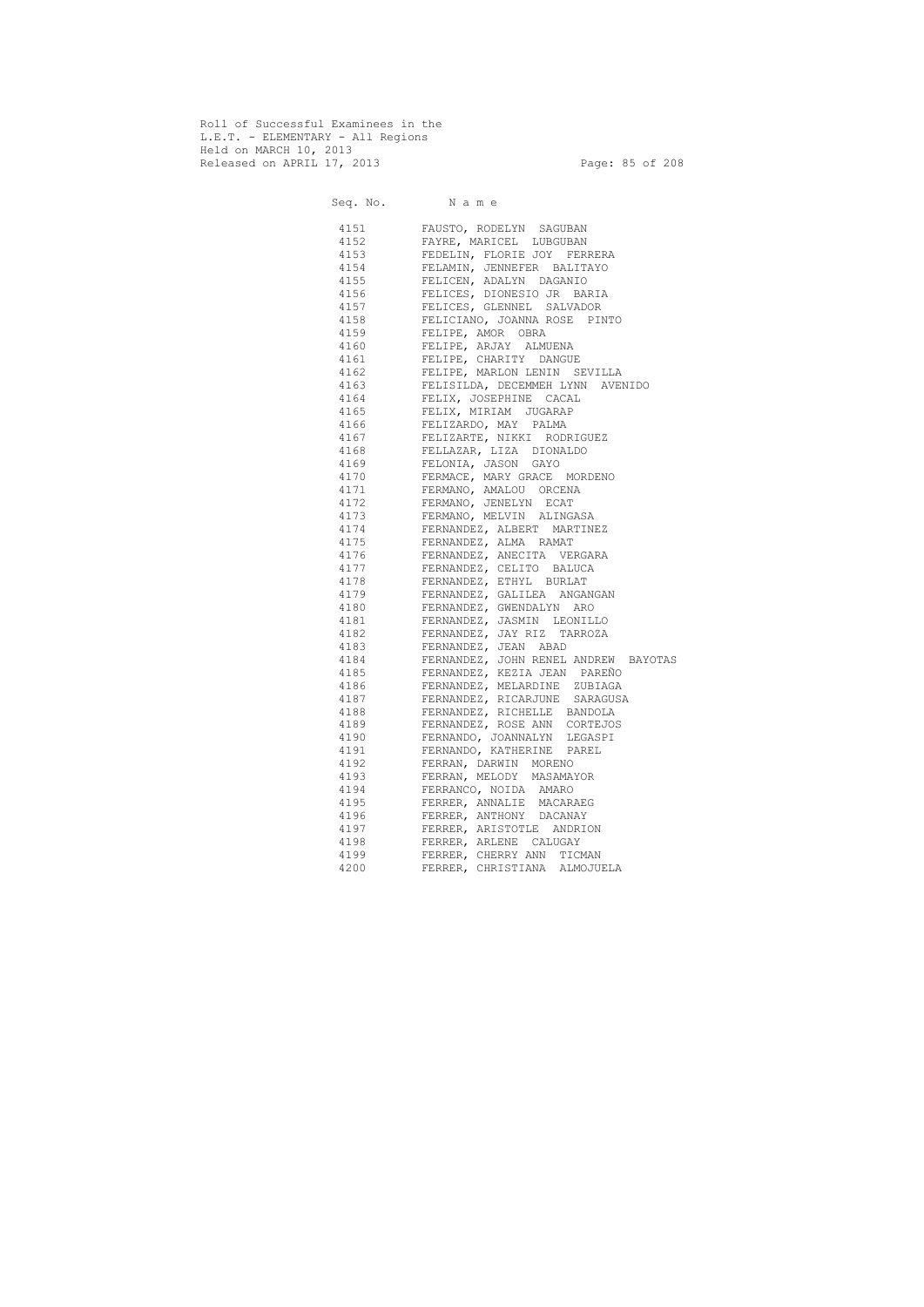Roll of Successful Examinees in the
L.E.T. - ELEMENTARY - All Regions
Held on MARCH 10, 2013
Released on APRIL 17, 2013

| Seq. No. | N a m e |
|---|---|
| 4151 | FAUSTO, RODELYN SAGUBAN |
| 4152 | FAYRE, MARICEL LUBGUBAN |
| 4153 | FEDELIN, FLORIE JOY FERRERA |
| 4154 | FELAMIN, JENNEFER BALITAYO |
| 4155 | FELICEN, ADALYN DAGANIO |
| 4156 | FELICES, DIONESIO JR BARIA |
| 4157 | FELICES, GLENNEL SALVADOR |
| 4158 | FELICIANO, JOANNA ROSE PINTO |
| 4159 | FELIPE, AMOR OBRA |
| 4160 | FELIPE, ARJAY ALMUENA |
| 4161 | FELIPE, CHARITY DANGUE |
| 4162 | FELIPE, MARLON LENIN SEVILLA |
| 4163 | FELISILDA, DECEMMEH LYNN AVENIDO |
| 4164 | FELIX, JOSEPHINE CACAL |
| 4165 | FELIX, MIRIAM JUGARAP |
| 4166 | FELIZARDO, MAY PALMA |
| 4167 | FELIZARTE, NIKKI RODRIGUEZ |
| 4168 | FELLAZAR, LIZA DIONALDO |
| 4169 | FELONIA, JASON GAYO |
| 4170 | FERMACE, MARY GRACE MORDENO |
| 4171 | FERMANO, AMALOU ORCENA |
| 4172 | FERMANO, JENELYN ECAT |
| 4173 | FERMANO, MELVIN ALINGASA |
| 4174 | FERNANDEZ, ALBERT MARTINEZ |
| 4175 | FERNANDEZ, ALMA RAMAT |
| 4176 | FERNANDEZ, ANECITA VERGARA |
| 4177 | FERNANDEZ, CELITO BALUCA |
| 4178 | FERNANDEZ, ETHYL BURLAT |
| 4179 | FERNANDEZ, GALILEA ANGANGAN |
| 4180 | FERNANDEZ, GWENDALYN ARO |
| 4181 | FERNANDEZ, JASMIN LEONILLO |
| 4182 | FERNANDEZ, JAY RIZ TARROZA |
| 4183 | FERNANDEZ, JEAN ABAD |
| 4184 | FERNANDEZ, JOHN RENEL ANDREW BAYOTAS |
| 4185 | FERNANDEZ, KEZIA JEAN PAREÑO |
| 4186 | FERNANDEZ, MELARDINE ZUBIAGA |
| 4187 | FERNANDEZ, RICARJUNE SARAGUSA |
| 4188 | FERNANDEZ, RICHELLE BANDOLA |
| 4189 | FERNANDEZ, ROSE ANN CORTEJOS |
| 4190 | FERNANDO, JOANNALYN LEGASPI |
| 4191 | FERNANDO, KATHERINE PAREL |
| 4192 | FERRAN, DARWIN MORENO |
| 4193 | FERRAN, MELODY MASAMAYOR |
| 4194 | FERRANCO, NOIDA AMARO |
| 4195 | FERRER, ANNALIE MACARAEG |
| 4196 | FERRER, ANTHONY DACANAY |
| 4197 | FERRER, ARISTOTLE ANDRION |
| 4198 | FERRER, ARLENE CALUGAY |
| 4199 | FERRER, CHERRY ANN TICMAN |
| 4200 | FERRER, CHRISTIANA ALMOJUELA |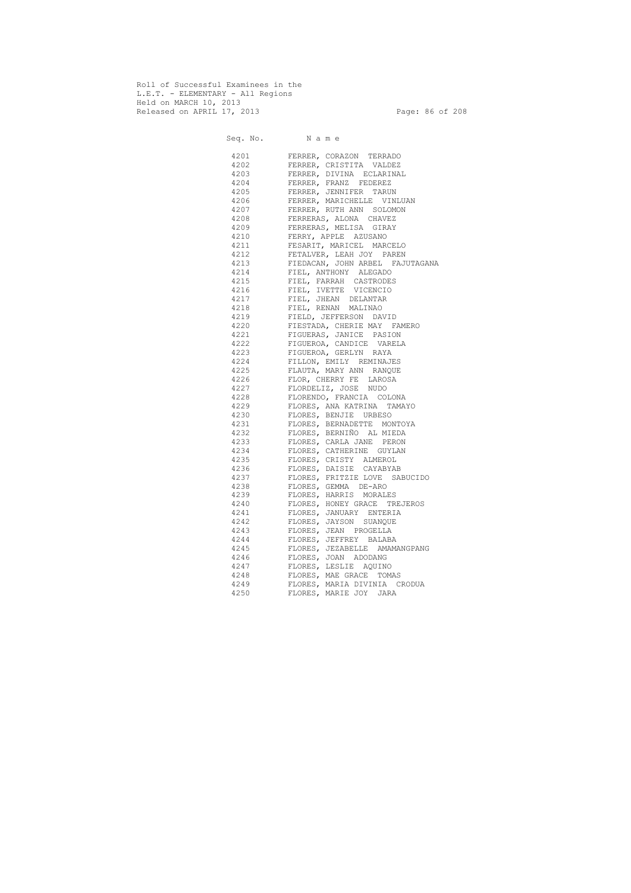Roll of Successful Examinees in the
L.E.T. - ELEMENTARY - All Regions
Held on MARCH 10, 2013
Released on APRIL 17, 2013

| Seq. No. | N a m e |
|---|---|
| 4201 | FERRER, CORAZON TERRADO |
| 4202 | FERRER, CRISTITA VALDEZ |
| 4203 | FERRER, DIVINA ECLARINAL |
| 4204 | FERRER, FRANZ FEDEREZ |
| 4205 | FERRER, JENNIFER TARUN |
| 4206 | FERRER, MARICHELLE VINLUAN |
| 4207 | FERRER, RUTH ANN SOLOMON |
| 4208 | FERRERAS, ALONA CHAVEZ |
| 4209 | FERRERAS, MELISA GIRAY |
| 4210 | FERRY, APPLE AZUSANO |
| 4211 | FESARIT, MARICEL MARCELO |
| 4212 | FETALVER, LEAH JOY PAREN |
| 4213 | FIEDACAN, JOHN ARBEL FAJUTAGANA |
| 4214 | FIEL, ANTHONY ALEGADO |
| 4215 | FIEL, FARRAH CASTRODES |
| 4216 | FIEL, IVETTE VICENCIO |
| 4217 | FIEL, JHEAN DELANTAR |
| 4218 | FIEL, RENAN MALINAO |
| 4219 | FIELD, JEFFERSON DAVID |
| 4220 | FIESTADA, CHERIE MAY FAMERO |
| 4221 | FIGUERAS, JANICE PASION |
| 4222 | FIGUEROA, CANDICE VARELA |
| 4223 | FIGUEROA, GERLYN RAYA |
| 4224 | FILLON, EMILY REMINAJES |
| 4225 | FLAUTA, MARY ANN RANQUE |
| 4226 | FLOR, CHERRY FE LAROSA |
| 4227 | FLORDELIZ, JOSE NUDO |
| 4228 | FLORENDO, FRANCIA COLONA |
| 4229 | FLORES, ANA KATRINA TAMAYO |
| 4230 | FLORES, BENJIE URBESO |
| 4231 | FLORES, BERNADETTE MONTOYA |
| 4232 | FLORES, BERNIÑO AL MIEDA |
| 4233 | FLORES, CARLA JANE PERON |
| 4234 | FLORES, CATHERINE GUYLAN |
| 4235 | FLORES, CRISTY ALMEROL |
| 4236 | FLORES, DAISIE CAYABYAB |
| 4237 | FLORES, FRITZIE LOVE SABUCIDO |
| 4238 | FLORES, GEMMA DE-ARO |
| 4239 | FLORES, HARRIS MORALES |
| 4240 | FLORES, HONEY GRACE TREJEROS |
| 4241 | FLORES, JANUARY ENTERIA |
| 4242 | FLORES, JAYSON SUANQUE |
| 4243 | FLORES, JEAN PROGELLA |
| 4244 | FLORES, JEFFREY BALABA |
| 4245 | FLORES, JEZABELLE AMAMANGPANG |
| 4246 | FLORES, JOAN ADODANG |
| 4247 | FLORES, LESLIE AQUINO |
| 4248 | FLORES, MAE GRACE TOMAS |
| 4249 | FLORES, MARIA DIVINIA CRODUA |
| 4250 | FLORES, MARIE JOY JARA |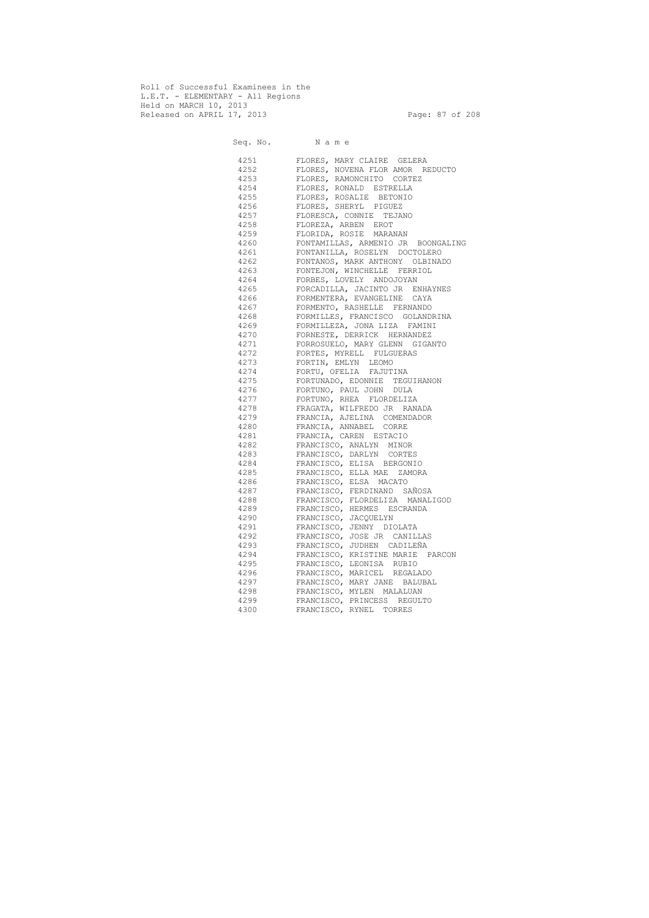Roll of Successful Examinees in the
L.E.T. - ELEMENTARY - All Regions
Held on MARCH 10, 2013
Released on APRIL 17, 2013

| Seq. No. | N a m e |
|---|---|
| 4251 | FLORES, MARY CLAIRE GELERA |
| 4252 | FLORES, NOVENA FLOR AMOR REDUCTO |
| 4253 | FLORES, RAMONCHITO CORTEZ |
| 4254 | FLORES, RONALD ESTRELLA |
| 4255 | FLORES, ROSALIE BETONIO |
| 4256 | FLORES, SHERYL PIGUEZ |
| 4257 | FLORESCA, CONNIE TEJANO |
| 4258 | FLOREZA, ARBEN EROT |
| 4259 | FLORIDA, ROSIE MARANAN |
| 4260 | FONTAMILLAS, ARMENIO JR BOONGALING |
| 4261 | FONTANILLA, ROSELYN DOCTOLERO |
| 4262 | FONTANOS, MARK ANTHONY OLBINADO |
| 4263 | FONTEJON, WINCHELLE FERRIOL |
| 4264 | FORBES, LOVELY ANDOJOYAN |
| 4265 | FORCADILLA, JACINTO JR ENHAYNES |
| 4266 | FORMENTERA, EVANGELINE CAYA |
| 4267 | FORMENTO, RASHELLE FERNANDO |
| 4268 | FORMILLES, FRANCISCO GOLANDRINA |
| 4269 | FORMILLEZA, JONA LIZA FAMINI |
| 4270 | FORNESTE, DERRICK HERNANDEZ |
| 4271 | FORROSUELO, MARY GLENN GIGANTO |
| 4272 | FORTES, MYRELL FULGUERAS |
| 4273 | FORTIN, EMLYN LEOMO |
| 4274 | FORTU, OFELIA FAJUTINA |
| 4275 | FORTUNADO, EDONNIE TEGUIHANON |
| 4276 | FORTUNO, PAUL JOHN DULA |
| 4277 | FORTUNO, RHEA FLORDELIZA |
| 4278 | FRAGATA, WILFREDO JR RANADA |
| 4279 | FRANCIA, AJELINA COMENDADOR |
| 4280 | FRANCIA, ANNABEL CORRE |
| 4281 | FRANCIA, CAREN ESTACIO |
| 4282 | FRANCISCO, ANALYN MINOR |
| 4283 | FRANCISCO, DARLYN CORTES |
| 4284 | FRANCISCO, ELISA BERGONIO |
| 4285 | FRANCISCO, ELLA MAE ZAMORA |
| 4286 | FRANCISCO, ELSA MACATO |
| 4287 | FRANCISCO, FERDINAND SAÑOSA |
| 4288 | FRANCISCO, FLORDELIZA MANALIGOD |
| 4289 | FRANCISCO, HERMES ESCRANDA |
| 4290 | FRANCISCO, JACQUELYN |
| 4291 | FRANCISCO, JENNY DIOLATA |
| 4292 | FRANCISCO, JOSE JR CANILLAS |
| 4293 | FRANCISCO, JUDHEN CADILEÑA |
| 4294 | FRANCISCO, KRISTINE MARIE PARCON |
| 4295 | FRANCISCO, LEONISA RUBIO |
| 4296 | FRANCISCO, MARICEL REGALADO |
| 4297 | FRANCISCO, MARY JANE BALUBAL |
| 4298 | FRANCISCO, MYLEN MALALUAN |
| 4299 | FRANCISCO, PRINCESS REGULTO |
| 4300 | FRANCISCO, RYNEL TORRES |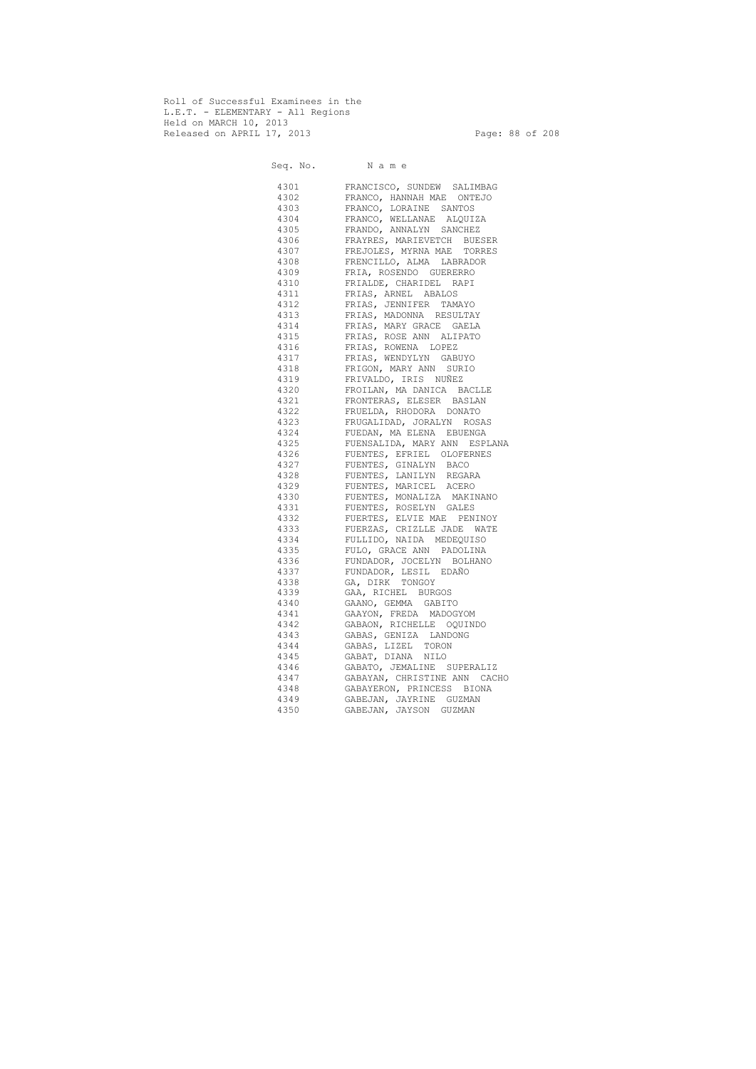Roll of Successful Examinees in the
L.E.T. - ELEMENTARY - All Regions
Held on MARCH 10, 2013
Released on APRIL 17, 2013

| Seq. No. | N a m e |
|---|---|
| 4301 | FRANCISCO, SUNDEW SALIMBAG |
| 4302 | FRANCO, HANNAH MAE ONTEJO |
| 4303 | FRANCO, LORAINE SANTOS |
| 4304 | FRANCO, WELLANAE ALQUIZA |
| 4305 | FRANDO, ANNALYN SANCHEZ |
| 4306 | FRAYRES, MARIEVETCH BUESER |
| 4307 | FREJOLES, MYRNA MAE TORRES |
| 4308 | FRENCILLO, ALMA LABRADOR |
| 4309 | FRIA, ROSENDO GUERERRO |
| 4310 | FRIALDE, CHARIDEL RAPI |
| 4311 | FRIAS, ARNEL ABALOS |
| 4312 | FRIAS, JENNIFER TAMAYO |
| 4313 | FRIAS, MADONNA RESULTAY |
| 4314 | FRIAS, MARY GRACE GAELA |
| 4315 | FRIAS, ROSE ANN ALIPATO |
| 4316 | FRIAS, ROWENA LOPEZ |
| 4317 | FRIAS, WENDYLYN GABUYO |
| 4318 | FRIGON, MARY ANN SURIO |
| 4319 | FRIVALDO, IRIS NUÑEZ |
| 4320 | FROILAN, MA DANICA BACLLE |
| 4321 | FRONTERAS, ELESER BASLAN |
| 4322 | FRUELDA, RHODORA DONATO |
| 4323 | FRUGALIDAD, JORALYN ROSAS |
| 4324 | FUEDAN, MA ELENA EBUENGA |
| 4325 | FUENSALIDA, MARY ANN ESPLANA |
| 4326 | FUENTES, EFRIEL OLOFERNES |
| 4327 | FUENTES, GINALYN BACO |
| 4328 | FUENTES, LANILYN REGARA |
| 4329 | FUENTES, MARICEL ACERO |
| 4330 | FUENTES, MONALIZA MAKINANO |
| 4331 | FUENTES, ROSELYN GALES |
| 4332 | FUERTES, ELVIE MAE PENINOY |
| 4333 | FUERZAS, CRIZLLE JADE WATE |
| 4334 | FULLIDO, NAIDA MEDEQUISO |
| 4335 | FULO, GRACE ANN PADOLINA |
| 4336 | FUNDADOR, JOCELYN BOLHANO |
| 4337 | FUNDADOR, LESIL EDAÑO |
| 4338 | GA, DIRK TONGOY |
| 4339 | GAA, RICHEL BURGOS |
| 4340 | GAANO, GEMMA GABITO |
| 4341 | GAAYON, FREDA MADOGYOM |
| 4342 | GABAON, RICHELLE OQUINDO |
| 4343 | GABAS, GENIZA LANDONG |
| 4344 | GABAS, LIZEL TORON |
| 4345 | GABAT, DIANA NILO |
| 4346 | GABATO, JEMALINE SUPERALIZ |
| 4347 | GABAYAN, CHRISTINE ANN CACHO |
| 4348 | GABAYERON, PRINCESS BIONA |
| 4349 | GABEJAN, JAYRINE GUZMAN |
| 4350 | GABEJAN, JAYSON GUZMAN |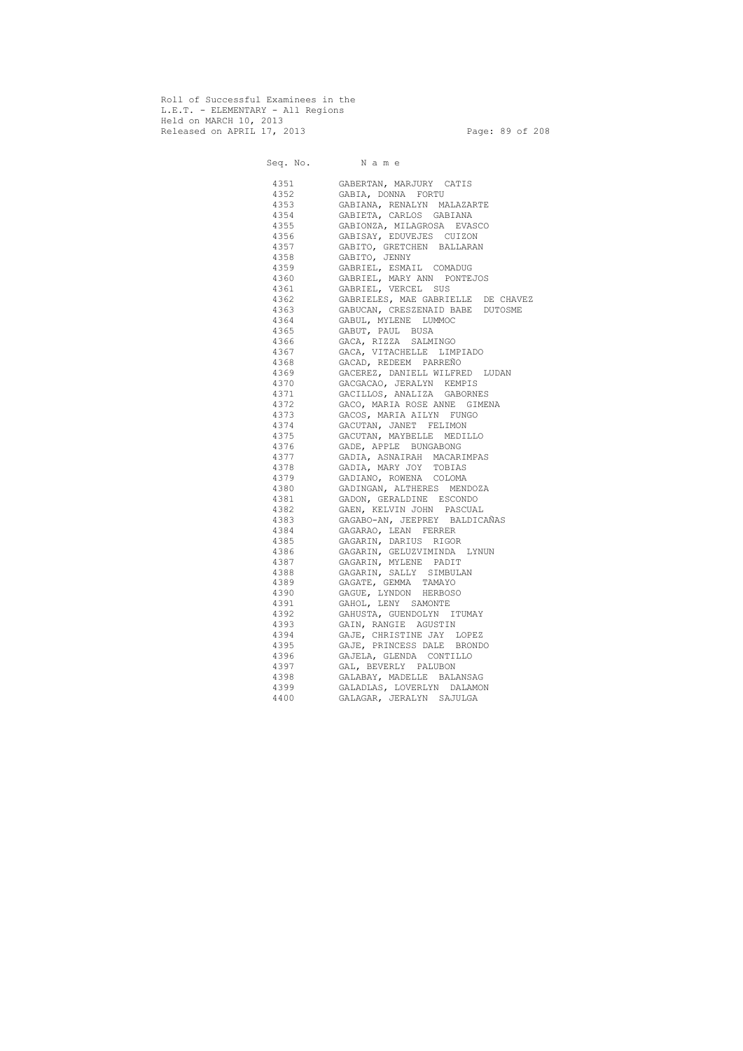Roll of Successful Examinees in the
L.E.T. - ELEMENTARY - All Regions
Held on MARCH 10, 2013
Released on APRIL 17, 2013

| Seq. No. | N a m e |
|---|---|
| 4351 | GABERTAN, MARJURY CATIS |
| 4352 | GABIA, DONNA FORTU |
| 4353 | GABIANA, RENALYN MALAZARTE |
| 4354 | GABIETA, CARLOS GABIANA |
| 4355 | GABIONZA, MILAGROSA EVASCO |
| 4356 | GABISAY, EDUVEJES CUIZON |
| 4357 | GABITO, GRETCHEN BALLARAN |
| 4358 | GABITO, JENNY |
| 4359 | GABRIEL, ESMAIL COMADUG |
| 4360 | GABRIEL, MARY ANN PONTEJOS |
| 4361 | GABRIEL, VERCEL SUS |
| 4362 | GABRIELES, MAE GABRIELLE DE CHAVEZ |
| 4363 | GABUCAN, CRESZENAID BABE DUTOSME |
| 4364 | GABUL, MYLENE LUMMOC |
| 4365 | GABUT, PAUL BUSA |
| 4366 | GACA, RIZZA SALMINGO |
| 4367 | GACA, VITACHELLE LIMPIADO |
| 4368 | GACAD, REDEEM PARREÑO |
| 4369 | GACEREZ, DANIELL WILFRED LUDAN |
| 4370 | GACGACAO, JERALYN KEMPIS |
| 4371 | GACILLOS, ANALIZA GABORNES |
| 4372 | GACO, MARIA ROSE ANNE GIMENA |
| 4373 | GACOS, MARIA AILYN FUNGO |
| 4374 | GACUTAN, JANET FELIMON |
| 4375 | GACUTAN, MAYBELLE MEDILLO |
| 4376 | GADE, APPLE BUNGABONG |
| 4377 | GADIA, ASNAIRAH MACARIMPAS |
| 4378 | GADIA, MARY JOY TOBIAS |
| 4379 | GADIANO, ROWENA COLOMA |
| 4380 | GADINGAN, ALTHERES MENDOZA |
| 4381 | GADON, GERALDINE ESCONDO |
| 4382 | GAEN, KELVIN JOHN PASCUAL |
| 4383 | GAGABO-AN, JEEPREY BALDICAÑAS |
| 4384 | GAGARAO, LEAN FERRER |
| 4385 | GAGARIN, DARIUS RIGOR |
| 4386 | GAGARIN, GELUZVIMINDA LYNUN |
| 4387 | GAGARIN, MYLENE PADIT |
| 4388 | GAGARIN, SALLY SIMBULAN |
| 4389 | GAGATE, GEMMA TAMAYO |
| 4390 | GAGUE, LYNDON HERBOSO |
| 4391 | GAHOL, LENY SAMONTE |
| 4392 | GAHUSTA, GUENDOLYN ITUMAY |
| 4393 | GAIN, RANGIE AGUSTIN |
| 4394 | GAJE, CHRISTINE JAY LOPEZ |
| 4395 | GAJE, PRINCESS DALE BRONDO |
| 4396 | GAJELA, GLENDA CONTILLO |
| 4397 | GAL, BEVERLY PALUBON |
| 4398 | GALABAY, MADELLE BALANSAG |
| 4399 | GALADLAS, LOVERLYN DALAMON |
| 4400 | GALAGAR, JERALYN SAJULGA |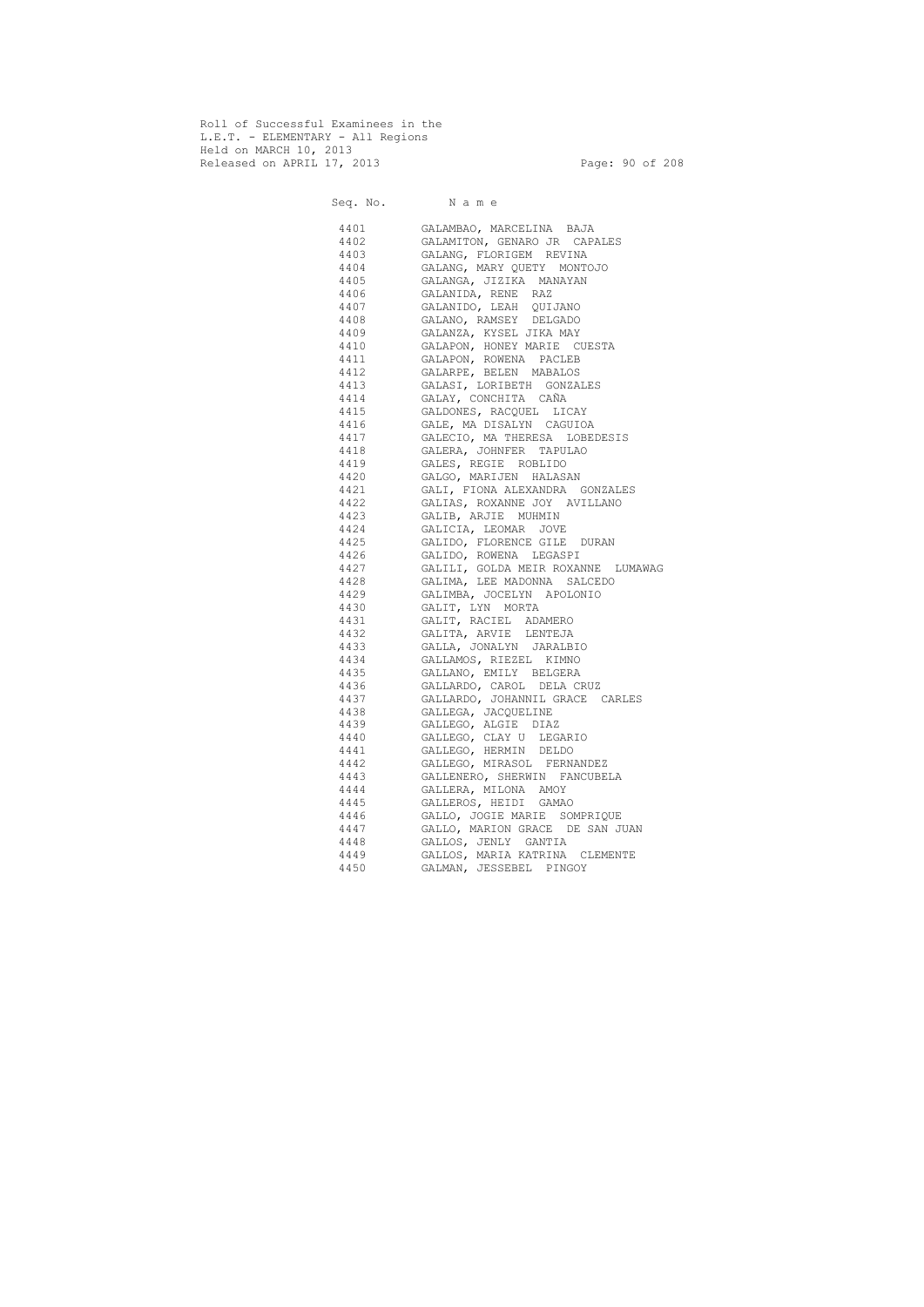Roll of Successful Examinees in the
L.E.T. - ELEMENTARY - All Regions
Held on MARCH 10, 2013
Released on APRIL 17, 2013

| Seq. No. | N a m e |
|---|---|
| 4401 | GALAMBAO, MARCELINA BAJA |
| 4402 | GALAMITON, GENARO JR CAPALES |
| 4403 | GALANG, FLORIGEM REVINA |
| 4404 | GALANG, MARY QUETY MONTOJO |
| 4405 | GALANGA, JIZIKA MANAYAN |
| 4406 | GALANIDA, RENE RAZ |
| 4407 | GALANIDO, LEAH QUIJANO |
| 4408 | GALANO, RAMSEY DELGADO |
| 4409 | GALANZA, KYSEL JIKA MAY |
| 4410 | GALAPON, HONEY MARIE CUESTA |
| 4411 | GALAPON, ROWENA PACLEB |
| 4412 | GALARPE, BELEN MABALOS |
| 4413 | GALASI, LORIBETH GONZALES |
| 4414 | GALAY, CONCHITA CAÑA |
| 4415 | GALDONES, RACQUEL LICAY |
| 4416 | GALE, MA DISALYN CAGUIOA |
| 4417 | GALECIO, MA THERESA LOBEDESIS |
| 4418 | GALERA, JOHNFER TAPULAO |
| 4419 | GALES, REGIE ROBLIDO |
| 4420 | GALGO, MARIJEN HALASAN |
| 4421 | GALI, FIONA ALEXANDRA GONZALES |
| 4422 | GALIAS, ROXANNE JOY AVILLANO |
| 4423 | GALIB, ARJIE MUHMIN |
| 4424 | GALICIA, LEOMAR JOVE |
| 4425 | GALIDO, FLORENCE GILE DURAN |
| 4426 | GALIDO, ROWENA LEGASPI |
| 4427 | GALILI, GOLDA MEIR ROXANNE LUMAWAG |
| 4428 | GALIMA, LEE MADONNA SALCEDO |
| 4429 | GALIMBA, JOCELYN APOLONIO |
| 4430 | GALIT, LYN MORTA |
| 4431 | GALIT, RACIEL ADAMERO |
| 4432 | GALITA, ARVIE LENTEJA |
| 4433 | GALLA, JONALYN JARALBIO |
| 4434 | GALLAMOS, RIEZEL KIMNO |
| 4435 | GALLANO, EMILY BELGERA |
| 4436 | GALLARDO, CAROL DELA CRUZ |
| 4437 | GALLARDO, JOHANNIL GRACE CARLES |
| 4438 | GALLEGA, JACQUELINE |
| 4439 | GALLEGO, ALGIE DIAZ |
| 4440 | GALLEGO, CLAY U LEGARIO |
| 4441 | GALLEGO, HERMIN DELDO |
| 4442 | GALLEGO, MIRASOL FERNANDEZ |
| 4443 | GALLENERO, SHERWIN FANCUBELA |
| 4444 | GALLERA, MILONA AMOY |
| 4445 | GALLEROS, HEIDI GAMAO |
| 4446 | GALLO, JOGIE MARIE SOMPRIQUE |
| 4447 | GALLO, MARION GRACE DE SAN JUAN |
| 4448 | GALLOS, JENLY GANTIA |
| 4449 | GALLOS, MARIA KATRINA CLEMENTE |
| 4450 | GALMAN, JESSEBEL PINGOY |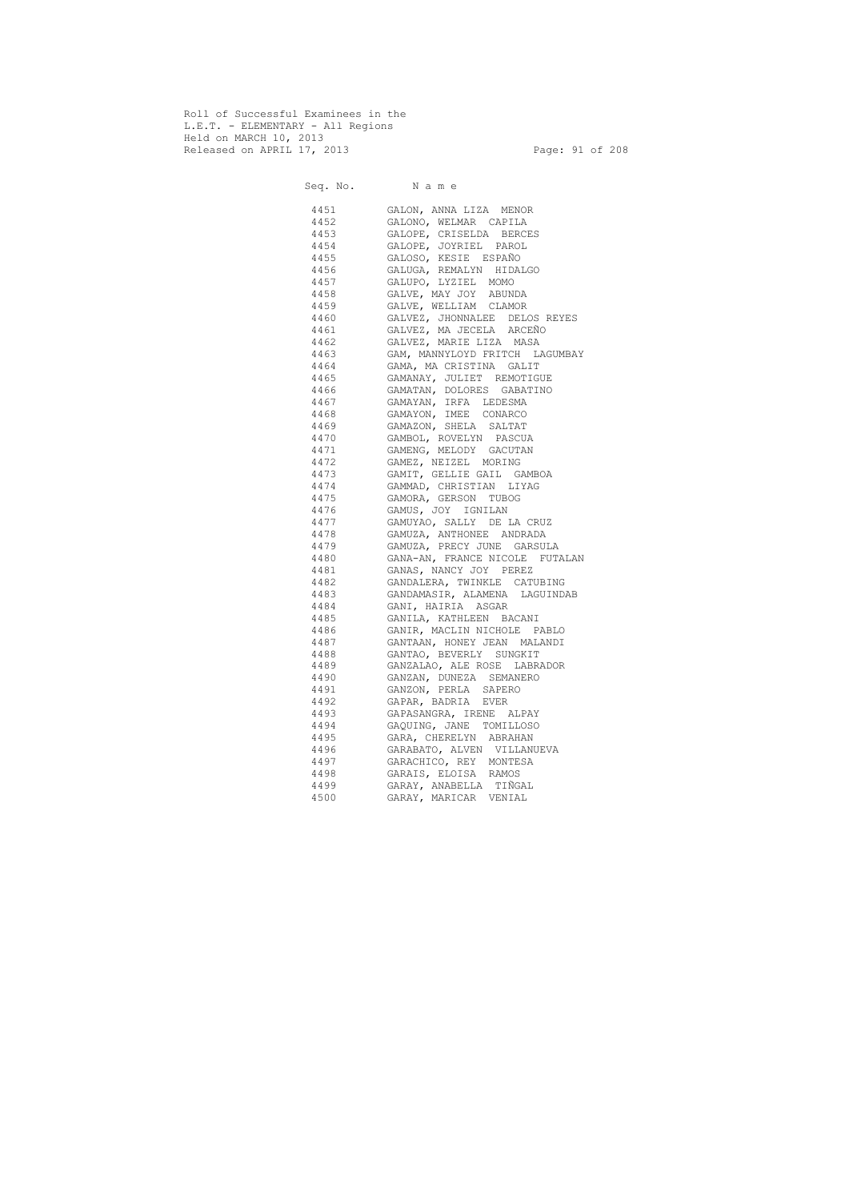Roll of Successful Examinees in the
L.E.T. - ELEMENTARY - All Regions
Held on MARCH 10, 2013
Released on APRIL 17, 2013

| Seq. No. | N a m e |
|---|---|
| 4451 | GALON, ANNA LIZA MENOR |
| 4452 | GALONO, WELMAR CAPILA |
| 4453 | GALOPE, CRISELDA BERCES |
| 4454 | GALOPE, JOYRIEL PAROL |
| 4455 | GALOSO, KESIE ESPAÑO |
| 4456 | GALUGA, REMALYN HIDALGO |
| 4457 | GALUPO, LYZIEL MOMO |
| 4458 | GALVE, MAY JOY ABUNDA |
| 4459 | GALVE, WELLIAM CLAMOR |
| 4460 | GALVEZ, JHONNALEE DELOS REYES |
| 4461 | GALVEZ, MA JECELA ARCEÑO |
| 4462 | GALVEZ, MARIE LIZA MASA |
| 4463 | GAM, MANNYLOYD FRITCH LAGUMBAY |
| 4464 | GAMA, MA CRISTINA GALIT |
| 4465 | GAMANAY, JULIET REMOTIGUE |
| 4466 | GAMATAN, DOLORES GABATINO |
| 4467 | GAMAYAN, IRFA LEDESMA |
| 4468 | GAMAYON, IMEE CONARCO |
| 4469 | GAMAZON, SHELA SALTAT |
| 4470 | GAMBOL, ROVELYN PASCUA |
| 4471 | GAMENG, MELODY GACUTAN |
| 4472 | GAMEZ, NEIZEL MORING |
| 4473 | GAMIT, GELLIE GAIL GAMBOA |
| 4474 | GAMMAD, CHRISTIAN LIYAG |
| 4475 | GAMORA, GERSON TUBOG |
| 4476 | GAMUS, JOY IGNILAN |
| 4477 | GAMUYAO, SALLY DE LA CRUZ |
| 4478 | GAMUZA, ANTHONEE ANDRADA |
| 4479 | GAMUZA, PRECY JUNE GARSULA |
| 4480 | GANA-AN, FRANCE NICOLE FUTALAN |
| 4481 | GANAS, NANCY JOY PEREZ |
| 4482 | GANDALERA, TWINKLE CATUBING |
| 4483 | GANDAMASIR, ALAMENA LAGUINDAB |
| 4484 | GANI, HAIRIA ASGAR |
| 4485 | GANILA, KATHLEEN BACANI |
| 4486 | GANIR, MACLIN NICHOLE PABLO |
| 4487 | GANTAAN, HONEY JEAN MALANDI |
| 4488 | GANTAO, BEVERLY SUNGKIT |
| 4489 | GANZALAO, ALE ROSE LABRADOR |
| 4490 | GANZAN, DUNEZA SEMANERO |
| 4491 | GANZON, PERLA SAPERO |
| 4492 | GAPAR, BADRIA EVER |
| 4493 | GAPASANGRA, IRENE ALPAY |
| 4494 | GAQUING, JANE TOMILLOSO |
| 4495 | GARA, CHERELYN ABRAHAN |
| 4496 | GARABATO, ALVEN VILLANUEVA |
| 4497 | GARACHICO, REY MONTESA |
| 4498 | GARAIS, ELOISA RAMOS |
| 4499 | GARAY, ANABELLA TIÑGAL |
| 4500 | GARAY, MARICAR VENIAL |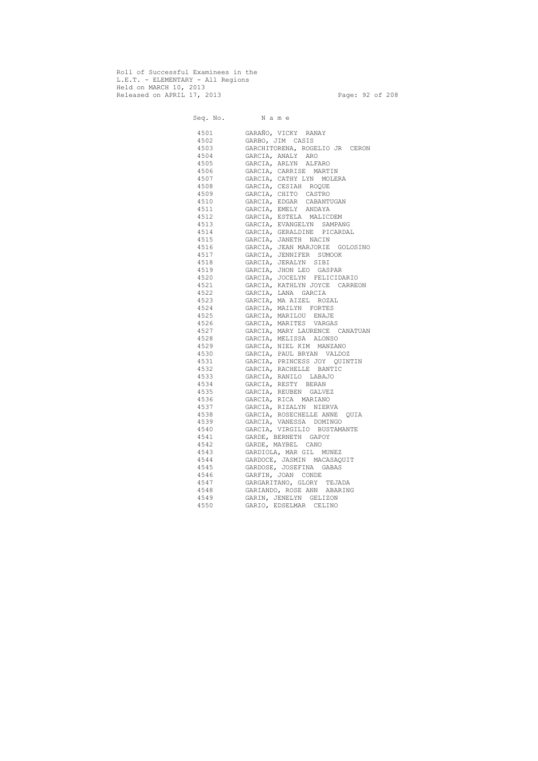Roll of Successful Examinees in the
L.E.T. - ELEMENTARY - All Regions
Held on MARCH 10, 2013
Released on APRIL 17, 2013

| Seq. No. | N a m e |
| --- | --- |
| 4501 | GARAÑO, VICKY RANAY |
| 4502 | GARBO, JIM CASIS |
| 4503 | GARCHITORENA, ROGELIO JR CERON |
| 4504 | GARCIA, ANALY ARO |
| 4505 | GARCIA, ARLYN ALFARO |
| 4506 | GARCIA, CARRISE MARTIN |
| 4507 | GARCIA, CATHY LYN MOLERA |
| 4508 | GARCIA, CESIAH ROQUE |
| 4509 | GARCIA, CHITO CASTRO |
| 4510 | GARCIA, EDGAR CABANTUGAN |
| 4511 | GARCIA, EMELY ANDAYA |
| 4512 | GARCIA, ESTELA MALICDEM |
| 4513 | GARCIA, EVANGELYN SAMPANG |
| 4514 | GARCIA, GERALDINE PICARDAL |
| 4515 | GARCIA, JANETH NACIN |
| 4516 | GARCIA, JEAN MARJORIE GOLOSINO |
| 4517 | GARCIA, JENNIFER SUMOOK |
| 4518 | GARCIA, JERALYN SIBI |
| 4519 | GARCIA, JHON LEO GASPAR |
| 4520 | GARCIA, JOCELYN FELICIDARIO |
| 4521 | GARCIA, KATHLYN JOYCE CARREON |
| 4522 | GARCIA, LANA GARCIA |
| 4523 | GARCIA, MA AIZEL ROZAL |
| 4524 | GARCIA, MAILYN FORTES |
| 4525 | GARCIA, MARILOU ENAJE |
| 4526 | GARCIA, MARITES VARGAS |
| 4527 | GARCIA, MARY LAURENCE CANATUAN |
| 4528 | GARCIA, MELISSA ALONSO |
| 4529 | GARCIA, NIEL KIM MANZANO |
| 4530 | GARCIA, PAUL BRYAN VALDOZ |
| 4531 | GARCIA, PRINCESS JOY QUINTIN |
| 4532 | GARCIA, RACHELLE BANTIC |
| 4533 | GARCIA, RANILO LABAJO |
| 4534 | GARCIA, RESTY BERAN |
| 4535 | GARCIA, REUBEN GALVEZ |
| 4536 | GARCIA, RICA MARIANO |
| 4537 | GARCIA, RIZALYN NIERVA |
| 4538 | GARCIA, ROSECHELLE ANNE QUIA |
| 4539 | GARCIA, VANESSA DOMINGO |
| 4540 | GARCIA, VIRGILIO BUSTAMANTE |
| 4541 | GARDE, BERNETH GAPOY |
| 4542 | GARDE, MAYBEL CANO |
| 4543 | GARDIOLA, MAR GIL MUNEZ |
| 4544 | GARDOCE, JASMIN MACASAQUIT |
| 4545 | GARDOSE, JOSEFINA GABAS |
| 4546 | GARFIN, JOAN CONDE |
| 4547 | GARGARITANO, GLORY TEJADA |
| 4548 | GARIANDO, ROSE ANN ABARING |
| 4549 | GARIN, JENELYN GELIZON |
| 4550 | GARIO, EDSELMAR CELINO |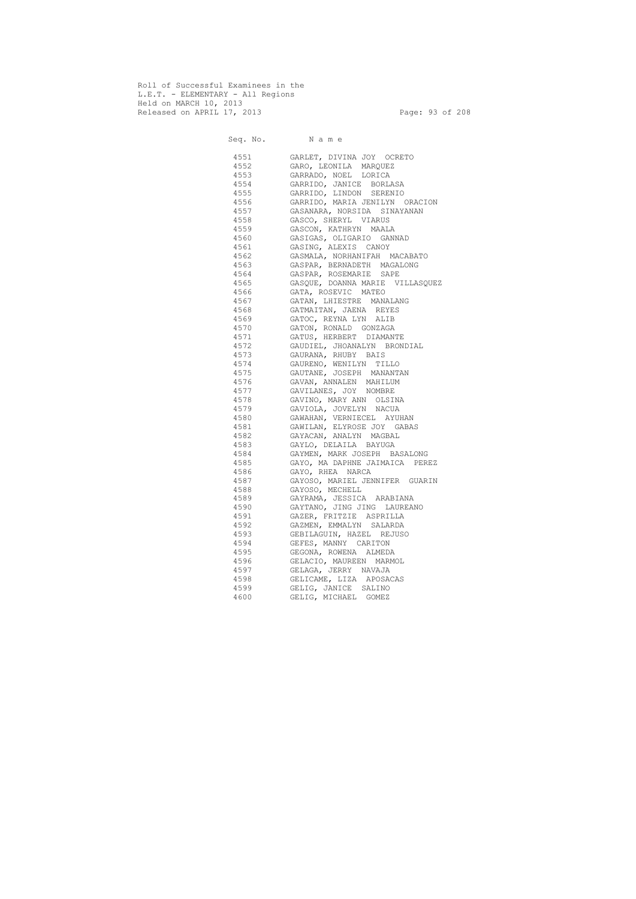Roll of Successful Examinees in the
L.E.T. - ELEMENTARY - All Regions
Held on MARCH 10, 2013
Released on APRIL 17, 2013

| Seq. No. | N a m e |
|---|---|
| 4551 | GARLET, DIVINA JOY OCRETO |
| 4552 | GARO, LEONILA MARQUEZ |
| 4553 | GARRADO, NOEL LORICA |
| 4554 | GARRIDO, JANICE BORLASA |
| 4555 | GARRIDO, LINDON SERENIO |
| 4556 | GARRIDO, MARIA JENILYN ORACION |
| 4557 | GASANARA, NORSIDA SINAYANAN |
| 4558 | GASCO, SHERYL VIARUS |
| 4559 | GASCON, KATHRYN MAALA |
| 4560 | GASIGAS, OLIGARIO GANNAD |
| 4561 | GASING, ALEXIS CANOY |
| 4562 | GASMALA, NORHANIFAH MACABATO |
| 4563 | GASPAR, BERNADETH MAGALONG |
| 4564 | GASPAR, ROSEMARIE SAPE |
| 4565 | GASQUE, DOANNA MARIE VILLASQUEZ |
| 4566 | GATA, ROSEVIC MATEO |
| 4567 | GATAN, LHIESTRE MANALANG |
| 4568 | GATMAITAN, JAENA REYES |
| 4569 | GATOC, REYNA LYN ALIB |
| 4570 | GATON, RONALD GONZAGA |
| 4571 | GATUS, HERBERT DIAMANTE |
| 4572 | GAUDIEL, JHOANALYN BRONDIAL |
| 4573 | GAURANA, RHUBY BAIS |
| 4574 | GAURENO, WENILYN TILLO |
| 4575 | GAUTANE, JOSEPH MANANTAN |
| 4576 | GAVAN, ANNALEN MAHILUM |
| 4577 | GAVILANES, JOY NOMBRE |
| 4578 | GAVINO, MARY ANN OLSINA |
| 4579 | GAVIOLA, JOVELYN NACUA |
| 4580 | GAWAHAN, VERNIECEL AYUHAN |
| 4581 | GAWILAN, ELYROSE JOY GABAS |
| 4582 | GAYACAN, ANALYN MAGBAL |
| 4583 | GAYLO, DELAILA BAYUGA |
| 4584 | GAYMEN, MARK JOSEPH BASALONG |
| 4585 | GAYO, MA DAPHNE JAIMAICA PEREZ |
| 4586 | GAYO, RHEA NARCA |
| 4587 | GAYOSO, MARIEL JENNIFER GUARIN |
| 4588 | GAYOSO, MECHELL |
| 4589 | GAYRAMA, JESSICA ARABIANA |
| 4590 | GAYTANO, JING JING LAUREANO |
| 4591 | GAZER, FRITZIE ASPRILLA |
| 4592 | GAZMEN, EMMALYN SALARDA |
| 4593 | GEBILAGUIN, HAZEL REJUSO |
| 4594 | GEFES, MANNY CARITON |
| 4595 | GEGONA, ROWENA ALMEDA |
| 4596 | GELACIO, MAUREEN MARMOL |
| 4597 | GELAGA, JERRY NAVAJA |
| 4598 | GELICAME, LIZA APOSACAS |
| 4599 | GELIG, JANICE SALINO |
| 4600 | GELIG, MICHAEL GOMEZ |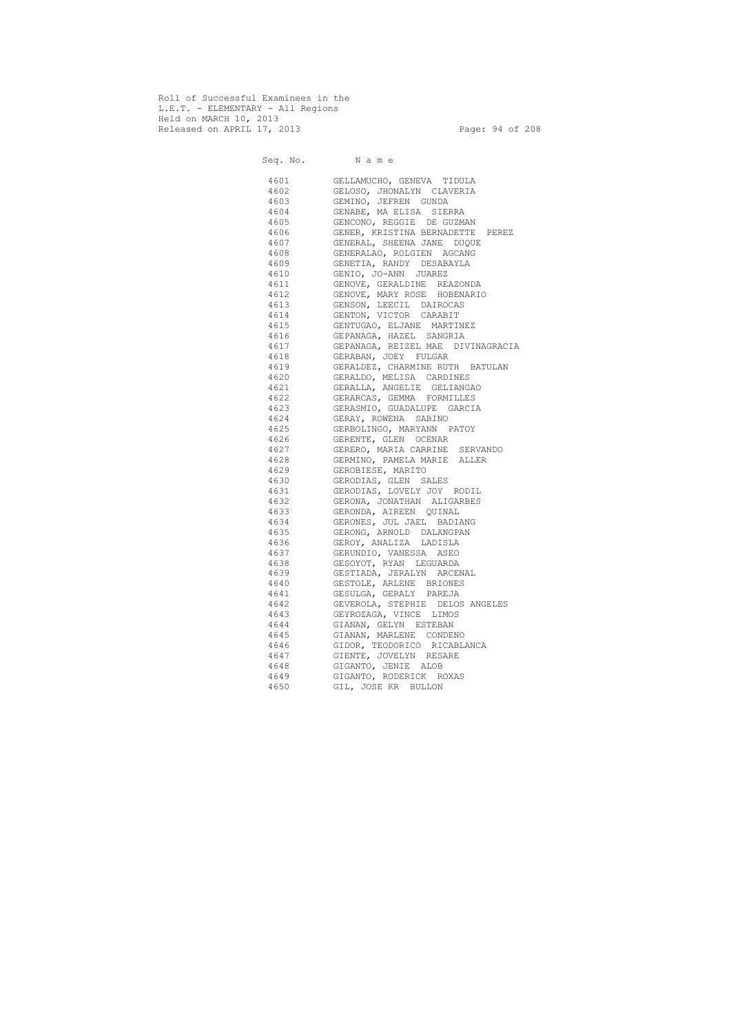Roll of Successful Examinees in the
L.E.T. - ELEMENTARY - All Regions
Held on MARCH 10, 2013
Released on APRIL 17, 2013

| Seq. No. | N a m e |
|---|---|
| 4601 | GELLAMUCHO, GENEVA TIDULA |
| 4602 | GELOSO, JHONALYN CLAVERIA |
| 4603 | GEMINO, JEFREN GUNDA |
| 4604 | GENABE, MA ELISA SIERRA |
| 4605 | GENCONO, REGGIE DE GUZMAN |
| 4606 | GENER, KRISTINA BERNADETTE PEREZ |
| 4607 | GENERAL, SHEENA JANE DUQUE |
| 4608 | GENERALAO, ROLGIEN AGCANG |
| 4609 | GENETIA, RANDY DESABAYLA |
| 4610 | GENIO, JO-ANN JUAREZ |
| 4611 | GENOVE, GERALDINE REAZONDA |
| 4612 | GENOVE, MARY ROSE HOBENARIO |
| 4613 | GENSON, LEECIL DAIROCAS |
| 4614 | GENTON, VICTOR CARABIT |
| 4615 | GENTUGAO, ELJANE MARTINEZ |
| 4616 | GEPANAGA, HAZEL SANGRIA |
| 4617 | GEPANAGA, REIZEL MAE DIVINAGRACIA |
| 4618 | GERABAN, JOEY FULGAR |
| 4619 | GERALDEZ, CHARMINE RUTH BATULAN |
| 4620 | GERALDO, MELISA CARDINES |
| 4621 | GERALLA, ANGELIE GELIANGAO |
| 4622 | GERARCAS, GEMMA FORMILLES |
| 4623 | GERASMIO, GUADALUPE GARCIA |
| 4624 | GERAY, ROWENA SABINO |
| 4625 | GERBOLINGO, MARYANN PATOY |
| 4626 | GERENTE, GLEN OCENAR |
| 4627 | GERERO, MARIA CARRINE SERVANDO |
| 4628 | GERMINO, PAMELA MARIE ALLER |
| 4629 | GEROBIESE, MARITO |
| 4630 | GERODIAS, GLEN SALES |
| 4631 | GERODIAS, LOVELY JOY RODIL |
| 4632 | GERONA, JONATHAN ALIGARBES |
| 4633 | GERONDA, AIREEN QUINAL |
| 4634 | GERONES, JUL JAEL BADIANG |
| 4635 | GERONG, ARNOLD DALANGPAN |
| 4636 | GEROY, ANALIZA LADISLA |
| 4637 | GERUNDIO, VANESSA ASEO |
| 4638 | GESOYOT, RYAN LEGUARDA |
| 4639 | GESTIADA, JERALYN ARCENAL |
| 4640 | GESTOLE, ARLENE BRIONES |
| 4641 | GESULGA, GERALY PAREJA |
| 4642 | GEVEROLA, STEPHIE DELOS ANGELES |
| 4643 | GEYROZAGA, VINCE LIMOS |
| 4644 | GIANAN, GELYN ESTEBAN |
| 4645 | GIANAN, MARLENE CONDENO |
| 4646 | GIDOR, TEODORICO RICABLANCA |
| 4647 | GIENTE, JOVELYN RESARE |
| 4648 | GIGANTO, JENIE ALOB |
| 4649 | GIGANTO, RODERICK ROXAS |
| 4650 | GIL, JOSE KR BULLON |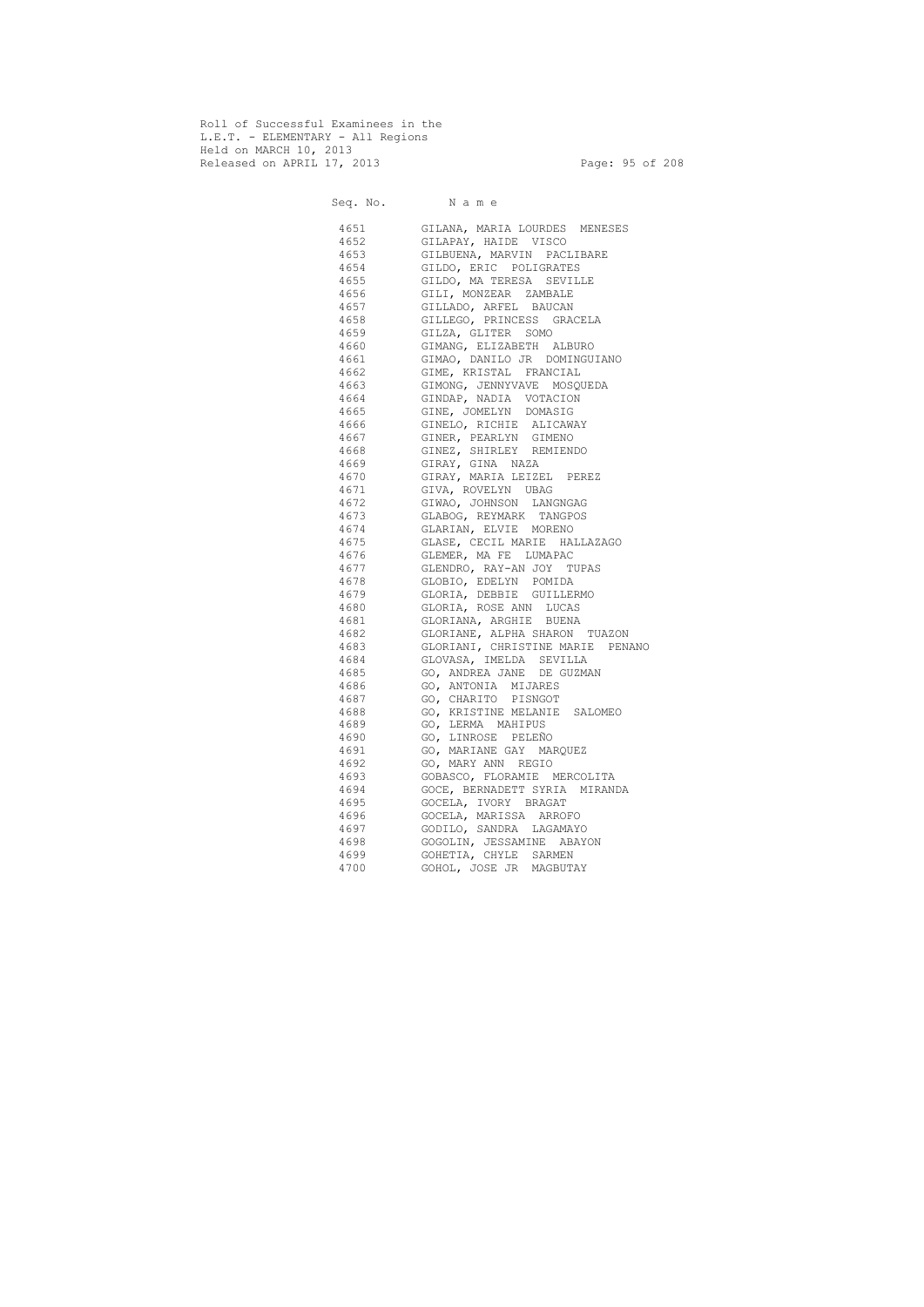Roll of Successful Examinees in the
L.E.T. - ELEMENTARY - All Regions
Held on MARCH 10, 2013
Released on APRIL 17, 2013

| Seq. No. | N a m e |
|---|---|
| 4651 | GILANA, MARIA LOURDES MENESES |
| 4652 | GILAPAY, HAIDE VISCO |
| 4653 | GILBUENA, MARVIN PACLIBARE |
| 4654 | GILDO, ERIC POLIGRATES |
| 4655 | GILDO, MA TERESA SEVILLE |
| 4656 | GILI, MONZEAR ZAMBALE |
| 4657 | GILLADO, ARFEL BAUCAN |
| 4658 | GILLEGO, PRINCESS GRACELA |
| 4659 | GILZA, GLITER SOMO |
| 4660 | GIMANG, ELIZABETH ALBURO |
| 4661 | GIMAO, DANILO JR DOMINGUIANO |
| 4662 | GIME, KRISTAL FRANCIAL |
| 4663 | GIMONG, JENNYVAVE MOSQUEDA |
| 4664 | GINDAP, NADIA VOTACION |
| 4665 | GINE, JOMELYN DOMASIG |
| 4666 | GINELO, RICHIE ALICAWAY |
| 4667 | GINER, PEARLYN GIMENO |
| 4668 | GINEZ, SHIRLEY REMIENDO |
| 4669 | GIRAY, GINA NAZA |
| 4670 | GIRAY, MARIA LEIZEL PEREZ |
| 4671 | GIVA, ROVELYN UBAG |
| 4672 | GIWAO, JOHNSON LANGNGAG |
| 4673 | GLABOG, REYMARK TANGPOS |
| 4674 | GLARIAN, ELVIE MORENO |
| 4675 | GLASE, CECIL MARIE HALLAZAGO |
| 4676 | GLEMER, MA FE LUMAPAC |
| 4677 | GLENDRO, RAY-AN JOY TUPAS |
| 4678 | GLOBIO, EDELYN POMIDA |
| 4679 | GLORIA, DEBBIE GUILLERMO |
| 4680 | GLORIA, ROSE ANN LUCAS |
| 4681 | GLORIANA, ARGHIE BUENA |
| 4682 | GLORIANE, ALPHA SHARON TUAZON |
| 4683 | GLORIANI, CHRISTINE MARIE PENANO |
| 4684 | GLOVASA, IMELDA SEVILLA |
| 4685 | GO, ANDREA JANE DE GUZMAN |
| 4686 | GO, ANTONIA MIJARES |
| 4687 | GO, CHARITO PISNGOT |
| 4688 | GO, KRISTINE MELANIE SALOMEO |
| 4689 | GO, LERMA MAHIPUS |
| 4690 | GO, LINROSE PELEÑO |
| 4691 | GO, MARIANE GAY MARQUEZ |
| 4692 | GO, MARY ANN REGIO |
| 4693 | GOBASCO, FLORAMIE MERCOLITA |
| 4694 | GOCE, BERNADETT SYRIA MIRANDA |
| 4695 | GOCELA, IVORY BRAGAT |
| 4696 | GOCELA, MARISSA ARROFO |
| 4697 | GODILO, SANDRA LAGAMAYO |
| 4698 | GOGOLIN, JESSAMINE ABAYON |
| 4699 | GOHETIA, CHYLE SARMEN |
| 4700 | GOHOL, JOSE JR MAGBUTAY |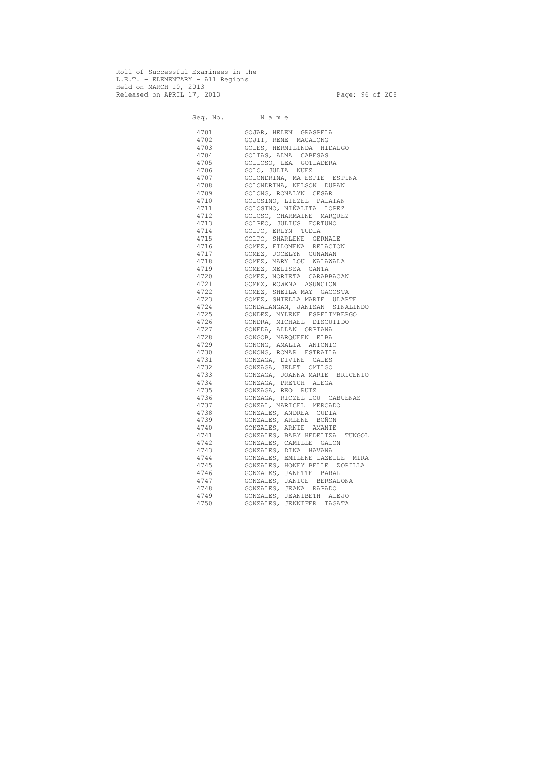Roll of Successful Examinees in the
L.E.T. - ELEMENTARY - All Regions
Held on MARCH 10, 2013
Released on APRIL 17, 2013

| Seq. No. | N a m e |
| --- | --- |
| 4701 | GOJAR, HELEN GRASPELA |
| 4702 | GOJIT, RENE MACALONG |
| 4703 | GOLES, HERMILINDA HIDALGO |
| 4704 | GOLIAS, ALMA CABESAS |
| 4705 | GOLLOSO, LEA GOTLADERA |
| 4706 | GOLO, JULIA NUEZ |
| 4707 | GOLONDRINA, MA ESPIE ESPINA |
| 4708 | GOLONDRINA, NELSON DUPAN |
| 4709 | GOLONG, RONALYN CESAR |
| 4710 | GOLOSINO, LIEZEL PALATAN |
| 4711 | GOLOSINO, NIÑALITA LOPEZ |
| 4712 | GOLOSO, CHARMAINE MARQUEZ |
| 4713 | GOLPEO, JULIUS FORTUNO |
| 4714 | GOLPO, ERLYN TUDLA |
| 4715 | GOLPO, SHARLENE GERNALE |
| 4716 | GOMEZ, FILOMENA RELACION |
| 4717 | GOMEZ, JOCELYN CUNANAN |
| 4718 | GOMEZ, MARY LOU WALAWALA |
| 4719 | GOMEZ, MELISSA CANTA |
| 4720 | GOMEZ, NORIETA CARABBACAN |
| 4721 | GOMEZ, ROWENA ASUNCION |
| 4722 | GOMEZ, SHEILA MAY GACOSTA |
| 4723 | GOMEZ, SHIELLA MARIE ULARTE |
| 4724 | GONDALANGAN, JANISAN SINALINDO |
| 4725 | GONDEZ, MYLENE ESPELIMBERGO |
| 4726 | GONDRA, MICHAEL DISCUTIDO |
| 4727 | GONEDA, ALLAN ORPIANA |
| 4728 | GONGOB, MARQUEEN ELBA |
| 4729 | GONONG, AMALIA ANTONIO |
| 4730 | GONONG, ROMAR ESTRAILA |
| 4731 | GONZAGA, DIVINE CALES |
| 4732 | GONZAGA, JELET OMILGO |
| 4733 | GONZAGA, JOANNA MARIE BRICENIO |
| 4734 | GONZAGA, PRETCH ALEGA |
| 4735 | GONZAGA, REO RUIZ |
| 4736 | GONZAGA, RICZEL LOU CABUENAS |
| 4737 | GONZAL, MARICEL MERCADO |
| 4738 | GONZALES, ANDREA CUDIA |
| 4739 | GONZALES, ARLENE BOÑON |
| 4740 | GONZALES, ARNIE AMANTE |
| 4741 | GONZALES, BABY HEDELIZA TUNGOL |
| 4742 | GONZALES, CAMILLE GALON |
| 4743 | GONZALES, DINA HAVANA |
| 4744 | GONZALES, EMILENE LAZELLE MIRA |
| 4745 | GONZALES, HONEY BELLE ZORILLA |
| 4746 | GONZALES, JANETTE BARAL |
| 4747 | GONZALES, JANICE BERSALONA |
| 4748 | GONZALES, JEANA RAPADO |
| 4749 | GONZALES, JEANIBETH ALEJO |
| 4750 | GONZALES, JENNIFER TAGATA |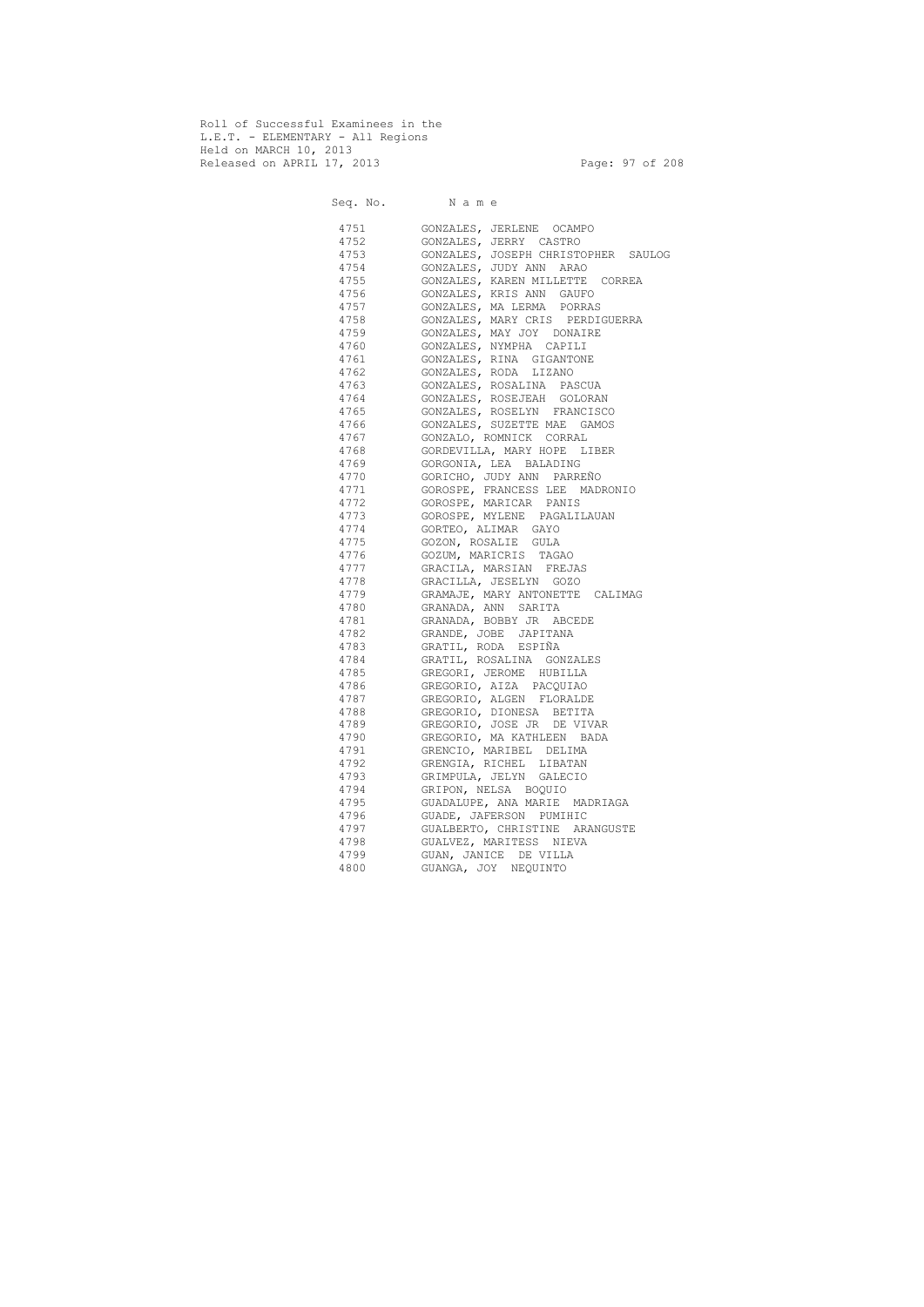Roll of Successful Examinees in the
L.E.T. - ELEMENTARY - All Regions
Held on MARCH 10, 2013
Released on APRIL 17, 2013

| Seq. No. | N a m e |
| --- | --- |
| 4751 | GONZALES, JERLENE OCAMPO |
| 4752 | GONZALES, JERRY CASTRO |
| 4753 | GONZALES, JOSEPH CHRISTOPHER SAULOG |
| 4754 | GONZALES, JUDY ANN ARAO |
| 4755 | GONZALES, KAREN MILLETTE CORREA |
| 4756 | GONZALES, KRIS ANN GAUFO |
| 4757 | GONZALES, MA LERMA PORRAS |
| 4758 | GONZALES, MARY CRIS PERDIGUERRA |
| 4759 | GONZALES, MAY JOY DONAIRE |
| 4760 | GONZALES, NYMPHA CAPILI |
| 4761 | GONZALES, RINA GIGANTONE |
| 4762 | GONZALES, RODA LIZANO |
| 4763 | GONZALES, ROSALINA PASCUA |
| 4764 | GONZALES, ROSEJEAH GOLORAN |
| 4765 | GONZALES, ROSELYN FRANCISCO |
| 4766 | GONZALES, SUZETTE MAE GAMOS |
| 4767 | GONZALO, ROMNICK CORRAL |
| 4768 | GORDEVILLA, MARY HOPE LIBER |
| 4769 | GORGONIA, LEA BALADING |
| 4770 | GORICHO, JUDY ANN PARREÑO |
| 4771 | GOROSPE, FRANCESS LEE MADRONIO |
| 4772 | GOROSPE, MARICAR PANIS |
| 4773 | GOROSPE, MYLENE PAGALILAUAN |
| 4774 | GORTEO, ALIMAR GAYO |
| 4775 | GOZON, ROSALIE GULA |
| 4776 | GOZUM, MARICRIS TAGAO |
| 4777 | GRACILA, MARSIAN FREJAS |
| 4778 | GRACILLA, JESELYN GOZO |
| 4779 | GRAMAJE, MARY ANTONETTE CALIMAG |
| 4780 | GRANADA, ANN SARITA |
| 4781 | GRANADA, BOBBY JR ABCEDE |
| 4782 | GRANDE, JOBE JAPITANA |
| 4783 | GRATIL, RODA ESPIÑA |
| 4784 | GRATIL, ROSALINA GONZALES |
| 4785 | GREGORI, JEROME HUBILLA |
| 4786 | GREGORIO, AIZA PACQUIAO |
| 4787 | GREGORIO, ALGEN FLORALDE |
| 4788 | GREGORIO, DIONESA BETITA |
| 4789 | GREGORIO, JOSE JR DE VIVAR |
| 4790 | GREGORIO, MA KATHLEEN BADA |
| 4791 | GRENCIO, MARIBEL DELIMA |
| 4792 | GRENGIA, RICHEL LIBATAN |
| 4793 | GRIMPULA, JELYN GALECIO |
| 4794 | GRIPON, NELSA BOQUIO |
| 4795 | GUADALUPE, ANA MARIE MADRIAGA |
| 4796 | GUADE, JAFERSON PUMIHIC |
| 4797 | GUALBERTO, CHRISTINE ARANGUSTE |
| 4798 | GUALVEZ, MARITESS NIEVA |
| 4799 | GUAN, JANICE DE VILLA |
| 4800 | GUANGA, JOY NEQUINTO |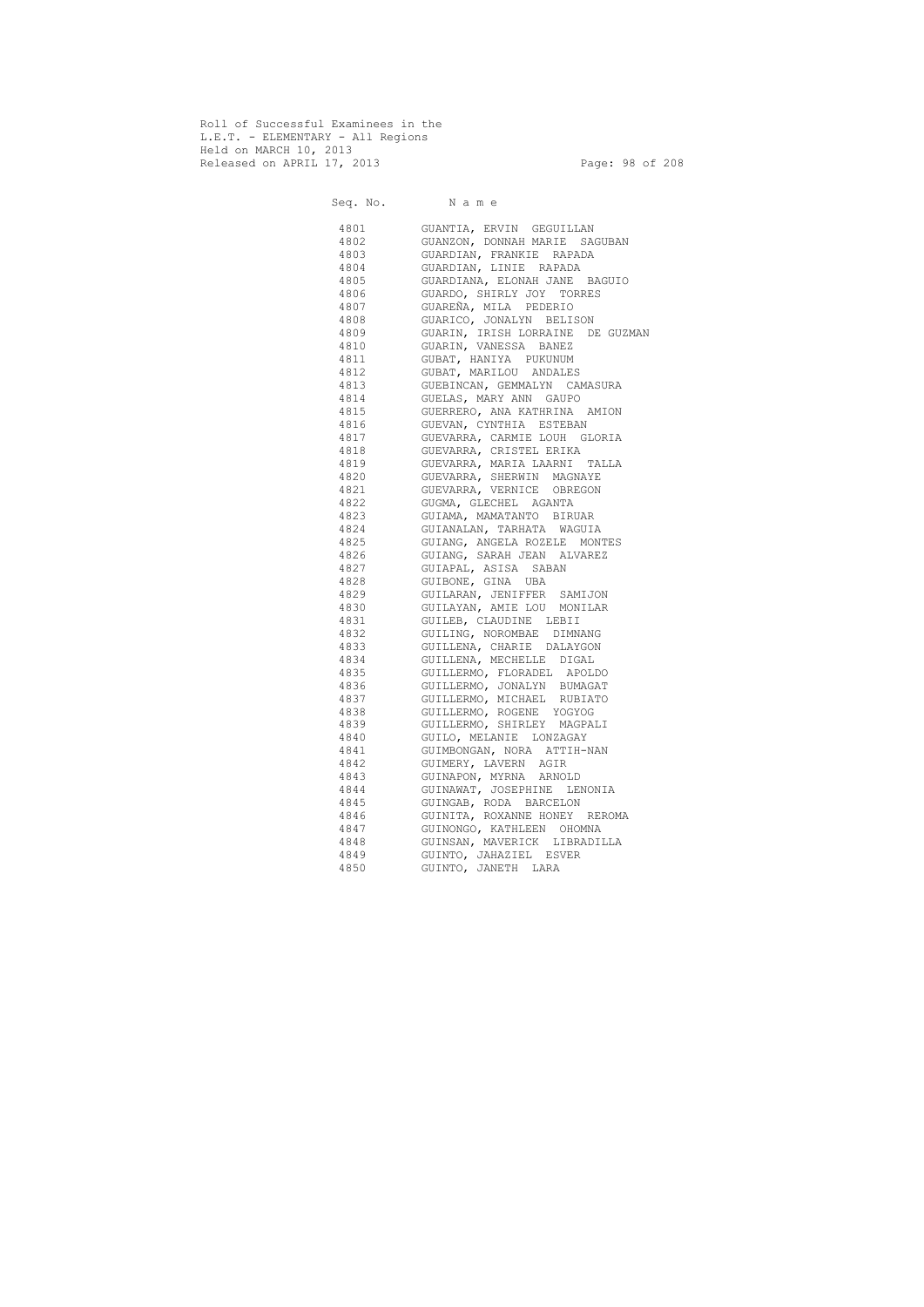Roll of Successful Examinees in the
L.E.T. - ELEMENTARY - All Regions
Held on MARCH 10, 2013
Released on APRIL 17, 2013

| Seq. No. | N a m e |
|---|---|
| 4801 | GUANTIA, ERVIN GEGUILLAN |
| 4802 | GUANZON, DONNAH MARIE SAGUBAN |
| 4803 | GUARDIAN, FRANKIE RAPADA |
| 4804 | GUARDIAN, LINIE RAPADA |
| 4805 | GUARDIANA, ELONAH JANE BAGUIO |
| 4806 | GUARDO, SHIRLY JOY TORRES |
| 4807 | GUAREÑA, MILA PEDERIO |
| 4808 | GUARICO, JONALYN BELISON |
| 4809 | GUARIN, IRISH LORRAINE DE GUZMAN |
| 4810 | GUARIN, VANESSA BANEZ |
| 4811 | GUBAT, HANIYA PUKUNUM |
| 4812 | GUBAT, MARILOU ANDALES |
| 4813 | GUEBINCAN, GEMMALYN CAMASURA |
| 4814 | GUELAS, MARY ANN GAUPO |
| 4815 | GUERRERO, ANA KATHRINA AMION |
| 4816 | GUEVAN, CYNTHIA ESTEBAN |
| 4817 | GUEVARRA, CARMIE LOUH GLORIA |
| 4818 | GUEVARRA, CRISTEL ERIKA |
| 4819 | GUEVARRA, MARIA LAARNI TALLA |
| 4820 | GUEVARRA, SHERWIN MAGNAYE |
| 4821 | GUEVARRA, VERNICE OBREGON |
| 4822 | GUGMA, GLECHEL AGANTA |
| 4823 | GUIAMA, MAMATANTO BIRUAR |
| 4824 | GUIANALAN, TARHATA WAGUIA |
| 4825 | GUIANG, ANGELA ROZELE MONTES |
| 4826 | GUIANG, SARAH JEAN ALVAREZ |
| 4827 | GUIAPAL, ASISA SABAN |
| 4828 | GUIBONE, GINA UBA |
| 4829 | GUILARAN, JENIFFER SAMIJON |
| 4830 | GUILAYAN, AMIE LOU MONILAR |
| 4831 | GUILEB, CLAUDINE LEBII |
| 4832 | GUILING, NOROMBAE DIMNANG |
| 4833 | GUILLENA, CHARIE DALAYGON |
| 4834 | GUILLENA, MECHELLE DIGAL |
| 4835 | GUILLERMO, FLORADEL APOLDO |
| 4836 | GUILLERMO, JONALYN BUMAGAT |
| 4837 | GUILLERMO, MICHAEL RUBIATO |
| 4838 | GUILLERMO, ROGENE YOGYOG |
| 4839 | GUILLERMO, SHIRLEY MAGPALI |
| 4840 | GUILO, MELANIE LONZAGAY |
| 4841 | GUIMBONGAN, NORA ATTIH-NAN |
| 4842 | GUIMERY, LAVERN AGIR |
| 4843 | GUINAPON, MYRNA ARNOLD |
| 4844 | GUINAWAT, JOSEPHINE LENONIA |
| 4845 | GUINGAB, RODA BARCELON |
| 4846 | GUINITA, ROXANNE HONEY REROMA |
| 4847 | GUINONGO, KATHLEEN OHOMNA |
| 4848 | GUINSAN, MAVERICK LIBRADILLA |
| 4849 | GUINTO, JAHAZIEL ESVER |
| 4850 | GUINTO, JANETH LARA |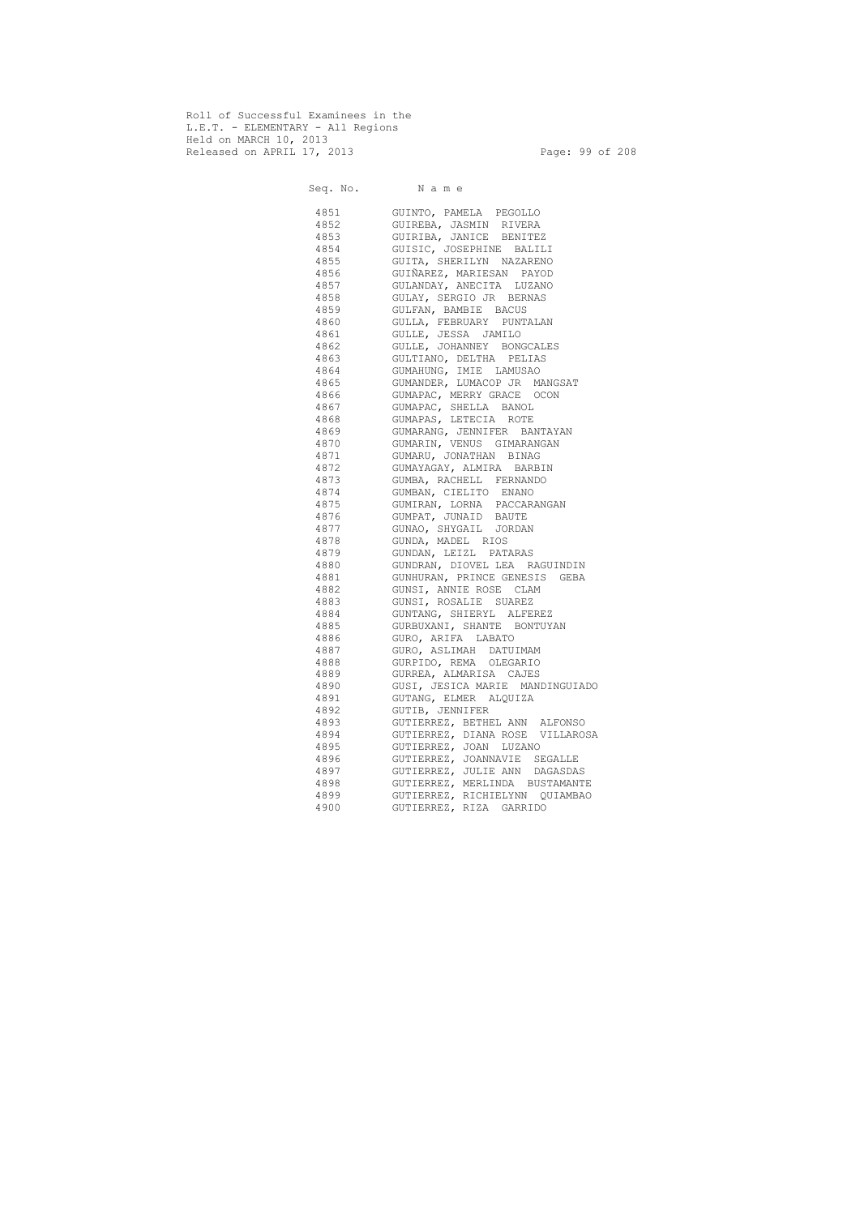Roll of Successful Examinees in the
L.E.T. - ELEMENTARY - All Regions
Held on MARCH 10, 2013
Released on APRIL 17, 2013

| Seq. No. | N a m e |
|---|---|
| 4851 | GUINTO, PAMELA PEGOLLO |
| 4852 | GUIREBA, JASMIN RIVERA |
| 4853 | GUIRIBA, JANICE BENITEZ |
| 4854 | GUISIC, JOSEPHINE BALILI |
| 4855 | GUITA, SHERILYN NAZARENO |
| 4856 | GUIÑAREZ, MARIESAN PAYOD |
| 4857 | GULANDAY, ANECITA LUZANO |
| 4858 | GULAY, SERGIO JR BERNAS |
| 4859 | GULFAN, BAMBIE BACUS |
| 4860 | GULLA, FEBRUARY PUNTALAN |
| 4861 | GULLE, JESSA JAMILO |
| 4862 | GULLE, JOHANNEY BONGCALES |
| 4863 | GULTIANO, DELTHA PELIAS |
| 4864 | GUMAHUNG, IMIE LAMUSAO |
| 4865 | GUMANDER, LUMACOP JR MANGSAT |
| 4866 | GUMAPAC, MERRY GRACE OCON |
| 4867 | GUMAPAC, SHELLA BANOL |
| 4868 | GUMAPAS, LETECIA ROTE |
| 4869 | GUMARANG, JENNIFER BANTAYAN |
| 4870 | GUMARIN, VENUS GIMARANGAN |
| 4871 | GUMARU, JONATHAN BINAG |
| 4872 | GUMAYAGAY, ALMIRA BARBIN |
| 4873 | GUMBA, RACHELL FERNANDO |
| 4874 | GUMBAN, CIELITO ENANO |
| 4875 | GUMIRAN, LORNA PACCARANGAN |
| 4876 | GUMPAT, JUNAID BAUTE |
| 4877 | GUNAO, SHYGAIL JORDAN |
| 4878 | GUNDA, MADEL RIOS |
| 4879 | GUNDAN, LEIZL PATARAS |
| 4880 | GUNDRAN, DIOVEL LEA RAGUINDIN |
| 4881 | GUNHURAN, PRINCE GENESIS GEBA |
| 4882 | GUNSI, ANNIE ROSE CLAM |
| 4883 | GUNSI, ROSALIE SUAREZ |
| 4884 | GUNTANG, SHIERYL ALFEREZ |
| 4885 | GURBUXANI, SHANTE BONTUYAN |
| 4886 | GURO, ARIFA LABATO |
| 4887 | GURO, ASLIMAH DATUIMAM |
| 4888 | GURPIDO, REMA OLEGARIO |
| 4889 | GURREA, ALMARISA CAJES |
| 4890 | GUSI, JESICA MARIE MANDINGUIADO |
| 4891 | GUTANG, ELMER ALQUIZA |
| 4892 | GUTIB, JENNIFER |
| 4893 | GUTIERREZ, BETHEL ANN ALFONSO |
| 4894 | GUTIERREZ, DIANA ROSE VILLAROSA |
| 4895 | GUTIERREZ, JOAN LUZANO |
| 4896 | GUTIERREZ, JOANNAVIE SEGALLE |
| 4897 | GUTIERREZ, JULIE ANN DAGASDAS |
| 4898 | GUTIERREZ, MERLINDA BUSTAMANTE |
| 4899 | GUTIERREZ, RICHIELYNN QUIAMBAO |
| 4900 | GUTIERREZ, RIZA GARRIDO |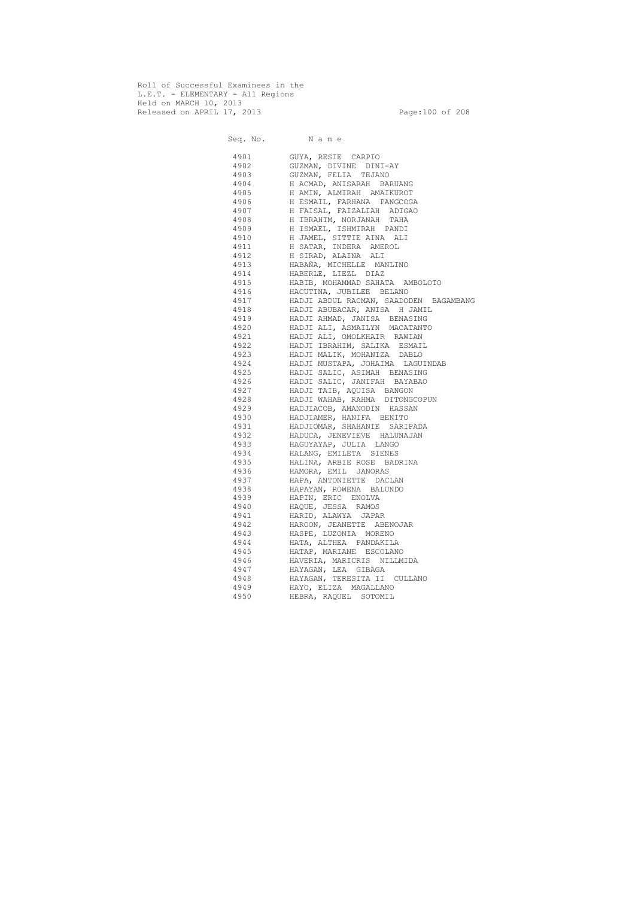Roll of Successful Examinees in the
L.E.T. - ELEMENTARY - All Regions
Held on MARCH 10, 2013
Released on APRIL 17, 2013

| Seq. No. | N a m e |
|---|---|
| 4901 | GUYA, RESIE CARPIO |
| 4902 | GUZMAN, DIVINE DINI-AY |
| 4903 | GUZMAN, FELIA TEJANO |
| 4904 | H ACMAD, ANISARAH BARUANG |
| 4905 | H AMIN, ALMIRAH AMAIKUROT |
| 4906 | H ESMAIL, FARHANA PANGCOGA |
| 4907 | H FAISAL, FAIZALIAH ADIGAO |
| 4908 | H IBRAHIM, NORJANAH TAHA |
| 4909 | H ISMAEL, ISHMIRAH PANDI |
| 4910 | H JAMEL, SITTIE AINA ALI |
| 4911 | H SATAR, INDERA AMEROL |
| 4912 | H SIRAD, ALAINA ALI |
| 4913 | HABAÑA, MICHELLE MANLINO |
| 4914 | HABERLE, LIEZL DIAZ |
| 4915 | HABIB, MOHAMMAD SAHATA AMBOLOTO |
| 4916 | HACUTINA, JUBILEE BELANO |
| 4917 | HADJI ABDUL RACMAN, SAADODEN BAGAMBANG |
| 4918 | HADJI ABUBACAR, ANISA H JAMIL |
| 4919 | HADJI AHMAD, JANISA BENASING |
| 4920 | HADJI ALI, ASMAILYN MACATANTO |
| 4921 | HADJI ALI, OMOLKHAIR RAWIAN |
| 4922 | HADJI IBRAHIM, SALIKA ESMAIL |
| 4923 | HADJI MALIK, MOHANIZA DABLO |
| 4924 | HADJI MUSTAPA, JOHAIMA LAGUINDAB |
| 4925 | HADJI SALIC, ASIMAH BENASING |
| 4926 | HADJI SALIC, JANIFAH BAYABAO |
| 4927 | HADJI TAIB, AQUISA BANGON |
| 4928 | HADJI WAHAB, RAHMA DITONGCOPUN |
| 4929 | HADJIACOB, AMANODIN HASSAN |
| 4930 | HADJIAMER, HANIFA BENITO |
| 4931 | HADJIOMAR, SHAHANIE SARIPADA |
| 4932 | HADUCA, JENEVIEVE HALUNAJAN |
| 4933 | HAGUYAYAP, JULIA LANGO |
| 4934 | HALANG, EMILETA SIENES |
| 4935 | HALINA, ARBIE ROSE BADRINA |
| 4936 | HAMORA, EMIL JANORAS |
| 4937 | HAPA, ANTONIETTE DACLAN |
| 4938 | HAPAYAN, ROWENA BALUNDO |
| 4939 | HAPIN, ERIC ENOLVA |
| 4940 | HAQUE, JESSA RAMOS |
| 4941 | HARID, ALAWYA JAPAR |
| 4942 | HAROON, JEANETTE ABENOJAR |
| 4943 | HASPE, LUZONIA MORENO |
| 4944 | HATA, ALTHEA PANDAKILA |
| 4945 | HATAP, MARIANE ESCOLANO |
| 4946 | HAVERIA, MARICRIS NILLMIDA |
| 4947 | HAYAGAN, LEA GIBAGA |
| 4948 | HAYAGAN, TERESITA II CULLANO |
| 4949 | HAYO, ELIZA MAGALLANO |
| 4950 | HEBRA, RAQUEL SOTOMIL |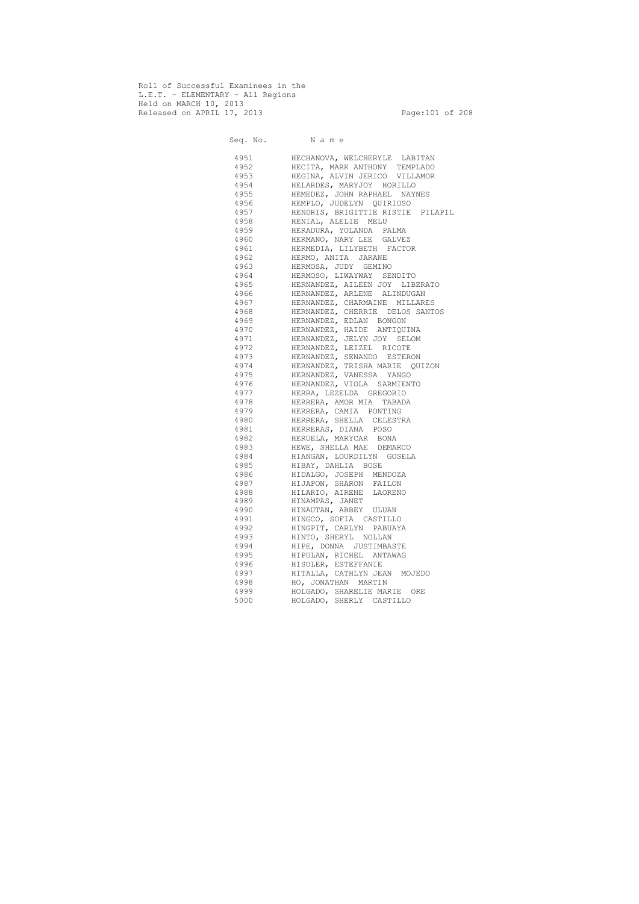Roll of Successful Examinees in the
L.E.T. - ELEMENTARY - All Regions
Held on MARCH 10, 2013
Released on APRIL 17, 2013

| Seq. No. | N a m e |
|---|---|
| 4951 | HECHANOVA, WELCHERYLE LABITAN |
| 4952 | HECITA, MARK ANTHONY TEMPLADO |
| 4953 | HEGINA, ALVIN JERICO VILLAMOR |
| 4954 | HELARDES, MARYJOY HORILLO |
| 4955 | HEMEDEZ, JOHN RAPHAEL NAYNES |
| 4956 | HEMPLO, JUDELYN QUIRIOSO |
| 4957 | HENDRIS, BRIGITTIE RISTIE PILAPIL |
| 4958 | HENIAL, ALELIE MELU |
| 4959 | HERADURA, YOLANDA PALMA |
| 4960 | HERMANO, NARY LEE GALVEZ |
| 4961 | HERMEDIA, LILYBETH FACTOR |
| 4962 | HERMO, ANITA JARANE |
| 4963 | HERMOSA, JUDY GEMINO |
| 4964 | HERMOSO, LIWAYWAY SENDITO |
| 4965 | HERNANDEZ, AILEEN JOY LIBERATO |
| 4966 | HERNANDEZ, ARLENE ALINDUGAN |
| 4967 | HERNANDEZ, CHARMAINE MILLARES |
| 4968 | HERNANDEZ, CHERRIE DELOS SANTOS |
| 4969 | HERNANDEZ, EDLAN BONGON |
| 4970 | HERNANDEZ, HAIDE ANTIQUINA |
| 4971 | HERNANDEZ, JELYN JOY SELOM |
| 4972 | HERNANDEZ, LEIZEL RICOTE |
| 4973 | HERNANDEZ, SENANDO ESTERON |
| 4974 | HERNANDEZ, TRISHA MARIE QUIZON |
| 4975 | HERNANDEZ, VANESSA YANGO |
| 4976 | HERNANDEZ, VIOLA SARMIENTO |
| 4977 | HERRA, LEZELDA GREGORIO |
| 4978 | HERRERA, AMOR MIA TABADA |
| 4979 | HERRERA, CAMIA PONTING |
| 4980 | HERRERA, SHELLA CELESTRA |
| 4981 | HERRERAS, DIANA POSO |
| 4982 | HERUELA, MARYCAR BONA |
| 4983 | HEWE, SHELLA MAE DEMARCO |
| 4984 | HIANGAN, LOURDILYN GOSELA |
| 4985 | HIBAY, DAHLIA BOSE |
| 4986 | HIDALGO, JOSEPH MENDOZA |
| 4987 | HIJAPON, SHARON FAILON |
| 4988 | HILARIO, AIRENE LAORENO |
| 4989 | HINAMPAS, JANET |
| 4990 | HINAUTAN, ABBEY ULUAN |
| 4991 | HINGCO, SOFIA CASTILLO |
| 4992 | HINGPIT, CARLYN PABUAYA |
| 4993 | HINTO, SHERYL NOLLAN |
| 4994 | HIPE, DONNA JUSTIMBASTE |
| 4995 | HIPULAN, RICHEL ANTAWAG |
| 4996 | HISOLER, ESTEFFANIE |
| 4997 | HITALLA, CATHLYN JEAN MOJEDO |
| 4998 | HO, JONATHAN MARTIN |
| 4999 | HOLGADO, SHARELIE MARIE ORE |
| 5000 | HOLGADO, SHERLY CASTILLO |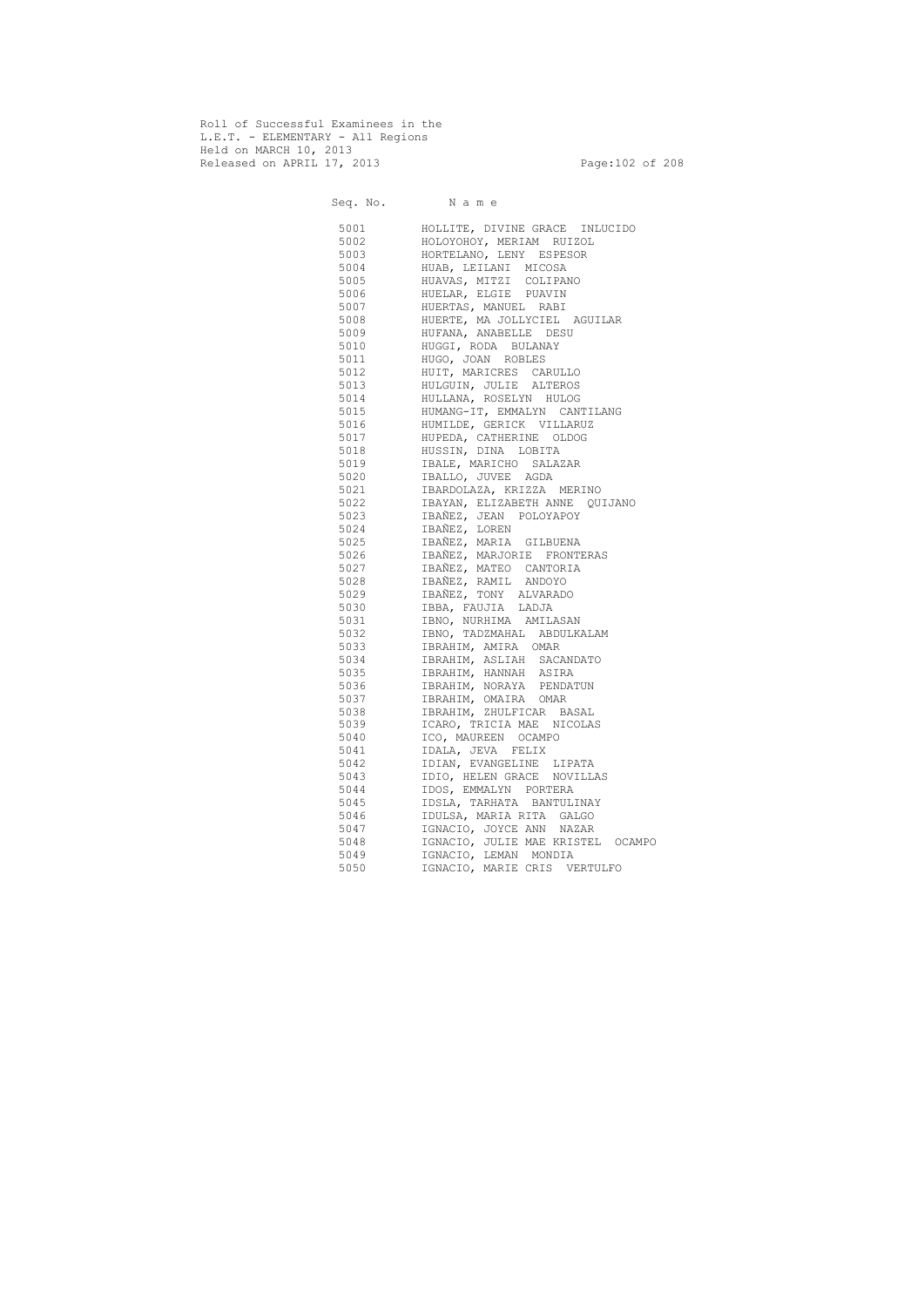Roll of Successful Examinees in the
L.E.T. - ELEMENTARY - All Regions
Held on MARCH 10, 2013
Released on APRIL 17, 2013

| Seq. No. | N a m e |
|---|---|
| 5001 | HOLLITE, DIVINE GRACE INLUCIDO |
| 5002 | HOLOYOHOY, MERIAM RUIZOL |
| 5003 | HORTELANO, LENY ESPESOR |
| 5004 | HUAB, LEILANI MICOSA |
| 5005 | HUAVAS, MITZI COLIPANO |
| 5006 | HUELAR, ELGIE PUAVIN |
| 5007 | HUERTAS, MANUEL RABI |
| 5008 | HUERTE, MA JOLLYCIEL AGUILAR |
| 5009 | HUFANA, ANABELLE DESU |
| 5010 | HUGGI, RODA BULANAY |
| 5011 | HUGO, JOAN ROBLES |
| 5012 | HUIT, MARICRES CARULLO |
| 5013 | HULGUIN, JULIE ALTEROS |
| 5014 | HULLANA, ROSELYN HULOG |
| 5015 | HUMANG-IT, EMMALYN CANTILANG |
| 5016 | HUMILDE, GERICK VILLARUZ |
| 5017 | HUPEDA, CATHERINE OLDOG |
| 5018 | HUSSIN, DINA LOBITA |
| 5019 | IBALE, MARICHO SALAZAR |
| 5020 | IBALLO, JUVEE AGDA |
| 5021 | IBARDOLAZA, KRIZZA MERINO |
| 5022 | IBAYAN, ELIZABETH ANNE QUIJANO |
| 5023 | IBAÑEZ, JEAN POLOYAPOY |
| 5024 | IBAÑEZ, LOREN |
| 5025 | IBAÑEZ, MARIA GILBUENA |
| 5026 | IBAÑEZ, MARJORIE FRONTERAS |
| 5027 | IBAÑEZ, MATEO CANTORIA |
| 5028 | IBAÑEZ, RAMIL ANDOYO |
| 5029 | IBAÑEZ, TONY ALVARADO |
| 5030 | IBBA, FAUJIA LADJA |
| 5031 | IBNO, NURHIMA AMILASAN |
| 5032 | IBNO, TADZMAHAL ABDULKALAM |
| 5033 | IBRAHIM, AMIRA OMAR |
| 5034 | IBRAHIM, ASLIAH SACANDATO |
| 5035 | IBRAHIM, HANNAH ASIRA |
| 5036 | IBRAHIM, NORAYA PENDATUN |
| 5037 | IBRAHIM, OMAIRA OMAR |
| 5038 | IBRAHIM, ZHULFICAR BASAL |
| 5039 | ICARO, TRICIA MAE NICOLAS |
| 5040 | ICO, MAUREEN OCAMPO |
| 5041 | IDALA, JEVA FELIX |
| 5042 | IDIAN, EVANGELINE LIPATA |
| 5043 | IDIO, HELEN GRACE NOVILLAS |
| 5044 | IDOS, EMMALYN PORTERA |
| 5045 | IDSLA, TARHATA BANTULINAY |
| 5046 | IDULSA, MARIA RITA GALGO |
| 5047 | IGNACIO, JOYCE ANN NAZAR |
| 5048 | IGNACIO, JULIE MAE KRISTEL OCAMPO |
| 5049 | IGNACIO, LEMAN MONDIA |
| 5050 | IGNACIO, MARIE CRIS VERTULFO |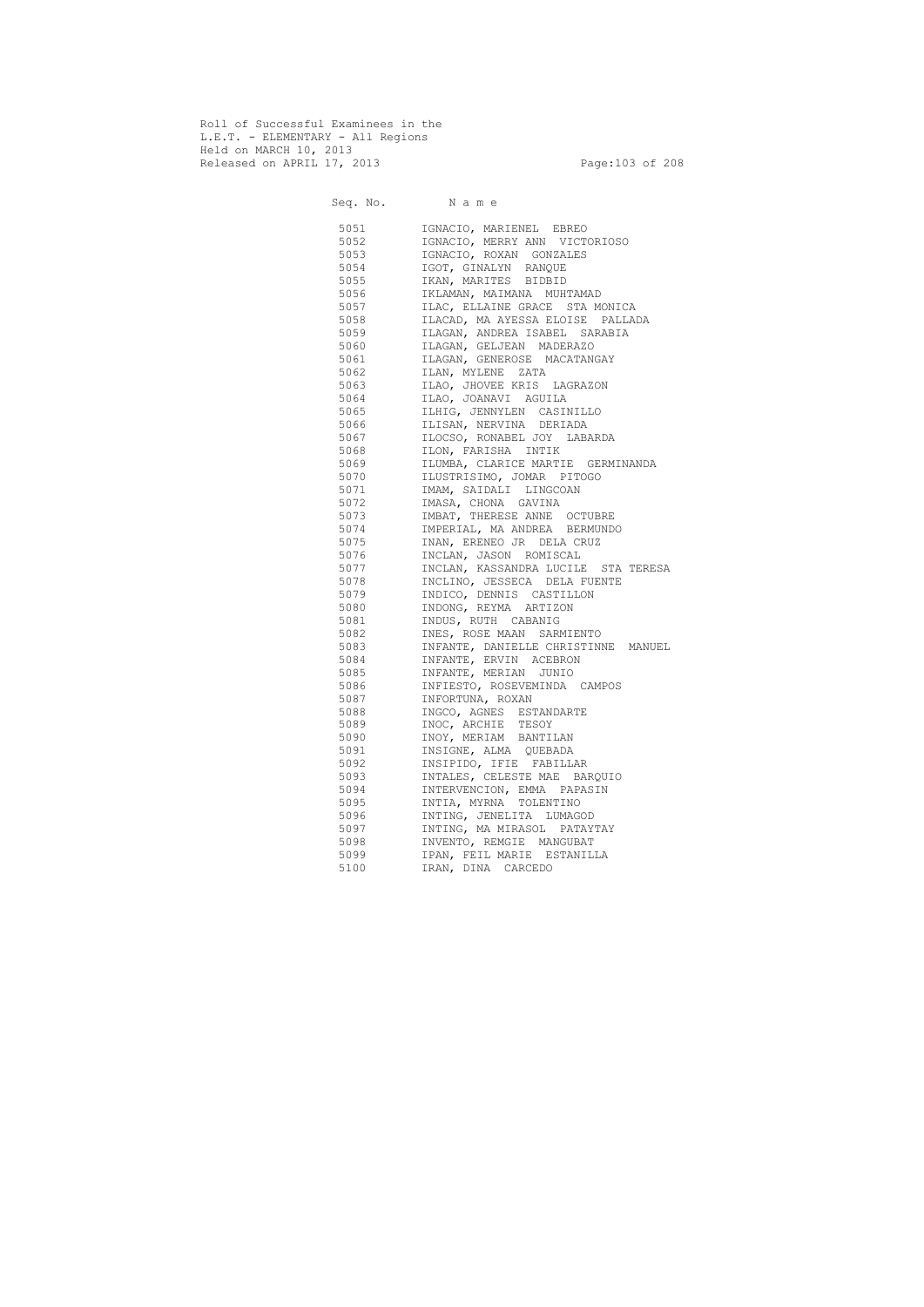Roll of Successful Examinees in the
L.E.T. - ELEMENTARY - All Regions
Held on MARCH 10, 2013
Released on APRIL 17, 2013

| Seq. No. | N a m e |
|---|---|
| 5051 | IGNACIO, MARIENEL EBREO |
| 5052 | IGNACIO, MERRY ANN VICTORIOSO |
| 5053 | IGNACIO, ROXAN GONZALES |
| 5054 | IGOT, GINALYN RANQUE |
| 5055 | IKAN, MARITES BIDBID |
| 5056 | IKLAMAN, MAIMANA MUHTAMAD |
| 5057 | ILAC, ELLAINE GRACE STA MONICA |
| 5058 | ILACAD, MA AYESSA ELOISE PALLADA |
| 5059 | ILAGAN, ANDREA ISABEL SARABIA |
| 5060 | ILAGAN, GELJEAN MADERAZO |
| 5061 | ILAGAN, GENEROSE MACATANGAY |
| 5062 | ILAN, MYLENE ZATA |
| 5063 | ILAO, JHOVEE KRIS LAGRAZON |
| 5064 | ILAO, JOANAVI AGUILA |
| 5065 | ILHIG, JENNYLEN CASINILLO |
| 5066 | ILISAN, NERVINA DERIADA |
| 5067 | ILOCSO, RONABEL JOY LABARDA |
| 5068 | ILON, FARISHA INTIK |
| 5069 | ILUMBA, CLARICE MARTIE GERMINANDA |
| 5070 | ILUSTRISIMO, JOMAR PITOGO |
| 5071 | IMAM, SAIDALI LINGCOAN |
| 5072 | IMASA, CHONA GAVINA |
| 5073 | IMBAT, THERESE ANNE OCTUBRE |
| 5074 | IMPERIAL, MA ANDREA BERMUNDO |
| 5075 | INAN, ERENEO JR DELA CRUZ |
| 5076 | INCLAN, JASON ROMISCAL |
| 5077 | INCLAN, KASSANDRA LUCILE STA TERESA |
| 5078 | INCLINO, JESSECA DELA FUENTE |
| 5079 | INDICO, DENNIS CASTILLON |
| 5080 | INDONG, REYMA ARTIZON |
| 5081 | INDUS, RUTH CABANIG |
| 5082 | INES, ROSE MAAN SARMIENTO |
| 5083 | INFANTE, DANIELLE CHRISTINNE MANUEL |
| 5084 | INFANTE, ERVIN ACEBRON |
| 5085 | INFANTE, MERIAN JUNIO |
| 5086 | INFIESTO, ROSEVEMINDA CAMPOS |
| 5087 | INFORTUNA, ROXAN |
| 5088 | INGCO, AGNES ESTANDARTE |
| 5089 | INOC, ARCHIE TESOY |
| 5090 | INOY, MERIAM BANTILAN |
| 5091 | INSIGNE, ALMA QUEBADA |
| 5092 | INSIPIDO, IFIE FABILLAR |
| 5093 | INTALES, CELESTE MAE BARQUIO |
| 5094 | INTERVENCION, EMMA PAPASIN |
| 5095 | INTIA, MYRNA TOLENTINO |
| 5096 | INTING, JENELITA LUMAGOD |
| 5097 | INTING, MA MIRASOL PATAYTAY |
| 5098 | INVENTO, REMGIE MANGUBAT |
| 5099 | IPAN, FEIL MARIE ESTANILLA |
| 5100 | IRAN, DINA CARCEDO |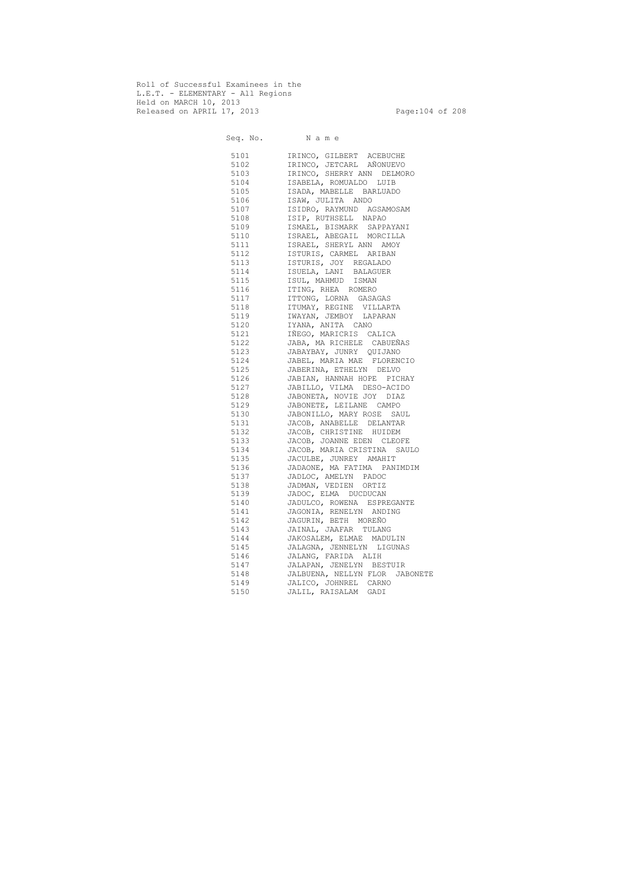Roll of Successful Examinees in the
L.E.T. - ELEMENTARY - All Regions
Held on MARCH 10, 2013
Released on APRIL 17, 2013

| Seq. No. | N a m e |
|---|---|
| 5101 | IRINCO, GILBERT ACEBUCHE |
| 5102 | IRINCO, JETCARL AÑONUEVO |
| 5103 | IRINCO, SHERRY ANN DELMORO |
| 5104 | ISABELA, ROMUALDO LUIB |
| 5105 | ISADA, MABELLE BARLUADO |
| 5106 | ISAW, JULITA ANDO |
| 5107 | ISIDRO, RAYMUND AGSAMOSAM |
| 5108 | ISIP, RUTHSELL NAPAO |
| 5109 | ISMAEL, BISMARK SAPPAYANI |
| 5110 | ISRAEL, ABEGAIL MORCILLA |
| 5111 | ISRAEL, SHERYL ANN AMOY |
| 5112 | ISTURIS, CARMEL ARIBAN |
| 5113 | ISTURIS, JOY REGALADO |
| 5114 | ISUELA, LANI BALAGUER |
| 5115 | ISUL, MAHMUD ISMAN |
| 5116 | ITING, RHEA ROMERO |
| 5117 | ITTONG, LORNA GASAGAS |
| 5118 | ITUMAY, REGINE VILLARTA |
| 5119 | IWAYAN, JEMBOY LAPARAN |
| 5120 | IYANA, ANITA CANO |
| 5121 | IÑEGO, MARICRIS CALICA |
| 5122 | JABA, MA RICHELE CABUEÑAS |
| 5123 | JABAYBAY, JUNRY QUIJANO |
| 5124 | JABEL, MARIA MAE FLORENCIO |
| 5125 | JABERINA, ETHELYN DELVO |
| 5126 | JABIAN, HANNAH HOPE PICHAY |
| 5127 | JABILLO, VILMA DESO-ACIDO |
| 5128 | JABONETA, NOVIE JOY DIAZ |
| 5129 | JABONETE, LEILANE CAMPO |
| 5130 | JABONILLO, MARY ROSE SAUL |
| 5131 | JACOB, ANABELLE DELANTAR |
| 5132 | JACOB, CHRISTINE HUIDEM |
| 5133 | JACOB, JOANNE EDEN CLEOFE |
| 5134 | JACOB, MARIA CRISTINA SAULO |
| 5135 | JACULBE, JUNREY AMAHIT |
| 5136 | JADAONE, MA FATIMA PANIMDIM |
| 5137 | JADLOC, AMELYN PADOC |
| 5138 | JADMAN, VEDIEN ORTIZ |
| 5139 | JADOC, ELMA DUCDUCAN |
| 5140 | JADULCO, ROWENA ESPREGANTE |
| 5141 | JAGONIA, RENELYN ANDING |
| 5142 | JAGURIN, BETH MOREÑO |
| 5143 | JAINAL, JAAFAR TULANG |
| 5144 | JAKOSALEM, ELMAE MADULIN |
| 5145 | JALAGNA, JENNELYN LIGUNAS |
| 5146 | JALANG, FARIDA ALIH |
| 5147 | JALAPAN, JENELYN BESTUIR |
| 5148 | JALBUENA, NELLYN FLOR JABONETE |
| 5149 | JALICO, JOHNREL CARNO |
| 5150 | JALIL, RAISALAM GADI |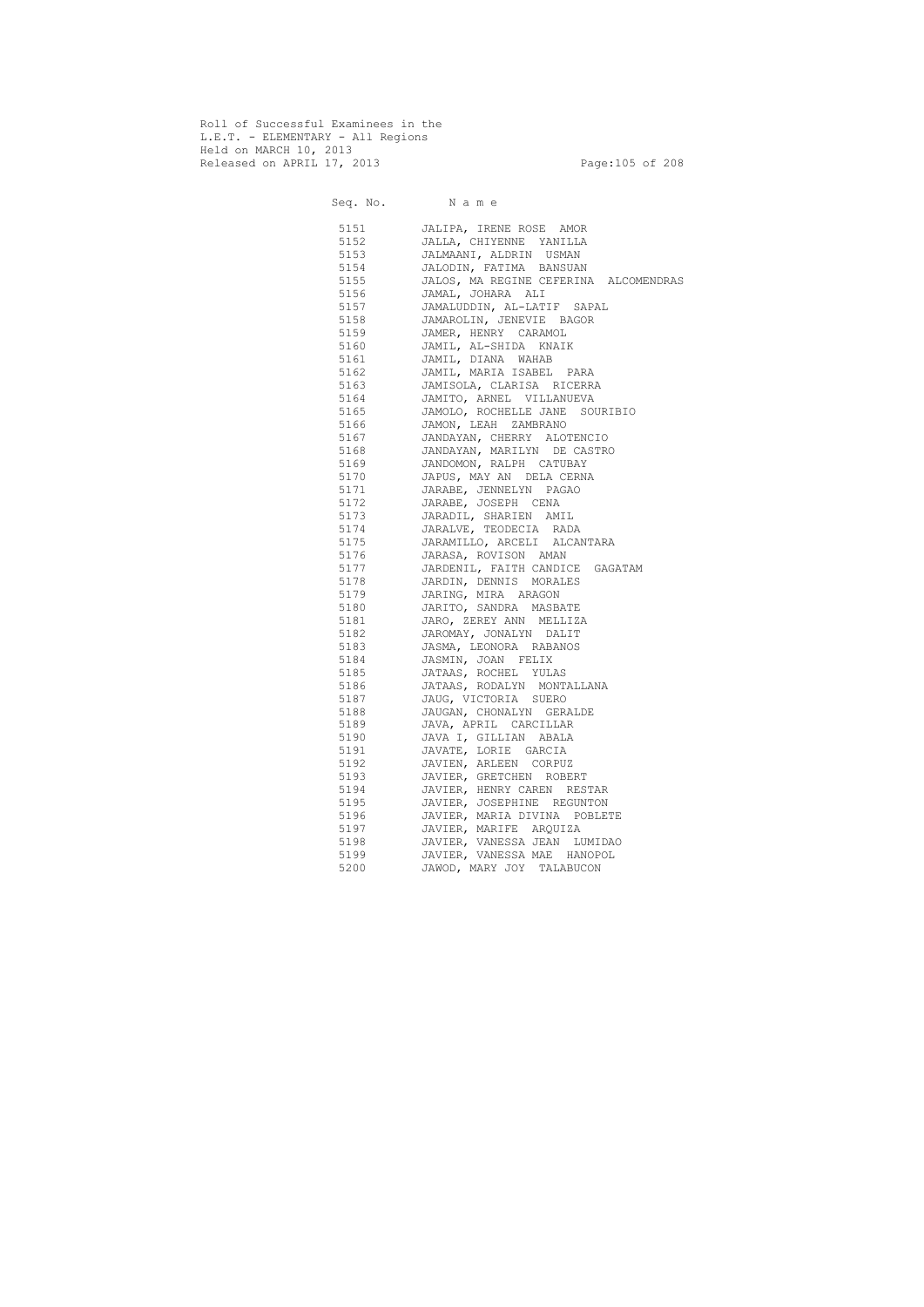Roll of Successful Examinees in the
L.E.T. - ELEMENTARY - All Regions
Held on MARCH 10, 2013
Released on APRIL 17, 2013

| Seq. No. | N a m e |
|---|---|
| 5151 | JALIPA, IRENE ROSE AMOR |
| 5152 | JALLA, CHIYENNE YANILLA |
| 5153 | JALMAANI, ALDRIN USMAN |
| 5154 | JALODIN, FATIMA BANSUAN |
| 5155 | JALOS, MA REGINE CEFERINA ALCOMENDRAS |
| 5156 | JAMAL, JOHARA ALI |
| 5157 | JAMALUDDIN, AL-LATIF SAPAL |
| 5158 | JAMAROLIN, JENEVIE BAGOR |
| 5159 | JAMER, HENRY CARAMOL |
| 5160 | JAMIL, AL-SHIDA KNAIK |
| 5161 | JAMIL, DIANA WAHAB |
| 5162 | JAMIL, MARIA ISABEL PARA |
| 5163 | JAMISOLA, CLARISA RICERRA |
| 5164 | JAMITO, ARNEL VILLANUEVA |
| 5165 | JAMOLO, ROCHELLE JANE SOURIBIO |
| 5166 | JAMON, LEAH ZAMBRANO |
| 5167 | JANDAYAN, CHERRY ALOTENCIO |
| 5168 | JANDAYAN, MARILYN DE CASTRO |
| 5169 | JANDOMON, RALPH CATUBAY |
| 5170 | JAPUS, MAY AN DELA CERNA |
| 5171 | JARABE, JENNELYN PAGAO |
| 5172 | JARABE, JOSEPH CENA |
| 5173 | JARADIL, SHARIEN AMIL |
| 5174 | JARALVE, TEODECIA RADA |
| 5175 | JARAMILLO, ARCELI ALCANTARA |
| 5176 | JARASA, ROVISON AMAN |
| 5177 | JARDENIL, FAITH CANDICE GAGATAM |
| 5178 | JARDIN, DENNIS MORALES |
| 5179 | JARING, MIRA ARAGON |
| 5180 | JARITO, SANDRA MASBATE |
| 5181 | JARO, ZEREY ANN MELLIZA |
| 5182 | JAROMAY, JONALYN DALIT |
| 5183 | JASMA, LEONORA RABANOS |
| 5184 | JASMIN, JOAN FELIX |
| 5185 | JATAAS, ROCHEL YULAS |
| 5186 | JATAAS, RODALYN MONTALLANA |
| 5187 | JAUG, VICTORIA SUERO |
| 5188 | JAUGAN, CHONALYN GERALDE |
| 5189 | JAVA, APRIL CARCILLAR |
| 5190 | JAVA I, GILLIAN ABALA |
| 5191 | JAVATE, LORIE GARCIA |
| 5192 | JAVIEN, ARLEEN CORPUZ |
| 5193 | JAVIER, GRETCHEN ROBERT |
| 5194 | JAVIER, HENRY CAREN RESTAR |
| 5195 | JAVIER, JOSEPHINE REGUNTON |
| 5196 | JAVIER, MARIA DIVINA POBLETE |
| 5197 | JAVIER, MARIFE ARQUIZA |
| 5198 | JAVIER, VANESSA JEAN LUMIDAO |
| 5199 | JAVIER, VANESSA MAE HANOPOL |
| 5200 | JAWOD, MARY JOY TALABUCON |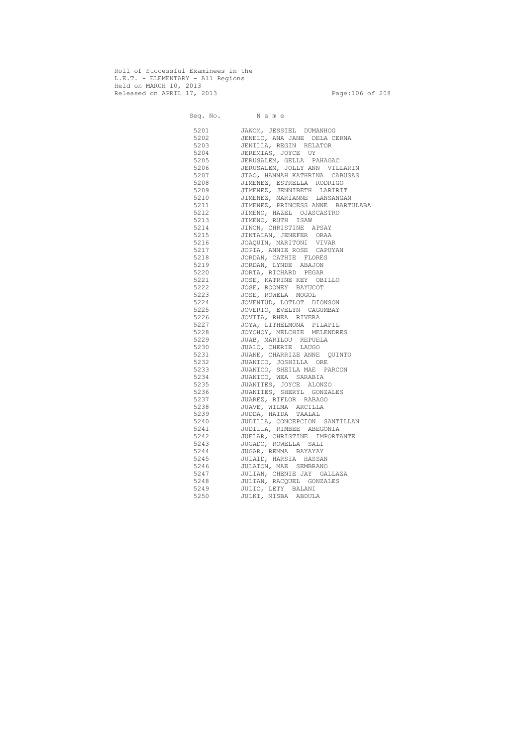Roll of Successful Examinees in the
L.E.T. - ELEMENTARY - All Regions
Held on MARCH 10, 2013
Released on APRIL 17, 2013

| Seq. No. | N a m e |
|---|---|
| 5201 | JAWOM, JESSIEL DUMANHOG |
| 5202 | JENELO, ANA JANE DELA CERNA |
| 5203 | JENILLA, REGIN RELATOR |
| 5204 | JEREMIAS, JOYCE UY |
| 5205 | JERUSALEM, GELLA PAHAGAC |
| 5206 | JERUSALEM, JOLLY ANN VILLARIN |
| 5207 | JIAO, HANNAH KATHRINA CABUSAS |
| 5208 | JIMENEZ, ESTRELLA RODRIGO |
| 5209 | JIMENEZ, JENNIBETH LARIRIT |
| 5210 | JIMENEZ, MARIANNE LANSANGAN |
| 5211 | JIMENEZ, PRINCESS ANNE BARTULABA |
| 5212 | JIMENO, HAZEL OJASCASTRO |
| 5213 | JIMENO, RUTH ISAW |
| 5214 | JINON, CHRISTINE APSAY |
| 5215 | JINTALAN, JENEFER ORAA |
| 5216 | JOAQUIN, MARITONI VIVAR |
| 5217 | JOPIA, ANNIE ROSE CAPUYAN |
| 5218 | JORDAN, CATHIE FLORES |
| 5219 | JORDAN, LYNDE ABAJON |
| 5220 | JORTA, RICHARD PEGAR |
| 5221 | JOSE, KATRINE KEY OBILLO |
| 5222 | JOSE, ROONEY BAYUCOT |
| 5223 | JOSE, ROWELA MOGOL |
| 5224 | JOVENTUD, LOTLOT DIONSON |
| 5225 | JOVERTO, EVELYN CAGUMBAY |
| 5226 | JOVITA, RHEA RIVERA |
| 5227 | JOYA, LITHELMONA PILAPIL |
| 5228 | JOYOHOY, MELCHIE MELENDRES |
| 5229 | JUAB, MARILOU REPUELA |
| 5230 | JUALO, CHERIE LAUGO |
| 5231 | JUANE, CHARRIZE ANNE QUINTO |
| 5232 | JUANICO, JOSHILLA ORE |
| 5233 | JUANICO, SHEILA MAE PARCON |
| 5234 | JUANICO, WEA SARABIA |
| 5235 | JUANITES, JOYCE ALONZO |
| 5236 | JUANITES, SHERYL GONZALES |
| 5237 | JUAREZ, RIFLOR RABAGO |
| 5238 | JUAVE, WILMA ARCILLA |
| 5239 | JUDDA, HAIDA TAALAL |
| 5240 | JUDILLA, CONCEPCION SANTILLAN |
| 5241 | JUDILLA, RIMBEE ABEGONIA |
| 5242 | JUELAR, CHRISTINE IMPORTANTE |
| 5243 | JUGADO, ROWELLA SALI |
| 5244 | JUGAR, REMMA BAYAYAY |
| 5245 | JULAID, HARSIA HASSAN |
| 5246 | JULATON, MAE SEMBRANO |
| 5247 | JULIAN, CHENIE JAY GALLAZA |
| 5248 | JULIAN, RACQUEL GONZALES |
| 5249 | JULIO, LETY BALANI |
| 5250 | JULKI, MISBA ABDULA |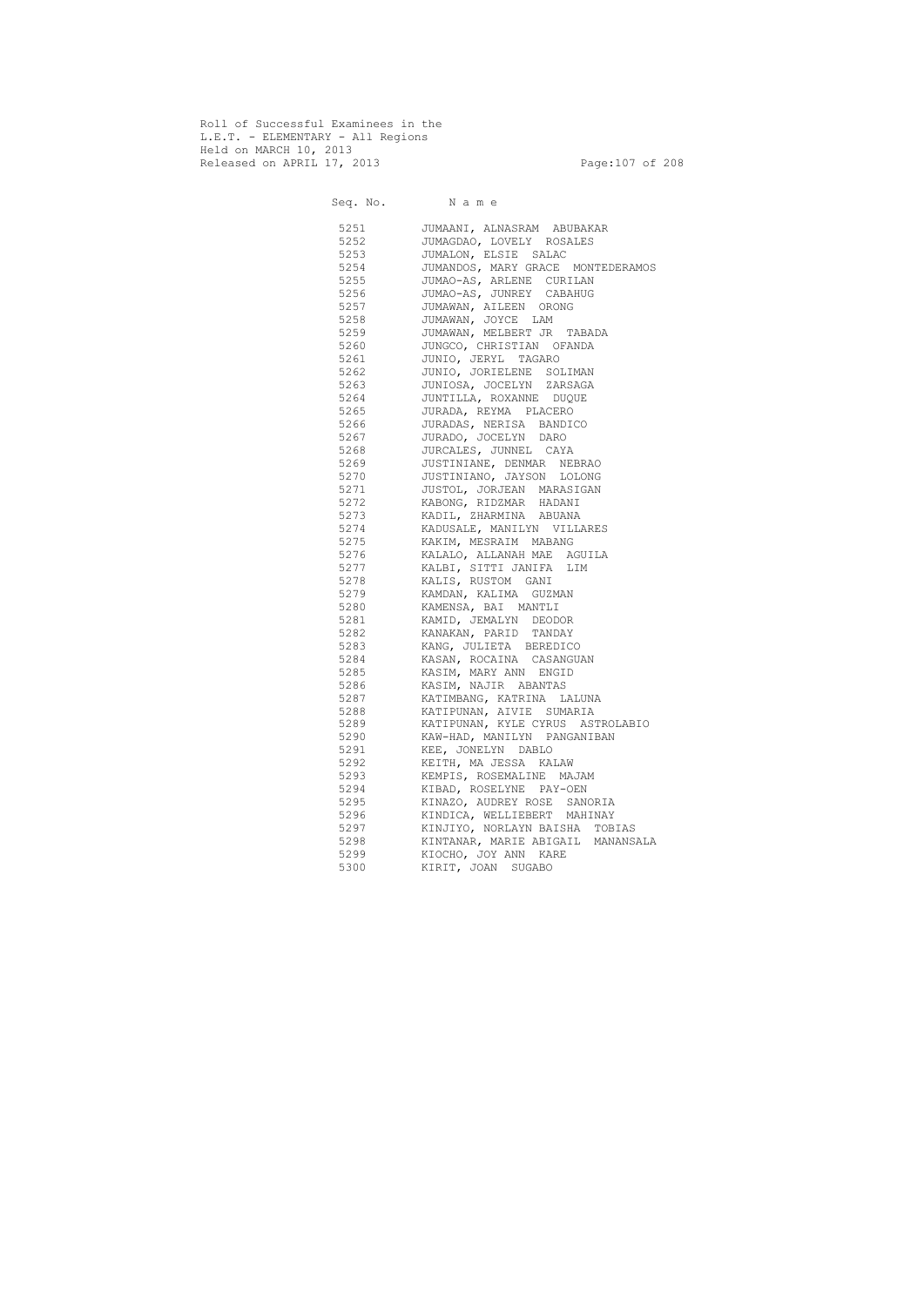Roll of Successful Examinees in the
L.E.T. - ELEMENTARY - All Regions
Held on MARCH 10, 2013
Released on APRIL 17, 2013

| Seq. No. | N a m e |
|---|---|
| 5251 | JUMAANI, ALNASRAM ABUBAKAR |
| 5252 | JUMAGDAO, LOVELY ROSALES |
| 5253 | JUMALON, ELSIE SALAC |
| 5254 | JUMANDOS, MARY GRACE MONTEDERAMOS |
| 5255 | JUMAO-AS, ARLENE CURILAN |
| 5256 | JUMAO-AS, JUNREY CABAHUG |
| 5257 | JUMAWAN, AILEEN ORONG |
| 5258 | JUMAWAN, JOYCE LAM |
| 5259 | JUMAWAN, MELBERT JR TABADA |
| 5260 | JUNGCO, CHRISTIAN OFANDA |
| 5261 | JUNIO, JERYL TAGARO |
| 5262 | JUNIO, JORIELENE SOLIMAN |
| 5263 | JUNIOSA, JOCELYN ZARSAGA |
| 5264 | JUNTILLA, ROXANNE DUQUE |
| 5265 | JURADA, REYMA PLACERO |
| 5266 | JURADAS, NERISA BANDICO |
| 5267 | JURADO, JOCELYN DARO |
| 5268 | JURCALES, JUNNEL CAYA |
| 5269 | JUSTINIANE, DENMAR NEBRAO |
| 5270 | JUSTINIANO, JAYSON LOLONG |
| 5271 | JUSTOL, JORJEAN MARASIGAN |
| 5272 | KABONG, RIDZMAR HADANI |
| 5273 | KADIL, ZHARMINA ABUANA |
| 5274 | KADUSALE, MANILYN VILLARES |
| 5275 | KAKIM, MESRAIM MABANG |
| 5276 | KALALO, ALLANAH MAE AGUILA |
| 5277 | KALBI, SITTI JANIFA LIM |
| 5278 | KALIS, RUSTOM GANI |
| 5279 | KAMDAN, KALIMA GUZMAN |
| 5280 | KAMENSA, BAI MANTLI |
| 5281 | KAMID, JEMALYN DEODOR |
| 5282 | KANAKAN, PARID TANDAY |
| 5283 | KANG, JULIETA BEREDICO |
| 5284 | KASAN, ROCAINA CASANGUAN |
| 5285 | KASIM, MARY ANN ENGID |
| 5286 | KASIM, NAJIR ABANTAS |
| 5287 | KATIMBANG, KATRINA LALUNA |
| 5288 | KATIPUNAN, AIVIE SUMARIA |
| 5289 | KATIPUNAN, KYLE CYRUS ASTROLABIO |
| 5290 | KAW-HAD, MANILYN PANGANIBAN |
| 5291 | KEE, JONELYN DABLO |
| 5292 | KEITH, MA JESSA KALAW |
| 5293 | KEMPIS, ROSEMALINE MAJAM |
| 5294 | KIBAD, ROSELYNE PAY-OEN |
| 5295 | KINAZO, AUDREY ROSE SANORIA |
| 5296 | KINDICA, WELLIEBERT MAHINAY |
| 5297 | KINJIYO, NORLAYN BAISHA TOBIAS |
| 5298 | KINTANAR, MARIE ABIGAIL MANANSALA |
| 5299 | KIOCHO, JOY ANN KARE |
| 5300 | KIRIT, JOAN SUGABO |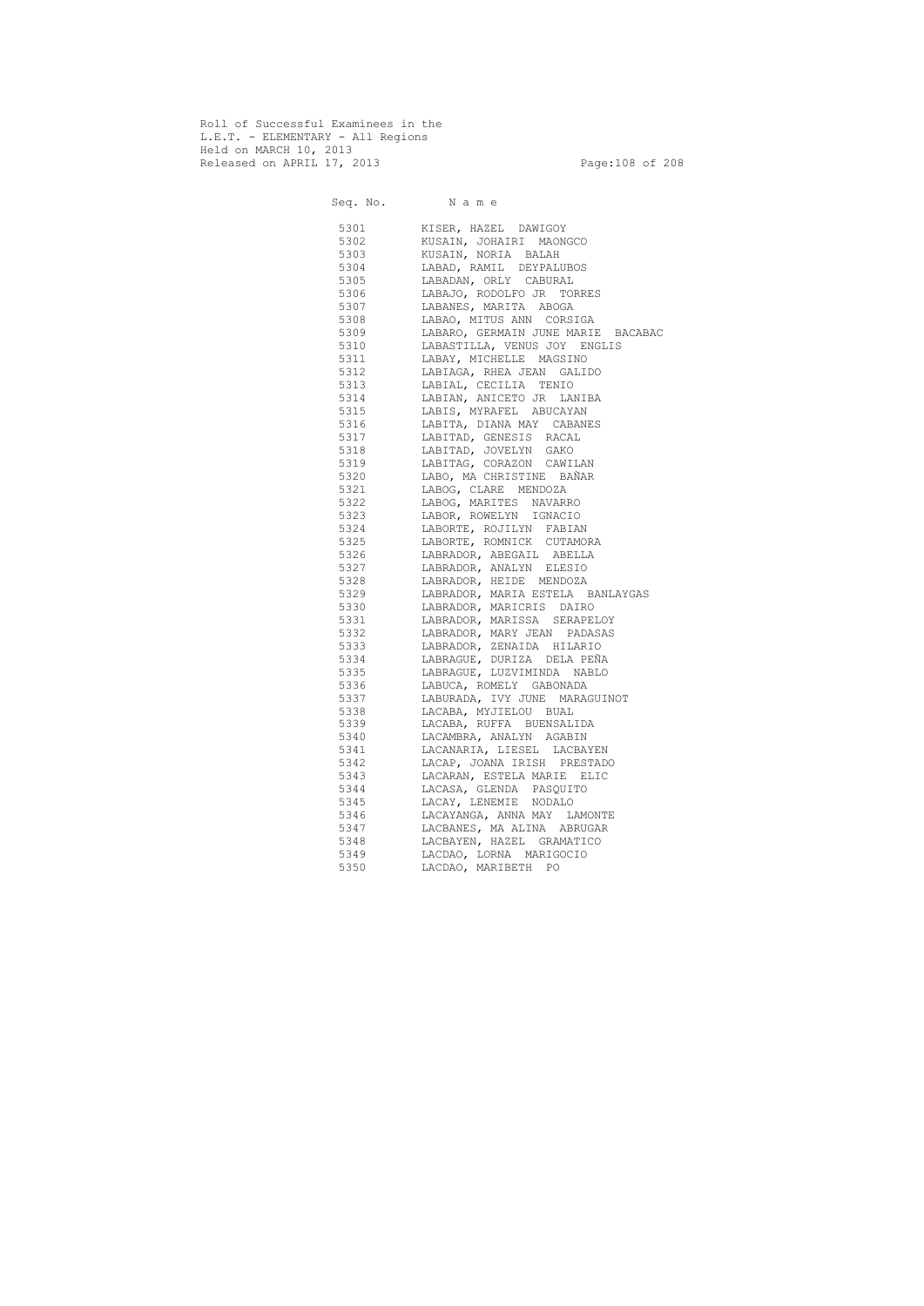Roll of Successful Examinees in the
L.E.T. - ELEMENTARY - All Regions
Held on MARCH 10, 2013
Released on APRIL 17, 2013

| Seq. No. | N a m e |
|---|---|
| 5301 | KISER, HAZEL DAWIGOY |
| 5302 | KUSAIN, JOHAIRI MAONGCO |
| 5303 | KUSAIN, NORIA BALAH |
| 5304 | LABAD, RAMIL DEYPALUBOS |
| 5305 | LABADAN, ORLY CABURAL |
| 5306 | LABAJO, RODOLFO JR TORRES |
| 5307 | LABANES, MARITA ABOGA |
| 5308 | LABAO, MITUS ANN CORSIGA |
| 5309 | LABARO, GERMAIN JUNE MARIE BACABAC |
| 5310 | LABASTILLA, VENUS JOY ENGLIS |
| 5311 | LABAY, MICHELLE MAGSINO |
| 5312 | LABIAGA, RHEA JEAN GALIDO |
| 5313 | LABIAL, CECILIA TENIO |
| 5314 | LABIAN, ANICETO JR LANIBA |
| 5315 | LABIS, MYRAFEL ABUCAYAN |
| 5316 | LABITA, DIANA MAY CABANES |
| 5317 | LABITAD, GENESIS RACAL |
| 5318 | LABITAD, JOVELYN GAKO |
| 5319 | LABITAG, CORAZON CAWILAN |
| 5320 | LABO, MA CHRISTINE BAÑAR |
| 5321 | LABOG, CLARE MENDOZA |
| 5322 | LABOG, MARITES NAVARRO |
| 5323 | LABOR, ROWELYN IGNACIO |
| 5324 | LABORTE, ROJILYN FABIAN |
| 5325 | LABORTE, ROMNICK CUTAMORA |
| 5326 | LABRADOR, ABEGAIL ABELLA |
| 5327 | LABRADOR, ANALYN ELESIO |
| 5328 | LABRADOR, HEIDE MENDOZA |
| 5329 | LABRADOR, MARIA ESTELA BANLAYGAS |
| 5330 | LABRADOR, MARICRIS DAIRO |
| 5331 | LABRADOR, MARISSA SERAPELOY |
| 5332 | LABRADOR, MARY JEAN PADASAS |
| 5333 | LABRADOR, ZENAIDA HILARIO |
| 5334 | LABRAGUE, DURIZA DELA PEÑA |
| 5335 | LABRAGUE, LUZVIMINDA NABLO |
| 5336 | LABUCA, ROMELY GABONADA |
| 5337 | LABURADA, IVY JUNE MARAGUINOT |
| 5338 | LACABA, MYJIELOU BUAL |
| 5339 | LACABA, RUFFA BUENSALIDA |
| 5340 | LACAMBRA, ANALYN AGABIN |
| 5341 | LACANARIA, LIESEL LACBAYEN |
| 5342 | LACAP, JOANA IRISH PRESTADO |
| 5343 | LACARAN, ESTELA MARIE ELIC |
| 5344 | LACASA, GLENDA PASQUITO |
| 5345 | LACAY, LENEMIE NODALO |
| 5346 | LACAYANGA, ANNA MAY LAMONTE |
| 5347 | LACBANES, MA ALINA ABRUGAR |
| 5348 | LACBAYEN, HAZEL GRAMATICO |
| 5349 | LACDAO, LORNA MARIGOCIO |
| 5350 | LACDAO, MARIBETH PO |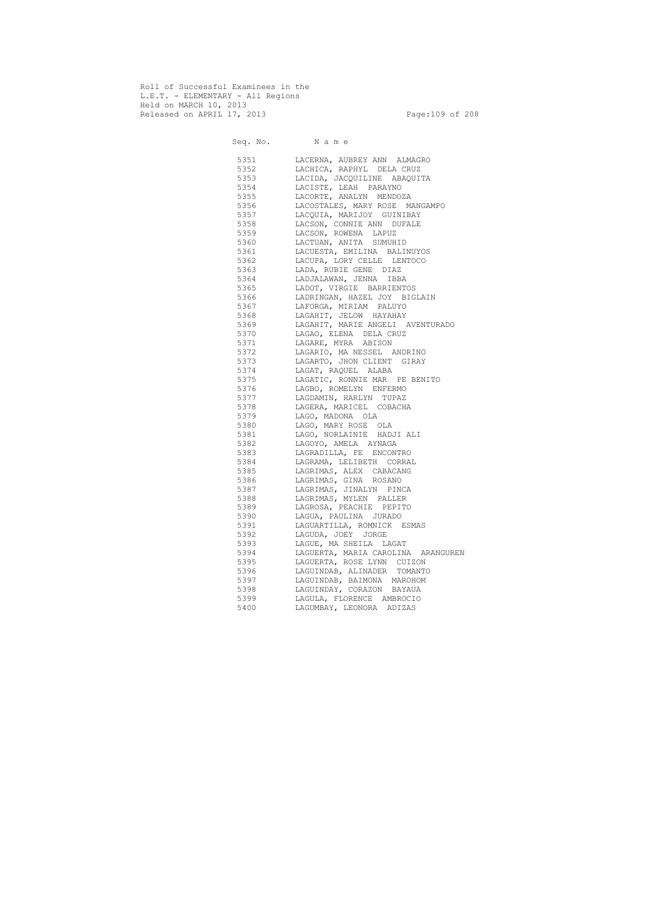Roll of Successful Examinees in the
L.E.T. - ELEMENTARY - All Regions
Held on MARCH 10, 2013
Released on APRIL 17, 2013

| Seq. No. | N a m e |
|---|---|
| 5351 | LACERNA, AUBREY ANN ALMAGRO |
| 5352 | LACHICA, RAPHYL DELA CRUZ |
| 5353 | LACIDA, JACQUILINE ABAQUITA |
| 5354 | LACISTE, LEAH PARAYNO |
| 5355 | LACORTE, ANALYN MENDOZA |
| 5356 | LACOSTALES, MARY ROSE MANGAMPO |
| 5357 | LACQUIA, MARIJOY GUINIBAY |
| 5358 | LACSON, CONNIE ANN DUFALE |
| 5359 | LACSON, ROWENA LAPUZ |
| 5360 | LACTUAN, ANITA SUMUHID |
| 5361 | LACUESTA, EMILINA BALINUYOS |
| 5362 | LACUPA, LORY CELLE LENTOCO |
| 5363 | LADA, RUBIE GENE DIAZ |
| 5364 | LADJALAWAN, JENNA IBBA |
| 5365 | LADOT, VIRGIE BARRIENTOS |
| 5366 | LADRINGAN, HAZEL JOY BIGLAIN |
| 5367 | LAFORGA, MIRIAM PALUYO |
| 5368 | LAGAHIT, JELOW HAYAHAY |
| 5369 | LAGAHIT, MARIE ANGELI AVENTURADO |
| 5370 | LAGAO, ELENA DELA CRUZ |
| 5371 | LAGARE, MYRA ABISON |
| 5372 | LAGARIO, MA NESSEL ANDRINO |
| 5373 | LAGARTO, JHON CLIENT GIRAY |
| 5374 | LAGAT, RAQUEL ALABA |
| 5375 | LAGATIC, RONNIE MAR PE BENITO |
| 5376 | LAGBO, ROMELYN ENFERMO |
| 5377 | LAGDAMIN, HARLYN TUPAZ |
| 5378 | LAGERA, MARICEL COBACHA |
| 5379 | LAGO, MADONA OLA |
| 5380 | LAGO, MARY ROSE OLA |
| 5381 | LAGO, NORLAINIE HADJI ALI |
| 5382 | LAGOYO, AMELA AYNAGA |
| 5383 | LAGRADILLA, FE ENCONTRO |
| 5384 | LAGRAMA, LELIBETH CORRAL |
| 5385 | LAGRIMAS, ALEX CABACANG |
| 5386 | LAGRIMAS, GINA ROSANO |
| 5387 | LAGRIMAS, JINALYN PINCA |
| 5388 | LAGRIMAS, MYLEN PALLER |
| 5389 | LAGROSA, PEACHIE PEPITO |
| 5390 | LAGUA, PAULINA JURADO |
| 5391 | LAGUARTILLA, ROMNICK ESMAS |
| 5392 | LAGUDA, JOEY JORGE |
| 5393 | LAGUE, MA SHEILA LAGAT |
| 5394 | LAGUERTA, MARIA CAROLINA ARANGUREN |
| 5395 | LAGUERTA, ROSE LYNN CUIZON |
| 5396 | LAGUINDAB, ALINADER TOMANTO |
| 5397 | LAGUINDAB, BAIMONA MAROHOM |
| 5398 | LAGUINDAY, CORAZON BAYAUA |
| 5399 | LAGULA, FLORENCE AMBROCIO |
| 5400 | LAGUMBAY, LEONORA ADIZAS |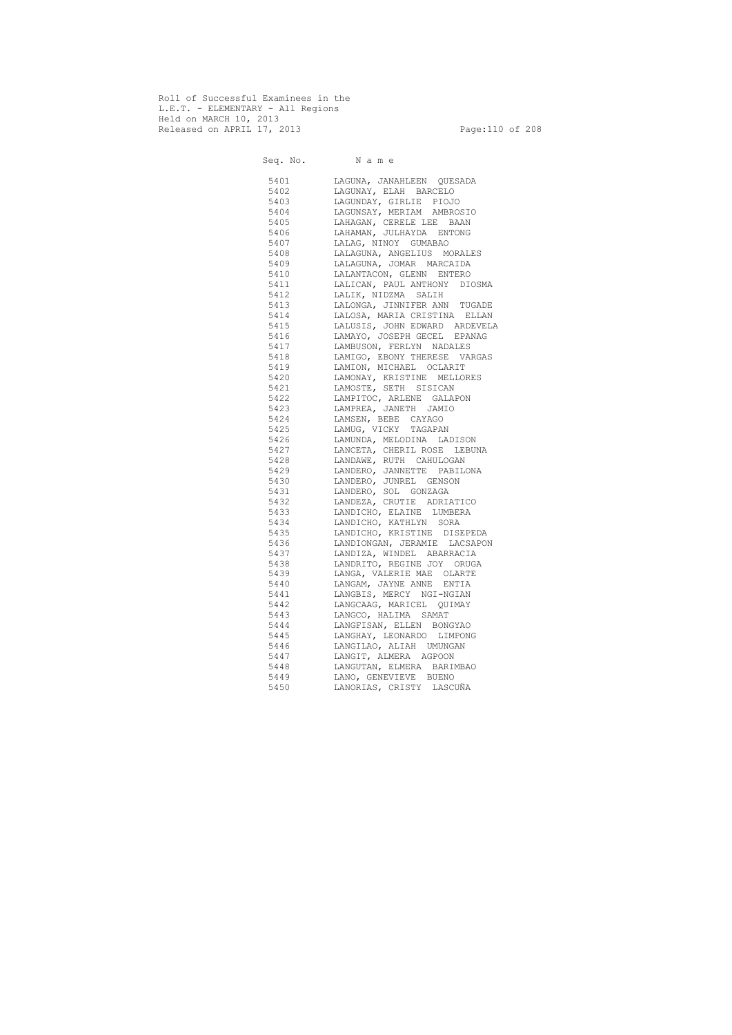Roll of Successful Examinees in the
L.E.T. - ELEMENTARY - All Regions
Held on MARCH 10, 2013
Released on APRIL 17, 2013

| Seq. No. | N a m e |
|---|---|
| 5401 | LAGUNA, JANAHLEEN QUESADA |
| 5402 | LAGUNAY, ELAH BARCELO |
| 5403 | LAGUNDAY, GIRLIE PIOJO |
| 5404 | LAGUNSAY, MERIAM AMBROSIO |
| 5405 | LAHAGAN, CERELE LEE BAAN |
| 5406 | LAHAMAN, JULHAYDA ENTONG |
| 5407 | LALAG, NINOY GUMABAO |
| 5408 | LALAGUNA, ANGELIUS MORALES |
| 5409 | LALAGUNA, JOMAR MARCAIDA |
| 5410 | LALANTACON, GLENN ENTERO |
| 5411 | LALICAN, PAUL ANTHONY DIOSMA |
| 5412 | LALIK, NIDZMA SALIH |
| 5413 | LALONGA, JINNIFER ANN TUGADE |
| 5414 | LALOSA, MARIA CRISTINA ELLAN |
| 5415 | LALUSIS, JOHN EDWARD ARDEVELA |
| 5416 | LAMAYO, JOSEPH GECEL EPANAG |
| 5417 | LAMBUSON, FERLYN NADALES |
| 5418 | LAMIGO, EBONY THERESE VARGAS |
| 5419 | LAMION, MICHAEL OCLARIT |
| 5420 | LAMONAY, KRISTINE MELLORES |
| 5421 | LAMOSTE, SETH SISICAN |
| 5422 | LAMPITOC, ARLENE GALAPON |
| 5423 | LAMPREA, JANETH JAMIO |
| 5424 | LAMSEN, BEBE CAYAGO |
| 5425 | LAMUG, VICKY TAGAPAN |
| 5426 | LAMUNDA, MELODINA LADISON |
| 5427 | LANCETA, CHERIL ROSE LEBUNA |
| 5428 | LANDAWE, RUTH CAHULOGAN |
| 5429 | LANDERO, JANNETTE PABILONA |
| 5430 | LANDERO, JUNREL GENSON |
| 5431 | LANDERO, SOL GONZAGA |
| 5432 | LANDEZA, CRUTIE ADRIATICO |
| 5433 | LANDICHO, ELAINE LUMBERA |
| 5434 | LANDICHO, KATHLYN SORA |
| 5435 | LANDICHO, KRISTINE DISEPEDA |
| 5436 | LANDIONGAN, JERAMIE LACSAPON |
| 5437 | LANDIZA, WINDEL ABARRACIA |
| 5438 | LANDRITO, REGINE JOY ORUGA |
| 5439 | LANGA, VALERIE MAE OLARTE |
| 5440 | LANGAM, JAYNE ANNE ENTIA |
| 5441 | LANGBIS, MERCY NGI-NGIAN |
| 5442 | LANGCAAG, MARICEL QUIMAY |
| 5443 | LANGCO, HALIMA SAMAT |
| 5444 | LANGFISAN, ELLEN BONGYAO |
| 5445 | LANGHAY, LEONARDO LIMPONG |
| 5446 | LANGILAO, ALIAH UMUNGAN |
| 5447 | LANGIT, ALMERA AGPOON |
| 5448 | LANGUTAN, ELMERA BARIMBAO |
| 5449 | LANO, GENEVIEVE BUENO |
| 5450 | LANORIAS, CRISTY LASCUÑA |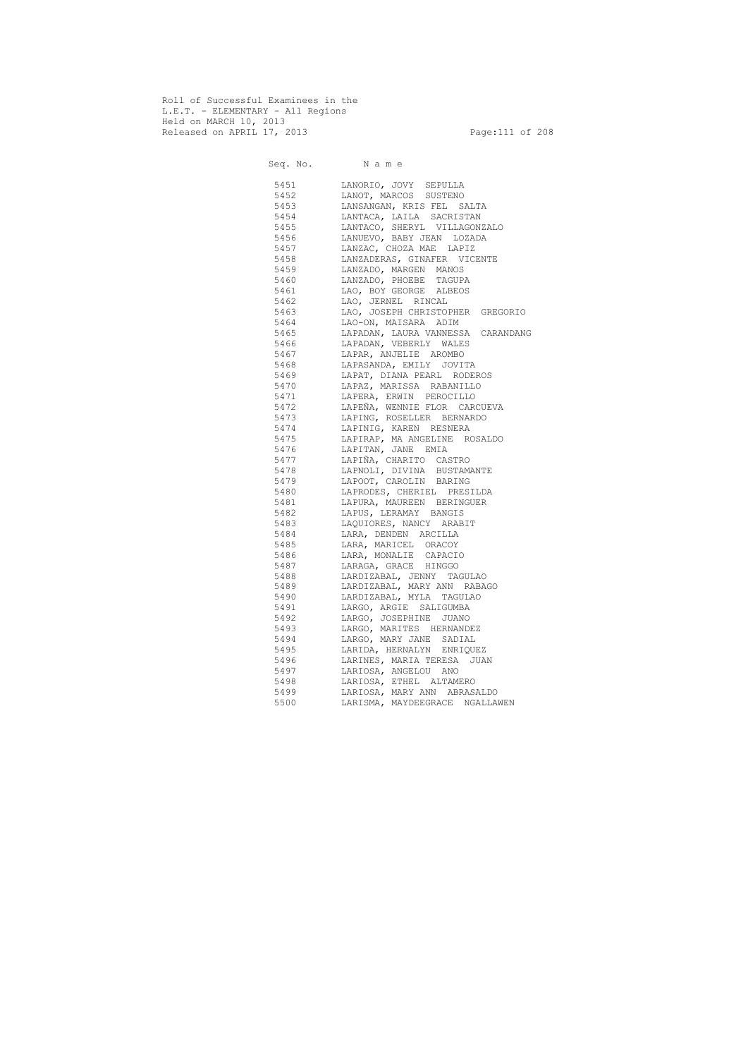Roll of Successful Examinees in the
L.E.T. - ELEMENTARY - All Regions
Held on MARCH 10, 2013
Released on APRIL 17, 2013

| Seq. No. | N a m e |
|---|---|
| 5451 | LANORIO, JOVY SEPULLA |
| 5452 | LANOT, MARCOS SUSTENO |
| 5453 | LANSANGAN, KRIS FEL SALTA |
| 5454 | LANTACA, LAILA SACRISTAN |
| 5455 | LANTACO, SHERYL VILLAGONZALO |
| 5456 | LANUEVO, BABY JEAN LOZADA |
| 5457 | LANZAC, CHOZA MAE LAPIZ |
| 5458 | LANZADERAS, GINAFER VICENTE |
| 5459 | LANZADO, MARGEN MANOS |
| 5460 | LANZADO, PHOEBE TAGUPA |
| 5461 | LAO, BOY GEORGE ALBEOS |
| 5462 | LAO, JERNEL RINCAL |
| 5463 | LAO, JOSEPH CHRISTOPHER GREGORIO |
| 5464 | LAO-ON, MAISARA ADIM |
| 5465 | LAPADAN, LAURA VANNESSA CARANDANG |
| 5466 | LAPADAN, VEBERLY WALES |
| 5467 | LAPAR, ANJELIE AROMBO |
| 5468 | LAPASANDA, EMILY JOVITA |
| 5469 | LAPAT, DIANA PEARL RODEROS |
| 5470 | LAPAZ, MARISSA RABANILLO |
| 5471 | LAPERA, ERWIN PEROCILLO |
| 5472 | LAPEÑA, WENNIE FLOR CARCUEVA |
| 5473 | LAPING, ROSELLER BERNARDO |
| 5474 | LAPINIG, KAREN RESNERA |
| 5475 | LAPIRAP, MA ANGELINE ROSALDO |
| 5476 | LAPITAN, JANE EMIA |
| 5477 | LAPIÑA, CHARITO CASTRO |
| 5478 | LAPNOLI, DIVINA BUSTAMANTE |
| 5479 | LAPOOT, CAROLIN BARING |
| 5480 | LAPRODES, CHERIEL PRESILDA |
| 5481 | LAPURA, MAUREEN BERINGUER |
| 5482 | LAPUS, LERAMAY BANGIS |
| 5483 | LAQUIORES, NANCY ARABIT |
| 5484 | LARA, DENDEN ARCILLA |
| 5485 | LARA, MARICEL ORACOY |
| 5486 | LARA, MONALIE CAPACIO |
| 5487 | LARAGA, GRACE HINGGO |
| 5488 | LARDIZABAL, JENNY TAGULAO |
| 5489 | LARDIZABAL, MARY ANN RABAGO |
| 5490 | LARDIZABAL, MYLA TAGULAO |
| 5491 | LARGO, ARGIE SALIGUMBA |
| 5492 | LARGO, JOSEPHINE JUANO |
| 5493 | LARGO, MARITES HERNANDEZ |
| 5494 | LARGO, MARY JANE SADIAL |
| 5495 | LARIDA, HERNALYN ENRIQUEZ |
| 5496 | LARINES, MARIA TERESA JUAN |
| 5497 | LARIOSA, ANGELOU ANO |
| 5498 | LARIOSA, ETHEL ALTAMERO |
| 5499 | LARIOSA, MARY ANN ABRASALDO |
| 5500 | LARISMA, MAYDEEGRACE NGALLAWEN |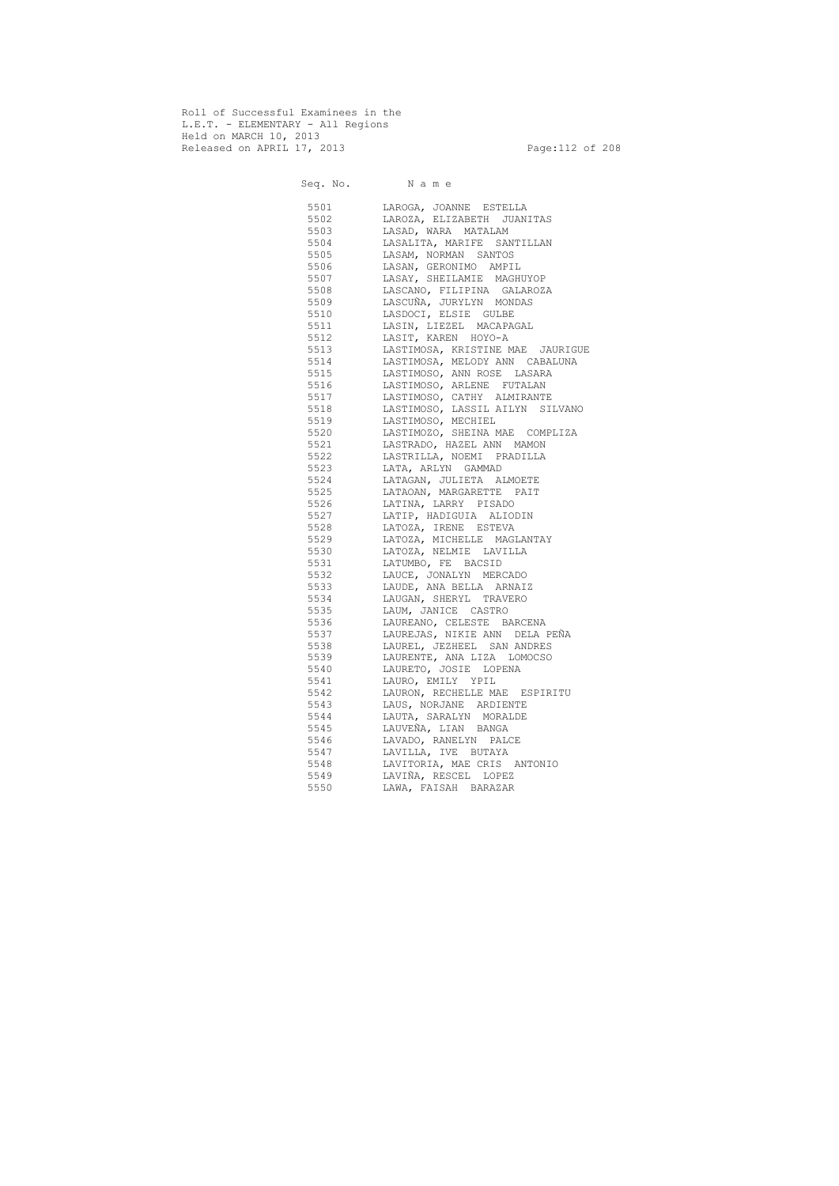Roll of Successful Examinees in the
L.E.T. - ELEMENTARY - All Regions
Held on MARCH 10, 2013
Released on APRIL 17, 2013

| Seq. No. | N a m e |
|---|---|
| 5501 | LAROGA, JOANNE ESTELLA |
| 5502 | LAROZA, ELIZABETH JUANITAS |
| 5503 | LASAD, WARA MATALAM |
| 5504 | LASALITA, MARIFE SANTILLAN |
| 5505 | LASAM, NORMAN SANTOS |
| 5506 | LASAN, GERONIMO AMPIL |
| 5507 | LASAY, SHEILAMIE MAGHUYOP |
| 5508 | LASCANO, FILIPINA GALAROZA |
| 5509 | LASCUÑA, JURYLYN MONDAS |
| 5510 | LASDOCI, ELSIE GULBE |
| 5511 | LASIN, LIEZEL MACAPAGAL |
| 5512 | LASIT, KAREN HOYO-A |
| 5513 | LASTIMOSA, KRISTINE MAE JAURIGUE |
| 5514 | LASTIMOSA, MELODY ANN CABALUNA |
| 5515 | LASTIMOSO, ANN ROSE LASARA |
| 5516 | LASTIMOSO, ARLENE FUTALAN |
| 5517 | LASTIMOSO, CATHY ALMIRANTE |
| 5518 | LASTIMOSO, LASSIL AILYN SILVANO |
| 5519 | LASTIMOSO, MECHIEL |
| 5520 | LASTIMOZO, SHEINA MAE COMPLIZA |
| 5521 | LASTRADO, HAZEL ANN MAMON |
| 5522 | LASTRILLA, NOEMI PRADILLA |
| 5523 | LATA, ARLYN GAMMAD |
| 5524 | LATAGAN, JULIETA ALMOETE |
| 5525 | LATAOAN, MARGARETTE PAIT |
| 5526 | LATINA, LARRY PISADO |
| 5527 | LATIP, HADIGUIA ALIODIN |
| 5528 | LATOZA, IRENE ESTEVA |
| 5529 | LATOZA, MICHELLE MAGLANTAY |
| 5530 | LATOZA, NELMIE LAVILLA |
| 5531 | LATUMBO, FE BACSID |
| 5532 | LAUCE, JONALYN MERCADO |
| 5533 | LAUDE, ANA BELLA ARNAIZ |
| 5534 | LAUGAN, SHERYL TRAVERO |
| 5535 | LAUM, JANICE CASTRO |
| 5536 | LAUREANO, CELESTE BARCENA |
| 5537 | LAUREJAS, NIKIE ANN DELA PEÑA |
| 5538 | LAUREL, JEZHEEL SAN ANDRES |
| 5539 | LAURENTE, ANA LIZA LOMOCSO |
| 5540 | LAURETO, JOSIE LOPENA |
| 5541 | LAURO, EMILY YPIL |
| 5542 | LAURON, RECHELLE MAE ESPIRITU |
| 5543 | LAUS, NORJANE ARDIENTE |
| 5544 | LAUTA, SARALYN MORALDE |
| 5545 | LAUVEÑA, LIAN BANGA |
| 5546 | LAVADO, RANELYN PALCE |
| 5547 | LAVILLA, IVE BUTAYA |
| 5548 | LAVITORIA, MAE CRIS ANTONIO |
| 5549 | LAVIÑA, RESCEL LOPEZ |
| 5550 | LAWA, FAISAH BARAZAR |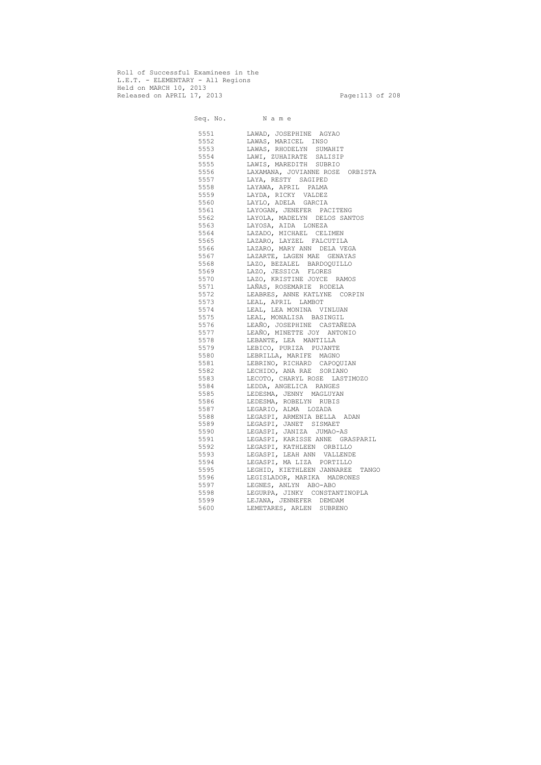Roll of Successful Examinees in the
L.E.T. - ELEMENTARY - All Regions
Held on MARCH 10, 2013
Released on APRIL 17, 2013

| Seq. No. | N a m e |
|---|---|
| 5551 | LAWAD, JOSEPHINE AGYAO |
| 5552 | LAWAS, MARICEL INSO |
| 5553 | LAWAS, RHODELYN SUMAHIT |
| 5554 | LAWI, ZUHAIRATE SALISIP |
| 5555 | LAWIS, MAREDITH SUBRIO |
| 5556 | LAXAMANA, JOVIANNE ROSE ORBISTA |
| 5557 | LAYA, RESTY SAGIPED |
| 5558 | LAYAWA, APRIL PALMA |
| 5559 | LAYDA, RICKY VALDEZ |
| 5560 | LAYLO, ADELA GARCIA |
| 5561 | LAYOGAN, JENEFER PACITENG |
| 5562 | LAYOLA, MADELYN DELOS SANTOS |
| 5563 | LAYOSA, AIDA LONEZA |
| 5564 | LAZADO, MICHAEL CELIMEN |
| 5565 | LAZARO, LAYZEL FALCUTILA |
| 5566 | LAZARO, MARY ANN DELA VEGA |
| 5567 | LAZARTE, LAGEN MAE GENAYAS |
| 5568 | LAZO, BEZALEL BARDOQUILLO |
| 5569 | LAZO, JESSICA FLORES |
| 5570 | LAZO, KRISTINE JOYCE RAMOS |
| 5571 | LAÑAS, ROSEMARIE RODELA |
| 5572 | LEABRES, ANNE KATLYNE CORPIN |
| 5573 | LEAL, APRIL LAMBOT |
| 5574 | LEAL, LEA MONINA VINLUAN |
| 5575 | LEAL, MONALISA BASINGIL |
| 5576 | LEAÑO, JOSEPHINE CASTAÑEDA |
| 5577 | LEAÑO, MINETTE JOY ANTONIO |
| 5578 | LEBANTE, LEA MANTILLA |
| 5579 | LEBICO, PURIZA PUJANTE |
| 5580 | LEBRILLA, MARIFE MAGNO |
| 5581 | LEBRINO, RICHARD CAPOQUIAN |
| 5582 | LECHIDO, ANA RAE SORIANO |
| 5583 | LECOTO, CHARYL ROSE LASTIMOZO |
| 5584 | LEDDA, ANGELICA RANGES |
| 5585 | LEDESMA, JENNY MAGLUYAN |
| 5586 | LEDESMA, ROBELYN RUBIS |
| 5587 | LEGARIO, ALMA LOZADA |
| 5588 | LEGASPI, ARMENIA BELLA ADAN |
| 5589 | LEGASPI, JANET SISMAET |
| 5590 | LEGASPI, JANIZA JUMAO-AS |
| 5591 | LEGASPI, KARISSE ANNE GRASPARIL |
| 5592 | LEGASPI, KATHLEEN ORBILLO |
| 5593 | LEGASPI, LEAH ANN VALLENDE |
| 5594 | LEGASPI, MA LIZA PORTILLO |
| 5595 | LEGHID, KIETHLEEN JANNAREE TANGO |
| 5596 | LEGISLADOR, MARIKA MADRONES |
| 5597 | LEGNES, ANLYN ABO-ABO |
| 5598 | LEGURPA, JINKY CONSTANTINOPLA |
| 5599 | LEJANA, JENNEFER DEMDAM |
| 5600 | LEMETARES, ARLEN SUBRENO |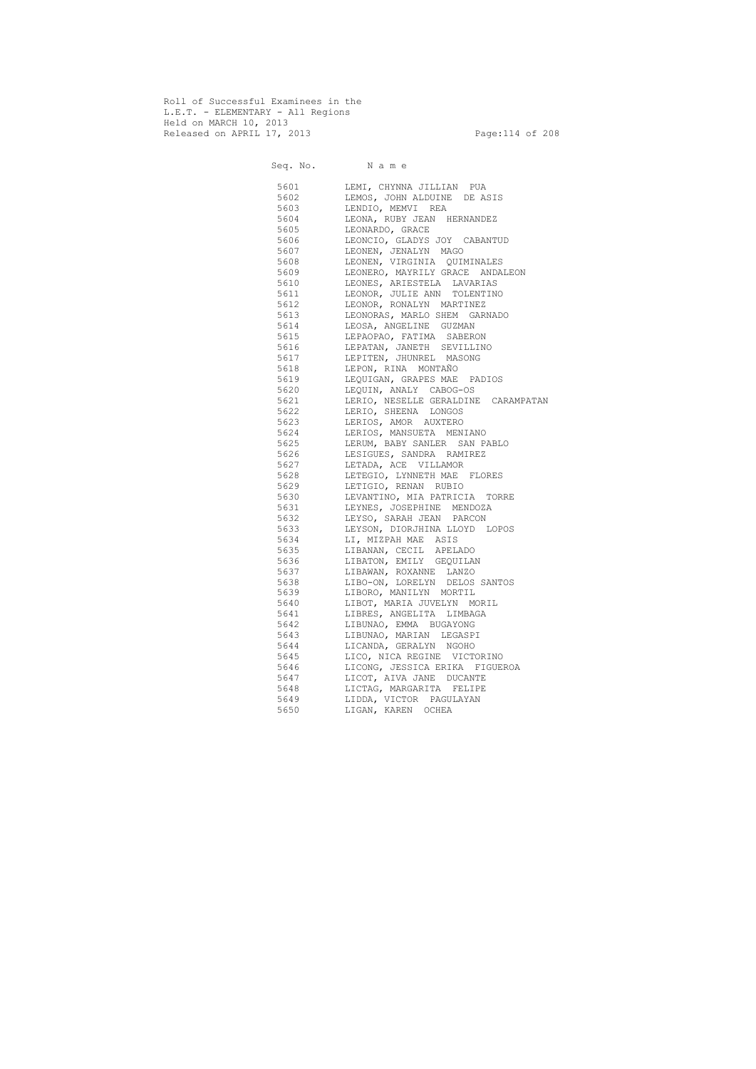Roll of Successful Examinees in the
L.E.T. - ELEMENTARY - All Regions
Held on MARCH 10, 2013
Released on APRIL 17, 2013

| Seq. No. | N a m e |
|---|---|
| 5601 | LEMI, CHYNNA JILLIAN PUA |
| 5602 | LEMOS, JOHN ALDUINE DE ASIS |
| 5603 | LENDIO, MEMVI REA |
| 5604 | LEONA, RUBY JEAN HERNANDEZ |
| 5605 | LEONARDO, GRACE |
| 5606 | LEONCIO, GLADYS JOY CABANTUD |
| 5607 | LEONEN, JENALYN MAGO |
| 5608 | LEONEN, VIRGINIA QUIMINALES |
| 5609 | LEONERO, MAYRILY GRACE ANDALEON |
| 5610 | LEONES, ARIESTELA LAVARIAS |
| 5611 | LEONOR, JULIE ANN TOLENTINO |
| 5612 | LEONOR, RONALYN MARTINEZ |
| 5613 | LEONORAS, MARLO SHEM GARNADO |
| 5614 | LEOSA, ANGELINE GUZMAN |
| 5615 | LEPAOPAO, FATIMA SABERON |
| 5616 | LEPATAN, JANETH SEVILLINO |
| 5617 | LEPITEN, JHUNREL MASONG |
| 5618 | LEPON, RINA MONTAÑO |
| 5619 | LEQUIGAN, GRAPES MAE PADIOS |
| 5620 | LEQUIN, ANALY CABOG-OS |
| 5621 | LERIO, NESELLE GERALDINE CARAMPATAN |
| 5622 | LERIO, SHEENA LONGOS |
| 5623 | LERIOS, AMOR AUXTERO |
| 5624 | LERIOS, MANSUETA MENIANO |
| 5625 | LERUM, BABY SANLER SAN PABLO |
| 5626 | LESIGUES, SANDRA RAMIREZ |
| 5627 | LETADA, ACE VILLAMOR |
| 5628 | LETEGIO, LYNNETH MAE FLORES |
| 5629 | LETIGIO, RENAN RUBIO |
| 5630 | LEVANTINO, MIA PATRICIA TORRE |
| 5631 | LEYNES, JOSEPHINE MENDOZA |
| 5632 | LEYSO, SARAH JEAN PARCON |
| 5633 | LEYSON, DIORJHINA LLOYD LOPOS |
| 5634 | LI, MIZPAH MAE ASIS |
| 5635 | LIBANAN, CECIL APELADO |
| 5636 | LIBATON, EMILY GEQUILAN |
| 5637 | LIBAWAN, ROXANNE LANZO |
| 5638 | LIBO-ON, LORELYN DELOS SANTOS |
| 5639 | LIBORO, MANILYN MORTIL |
| 5640 | LIBOT, MARIA JUVELYN MORIL |
| 5641 | LIBRES, ANGELITA LIMBAGA |
| 5642 | LIBUNAO, EMMA BUGAYONG |
| 5643 | LIBUNAO, MARIAN LEGASPI |
| 5644 | LICANDA, GERALYN NGOHO |
| 5645 | LICO, NICA REGINE VICTORINO |
| 5646 | LICONG, JESSICA ERIKA FIGUEROA |
| 5647 | LICOT, AIVA JANE DUCANTE |
| 5648 | LICTAG, MARGARITA FELIPE |
| 5649 | LIDDA, VICTOR PAGULAYAN |
| 5650 | LIGAN, KAREN OCHEA |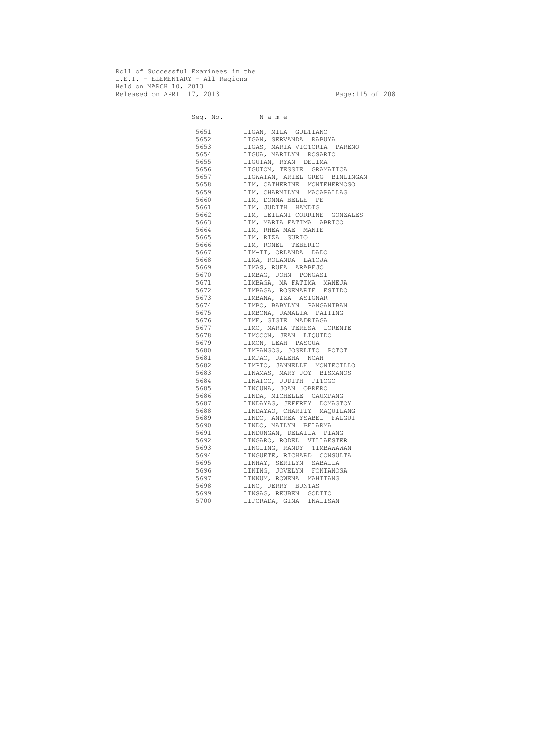Roll of Successful Examinees in the
L.E.T. - ELEMENTARY - All Regions
Held on MARCH 10, 2013
Released on APRIL 17, 2013

| Seq. No. | N a m e |
|---|---|
| 5651 | LIGAN, MILA GULTIANO |
| 5652 | LIGAN, SERVANDA RABUYA |
| 5653 | LIGAS, MARIA VICTORIA PARENO |
| 5654 | LIGUA, MARILYN ROSARIO |
| 5655 | LIGUTAN, RYAN DELIMA |
| 5656 | LIGUTOM, TESSIE GRAMATICA |
| 5657 | LIGWATAN, ARIEL GREG BINLINGAN |
| 5658 | LIM, CATHERINE MONTEHERMOSO |
| 5659 | LIM, CHARMILYN MACAPALLAG |
| 5660 | LIM, DONNA BELLE PE |
| 5661 | LIM, JUDITH HANDIG |
| 5662 | LIM, LEILANI CORRINE GONZALES |
| 5663 | LIM, MARIA FATIMA ABRICO |
| 5664 | LIM, RHEA MAE MANTE |
| 5665 | LIM, RIZA SURIO |
| 5666 | LIM, RONEL TEBERIO |
| 5667 | LIM-IT, ORLANDA DADO |
| 5668 | LIMA, ROLANDA LATOJA |
| 5669 | LIMAS, RUFA ARABEJO |
| 5670 | LIMBAG, JOHN PONGASI |
| 5671 | LIMBAGA, MA FATIMA MANEJA |
| 5672 | LIMBAGA, ROSEMARIE ESTIDO |
| 5673 | LIMBANA, IZA ASIGNAR |
| 5674 | LIMBO, BABYLYN PANGANIBAN |
| 5675 | LIMBONA, JAMALIA PAITING |
| 5676 | LIME, GIGIE MADRIAGA |
| 5677 | LIMO, MARIA TERESA LORENTE |
| 5678 | LIMOCON, JEAN LIQUIDO |
| 5679 | LIMON, LEAH PASCUA |
| 5680 | LIMPANGOG, JOSELITO POTOT |
| 5681 | LIMPAO, JALEHA NOAH |
| 5682 | LIMPIO, JANNELLE MONTECILLO |
| 5683 | LINAMAS, MARY JOY BISMANOS |
| 5684 | LINATOC, JUDITH PITOGO |
| 5685 | LINCUNA, JOAN OBRERO |
| 5686 | LINDA, MICHELLE CAUMPANG |
| 5687 | LINDAYAG, JEFFREY DOMAGTOY |
| 5688 | LINDAYAO, CHARITY MAQUILANG |
| 5689 | LINDO, ANDREA YSABEL FALGUI |
| 5690 | LINDO, MAILYN BELARMA |
| 5691 | LINDUNGAN, DELAILA PIANG |
| 5692 | LINGARO, RODEL VILLAESTER |
| 5693 | LINGLING, RANDY TIMBAWAWAN |
| 5694 | LINGUETE, RICHARD CONSULTA |
| 5695 | LINHAY, SERILYN SABALLA |
| 5696 | LINING, JOVELYN FONTANOSA |
| 5697 | LINNUM, ROWENA MAHITANG |
| 5698 | LINO, JERRY BUNTAS |
| 5699 | LINSAG, REUBEN GODITO |
| 5700 | LIPORADA, GINA INALISAN |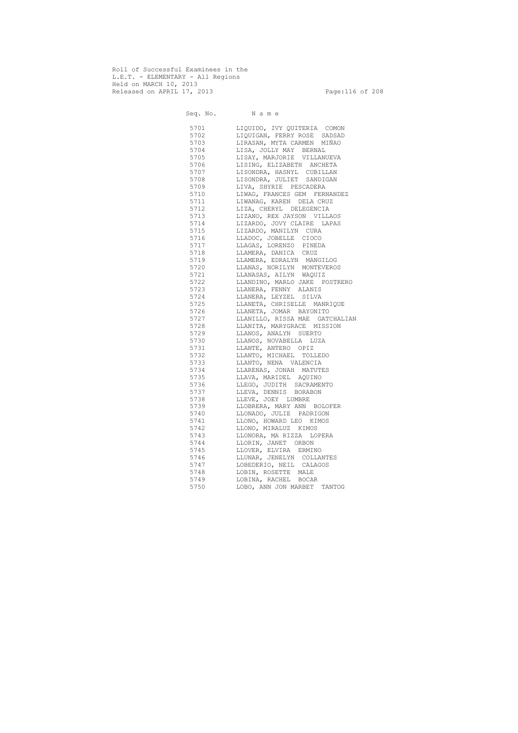Roll of Successful Examinees in the
L.E.T. - ELEMENTARY - All Regions
Held on MARCH 10, 2013
Released on APRIL 17, 2013

| Seq. No. | N a m e |
|---|---|
| 5701 | LIQUIDO, IVY QUITERIA COMON |
| 5702 | LIQUIGAN, FERRY ROSE SADSAD |
| 5703 | LIRASAN, MYTA CARMEN MIÑAO |
| 5704 | LISA, JOLLY MAY BERNAL |
| 5705 | LISAY, MARJORIE VILLANUEVA |
| 5706 | LISING, ELIZABETH ANCHETA |
| 5707 | LISONDRA, HASNYL CUBILLAN |
| 5708 | LISONDRA, JULIET SANDIGAN |
| 5709 | LIVA, SHYRIE PESCADERA |
| 5710 | LIWAG, FRANCES GEM FERNANDEZ |
| 5711 | LIWANAG, KAREN DELA CRUZ |
| 5712 | LIZA, CHERYL DELEGENCIA |
| 5713 | LIZANO, REX JAYSON VILLAOS |
| 5714 | LIZARDO, JOVY CLAIRE LAPAS |
| 5715 | LIZARDO, MANILYN CURA |
| 5716 | LLADOC, JOBELLE CIOCO |
| 5717 | LLAGAS, LORENZO PINEDA |
| 5718 | LLAMERA, DANICA CRUZ |
| 5719 | LLAMERA, EDRALYN MANGILOG |
| 5720 | LLANAS, NORILYN MONTEVEROS |
| 5721 | LLANASAS, AILYN WAQUIZ |
| 5722 | LLANDINO, MARLO JAKE POSTRERO |
| 5723 | LLANERA, FENNY ALANIS |
| 5724 | LLANERA, LEYZEL SILVA |
| 5725 | LLANETA, CHRISELLE MANRIQUE |
| 5726 | LLANETA, JOMAR BAYONITO |
| 5727 | LLANILLO, RISSA MAE GATCHALIAN |
| 5728 | LLANITA, MARYGRACE MISSION |
| 5729 | LLANOS, ANALYN SUERTO |
| 5730 | LLANOS, NOVABELLA LUZA |
| 5731 | LLANTE, ANTERO OPIZ |
| 5732 | LLANTO, MICHAEL TOLLEDO |
| 5733 | LLANTO, NENA VALENCIA |
| 5734 | LLARENAS, JONAH MATUTES |
| 5735 | LLAVA, MARIDEL AQUINO |
| 5736 | LLEGO, JUDITH SACRAMENTO |
| 5737 | LLEVA, DENNIS BORABON |
| 5738 | LLEVE, JOEY LUMBRE |
| 5739 | LLOBRERA, MARY ANN BOLOFER |
| 5740 | LLONADO, JULIE PADRIGON |
| 5741 | LLONO, HOWARD LEO KIMOS |
| 5742 | LLONO, MIRALUZ KIMOS |
| 5743 | LLONORA, MA RIZZA LOPERA |
| 5744 | LLORIN, JANET ORBON |
| 5745 | LLOVER, ELVIRA ERMINO |
| 5746 | LLUNAR, JENELYN COLLANTES |
| 5747 | LOBEDERIO, NEIL CALAGOS |
| 5748 | LOBIN, ROSETTE MALE |
| 5749 | LOBINA, RACHEL BOCAR |
| 5750 | LOBO, ANN JON MARBET TANTOG |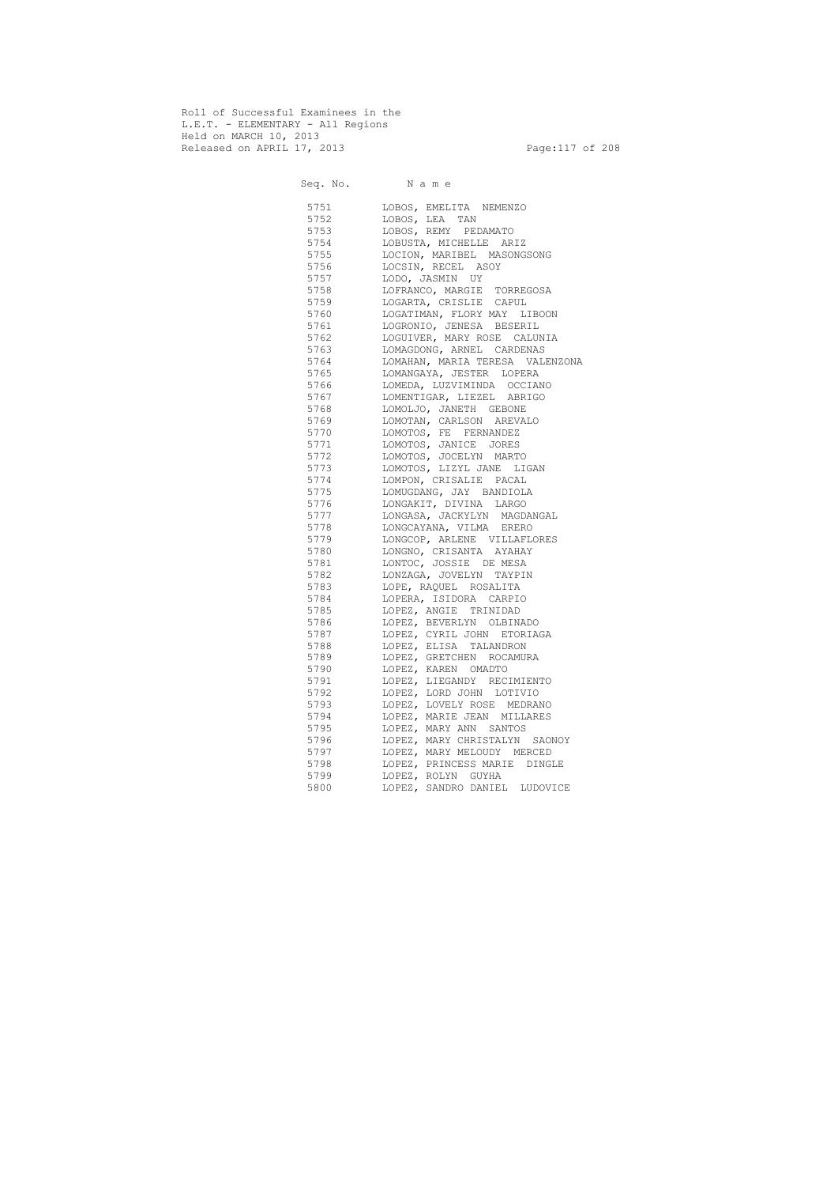Roll of Successful Examinees in the
L.E.T. - ELEMENTARY - All Regions
Held on MARCH 10, 2013
Released on APRIL 17, 2013

| Seq. No. | N a m e |
|---|---|
| 5751 | LOBOS, EMELITA NEMENZO |
| 5752 | LOBOS, LEA TAN |
| 5753 | LOBOS, REMY PEDAMATO |
| 5754 | LOBUSTA, MICHELLE ARIZ |
| 5755 | LOCION, MARIBEL MASONGSONG |
| 5756 | LOCSIN, RECEL ASOY |
| 5757 | LODO, JASMIN UY |
| 5758 | LOFRANCO, MARGIE TORREGOSA |
| 5759 | LOGARTA, CRISLIE CAPUL |
| 5760 | LOGATIMAN, FLORY MAY LIBOON |
| 5761 | LOGRONIO, JENESA BESERIL |
| 5762 | LOGUIVER, MARY ROSE CALUNIA |
| 5763 | LOMAGDONG, ARNEL CARDENAS |
| 5764 | LOMAHAN, MARIA TERESA VALENZONA |
| 5765 | LOMANGAYA, JESTER LOPERA |
| 5766 | LOMEDA, LUZVIMINDA OCCIANO |
| 5767 | LOMENTIGAR, LIEZEL ABRIGO |
| 5768 | LOMOLJO, JANETH GEBONE |
| 5769 | LOMOTAN, CARLSON AREVALO |
| 5770 | LOMOTOS, FE FERNANDEZ |
| 5771 | LOMOTOS, JANICE JORES |
| 5772 | LOMOTOS, JOCELYN MARTO |
| 5773 | LOMOTOS, LIZYL JANE LIGAN |
| 5774 | LOMPON, CRISALIE PACAL |
| 5775 | LOMUGDANG, JAY BANDIOLA |
| 5776 | LONGAKIT, DIVINA LARGO |
| 5777 | LONGASA, JACKYLYN MAGDANGAL |
| 5778 | LONGCAYANA, VILMA ERERO |
| 5779 | LONGCOP, ARLENE VILLAFLORES |
| 5780 | LONGNO, CRISANTA AYAHAY |
| 5781 | LONTOC, JOSSIE DE MESA |
| 5782 | LONZAGA, JOVELYN TAYPIN |
| 5783 | LOPE, RAQUEL ROSALITA |
| 5784 | LOPERA, ISIDORA CARPIO |
| 5785 | LOPEZ, ANGIE TRINIDAD |
| 5786 | LOPEZ, BEVERLYN OLBINADO |
| 5787 | LOPEZ, CYRIL JOHN ETORIAGA |
| 5788 | LOPEZ, ELISA TALANDRON |
| 5789 | LOPEZ, GRETCHEN ROCAMURA |
| 5790 | LOPEZ, KAREN OMADTO |
| 5791 | LOPEZ, LIEGANDY RECIMIENTO |
| 5792 | LOPEZ, LORD JOHN LOTIVIO |
| 5793 | LOPEZ, LOVELY ROSE MEDRANO |
| 5794 | LOPEZ, MARIE JEAN MILLARES |
| 5795 | LOPEZ, MARY ANN SANTOS |
| 5796 | LOPEZ, MARY CHRISTALYN SAONOY |
| 5797 | LOPEZ, MARY MELOUDY MERCED |
| 5798 | LOPEZ, PRINCESS MARIE DINGLE |
| 5799 | LOPEZ, ROLYN GUYHA |
| 5800 | LOPEZ, SANDRO DANIEL LUDOVICE |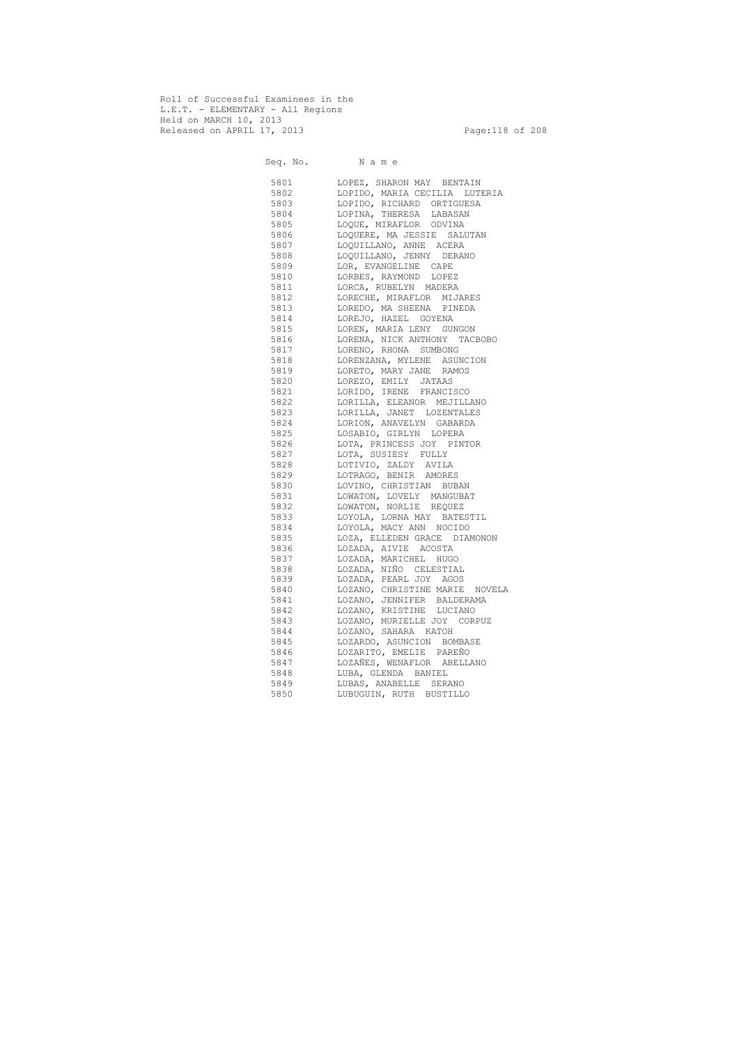Roll of Successful Examinees in the
L.E.T. - ELEMENTARY - All Regions
Held on MARCH 10, 2013
Released on APRIL 17, 2013

| Seq. No. | N a m e |
|---|---|
| 5801 | LOPEZ, SHARON MAY BENTAIN |
| 5802 | LOPIDO, MARIA CECILIA LUTERIA |
| 5803 | LOPIDO, RICHARD ORTIGUESA |
| 5804 | LOPINA, THERESA LABASAN |
| 5805 | LOQUE, MIRAFLOR ODVINA |
| 5806 | LOQUERE, MA JESSIE SALUTAN |
| 5807 | LOQUILLANO, ANNE ACERA |
| 5808 | LOQUILLANO, JENNY DERANO |
| 5809 | LOR, EVANGELINE CAPE |
| 5810 | LORBES, RAYMOND LOPEZ |
| 5811 | LORCA, RUBELYN MADERA |
| 5812 | LORECHE, MIRAFLOR MIJARES |
| 5813 | LOREDO, MA SHEENA PINEDA |
| 5814 | LOREJO, HAZEL GOYENA |
| 5815 | LOREN, MARIA LENY GUNGON |
| 5816 | LORENA, NICK ANTHONY TACBOBO |
| 5817 | LORENO, RHONA SUMBONG |
| 5818 | LORENZANA, MYLENE ASUNCION |
| 5819 | LORETO, MARY JANE RAMOS |
| 5820 | LOREZO, EMILY JATAAS |
| 5821 | LORIDO, IRENE FRANCISCO |
| 5822 | LORILLA, ELEANOR MEJILLANO |
| 5823 | LORILLA, JANET LOZENTALES |
| 5824 | LORION, ANAVELYN GABARDA |
| 5825 | LOSABIO, GIRLYN LOPERA |
| 5826 | LOTA, PRINCESS JOY PINTOR |
| 5827 | LOTA, SUSIESY FULLY |
| 5828 | LOTIVIO, ZALDY AVILA |
| 5829 | LOTRAGO, BENIR AMORES |
| 5830 | LOVINO, CHRISTIAN BUBAN |
| 5831 | LOWATON, LOVELY MANGUBAT |
| 5832 | LOWATON, NORLIE REQUEZ |
| 5833 | LOYOLA, LORNA MAY BATESTIL |
| 5834 | LOYOLA, MACY ANN NOCIDO |
| 5835 | LOZA, ELLEDEN GRACE DIAMONON |
| 5836 | LOZADA, AIVIE ACOSTA |
| 5837 | LOZADA, MARICHEL HUGO |
| 5838 | LOZADA, NIÑO CELESTIAL |
| 5839 | LOZADA, PEARL JOY AGOS |
| 5840 | LOZANO, CHRISTINE MARIE NOVELA |
| 5841 | LOZANO, JENNIFER BALDERAMA |
| 5842 | LOZANO, KRISTINE LUCIANO |
| 5843 | LOZANO, MURIELLE JOY CORPUZ |
| 5844 | LOZANO, SAHARA KATOH |
| 5845 | LOZARDO, ASUNCION BOMBASE |
| 5846 | LOZARITO, EMELIE PAREÑO |
| 5847 | LOZAÑES, WENAFLOR ABELLANO |
| 5848 | LUBA, GLENDA BANIEL |
| 5849 | LUBAS, ANABELLE SERANO |
| 5850 | LUBUGUIN, RUTH BUSTILLO |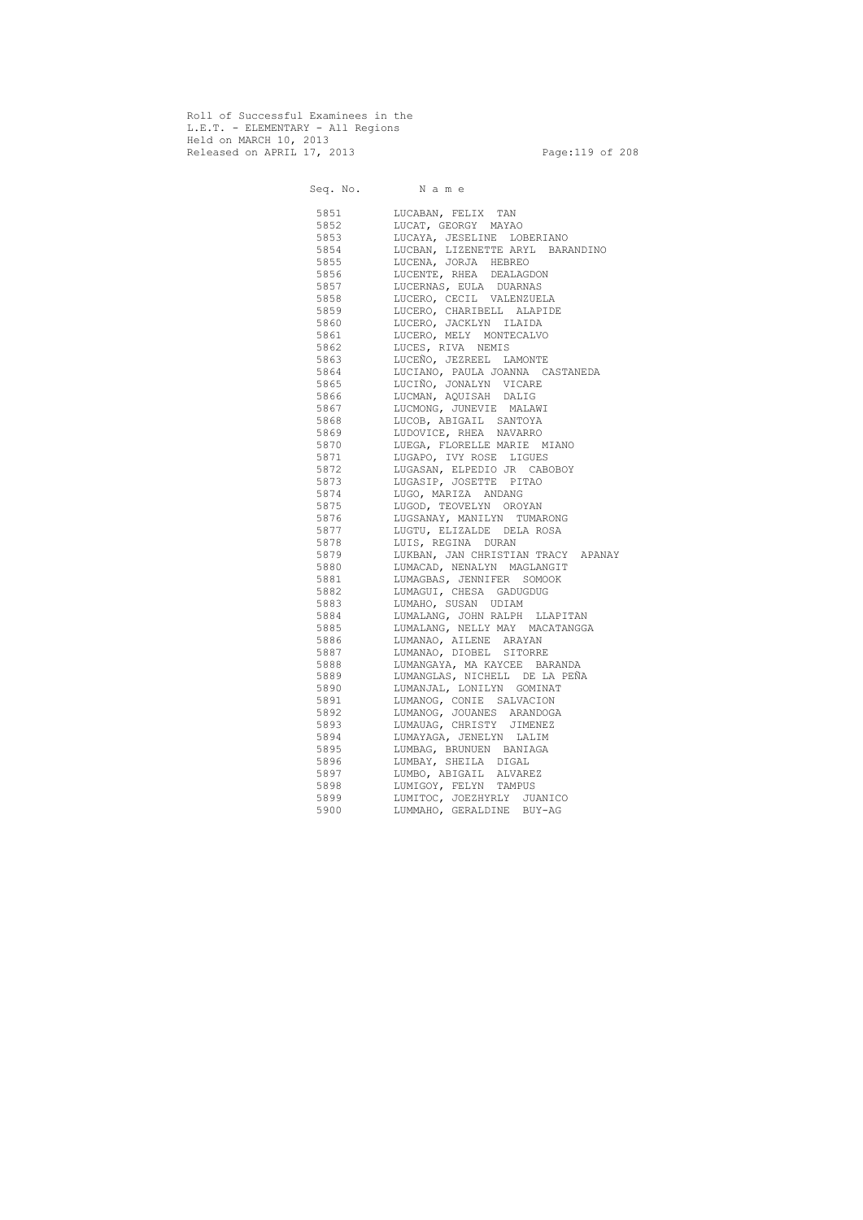Roll of Successful Examinees in the
L.E.T. - ELEMENTARY - All Regions
Held on MARCH 10, 2013
Released on APRIL 17, 2013

| Seq. No. | N a m e |
|---|---|
| 5851 | LUCABAN, FELIX TAN |
| 5852 | LUCAT, GEORGY MAYAO |
| 5853 | LUCAYA, JESELINE LOBERIANO |
| 5854 | LUCBAN, LIZENETTE ARYL BARANDINO |
| 5855 | LUCENA, JORJA HEBREO |
| 5856 | LUCENTE, RHEA DEALAGDON |
| 5857 | LUCERNAS, EULA DUARNAS |
| 5858 | LUCERO, CECIL VALENZUELA |
| 5859 | LUCERO, CHARIBELL ALAPIDE |
| 5860 | LUCERO, JACKLYN ILAIDA |
| 5861 | LUCERO, MELY MONTECALVO |
| 5862 | LUCES, RIVA NEMIS |
| 5863 | LUCEÑO, JEZREEL LAMONTE |
| 5864 | LUCIANO, PAULA JOANNA CASTANEDA |
| 5865 | LUCIÑO, JONALYN VICARE |
| 5866 | LUCMAN, AQUISAH DALIG |
| 5867 | LUCMONG, JUNEVIE MALAWI |
| 5868 | LUCOB, ABIGAIL SANTOYA |
| 5869 | LUDOVICE, RHEA NAVARRO |
| 5870 | LUEGA, FLORELLE MARIE MIANO |
| 5871 | LUGAPO, IVY ROSE LIGUES |
| 5872 | LUGASAN, ELPEDIO JR CABOBOY |
| 5873 | LUGASIP, JOSETTE PITAO |
| 5874 | LUGO, MARIZA ANDANG |
| 5875 | LUGOD, TEOVELYN OROYAN |
| 5876 | LUGSANAY, MANILYN TUMARONG |
| 5877 | LUGTU, ELIZALDE DELA ROSA |
| 5878 | LUIS, REGINA DURAN |
| 5879 | LUKBAN, JAN CHRISTIAN TRACY APANAY |
| 5880 | LUMACAD, NENALYN MAGLANGIT |
| 5881 | LUMAGBAS, JENNIFER SOMOOK |
| 5882 | LUMAGUI, CHESA GADUGDUG |
| 5883 | LUMAHO, SUSAN UDIAM |
| 5884 | LUMALANG, JOHN RALPH LLAPITAN |
| 5885 | LUMALANG, NELLY MAY MACATANGGA |
| 5886 | LUMANAO, AILENE ARAYAN |
| 5887 | LUMANAO, DIOBEL SITORRE |
| 5888 | LUMANGAYA, MA KAYCEE BARANDA |
| 5889 | LUMANGLAS, NICHELL DE LA PEÑA |
| 5890 | LUMANJAL, LONILYN GOMINAT |
| 5891 | LUMANOG, CONIE SALVACION |
| 5892 | LUMANOG, JOUANES ARANDOGA |
| 5893 | LUMAUAG, CHRISTY JIMENEZ |
| 5894 | LUMAYAGA, JENELYN LALIM |
| 5895 | LUMBAG, BRUNUEN BANIAGA |
| 5896 | LUMBAY, SHEILA DIGAL |
| 5897 | LUMBO, ABIGAIL ALVAREZ |
| 5898 | LUMIGOY, FELYN TAMPUS |
| 5899 | LUMITOC, JOEZHYRLY JUANICO |
| 5900 | LUMMAHO, GERALDINE BUY-AG |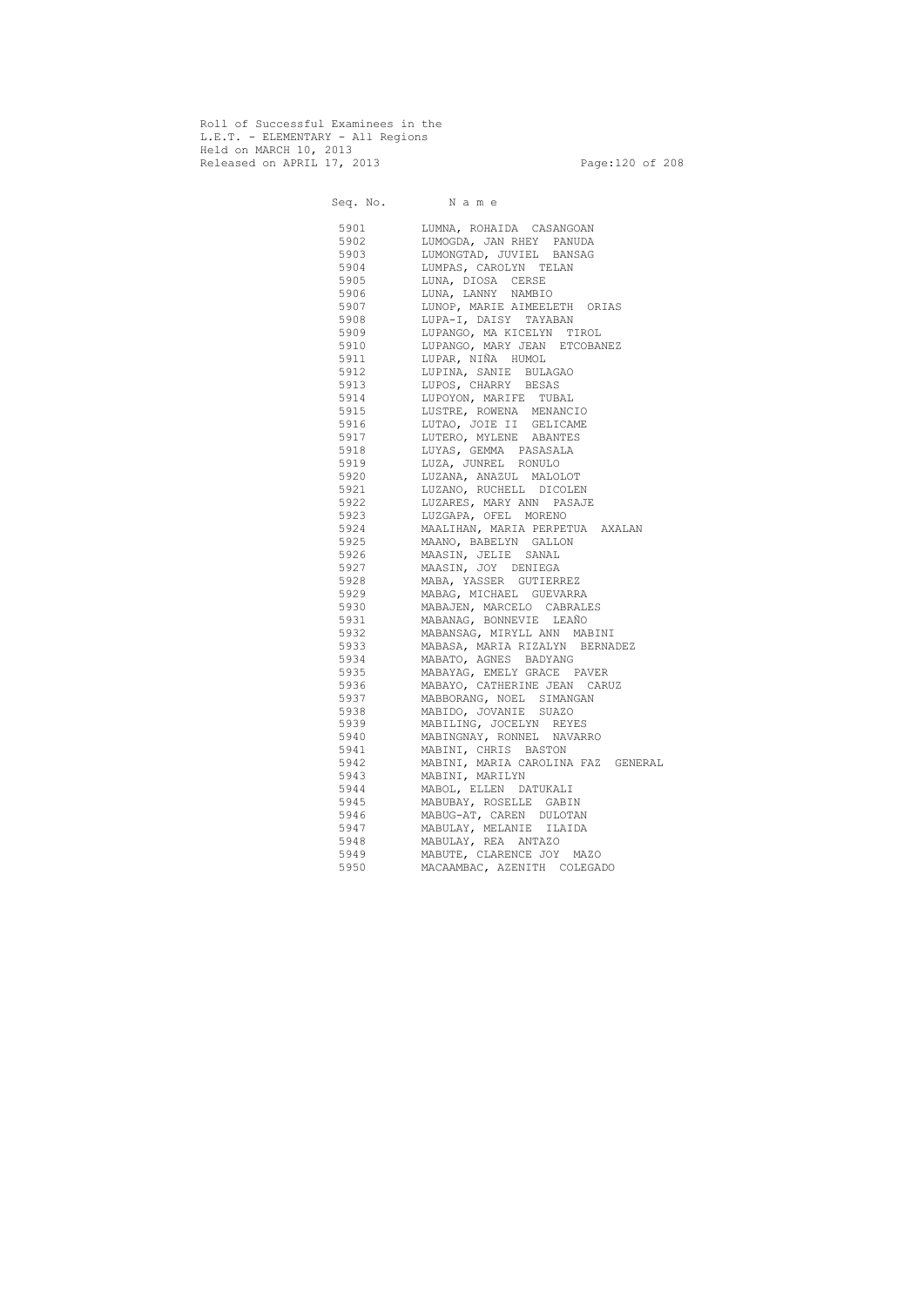Roll of Successful Examinees in the
L.E.T. - ELEMENTARY - All Regions
Held on MARCH 10, 2013
Released on APRIL 17, 2013

| Seq. No. | N a m e |
|---|---|
| 5901 | LUMNA, ROHAIDA CASANGOAN |
| 5902 | LUMOGDA, JAN RHEY PANUDA |
| 5903 | LUMONGTAD, JUVIEL BANSAG |
| 5904 | LUMPAS, CAROLYN TELAN |
| 5905 | LUNA, DIOSA CERSE |
| 5906 | LUNA, LANNY NAMBIO |
| 5907 | LUNOP, MARIE AIMEELETH ORIAS |
| 5908 | LUPA-I, DAISY TAYABAN |
| 5909 | LUPANGO, MA KICELYN TIROL |
| 5910 | LUPANGO, MARY JEAN ETCOBANEZ |
| 5911 | LUPAR, NIÑA HUMOL |
| 5912 | LUPINA, SANIE BULAGAO |
| 5913 | LUPOS, CHARRY BESAS |
| 5914 | LUPOYON, MARIFE TUBAL |
| 5915 | LUSTRE, ROWENA MENANCIO |
| 5916 | LUTAO, JOIE II GELICAME |
| 5917 | LUTERO, MYLENE ABANTES |
| 5918 | LUYAS, GEMMA PASASALA |
| 5919 | LUZA, JUNREL RONULO |
| 5920 | LUZANA, ANAZUL MALOLOT |
| 5921 | LUZANO, RUCHELL DICOLEN |
| 5922 | LUZARES, MARY ANN PASAJE |
| 5923 | LUZGAPA, OFEL MORENO |
| 5924 | MAALIHAN, MARIA PERPETUA AXALAN |
| 5925 | MAANO, BABELYN GALLON |
| 5926 | MAASIN, JELIE SANAL |
| 5927 | MAASIN, JOY DENIEGA |
| 5928 | MABA, YASSER GUTIERREZ |
| 5929 | MABAG, MICHAEL GUEVARRA |
| 5930 | MABAJEN, MARCELO CABRALES |
| 5931 | MABANAG, BONNEVIE LEAÑO |
| 5932 | MABANSAG, MIRYLL ANN MABINI |
| 5933 | MABASA, MARIA RIZALYN BERNADEZ |
| 5934 | MABATO, AGNES BADYANG |
| 5935 | MABAYAG, EMELY GRACE PAVER |
| 5936 | MABAYO, CATHERINE JEAN CARUZ |
| 5937 | MABBORANG, NOEL SIMANGAN |
| 5938 | MABIDO, JOVANIE SUAZO |
| 5939 | MABILING, JOCELYN REYES |
| 5940 | MABINGNAY, RONNEL NAVARRO |
| 5941 | MABINI, CHRIS BASTON |
| 5942 | MABINI, MARIA CAROLINA FAZ GENERAL |
| 5943 | MABINI, MARILYN |
| 5944 | MABOL, ELLEN DATUKALI |
| 5945 | MABUBAY, ROSELLE GABIN |
| 5946 | MABUG-AT, CAREN DULOTAN |
| 5947 | MABULAY, MELANIE ILAIDA |
| 5948 | MABULAY, REA ANTAZO |
| 5949 | MABUTE, CLARENCE JOY MAZO |
| 5950 | MACAAMBAC, AZENITH COLEGADO |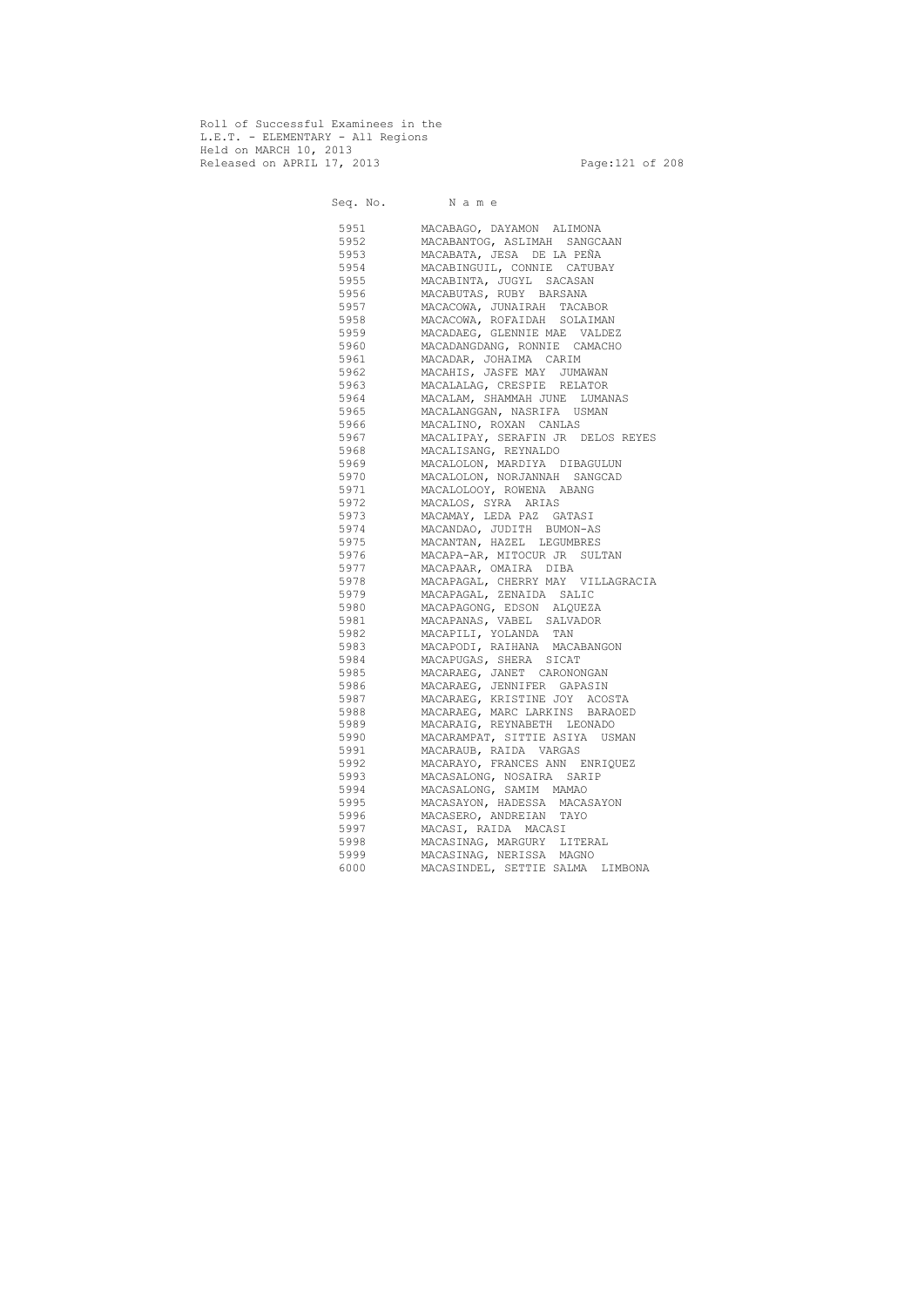Roll of Successful Examinees in the
L.E.T. - ELEMENTARY - All Regions
Held on MARCH 10, 2013
Released on APRIL 17, 2013

| Seq. No. | N a m e |
|---|---|
| 5951 | MACABAGO, DAYAMON ALIMONA |
| 5952 | MACABANTOG, ASLIMAH SANGCAAN |
| 5953 | MACABATA, JESA DE LA PEÑA |
| 5954 | MACABINGUIL, CONNIE CATUBAY |
| 5955 | MACABINTA, JUGYL SACASAN |
| 5956 | MACABUTAS, RUBY BARSANA |
| 5957 | MACACOWA, JUNAIRAH TACABOR |
| 5958 | MACACOWA, ROFAIDAH SOLAIMAN |
| 5959 | MACADAEG, GLENNIE MAE VALDEZ |
| 5960 | MACADANGDANG, RONNIE CAMACHO |
| 5961 | MACADAR, JOHAIMA CARIM |
| 5962 | MACAHIS, JASFE MAY JUMAWAN |
| 5963 | MACALALAG, CRESPIE RELATOR |
| 5964 | MACALAM, SHAMMAH JUNE LUMANAS |
| 5965 | MACALANGGAN, NASRIFA USMAN |
| 5966 | MACALINO, ROXAN CANLAS |
| 5967 | MACALIPAY, SERAFIN JR DELOS REYES |
| 5968 | MACALISANG, REYNALDO |
| 5969 | MACALOLON, MARDIYA DIBAGULUN |
| 5970 | MACALOLON, NORJANNAH SANGCAD |
| 5971 | MACALOLOOY, ROWENA ABANG |
| 5972 | MACALOS, SYRA ARIAS |
| 5973 | MACAMAY, LEDA PAZ GATASI |
| 5974 | MACANDAO, JUDITH BUMON-AS |
| 5975 | MACANTAN, HAZEL LEGUMBRES |
| 5976 | MACAPA-AR, MITOCUR JR SULTAN |
| 5977 | MACAPAAR, OMAIRA DIBA |
| 5978 | MACAPAGAL, CHERRY MAY VILLAGRACIA |
| 5979 | MACAPAGAL, ZENAIDA SALIC |
| 5980 | MACAPAGONG, EDSON ALQUEZA |
| 5981 | MACAPANAS, VABEL SALVADOR |
| 5982 | MACAPILI, YOLANDA TAN |
| 5983 | MACAPODI, RAIHANA MACABANGON |
| 5984 | MACAPUGAS, SHERA SICAT |
| 5985 | MACARAEG, JANET CARONONGAN |
| 5986 | MACARAEG, JENNIFER GAPASIN |
| 5987 | MACARAEG, KRISTINE JOY ACOSTA |
| 5988 | MACARAEG, MARC LARKINS BARAOED |
| 5989 | MACARAIG, REYNABETH LEONADO |
| 5990 | MACARAMPAT, SITTIE ASIYA USMAN |
| 5991 | MACARAUB, RAIDA VARGAS |
| 5992 | MACARAYO, FRANCES ANN ENRIQUEZ |
| 5993 | MACASALONG, NOSAIRA SARIP |
| 5994 | MACASALONG, SAMIM MAMAO |
| 5995 | MACASAYON, HADESSA MACASAYON |
| 5996 | MACASERO, ANDREIAN TAYO |
| 5997 | MACASI, RAIDA MACASI |
| 5998 | MACASINAG, MARGURY LITERAL |
| 5999 | MACASINAG, NERISSA MAGNO |
| 6000 | MACASINDEL, SETTIE SALMA LIMBONA |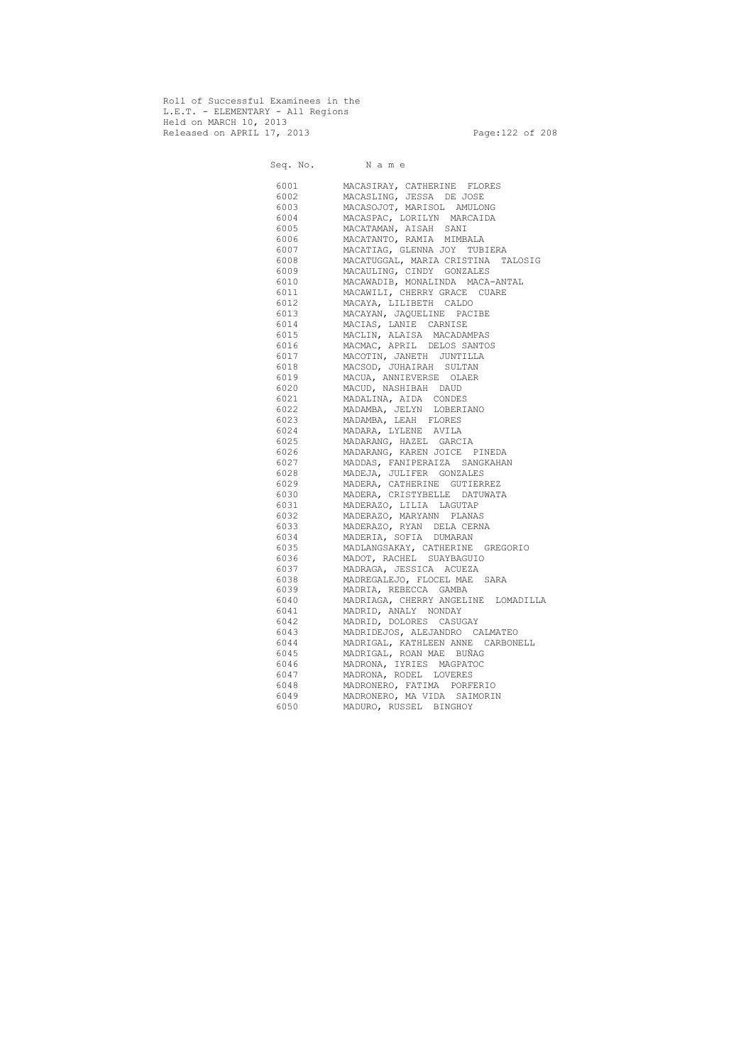Roll of Successful Examinees in the
L.E.T. - ELEMENTARY - All Regions
Held on MARCH 10, 2013
Released on APRIL 17, 2013

| Seq. No. | N a m e |
|---|---|
| 6001 | MACASIRAY, CATHERINE FLORES |
| 6002 | MACASLING, JESSA DE JOSE |
| 6003 | MACASOJOT, MARISOL AMULONG |
| 6004 | MACASPAC, LORILYN MARCAIDA |
| 6005 | MACATAMAN, AISAH SANI |
| 6006 | MACATANTO, RAMIA MIMBALA |
| 6007 | MACATIAG, GLENNA JOY TUBIERA |
| 6008 | MACATUGGAL, MARIA CRISTINA TALOSIG |
| 6009 | MACAULING, CINDY GONZALES |
| 6010 | MACAWADIB, MONALINDA MACA-ANTAL |
| 6011 | MACAWILI, CHERRY GRACE CUARE |
| 6012 | MACAYA, LILIBETH CALDO |
| 6013 | MACAYAN, JAQUELINE PACIBE |
| 6014 | MACIAS, LANIE CARNISE |
| 6015 | MACLIN, ALAISA MACADAMPAS |
| 6016 | MACMAC, APRIL DELOS SANTOS |
| 6017 | MACOTIN, JANETH JUNTILLA |
| 6018 | MACSOD, JUHAIRAH SULTAN |
| 6019 | MACUA, ANNIEVERSE OLAER |
| 6020 | MACUD, NASHIBAH DAUD |
| 6021 | MADALINA, AIDA CONDES |
| 6022 | MADAMBA, JELYN LOBERIANO |
| 6023 | MADAMBA, LEAH FLORES |
| 6024 | MADARA, LYLENE AVILA |
| 6025 | MADARANG, HAZEL GARCIA |
| 6026 | MADARANG, KAREN JOICE PINEDA |
| 6027 | MADDAS, FANIPERAIZA SANGKAHAN |
| 6028 | MADEJA, JULIFER GONZALES |
| 6029 | MADERA, CATHERINE GUTIERREZ |
| 6030 | MADERA, CRISTYBELLE DATUWATA |
| 6031 | MADERAZO, LILIA LAGUTAP |
| 6032 | MADERAZO, MARYANN PLANAS |
| 6033 | MADERAZO, RYAN DELA CERNA |
| 6034 | MADERIA, SOFIA DUMARAN |
| 6035 | MADLANGSAKAY, CATHERINE GREGORIO |
| 6036 | MADOT, RACHEL SUAYBAGUIO |
| 6037 | MADRAGA, JESSICA ACUEZA |
| 6038 | MADREGALEJO, FLOCEL MAE SARA |
| 6039 | MADRIA, REBECCA GAMBA |
| 6040 | MADRIAGA, CHERRY ANGELINE LOMADILLA |
| 6041 | MADRID, ANALY NONDAY |
| 6042 | MADRID, DOLORES CASUGAY |
| 6043 | MADRIDEJOS, ALEJANDRO CALMATEO |
| 6044 | MADRIGAL, KATHLEEN ANNE CARBONELL |
| 6045 | MADRIGAL, ROAN MAE BUÑAG |
| 6046 | MADRONA, IYRIES MAGPATOC |
| 6047 | MADRONA, RODEL LOVERES |
| 6048 | MADRONERO, FATIMA PORFERIO |
| 6049 | MADRONERO, MA VIDA SAIMORIN |
| 6050 | MADURO, RUSSEL BINGHOY |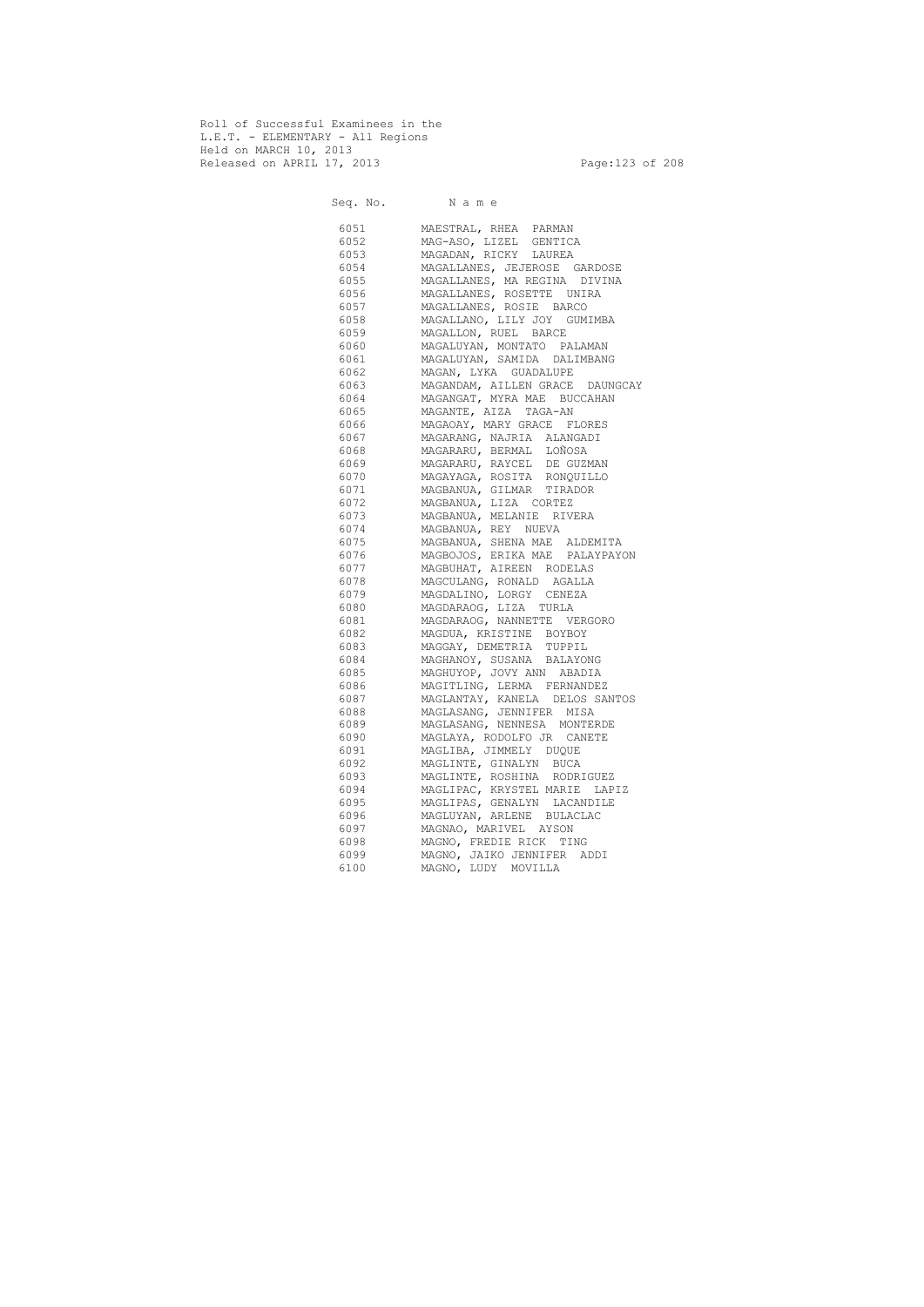Roll of Successful Examinees in the
L.E.T. - ELEMENTARY - All Regions
Held on MARCH 10, 2013
Released on APRIL 17, 2013

| Seq. No. | N a m e |
|---|---|
| 6051 | MAESTRAL, RHEA PARMAN |
| 6052 | MAG-ASO, LIZEL GENTICA |
| 6053 | MAGADAN, RICKY LAUREA |
| 6054 | MAGALLANES, JEJEROSE GARDOSE |
| 6055 | MAGALLANES, MA REGINA DIVINA |
| 6056 | MAGALLANES, ROSETTE UNIRA |
| 6057 | MAGALLANES, ROSIE BARCO |
| 6058 | MAGALLANO, LILY JOY GUMIMBA |
| 6059 | MAGALLON, RUEL BARCE |
| 6060 | MAGALUYAN, MONTATO PALAMAN |
| 6061 | MAGALUYAN, SAMIDA DALIMBANG |
| 6062 | MAGAN, LYKA GUADALUPE |
| 6063 | MAGANDAM, AILLEN GRACE DAUNGCAY |
| 6064 | MAGANGAT, MYRA MAE BUCCAHAN |
| 6065 | MAGANTE, AIZA TAGA-AN |
| 6066 | MAGAOAY, MARY GRACE FLORES |
| 6067 | MAGARANG, NAJRIA ALANGADI |
| 6068 | MAGARARU, BERMAL LOÑOSA |
| 6069 | MAGARARU, RAYCEL DE GUZMAN |
| 6070 | MAGAYAGA, ROSITA RONQUILLO |
| 6071 | MAGBANUA, GILMAR TIRADOR |
| 6072 | MAGBANUA, LIZA CORTEZ |
| 6073 | MAGBANUA, MELANIE RIVERA |
| 6074 | MAGBANUA, REY NUEVA |
| 6075 | MAGBANUA, SHENA MAE ALDEMITA |
| 6076 | MAGBOJOS, ERIKA MAE PALAYPAYON |
| 6077 | MAGBUHAT, AIREEN RODELAS |
| 6078 | MAGCULANG, RONALD AGALLA |
| 6079 | MAGDALINO, LORGY CENEZA |
| 6080 | MAGDARAOG, LIZA TURLA |
| 6081 | MAGDARAOG, NANNETTE VERGORO |
| 6082 | MAGDUA, KRISTINE BOYBOY |
| 6083 | MAGGAY, DEMETRIA TUPPIL |
| 6084 | MAGHANOY, SUSANA BALAYONG |
| 6085 | MAGHUYOP, JOVY ANN ABADIA |
| 6086 | MAGITLING, LERMA FERNANDEZ |
| 6087 | MAGLANTAY, KANELA DELOS SANTOS |
| 6088 | MAGLASANG, JENNIFER MISA |
| 6089 | MAGLASANG, NENNESA MONTERDE |
| 6090 | MAGLAYA, RODOLFO JR CANETE |
| 6091 | MAGLIBA, JIMMELY DUQUE |
| 6092 | MAGLINTE, GINALYN BUCA |
| 6093 | MAGLINTE, ROSHINA RODRIGUEZ |
| 6094 | MAGLIPAC, KRYSTEL MARIE LAPIZ |
| 6095 | MAGLIPAS, GENALYN LACANDILE |
| 6096 | MAGLUYAN, ARLENE BULACLAC |
| 6097 | MAGNAO, MARIVEL AYSON |
| 6098 | MAGNO, FREDIE RICK TING |
| 6099 | MAGNO, JAIKO JENNIFER ADDI |
| 6100 | MAGNO, LUDY MOVILLA |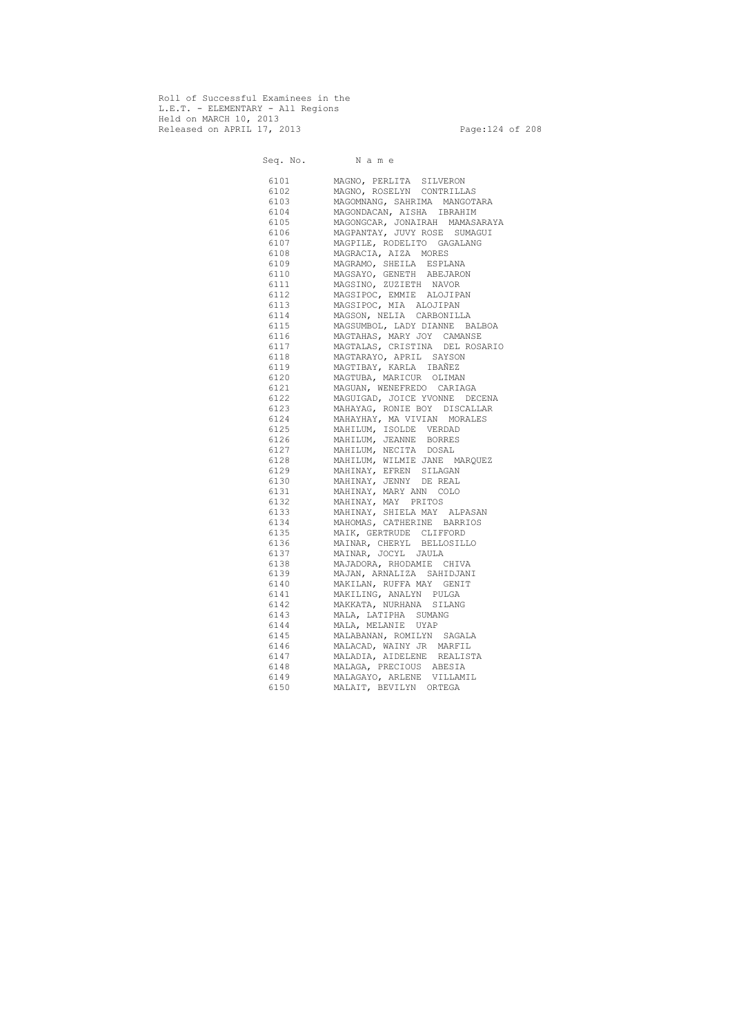Roll of Successful Examinees in the
L.E.T. - ELEMENTARY - All Regions
Held on MARCH 10, 2013
Released on APRIL 17, 2013

| Seq. No. | N a m e |
|---|---|
| 6101 | MAGNO, PERLITA SILVERON |
| 6102 | MAGNO, ROSELYN CONTRILLAS |
| 6103 | MAGOMNANG, SAHRIMA MANGOTARA |
| 6104 | MAGONDACAN, AISHA IBRAHIM |
| 6105 | MAGONGCAR, JONAIRAH MAMASARAYA |
| 6106 | MAGPANTAY, JUVY ROSE SUMAGUI |
| 6107 | MAGPILE, RODELITO GAGALANG |
| 6108 | MAGRACIA, AIZA MORES |
| 6109 | MAGRAMO, SHEILA ESPLANA |
| 6110 | MAGSAYO, GENETH ABEJARON |
| 6111 | MAGSINO, ZUZIETH NAVOR |
| 6112 | MAGSIPOC, EMMIE ALOJIPAN |
| 6113 | MAGSIPOC, MIA ALOJIPAN |
| 6114 | MAGSON, NELIA CARBONILLA |
| 6115 | MAGSUMBOL, LADY DIANNE BALBOA |
| 6116 | MAGTAHAS, MARY JOY CAMANSE |
| 6117 | MAGTALAS, CRISTINA DEL ROSARIO |
| 6118 | MAGTARAYO, APRIL SAYSON |
| 6119 | MAGTIBAY, KARLA IBAÑEZ |
| 6120 | MAGTUBA, MARICUR OLIMAN |
| 6121 | MAGUAN, WENEFREDO CARIAGA |
| 6122 | MAGUIGAD, JOICE YVONNE DECENA |
| 6123 | MAHAYAG, RONIE BOY DISCALLAR |
| 6124 | MAHAYHAY, MA VIVIAN MORALES |
| 6125 | MAHILUM, ISOLDE VERDAD |
| 6126 | MAHILUM, JEANNE BORRES |
| 6127 | MAHILUM, NECITA DOSAL |
| 6128 | MAHILUM, WILMIE JANE MARQUEZ |
| 6129 | MAHINAY, EFREN SILAGAN |
| 6130 | MAHINAY, JENNY DE REAL |
| 6131 | MAHINAY, MARY ANN COLO |
| 6132 | MAHINAY, MAY PRITOS |
| 6133 | MAHINAY, SHIELA MAY ALPASAN |
| 6134 | MAHOMAS, CATHERINE BARRIOS |
| 6135 | MAIK, GERTRUDE CLIFFORD |
| 6136 | MAINAR, CHERYL BELLOSILLO |
| 6137 | MAINAR, JOCYL JAULA |
| 6138 | MAJADORA, RHODAMIE CHIVA |
| 6139 | MAJAN, ARNALIZA SAHIDJANI |
| 6140 | MAKILAN, RUFFA MAY GENIT |
| 6141 | MAKILING, ANALYN PULGA |
| 6142 | MAKKATA, NURHANA SILANG |
| 6143 | MALA, LATIPHA SUMANG |
| 6144 | MALA, MELANIE UYAP |
| 6145 | MALABANAN, ROMILYN SAGALA |
| 6146 | MALACAD, WAINY JR MARFIL |
| 6147 | MALADIA, AIDELENE REALISTA |
| 6148 | MALAGA, PRECIOUS ABESIA |
| 6149 | MALAGAYO, ARLENE VILLAMIL |
| 6150 | MALAIT, BEVILYN ORTEGA |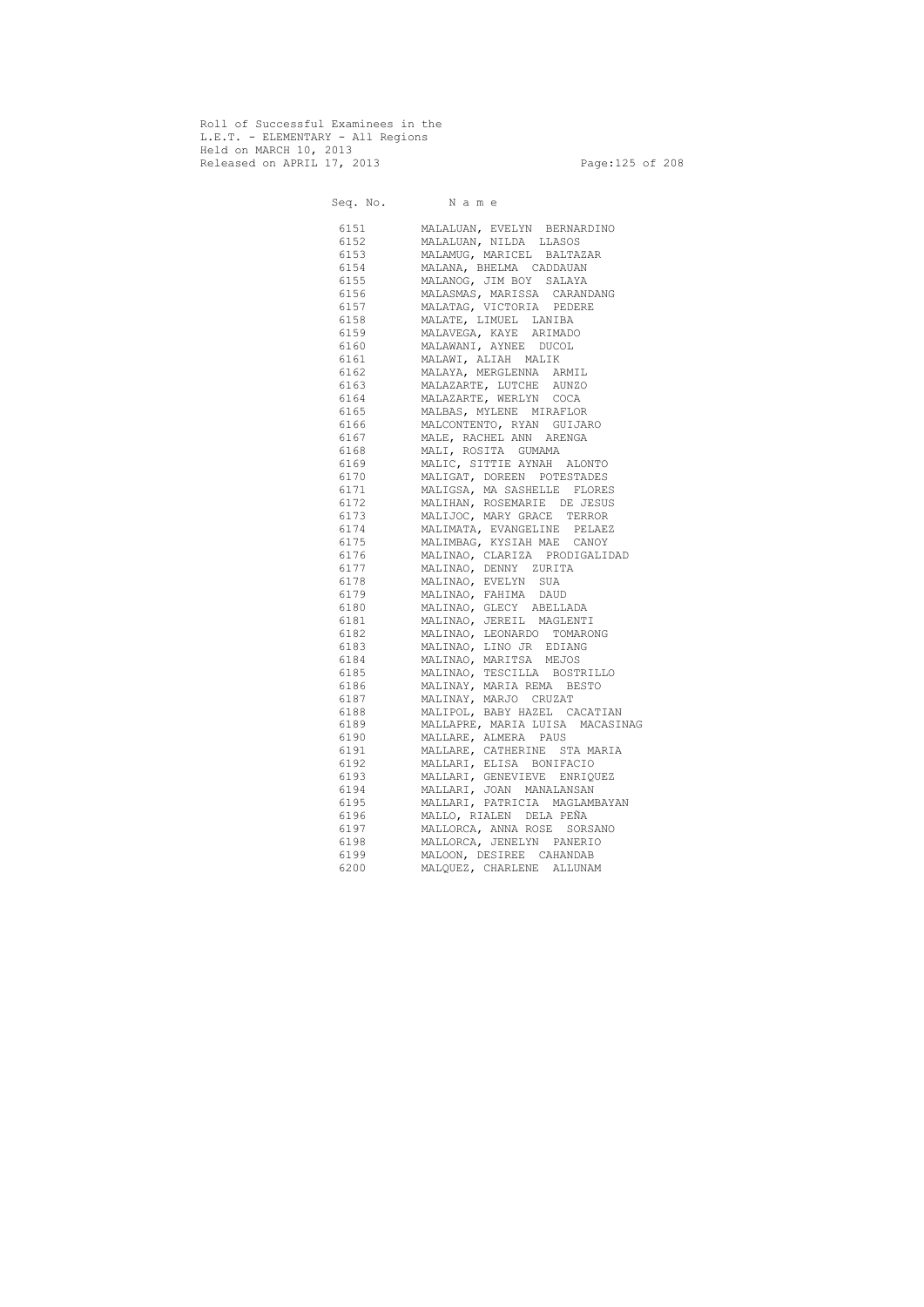Roll of Successful Examinees in the
L.E.T. - ELEMENTARY - All Regions
Held on MARCH 10, 2013
Released on APRIL 17, 2013

| Seq. No. | N a m e |
|---|---|
| 6151 | MALALUAN, EVELYN BERNARDINO |
| 6152 | MALALUAN, NILDA LLASOS |
| 6153 | MALAMUG, MARICEL BALTAZAR |
| 6154 | MALANA, BHELMA CADDAUAN |
| 6155 | MALANOG, JIM BOY SALAYA |
| 6156 | MALASMAS, MARISSA CARANDANG |
| 6157 | MALATAG, VICTORIA PEDERE |
| 6158 | MALATE, LIMUEL LANIBA |
| 6159 | MALAVEGA, KAYE ARIMADO |
| 6160 | MALAWANI, AYNEE DUCOL |
| 6161 | MALAWI, ALIAH MALIK |
| 6162 | MALAYA, MERGLENNA ARMIL |
| 6163 | MALAZARTE, LUTCHE AUNZO |
| 6164 | MALAZARTE, WERLYN COCA |
| 6165 | MALBAS, MYLENE MIRAFLOR |
| 6166 | MALCONTENTO, RYAN GUIJARO |
| 6167 | MALE, RACHEL ANN ARENGA |
| 6168 | MALI, ROSITA GUMAMA |
| 6169 | MALIC, SITTIE AYNAH ALONTO |
| 6170 | MALIGAT, DOREEN POTESTADES |
| 6171 | MALIGSA, MA SASHELLE FLORES |
| 6172 | MALIHAN, ROSEMARIE DE JESUS |
| 6173 | MALIJOC, MARY GRACE TERROR |
| 6174 | MALIMATA, EVANGELINE PELAEZ |
| 6175 | MALIMBAG, KYSIAH MAE CANOY |
| 6176 | MALINAO, CLARIZA PRODIGALIDAD |
| 6177 | MALINAO, DENNY ZURITA |
| 6178 | MALINAO, EVELYN SUA |
| 6179 | MALINAO, FAHIMA DAUD |
| 6180 | MALINAO, GLECY ABELLADA |
| 6181 | MALINAO, JEREIL MAGLENTI |
| 6182 | MALINAO, LEONARDO TOMARONG |
| 6183 | MALINAO, LINO JR EDIANG |
| 6184 | MALINAO, MARITSA MEJOS |
| 6185 | MALINAO, TESCILLA BOSTRILLO |
| 6186 | MALINAY, MARIA REMA BESTO |
| 6187 | MALINAY, MARJO CRUZAT |
| 6188 | MALIPOL, BABY HAZEL CACATIAN |
| 6189 | MALLAPRE, MARIA LUISA MACASINAG |
| 6190 | MALLARE, ALMERA PAUS |
| 6191 | MALLARE, CATHERINE STA MARIA |
| 6192 | MALLARI, ELISA BONIFACIO |
| 6193 | MALLARI, GENEVIEVE ENRIQUEZ |
| 6194 | MALLARI, JOAN MANALANSAN |
| 6195 | MALLARI, PATRICIA MAGLAMBAYAN |
| 6196 | MALLO, RIALEN DELA PEÑA |
| 6197 | MALLORCA, ANNA ROSE SORSANO |
| 6198 | MALLORCA, JENELYN PANERIO |
| 6199 | MALOON, DESIREE CAHANDAB |
| 6200 | MALQUEZ, CHARLENE ALLUNAM |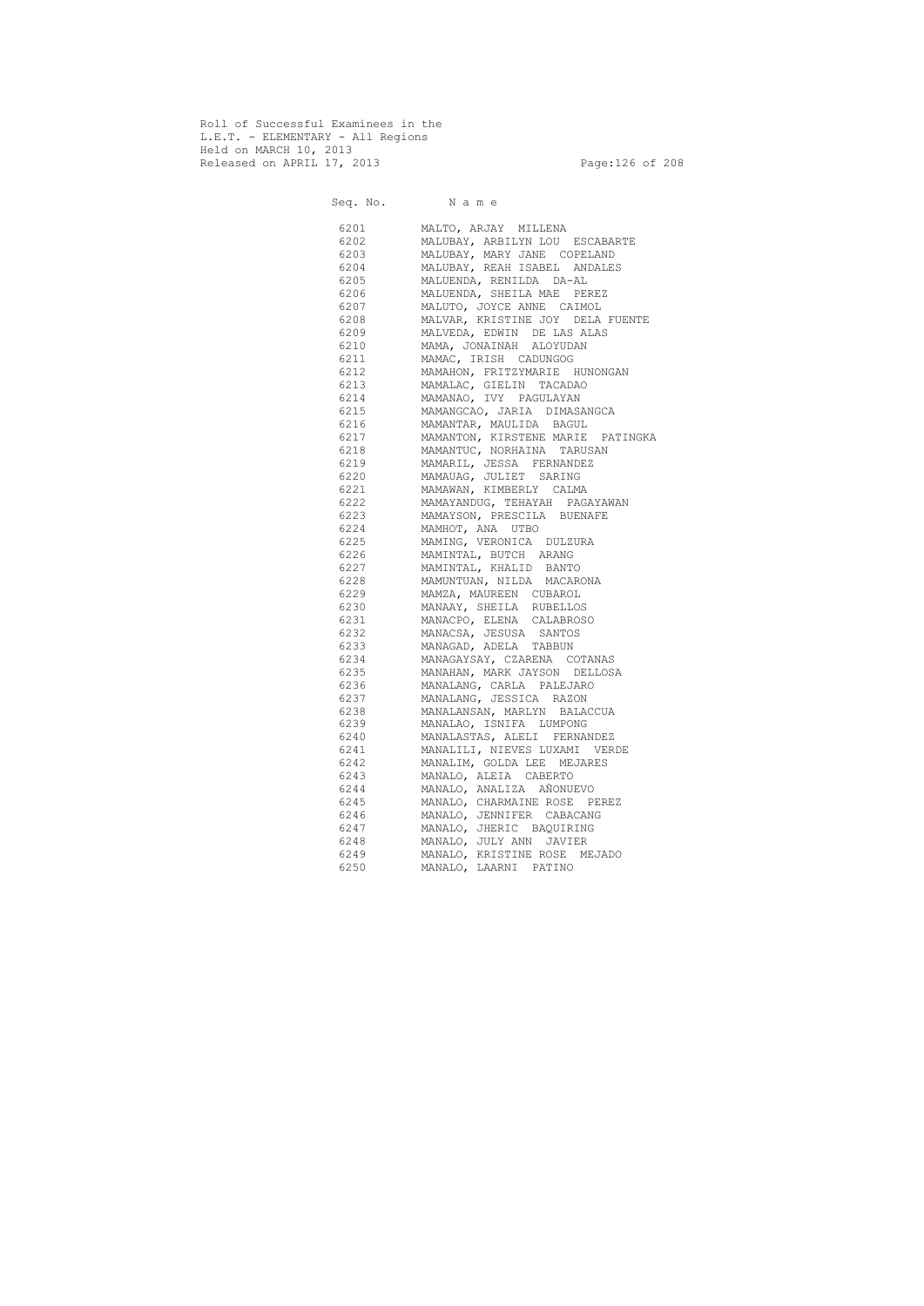Roll of Successful Examinees in the
L.E.T. - ELEMENTARY - All Regions
Held on MARCH 10, 2013
Released on APRIL 17, 2013

| Seq. No. | N a m e |
|---|---|
| 6201 | MALTO, ARJAY MILLENA |
| 6202 | MALUBAY, ARBILYN LOU ESCABARTE |
| 6203 | MALUBAY, MARY JANE COPELAND |
| 6204 | MALUBAY, REAH ISABEL ANDALES |
| 6205 | MALUENDA, RENILDA DA-AL |
| 6206 | MALUENDA, SHEILA MAE PEREZ |
| 6207 | MALUTO, JOYCE ANNE CAIMOL |
| 6208 | MALVAR, KRISTINE JOY DELA FUENTE |
| 6209 | MALVEDA, EDWIN DE LAS ALAS |
| 6210 | MAMA, JONAINAH ALOYUDAN |
| 6211 | MAMAC, IRISH CADUNGOG |
| 6212 | MAMAHON, FRITZYMARIE HUNONGAN |
| 6213 | MAMALAC, GIELIN TACADAO |
| 6214 | MAMANAO, IVY PAGULAYAN |
| 6215 | MAMANGCAO, JARIA DIMASANGCA |
| 6216 | MAMANTAR, MAULIDA BAGUL |
| 6217 | MAMANTON, KIRSTENE MARIE PATINGKA |
| 6218 | MAMANTUC, NORHAINA TARUSAN |
| 6219 | MAMARIL, JESSA FERNANDEZ |
| 6220 | MAMAUAG, JULIET SARING |
| 6221 | MAMAWAN, KIMBERLY CALMA |
| 6222 | MAMAYANDUG, TEHAYAH PAGAYAWAN |
| 6223 | MAMAYSON, PRESCILA BUENAFE |
| 6224 | MAMHOT, ANA UTBO |
| 6225 | MAMING, VERONICA DULZURA |
| 6226 | MAMINTAL, BUTCH ARANG |
| 6227 | MAMINTAL, KHALID BANTO |
| 6228 | MAMUNTUAN, NILDA MACARONA |
| 6229 | MAMZA, MAUREEN CUBAROL |
| 6230 | MANAAY, SHEILA RUBELLOS |
| 6231 | MANACPO, ELENA CALABROSO |
| 6232 | MANACSA, JESUSA SANTOS |
| 6233 | MANAGAD, ADELA TABBUN |
| 6234 | MANAGAYSAY, CZARENA COTANAS |
| 6235 | MANAHAN, MARK JAYSON DELLOSA |
| 6236 | MANALANG, CARLA PALEJARO |
| 6237 | MANALANG, JESSICA RAZON |
| 6238 | MANALANSAN, MARLYN BALACCUA |
| 6239 | MANALAO, ISNIFA LUMPONG |
| 6240 | MANALASTAS, ALELI FERNANDEZ |
| 6241 | MANALILI, NIEVES LUXAMI VERDE |
| 6242 | MANALIM, GOLDA LEE MEJARES |
| 6243 | MANALO, ALEIA CABERTO |
| 6244 | MANALO, ANALIZA AÑONUEVO |
| 6245 | MANALO, CHARMAINE ROSE PEREZ |
| 6246 | MANALO, JENNIFER CABACANG |
| 6247 | MANALO, JHERIC BAQUIRING |
| 6248 | MANALO, JULY ANN JAVIER |
| 6249 | MANALO, KRISTINE ROSE MEJADO |
| 6250 | MANALO, LAARNI PATINO |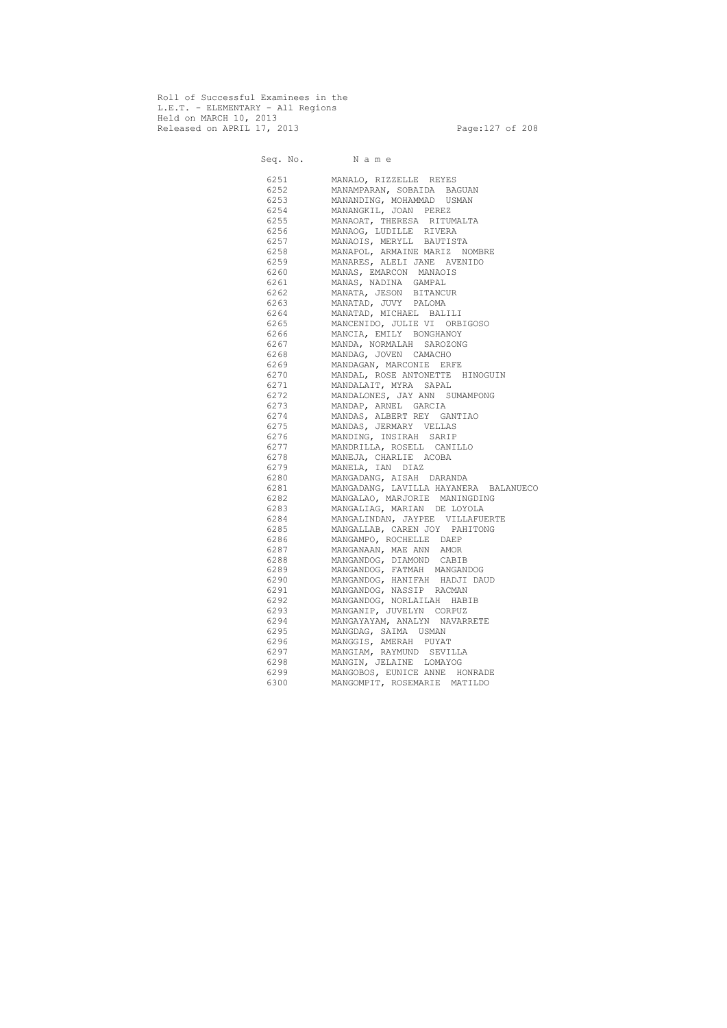Roll of Successful Examinees in the
L.E.T. - ELEMENTARY - All Regions
Held on MARCH 10, 2013
Released on APRIL 17, 2013

| Seq. No. | N a m e |
|---|---|
| 6251 | MANALO, RIZZELLE REYES |
| 6252 | MANAMPARAN, SOBAIDA BAGUAN |
| 6253 | MANANDING, MOHAMMAD USMAN |
| 6254 | MANANGKIL, JOAN PEREZ |
| 6255 | MANAOAT, THERESA RITUMALTA |
| 6256 | MANAOG, LUDILLE RIVERA |
| 6257 | MANAOIS, MERYLL BAUTISTA |
| 6258 | MANAPOL, ARMAINE MARIZ NOMBRE |
| 6259 | MANARES, ALELI JANE AVENIDO |
| 6260 | MANAS, EMARCON MANAOIS |
| 6261 | MANAS, NADINA GAMPAL |
| 6262 | MANATA, JESON BITANCUR |
| 6263 | MANATAD, JUVY PALOMA |
| 6264 | MANATAD, MICHAEL BALILI |
| 6265 | MANCENIDO, JULIE VI ORBIGOSO |
| 6266 | MANCIA, EMILY BONGHANOY |
| 6267 | MANDA, NORMALAH SAROZONG |
| 6268 | MANDAG, JOVEN CAMACHO |
| 6269 | MANDAGAN, MARCONIE ERFE |
| 6270 | MANDAL, ROSE ANTONETTE HINOGUIN |
| 6271 | MANDALAIT, MYRA SAPAL |
| 6272 | MANDALONES, JAY ANN SUMAMPONG |
| 6273 | MANDAP, ARNEL GARCIA |
| 6274 | MANDAS, ALBERT REY GANTIAO |
| 6275 | MANDAS, JERMARY VELLAS |
| 6276 | MANDING, INSIRAH SARIP |
| 6277 | MANDRILLA, ROSELL CANILLO |
| 6278 | MANEJA, CHARLIE ACOBA |
| 6279 | MANELA, IAN DIAZ |
| 6280 | MANGADANG, AISAH DARANDA |
| 6281 | MANGADANG, LAVILLA HAYANERA BALANUECO |
| 6282 | MANGALAO, MARJORIE MANINGDING |
| 6283 | MANGALIAG, MARIAN DE LOYOLA |
| 6284 | MANGALINDAN, JAYPEE VILLAFUERTE |
| 6285 | MANGALLAB, CAREN JOY PAHITONG |
| 6286 | MANGAMPO, ROCHELLE DAEP |
| 6287 | MANGANAAN, MAE ANN AMOR |
| 6288 | MANGANDOG, DIAMOND CABIB |
| 6289 | MANGANDOG, FATMAH MANGANDOG |
| 6290 | MANGANDOG, HANIFAH HADJI DAUD |
| 6291 | MANGANDOG, NASSIP RACMAN |
| 6292 | MANGANDOG, NORLAILAH HABIB |
| 6293 | MANGANIP, JUVELYN CORPUZ |
| 6294 | MANGAYAYAM, ANALYN NAVARRETE |
| 6295 | MANGDAG, SAIMA USMAN |
| 6296 | MANGGIS, AMERAH PUYAT |
| 6297 | MANGIAM, RAYMUND SEVILLA |
| 6298 | MANGIN, JELAINE LOMAYOG |
| 6299 | MANGOBOS, EUNICE ANNE HONRADE |
| 6300 | MANGOMPIT, ROSEMARIE MATILDO |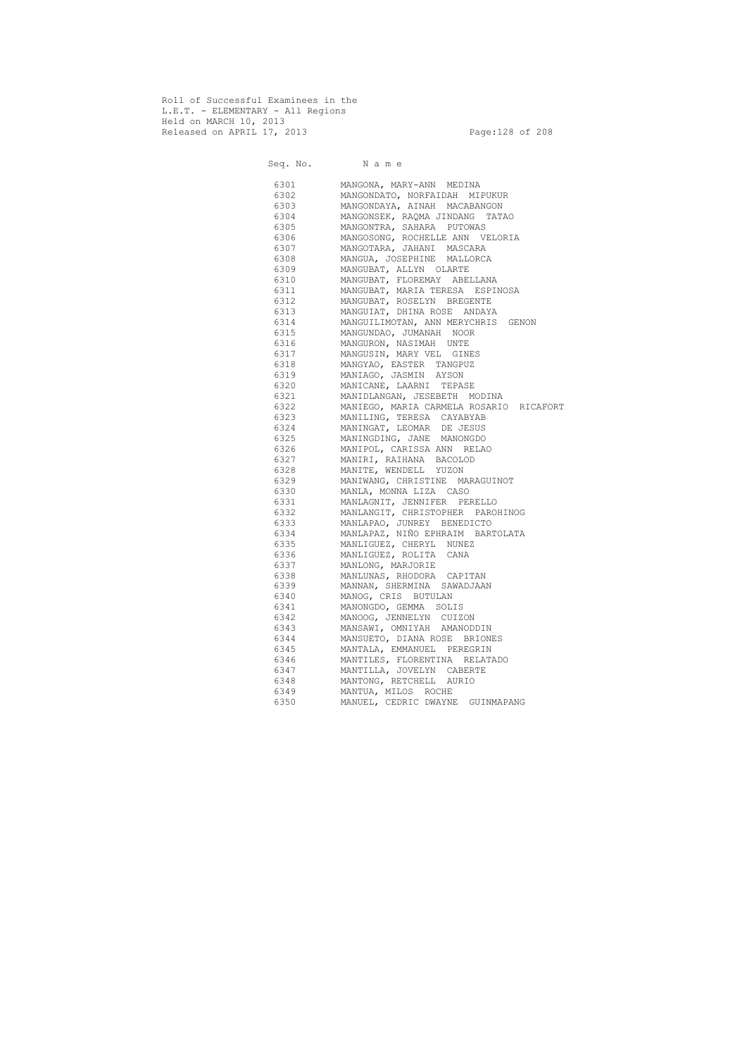Roll of Successful Examinees in the
L.E.T. - ELEMENTARY - All Regions
Held on MARCH 10, 2013
Released on APRIL 17, 2013

| Seq. No. | N a m e |
|---|---|
| 6301 | MANGONA, MARY-ANN MEDINA |
| 6302 | MANGONDATO, NORFAIDAH MIPUKUR |
| 6303 | MANGONDAYA, AINAH MACABANGON |
| 6304 | MANGONSEK, RAQMA JINDANG TATAO |
| 6305 | MANGONTRA, SAHARA PUTOWAS |
| 6306 | MANGOSONG, ROCHELLE ANN VELORIA |
| 6307 | MANGOTARA, JAHANI MASCARA |
| 6308 | MANGUA, JOSEPHINE MALLORCA |
| 6309 | MANGUBAT, ALLYN OLARTE |
| 6310 | MANGUBAT, FLOREMAY ABELLANA |
| 6311 | MANGUBAT, MARIA TERESA ESPINOSA |
| 6312 | MANGUBAT, ROSELYN BREGENTE |
| 6313 | MANGUIAT, DHINA ROSE ANDAYA |
| 6314 | MANGUILIMOTAN, ANN MERYCHRIS GENON |
| 6315 | MANGUNDAO, JUMANAH NOOR |
| 6316 | MANGURON, NASIMAH UNTE |
| 6317 | MANGUSIN, MARY VEL GINES |
| 6318 | MANGYAO, EASTER TANGPUZ |
| 6319 | MANIAGO, JASMIN AYSON |
| 6320 | MANICANE, LAARNI TEPASE |
| 6321 | MANIDLANGAN, JESEBETH MODINA |
| 6322 | MANIEGO, MARIA CARMELA ROSARIO RICAFORT |
| 6323 | MANILING, TERESA CAYABYAB |
| 6324 | MANINGAT, LEOMAR DE JESUS |
| 6325 | MANINGDING, JANE MANONGDO |
| 6326 | MANIPOL, CARISSA ANN RELAO |
| 6327 | MANIRI, RAIHANA BACOLOD |
| 6328 | MANITE, WENDELL YUZON |
| 6329 | MANIWANG, CHRISTINE MARAGUINOT |
| 6330 | MANLA, MONNA LIZA CASO |
| 6331 | MANLAGNIT, JENNIFER PERELLO |
| 6332 | MANLANGIT, CHRISTOPHER PAROHINOG |
| 6333 | MANLAPAO, JUNREY BENEDICTO |
| 6334 | MANLAPAZ, NIÑO EPHRAIM BARTOLATA |
| 6335 | MANLIGUEZ, CHERYL NUNEZ |
| 6336 | MANLIGUEZ, ROLITA CANA |
| 6337 | MANLONG, MARJORIE |
| 6338 | MANLUNAS, RHODORA CAPITAN |
| 6339 | MANNAN, SHERMINA SAWADJAAN |
| 6340 | MANOG, CRIS BUTULAN |
| 6341 | MANONGDO, GEMMA SOLIS |
| 6342 | MANOOG, JENNELYN CUIZON |
| 6343 | MANSAWI, OMNIYAH AMANODDIN |
| 6344 | MANSUETO, DIANA ROSE BRIONES |
| 6345 | MANTALA, EMMANUEL PEREGRIN |
| 6346 | MANTILES, FLORENTINA RELATADO |
| 6347 | MANTILLA, JOVELYN CABERTE |
| 6348 | MANTONG, RETCHELL AURIO |
| 6349 | MANTUA, MILOS ROCHE |
| 6350 | MANUEL, CEDRIC DWAYNE GUINMAPANG |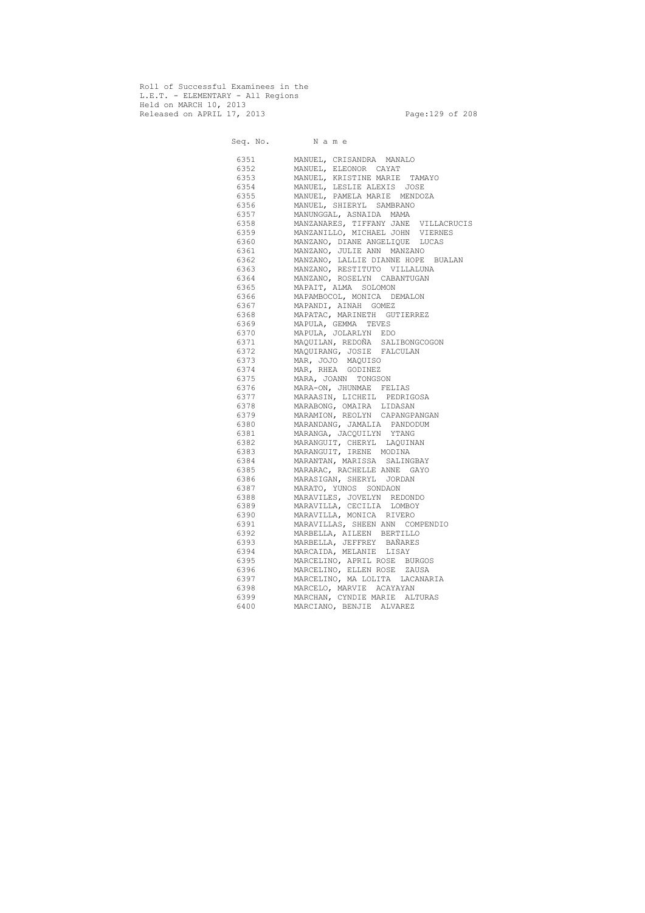Roll of Successful Examinees in the
L.E.T. - ELEMENTARY - All Regions
Held on MARCH 10, 2013
Released on APRIL 17, 2013

| Seq. No. | N a m e |
|---|---|
| 6351 | MANUEL, CRISANDRA MANALO |
| 6352 | MANUEL, ELEONOR CAYAT |
| 6353 | MANUEL, KRISTINE MARIE TAMAYO |
| 6354 | MANUEL, LESLIE ALEXIS JOSE |
| 6355 | MANUEL, PAMELA MARIE MENDOZA |
| 6356 | MANUEL, SHIERYL SAMBRANO |
| 6357 | MANUNGGAL, ASNAIDA MAMA |
| 6358 | MANZANARES, TIFFANY JANE VILLACRUCIS |
| 6359 | MANZANILLO, MICHAEL JOHN VIERNES |
| 6360 | MANZANO, DIANE ANGELIQUE LUCAS |
| 6361 | MANZANO, JULIE ANN MANZANO |
| 6362 | MANZANO, LALLIE DIANNE HOPE BUALAN |
| 6363 | MANZANO, RESTITUTO VILLALUNA |
| 6364 | MANZANO, ROSELYN CABANTUGAN |
| 6365 | MAPAIT, ALMA SOLOMON |
| 6366 | MAPAMBOCOL, MONICA DEMALON |
| 6367 | MAPANDI, AINAH GOMEZ |
| 6368 | MAPATAC, MARINETH GUTIERREZ |
| 6369 | MAPULA, GEMMA TEVES |
| 6370 | MAPULA, JOLARLYN EDO |
| 6371 | MAQUILAN, REDOÑA SALIBONGCOGON |
| 6372 | MAQUIRANG, JOSIE FALCULAN |
| 6373 | MAR, JOJO MAQUISO |
| 6374 | MAR, RHEA GODINEZ |
| 6375 | MARA, JOANN TONGSON |
| 6376 | MARA-ON, JHUNMAE FELIAS |
| 6377 | MARAASIN, LICHEIL PEDRIGOSA |
| 6378 | MARABONG, OMAIRA LIDASAN |
| 6379 | MARAMION, REOLYN CAPANGPANGAN |
| 6380 | MARANDANG, JAMALIA PANDODUM |
| 6381 | MARANGA, JACQUILYN YTANG |
| 6382 | MARANGUIT, CHERYL LAQUINAN |
| 6383 | MARANGUIT, IRENE MODINA |
| 6384 | MARANTAN, MARISSA SALINGBAY |
| 6385 | MARARAC, RACHELLE ANNE GAYO |
| 6386 | MARASIGAN, SHERYL JORDAN |
| 6387 | MARATO, YUNOS SONDAON |
| 6388 | MARAVILES, JOVELYN REDONDO |
| 6389 | MARAVILLA, CECILIA LOMBOY |
| 6390 | MARAVILLA, MONICA RIVERO |
| 6391 | MARAVILLAS, SHEEN ANN COMPENDIO |
| 6392 | MARBELLA, AILEEN BERTILLO |
| 6393 | MARBELLA, JEFFREY BAÑARES |
| 6394 | MARCAIDA, MELANIE LISAY |
| 6395 | MARCELINO, APRIL ROSE BURGOS |
| 6396 | MARCELINO, ELLEN ROSE ZAUSA |
| 6397 | MARCELINO, MA LOLITA LACANARIA |
| 6398 | MARCELO, MARVIE ACAYAYAN |
| 6399 | MARCHAN, CYNDIE MARIE ALTURAS |
| 6400 | MARCIANO, BENJIE ALVAREZ |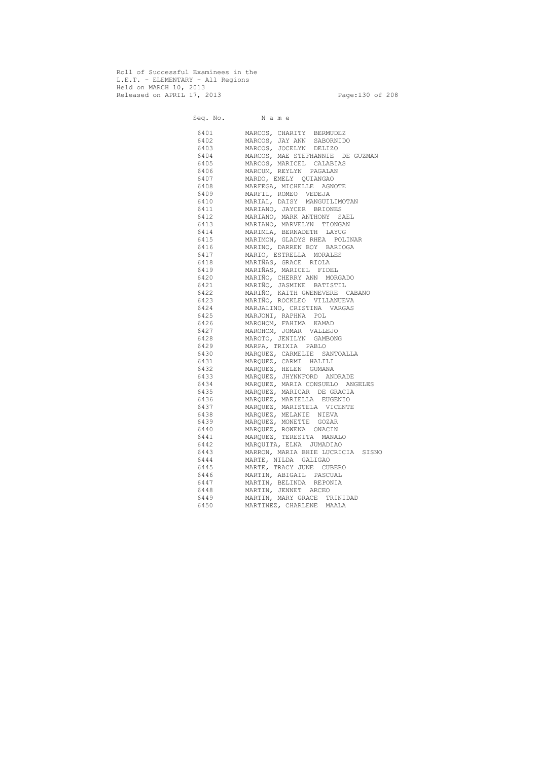Roll of Successful Examinees in the
L.E.T. - ELEMENTARY - All Regions
Held on MARCH 10, 2013
Released on APRIL 17, 2013

| Seq. No. | N a m e |
|---|---|
| 6401 | MARCOS, CHARITY BERMUDEZ |
| 6402 | MARCOS, JAY ANN SABORNIDO |
| 6403 | MARCOS, JOCELYN DELIZO |
| 6404 | MARCOS, MAE STEFHANNIE DE GUZMAN |
| 6405 | MARCOS, MARICEL CALABIAS |
| 6406 | MARCUM, REYLYN PAGALAN |
| 6407 | MARDO, EMELY QUIANGAO |
| 6408 | MARFEGA, MICHELLE AGNOTE |
| 6409 | MARFIL, ROMEO VEDEJA |
| 6410 | MARIAL, DAISY MANGUILIMOTAN |
| 6411 | MARIANO, JAYCER BRIONES |
| 6412 | MARIANO, MARK ANTHONY SAEL |
| 6413 | MARIANO, MARVELYN TIONGAN |
| 6414 | MARIMLA, BERNADETH LAYUG |
| 6415 | MARIMON, GLADYS RHEA POLINAR |
| 6416 | MARINO, DARREN BOY BARIOGA |
| 6417 | MARIO, ESTRELLA MORALES |
| 6418 | MARIÑAS, GRACE RIOLA |
| 6419 | MARIÑAS, MARICEL FIDEL |
| 6420 | MARIÑO, CHERRY ANN MORGADO |
| 6421 | MARIÑO, JASMINE BATISTIL |
| 6422 | MARIÑO, KAITH GWENEVERE CABANO |
| 6423 | MARIÑO, ROCKLEO VILLANUEVA |
| 6424 | MARJALINO, CRISTINA VARGAS |
| 6425 | MARJONI, RAPHNA POL |
| 6426 | MAROHOM, FAHIMA KAMAD |
| 6427 | MAROHOM, JOMAR VALLEJO |
| 6428 | MAROTO, JENILYN GAMBONG |
| 6429 | MARPA, TRIXIA PABLO |
| 6430 | MARQUEZ, CARMELIE SANTOALLA |
| 6431 | MARQUEZ, CARMI HALILI |
| 6432 | MARQUEZ, HELEN GUMANA |
| 6433 | MARQUEZ, JHYNNFORD ANDRADE |
| 6434 | MARQUEZ, MARIA CONSUELO ANGELES |
| 6435 | MARQUEZ, MARICAR DE GRACIA |
| 6436 | MARQUEZ, MARIELLA EUGENIO |
| 6437 | MARQUEZ, MARISTELA VICENTE |
| 6438 | MARQUEZ, MELANIE NIEVA |
| 6439 | MARQUEZ, MONETTE GOZAR |
| 6440 | MARQUEZ, ROWENA ONACIN |
| 6441 | MARQUEZ, TERESITA MANALO |
| 6442 | MARQUITA, ELNA JUMADIAO |
| 6443 | MARRON, MARIA BHIE LUCRICIA SISNO |
| 6444 | MARTE, NILDA GALIGAO |
| 6445 | MARTE, TRACY JUNE CUBERO |
| 6446 | MARTIN, ABIGAIL PASCUAL |
| 6447 | MARTIN, BELINDA REPONIA |
| 6448 | MARTIN, JENNET ARCEO |
| 6449 | MARTIN, MARY GRACE TRINIDAD |
| 6450 | MARTINEZ, CHARLENE MAALA |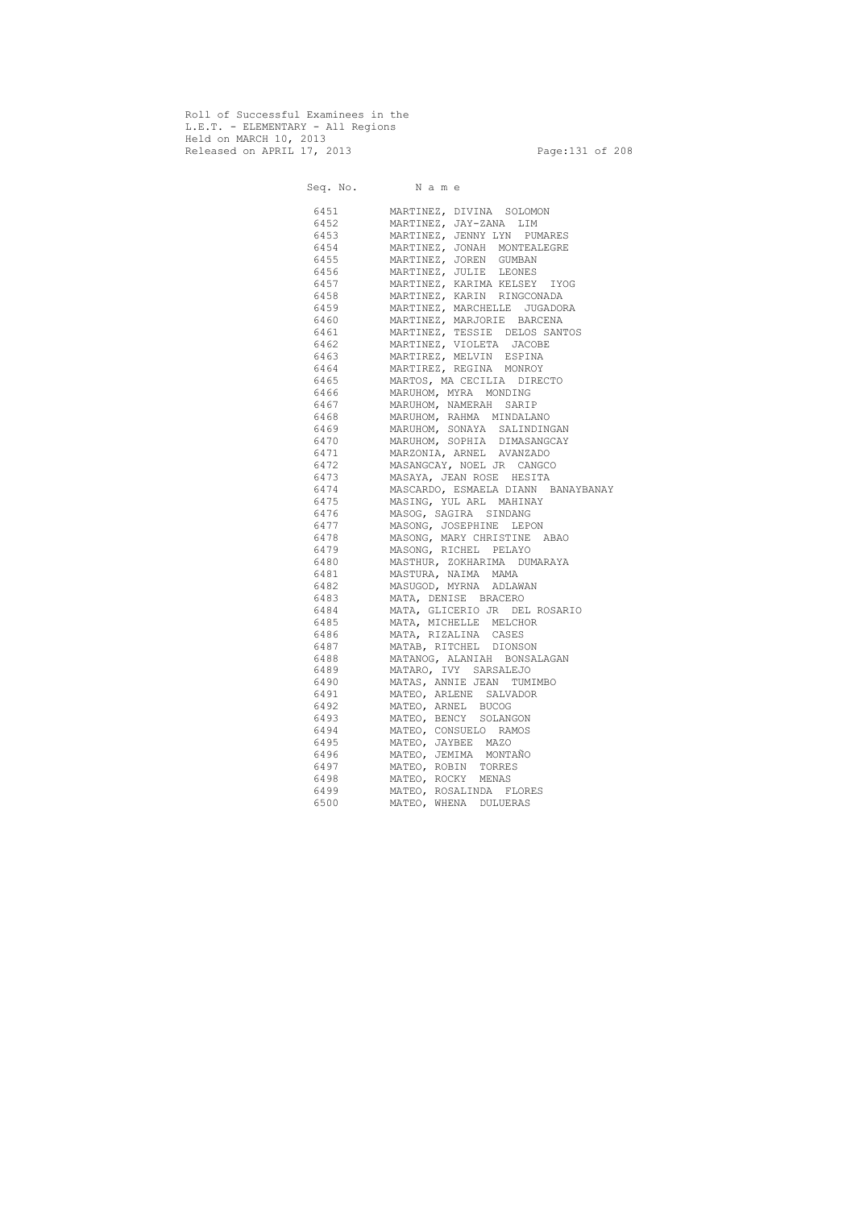Roll of Successful Examinees in the
L.E.T. - ELEMENTARY - All Regions
Held on MARCH 10, 2013
Released on APRIL 17, 2013

| Seq. No. | N a m e |
|---|---|
| 6451 | MARTINEZ, DIVINA SOLOMON |
| 6452 | MARTINEZ, JAY-ZANA LIM |
| 6453 | MARTINEZ, JENNY LYN PUMARES |
| 6454 | MARTINEZ, JONAH MONTEALEGRE |
| 6455 | MARTINEZ, JOREN GUMBAN |
| 6456 | MARTINEZ, JULIE LEONES |
| 6457 | MARTINEZ, KARIMA KELSEY IYOG |
| 6458 | MARTINEZ, KARIN RINGCONADA |
| 6459 | MARTINEZ, MARCHELLE JUGADORA |
| 6460 | MARTINEZ, MARJORIE BARCENA |
| 6461 | MARTINEZ, TESSIE DELOS SANTOS |
| 6462 | MARTINEZ, VIOLETA JACOBE |
| 6463 | MARTIREZ, MELVIN ESPINA |
| 6464 | MARTIREZ, REGINA MONROY |
| 6465 | MARTOS, MA CECILIA DIRECTO |
| 6466 | MARUHOM, MYRA MONDING |
| 6467 | MARUHOM, NAMERAH SARIP |
| 6468 | MARUHOM, RAHMA MINDALANO |
| 6469 | MARUHOM, SONAYA SALINDINGAN |
| 6470 | MARUHOM, SOPHIA DIMASANGCAY |
| 6471 | MARZONIA, ARNEL AVANZADO |
| 6472 | MASANGCAY, NOEL JR CANGCO |
| 6473 | MASAYA, JEAN ROSE HESITA |
| 6474 | MASCARDO, ESMAELA DIANN BANAYBANAY |
| 6475 | MASING, YUL ARL MAHINAY |
| 6476 | MASOG, SAGIRA SINDANG |
| 6477 | MASONG, JOSEPHINE LEPON |
| 6478 | MASONG, MARY CHRISTINE ABAO |
| 6479 | MASONG, RICHEL PELAYO |
| 6480 | MASTHUR, ZOKHARIMA DUMARAYA |
| 6481 | MASTURA, NAIMA MAMA |
| 6482 | MASUGOD, MYRNA ADLAWAN |
| 6483 | MATA, DENISE BRACERO |
| 6484 | MATA, GLICERIO JR DEL ROSARIO |
| 6485 | MATA, MICHELLE MELCHOR |
| 6486 | MATA, RIZALINA CASES |
| 6487 | MATAB, RITCHEL DIONSON |
| 6488 | MATANOG, ALANIAH BONSALAGAN |
| 6489 | MATARO, IVY SARSALEJO |
| 6490 | MATAS, ANNIE JEAN TUMIMBO |
| 6491 | MATEO, ARLENE SALVADOR |
| 6492 | MATEO, ARNEL BUCOG |
| 6493 | MATEO, BENCY SOLANGON |
| 6494 | MATEO, CONSUELO RAMOS |
| 6495 | MATEO, JAYBEE MAZO |
| 6496 | MATEO, JEMIMA MONTAÑO |
| 6497 | MATEO, ROBIN TORRES |
| 6498 | MATEO, ROCKY MENAS |
| 6499 | MATEO, ROSALINDA FLORES |
| 6500 | MATEO, WHENA DULUERAS |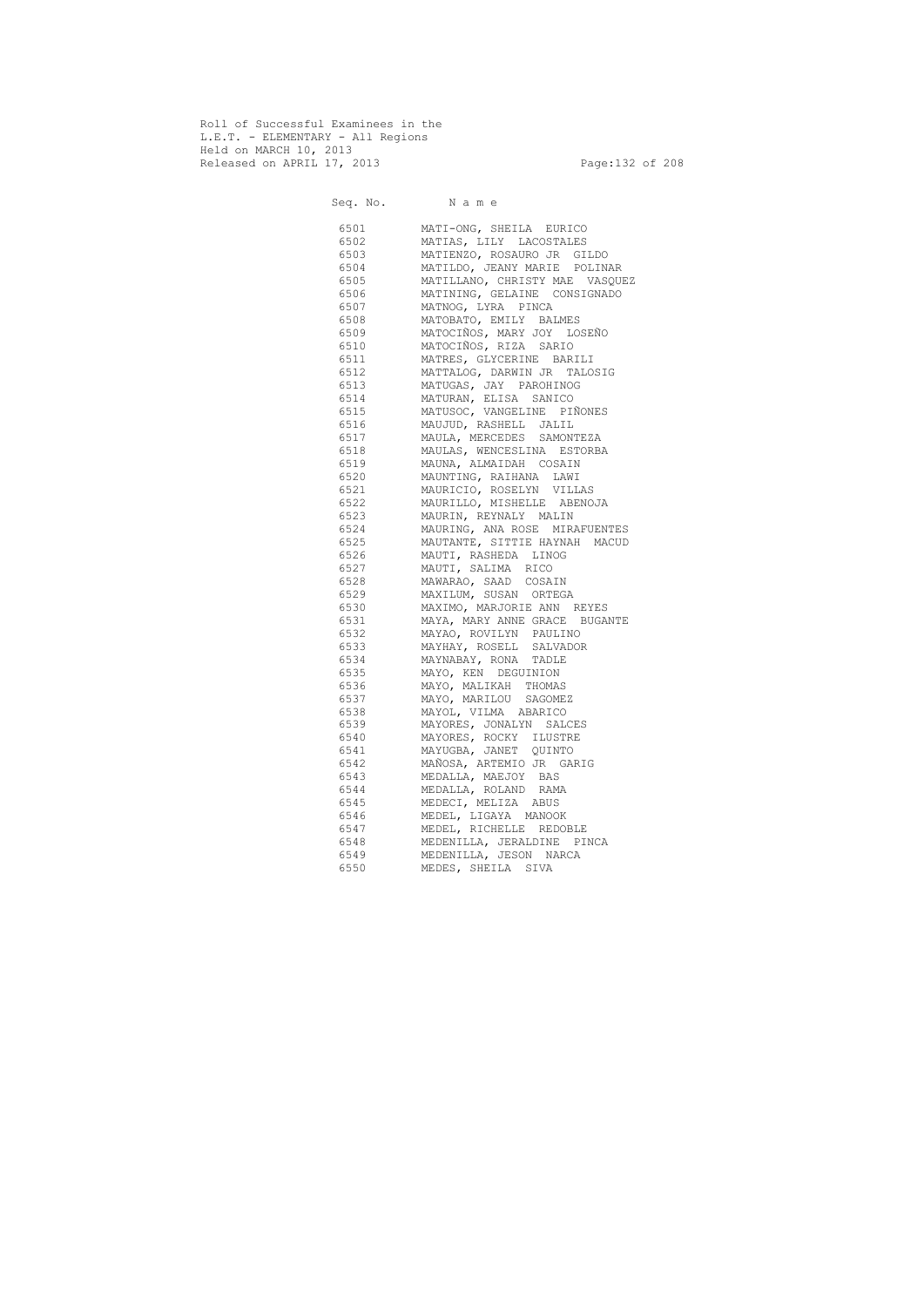Roll of Successful Examinees in the
L.E.T. - ELEMENTARY - All Regions
Held on MARCH 10, 2013
Released on APRIL 17, 2013

| Seq. No. | N a m e |
|---|---|
| 6501 | MATI-ONG, SHEILA EURICO |
| 6502 | MATIAS, LILY LACOSTALES |
| 6503 | MATIENZO, ROSAURO JR GILDO |
| 6504 | MATILDO, JEANY MARIE POLINAR |
| 6505 | MATILLANO, CHRISTY MAE VASQUEZ |
| 6506 | MATINING, GELAINE CONSIGNADO |
| 6507 | MATNOG, LYRA PINCA |
| 6508 | MATOBATO, EMILY BALMES |
| 6509 | MATOCIÑOS, MARY JOY LOSEÑO |
| 6510 | MATOCIÑOS, RIZA SARIO |
| 6511 | MATRES, GLYCERINE BARILI |
| 6512 | MATTALOG, DARWIN JR TALOSIG |
| 6513 | MATUGAS, JAY PAROHINOG |
| 6514 | MATURAN, ELISA SANICO |
| 6515 | MATUSOC, VANGELINE PIÑONES |
| 6516 | MAUJUD, RASHELL JALIL |
| 6517 | MAULA, MERCEDES SAMONTEZA |
| 6518 | MAULAS, WENCESLINA ESTORBA |
| 6519 | MAUNA, ALMAIDAH COSAIN |
| 6520 | MAUNTING, RAIHANA LAWI |
| 6521 | MAURICIO, ROSELYN VILLAS |
| 6522 | MAURILLO, MISHELLE ABENOJA |
| 6523 | MAURIN, REYNALY MALIN |
| 6524 | MAURING, ANA ROSE MIRAFUENTES |
| 6525 | MAUTANTE, SITTIE HAYNAH MACUD |
| 6526 | MAUTI, RASHEDA LINOG |
| 6527 | MAUTI, SALIMA RICO |
| 6528 | MAWARAO, SAAD COSAIN |
| 6529 | MAXILUM, SUSAN ORTEGA |
| 6530 | MAXIMO, MARJORIE ANN REYES |
| 6531 | MAYA, MARY ANNE GRACE BUGANTE |
| 6532 | MAYAO, ROVILYN PAULINO |
| 6533 | MAYHAY, ROSELL SALVADOR |
| 6534 | MAYNABAY, RONA TADLE |
| 6535 | MAYO, KEN DEGUINION |
| 6536 | MAYO, MALIKAH THOMAS |
| 6537 | MAYO, MARILOU SAGOMEZ |
| 6538 | MAYOL, VILMA ABARICO |
| 6539 | MAYORES, JONALYN SALCES |
| 6540 | MAYORES, ROCKY ILUSTRE |
| 6541 | MAYUGBA, JANET QUINTO |
| 6542 | MAÑOSA, ARTEMIO JR GARIG |
| 6543 | MEDALLA, MAEJOY BAS |
| 6544 | MEDALLA, ROLAND RAMA |
| 6545 | MEDECI, MELIZA ABUS |
| 6546 | MEDEL, LIGAYA MANOOK |
| 6547 | MEDEL, RICHELLE REDOBLE |
| 6548 | MEDENILLA, JERALDINE PINCA |
| 6549 | MEDENILLA, JESON NARCA |
| 6550 | MEDES, SHEILA SIVA |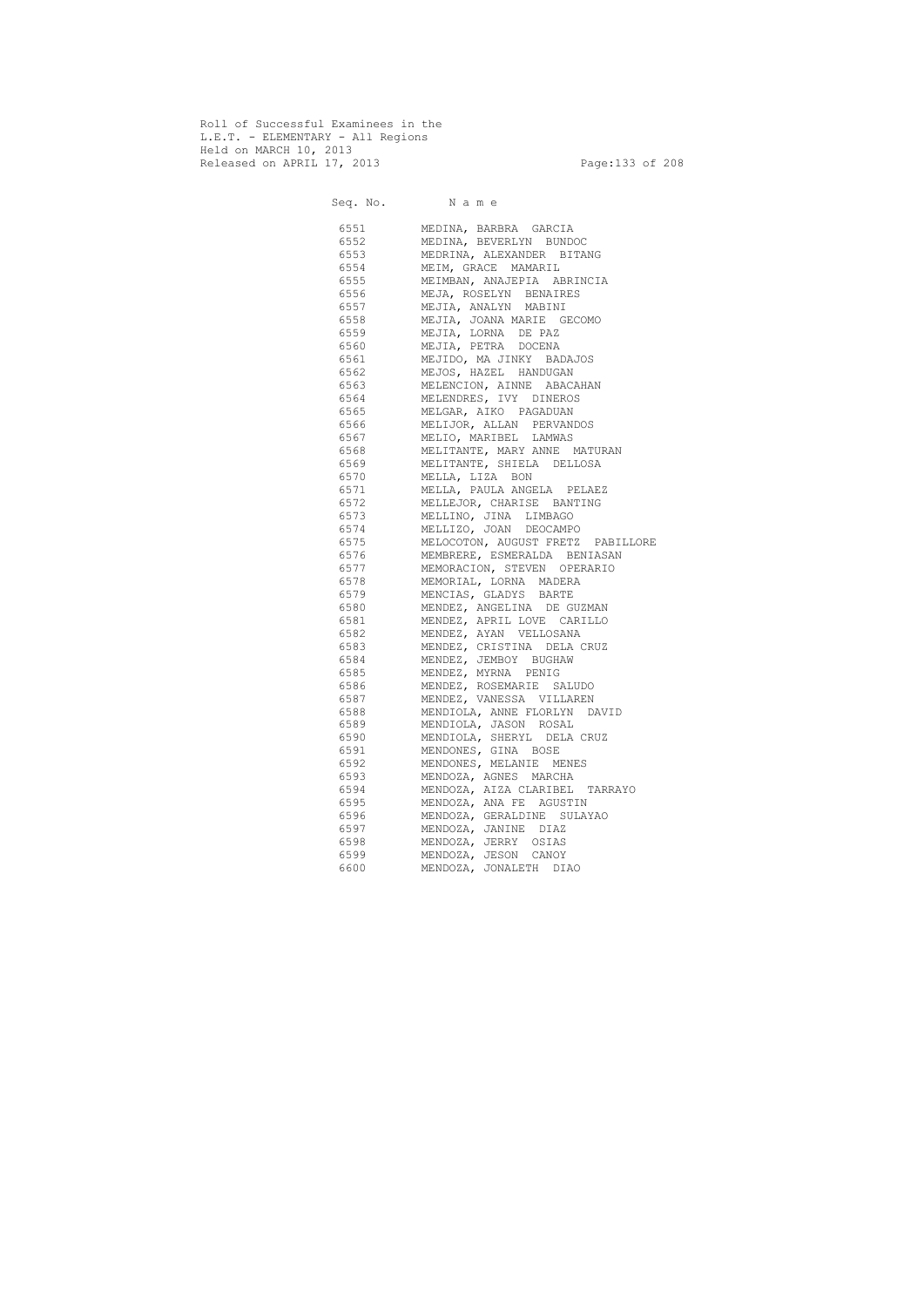Roll of Successful Examinees in the
L.E.T. - ELEMENTARY - All Regions
Held on MARCH 10, 2013
Released on APRIL 17, 2013

| Seq. No. | N a m e |
|---|---|
| 6551 | MEDINA, BARBRA GARCIA |
| 6552 | MEDINA, BEVERLYN BUNDOC |
| 6553 | MEDRINA, ALEXANDER BITANG |
| 6554 | MEIM, GRACE MAMARIL |
| 6555 | MEIMBAN, ANAJEPIA ABRINCIA |
| 6556 | MEJA, ROSELYN BENAIRES |
| 6557 | MEJIA, ANALYN MABINI |
| 6558 | MEJIA, JOANA MARIE GECOMO |
| 6559 | MEJIA, LORNA DE PAZ |
| 6560 | MEJIA, PETRA DOCENA |
| 6561 | MEJIDO, MA JINKY BADAJOS |
| 6562 | MEJOS, HAZEL HANDUGAN |
| 6563 | MELENCION, AINNE ABACAHAN |
| 6564 | MELENDRES, IVY DINEROS |
| 6565 | MELGAR, AIKO PAGADUAN |
| 6566 | MELIJOR, ALLAN PERVANDOS |
| 6567 | MELIO, MARIBEL LAMWAS |
| 6568 | MELITANTE, MARY ANNE MATURAN |
| 6569 | MELITANTE, SHIELA DELLOSA |
| 6570 | MELLA, LIZA BON |
| 6571 | MELLA, PAULA ANGELA PELAEZ |
| 6572 | MELLEJOR, CHARISE BANTING |
| 6573 | MELLINO, JINA LIMBAGO |
| 6574 | MELLIZO, JOAN DEOCAMPO |
| 6575 | MELOCOTON, AUGUST FRETZ PABILLORE |
| 6576 | MEMBRERE, ESMERALDA BENIASAN |
| 6577 | MEMORACION, STEVEN OPERARIO |
| 6578 | MEMORIAL, LORNA MADERA |
| 6579 | MENCIAS, GLADYS BARTE |
| 6580 | MENDEZ, ANGELINA DE GUZMAN |
| 6581 | MENDEZ, APRIL LOVE CARILLO |
| 6582 | MENDEZ, AYAN VELLOSANA |
| 6583 | MENDEZ, CRISTINA DELA CRUZ |
| 6584 | MENDEZ, JEMBOY BUGHAW |
| 6585 | MENDEZ, MYRNA PENIG |
| 6586 | MENDEZ, ROSEMARIE SALUDO |
| 6587 | MENDEZ, VANESSA VILLAREN |
| 6588 | MENDIOLA, ANNE FLORLYN DAVID |
| 6589 | MENDIOLA, JASON ROSAL |
| 6590 | MENDIOLA, SHERYL DELA CRUZ |
| 6591 | MENDONES, GINA BOSE |
| 6592 | MENDONES, MELANIE MENES |
| 6593 | MENDOZA, AGNES MARCHA |
| 6594 | MENDOZA, AIZA CLARIBEL TARRAYO |
| 6595 | MENDOZA, ANA FE AGUSTIN |
| 6596 | MENDOZA, GERALDINE SULAYAO |
| 6597 | MENDOZA, JANINE DIAZ |
| 6598 | MENDOZA, JERRY OSIAS |
| 6599 | MENDOZA, JESON CANOY |
| 6600 | MENDOZA, JONALETH DIAO |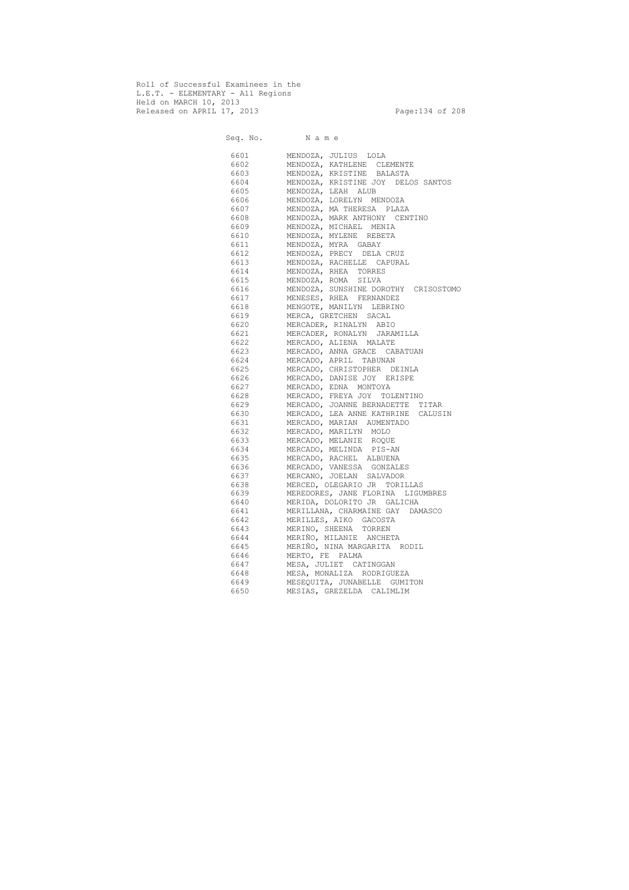Roll of Successful Examinees in the
L.E.T. - ELEMENTARY - All Regions
Held on MARCH 10, 2013
Released on APRIL 17, 2013

| Seq. No. | N a m e |
|---|---|
| 6601 | MENDOZA, JULIUS LOLA |
| 6602 | MENDOZA, KATHLENE CLEMENTE |
| 6603 | MENDOZA, KRISTINE BALASTA |
| 6604 | MENDOZA, KRISTINE JOY DELOS SANTOS |
| 6605 | MENDOZA, LEAH ALUB |
| 6606 | MENDOZA, LORELYN MENDOZA |
| 6607 | MENDOZA, MA THERESA PLAZA |
| 6608 | MENDOZA, MARK ANTHONY CENTINO |
| 6609 | MENDOZA, MICHAEL MENIA |
| 6610 | MENDOZA, MYLENE REBETA |
| 6611 | MENDOZA, MYRA GABAY |
| 6612 | MENDOZA, PRECY DELA CRUZ |
| 6613 | MENDOZA, RACHELLE CAPURAL |
| 6614 | MENDOZA, RHEA TORRES |
| 6615 | MENDOZA, ROMA SILVA |
| 6616 | MENDOZA, SUNSHINE DOROTHY CRISOSTOMO |
| 6617 | MENESES, RHEA FERNANDEZ |
| 6618 | MENGOTE, MANILYN LEBRINO |
| 6619 | MERCA, GRETCHEN SACAL |
| 6620 | MERCADER, RINALYN ABIO |
| 6621 | MERCADER, RONALYN JARAMILLA |
| 6622 | MERCADO, ALIENA MALATE |
| 6623 | MERCADO, ANNA GRACE CABATUAN |
| 6624 | MERCADO, APRIL TABUNAN |
| 6625 | MERCADO, CHRISTOPHER DEINLA |
| 6626 | MERCADO, DANISE JOY ERISPE |
| 6627 | MERCADO, EDNA MONTOYA |
| 6628 | MERCADO, FREYA JOY TOLENTINO |
| 6629 | MERCADO, JOANNE BERNADETTE TITAR |
| 6630 | MERCADO, LEA ANNE KATHRINE CALUSIN |
| 6631 | MERCADO, MARIAN AUMENTADO |
| 6632 | MERCADO, MARILYN MOLO |
| 6633 | MERCADO, MELANIE ROQUE |
| 6634 | MERCADO, MELINDA PIS-AN |
| 6635 | MERCADO, RACHEL ALBUENA |
| 6636 | MERCADO, VANESSA GONZALES |
| 6637 | MERCANO, JOELAN SALVADOR |
| 6638 | MERCED, OLEGARIO JR TORILLAS |
| 6639 | MEREDORES, JANE FLORINA LIGUMBRES |
| 6640 | MERIDA, DOLORITO JR GALICHA |
| 6641 | MERILLANA, CHARMAINE GAY DAMASCO |
| 6642 | MERILLES, AIKO GACOSTA |
| 6643 | MERINO, SHEENA TORREN |
| 6644 | MERIÑO, MILANIE ANCHETA |
| 6645 | MERIÑO, NINA MARGARITA RODIL |
| 6646 | MERTO, FE PALMA |
| 6647 | MESA, JULIET CATINGGAN |
| 6648 | MESA, MONALIZA RODRIGUEZA |
| 6649 | MESEQUITA, JUNABELLE GUMITON |
| 6650 | MESIAS, GREZELDA CALIMLIM |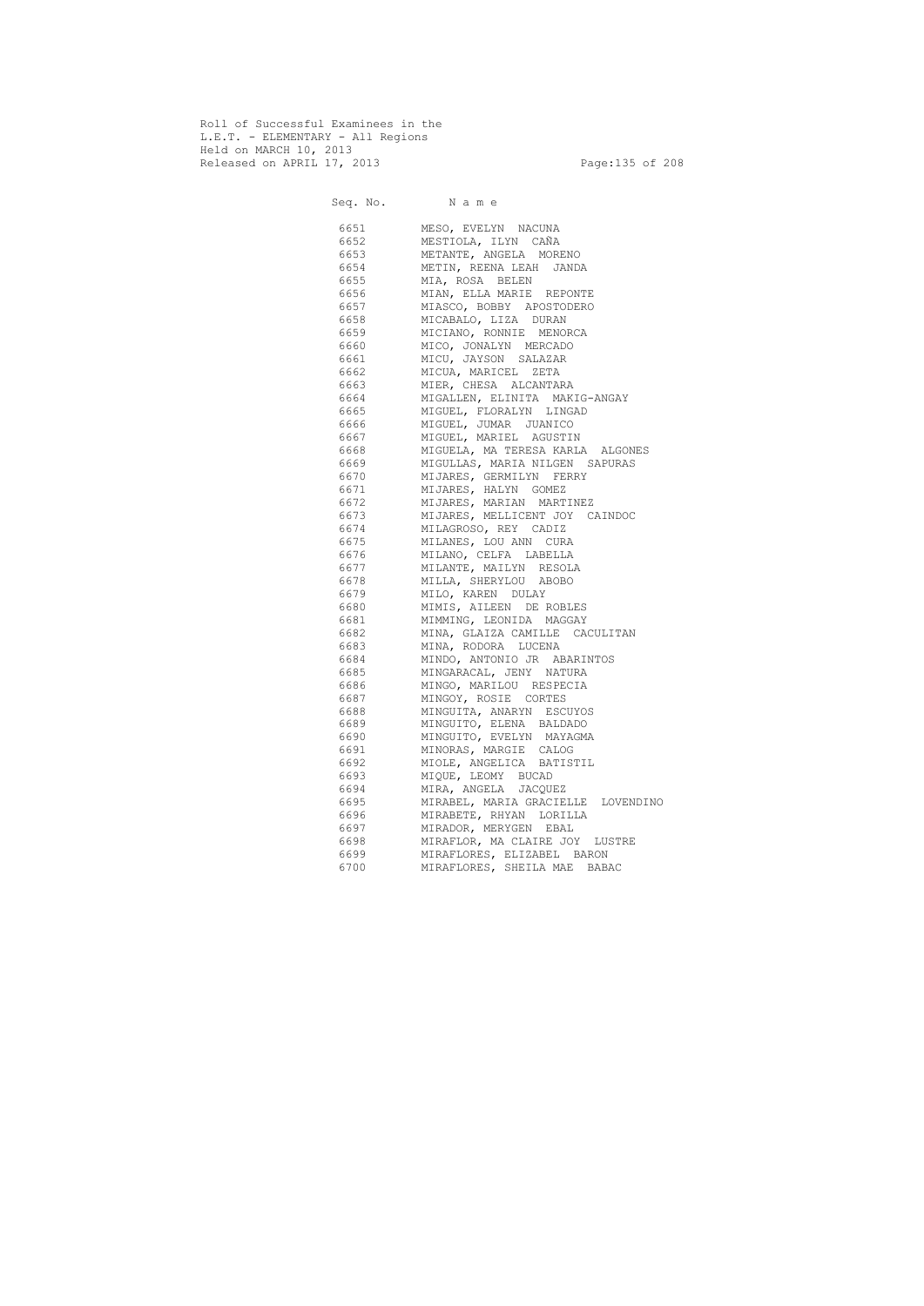Roll of Successful Examinees in the
L.E.T. - ELEMENTARY - All Regions
Held on MARCH 10, 2013
Released on APRIL 17, 2013

| Seq. No. | N a m e |
|---|---|
| 6651 | MESO, EVELYN NACUNA |
| 6652 | MESTIOLA, ILYN CAÑA |
| 6653 | METANTE, ANGELA MORENO |
| 6654 | METIN, REENA LEAH JANDA |
| 6655 | MIA, ROSA BELEN |
| 6656 | MIAN, ELLA MARIE REPONTE |
| 6657 | MIASCO, BOBBY APOSTODERO |
| 6658 | MICABALO, LIZA DURAN |
| 6659 | MICIANO, RONNIE MENORCA |
| 6660 | MICO, JONALYN MERCADO |
| 6661 | MICU, JAYSON SALAZAR |
| 6662 | MICUA, MARICEL ZETA |
| 6663 | MIER, CHESA ALCANTARA |
| 6664 | MIGALLEN, ELINITA MAKIG-ANGAY |
| 6665 | MIGUEL, FLORALYN LINGAD |
| 6666 | MIGUEL, JUMAR JUANICO |
| 6667 | MIGUEL, MARIEL AGUSTIN |
| 6668 | MIGUELA, MA TERESA KARLA ALGONES |
| 6669 | MIGULLAS, MARIA NILGEN SAPURAS |
| 6670 | MIJARES, GERMILYN FERRY |
| 6671 | MIJARES, HALYN GOMEZ |
| 6672 | MIJARES, MARIAN MARTINEZ |
| 6673 | MIJARES, MELLICENT JOY CAINDOC |
| 6674 | MILAGROSO, REY CADIZ |
| 6675 | MILANES, LOU ANN CURA |
| 6676 | MILANO, CELFA LABELLA |
| 6677 | MILANTE, MAILYN RESOLA |
| 6678 | MILLA, SHERYLOU ABOBO |
| 6679 | MILO, KAREN DULAY |
| 6680 | MIMIS, AILEEN DE ROBLES |
| 6681 | MIMMING, LEONIDA MAGGAY |
| 6682 | MINA, GLAIZA CAMILLE CACULITAN |
| 6683 | MINA, RODORA LUCENA |
| 6684 | MINDO, ANTONIO JR ABARINTOS |
| 6685 | MINGARACAL, JENY NATURA |
| 6686 | MINGO, MARILOU RESPECIA |
| 6687 | MINGOY, ROSIE CORTES |
| 6688 | MINGUITA, ANARYN ESCUYOS |
| 6689 | MINGUITO, ELENA BALDADO |
| 6690 | MINGUITO, EVELYN MAYAGMA |
| 6691 | MINORAS, MARGIE CALOG |
| 6692 | MIOLE, ANGELICA BATISTIL |
| 6693 | MIQUE, LEOMY BUCAD |
| 6694 | MIRA, ANGELA JACQUEZ |
| 6695 | MIRABEL, MARIA GRACIELLE LOVENDINO |
| 6696 | MIRABETE, RHYAN LORILLA |
| 6697 | MIRADOR, MERYGEN EBAL |
| 6698 | MIRAFLOR, MA CLAIRE JOY LUSTRE |
| 6699 | MIRAFLORES, ELIZABEL BARON |
| 6700 | MIRAFLORES, SHEILA MAE BABAC |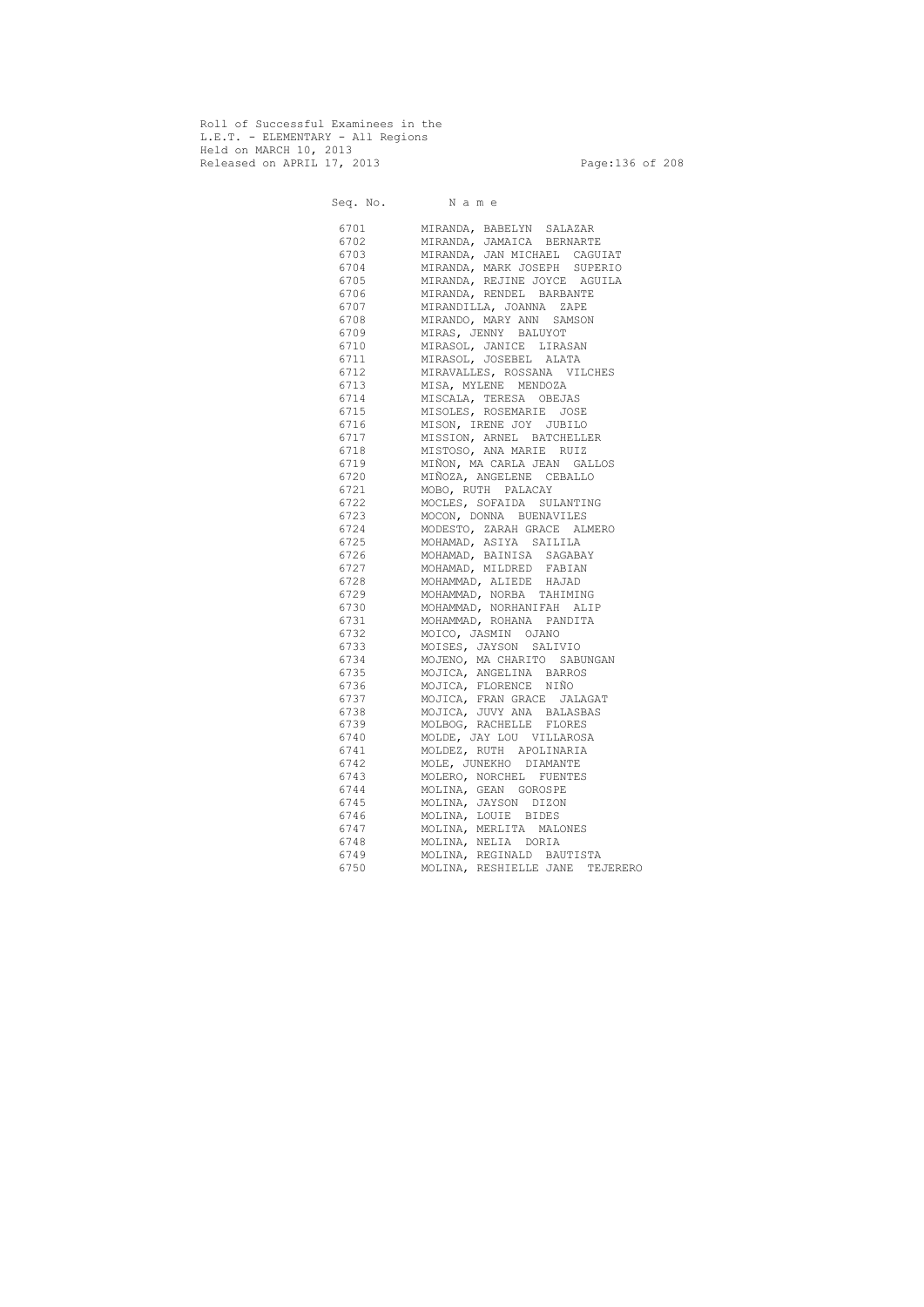Roll of Successful Examinees in the
L.E.T. - ELEMENTARY - All Regions
Held on MARCH 10, 2013
Released on APRIL 17, 2013

| Seq. No. | N a m e |
|---|---|
| 6701 | MIRANDA, BABELYN SALAZAR |
| 6702 | MIRANDA, JAMAICA BERNARTE |
| 6703 | MIRANDA, JAN MICHAEL CAGUIAT |
| 6704 | MIRANDA, MARK JOSEPH SUPERIO |
| 6705 | MIRANDA, REJINE JOYCE AGUILA |
| 6706 | MIRANDA, RENDEL BARBANTE |
| 6707 | MIRANDILLA, JOANNA ZAPE |
| 6708 | MIRANDO, MARY ANN SAMSON |
| 6709 | MIRAS, JENNY BALUYOT |
| 6710 | MIRASOL, JANICE LIRASAN |
| 6711 | MIRASOL, JOSEBEL ALATA |
| 6712 | MIRAVALLES, ROSSANA VILCHES |
| 6713 | MISA, MYLENE MENDOZA |
| 6714 | MISCALA, TERESA OBEJAS |
| 6715 | MISOLES, ROSEMARIE JOSE |
| 6716 | MISON, IRENE JOY JUBILO |
| 6717 | MISSION, ARNEL BATCHELLER |
| 6718 | MISTOSO, ANA MARIE RUIZ |
| 6719 | MIÑON, MA CARLA JEAN GALLOS |
| 6720 | MIÑOZA, ANGELENE CEBALLO |
| 6721 | MOBO, RUTH PALACAY |
| 6722 | MOCLES, SOFAIDA SULANTING |
| 6723 | MOCON, DONNA BUENAVILES |
| 6724 | MODESTO, ZARAH GRACE ALMERO |
| 6725 | MOHAMAD, ASIYA SAILILA |
| 6726 | MOHAMAD, BAINISA SAGABAY |
| 6727 | MOHAMAD, MILDRED FABIAN |
| 6728 | MOHAMMAD, ALIEDE HAJAD |
| 6729 | MOHAMMAD, NORBA TAHIMING |
| 6730 | MOHAMMAD, NORHANIFAH ALIP |
| 6731 | MOHAMMAD, ROHANA PANDITA |
| 6732 | MOICO, JASMIN OJANO |
| 6733 | MOISES, JAYSON SALIVIO |
| 6734 | MOJENO, MA CHARITO SABUNGAN |
| 6735 | MOJICA, ANGELINA BARROS |
| 6736 | MOJICA, FLORENCE NIÑO |
| 6737 | MOJICA, FRAN GRACE JALAGAT |
| 6738 | MOJICA, JUVY ANA BALASBAS |
| 6739 | MOLBOG, RACHELLE FLORES |
| 6740 | MOLDE, JAY LOU VILLAROSA |
| 6741 | MOLDEZ, RUTH APOLINARIA |
| 6742 | MOLE, JUNEKHO DIAMANTE |
| 6743 | MOLERO, NORCHEL FUENTES |
| 6744 | MOLINA, GEAN GOROSPE |
| 6745 | MOLINA, JAYSON DIZON |
| 6746 | MOLINA, LOUIE BIDES |
| 6747 | MOLINA, MERLITA MALONES |
| 6748 | MOLINA, NELIA DORIA |
| 6749 | MOLINA, REGINALD BAUTISTA |
| 6750 | MOLINA, RESHIELLE JANE TEJERERO |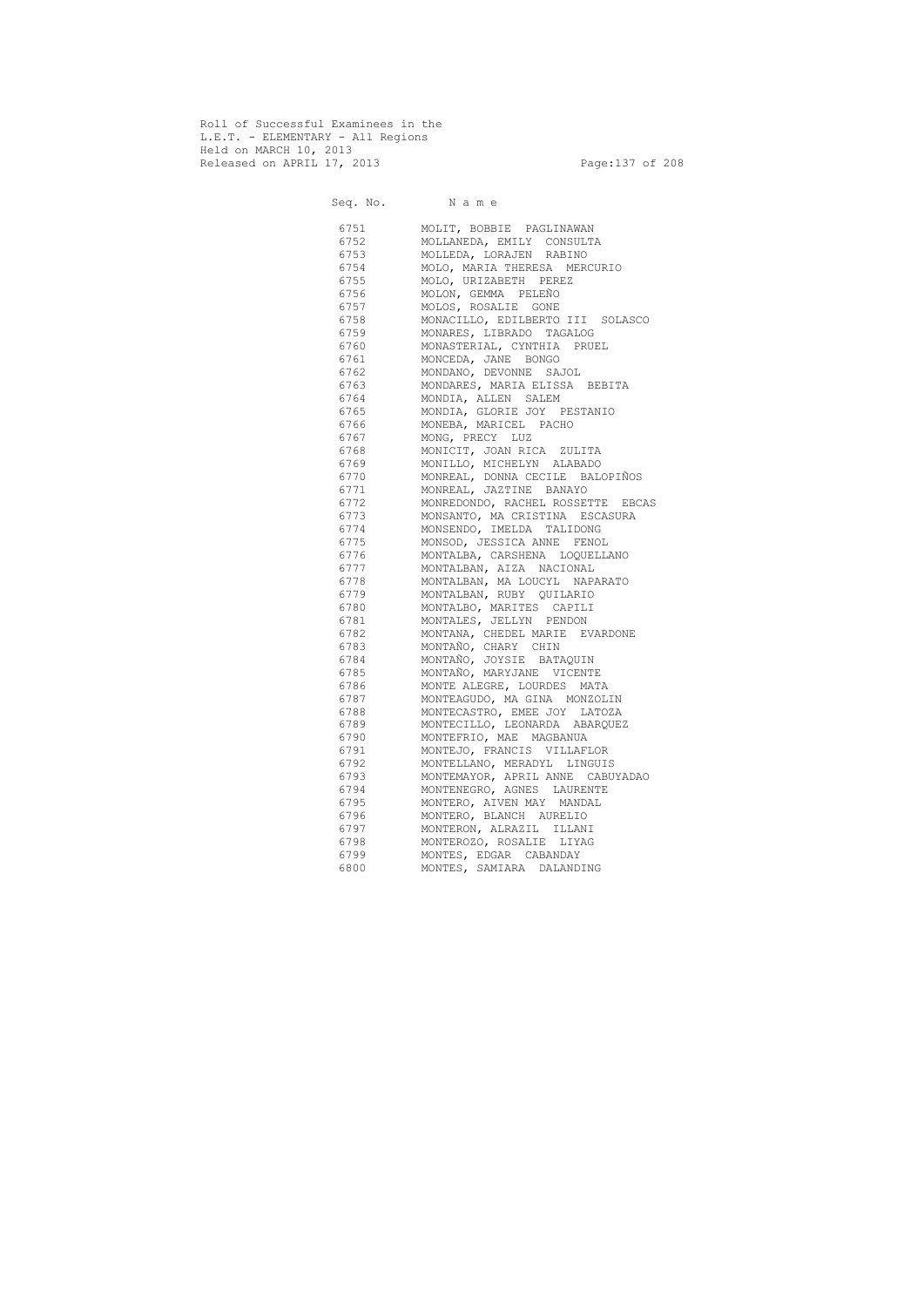Roll of Successful Examinees in the
L.E.T. - ELEMENTARY - All Regions
Held on MARCH 10, 2013
Released on APRIL 17, 2013

| Seq. No. | N a m e |
|---|---|
| 6751 | MOLIT, BOBBIE PAGLINAWAN |
| 6752 | MOLLANEDA, EMILY CONSULTA |
| 6753 | MOLLEDA, LORAJEN RABINO |
| 6754 | MOLO, MARIA THERESA MERCURIO |
| 6755 | MOLO, URIZABETH PEREZ |
| 6756 | MOLON, GEMMA PELEÑO |
| 6757 | MOLOS, ROSALIE GONE |
| 6758 | MONACILLO, EDILBERTO III SOLASCO |
| 6759 | MONARES, LIBRADO TAGALOG |
| 6760 | MONASTERIAL, CYNTHIA PRUEL |
| 6761 | MONCEDA, JANE BONGO |
| 6762 | MONDANO, DEVONNE SAJOL |
| 6763 | MONDARES, MARIA ELISSA BEBITA |
| 6764 | MONDIA, ALLEN SALEM |
| 6765 | MONDIA, GLORIE JOY PESTANIO |
| 6766 | MONEBA, MARICEL PACHO |
| 6767 | MONG, PRECY LUZ |
| 6768 | MONICIT, JOAN RICA ZULITA |
| 6769 | MONILLO, MICHELYN ALABADO |
| 6770 | MONREAL, DONNA CECILE BALOPIÑOS |
| 6771 | MONREAL, JAZTINE BANAYO |
| 6772 | MONREDONDO, RACHEL ROSSETTE EBCAS |
| 6773 | MONSANTO, MA CRISTINA ESCASURA |
| 6774 | MONSENDO, IMELDA TALIDONG |
| 6775 | MONSOD, JESSICA ANNE FENOL |
| 6776 | MONTALBA, CARSHENA LOQUELLANO |
| 6777 | MONTALBAN, AIZA NACIONAL |
| 6778 | MONTALBAN, MA LOUCYL NAPARATO |
| 6779 | MONTALBAN, RUBY QUILARIO |
| 6780 | MONTALBO, MARITES CAPILI |
| 6781 | MONTALES, JELLYN PENDON |
| 6782 | MONTANA, CHEDEL MARIE EVARDONE |
| 6783 | MONTAÑO, CHARY CHIN |
| 6784 | MONTAÑO, JOYSIE BATAQUIN |
| 6785 | MONTAÑO, MARYJANE VICENTE |
| 6786 | MONTE ALEGRE, LOURDES MATA |
| 6787 | MONTEAGUDO, MA GINA MONZOLIN |
| 6788 | MONTECASTRO, EMEE JOY LATOZA |
| 6789 | MONTECILLO, LEONARDA ABARQUEZ |
| 6790 | MONTEFRIO, MAE MAGBANUA |
| 6791 | MONTEJO, FRANCIS VILLAFLOR |
| 6792 | MONTELLANO, MERADYL LINGUIS |
| 6793 | MONTEMAYOR, APRIL ANNE CABUYADAO |
| 6794 | MONTENEGRO, AGNES LAURENTE |
| 6795 | MONTERO, AIVEN MAY MANDAL |
| 6796 | MONTERO, BLANCH AURELIO |
| 6797 | MONTERON, ALRAZIL ILLANI |
| 6798 | MONTEROZO, ROSALIE LIYAG |
| 6799 | MONTES, EDGAR CABANDAY |
| 6800 | MONTES, SAMIARA DALANDING |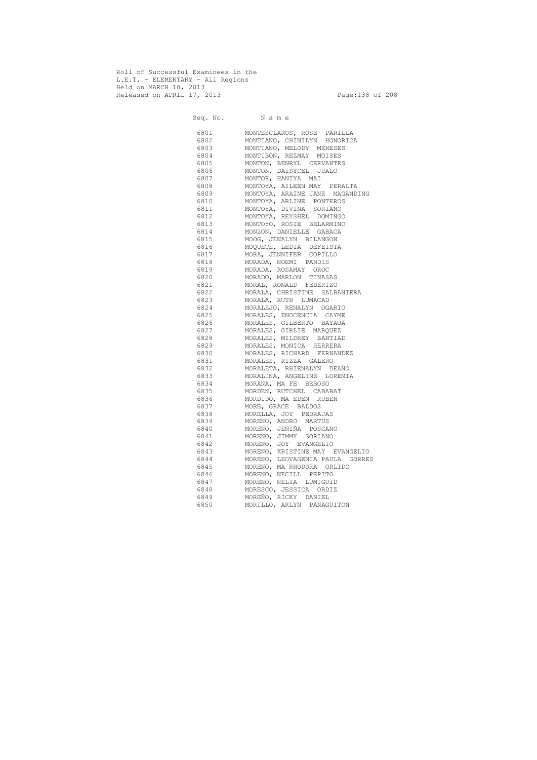Roll of Successful Examinees in the
L.E.T. - ELEMENTARY - All Regions
Held on MARCH 10, 2013
Released on APRIL 17, 2013

| Seq. No. | N a m e |
|---|---|
| 6801 | MONTESCLAROS, ROSE PARILLA |
| 6802 | MONTIANO, CHINILYN HONORICA |
| 6803 | MONTIANO, MELODY MENESES |
| 6804 | MONTIBON, REZMAY MOISES |
| 6805 | MONTON, BENRYL CERVANTES |
| 6806 | MONTON, DAISYCEL JUALO |
| 6807 | MONTOR, HANIYA MAI |
| 6808 | MONTOYA, AILEEN MAY PERALTA |
| 6809 | MONTOYA, ARAINE JANE MAGANDING |
| 6810 | MONTOYA, ARLINE PONTEROS |
| 6811 | MONTOYA, DIVINA SORIANO |
| 6812 | MONTOYA, REYSHEL DOMINGO |
| 6813 | MONTOYO, ROSIE BELARMINO |
| 6814 | MONZON, DANIELLE GABACA |
| 6815 | MOOG, JENALYN BILANGON |
| 6816 | MOQUETE, LEDIA DEFEISTA |
| 6817 | MORA, JENNIFER COPILLO |
| 6818 | MORADA, NOEMI PANDIS |
| 6819 | MORADA, ROSAMAY OROC |
| 6820 | MORADO, MARLON TINASAS |
| 6821 | MORAL, RONALD FEDERIZO |
| 6822 | MORALA, CHRISTINE SALBANIERA |
| 6823 | MORALA, RUTH LUMACAD |
| 6824 | MORALEJO, RENALYN OGARIO |
| 6825 | MORALES, ENOCENCIA CAYME |
| 6826 | MORALES, GILBERTO BAYAUA |
| 6827 | MORALES, GIRLIE MARQUEZ |
| 6828 | MORALES, MILDREY BANTIAD |
| 6829 | MORALES, MONICA HERRERA |
| 6830 | MORALES, RICHARD FERNANDEZ |
| 6831 | MORALES, RIZZA GALERO |
| 6832 | MORALETA, RHIENALYN DEAÑO |
| 6833 | MORALINA, ANGELINE LOREMIA |
| 6834 | MORANA, MA FE BEBOSO |
| 6835 | MORDEN, RUTCHEL CABABAT |
| 6836 | MORDIDO, MA EDEN RUBEN |
| 6837 | MORE, GRACE BALDOS |
| 6838 | MORELLA, JOY PEDRAJAS |
| 6839 | MORENO, ANDRO MARTUS |
| 6840 | MORENO, JENIÑA POSCANO |
| 6841 | MORENO, JIMMY SORIANO |
| 6842 | MORENO, JOY EVANGELIO |
| 6843 | MORENO, KRISTINE MAY EVANGELIO |
| 6844 | MORENO, LEOVAGENIA PAULA GORRES |
| 6845 | MORENO, MA RHODORA ORLIDO |
| 6846 | MORENO, NECILL PEPITO |
| 6847 | MORENO, NELIA LUMIGUID |
| 6848 | MORESCO, JESSICA ORDIZ |
| 6849 | MOREÑO, RICKY DANIEL |
| 6850 | MORILLO, ARLYN PANAGUITON |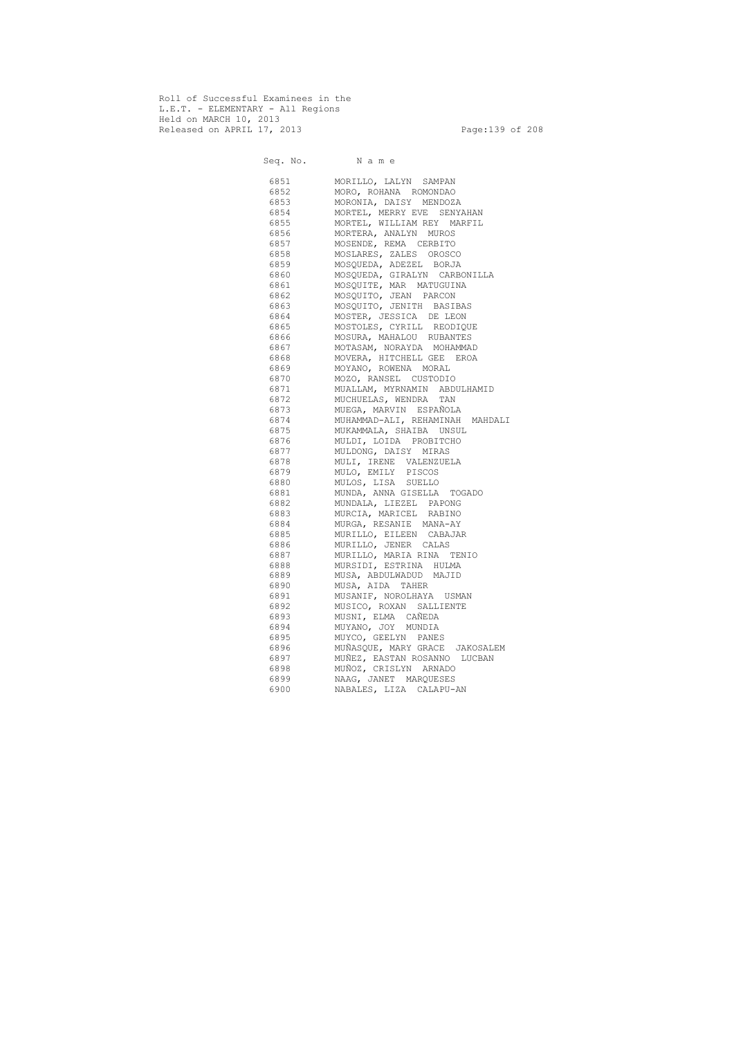Roll of Successful Examinees in the
L.E.T. - ELEMENTARY - All Regions
Held on MARCH 10, 2013
Released on APRIL 17, 2013

| Seq. No. | N a m e |
|---|---|
| 6851 | MORILLO, LALYN SAMPAN |
| 6852 | MORO, ROHANA ROMONDAO |
| 6853 | MORONIA, DAISY MENDOZA |
| 6854 | MORTEL, MERRY EVE SENYAHAN |
| 6855 | MORTEL, WILLIAM REY MARFIL |
| 6856 | MORTERA, ANALYN MUROS |
| 6857 | MOSENDE, REMA CERBITO |
| 6858 | MOSLARES, ZALES OROSCO |
| 6859 | MOSQUEDA, ADEZEL BORJA |
| 6860 | MOSQUEDA, GIRALYN CARBONILLA |
| 6861 | MOSQUITE, MAR MATUGUINA |
| 6862 | MOSQUITO, JEAN PARCON |
| 6863 | MOSQUITO, JENITH BASIBAS |
| 6864 | MOSTER, JESSICA DE LEON |
| 6865 | MOSTOLES, CYRILL REODIQUE |
| 6866 | MOSURA, MAHALOU RUBANTES |
| 6867 | MOTASAM, NORAYDA MOHAMMAD |
| 6868 | MOVERA, HITCHELL GEE EROA |
| 6869 | MOYANO, ROWENA MORAL |
| 6870 | MOZO, RANSEL CUSTODIO |
| 6871 | MUALLAM, MYRNAMIN ABDULHAMID |
| 6872 | MUCHUELAS, WENDRA TAN |
| 6873 | MUEGA, MARVIN ESPAÑOLA |
| 6874 | MUHAMMAD-ALI, REHAMINAH MAHDALI |
| 6875 | MUKAMMALA, SHAIBA UNSUL |
| 6876 | MULDI, LOIDA PROBITCHO |
| 6877 | MULDONG, DAISY MIRAS |
| 6878 | MULI, IRENE VALENZUELA |
| 6879 | MULO, EMILY PISCOS |
| 6880 | MULOS, LISA SUELLO |
| 6881 | MUNDA, ANNA GISELLA TOGADO |
| 6882 | MUNDALA, LIEZEL PAPONG |
| 6883 | MURCIA, MARICEL RABINO |
| 6884 | MURGA, RESANIE MANA-AY |
| 6885 | MURILLO, EILEEN CABAJAR |
| 6886 | MURILLO, JENER CALAS |
| 6887 | MURILLO, MARIA RINA TENIO |
| 6888 | MURSIDI, ESTRINA HULMA |
| 6889 | MUSA, ABDULWADUD MAJID |
| 6890 | MUSA, AIDA TAHER |
| 6891 | MUSANIF, NOROLHAYA USMAN |
| 6892 | MUSICO, ROXAN SALLIENTE |
| 6893 | MUSNI, ELMA CAÑEDA |
| 6894 | MUYANO, JOY MUNDIA |
| 6895 | MUYCO, GEELYN PANES |
| 6896 | MUÑASQUE, MARY GRACE JAKOSALEM |
| 6897 | MUÑEZ, EASTAN ROSANNO LUCBAN |
| 6898 | MUÑOZ, CRISLYN ARNADO |
| 6899 | NAAG, JANET MARQUESES |
| 6900 | NABALES, LIZA CALAPU-AN |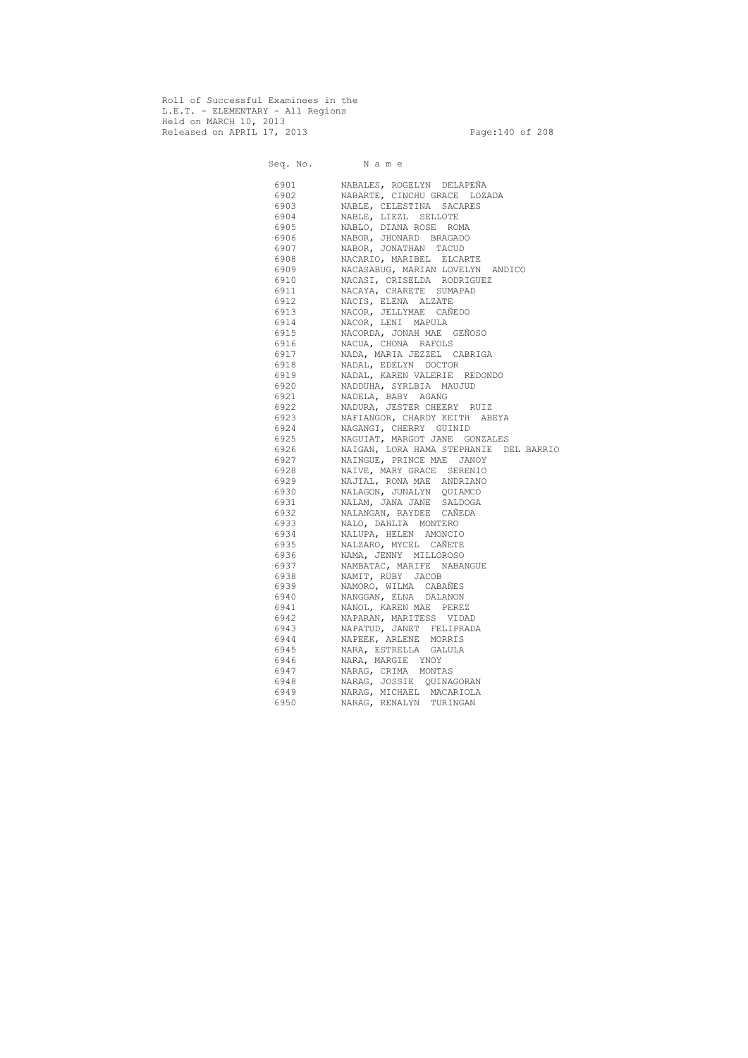Roll of Successful Examinees in the
L.E.T. - ELEMENTARY - All Regions
Held on MARCH 10, 2013
Released on APRIL 17, 2013

| Seq. No. | N a m e |
|---|---|
| 6901 | NABALES, ROGELYN DELAPEÑA |
| 6902 | NABARTE, CINCHU GRACE LOZADA |
| 6903 | NABLE, CELESTINA SACARES |
| 6904 | NABLE, LIEZL SELLOTE |
| 6905 | NABLO, DIANA ROSE ROMA |
| 6906 | NABOR, JHONARD BRAGADO |
| 6907 | NABOR, JONATHAN TACUD |
| 6908 | NACARIO, MARIBEL ELCARTE |
| 6909 | NACASABUG, MARIAN LOVELYN ANDICO |
| 6910 | NACASI, CRISELDA RODRIGUEZ |
| 6911 | NACAYA, CHARETE SUMAPAD |
| 6912 | NACIS, ELENA ALZATE |
| 6913 | NACOR, JELLYMAE CAÑEDO |
| 6914 | NACOR, LENI MAPULA |
| 6915 | NACORDA, JONAH MAE GEÑOSO |
| 6916 | NACUA, CHONA RAFOLS |
| 6917 | NADA, MARIA JEZZEL CABRIGA |
| 6918 | NADAL, EDELYN DOCTOR |
| 6919 | NADAL, KAREN VALERIE REDONDO |
| 6920 | NADDUHA, SYRLBIA MAUJUD |
| 6921 | NADELA, BABY AGANG |
| 6922 | NADURA, JESTER CHEERY RUIZ |
| 6923 | NAFIANGOR, CHARDY KEITH ABEYA |
| 6924 | NAGANGI, CHERRY GUINID |
| 6925 | NAGUIAT, MARGOT JANE GONZALES |
| 6926 | NAIGAN, LORA HAMA STEPHANIE DEL BARRIO |
| 6927 | NAINGUE, PRINCE MAE JANOY |
| 6928 | NAIVE, MARY GRACE SERENIO |
| 6929 | NAJIAL, RONA MAE ANDRIANO |
| 6930 | NALAGON, JUNALYN QUIAMCO |
| 6931 | NALAM, JANA JANE SALDOGA |
| 6932 | NALANGAN, RAYDEE CAÑEDA |
| 6933 | NALO, DAHLIA MONTERO |
| 6934 | NALUPA, HELEN AMONCIO |
| 6935 | NALZARO, MYCEL CAÑETE |
| 6936 | NAMA, JENNY MILLOROSO |
| 6937 | NAMBATAC, MARIFE NABANGUE |
| 6938 | NAMIT, RUBY JACOB |
| 6939 | NAMORO, WILMA CABAÑES |
| 6940 | NANGGAN, ELNA DALANON |
| 6941 | NANOL, KAREN MAE PEREZ |
| 6942 | NAPARAN, MARITESS VIDAD |
| 6943 | NAPATUD, JANET FELIPRADA |
| 6944 | NAPEEK, ARLENE MORRIS |
| 6945 | NARA, ESTRELLA GALULA |
| 6946 | NARA, MARGIE YNOY |
| 6947 | NARAG, CRIMA MONTAS |
| 6948 | NARAG, JOSSIE QUINAGORAN |
| 6949 | NARAG, MICHAEL MACARIOLA |
| 6950 | NARAG, RENALYN TURINGAN |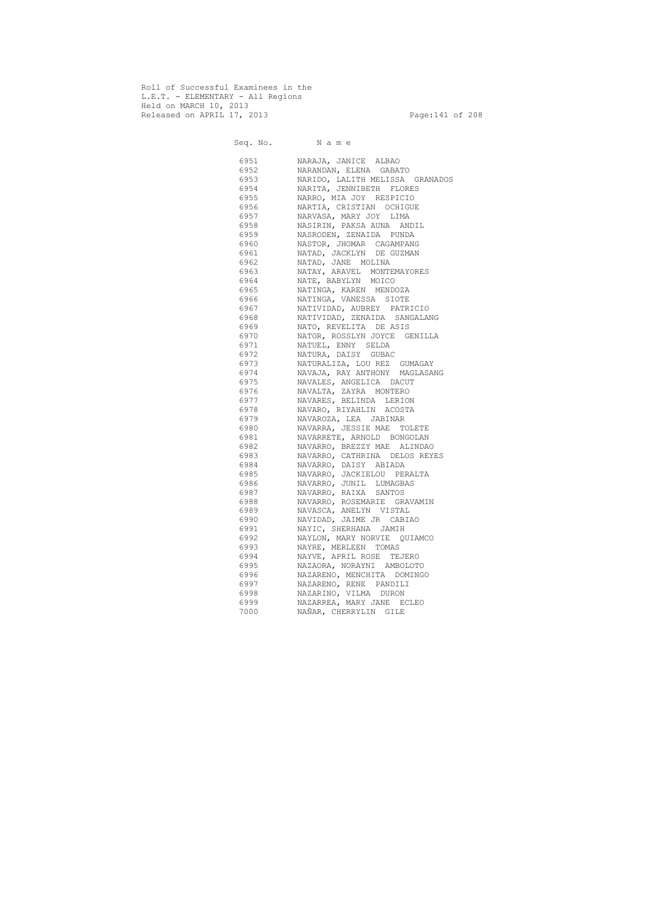Roll of Successful Examinees in the
L.E.T. - ELEMENTARY - All Regions
Held on MARCH 10, 2013
Released on APRIL 17, 2013

| Seq. No. | Name |
|---|---|
| 6951 | NARAJA, JANICE ALBAO |
| 6952 | NARANDAN, ELENA GABATO |
| 6953 | NARIDO, LALITH MELISSA GRANADOS |
| 6954 | NARITA, JENNIBETH FLORES |
| 6955 | NARRO, MIA JOY RESPICIO |
| 6956 | NARTIA, CRISTIAN OCHIGUE |
| 6957 | NARVASA, MARY JOY LIMA |
| 6958 | NASIRIN, PAKSA AUNA ANDIL |
| 6959 | NASRODEN, ZENAIDA PUNDA |
| 6960 | NASTOR, JHOMAR CAGAMPANG |
| 6961 | NATAD, JACKLYN DE GUZMAN |
| 6962 | NATAD, JANE MOLINA |
| 6963 | NATAY, ARAVEL MONTEMAYORES |
| 6964 | NATE, BABYLYN MOICO |
| 6965 | NATINGA, KAREN MENDOZA |
| 6966 | NATINGA, VANESSA SIOTE |
| 6967 | NATIVIDAD, AUBREY PATRICIO |
| 6968 | NATIVIDAD, ZENAIDA SANGALANG |
| 6969 | NATO, REVELITA DE ASIS |
| 6970 | NATOR, ROSSLYN JOYCE GENILLA |
| 6971 | NATUEL, ENNY SELDA |
| 6972 | NATURA, DAISY GUBAC |
| 6973 | NATURALIZA, LOU REZ GUMAGAY |
| 6974 | NAVAJA, RAY ANTHONY MAGLASANG |
| 6975 | NAVALES, ANGELICA DACUT |
| 6976 | NAVALTA, ZAYRA MONTERO |
| 6977 | NAVARES, BELINDA LERION |
| 6978 | NAVARO, RIYAHLIN ACOSTA |
| 6979 | NAVAROZA, LEA JABINAR |
| 6980 | NAVARRA, JESSIE MAE TOLETE |
| 6981 | NAVARRETE, ARNOLD BONGOLAN |
| 6982 | NAVARRO, BREZZY MAE ALINDAO |
| 6983 | NAVARRO, CATHRINA DELOS REYES |
| 6984 | NAVARRO, DAISY ABIADA |
| 6985 | NAVARRO, JACKIELOU PERALTA |
| 6986 | NAVARRO, JUNIL LUMAGBAS |
| 6987 | NAVARRO, RAIXA SANTOS |
| 6988 | NAVARRO, ROSEMARIE GRAVAMIN |
| 6989 | NAVASCA, ANELYN VISTAL |
| 6990 | NAVIDAD, JAIME JR CABIAO |
| 6991 | NAYIC, SHERHANA JAMIH |
| 6992 | NAYLON, MARY NORVIE QUIAMCO |
| 6993 | NAYRE, MERLEEN TOMAS |
| 6994 | NAYVE, APRIL ROSE TEJERO |
| 6995 | NAZAORA, NORAYNI AMBOLOTO |
| 6996 | NAZARENO, MENCHITA DOMINGO |
| 6997 | NAZARENO, RENE PANDILI |
| 6998 | NAZARINO, VILMA DURON |
| 6999 | NAZARREA, MARY JANE ECLEO |
| 7000 | NAÑAR, CHERRYLIN GILE |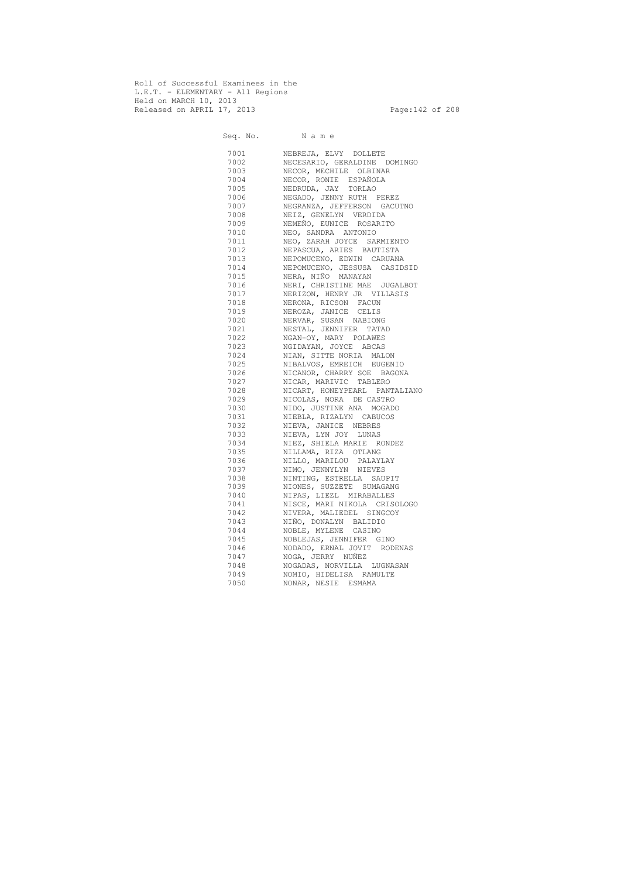Roll of Successful Examinees in the
L.E.T. - ELEMENTARY - All Regions
Held on MARCH 10, 2013
Released on APRIL 17, 2013

| Seq. No. | N a m e |
|---|---|
| 7001 | NEBREJA, ELVY DOLLETE |
| 7002 | NECESARIO, GERALDINE DOMINGO |
| 7003 | NECOR, MECHILE OLBINAR |
| 7004 | NECOR, RONIE ESPAÑOLA |
| 7005 | NEDRUDA, JAY TORLAO |
| 7006 | NEGADO, JENNY RUTH PEREZ |
| 7007 | NEGRANZA, JEFFERSON GACUTNO |
| 7008 | NEIZ, GENELYN VERDIDA |
| 7009 | NEMEÑO, EUNICE ROSARITO |
| 7010 | NEO, SANDRA ANTONIO |
| 7011 | NEO, ZARAH JOYCE SARMIENTO |
| 7012 | NEPASCUA, ARIES BAUTISTA |
| 7013 | NEPOMUCENO, EDWIN CARUANA |
| 7014 | NEPOMUCENO, JESSUSA CASIDSID |
| 7015 | NERA, NIÑO MANAYAN |
| 7016 | NERI, CHRISTINE MAE JUGALBOT |
| 7017 | NERIZON, HENRY JR VILLASIS |
| 7018 | NERONA, RICSON FACUN |
| 7019 | NEROZA, JANICE CELIS |
| 7020 | NERVAR, SUSAN NABIONG |
| 7021 | NESTAL, JENNIFER TATAD |
| 7022 | NGAN-OY, MARY POLAWES |
| 7023 | NGIDAYAN, JOYCE ABCAS |
| 7024 | NIAN, SITTE NORIA MALON |
| 7025 | NIBALVOS, EMREICH EUGENIO |
| 7026 | NICANOR, CHARRY SOE BAGONA |
| 7027 | NICAR, MARIVIC TABLERO |
| 7028 | NICART, HONEYPEARL PANTALIANO |
| 7029 | NICOLAS, NORA DE CASTRO |
| 7030 | NIDO, JUSTINE ANA MOGADO |
| 7031 | NIEBLA, RIZALYN CABUCOS |
| 7032 | NIEVA, JANICE NEBRES |
| 7033 | NIEVA, LYN JOY LUNAS |
| 7034 | NIEZ, SHIELA MARIE RONDEZ |
| 7035 | NILLAMA, RIZA OTLANG |
| 7036 | NILLO, MARILOU PALAYLAY |
| 7037 | NIMO, JENNYLYN NIEVES |
| 7038 | NINTING, ESTRELLA SAUPIT |
| 7039 | NIONES, SUZZETE SUMAGANG |
| 7040 | NIPAS, LIEZL MIRABALLES |
| 7041 | NISCE, MARI NIKOLA CRISOLOGO |
| 7042 | NIVERA, MALIEDEL SINGCOY |
| 7043 | NIÑO, DONALYN BALIDIO |
| 7044 | NOBLE, MYLENE CASINO |
| 7045 | NOBLEJAS, JENNIFER GINO |
| 7046 | NODADO, ERNAL JOVIT RODENAS |
| 7047 | NOGA, JERRY NUÑEZ |
| 7048 | NOGADAS, NORVILLA LUGNASAN |
| 7049 | NOMIO, HIDELISA RAMULTE |
| 7050 | NONAR, NESIE ESMAMA |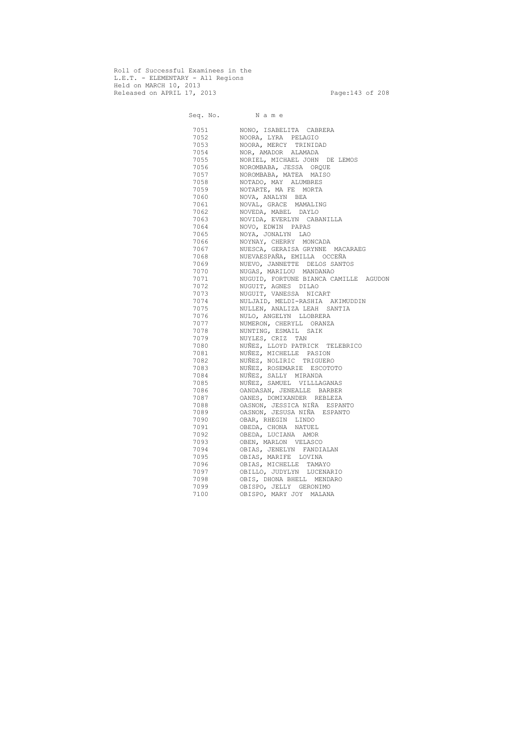Roll of Successful Examinees in the
L.E.T. - ELEMENTARY - All Regions
Held on MARCH 10, 2013
Released on APRIL 17, 2013

| Seq. No. | N a m e |
|---|---|
| 7051 | NONO, ISABELITA CABRERA |
| 7052 | NOORA, LYRA PELAGIO |
| 7053 | NOORA, MERCY TRINIDAD |
| 7054 | NOR, AMADOR ALAMADA |
| 7055 | NORIEL, MICHAEL JOHN DE LEMOS |
| 7056 | NOROMBABA, JESSA ORQUE |
| 7057 | NOROMBABA, MATEA MAISO |
| 7058 | NOTADO, MAY ALUMBRES |
| 7059 | NOTARTE, MA FE MORTA |
| 7060 | NOVA, ANALYN BEA |
| 7061 | NOVAL, GRACE MAMALING |
| 7062 | NOVEDA, MABEL DAYLO |
| 7063 | NOVIDA, EVERLYN CABANILLA |
| 7064 | NOVO, EDWIN PAPAS |
| 7065 | NOYA, JONALYN LAO |
| 7066 | NOYNAY, CHERRY MONCADA |
| 7067 | NUESCA, GERAISA GRYNNE MACARAEG |
| 7068 | NUEVAESPAÑA, EMILLA OCCEÑA |
| 7069 | NUEVO, JANNETTE DELOS SANTOS |
| 7070 | NUGAS, MARILOU MANDANAO |
| 7071 | NUGUID, FORTUNE BIANCA CAMILLE AGUDON |
| 7072 | NUGUIT, AGNES DILAO |
| 7073 | NUGUIT, VANESSA NICART |
| 7074 | NULJAID, MELDI-RASHIA AKIMUDDIN |
| 7075 | NULLEN, ANALIZA LEAH SANTIA |
| 7076 | NULO, ANGELYN LLOBRERA |
| 7077 | NUMERON, CHERYLL ORANZA |
| 7078 | NUNTING, ESMAIL SAIK |
| 7079 | NUYLES, CRIZ TAN |
| 7080 | NUÑEZ, LLOYD PATRICK TELEBRICO |
| 7081 | NUÑEZ, MICHELLE PASION |
| 7082 | NUÑEZ, NOLIRIC TRIGUERO |
| 7083 | NUÑEZ, ROSEMARIE ESCOTOTO |
| 7084 | NUÑEZ, SALLY MIRANDA |
| 7085 | NUÑEZ, SAMUEL VILLLAGANAS |
| 7086 | OANDASAN, JENEALLE BARBER |
| 7087 | OANES, DOMIXANDER REBLEZA |
| 7088 | OASNON, JESSICA NIÑA ESPANTO |
| 7089 | OASNON, JESUSA NIÑA ESPANTO |
| 7090 | OBAR, RHEGIN LINDO |
| 7091 | OBEDA, CHONA NATUEL |
| 7092 | OBEDA, LUCIANA AMOR |
| 7093 | OBEN, MARLON VELASCO |
| 7094 | OBIAS, JENELYN FANDIALAN |
| 7095 | OBIAS, MARIFE LOVINA |
| 7096 | OBIAS, MICHELLE TAMAYO |
| 7097 | OBILLO, JUDYLYN LUCENARIO |
| 7098 | OBIS, DHONA BHELL MENDARO |
| 7099 | OBISPO, JELLY GERONIMO |
| 7100 | OBISPO, MARY JOY MALANA |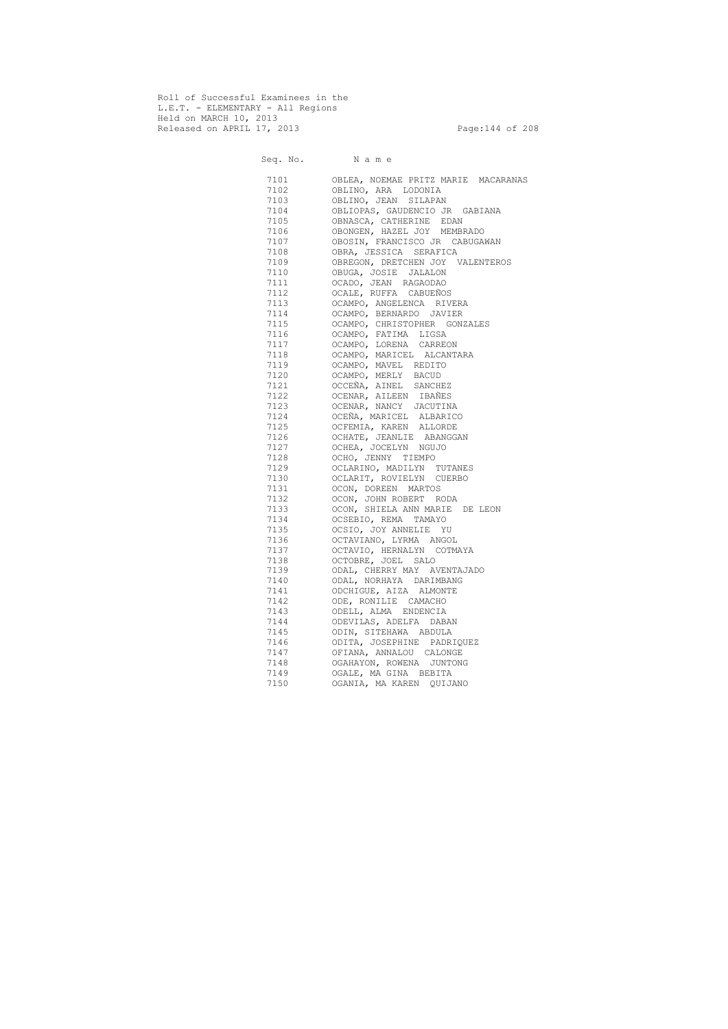Roll of Successful Examinees in the
L.E.T. - ELEMENTARY - All Regions
Held on MARCH 10, 2013
Released on APRIL 17, 2013

| Seq. No. | N a m e |
|---|---|
| 7101 | OBLEA, NOEMAE PRITZ MARIE MACARANAS |
| 7102 | OBLINO, ARA LODONIA |
| 7103 | OBLINO, JEAN SILAPAN |
| 7104 | OBLIOPAS, GAUDENCIO JR GABIANA |
| 7105 | OBNASCA, CATHERINE EDAN |
| 7106 | OBONGEN, HAZEL JOY MEMBRADO |
| 7107 | OBOSIN, FRANCISCO JR CABUGAWAN |
| 7108 | OBRA, JESSICA SERAFICA |
| 7109 | OBREGON, DRETCHEN JOY VALENTEROS |
| 7110 | OBUGA, JOSIE JALALON |
| 7111 | OCADO, JEAN RAGAODAO |
| 7112 | OCALE, RUFFA CABUEÑOS |
| 7113 | OCAMPO, ANGELENCA RIVERA |
| 7114 | OCAMPO, BERNARDO JAVIER |
| 7115 | OCAMPO, CHRISTOPHER GONZALES |
| 7116 | OCAMPO, FATIMA LIGSA |
| 7117 | OCAMPO, LORENA CARREON |
| 7118 | OCAMPO, MARICEL ALCANTARA |
| 7119 | OCAMPO, MAVEL REDITO |
| 7120 | OCAMPO, MERLY BACUD |
| 7121 | OCCEÑA, AINEL SANCHEZ |
| 7122 | OCENAR, AILEEN IBAÑES |
| 7123 | OCENAR, NANCY JACUTINA |
| 7124 | OCEÑA, MARICEL ALBARICO |
| 7125 | OCFEMIA, KAREN ALLORDE |
| 7126 | OCHATE, JEANLIE ABANGGAN |
| 7127 | OCHEA, JOCELYN NGUJO |
| 7128 | OCHO, JENNY TIEMPO |
| 7129 | OCLARINO, MADILYN TUTANES |
| 7130 | OCLARIT, ROVIELYN CUERBO |
| 7131 | OCON, DOREEN MARTOS |
| 7132 | OCON, JOHN ROBERT RODA |
| 7133 | OCON, SHIELA ANN MARIE DE LEON |
| 7134 | OCSEBIO, REMA TAMAYO |
| 7135 | OCSIO, JOY ANNELIE YU |
| 7136 | OCTAVIANO, LYRMA ANGOL |
| 7137 | OCTAVIO, HERNALYN COTMAYA |
| 7138 | OCTOBRE, JOEL SALO |
| 7139 | ODAL, CHERRY MAY AVENTAJADO |
| 7140 | ODAL, NORHAYA DARIMBANG |
| 7141 | ODCHIGUE, AIZA ALMONTE |
| 7142 | ODE, RONILIE CAMACHO |
| 7143 | ODELL, ALMA ENDENCIA |
| 7144 | ODEVILAS, ADELFA DABAN |
| 7145 | ODIN, SITEHAWA ABDULA |
| 7146 | ODITA, JOSEPHINE PADRIQUEZ |
| 7147 | OFIANA, ANNALOU CALONGE |
| 7148 | OGAHAYON, ROWENA JUNTONG |
| 7149 | OGALE, MA GINA BEBITA |
| 7150 | OGANIA, MA KAREN QUIJANO |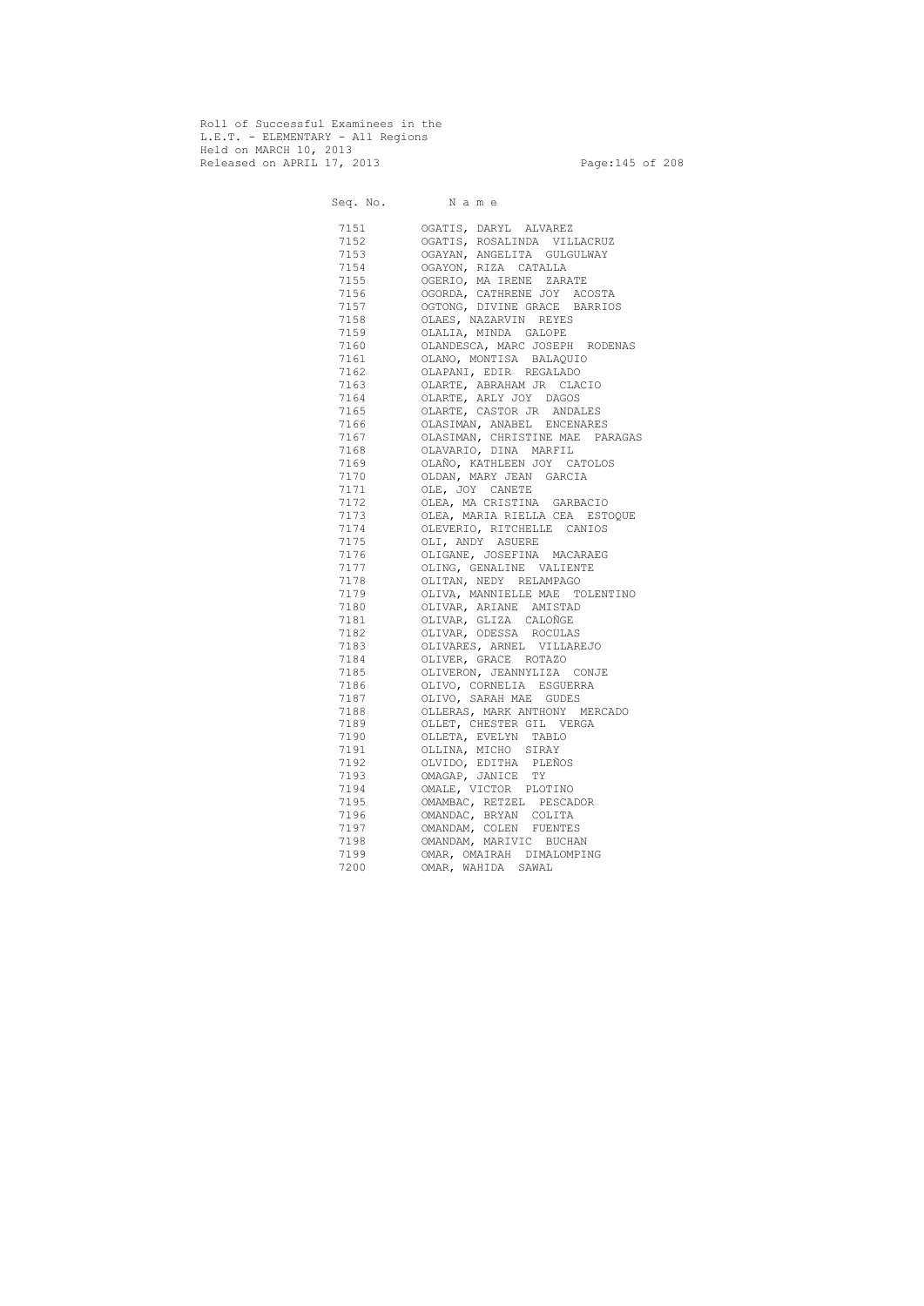Roll of Successful Examinees in the
L.E.T. - ELEMENTARY - All Regions
Held on MARCH 10, 2013
Released on APRIL 17, 2013

| Seq. No. | N a m e |
|---|---|
| 7151 | OGATIS, DARYL ALVAREZ |
| 7152 | OGATIS, ROSALINDA VILLACRUZ |
| 7153 | OGAYAN, ANGELITA GULGULWAY |
| 7154 | OGAYON, RIZA CATALLA |
| 7155 | OGERIO, MA IRENE ZARATE |
| 7156 | OGORDA, CATHRENE JOY ACOSTA |
| 7157 | OGTONG, DIVINE GRACE BARRIOS |
| 7158 | OLAES, NAZARVIN REYES |
| 7159 | OLALIA, MINDA GALOPE |
| 7160 | OLANDESCA, MARC JOSEPH RODENAS |
| 7161 | OLANO, MONTISA BALAQUIO |
| 7162 | OLAPANI, EDIR REGALADO |
| 7163 | OLARTE, ABRAHAM JR CLACIO |
| 7164 | OLARTE, ARLY JOY DAGOS |
| 7165 | OLARTE, CASTOR JR ANDALES |
| 7166 | OLASIMAN, ANABEL ENCENARES |
| 7167 | OLASIMAN, CHRISTINE MAE PARAGAS |
| 7168 | OLAVARIO, DINA MARFIL |
| 7169 | OLAÑO, KATHLEEN JOY CATOLOS |
| 7170 | OLDAN, MARY JEAN GARCIA |
| 7171 | OLE, JOY CANETE |
| 7172 | OLEA, MA CRISTINA GARBACIO |
| 7173 | OLEA, MARIA RIELLA CEA ESTOQUE |
| 7174 | OLEVERIO, RITCHELLE CANIOS |
| 7175 | OLI, ANDY ASUERE |
| 7176 | OLIGANE, JOSEFINA MACARAEG |
| 7177 | OLING, GENALINE VALIENTE |
| 7178 | OLITAN, NEDY RELAMPAGO |
| 7179 | OLIVA, MANNIELLE MAE TOLENTINO |
| 7180 | OLIVAR, ARIANE AMISTAD |
| 7181 | OLIVAR, GLIZA CALOÑGE |
| 7182 | OLIVAR, ODESSA ROCULAS |
| 7183 | OLIVARES, ARNEL VILLAREJO |
| 7184 | OLIVER, GRACE ROTAZO |
| 7185 | OLIVERON, JEANNYLIZA CONJE |
| 7186 | OLIVO, CORNELIA ESGUERRA |
| 7187 | OLIVO, SARAH MAE GUDES |
| 7188 | OLLERAS, MARK ANTHONY MERCADO |
| 7189 | OLLET, CHESTER GIL VERGA |
| 7190 | OLLETA, EVELYN TABLO |
| 7191 | OLLINA, MICHO SIRAY |
| 7192 | OLVIDO, EDITHA PLEÑOS |
| 7193 | OMAGAP, JANICE TY |
| 7194 | OMALE, VICTOR PLOTINO |
| 7195 | OMAMBAC, RETZEL PESCADOR |
| 7196 | OMANDAC, BRYAN COLITA |
| 7197 | OMANDAM, COLEN FUENTES |
| 7198 | OMANDAM, MARIVIC BUCHAN |
| 7199 | OMAR, OMAIRAH DIMALOMPING |
| 7200 | OMAR, WAHIDA SAWAL |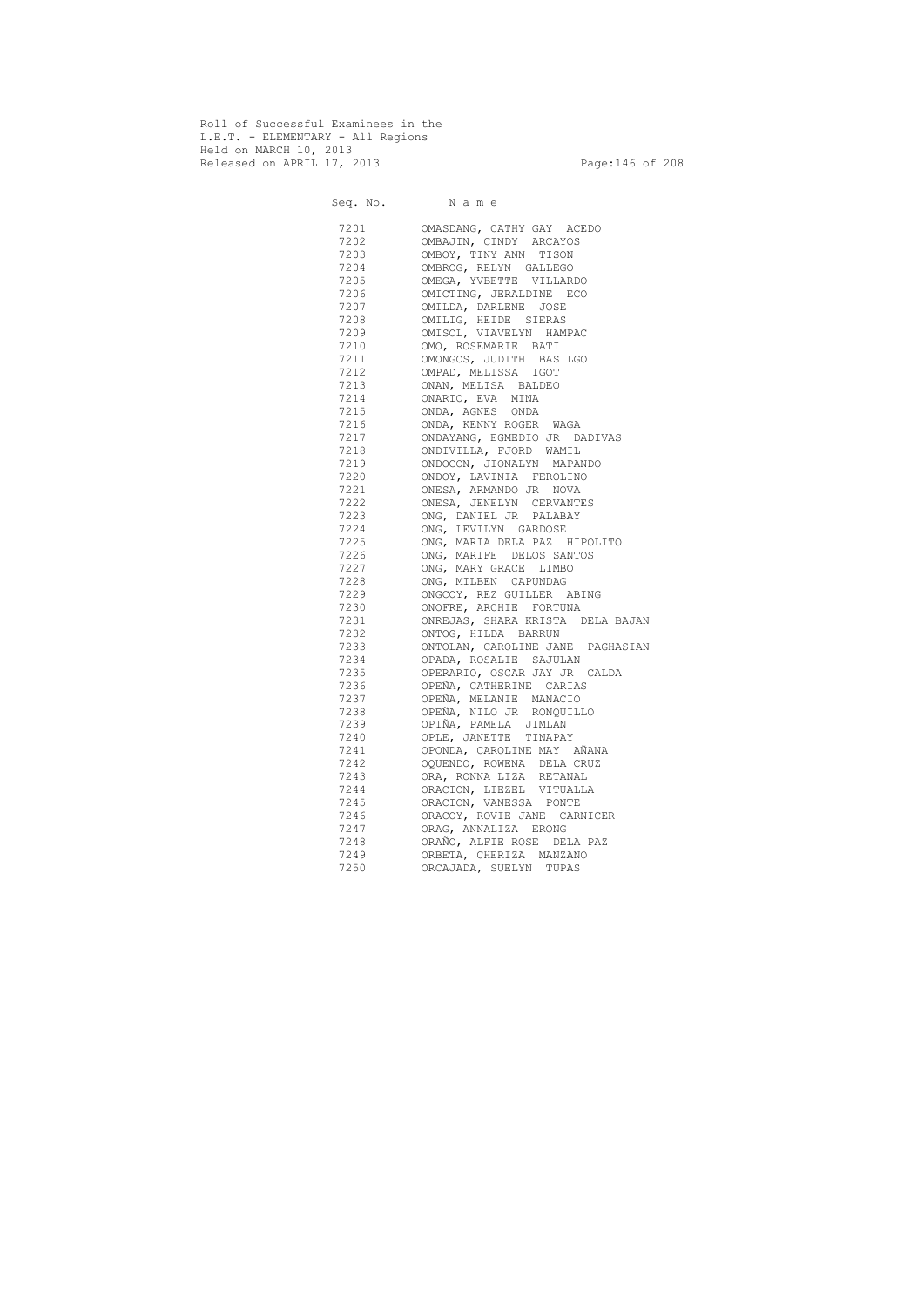Roll of Successful Examinees in the
L.E.T. - ELEMENTARY - All Regions
Held on MARCH 10, 2013
Released on APRIL 17, 2013

| Seq. No. | N a m e |
|---|---|
| 7201 | OMASDANG, CATHY GAY ACEDO |
| 7202 | OMBAJIN, CINDY ARCAYOS |
| 7203 | OMBOY, TINY ANN TISON |
| 7204 | OMBROG, RELYN GALLEGO |
| 7205 | OMEGA, YVBETTE VILLARDO |
| 7206 | OMICTING, JERALDINE ECO |
| 7207 | OMILDA, DARLENE JOSE |
| 7208 | OMILIG, HEIDE SIERAS |
| 7209 | OMISOL, VIAVELYN HAMPAC |
| 7210 | OMO, ROSEMARIE BATI |
| 7211 | OMONGOS, JUDITH BASILGO |
| 7212 | OMPAD, MELISSA IGOT |
| 7213 | ONAN, MELISA BALDEO |
| 7214 | ONARIO, EVA MINA |
| 7215 | ONDA, AGNES ONDA |
| 7216 | ONDA, KENNY ROGER WAGA |
| 7217 | ONDAYANG, EGMEDIO JR DADIVAS |
| 7218 | ONDIVILLA, FJORD WAMIL |
| 7219 | ONDOCON, JIONALYN MAPANDO |
| 7220 | ONDOY, LAVINIA FEROLINO |
| 7221 | ONESA, ARMANDO JR NOVA |
| 7222 | ONESA, JENELYN CERVANTES |
| 7223 | ONG, DANIEL JR PALABAY |
| 7224 | ONG, LEVILYN GARDOSE |
| 7225 | ONG, MARIA DELA PAZ HIPOLITO |
| 7226 | ONG, MARIFE DELOS SANTOS |
| 7227 | ONG, MARY GRACE LIMBO |
| 7228 | ONG, MILBEN CAPUNDAG |
| 7229 | ONGCOY, REZ GUILLER ABING |
| 7230 | ONOFRE, ARCHIE FORTUNA |
| 7231 | ONREJAS, SHARA KRISTA DELA BAJAN |
| 7232 | ONTOG, HILDA BARRUN |
| 7233 | ONTOLAN, CAROLINE JANE PAGHASIAN |
| 7234 | OPADA, ROSALIE SAJULAN |
| 7235 | OPERARIO, OSCAR JAY JR CALDA |
| 7236 | OPEÑA, CATHERINE CARIAS |
| 7237 | OPEÑA, MELANIE MANACIO |
| 7238 | OPEÑA, NILO JR RONQUILLO |
| 7239 | OPIÑA, PAMELA JIMLAN |
| 7240 | OPLE, JANETTE TINAPAY |
| 7241 | OPONDA, CAROLINE MAY AÑANA |
| 7242 | OQUENDO, ROWENA DELA CRUZ |
| 7243 | ORA, RONNA LIZA RETANAL |
| 7244 | ORACION, LIEZEL VITUALLA |
| 7245 | ORACION, VANESSA PONTE |
| 7246 | ORACOY, ROVIE JANE CARNICER |
| 7247 | ORAG, ANNALIZA ERONG |
| 7248 | ORAÑO, ALFIE ROSE DELA PAZ |
| 7249 | ORBETA, CHERIZA MANZANO |
| 7250 | ORCAJADA, SUELYN TUPAS |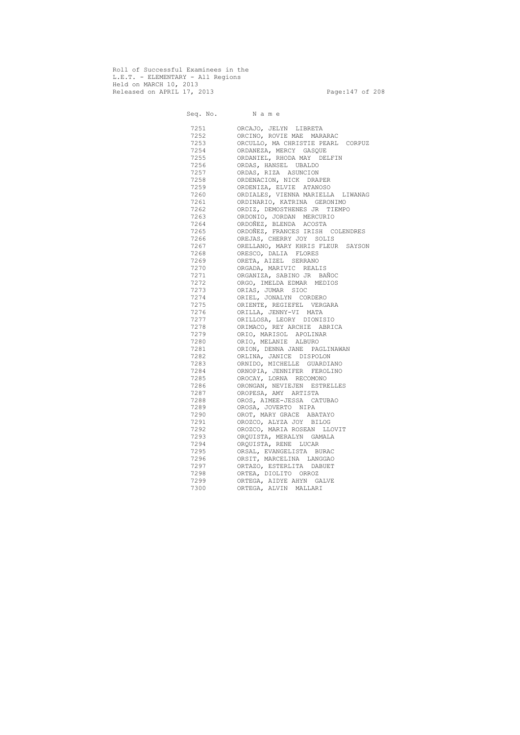Roll of Successful Examinees in the
L.E.T. - ELEMENTARY - All Regions
Held on MARCH 10, 2013
Released on APRIL 17, 2013

| Seq. No. | N a m e |
|---|---|
| 7251 | ORCAJO, JELYN LIBRETA |
| 7252 | ORCINO, ROVIE MAE MARARAC |
| 7253 | ORCULLO, MA CHRISTIE PEARL CORPUZ |
| 7254 | ORDANEZA, MERCY GASQUE |
| 7255 | ORDANIEL, RHODA MAY DELFIN |
| 7256 | ORDAS, HANSEL UBALDO |
| 7257 | ORDAS, RIZA ASUNCION |
| 7258 | ORDENACION, NICK DRAPER |
| 7259 | ORDENIZA, ELVIE ATANOSO |
| 7260 | ORDIALES, VIENNA MARIELLA LIWANAG |
| 7261 | ORDINARIO, KATRINA GERONIMO |
| 7262 | ORDIZ, DEMOSTHENES JR TIEMPO |
| 7263 | ORDONIO, JORDAN MERCURIO |
| 7264 | ORDOÑEZ, BLENDA ACOSTA |
| 7265 | ORDOÑEZ, FRANCES IRISH COLENDRES |
| 7266 | OREJAS, CHERRY JOY SOLIS |
| 7267 | ORELLANO, MARY KHRIS FLEUR SAYSON |
| 7268 | ORESCO, DALIA FLORES |
| 7269 | ORETA, AIZEL SERRANO |
| 7270 | ORGADA, MARIVIC REALIS |
| 7271 | ORGANIZA, SABINO JR BAÑOC |
| 7272 | ORGO, IMELDA EDMAR MEDIOS |
| 7273 | ORIAS, JUMAR SIOC |
| 7274 | ORIEL, JONALYN CORDERO |
| 7275 | ORIENTE, REGIEFEL VERGARA |
| 7276 | ORILLA, JENNY-VI MATA |
| 7277 | ORILLOSA, LEORY DIONISIO |
| 7278 | ORIMACO, REY ARCHIE ABRICA |
| 7279 | ORIO, MARISOL APOLINAR |
| 7280 | ORIO, MELANIE ALBURO |
| 7281 | ORION, DENNA JANE PAGLINAWAN |
| 7282 | ORLINA, JANICE DISPOLON |
| 7283 | ORNIDO, MICHELLE GUARDIANO |
| 7284 | ORNOPIA, JENNIFER FEROLINO |
| 7285 | OROCAY, LORNA RECOMONO |
| 7286 | ORONGAN, NEVIEJEN ESTRELLES |
| 7287 | OROPESA, AMY ARTISTA |
| 7288 | OROS, AIMEE-JESSA CATUBAO |
| 7289 | OROSA, JOVERTO NIPA |
| 7290 | OROT, MARY GRACE ABATAYO |
| 7291 | OROZCO, ALYZA JOY BILOG |
| 7292 | OROZCO, MARIA ROSEAN LLOVIT |
| 7293 | ORQUISTA, MERALYN GAMALA |
| 7294 | ORQUISTA, RENE LUCAR |
| 7295 | ORSAL, EVANGELISTA BURAC |
| 7296 | ORSIT, MARCELINA LANGGAO |
| 7297 | ORTAZO, ESTERLITA DABUET |
| 7298 | ORTEA, DIOLITO ORROZ |
| 7299 | ORTEGA, AIDYE AHYN GALVE |
| 7300 | ORTEGA, ALVIN MALLARI |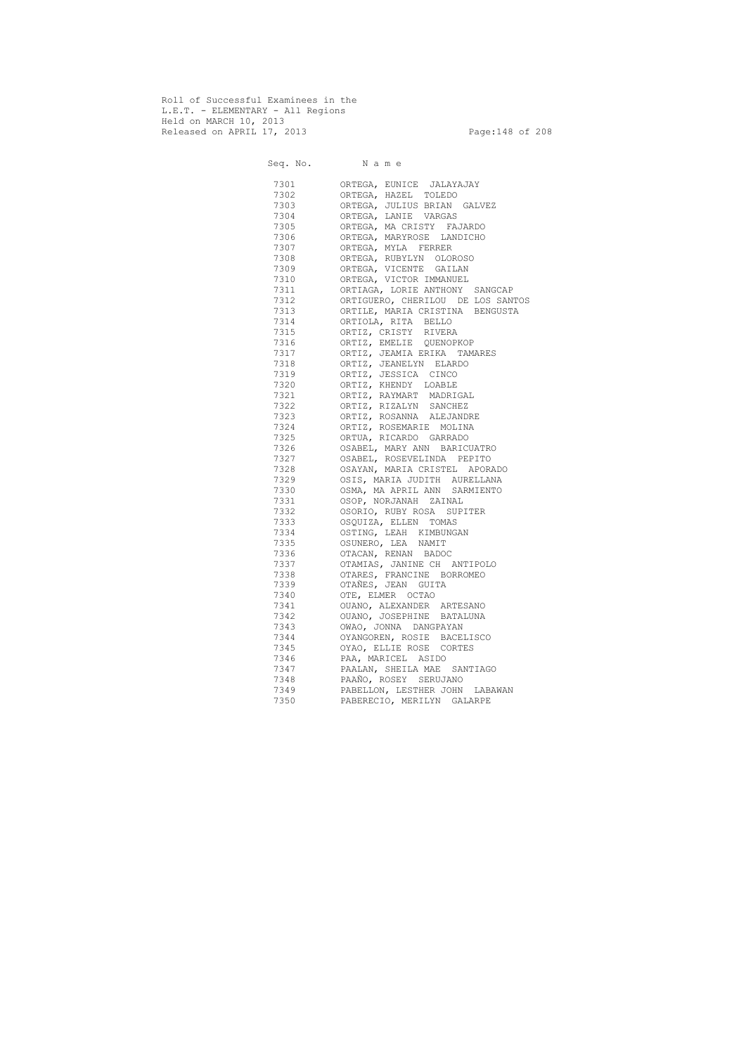Roll of Successful Examinees in the
L.E.T. - ELEMENTARY - All Regions
Held on MARCH 10, 2013
Released on APRIL 17, 2013

| Seq. No. | N a m e |
|---|---|
| 7301 | ORTEGA, EUNICE JALAYAJAY |
| 7302 | ORTEGA, HAZEL TOLEDO |
| 7303 | ORTEGA, JULIUS BRIAN GALVEZ |
| 7304 | ORTEGA, LANIE VARGAS |
| 7305 | ORTEGA, MA CRISTY FAJARDO |
| 7306 | ORTEGA, MARYROSE LANDICHO |
| 7307 | ORTEGA, MYLA FERRER |
| 7308 | ORTEGA, RUBYLYN OLOROSO |
| 7309 | ORTEGA, VICENTE GAILAN |
| 7310 | ORTEGA, VICTOR IMMANUEL |
| 7311 | ORTIAGA, LORIE ANTHONY SANGCAP |
| 7312 | ORTIGUERO, CHERILOU DE LOS SANTOS |
| 7313 | ORTILE, MARIA CRISTINA BENGUSTA |
| 7314 | ORTIOLA, RITA BELLO |
| 7315 | ORTIZ, CRISTY RIVERA |
| 7316 | ORTIZ, EMELIE QUENOPKOP |
| 7317 | ORTIZ, JEAMIA ERIKA TAMARES |
| 7318 | ORTIZ, JEANELYN ELARDO |
| 7319 | ORTIZ, JESSICA CINCO |
| 7320 | ORTIZ, KHENDY LOABLE |
| 7321 | ORTIZ, RAYMART MADRIGAL |
| 7322 | ORTIZ, RIZALYN SANCHEZ |
| 7323 | ORTIZ, ROSANNA ALEJANDRE |
| 7324 | ORTIZ, ROSEMARIE MOLINA |
| 7325 | ORTUA, RICARDO GARRADO |
| 7326 | OSABEL, MARY ANN BARICUATRO |
| 7327 | OSABEL, ROSEVELINDA PEPITO |
| 7328 | OSAYAN, MARIA CRISTEL APORADO |
| 7329 | OSIS, MARIA JUDITH AURELLANA |
| 7330 | OSMA, MA APRIL ANN SARMIENTO |
| 7331 | OSOP, NORJANAH ZAINAL |
| 7332 | OSORIO, RUBY ROSA SUPITER |
| 7333 | OSQUIZA, ELLEN TOMAS |
| 7334 | OSTING, LEAH KIMBUNGAN |
| 7335 | OSUNERO, LEA NAMIT |
| 7336 | OTACAN, RENAN BADOC |
| 7337 | OTAMIAS, JANINE CH ANTIPOLO |
| 7338 | OTARES, FRANCINE BORROMEO |
| 7339 | OTAÑES, JEAN GUITA |
| 7340 | OTE, ELMER OCTAO |
| 7341 | OUANO, ALEXANDER ARTESANO |
| 7342 | OUANO, JOSEPHINE BATALUNA |
| 7343 | OWAO, JONNA DANGPAYAN |
| 7344 | OYANGOREN, ROSIE BACELISCO |
| 7345 | OYAO, ELLIE ROSE CORTES |
| 7346 | PAA, MARICEL ASIDO |
| 7347 | PAALAN, SHEILA MAE SANTIAGO |
| 7348 | PAAÑO, ROSEY SERUJANO |
| 7349 | PABELLON, LESTHER JOHN LABAWAN |
| 7350 | PABERECIO, MERILYN GALARPE |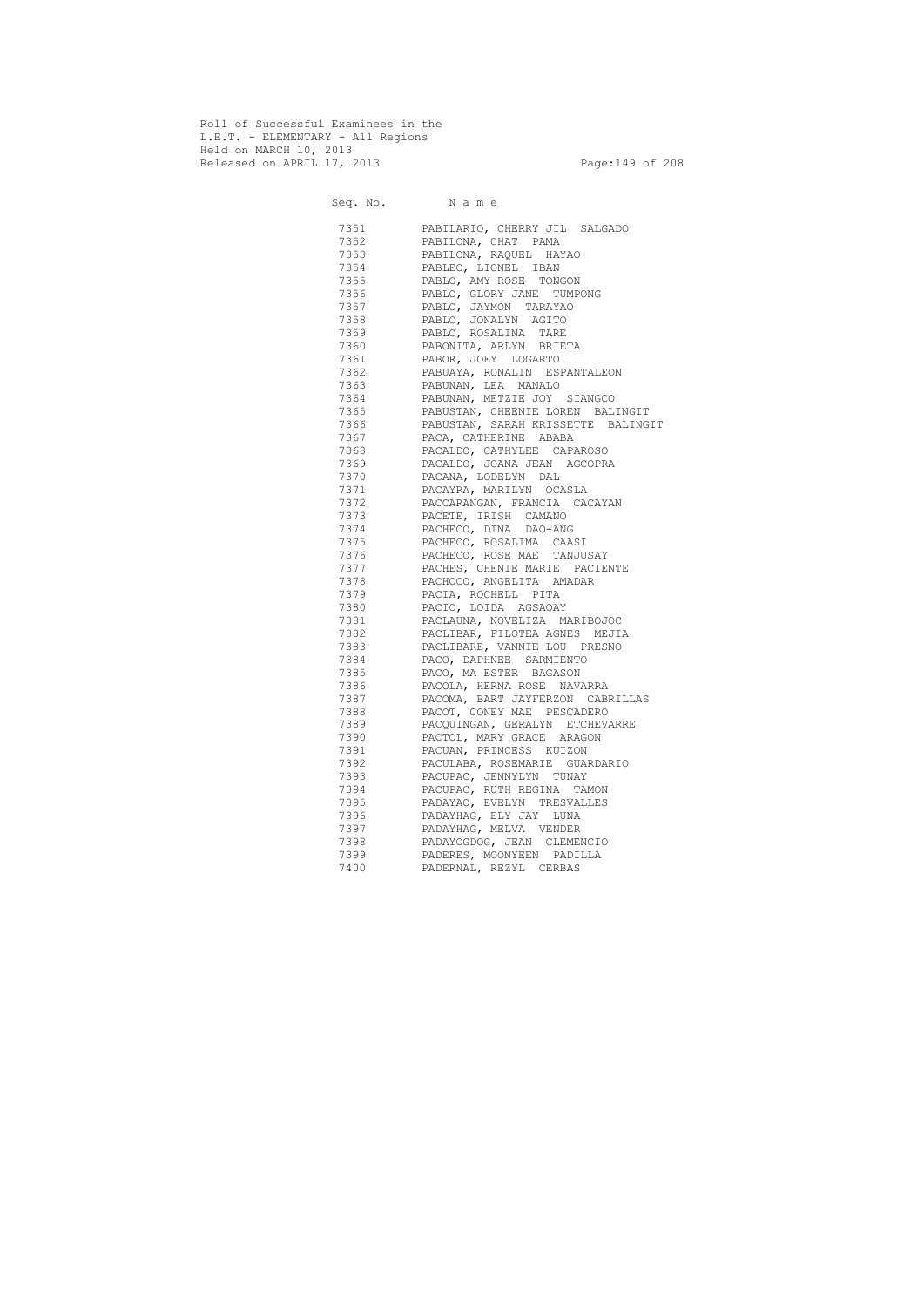Roll of Successful Examinees in the
L.E.T. - ELEMENTARY - All Regions
Held on MARCH 10, 2013
Released on APRIL 17, 2013

| Seq. No. | N a m e |
|---|---|
| 7351 | PABILARIO, CHERRY JIL SALGADO |
| 7352 | PABILONA, CHAT PAMA |
| 7353 | PABILONA, RAQUEL HAYAO |
| 7354 | PABLEO, LIONEL IBAN |
| 7355 | PABLO, AMY ROSE TONGON |
| 7356 | PABLO, GLORY JANE TUMPONG |
| 7357 | PABLO, JAYMON TARAYAO |
| 7358 | PABLO, JONALYN AGITO |
| 7359 | PABLO, ROSALINA TARE |
| 7360 | PABONITA, ARLYN BRIETA |
| 7361 | PABOR, JOEY LOGARTO |
| 7362 | PABUAYA, RONALIN ESPANTALEON |
| 7363 | PABUNAN, LEA MANALO |
| 7364 | PABUNAN, METZIE JOY SIANGCO |
| 7365 | PABUSTAN, CHEENIE LOREN BALINGIT |
| 7366 | PABUSTAN, SARAH KRISSETTE BALINGIT |
| 7367 | PACA, CATHERINE ABABA |
| 7368 | PACALDO, CATHYLEE CAPAROSO |
| 7369 | PACALDO, JOANA JEAN AGCOPRA |
| 7370 | PACANA, LODELYN DAL |
| 7371 | PACAYRA, MARILYN OCASLA |
| 7372 | PACCARANGAN, FRANCIA CACAYAN |
| 7373 | PACETE, IRISH CAMANO |
| 7374 | PACHECO, DINA DAO-ANG |
| 7375 | PACHECO, ROSALIMA CAASI |
| 7376 | PACHECO, ROSE MAE TANJUSAY |
| 7377 | PACHES, CHENIE MARIE PACIENTE |
| 7378 | PACHOCO, ANGELITA AMADAR |
| 7379 | PACIA, ROCHELL PITA |
| 7380 | PACIO, LOIDA AGSAOAY |
| 7381 | PACLAUNA, NOVELIZA MARIBOJOC |
| 7382 | PACLIBAR, FILOTEA AGNES MEJIA |
| 7383 | PACLIBARE, VANNIE LOU PRESNO |
| 7384 | PACO, DAPHNEE SARMIENTO |
| 7385 | PACO, MA ESTER BAGASON |
| 7386 | PACOLA, HERNA ROSE NAVARRA |
| 7387 | PACOMA, BART JAYFERZON CABRILLAS |
| 7388 | PACOT, CONEY MAE PESCADERO |
| 7389 | PACQUINGAN, GERALYN ETCHEVARRE |
| 7390 | PACTOL, MARY GRACE ARAGON |
| 7391 | PACUAN, PRINCESS KUIZON |
| 7392 | PACULABA, ROSEMARIE GUARDARIO |
| 7393 | PACUPAC, JENNYLYN TUNAY |
| 7394 | PACUPAC, RUTH REGINA TAMON |
| 7395 | PADAYAO, EVELYN TRESVALLES |
| 7396 | PADAYHAG, ELY JAY LUNA |
| 7397 | PADAYHAG, MELVA VENDER |
| 7398 | PADAYOGDOG, JEAN CLEMENCIO |
| 7399 | PADERES, MOONYEEN PADILLA |
| 7400 | PADERNAL, REZYL CERBAS |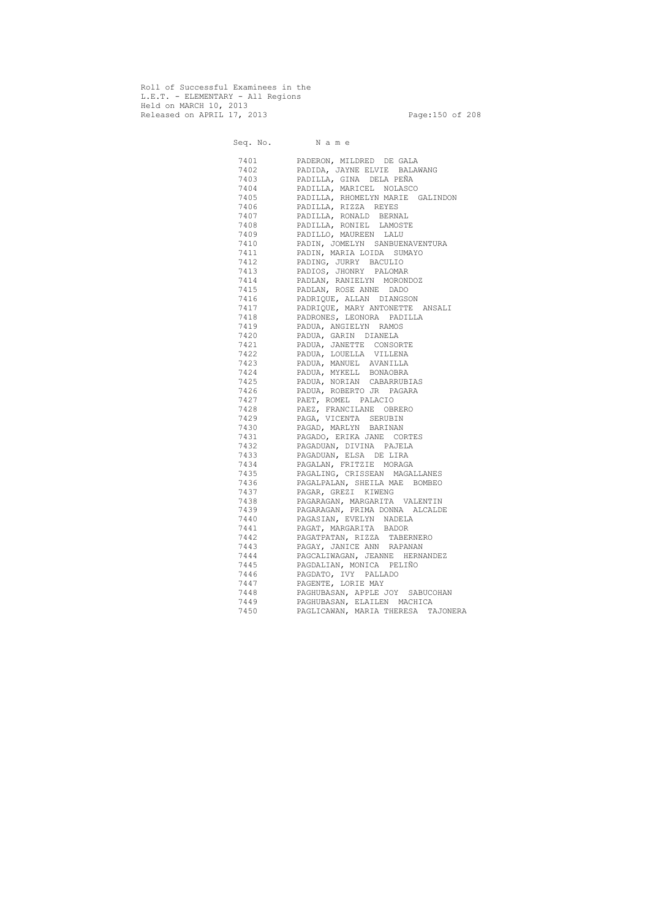Roll of Successful Examinees in the
L.E.T. - ELEMENTARY - All Regions
Held on MARCH 10, 2013
Released on APRIL 17, 2013

| Seq. No. | N a m e |
|---|---|
| 7401 | PADERON, MILDRED DE GALA |
| 7402 | PADIDA, JAYNE ELVIE BALAWANG |
| 7403 | PADILLA, GINA DELA PEÑA |
| 7404 | PADILLA, MARICEL NOLASCO |
| 7405 | PADILLA, RHOMELYN MARIE GALINDON |
| 7406 | PADILLA, RIZZA REYES |
| 7407 | PADILLA, RONALD BERNAL |
| 7408 | PADILLA, RONIEL LAMOSTE |
| 7409 | PADILLO, MAUREEN LALU |
| 7410 | PADIN, JOMELYN SANBUENAVENTURA |
| 7411 | PADIN, MARIA LOIDA SUMAYO |
| 7412 | PADING, JURRY BACULIO |
| 7413 | PADIOS, JHONRY PALOMAR |
| 7414 | PADLAN, RANIELYN MORONDOZ |
| 7415 | PADLAN, ROSE ANNE DADO |
| 7416 | PADRIQUE, ALLAN DIANGSON |
| 7417 | PADRIQUE, MARY ANTONETTE ANSALI |
| 7418 | PADRONES, LEONORA PADILLA |
| 7419 | PADUA, ANGIELYN RAMOS |
| 7420 | PADUA, GARIN DIANELA |
| 7421 | PADUA, JANETTE CONSORTE |
| 7422 | PADUA, LOUELLA VILLENA |
| 7423 | PADUA, MANUEL AVANILLA |
| 7424 | PADUA, MYKELL BONAOBRA |
| 7425 | PADUA, NORIAN CABARRUBIAS |
| 7426 | PADUA, ROBERTO JR PAGARA |
| 7427 | PAET, ROMEL PALACIO |
| 7428 | PAEZ, FRANCILANE OBRERO |
| 7429 | PAGA, VICENTA SERUBIN |
| 7430 | PAGAD, MARLYN BARINAN |
| 7431 | PAGADO, ERIKA JANE CORTES |
| 7432 | PAGADUAN, DIVINA PAJELA |
| 7433 | PAGADUAN, ELSA DE LIRA |
| 7434 | PAGALAN, FRITZIE MORAGA |
| 7435 | PAGALING, CRISSEAN MAGALLANES |
| 7436 | PAGALPALAN, SHEILA MAE BOMBEO |
| 7437 | PAGAR, GREZI KIWENG |
| 7438 | PAGARAGAN, MARGARITA VALENTIN |
| 7439 | PAGARAGAN, PRIMA DONNA ALCALDE |
| 7440 | PAGASIAN, EVELYN NADELA |
| 7441 | PAGAT, MARGARITA BADOR |
| 7442 | PAGATPATAN, RIZZA TABERNERO |
| 7443 | PAGAY, JANICE ANN RAPANAN |
| 7444 | PAGCALIWAGAN, JEANNE HERNANDEZ |
| 7445 | PAGDALIAN, MONICA PELIÑO |
| 7446 | PAGDATO, IVY PALLADO |
| 7447 | PAGENTE, LORIE MAY |
| 7448 | PAGHUBASAN, APPLE JOY SABUCOHAN |
| 7449 | PAGHUBASAN, ELAILEN MACHICA |
| 7450 | PAGLICAWAN, MARIA THERESA TAJONERA |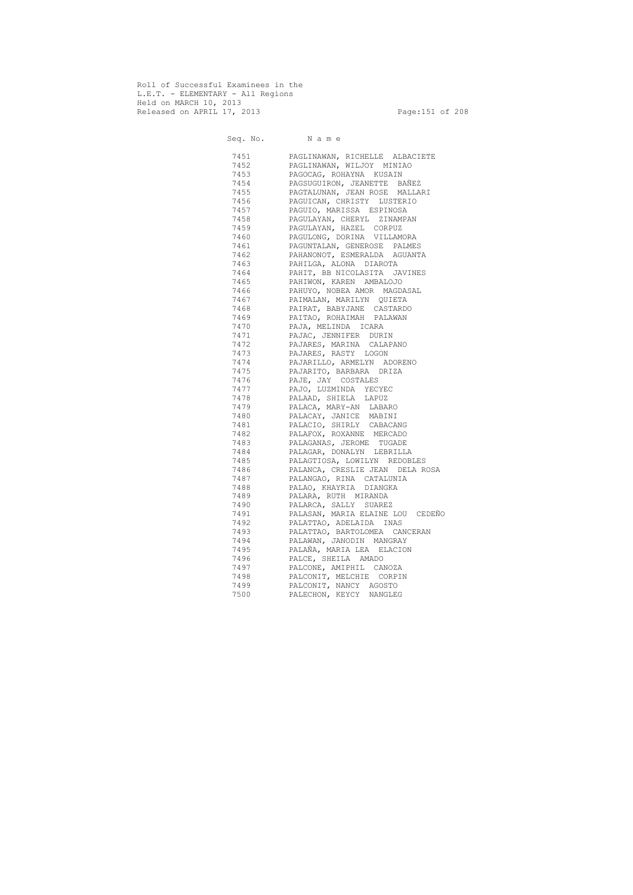Roll of Successful Examinees in the
L.E.T. - ELEMENTARY - All Regions
Held on MARCH 10, 2013
Released on APRIL 17, 2013

| Seq. No. | N a m e |
|---|---|
| 7451 | PAGLINAWAN, RICHELLE ALBACIETE |
| 7452 | PAGLINAWAN, WILJOY MINIAO |
| 7453 | PAGOCAG, ROHAYNA KUSAIN |
| 7454 | PAGSUGUIRON, JEANETTE BAÑEZ |
| 7455 | PAGTALUNAN, JEAN ROSE MALLARI |
| 7456 | PAGUICAN, CHRISTY LUSTERIO |
| 7457 | PAGUIO, MARISSA ESPINOSA |
| 7458 | PAGULAYAN, CHERYL ZINAMPAN |
| 7459 | PAGULAYAN, HAZEL CORPUZ |
| 7460 | PAGULONG, DORINA VILLAMORA |
| 7461 | PAGUNTALAN, GENEROSE PALMES |
| 7462 | PAHANONOT, ESMERALDA AGUANTA |
| 7463 | PAHILGA, ALONA DIAROTA |
| 7464 | PAHIT, BB NICOLASITA JAVINES |
| 7465 | PAHIWON, KAREN AMBALOJO |
| 7466 | PAHUYO, NOBEA AMOR MAGDASAL |
| 7467 | PAIMALAN, MARILYN QUIETA |
| 7468 | PAIRAT, BABYJANE CASTARDO |
| 7469 | PAITAO, ROHAIMAH PALAWAN |
| 7470 | PAJA, MELINDA ICARA |
| 7471 | PAJAC, JENNIFER DURIN |
| 7472 | PAJARES, MARINA CALAPANO |
| 7473 | PAJARES, RASTY LOGON |
| 7474 | PAJARILLO, ARMELYN ADORENO |
| 7475 | PAJARITO, BARBARA DRIZA |
| 7476 | PAJE, JAY COSTALES |
| 7477 | PAJO, LUZMINDA YECYEC |
| 7478 | PALAAD, SHIELA LAPUZ |
| 7479 | PALACA, MARY-AN LABARO |
| 7480 | PALACAY, JANICE MABINI |
| 7481 | PALACIO, SHIRLY CABACANG |
| 7482 | PALAFOX, ROXANNE MERCADO |
| 7483 | PALAGANAS, JEROME TUGADE |
| 7484 | PALAGAR, DONALYN LEBRILLA |
| 7485 | PALAGTIOSA, LOWILYN REDOBLES |
| 7486 | PALANCA, CRESLIE JEAN DELA ROSA |
| 7487 | PALANGAO, RINA CATALUNIA |
| 7488 | PALAO, KHAYRIA DIANGKA |
| 7489 | PALARA, RUTH MIRANDA |
| 7490 | PALARCA, SALLY SUAREZ |
| 7491 | PALASAN, MARIA ELAINE LOU CEDEÑO |
| 7492 | PALATTAO, ADELAIDA INAS |
| 7493 | PALATTAO, BARTOLOMEA CANCERAN |
| 7494 | PALAWAN, JANODIN MANGRAY |
| 7495 | PALAÑA, MARIA LEA ELACION |
| 7496 | PALCE, SHEILA AMADO |
| 7497 | PALCONE, AMIPHIL CANOZA |
| 7498 | PALCONIT, MELCHIE CORPIN |
| 7499 | PALCONIT, NANCY AGOSTO |
| 7500 | PALECHON, KEYCY NANGLEG |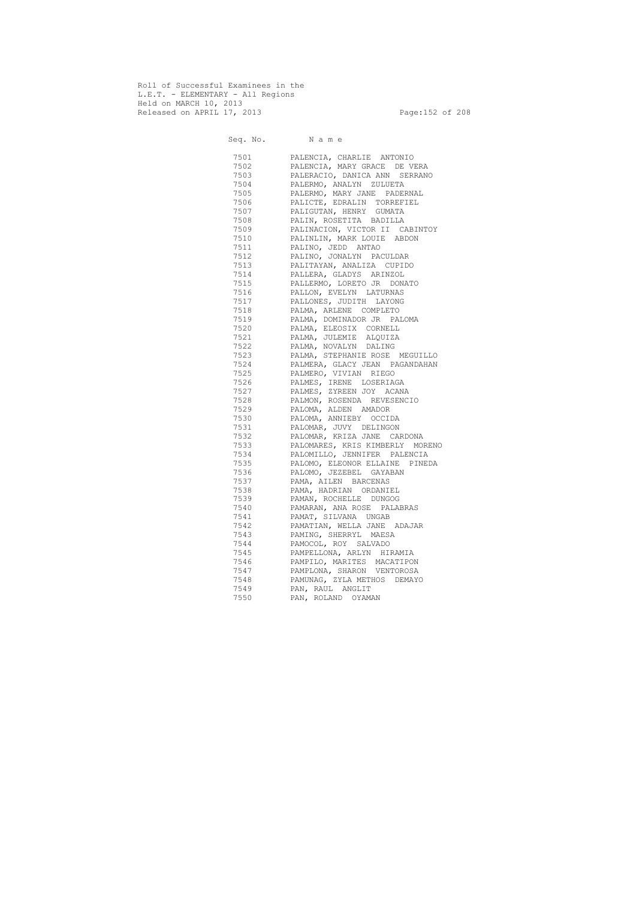Roll of Successful Examinees in the
L.E.T. - ELEMENTARY - All Regions
Held on MARCH 10, 2013
Released on APRIL 17, 2013

| Seq. No. | N a m e |
|---|---|
| 7501 | PALENCIA, CHARLIE ANTONIO |
| 7502 | PALENCIA, MARY GRACE DE VERA |
| 7503 | PALERACIO, DANICA ANN SERRANO |
| 7504 | PALERMO, ANALYN ZULUETA |
| 7505 | PALERMO, MARY JANE PADERNAL |
| 7506 | PALICTE, EDRALIN TORREFIEL |
| 7507 | PALIGUTAN, HENRY GUMATA |
| 7508 | PALIN, ROSETITA BADILLA |
| 7509 | PALINACION, VICTOR II CABINTOY |
| 7510 | PALINLIN, MARK LOUIE ABDON |
| 7511 | PALINO, JEDD ANTAO |
| 7512 | PALINO, JONALYN PACULDAR |
| 7513 | PALITAYAN, ANALIZA CUPIDO |
| 7514 | PALLERA, GLADYS ARINZOL |
| 7515 | PALLERMO, LORETO JR DONATO |
| 7516 | PALLON, EVELYN LATURNAS |
| 7517 | PALLONES, JUDITH LAYONG |
| 7518 | PALMA, ARLENE COMPLETO |
| 7519 | PALMA, DOMINADOR JR PALOMA |
| 7520 | PALMA, ELEOSIX CORNELL |
| 7521 | PALMA, JULEMIE ALQUIZA |
| 7522 | PALMA, NOVALYN DALING |
| 7523 | PALMA, STEPHANIE ROSE MEGUILLO |
| 7524 | PALMERA, GLACY JEAN PAGANDAHAN |
| 7525 | PALMERO, VIVIAN RIEGO |
| 7526 | PALMES, IRENE LOSERIAGA |
| 7527 | PALMES, ZYREEN JOY ACANA |
| 7528 | PALMON, ROSENDA REVESENCIO |
| 7529 | PALOMA, ALDEN AMADOR |
| 7530 | PALOMA, ANNIEBY OCCIDA |
| 7531 | PALOMAR, JUVY DELINGON |
| 7532 | PALOMAR, KRIZA JANE CARDONA |
| 7533 | PALOMARES, KRIS KIMBERLY MORENO |
| 7534 | PALOMILLO, JENNIFER PALENCIA |
| 7535 | PALOMO, ELEONOR ELLAINE PINEDA |
| 7536 | PALOMO, JEZEBEL GAYABAN |
| 7537 | PAMA, AILEN BARCENAS |
| 7538 | PAMA, HADRIAN ORDANIEL |
| 7539 | PAMAN, ROCHELLE DUNGOG |
| 7540 | PAMARAN, ANA ROSE PALABRAS |
| 7541 | PAMAT, SILVANA UNGAB |
| 7542 | PAMATIAN, WELLA JANE ADAJAR |
| 7543 | PAMING, SHERRYL MAESA |
| 7544 | PAMOCOL, ROY SALVADO |
| 7545 | PAMPELLONA, ARLYN HIRAMIA |
| 7546 | PAMPILO, MARITES MACATIPON |
| 7547 | PAMPLONA, SHARON VENTOROSA |
| 7548 | PAMUNAG, ZYLA METHOS DEMAYO |
| 7549 | PAN, RAUL ANGLIT |
| 7550 | PAN, ROLAND OYAMAN |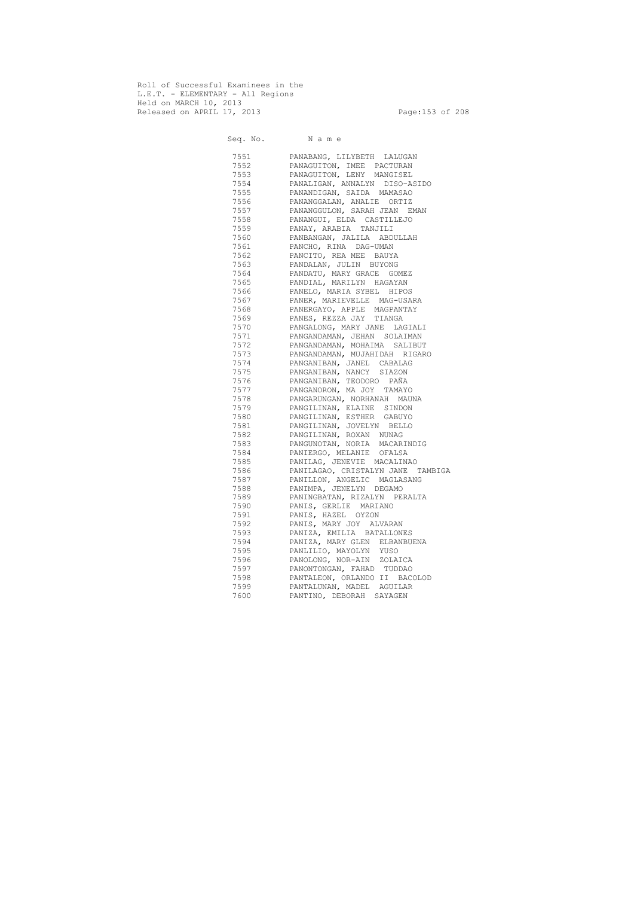Roll of Successful Examinees in the
L.E.T. - ELEMENTARY - All Regions
Held on MARCH 10, 2013
Released on APRIL 17, 2013

| Seq. No. | N a m e |
|---|---|
| 7551 | PANABANG, LILYBETH LALUGAN |
| 7552 | PANAGUITON, IMEE PACTURAN |
| 7553 | PANAGUITON, LENY MANGISEL |
| 7554 | PANALIGAN, ANNALYN DISO-ASIDO |
| 7555 | PANANDIGAN, SAIDA MAMASAO |
| 7556 | PANANGGALAN, ANALIE ORTIZ |
| 7557 | PANANGGULON, SARAH JEAN EMAN |
| 7558 | PANANGUI, ELDA CASTILLEJO |
| 7559 | PANAY, ARABIA TANJILI |
| 7560 | PANBANGAN, JALILA ABDULLAH |
| 7561 | PANCHO, RINA DAG-UMAN |
| 7562 | PANCITO, REA MEE BAUYA |
| 7563 | PANDALAN, JULIN BUYONG |
| 7564 | PANDATU, MARY GRACE GOMEZ |
| 7565 | PANDIAL, MARILYN HAGAYAN |
| 7566 | PANELO, MARIA SYBEL HIPOS |
| 7567 | PANER, MARIEVELLE MAG-USARA |
| 7568 | PANERGAYO, APPLE MAGPANTAY |
| 7569 | PANES, REZZA JAY TIANGA |
| 7570 | PANGALONG, MARY JANE LAGIALI |
| 7571 | PANGANDAMAN, JEHAN SOLAIMAN |
| 7572 | PANGANDAMAN, MOHAIMA SALIBUT |
| 7573 | PANGANDAMAN, MUJAHIDAH RIGARO |
| 7574 | PANGANIBAN, JANEL CABALAG |
| 7575 | PANGANIBAN, NANCY SIAZON |
| 7576 | PANGANIBAN, TEODORO PAÑA |
| 7577 | PANGANORON, MA JOY TAMAYO |
| 7578 | PANGARUNGAN, NORHANAH MAUNA |
| 7579 | PANGILINAN, ELAINE SINDON |
| 7580 | PANGILINAN, ESTHER GABUYO |
| 7581 | PANGILINAN, JOVELYN BELLO |
| 7582 | PANGILINAN, ROXAN NUNAG |
| 7583 | PANGUNOTAN, NORIA MACARINDIG |
| 7584 | PANIERGO, MELANIE OFALSA |
| 7585 | PANILAG, JENEVIE MACALINAO |
| 7586 | PANILAGAO, CRISTALYN JANE TAMBIGA |
| 7587 | PANILLON, ANGELIC MAGLASANG |
| 7588 | PANIMPA, JENELYN DEGAMO |
| 7589 | PANINGBATAN, RIZALYN PERALTA |
| 7590 | PANIS, GERLIE MARIANO |
| 7591 | PANIS, HAZEL OYZON |
| 7592 | PANIS, MARY JOY ALVARAN |
| 7593 | PANIZA, EMILIA BATALLONES |
| 7594 | PANIZA, MARY GLEN ELBANBUENA |
| 7595 | PANLILIO, MAYOLYN YUSO |
| 7596 | PANOLONG, NOR-AIN ZOLAICA |
| 7597 | PANONTONGAN, FAHAD TUDDAO |
| 7598 | PANTALEON, ORLANDO II BACOLOD |
| 7599 | PANTALUNAN, MADEL AGUILAR |
| 7600 | PANTINO, DEBORAH SAYAGEN |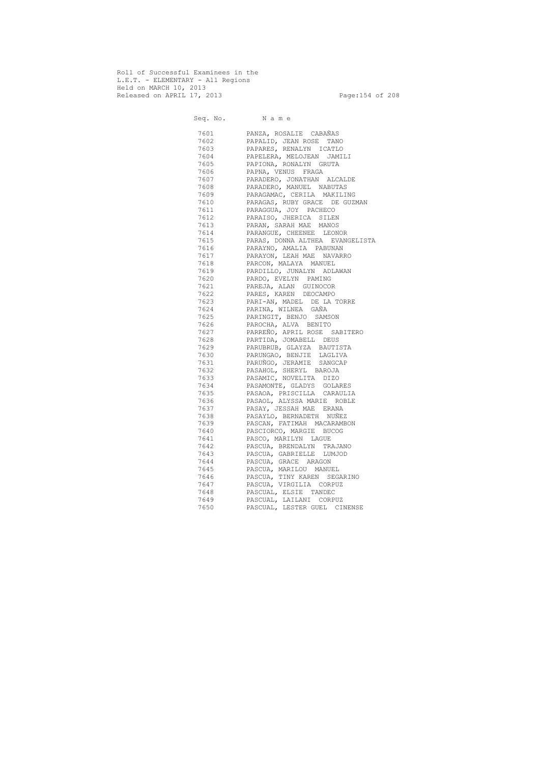Roll of Successful Examinees in the
L.E.T. - ELEMENTARY - All Regions
Held on MARCH 10, 2013
Released on APRIL 17, 2013

| Seq. No. | N a m e |
|---|---|
| 7601 | PANZA, ROSALIE CABAÑAS |
| 7602 | PAPALID, JEAN ROSE TANO |
| 7603 | PAPARES, RENALYN ICATLO |
| 7604 | PAPELERA, MELOJEAN JAMILI |
| 7605 | PAPIONA, RONALYN GRUTA |
| 7606 | PAPNA, VENUS FRAGA |
| 7607 | PARADERO, JONATHAN ALCALDE |
| 7608 | PARADERO, MANUEL NABUTAS |
| 7609 | PARAGAMAC, CERILA MAKILING |
| 7610 | PARAGAS, RUBY GRACE DE GUZMAN |
| 7611 | PARAGGUA, JOY PACHECO |
| 7612 | PARAISO, JHERICA SILEN |
| 7613 | PARAN, SARAH MAE MANOS |
| 7614 | PARANGUE, CHEENEE LEONOR |
| 7615 | PARAS, DONNA ALTHEA EVANGELISTA |
| 7616 | PARAYNO, AMALIA PABUNAN |
| 7617 | PARAYON, LEAH MAE NAVARRO |
| 7618 | PARCON, MALAYA MANUEL |
| 7619 | PARDILLO, JUNALYN ADLAWAN |
| 7620 | PARDO, EVELYN PAMING |
| 7621 | PAREJA, ALAN GUINOCOR |
| 7622 | PARES, KAREN DEOCAMPO |
| 7623 | PARI-AN, MADEL DE LA TORRE |
| 7624 | PARINA, WILNEA GAÑA |
| 7625 | PARINGIT, BENJO SAMSON |
| 7626 | PAROCHA, ALVA BENITO |
| 7627 | PARREÑO, APRIL ROSE SABITERO |
| 7628 | PARTIDA, JOMABELL DEUS |
| 7629 | PARUBRUB, GLAYZA BAUTISTA |
| 7630 | PARUNGAO, BENJIE LAGLIVA |
| 7631 | PARUÑGO, JERAMIE SANGCAP |
| 7632 | PASAHOL, SHERYL BAROJA |
| 7633 | PASAMIC, NOVELITA DIZO |
| 7634 | PASAMONTE, GLADYS GOLARES |
| 7635 | PASAOA, PRISCILLA CARAULIA |
| 7636 | PASAOL, ALYSSA MARIE ROBLE |
| 7637 | PASAY, JESSAH MAE ERANA |
| 7638 | PASAYLO, BERNADETH NUÑEZ |
| 7639 | PASCAN, FATIMAH MACARAMBON |
| 7640 | PASCIORCO, MARGIE BUCOG |
| 7641 | PASCO, MARILYN LAGUE |
| 7642 | PASCUA, BRENDALYN TRAJANO |
| 7643 | PASCUA, GABRIELLE LUMJOD |
| 7644 | PASCUA, GRACE ARAGON |
| 7645 | PASCUA, MARILOU MANUEL |
| 7646 | PASCUA, TINY KAREN SEGARINO |
| 7647 | PASCUA, VIRGILIA CORPUZ |
| 7648 | PASCUAL, ELSIE TANDEC |
| 7649 | PASCUAL, LAILANI CORPUZ |
| 7650 | PASCUAL, LESTER GUEL CINENSE |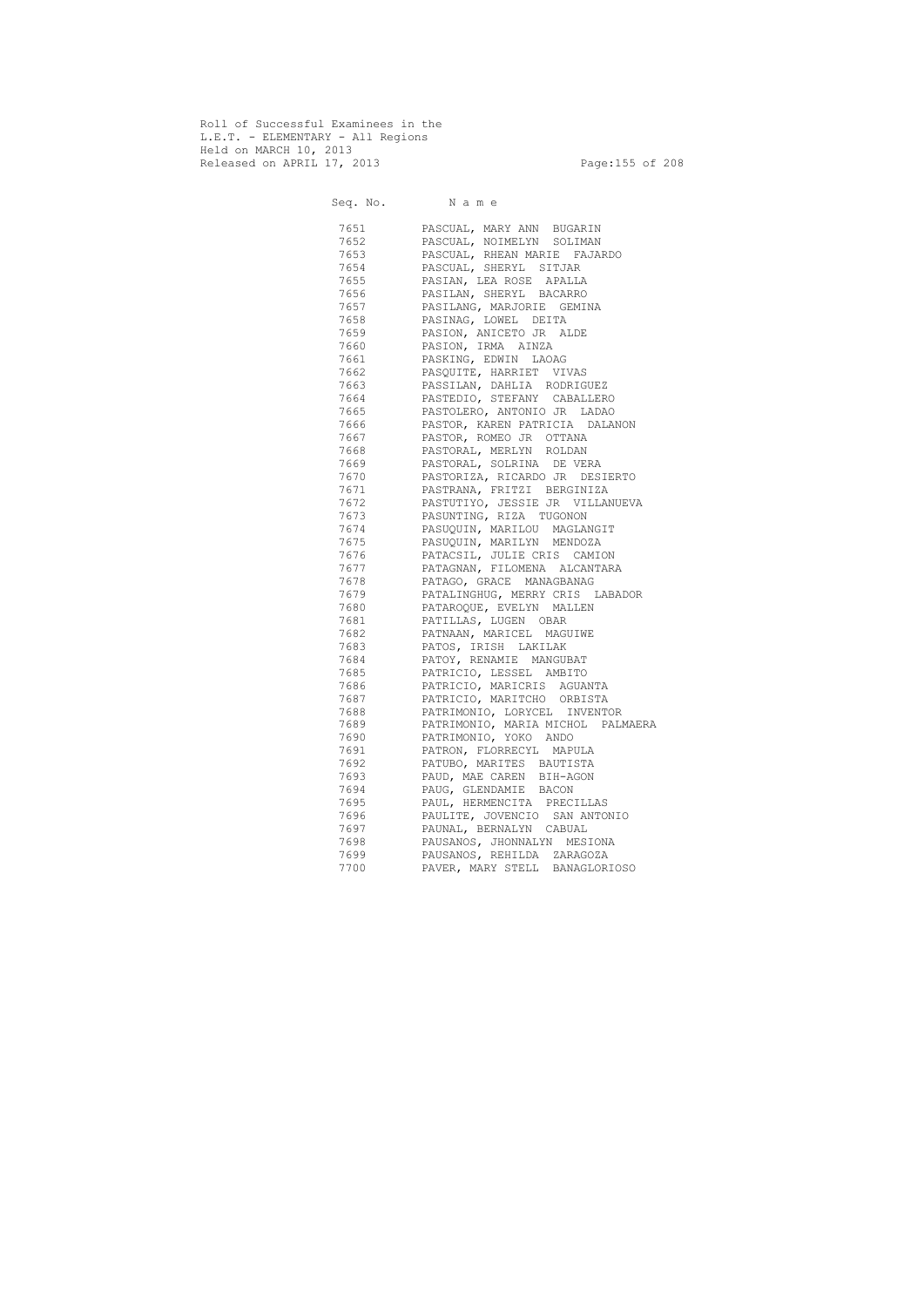Roll of Successful Examinees in the
L.E.T. - ELEMENTARY - All Regions
Held on MARCH 10, 2013
Released on APRIL 17, 2013

| Seq. No. | N a m e |
|---|---|
| 7651 | PASCUAL, MARY ANN BUGARIN |
| 7652 | PASCUAL, NOIMELYN SOLIMAN |
| 7653 | PASCUAL, RHEAN MARIE FAJARDO |
| 7654 | PASCUAL, SHERYL SITJAR |
| 7655 | PASIAN, LEA ROSE APALLA |
| 7656 | PASILAN, SHERYL BACARRO |
| 7657 | PASILANG, MARJORIE GEMINA |
| 7658 | PASINAG, LOWEL DEITA |
| 7659 | PASION, ANICETO JR ALDE |
| 7660 | PASION, IRMA AINZA |
| 7661 | PASKING, EDWIN LAOAG |
| 7662 | PASQUITE, HARRIET VIVAS |
| 7663 | PASSILAN, DAHLIA RODRIGUEZ |
| 7664 | PASTEDIO, STEFANY CABALLERO |
| 7665 | PASTOLERO, ANTONIO JR LADAO |
| 7666 | PASTOR, KAREN PATRICIA DALANON |
| 7667 | PASTOR, ROMEO JR OTTANA |
| 7668 | PASTORAL, MERLYN ROLDAN |
| 7669 | PASTORAL, SOLRINA DE VERA |
| 7670 | PASTORIZA, RICARDO JR DESIERTO |
| 7671 | PASTRANA, FRITZI BERGINIZA |
| 7672 | PASTUTIYO, JESSIE JR VILLANUEVA |
| 7673 | PASUNTING, RIZA TUGONON |
| 7674 | PASUQUIN, MARILOU MAGLANGIT |
| 7675 | PASUQUIN, MARILYN MENDOZA |
| 7676 | PATACSIL, JULIE CRIS CAMION |
| 7677 | PATAGNAN, FILOMENA ALCANTARA |
| 7678 | PATAGO, GRACE MANAGBANAG |
| 7679 | PATALINGHUG, MERRY CRIS LABADOR |
| 7680 | PATAROQUE, EVELYN MALLEN |
| 7681 | PATILLAS, LUGEN OBAR |
| 7682 | PATNAAN, MARICEL MAGUIWE |
| 7683 | PATOS, IRISH LAKILAK |
| 7684 | PATOY, RENAMIE MANGUBAT |
| 7685 | PATRICIO, LESSEL AMBITO |
| 7686 | PATRICIO, MARICRIS AGUANTA |
| 7687 | PATRICIO, MARITCHO ORBISTA |
| 7688 | PATRIMONIO, LORYCEL INVENTOR |
| 7689 | PATRIMONIO, MARIA MICHOL PALMAERA |
| 7690 | PATRIMONIO, YOKO ANDO |
| 7691 | PATRON, FLORRECYL MAPULA |
| 7692 | PATUBO, MARITES BAUTISTA |
| 7693 | PAUD, MAE CAREN BIH-AGON |
| 7694 | PAUG, GLENDAMIE BACON |
| 7695 | PAUL, HERMENCITA PRECILLAS |
| 7696 | PAULITE, JOVENCIO SAN ANTONIO |
| 7697 | PAUNAL, BERNALYN CABUAL |
| 7698 | PAUSANOS, JHONNALYN MESIONA |
| 7699 | PAUSANOS, REHILDA ZARAGOZA |
| 7700 | PAVER, MARY STELL BANAGLORIOSO |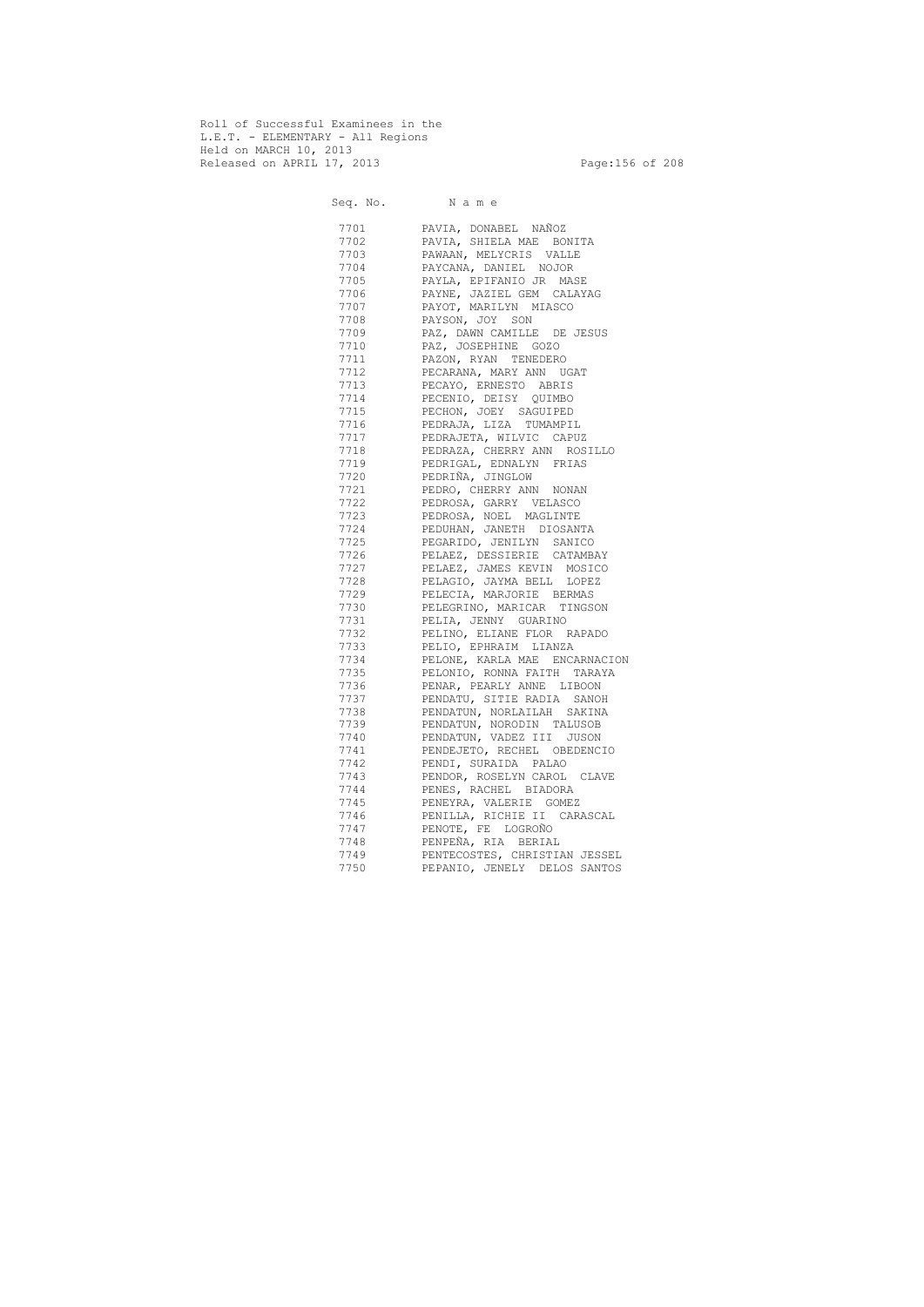Roll of Successful Examinees in the
L.E.T. - ELEMENTARY - All Regions
Held on MARCH 10, 2013
Released on APRIL 17, 2013

| Seq. No. | N a m e |
|---|---|
| 7701 | PAVIA, DONABEL NAÑOZ |
| 7702 | PAVIA, SHIELA MAE BONITA |
| 7703 | PAWAAN, MELYCRIS VALLE |
| 7704 | PAYCANA, DANIEL NOJOR |
| 7705 | PAYLA, EPIFANIO JR MASE |
| 7706 | PAYNE, JAZIEL GEM CALAYAG |
| 7707 | PAYOT, MARILYN MIASCO |
| 7708 | PAYSON, JOY SON |
| 7709 | PAZ, DAWN CAMILLE DE JESUS |
| 7710 | PAZ, JOSEPHINE GOZO |
| 7711 | PAZON, RYAN TENEDERO |
| 7712 | PECARANA, MARY ANN UGAT |
| 7713 | PECAYO, ERNESTO ABRIS |
| 7714 | PECENIO, DEISY QUIMBO |
| 7715 | PECHON, JOEY SAGUIPED |
| 7716 | PEDRAJA, LIZA TUMAMPIL |
| 7717 | PEDRAJETA, WILVIC CAPUZ |
| 7718 | PEDRAZA, CHERRY ANN ROSILLO |
| 7719 | PEDRIGAL, EDNALYN FRIAS |
| 7720 | PEDRIÑA, JINGLOW |
| 7721 | PEDRO, CHERRY ANN NONAN |
| 7722 | PEDROSA, GARRY VELASCO |
| 7723 | PEDROSA, NOEL MAGLINTE |
| 7724 | PEDUHAN, JANETH DIOSANTA |
| 7725 | PEGARIDO, JENILYN SANICO |
| 7726 | PELAEZ, DESSIERIE CATAMBAY |
| 7727 | PELAEZ, JAMES KEVIN MOSICO |
| 7728 | PELAGIO, JAYMA BELL LOPEZ |
| 7729 | PELECIA, MARJORIE BERMAS |
| 7730 | PELEGRINO, MARICAR TINGSON |
| 7731 | PELIA, JENNY GUARINO |
| 7732 | PELINO, ELIANE FLOR RAPADO |
| 7733 | PELIO, EPHRAIM LIANZA |
| 7734 | PELONE, KARLA MAE ENCARNACION |
| 7735 | PELONIO, RONNA FAITH TARAYA |
| 7736 | PENAR, PEARLY ANNE LIBOON |
| 7737 | PENDATU, SITIE RADIA SANOH |
| 7738 | PENDATUN, NORLAILAH SAKINA |
| 7739 | PENDATUN, NORODIN TALUSOB |
| 7740 | PENDATUN, VADEZ III JUSON |
| 7741 | PENDEJETO, RECHEL OBEDENCIO |
| 7742 | PENDI, SURAIDA PALAO |
| 7743 | PENDOR, ROSELYN CAROL CLAVE |
| 7744 | PENES, RACHEL BIADORA |
| 7745 | PENEYRA, VALERIE GOMEZ |
| 7746 | PENILLA, RICHIE II CARASCAL |
| 7747 | PENOTE, FE LOGROÑO |
| 7748 | PENPEÑA, RIA BERIAL |
| 7749 | PENTECOSTES, CHRISTIAN JESSEL |
| 7750 | PEPANIO, JENELY DELOS SANTOS |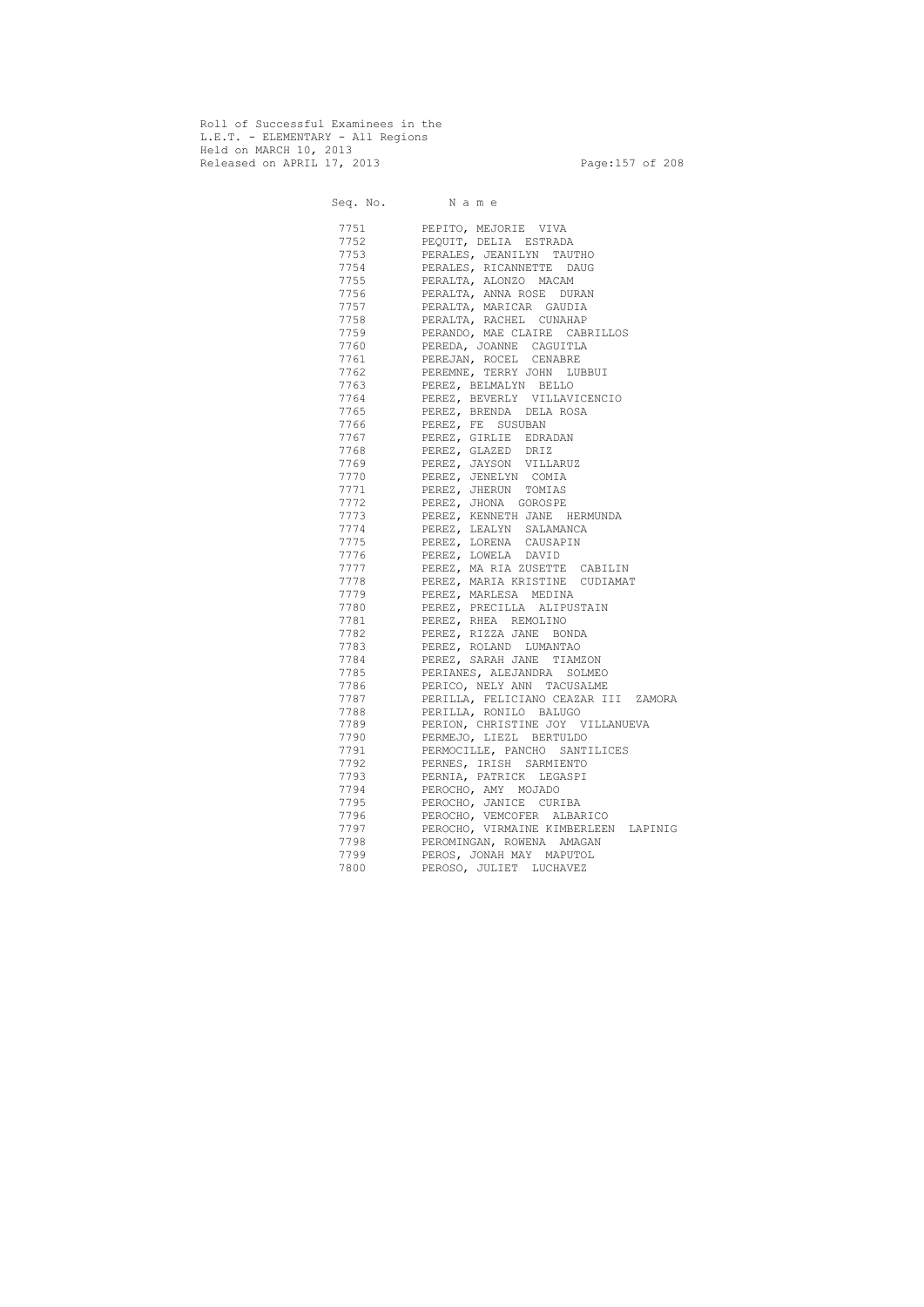Roll of Successful Examinees in the
L.E.T. - ELEMENTARY - All Regions
Held on MARCH 10, 2013
Released on APRIL 17, 2013

| Seq. No. | N a m e |
|---|---|
| 7751 | PEPITO, MEJORIE VIVA |
| 7752 | PEQUIT, DELIA ESTRADA |
| 7753 | PERALES, JEANILYN TAUTHO |
| 7754 | PERALES, RICANNETTE DAUG |
| 7755 | PERALTA, ALONZO MACAM |
| 7756 | PERALTA, ANNA ROSE DURAN |
| 7757 | PERALTA, MARICAR GAUDIA |
| 7758 | PERALTA, RACHEL CUNAHAP |
| 7759 | PERANDO, MAE CLAIRE CABRILLOS |
| 7760 | PEREDA, JOANNE CAGUITLA |
| 7761 | PEREJAN, ROCEL CENABRE |
| 7762 | PEREMNE, TERRY JOHN LUBBUI |
| 7763 | PEREZ, BELMALYN BELLO |
| 7764 | PEREZ, BEVERLY VILLAVICENCIO |
| 7765 | PEREZ, BRENDA DELA ROSA |
| 7766 | PEREZ, FE SUSUBAN |
| 7767 | PEREZ, GIRLIE EDRADAN |
| 7768 | PEREZ, GLAZED DRIZ |
| 7769 | PEREZ, JAYSON VILLARUZ |
| 7770 | PEREZ, JENELYN COMIA |
| 7771 | PEREZ, JHERUN TOMIAS |
| 7772 | PEREZ, JHONA GOROSPE |
| 7773 | PEREZ, KENNETH JANE HERMUNDA |
| 7774 | PEREZ, LEALYN SALAMANCA |
| 7775 | PEREZ, LORENA CAUSAPIN |
| 7776 | PEREZ, LOWELA DAVID |
| 7777 | PEREZ, MA RIA ZUSETTE CABILIN |
| 7778 | PEREZ, MARIA KRISTINE CUDIAMAT |
| 7779 | PEREZ, MARLESA MEDINA |
| 7780 | PEREZ, PRECILLA ALIPUSTAIN |
| 7781 | PEREZ, RHEA REMOLINO |
| 7782 | PEREZ, RIZZA JANE BONDA |
| 7783 | PEREZ, ROLAND LUMANTAO |
| 7784 | PEREZ, SARAH JANE TIAMZON |
| 7785 | PERIANES, ALEJANDRA SOLMEO |
| 7786 | PERICO, NELY ANN TACUSALME |
| 7787 | PERILLA, FELICIANO CEAZAR III ZAMORA |
| 7788 | PERILLA, RONILO BALUGO |
| 7789 | PERION, CHRISTINE JOY VILLANUEVA |
| 7790 | PERMEJO, LIEZL BERTULDO |
| 7791 | PERMOCILLE, PANCHO SANTILICES |
| 7792 | PERNES, IRISH SARMIENTO |
| 7793 | PERNIA, PATRICK LEGASPI |
| 7794 | PEROCHO, AMY MOJADO |
| 7795 | PEROCHO, JANICE CURIBA |
| 7796 | PEROCHO, VEMCOFER ALBARICO |
| 7797 | PEROCHO, VIRMAINE KIMBERLEEN LAPINIG |
| 7798 | PEROMINGAN, ROWENA AMAGAN |
| 7799 | PEROS, JONAH MAY MAPUTOL |
| 7800 | PEROSO, JULIET LUCHAVEZ |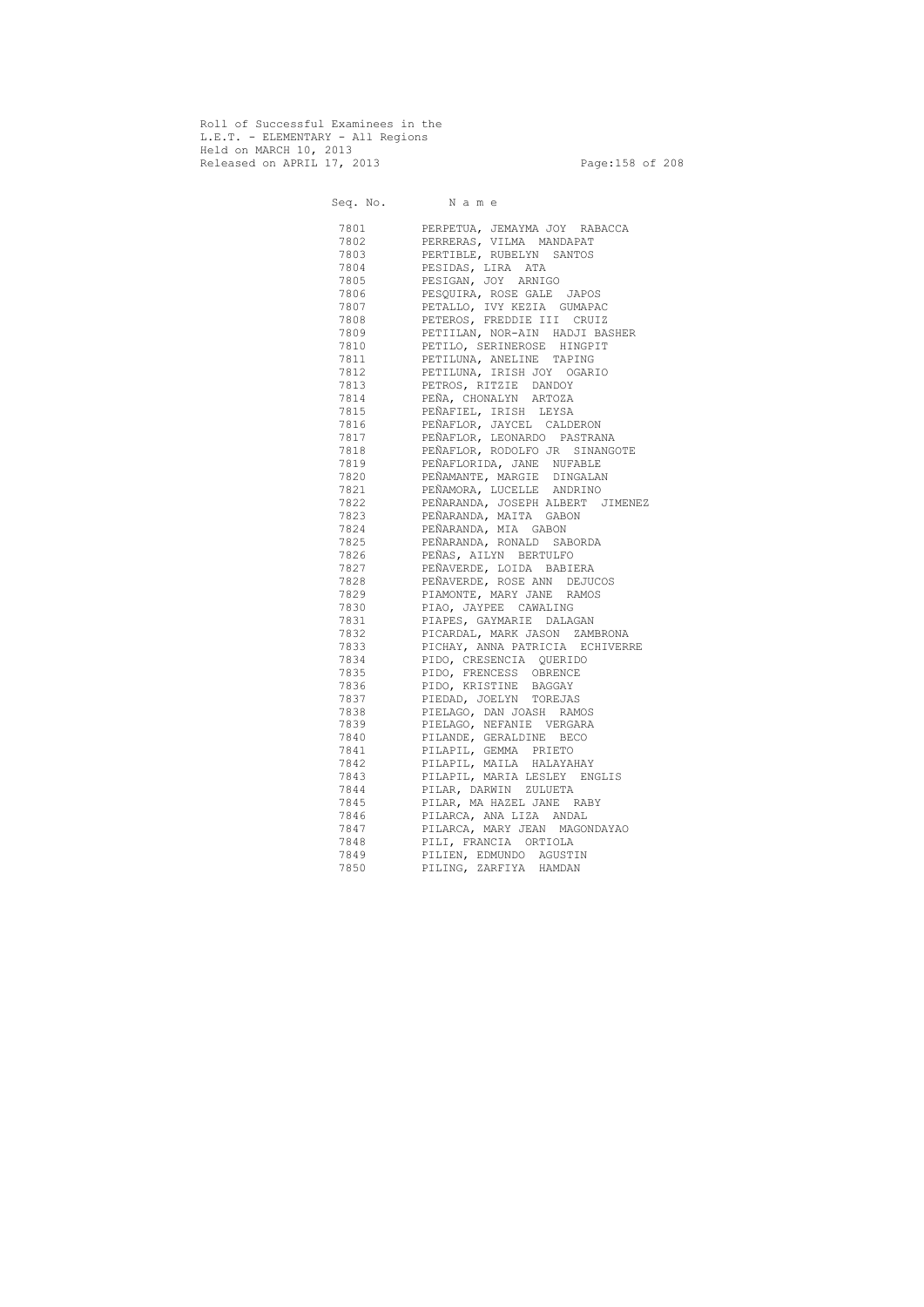Roll of Successful Examinees in the
L.E.T. - ELEMENTARY - All Regions
Held on MARCH 10, 2013
Released on APRIL 17, 2013

| Seq. No. | N a m e |
|---|---|
| 7801 | PERPETUA, JEMAYMA JOY RABACCA |
| 7802 | PERRERAS, VILMA MANDAPAT |
| 7803 | PERTIBLE, RUBELYN SANTOS |
| 7804 | PESIDAS, LIRA ATA |
| 7805 | PESIGAN, JOY ARNIGO |
| 7806 | PESQUIRA, ROSE GALE JAPOS |
| 7807 | PETALLO, IVY KEZIA GUMAPAC |
| 7808 | PETEROS, FREDDIE III CRUIZ |
| 7809 | PETIILAN, NOR-AIN HADJI BASHER |
| 7810 | PETILO, SERINEROSE HINGPIT |
| 7811 | PETILUNA, ANELINE TAPING |
| 7812 | PETILUNA, IRISH JOY OGARIO |
| 7813 | PETROS, RITZIE DANDOY |
| 7814 | PEÑA, CHONALYN ARTOZA |
| 7815 | PEÑAFIEL, IRISH LEYSA |
| 7816 | PEÑAFLOR, JAYCEL CALDERON |
| 7817 | PEÑAFLOR, LEONARDO PASTRANA |
| 7818 | PEÑAFLOR, RODOLFO JR SINANGOTE |
| 7819 | PEÑAFLORIDA, JANE NUFABLE |
| 7820 | PEÑAMANTE, MARGIE DINGALAN |
| 7821 | PEÑAMORA, LUCELLE ANDRINO |
| 7822 | PEÑARANDA, JOSEPH ALBERT JIMENEZ |
| 7823 | PEÑARANDA, MAITA GABON |
| 7824 | PEÑARANDA, MIA GABON |
| 7825 | PEÑARANDA, RONALD SABORDA |
| 7826 | PEÑAS, AILYN BERTULFO |
| 7827 | PEÑAVERDE, LOIDA BABIERA |
| 7828 | PEÑAVERDE, ROSE ANN DEJUCOS |
| 7829 | PIAMONTE, MARY JANE RAMOS |
| 7830 | PIAO, JAYPEE CAWALING |
| 7831 | PIAPES, GAYMARIE DALAGAN |
| 7832 | PICARDAL, MARK JASON ZAMBRONA |
| 7833 | PICHAY, ANNA PATRICIA ECHIVERRE |
| 7834 | PIDO, CRESENCIA QUERIDO |
| 7835 | PIDO, FRENCESS OBRENCE |
| 7836 | PIDO, KRISTINE BAGGAY |
| 7837 | PIEDAD, JOELYN TOREJAS |
| 7838 | PIELAGO, DAN JOASH RAMOS |
| 7839 | PIELAGO, NEFANIE VERGARA |
| 7840 | PILANDE, GERALDINE BECO |
| 7841 | PILAPIL, GEMMA PRIETO |
| 7842 | PILAPIL, MAILA HALAYAHAY |
| 7843 | PILAPIL, MARIA LESLEY ENGLIS |
| 7844 | PILAR, DARWIN ZULUETA |
| 7845 | PILAR, MA HAZEL JANE RABY |
| 7846 | PILARCA, ANA LIZA ANDAL |
| 7847 | PILARCA, MARY JEAN MAGONDAYAO |
| 7848 | PILI, FRANCIA ORTIOLA |
| 7849 | PILIEN, EDMUNDO AGUSTIN |
| 7850 | PILING, ZARFIYA HAMDAN |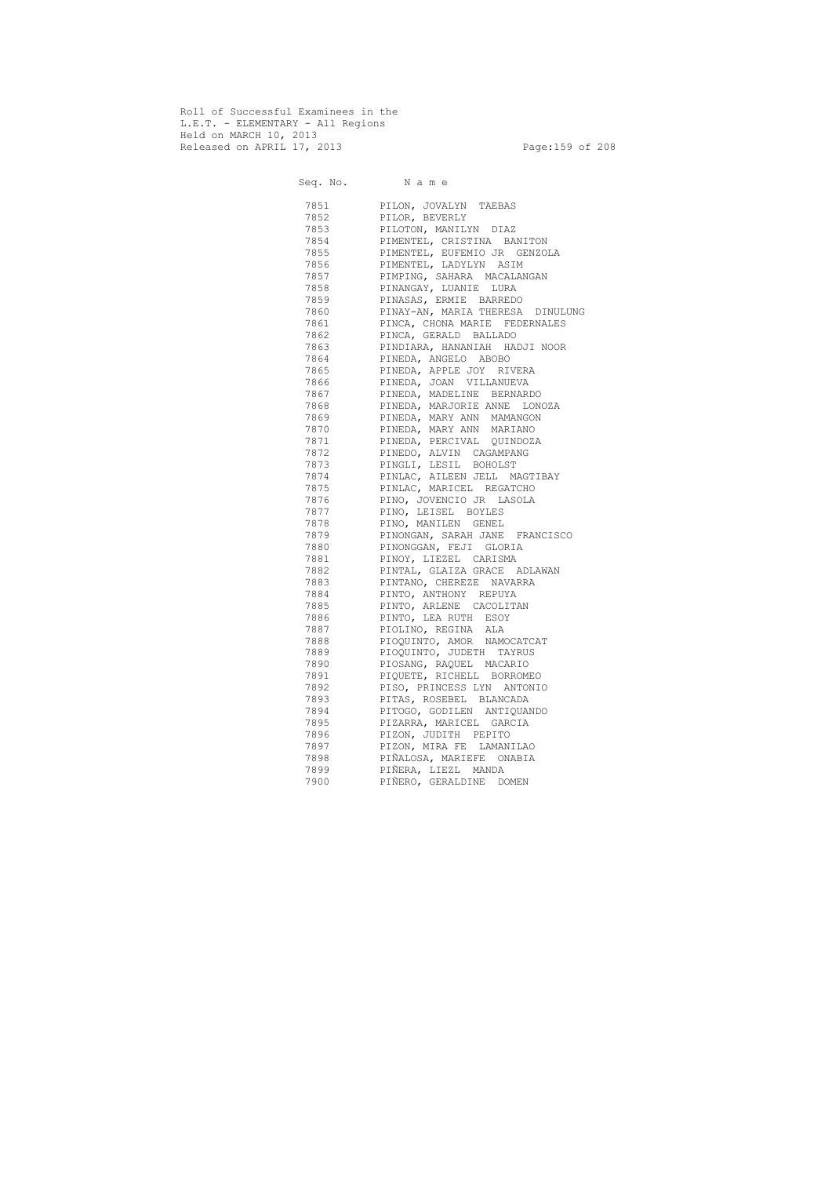Roll of Successful Examinees in the
L.E.T. - ELEMENTARY - All Regions
Held on MARCH 10, 2013
Released on APRIL 17, 2013

| Seq. No. | N a m e |
|---|---|
| 7851 | PILON, JOVALYN TAEBAS |
| 7852 | PILOR, BEVERLY |
| 7853 | PILOTON, MANILYN DIAZ |
| 7854 | PIMENTEL, CRISTINA BANITON |
| 7855 | PIMENTEL, EUFEMIO JR GENZOLA |
| 7856 | PIMENTEL, LADYLYN ASIM |
| 7857 | PIMPING, SAHARA MACALANGAN |
| 7858 | PINANGAY, LUANIE LURA |
| 7859 | PINASAS, ERMIE BARREDO |
| 7860 | PINAY-AN, MARIA THERESA DINULUNG |
| 7861 | PINCA, CHONA MARIE FEDERNALES |
| 7862 | PINCA, GERALD BALLADO |
| 7863 | PINDIARA, HANANIAH HADJI NOOR |
| 7864 | PINEDA, ANGELO ABOBO |
| 7865 | PINEDA, APPLE JOY RIVERA |
| 7866 | PINEDA, JOAN VILLANUEVA |
| 7867 | PINEDA, MADELINE BERNARDO |
| 7868 | PINEDA, MARJORIE ANNE LONOZA |
| 7869 | PINEDA, MARY ANN MAMANGON |
| 7870 | PINEDA, MARY ANN MARIANO |
| 7871 | PINEDA, PERCIVAL QUINDOZA |
| 7872 | PINEDO, ALVIN CAGAMPANG |
| 7873 | PINGLI, LESIL BOHOLST |
| 7874 | PINLAC, AILEEN JELL MAGTIBAY |
| 7875 | PINLAC, MARICEL REGATCHO |
| 7876 | PINO, JOVENCIO JR LASOLA |
| 7877 | PINO, LEISEL BOYLES |
| 7878 | PINO, MANILEN GENEL |
| 7879 | PINONGAN, SARAH JANE FRANCISCO |
| 7880 | PINONGGAN, FEJI GLORIA |
| 7881 | PINOY, LIEZEL CARISMA |
| 7882 | PINTAL, GLAIZA GRACE ADLAWAN |
| 7883 | PINTANO, CHEREZE NAVARRA |
| 7884 | PINTO, ANTHONY REPUYA |
| 7885 | PINTO, ARLENE CACOLITAN |
| 7886 | PINTO, LEA RUTH ESOY |
| 7887 | PIOLINO, REGINA ALA |
| 7888 | PIOQUINTO, AMOR NAMOCATCAT |
| 7889 | PIOQUINTO, JUDETH TAYRUS |
| 7890 | PIOSANG, RAQUEL MACARIO |
| 7891 | PIQUETE, RICHELL BORROMEO |
| 7892 | PISO, PRINCESS LYN ANTONIO |
| 7893 | PITAS, ROSEBEL BLANCADA |
| 7894 | PITOGO, GODILEN ANTIQUANDO |
| 7895 | PIZARRA, MARICEL GARCIA |
| 7896 | PIZON, JUDITH PEPITO |
| 7897 | PIZON, MIRA FE LAMANILAO |
| 7898 | PIÑALOSA, MARIEFE ONABIA |
| 7899 | PIÑERA, LIEZL MANDA |
| 7900 | PIÑERO, GERALDINE DOMEN |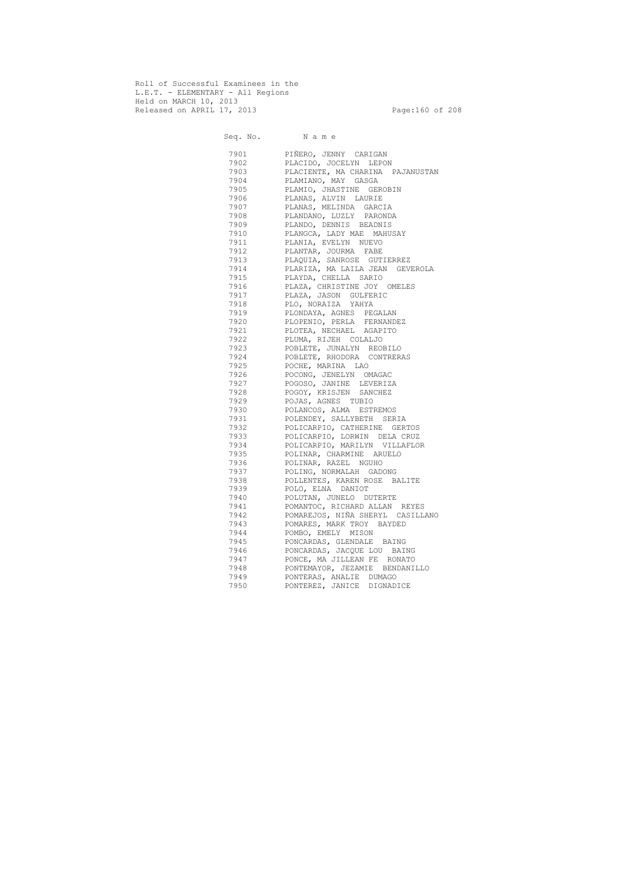Roll of Successful Examinees in the
L.E.T. - ELEMENTARY - All Regions
Held on MARCH 10, 2013
Released on APRIL 17, 2013

| Seq. No. | N a m e |
|---|---|
| 7901 | PIÑERO, JENNY CARIGAN |
| 7902 | PLACIDO, JOCELYN LEPON |
| 7903 | PLACIENTE, MA CHARINA PAJANUSTAN |
| 7904 | PLAMIANO, MAY GASGA |
| 7905 | PLAMIO, JHASTINE GEROBIN |
| 7906 | PLANAS, ALVIN LAURIE |
| 7907 | PLANAS, MELINDA GARCIA |
| 7908 | PLANDANO, LUZLY PARONDA |
| 7909 | PLANDO, DENNIS BEADNIS |
| 7910 | PLANGCA, LADY MAE MAHUSAY |
| 7911 | PLANIA, EVELYN NUEVO |
| 7912 | PLANTAR, JOURMA FABE |
| 7913 | PLAQUIA, SANROSE GUTIERREZ |
| 7914 | PLARIZA, MA LAILA JEAN GEVEROLA |
| 7915 | PLAYDA, CHELLA SARIO |
| 7916 | PLAZA, CHRISTINE JOY OMELES |
| 7917 | PLAZA, JASON GULFERIC |
| 7918 | PLO, NORAIZA YAHYA |
| 7919 | PLONDAYA, AGNES PEGALAN |
| 7920 | PLOPENIO, PERLA FERNANDEZ |
| 7921 | PLOTEA, NECHAEL AGAPITO |
| 7922 | PLUMA, RIJEH COLALJO |
| 7923 | POBLETE, JUNALYN REOBILO |
| 7924 | POBLETE, RHODORA CONTRERAS |
| 7925 | POCHE, MARINA LAO |
| 7926 | POCONG, JENELYN OMAGAC |
| 7927 | POGOSO, JANINE LEVERIZA |
| 7928 | POGOY, KRISJEN SANCHEZ |
| 7929 | POJAS, AGNES TUBIO |
| 7930 | POLANCOS, ALMA ESTREMOS |
| 7931 | POLENDEY, SALLYBETH SERIA |
| 7932 | POLICARPIO, CATHERINE GERTOS |
| 7933 | POLICARPIO, LORWIN DELA CRUZ |
| 7934 | POLICARPIO, MARILYN VILLAFLOR |
| 7935 | POLINAR, CHARMINE ARUELO |
| 7936 | POLINAR, RAZEL NGUHO |
| 7937 | POLING, NORMALAH GADONG |
| 7938 | POLLENTES, KAREN ROSE BALITE |
| 7939 | POLO, ELNA DANIOT |
| 7940 | POLUTAN, JUNELO DUTERTE |
| 7941 | POMANTOC, RICHARD ALLAN REYES |
| 7942 | POMAREJOS, NIÑA SHERYL CASILLANO |
| 7943 | POMARES, MARK TROY BAYDED |
| 7944 | POMBO, EMELY MISON |
| 7945 | PONCARDAS, GLENDALE BAING |
| 7946 | PONCARDAS, JACQUE LOU BAING |
| 7947 | PONCE, MA JILLEAN FE RONATO |
| 7948 | PONTEMAYOR, JEZAMIE BENDANILLO |
| 7949 | PONTERAS, ANALIE DUMAGO |
| 7950 | PONTEREZ, JANICE DIGNADICE |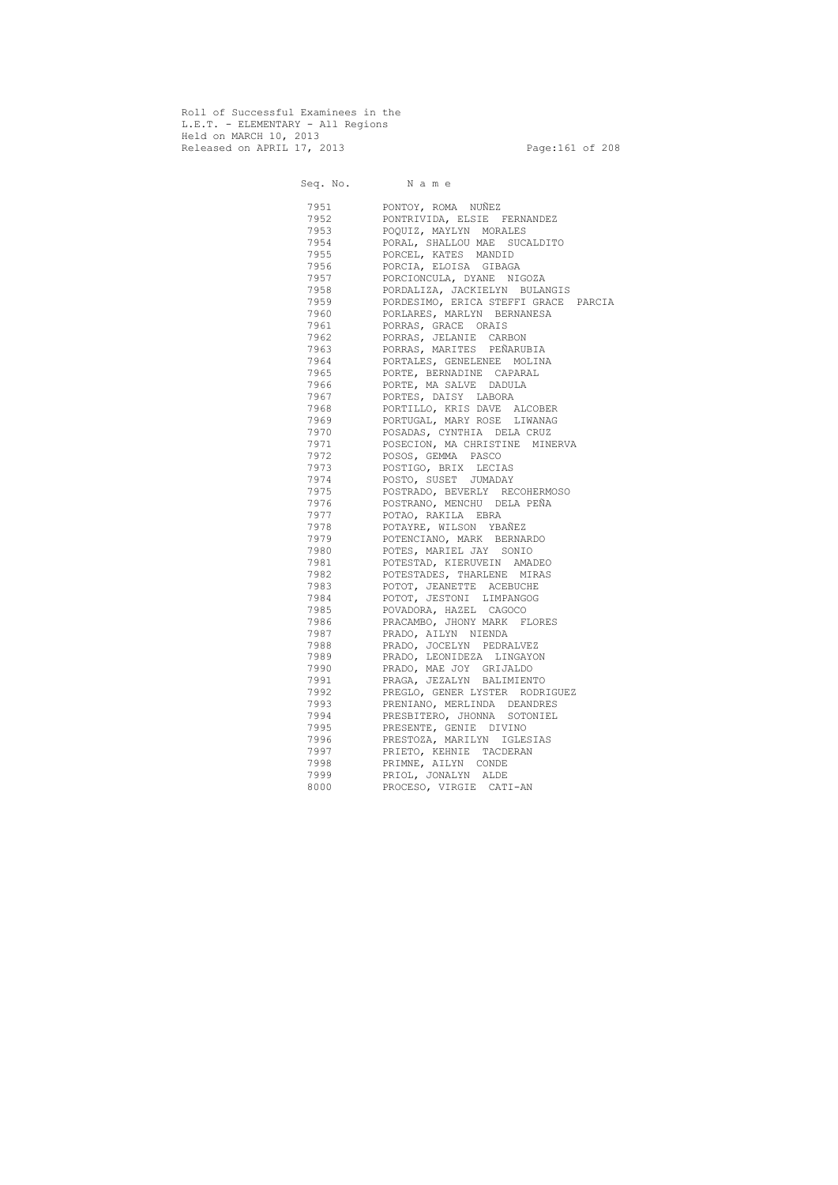Roll of Successful Examinees in the
L.E.T. - ELEMENTARY - All Regions
Held on MARCH 10, 2013
Released on APRIL 17, 2013

| Seq. No. | N a m e |
|---|---|
| 7951 | PONTOY, ROMA NUÑEZ |
| 7952 | PONTRIVIDA, ELSIE FERNANDEZ |
| 7953 | POQUIZ, MAYLYN MORALES |
| 7954 | PORAL, SHALLOU MAE SUCALDITO |
| 7955 | PORCEL, KATES MANDID |
| 7956 | PORCIA, ELOISA GIBAGA |
| 7957 | PORCIONCULA, DYANE NIGOZA |
| 7958 | PORDALIZA, JACKIELYN BULANGIS |
| 7959 | PORDESIMO, ERICA STEFFI GRACE PARCIA |
| 7960 | PORLARES, MARLYN BERNANESA |
| 7961 | PORRAS, GRACE ORAIS |
| 7962 | PORRAS, JELANIE CARBON |
| 7963 | PORRAS, MARITES PEÑARUBIA |
| 7964 | PORTALES, GENELENEE MOLINA |
| 7965 | PORTE, BERNADINE CAPARAL |
| 7966 | PORTE, MA SALVE DADULA |
| 7967 | PORTES, DAISY LABORA |
| 7968 | PORTILLO, KRIS DAVE ALCOBER |
| 7969 | PORTUGAL, MARY ROSE LIWANAG |
| 7970 | POSADAS, CYNTHIA DELA CRUZ |
| 7971 | POSECION, MA CHRISTINE MINERVA |
| 7972 | POSOS, GEMMA PASCO |
| 7973 | POSTIGO, BRIX LECIAS |
| 7974 | POSTO, SUSET JUMADAY |
| 7975 | POSTRADO, BEVERLY RECOHERMOSO |
| 7976 | POSTRANO, MENCHU DELA PEÑA |
| 7977 | POTAO, RAKILA EBRA |
| 7978 | POTAYRE, WILSON YBAÑEZ |
| 7979 | POTENCIANO, MARK BERNARDO |
| 7980 | POTES, MARIEL JAY SONIO |
| 7981 | POTESTAD, KIERUVEIN AMADEO |
| 7982 | POTESTADES, THARLENE MIRAS |
| 7983 | POTOT, JEANETTE ACEBUCHE |
| 7984 | POTOT, JESTONI LIMPANGOG |
| 7985 | POVADORA, HAZEL CAGOCO |
| 7986 | PRACAMBO, JHONY MARK FLORES |
| 7987 | PRADO, AILYN NIENDA |
| 7988 | PRADO, JOCELYN PEDRALVEZ |
| 7989 | PRADO, LEONIDEZA LINGAYON |
| 7990 | PRADO, MAE JOY GRIJALDO |
| 7991 | PRAGA, JEZALYN BALIMIENTO |
| 7992 | PREGLO, GENER LYSTER RODRIGUEZ |
| 7993 | PRENIANO, MERLINDA DEANDRES |
| 7994 | PRESBITERO, JHONNA SOTONIEL |
| 7995 | PRESENTE, GENIE DIVINO |
| 7996 | PRESTOZA, MARILYN IGLESIAS |
| 7997 | PRIETO, KEHNIE TACDERAN |
| 7998 | PRIMNE, AILYN CONDE |
| 7999 | PRIOL, JONALYN ALDE |
| 8000 | PROCESO, VIRGIE CATI-AN |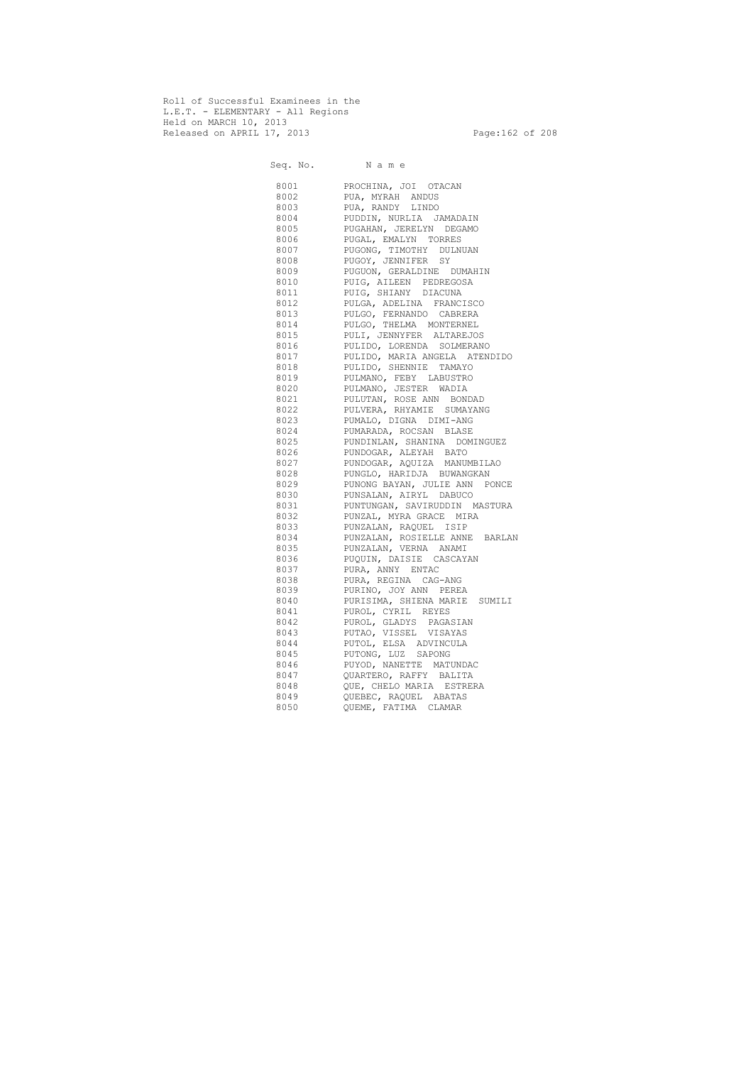Roll of Successful Examinees in the
L.E.T. - ELEMENTARY - All Regions
Held on MARCH 10, 2013
Released on APRIL 17, 2013

| Seq. No. | N a m e |
|---|---|
| 8001 | PROCHINA, JOI OTACAN |
| 8002 | PUA, MYRAH ANDUS |
| 8003 | PUA, RANDY LINDO |
| 8004 | PUDDIN, NURLIA JAMADAIN |
| 8005 | PUGAHAN, JERELYN DEGAMO |
| 8006 | PUGAL, EMALYN TORRES |
| 8007 | PUGONG, TIMOTHY DULNUAN |
| 8008 | PUGOY, JENNIFER SY |
| 8009 | PUGUON, GERALDINE DUMAHIN |
| 8010 | PUIG, AILEEN PEDREGOSA |
| 8011 | PUIG, SHIANY DIACUNA |
| 8012 | PULGA, ADELINA FRANCISCO |
| 8013 | PULGO, FERNANDO CABRERA |
| 8014 | PULGO, THELMA MONTERNEL |
| 8015 | PULI, JENNYFER ALTAREJOS |
| 8016 | PULIDO, LORENDA SOLMERANO |
| 8017 | PULIDO, MARIA ANGELA ATENDIDO |
| 8018 | PULIDO, SHENNIE TAMAYO |
| 8019 | PULMANO, FEBY LABUSTRO |
| 8020 | PULMANO, JESTER WADIA |
| 8021 | PULUTAN, ROSE ANN BONDAD |
| 8022 | PULVERA, RHYAMIE SUMAYANG |
| 8023 | PUMALO, DIGNA DIMI-ANG |
| 8024 | PUMARADA, ROCSAN BLASE |
| 8025 | PUNDINLAN, SHANINA DOMINGUEZ |
| 8026 | PUNDOGAR, ALEYAH BATO |
| 8027 | PUNDOGAR, AQUIZA MANUMBILAO |
| 8028 | PUNGLO, HARIDJA BUWANGKAN |
| 8029 | PUNONG BAYAN, JULIE ANN PONCE |
| 8030 | PUNSALAN, AIRYL DABUCO |
| 8031 | PUNTUNGAN, SAVIRUDDIN MASTURA |
| 8032 | PUNZAL, MYRA GRACE MIRA |
| 8033 | PUNZALAN, RAQUEL ISIP |
| 8034 | PUNZALAN, ROSIELLE ANNE BARLAN |
| 8035 | PUNZALAN, VERNA ANAMI |
| 8036 | PUQUIN, DAISIE CASCAYAN |
| 8037 | PURA, ANNY ENTAC |
| 8038 | PURA, REGINA CAG-ANG |
| 8039 | PURINO, JOY ANN PEREA |
| 8040 | PURISIMA, SHIENA MARIE SUMILI |
| 8041 | PUROL, CYRIL REYES |
| 8042 | PUROL, GLADYS PAGASIAN |
| 8043 | PUTAO, VISSEL VISAYAS |
| 8044 | PUTOL, ELSA ADVINCULA |
| 8045 | PUTONG, LUZ SAPONG |
| 8046 | PUYOD, NANETTE MATUNDAC |
| 8047 | QUARTERO, RAFFY BALITA |
| 8048 | QUE, CHELO MARIA ESTRERA |
| 8049 | QUEBEC, RAQUEL ABATAS |
| 8050 | QUEME, FATIMA CLAMAR |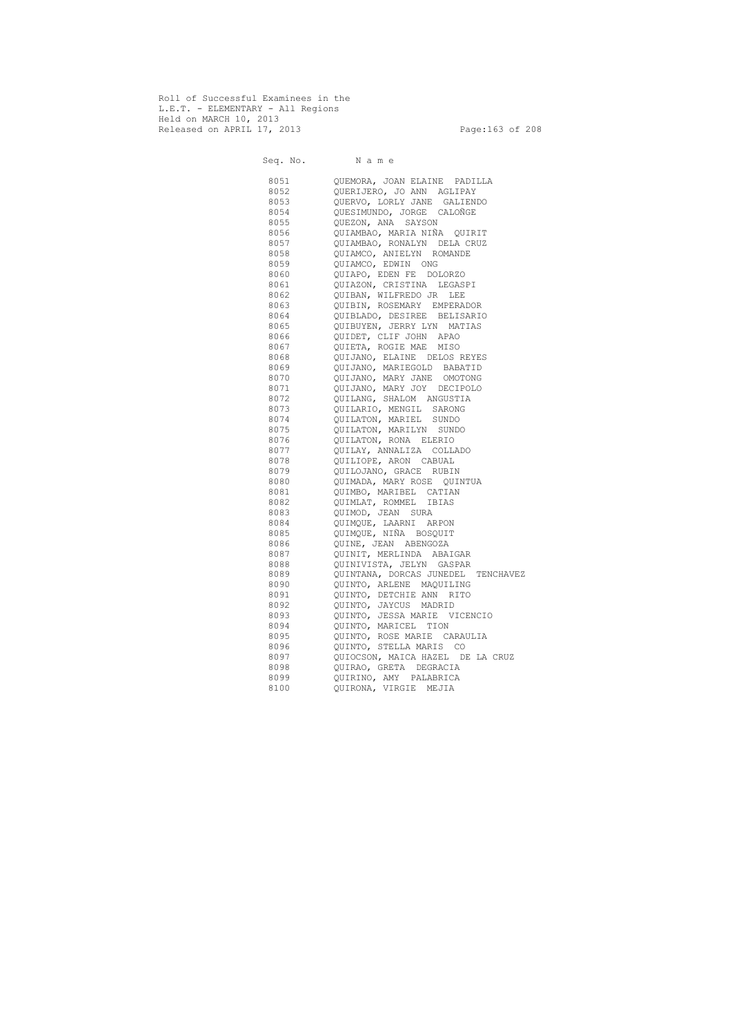Roll of Successful Examinees in the
L.E.T. - ELEMENTARY - All Regions
Held on MARCH 10, 2013
Released on APRIL 17, 2013

| Seq. No. | N a m e |
|---|---|
| 8051 | QUEMORA, JOAN ELAINE PADILLA |
| 8052 | QUERIJERO, JO ANN AGLIPAY |
| 8053 | QUERVO, LORLY JANE GALIENDO |
| 8054 | QUESIMUNDO, JORGE CALOÑGE |
| 8055 | QUEZON, ANA SAYSON |
| 8056 | QUIAMBAO, MARIA NIÑA QUIRIT |
| 8057 | QUIAMBAO, RONALYN DELA CRUZ |
| 8058 | QUIAMCO, ANIELYN ROMANDE |
| 8059 | QUIAMCO, EDWIN ONG |
| 8060 | QUIAPO, EDEN FE DOLORZO |
| 8061 | QUIAZON, CRISTINA LEGASPI |
| 8062 | QUIBAN, WILFREDO JR LEE |
| 8063 | QUIBIN, ROSEMARY EMPERADOR |
| 8064 | QUIBLADO, DESIREE BELISARIO |
| 8065 | QUIBUYEN, JERRY LYN MATIAS |
| 8066 | QUIDET, CLIF JOHN APAO |
| 8067 | QUIETA, ROGIE MAE MISO |
| 8068 | QUIJANO, ELAINE DELOS REYES |
| 8069 | QUIJANO, MARIEGOLD BABATID |
| 8070 | QUIJANO, MARY JANE OMOTONG |
| 8071 | QUIJANO, MARY JOY DECIPOLO |
| 8072 | QUILANG, SHALOM ANGUSTIA |
| 8073 | QUILARIO, MENGIL SARONG |
| 8074 | QUILATON, MARIEL SUNDO |
| 8075 | QUILATON, MARILYN SUNDO |
| 8076 | QUILATON, RONA ELERIO |
| 8077 | QUILAY, ANNALIZA COLLADO |
| 8078 | QUILIOPE, ARON CABUAL |
| 8079 | QUILOJANO, GRACE RUBIN |
| 8080 | QUIMADA, MARY ROSE QUINTUA |
| 8081 | QUIMBO, MARIBEL CATIAN |
| 8082 | QUIMLAT, ROMMEL IBIAS |
| 8083 | QUIMOD, JEAN SURA |
| 8084 | QUIMQUE, LAARNI ARPON |
| 8085 | QUIMQUE, NIÑA BOSQUIT |
| 8086 | QUINE, JEAN ABENGOZA |
| 8087 | QUINIT, MERLINDA ABAIGAR |
| 8088 | QUINIVISTA, JELYN GASPAR |
| 8089 | QUINTANA, DORCAS JUNEDEL TENCHAVEZ |
| 8090 | QUINTO, ARLENE MAQUILING |
| 8091 | QUINTO, DETCHIE ANN RITO |
| 8092 | QUINTO, JAYCUS MADRID |
| 8093 | QUINTO, JESSA MARIE VICENCIO |
| 8094 | QUINTO, MARICEL TION |
| 8095 | QUINTO, ROSE MARIE CARAULIA |
| 8096 | QUINTO, STELLA MARIS CO |
| 8097 | QUIOCSON, MAICA HAZEL DE LA CRUZ |
| 8098 | QUIRAO, GRETA DEGRACIA |
| 8099 | QUIRINO, AMY PALABRICA |
| 8100 | QUIRONA, VIRGIE MEJIA |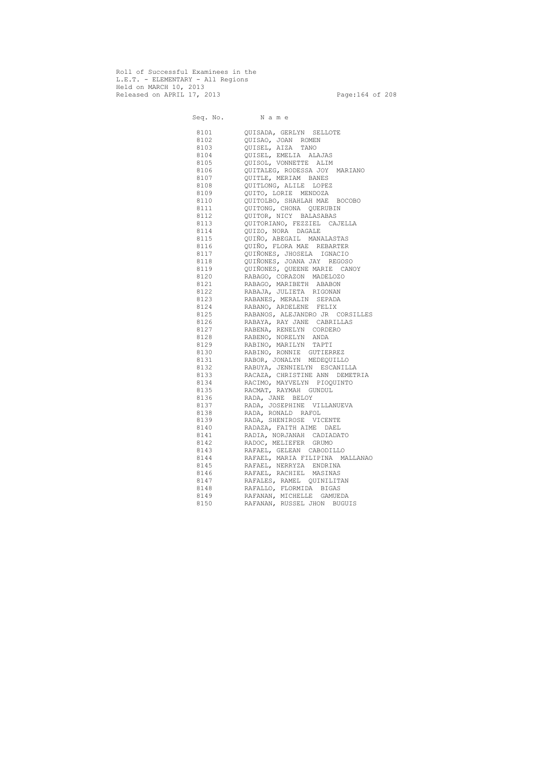Roll of Successful Examinees in the
L.E.T. - ELEMENTARY - All Regions
Held on MARCH 10, 2013
Released on APRIL 17, 2013

| Seq. No. | N a m e |
|---|---|
| 8101 | QUISADA, GERLYN SELLOTE |
| 8102 | QUISAO, JOAN ROMEN |
| 8103 | QUISEL, AIZA TANO |
| 8104 | QUISEL, EMELIA ALAJAS |
| 8105 | QUISOL, VONNETTE ALIM |
| 8106 | QUITALEG, RODESSA JOY MARIANO |
| 8107 | QUITLE, MERIAM BANES |
| 8108 | QUITLONG, ALILE LOPEZ |
| 8109 | QUITO, LORIE MENDOZA |
| 8110 | QUITOLBO, SHAHLAH MAE BOCOBO |
| 8111 | QUITONG, CHONA QUERUBIN |
| 8112 | QUITOR, NICY BALASABAS |
| 8113 | QUITORIANO, FEZZIEL CAJELLA |
| 8114 | QUIZO, NORA DAGALE |
| 8115 | QUIÑO, ABEGAIL MANALASTAS |
| 8116 | QUIÑO, FLORA MAE REBARTER |
| 8117 | QUIÑONES, JHOSELA IGNACIO |
| 8118 | QUIÑONES, JOANA JAY REGOSO |
| 8119 | QUIÑONES, QUEENE MARIE CANOY |
| 8120 | RABAGO, CORAZON MADELOZO |
| 8121 | RABAGO, MARIBETH ABABON |
| 8122 | RABAJA, JULIETA RIGONAN |
| 8123 | RABANES, MERALIN SEPADA |
| 8124 | RABANO, ARDELENE FELIX |
| 8125 | RABANOS, ALEJANDRO JR CORSILLES |
| 8126 | RABAYA, RAY JANE CABRILLAS |
| 8127 | RABENA, RENELYN CORDERO |
| 8128 | RABENO, NORELYN ANDA |
| 8129 | RABINO, MARILYN TAPTI |
| 8130 | RABINO, RONNIE GUTIERREZ |
| 8131 | RABOR, JONALYN MEDEQUILLO |
| 8132 | RABUYA, JENNIELYN ESCANILLA |
| 8133 | RACAZA, CHRISTINE ANN DEMETRIA |
| 8134 | RACIMO, MAYVELYN PIOQUINTO |
| 8135 | RACMAT, RAYMAH GUNDUL |
| 8136 | RADA, JANE BELOY |
| 8137 | RADA, JOSEPHINE VILLANUEVA |
| 8138 | RADA, RONALD RAFOL |
| 8139 | RADA, SHENIROSE VICENTE |
| 8140 | RADAZA, FAITH AIME DAEL |
| 8141 | RADIA, NORJANAH CADIADATO |
| 8142 | RADOC, MELIEFER GRUMO |
| 8143 | RAFAEL, GELEAN CABODILLO |
| 8144 | RAFAEL, MARIA FILIPINA MALLANAO |
| 8145 | RAFAEL, NERRYZA ENDRINA |
| 8146 | RAFAEL, RACHIEL MASINAS |
| 8147 | RAFALES, RAMEL QUINILITAN |
| 8148 | RAFALLO, FLORMIDA BIGAS |
| 8149 | RAFANAN, MICHELLE GAMUEDA |
| 8150 | RAFANAN, RUSSEL JHON BUGUIS |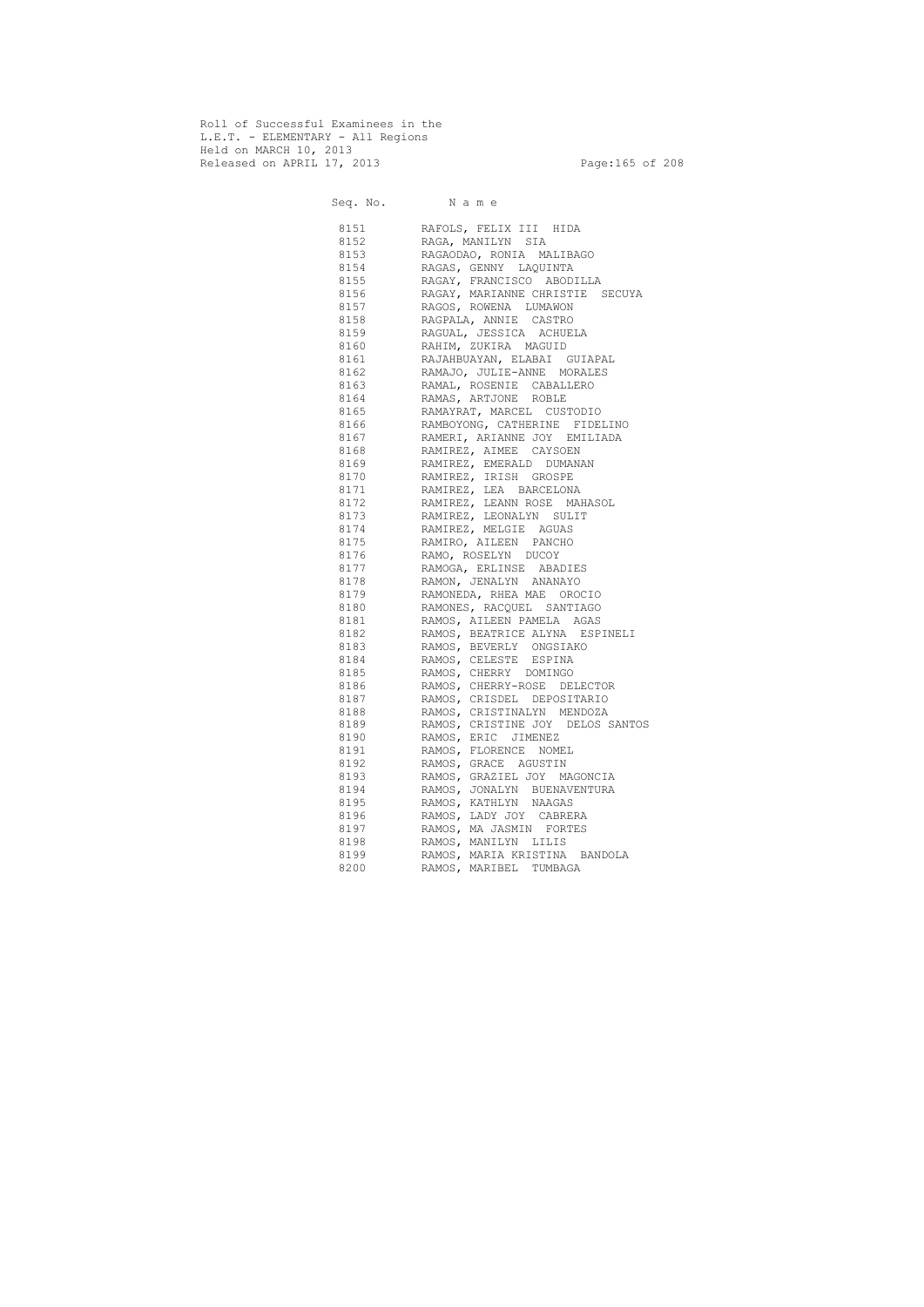Roll of Successful Examinees in the
L.E.T. - ELEMENTARY - All Regions
Held on MARCH 10, 2013
Released on APRIL 17, 2013

| Seq. No. | N a m e |
|---|---|
| 8151 | RAFOLS, FELIX III HIDA |
| 8152 | RAGA, MANILYN SIA |
| 8153 | RAGAODAO, RONIA MALIBAGO |
| 8154 | RAGAS, GENNY LAQUINTA |
| 8155 | RAGAY, FRANCISCO ABODILLA |
| 8156 | RAGAY, MARIANNE CHRISTIE SECUYA |
| 8157 | RAGOS, ROWENA LUMAWON |
| 8158 | RAGPALA, ANNIE CASTRO |
| 8159 | RAGUAL, JESSICA ACHUELA |
| 8160 | RAHIM, ZUKIRA MAGUID |
| 8161 | RAJAHBUAYAN, ELABAI GUIAPAL |
| 8162 | RAMAJO, JULIE-ANNE MORALES |
| 8163 | RAMAL, ROSENIE CABALLERO |
| 8164 | RAMAS, ARTJONE ROBLE |
| 8165 | RAMAYRAT, MARCEL CUSTODIO |
| 8166 | RAMBOYONG, CATHERINE FIDELINO |
| 8167 | RAMERI, ARIANNE JOY EMILIADA |
| 8168 | RAMIREZ, AIMEE CAYSOEN |
| 8169 | RAMIREZ, EMERALD DUMANAN |
| 8170 | RAMIREZ, IRISH GROSPE |
| 8171 | RAMIREZ, LEA BARCELONA |
| 8172 | RAMIREZ, LEANN ROSE MAHASOL |
| 8173 | RAMIREZ, LEONALYN SULIT |
| 8174 | RAMIREZ, MELGIE AGUAS |
| 8175 | RAMIRO, AILEEN PANCHO |
| 8176 | RAMO, ROSELYN DUCOY |
| 8177 | RAMOGA, ERLINSE ABADIES |
| 8178 | RAMON, JENALYN ANANAYO |
| 8179 | RAMONEDA, RHEA MAE OROCIO |
| 8180 | RAMONES, RACQUEL SANTIAGO |
| 8181 | RAMOS, AILEEN PAMELA AGAS |
| 8182 | RAMOS, BEATRICE ALYNA ESPINELI |
| 8183 | RAMOS, BEVERLY ONGSIAKO |
| 8184 | RAMOS, CELESTE ESPINA |
| 8185 | RAMOS, CHERRY DOMINGO |
| 8186 | RAMOS, CHERRY-ROSE DELECTOR |
| 8187 | RAMOS, CRISDEL DEPOSITARIO |
| 8188 | RAMOS, CRISTINALYN MENDOZA |
| 8189 | RAMOS, CRISTINE JOY DELOS SANTOS |
| 8190 | RAMOS, ERIC JIMENEZ |
| 8191 | RAMOS, FLORENCE NOMEL |
| 8192 | RAMOS, GRACE AGUSTIN |
| 8193 | RAMOS, GRAZIEL JOY MAGONCIA |
| 8194 | RAMOS, JONALYN BUENAVENTURA |
| 8195 | RAMOS, KATHLYN NAAGAS |
| 8196 | RAMOS, LADY JOY CABRERA |
| 8197 | RAMOS, MA JASMIN FORTES |
| 8198 | RAMOS, MANILYN LILIS |
| 8199 | RAMOS, MARIA KRISTINA BANDOLA |
| 8200 | RAMOS, MARIBEL TUMBAGA |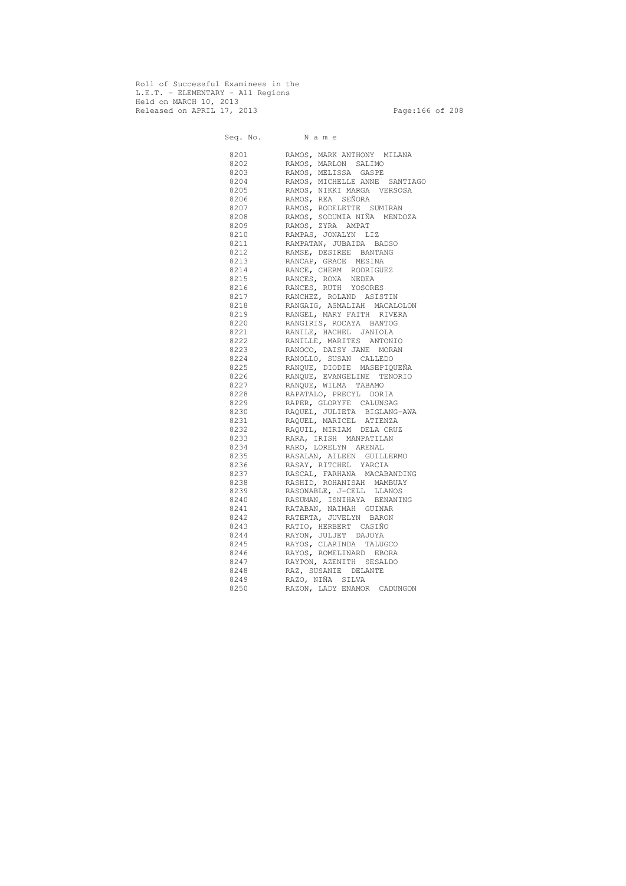Roll of Successful Examinees in the
L.E.T. - ELEMENTARY - All Regions
Held on MARCH 10, 2013
Released on APRIL 17, 2013

| Seq. No. | N a m e |
|---|---|
| 8201 | RAMOS, MARK ANTHONY MILANA |
| 8202 | RAMOS, MARLON SALIMO |
| 8203 | RAMOS, MELISSA GASPE |
| 8204 | RAMOS, MICHELLE ANNE SANTIAGO |
| 8205 | RAMOS, NIKKI MARGA VERSOSA |
| 8206 | RAMOS, REA SEÑORA |
| 8207 | RAMOS, RODELETTE SUMIRAN |
| 8208 | RAMOS, SODUMIA NIÑA MENDOZA |
| 8209 | RAMOS, ZYRA AMPAT |
| 8210 | RAMPAS, JONALYN LIZ |
| 8211 | RAMPATAN, JUBAIDA BADSO |
| 8212 | RAMSE, DESIREE BANTANG |
| 8213 | RANCAP, GRACE MESINA |
| 8214 | RANCE, CHERM RODRIGUEZ |
| 8215 | RANCES, RONA NEDEA |
| 8216 | RANCES, RUTH YOSORES |
| 8217 | RANCHEZ, ROLAND ASISTIN |
| 8218 | RANGAIG, ASMALIAH MACALOLON |
| 8219 | RANGEL, MARY FAITH RIVERA |
| 8220 | RANGIRIS, ROCAYA BANTOG |
| 8221 | RANILE, HACHEL JANIOLA |
| 8222 | RANILLE, MARITES ANTONIO |
| 8223 | RANOCO, DAISY JANE MORAN |
| 8224 | RANOLLO, SUSAN CALLEDO |
| 8225 | RANQUE, DIODIE MASEPIQUEÑA |
| 8226 | RANQUE, EVANGELINE TENORIO |
| 8227 | RANQUE, WILMA TABAMO |
| 8228 | RAPATALO, PRECYL DORIA |
| 8229 | RAPER, GLORYFE CALUNSAG |
| 8230 | RAQUEL, JULIETA BIGLANG-AWA |
| 8231 | RAQUEL, MARICEL ATIENZA |
| 8232 | RAQUIL, MIRIAM DELA CRUZ |
| 8233 | RARA, IRISH MANPATILAN |
| 8234 | RARO, LORELYN ARENAL |
| 8235 | RASALAN, AILEEN GUILLERMO |
| 8236 | RASAY, RITCHEL YARCIA |
| 8237 | RASCAL, FARHANA MACABANDING |
| 8238 | RASHID, ROHANISAH MAMBUAY |
| 8239 | RASONABLE, J-CELL LLANOS |
| 8240 | RASUMAN, ISNIHAYA BENANING |
| 8241 | RATABAN, NAIMAH GUINAR |
| 8242 | RATERTA, JUVELYN BARON |
| 8243 | RATIO, HERBERT CASIÑO |
| 8244 | RAYON, JULJET DAJOYA |
| 8245 | RAYOS, CLARINDA TALUGCO |
| 8246 | RAYOS, ROMELINARD EBORA |
| 8247 | RAYPON, AZENITH SESALDO |
| 8248 | RAZ, SUSANIE DELANTE |
| 8249 | RAZO, NIÑA SILVA |
| 8250 | RAZON, LADY ENAMOR CADUNGON |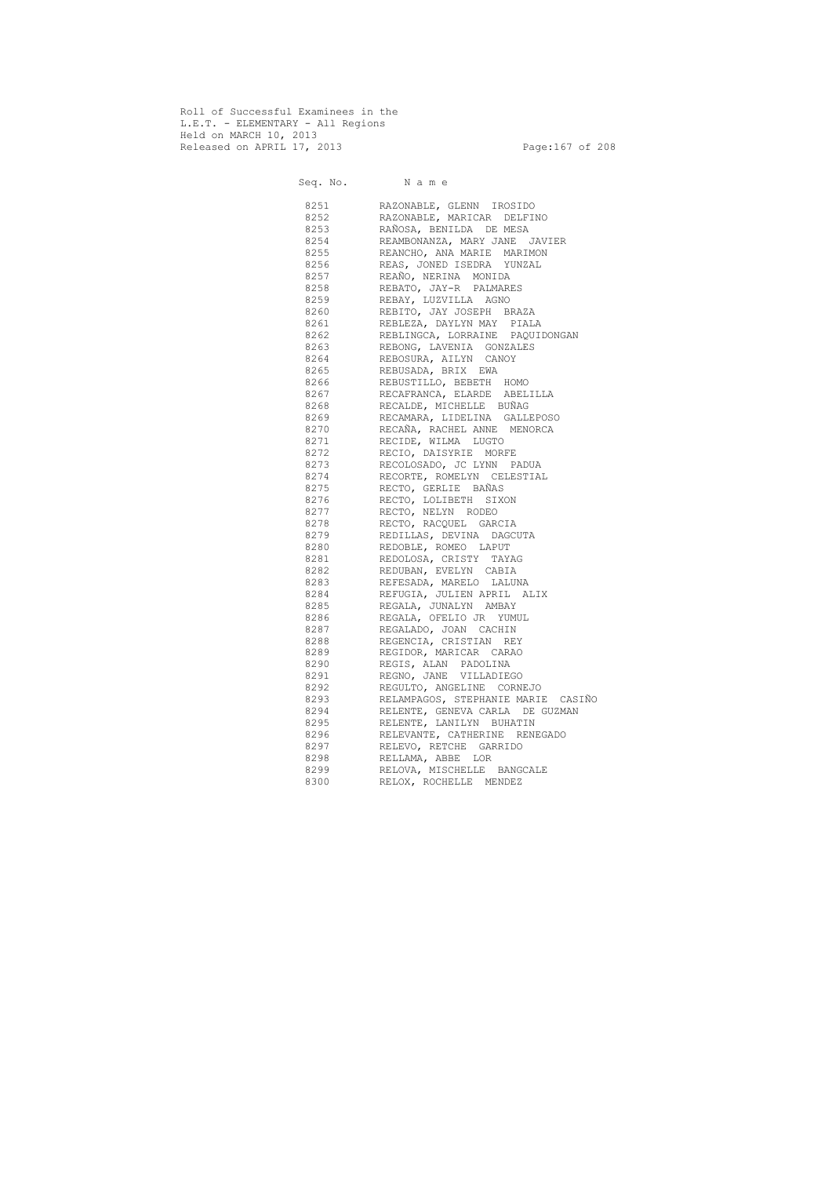Roll of Successful Examinees in the
L.E.T. - ELEMENTARY - All Regions
Held on MARCH 10, 2013
Released on APRIL 17, 2013

| Seq. No. | N a m e |
| --- | --- |
| 8251 | RAZONABLE, GLENN IROSIDO |
| 8252 | RAZONABLE, MARICAR DELFINO |
| 8253 | RAÑOSA, BENILDA DE MESA |
| 8254 | REAMBONANZA, MARY JANE JAVIER |
| 8255 | REANCHO, ANA MARIE MARIMON |
| 8256 | REAS, JONED ISEDRA YUNZAL |
| 8257 | REAÑO, NERINA MONIDA |
| 8258 | REBATO, JAY-R PALMARES |
| 8259 | REBAY, LUZVILLA AGNO |
| 8260 | REBITO, JAY JOSEPH BRAZA |
| 8261 | REBLEZA, DAYLYN MAY PIALA |
| 8262 | REBLINGCA, LORRAINE PAQUIDONGAN |
| 8263 | REBONG, LAVENIA GONZALES |
| 8264 | REBOSURA, AILYN CANOY |
| 8265 | REBUSADA, BRIX EWA |
| 8266 | REBUSTILLO, BEBETH HOMO |
| 8267 | RECAFRANCA, ELARDE ABELILLA |
| 8268 | RECALDE, MICHELLE BUÑAG |
| 8269 | RECAMARA, LIDELINA GALLEPOSO |
| 8270 | RECAÑA, RACHEL ANNE MENORCA |
| 8271 | RECIDE, WILMA LUGTO |
| 8272 | RECIO, DAISYRIE MORFE |
| 8273 | RECOLOSADO, JC LYNN PADUA |
| 8274 | RECORTE, ROMELYN CELESTIAL |
| 8275 | RECTO, GERLIE BAÑAS |
| 8276 | RECTO, LOLIBETH SIXON |
| 8277 | RECTO, NELYN RODEO |
| 8278 | RECTO, RACQUEL GARCIA |
| 8279 | REDILLAS, DEVINA DAGCUTA |
| 8280 | REDOBLE, ROMEO LAPUT |
| 8281 | REDOLOSA, CRISTY TAYAG |
| 8282 | REDUBAN, EVELYN CABIA |
| 8283 | REFESADA, MARELO LALUNA |
| 8284 | REFUGIA, JULIEN APRIL ALIX |
| 8285 | REGALA, JUNALYN AMBAY |
| 8286 | REGALA, OFELIO JR YUMUL |
| 8287 | REGALADO, JOAN CACHIN |
| 8288 | REGENCIA, CRISTIAN REY |
| 8289 | REGIDOR, MARICAR CARAO |
| 8290 | REGIS, ALAN PADOLINA |
| 8291 | REGNO, JANE VILLADIEGO |
| 8292 | REGULTO, ANGELINE CORNEJO |
| 8293 | RELAMPAGOS, STEPHANIE MARIE CASIÑO |
| 8294 | RELENTE, GENEVA CARLA DE GUZMAN |
| 8295 | RELENTE, LANILYN BUHATIN |
| 8296 | RELEVANTE, CATHERINE RENEGADO |
| 8297 | RELEVO, RETCHE GARRIDO |
| 8298 | RELLAMA, ABBE LOR |
| 8299 | RELOVA, MISCHELLE BANGCALE |
| 8300 | RELOX, ROCHELLE MENDEZ |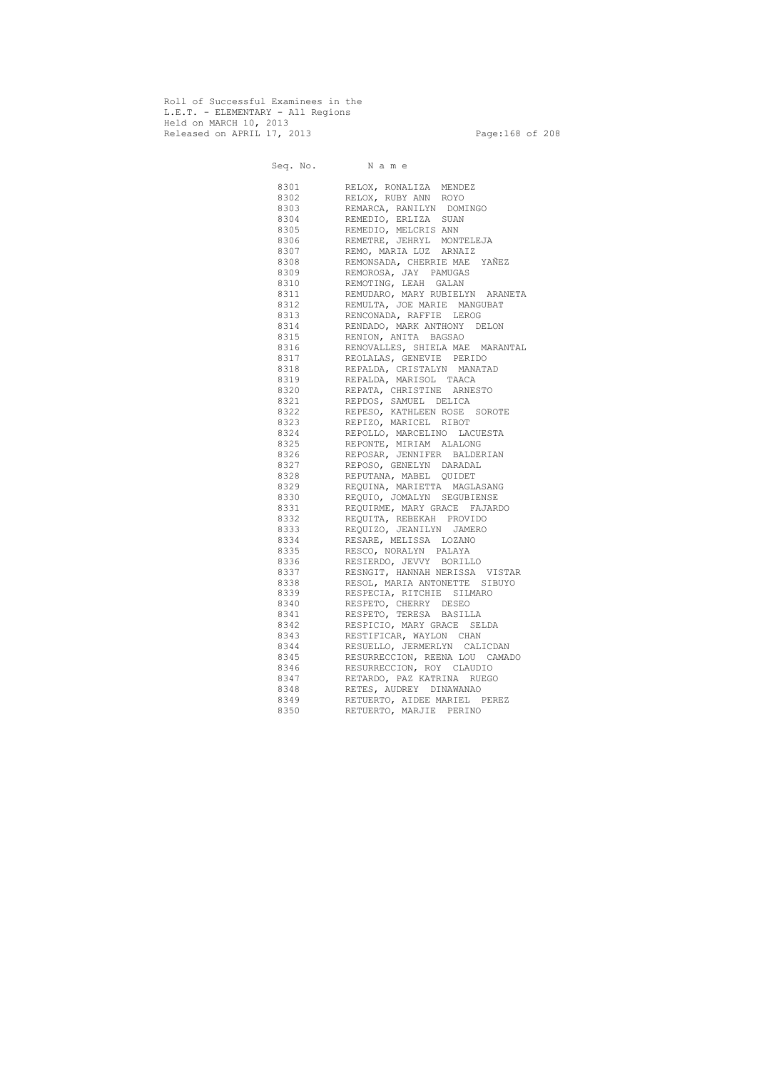Roll of Successful Examinees in the
L.E.T. - ELEMENTARY - All Regions
Held on MARCH 10, 2013
Released on APRIL 17, 2013

| Seq. No. | N a m e |
|---|---|
| 8301 | RELOX, RONALIZA MENDEZ |
| 8302 | RELOX, RUBY ANN ROYO |
| 8303 | REMARCA, RANILYN DOMINGO |
| 8304 | REMEDIO, ERLIZA SUAN |
| 8305 | REMEDIO, MELCRIS ANN |
| 8306 | REMETRE, JEHRYL MONTELEJA |
| 8307 | REMO, MARIA LUZ ARNAIZ |
| 8308 | REMONSADA, CHERRIE MAE YAÑEZ |
| 8309 | REMOROSA, JAY PAMUGAS |
| 8310 | REMOTING, LEAH GALAN |
| 8311 | REMUDARO, MARY RUBIELYN ARANETA |
| 8312 | REMULTA, JOE MARIE MANGUBAT |
| 8313 | RENCONADA, RAFFIE LEROG |
| 8314 | RENDADO, MARK ANTHONY DELON |
| 8315 | RENION, ANITA BAGSAO |
| 8316 | RENOVALLES, SHIELA MAE MARANTAL |
| 8317 | REOLALAS, GENEVIE PERIDO |
| 8318 | REPALDA, CRISTALYN MANATAD |
| 8319 | REPALDA, MARISOL TAACA |
| 8320 | REPATA, CHRISTINE ARNESTO |
| 8321 | REPDOS, SAMUEL DELICA |
| 8322 | REPESO, KATHLEEN ROSE SOROTE |
| 8323 | REPIZO, MARICEL RIBOT |
| 8324 | REPOLLO, MARCELINO LACUESTA |
| 8325 | REPONTE, MIRIAM ALALONG |
| 8326 | REPOSAR, JENNIFER BALDERIAN |
| 8327 | REPOSO, GENELYN DARADAL |
| 8328 | REPUTANA, MABEL QUIDET |
| 8329 | REQUINA, MARIETTA MAGLASANG |
| 8330 | REQUIO, JOMALYN SEGUBIENSE |
| 8331 | REQUIRME, MARY GRACE FAJARDO |
| 8332 | REQUITA, REBEKAH PROVIDO |
| 8333 | REQUIZO, JEANILYN JAMERO |
| 8334 | RESARE, MELISSA LOZANO |
| 8335 | RESCO, NORALYN PALAYA |
| 8336 | RESIERDO, JEVVY BORILLO |
| 8337 | RESNGIT, HANNAH NERISSA VISTAR |
| 8338 | RESOL, MARIA ANTONETTE SIBUYO |
| 8339 | RESPECIA, RITCHIE SILMARO |
| 8340 | RESPETO, CHERRY DESEO |
| 8341 | RESPETO, TERESA BASILLA |
| 8342 | RESPICIO, MARY GRACE SELDA |
| 8343 | RESTIFICAR, WAYLON CHAN |
| 8344 | RESUELLO, JERMERLYN CALICDAN |
| 8345 | RESURRECCION, REENA LOU CAMADO |
| 8346 | RESURRECCION, ROY CLAUDIO |
| 8347 | RETARDO, PAZ KATRINA RUEGO |
| 8348 | RETES, AUDREY DINAWANAO |
| 8349 | RETUERTO, AIDEE MARIEL PEREZ |
| 8350 | RETUERTO, MARJIE PERINO |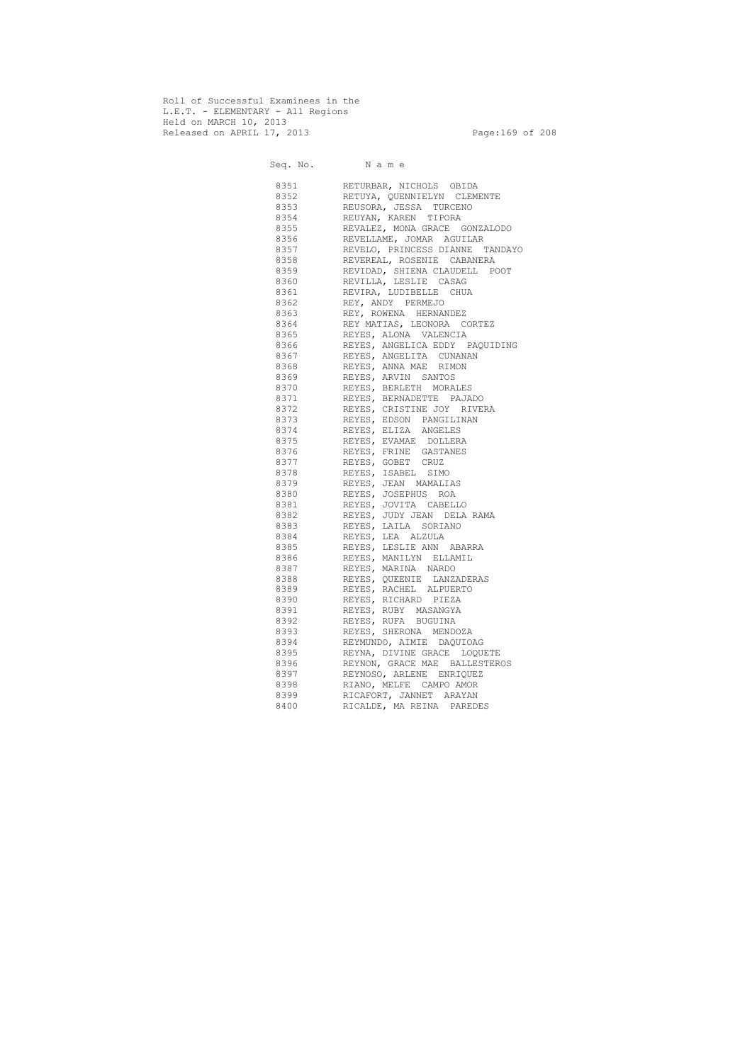Roll of Successful Examinees in the
L.E.T. - ELEMENTARY - All Regions
Held on MARCH 10, 2013
Released on APRIL 17, 2013

| Seq. No. | N a m e |
|---|---|
| 8351 | RETURBAR, NICHOLS OBIDA |
| 8352 | RETUYA, QUENNIELYN CLEMENTE |
| 8353 | REUSORA, JESSA TURCENO |
| 8354 | REUYAN, KAREN TIPORA |
| 8355 | REVALEZ, MONA GRACE GONZALODO |
| 8356 | REVELLAME, JOMAR AGUILAR |
| 8357 | REVELO, PRINCESS DIANNE TANDAYO |
| 8358 | REVEREAL, ROSENIE CABANERA |
| 8359 | REVIDAD, SHIENA CLAUDELL POOT |
| 8360 | REVILLA, LESLIE CASAG |
| 8361 | REVIRA, LUDIBELLE CHUA |
| 8362 | REY, ANDY PERMEJO |
| 8363 | REY, ROWENA HERNANDEZ |
| 8364 | REY MATIAS, LEONORA CORTEZ |
| 8365 | REYES, ALONA VALENCIA |
| 8366 | REYES, ANGELICA EDDY PAQUIDING |
| 8367 | REYES, ANGELITA CUNANAN |
| 8368 | REYES, ANNA MAE RIMON |
| 8369 | REYES, ARVIN SANTOS |
| 8370 | REYES, BERLETH MORALES |
| 8371 | REYES, BERNADETTE PAJADO |
| 8372 | REYES, CRISTINE JOY RIVERA |
| 8373 | REYES, EDSON PANGILINAN |
| 8374 | REYES, ELIZA ANGELES |
| 8375 | REYES, EVAMAE DOLLERA |
| 8376 | REYES, FRINE GASTANES |
| 8377 | REYES, GOBET CRUZ |
| 8378 | REYES, ISABEL SIMO |
| 8379 | REYES, JEAN MAMALIAS |
| 8380 | REYES, JOSEPHUS ROA |
| 8381 | REYES, JOVITA CABELLO |
| 8382 | REYES, JUDY JEAN DELA RAMA |
| 8383 | REYES, LAILA SORIANO |
| 8384 | REYES, LEA ALZULA |
| 8385 | REYES, LESLIE ANN ABARRA |
| 8386 | REYES, MANILYN ELLAMIL |
| 8387 | REYES, MARINA NARDO |
| 8388 | REYES, QUEENIE LANZADERAS |
| 8389 | REYES, RACHEL ALPUERTO |
| 8390 | REYES, RICHARD PIEZA |
| 8391 | REYES, RUBY MASANGYA |
| 8392 | REYES, RUFA BUGUINA |
| 8393 | REYES, SHERONA MENDOZA |
| 8394 | REYMUNDO, AIMIE DAQUIOAG |
| 8395 | REYNA, DIVINE GRACE LOQUETE |
| 8396 | REYNON, GRACE MAE BALLESTEROS |
| 8397 | REYNOSO, ARLENE ENRIQUEZ |
| 8398 | RIANO, MELFE CAMPO AMOR |
| 8399 | RICAFORT, JANNET ARAYAN |
| 8400 | RICALDE, MA REINA PAREDES |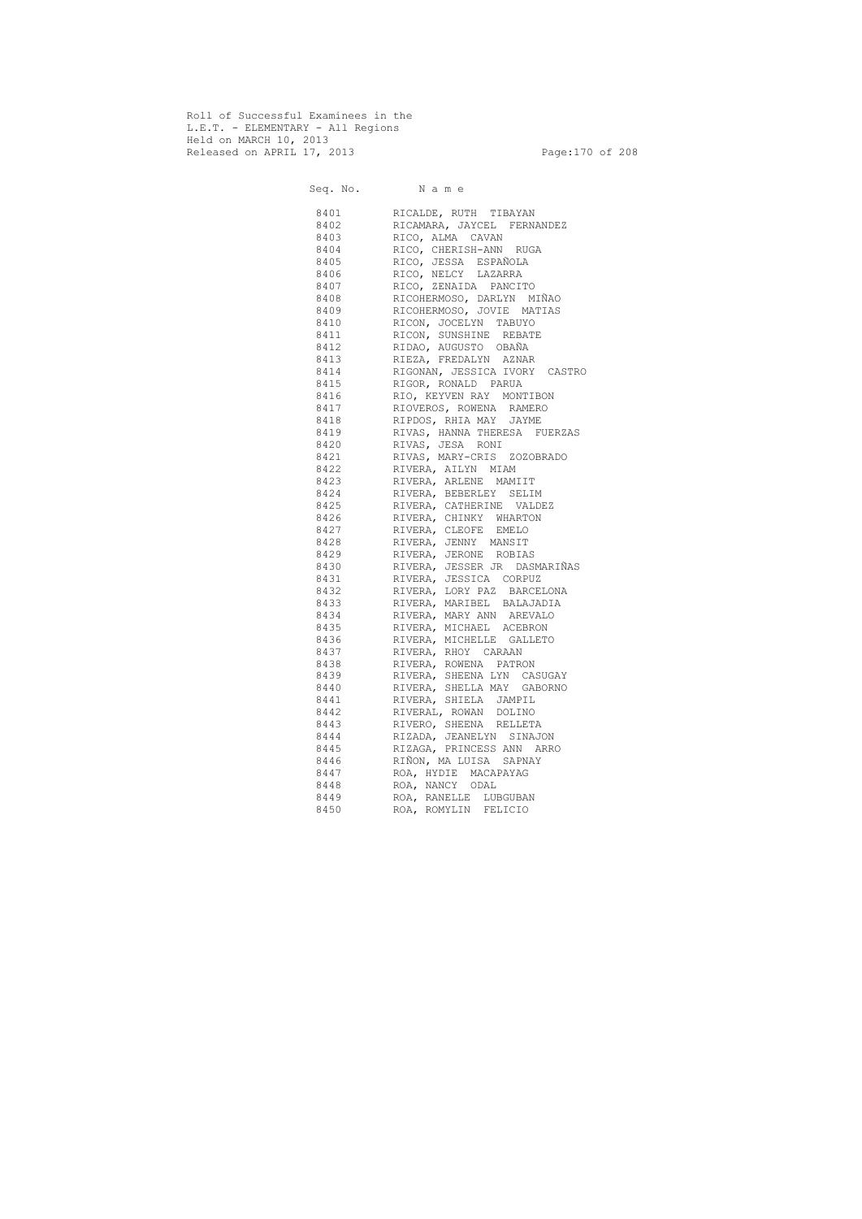Roll of Successful Examinees in the
L.E.T. - ELEMENTARY - All Regions
Held on MARCH 10, 2013
Released on APRIL 17, 2013

| Seq. No. | N a m e |
|---|---|
| 8401 | RICALDE, RUTH TIBAYAN |
| 8402 | RICAMARA, JAYCEL FERNANDEZ |
| 8403 | RICO, ALMA CAVAN |
| 8404 | RICO, CHERISH-ANN RUGA |
| 8405 | RICO, JESSA ESPAÑOLA |
| 8406 | RICO, NELCY LAZARRA |
| 8407 | RICO, ZENAIDA PANCITO |
| 8408 | RICOHERMOSO, DARLYN MIÑAO |
| 8409 | RICOHERMOSO, JOVIE MATIAS |
| 8410 | RICON, JOCELYN TABUYO |
| 8411 | RICON, SUNSHINE REBATE |
| 8412 | RIDAO, AUGUSTO OBAÑA |
| 8413 | RIEZA, FREDALYN AZNAR |
| 8414 | RIGONAN, JESSICA IVORY CASTRO |
| 8415 | RIGOR, RONALD PARUA |
| 8416 | RIO, KEYVEN RAY MONTIBON |
| 8417 | RIOVEROS, ROWENA RAMERO |
| 8418 | RIPDOS, RHIA MAY JAYME |
| 8419 | RIVAS, HANNA THERESA FUERZAS |
| 8420 | RIVAS, JESA RONI |
| 8421 | RIVAS, MARY-CRIS ZOZOBRADO |
| 8422 | RIVERA, AILYN MIAM |
| 8423 | RIVERA, ARLENE MAMIIT |
| 8424 | RIVERA, BEBERLEY SELIM |
| 8425 | RIVERA, CATHERINE VALDEZ |
| 8426 | RIVERA, CHINKY WHARTON |
| 8427 | RIVERA, CLEOFE EMELO |
| 8428 | RIVERA, JENNY MANSIT |
| 8429 | RIVERA, JERONE ROBIAS |
| 8430 | RIVERA, JESSER JR DASMARIÑAS |
| 8431 | RIVERA, JESSICA CORPUZ |
| 8432 | RIVERA, LORY PAZ BARCELONA |
| 8433 | RIVERA, MARIBEL BALAJADIA |
| 8434 | RIVERA, MARY ANN AREVALO |
| 8435 | RIVERA, MICHAEL ACEBRON |
| 8436 | RIVERA, MICHELLE GALLETO |
| 8437 | RIVERA, RHOY CARAAN |
| 8438 | RIVERA, ROWENA PATRON |
| 8439 | RIVERA, SHEENA LYN CASUGAY |
| 8440 | RIVERA, SHELLA MAY GABORNO |
| 8441 | RIVERA, SHIELA JAMPIL |
| 8442 | RIVERAL, ROWAN DOLINO |
| 8443 | RIVERO, SHEENA RELLETA |
| 8444 | RIZADA, JEANELYN SINAJON |
| 8445 | RIZAGA, PRINCESS ANN ARRO |
| 8446 | RIÑON, MA LUISA SAPNAY |
| 8447 | ROA, HYDIE MACAPAYAG |
| 8448 | ROA, NANCY ODAL |
| 8449 | ROA, RANELLE LUBGUBAN |
| 8450 | ROA, ROMYLIN FELICIO |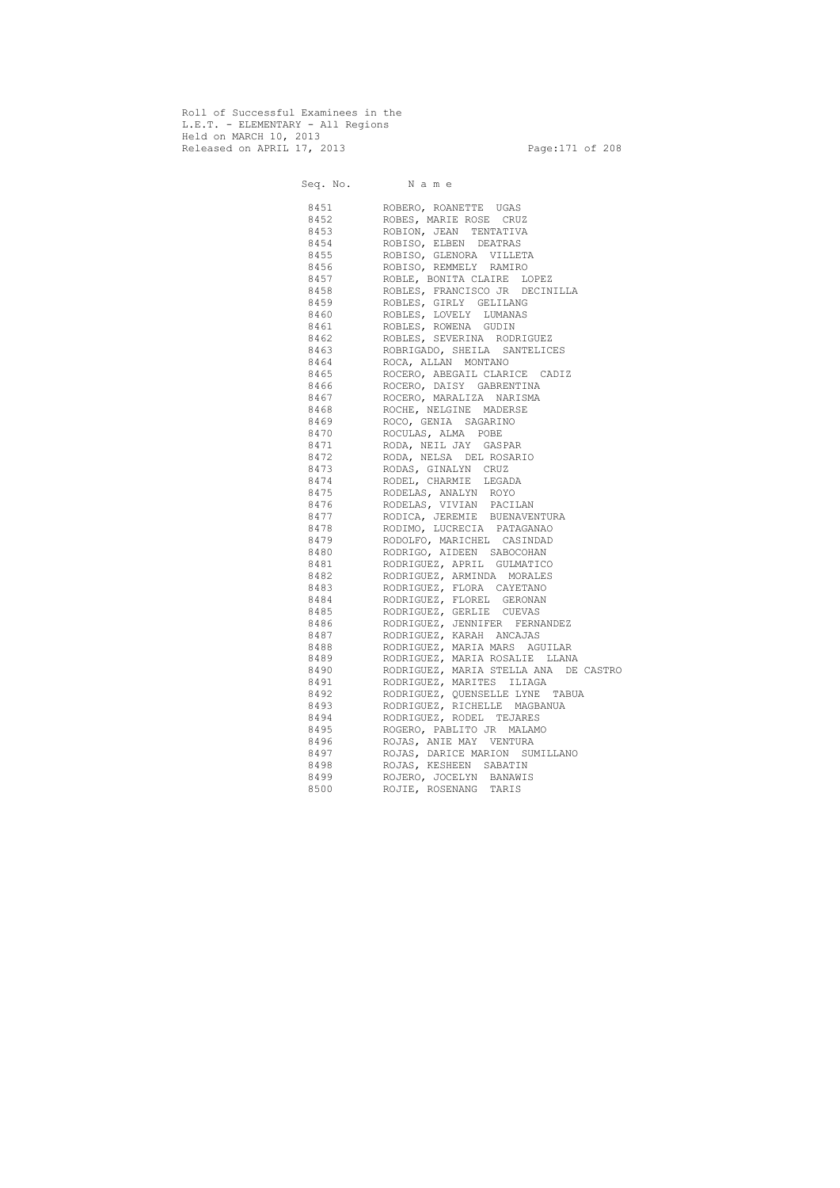Roll of Successful Examinees in the
L.E.T. - ELEMENTARY - All Regions
Held on MARCH 10, 2013
Released on APRIL 17, 2013

| Seq. No. | N a m e |
|---|---|
| 8451 | ROBERO, ROANETTE UGAS |
| 8452 | ROBES, MARIE ROSE CRUZ |
| 8453 | ROBION, JEAN TENTATIVA |
| 8454 | ROBISO, ELBEN DEATRAS |
| 8455 | ROBISO, GLENORA VILLETA |
| 8456 | ROBISO, REMMELY RAMIRO |
| 8457 | ROBLE, BONITA CLAIRE LOPEZ |
| 8458 | ROBLES, FRANCISCO JR DECINILLA |
| 8459 | ROBLES, GIRLY GELILANG |
| 8460 | ROBLES, LOVELY LUMANAS |
| 8461 | ROBLES, ROWENA GUDIN |
| 8462 | ROBLES, SEVERINA RODRIGUEZ |
| 8463 | ROBRIGADO, SHEILA SANTELICES |
| 8464 | ROCA, ALLAN MONTANO |
| 8465 | ROCERO, ABEGAIL CLARICE CADIZ |
| 8466 | ROCERO, DAISY GABRENTINA |
| 8467 | ROCERO, MARALIZA NARISMA |
| 8468 | ROCHE, NELGINE MADERSE |
| 8469 | ROCO, GENIA SAGARINO |
| 8470 | ROCULAS, ALMA POBE |
| 8471 | RODA, NEIL JAY GASPAR |
| 8472 | RODA, NELSA DEL ROSARIO |
| 8473 | RODAS, GINALYN CRUZ |
| 8474 | RODEL, CHARMIE LEGADA |
| 8475 | RODELAS, ANALYN ROYO |
| 8476 | RODELAS, VIVIAN PACILAN |
| 8477 | RODICA, JEREMIE BUENAVENTURA |
| 8478 | RODIMO, LUCRECIA PATAGANAO |
| 8479 | RODOLFO, MARICHEL CASINDAD |
| 8480 | RODRIGO, AIDEEN SABOCOHAN |
| 8481 | RODRIGUEZ, APRIL GULMATICO |
| 8482 | RODRIGUEZ, ARMINDA MORALES |
| 8483 | RODRIGUEZ, FLORA CAYETANO |
| 8484 | RODRIGUEZ, FLOREL GERONAN |
| 8485 | RODRIGUEZ, GERLIE CUEVAS |
| 8486 | RODRIGUEZ, JENNIFER FERNANDEZ |
| 8487 | RODRIGUEZ, KARAH ANCAJAS |
| 8488 | RODRIGUEZ, MARIA MARS AGUILAR |
| 8489 | RODRIGUEZ, MARIA ROSALIE LLANA |
| 8490 | RODRIGUEZ, MARIA STELLA ANA DE CASTRO |
| 8491 | RODRIGUEZ, MARITES ILIAGA |
| 8492 | RODRIGUEZ, QUENSELLE LYNE TABUA |
| 8493 | RODRIGUEZ, RICHELLE MAGBANUA |
| 8494 | RODRIGUEZ, RODEL TEJARES |
| 8495 | ROGERO, PABLITO JR MALAMO |
| 8496 | ROJAS, ANIE MAY VENTURA |
| 8497 | ROJAS, DARICE MARION SUMILLANO |
| 8498 | ROJAS, KESHEEN SABATIN |
| 8499 | ROJERO, JOCELYN BANAWIS |
| 8500 | ROJIE, ROSENANG TARIS |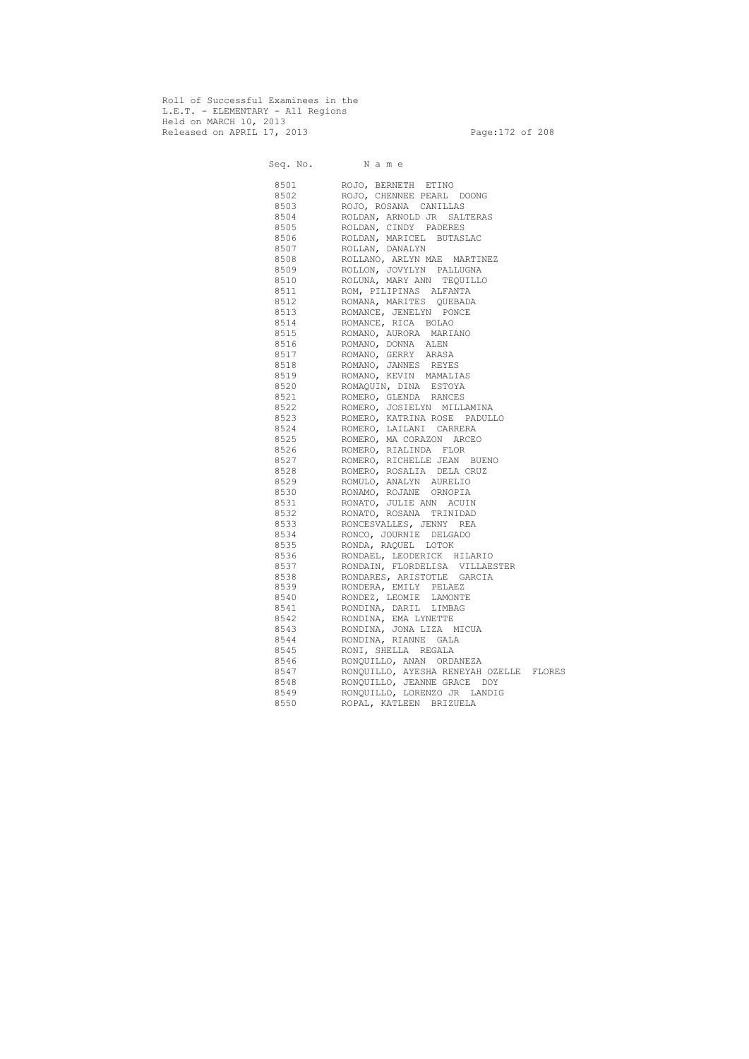Roll of Successful Examinees in the
L.E.T. - ELEMENTARY - All Regions
Held on MARCH 10, 2013
Released on APRIL 17, 2013

| Seq. No. | N a m e |
|---|---|
| 8501 | ROJO, BERNETH ETINO |
| 8502 | ROJO, CHENNEE PEARL DOONG |
| 8503 | ROJO, ROSANA CANILLAS |
| 8504 | ROLDAN, ARNOLD JR SALTERAS |
| 8505 | ROLDAN, CINDY PADERES |
| 8506 | ROLDAN, MARICEL BUTASLAC |
| 8507 | ROLLAN, DANALYN |
| 8508 | ROLLANO, ARLYN MAE MARTINEZ |
| 8509 | ROLLON, JOVYLYN PALLUGNA |
| 8510 | ROLUNA, MARY ANN TEQUILLO |
| 8511 | ROM, PILIPINAS ALFANTA |
| 8512 | ROMANA, MARITES QUEBADA |
| 8513 | ROMANCE, JENELYN PONCE |
| 8514 | ROMANCE, RICA BOLAO |
| 8515 | ROMANO, AURORA MARIANO |
| 8516 | ROMANO, DONNA ALEN |
| 8517 | ROMANO, GERRY ARASA |
| 8518 | ROMANO, JANNES REYES |
| 8519 | ROMANO, KEVIN MAMALIAS |
| 8520 | ROMAQUIN, DINA ESTOYA |
| 8521 | ROMERO, GLENDA RANCES |
| 8522 | ROMERO, JOSIELYN MILLAMINA |
| 8523 | ROMERO, KATRINA ROSE PADULLO |
| 8524 | ROMERO, LAILANI CARRERA |
| 8525 | ROMERO, MA CORAZON ARCEO |
| 8526 | ROMERO, RIALINDA FLOR |
| 8527 | ROMERO, RICHELLE JEAN BUENO |
| 8528 | ROMERO, ROSALIA DELA CRUZ |
| 8529 | ROMULO, ANALYN AURELIO |
| 8530 | RONAMO, ROJANE ORNOPIA |
| 8531 | RONATO, JULIE ANN ACUIN |
| 8532 | RONATO, ROSANA TRINIDAD |
| 8533 | RONCESVALLES, JENNY REA |
| 8534 | RONCO, JOURNIE DELGADO |
| 8535 | RONDA, RAQUEL LOTOK |
| 8536 | RONDAEL, LEODERICK HILARIO |
| 8537 | RONDAIN, FLORDELISA VILLAESTER |
| 8538 | RONDARES, ARISTOTLE GARCIA |
| 8539 | RONDERA, EMILY PELAEZ |
| 8540 | RONDEZ, LEOMIE LAMONTE |
| 8541 | RONDINA, DARIL LIMBAG |
| 8542 | RONDINA, EMA LYNETTE |
| 8543 | RONDINA, JONA LIZA MICUA |
| 8544 | RONDINA, RIANNE GALA |
| 8545 | RONI, SHELLA REGALA |
| 8546 | RONQUILLO, ANAN ORDANEZA |
| 8547 | RONQUILLO, AYESHA RENEYAH OZELLE FLORES |
| 8548 | RONQUILLO, JEANNE GRACE DOY |
| 8549 | RONQUILLO, LORENZO JR LANDIG |
| 8550 | ROPAL, KATLEEN BRIZUELA |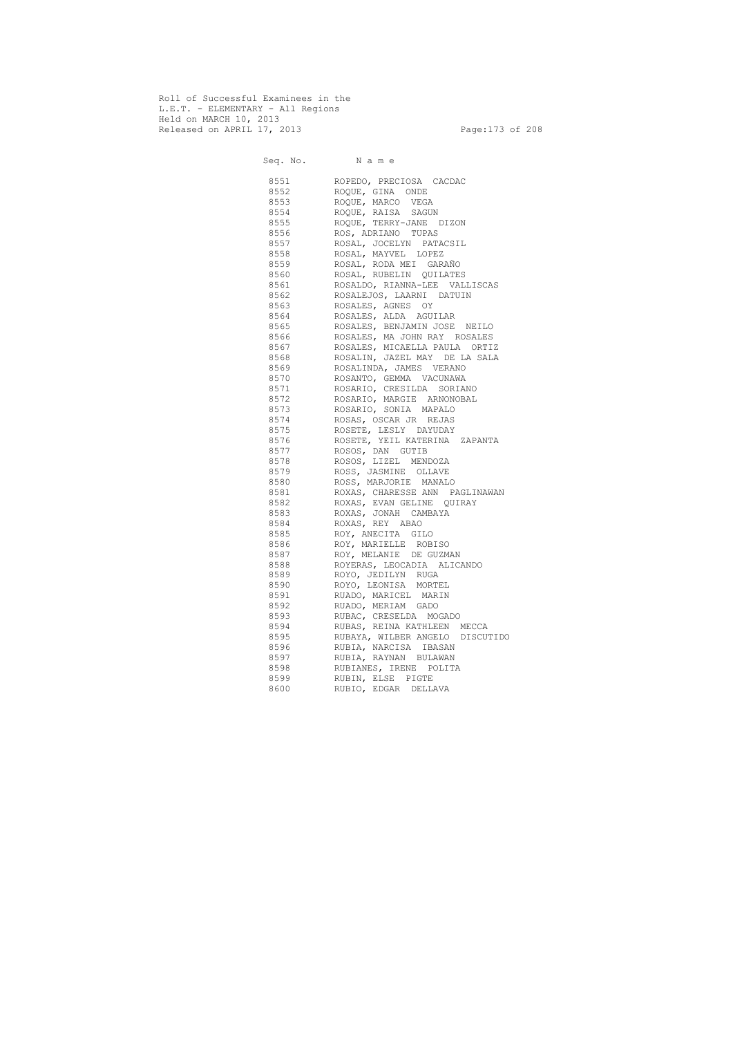Roll of Successful Examinees in the
L.E.T. - ELEMENTARY - All Regions
Held on MARCH 10, 2013
Released on APRIL 17, 2013

| Seq. No. | N a m e |
|---|---|
| 8551 | ROPEDO, PRECIOSA CACDAC |
| 8552 | ROQUE, GINA ONDE |
| 8553 | ROQUE, MARCO VEGA |
| 8554 | ROQUE, RAISA SAGUN |
| 8555 | ROQUE, TERRY-JANE DIZON |
| 8556 | ROS, ADRIANO TUPAS |
| 8557 | ROSAL, JOCELYN PATACSIL |
| 8558 | ROSAL, MAYVEL LOPEZ |
| 8559 | ROSAL, RODA MEI GARAÑO |
| 8560 | ROSAL, RUBELIN QUILATES |
| 8561 | ROSALDO, RIANNA-LEE VALLISCAS |
| 8562 | ROSALEJOS, LAARNI DATUIN |
| 8563 | ROSALES, AGNES OY |
| 8564 | ROSALES, ALDA AGUILAR |
| 8565 | ROSALES, BENJAMIN JOSE NEILO |
| 8566 | ROSALES, MA JOHN RAY ROSALES |
| 8567 | ROSALES, MICAELLA PAULA ORTIZ |
| 8568 | ROSALIN, JAZEL MAY DE LA SALA |
| 8569 | ROSALINDA, JAMES VERANO |
| 8570 | ROSANTO, GEMMA VACUNAWA |
| 8571 | ROSARIO, CRESILDA SORIANO |
| 8572 | ROSARIO, MARGIE ARNONOBAL |
| 8573 | ROSARIO, SONIA MAPALO |
| 8574 | ROSAS, OSCAR JR REJAS |
| 8575 | ROSETE, LESLY DAYUDAY |
| 8576 | ROSETE, YEIL KATERINA ZAPANTA |
| 8577 | ROSOS, DAN GUTIB |
| 8578 | ROSOS, LIZEL MENDOZA |
| 8579 | ROSS, JASMINE OLLAVE |
| 8580 | ROSS, MARJORIE MANALO |
| 8581 | ROXAS, CHARESSE ANN PAGLINAWAN |
| 8582 | ROXAS, EVAN GELINE QUIRAY |
| 8583 | ROXAS, JONAH CAMBAYA |
| 8584 | ROXAS, REY ABAO |
| 8585 | ROY, ANECITA GILO |
| 8586 | ROY, MARIELLE ROBISO |
| 8587 | ROY, MELANIE DE GUZMAN |
| 8588 | ROYERAS, LEOCADIA ALICANDO |
| 8589 | ROYO, JEDILYN RUGA |
| 8590 | ROYO, LEONISA MORTEL |
| 8591 | RUADO, MARICEL MARIN |
| 8592 | RUADO, MERIAM GADO |
| 8593 | RUBAC, CRESELDA MOGADO |
| 8594 | RUBAS, REINA KATHLEEN MECCA |
| 8595 | RUBAYA, WILBER ANGELO DISCUTIDO |
| 8596 | RUBIA, NARCISA IBASAN |
| 8597 | RUBIA, RAYNAN BULAWAN |
| 8598 | RUBIANES, IRENE POLITA |
| 8599 | RUBIN, ELSE PIGTE |
| 8600 | RUBIO, EDGAR DELLAVA |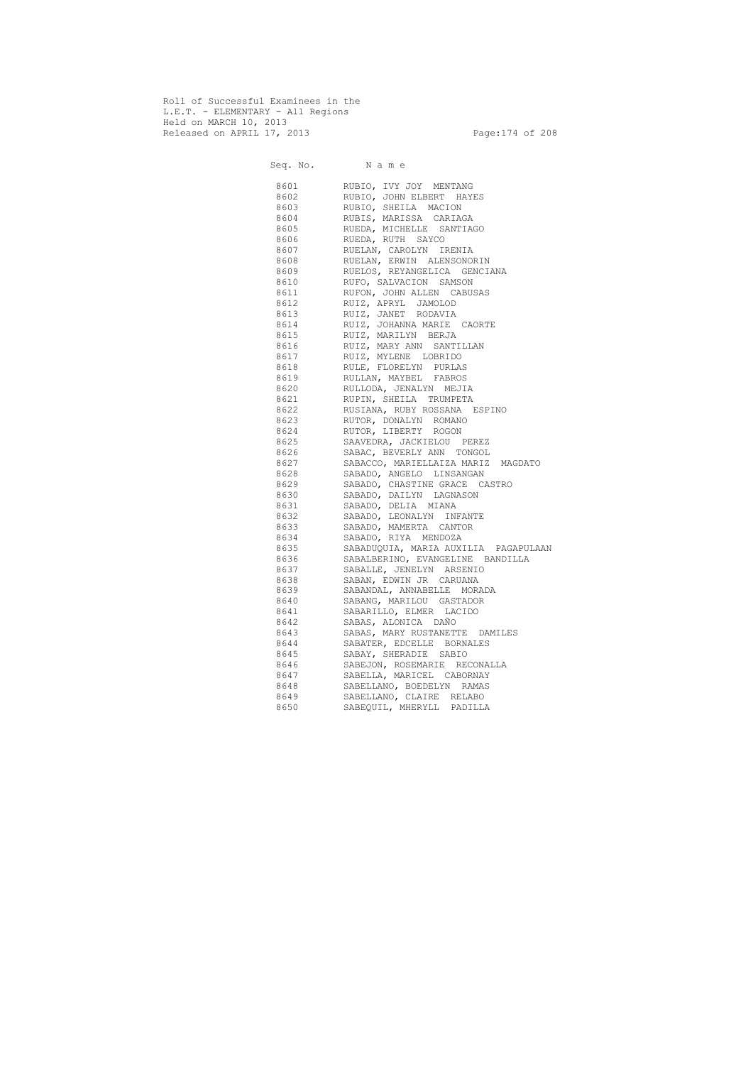Roll of Successful Examinees in the
L.E.T. - ELEMENTARY - All Regions
Held on MARCH 10, 2013
Released on APRIL 17, 2013

| Seq. No. | Name |
|---|---|
| 8601 | RUBIO, IVY JOY MENTANG |
| 8602 | RUBIO, JOHN ELBERT HAYES |
| 8603 | RUBIO, SHEILA MACION |
| 8604 | RUBIS, MARISSA CARIAGA |
| 8605 | RUEDA, MICHELLE SANTIAGO |
| 8606 | RUEDA, RUTH SAYCO |
| 8607 | RUELAN, CAROLYN IRENIA |
| 8608 | RUELAN, ERWIN ALENSONORIN |
| 8609 | RUELOS, REYANGELICA GENCIANA |
| 8610 | RUFO, SALVACION SAMSON |
| 8611 | RUFON, JOHN ALLEN CABUSAS |
| 8612 | RUIZ, APRYL JAMOLOD |
| 8613 | RUIZ, JANET RODAVIA |
| 8614 | RUIZ, JOHANNA MARIE CAORTE |
| 8615 | RUIZ, MARILYN BERJA |
| 8616 | RUIZ, MARY ANN SANTILLAN |
| 8617 | RUIZ, MYLENE LOBRIDO |
| 8618 | RULE, FLORELYN PURLAS |
| 8619 | RULLAN, MAYBEL FABROS |
| 8620 | RULLODA, JENALYN MEJIA |
| 8621 | RUPIN, SHEILA TRUMPETA |
| 8622 | RUSIANA, RUBY ROSSANA ESPINO |
| 8623 | RUTOR, DONALYN ROMANO |
| 8624 | RUTOR, LIBERTY ROGON |
| 8625 | SAAVEDRA, JACKIELOU PEREZ |
| 8626 | SABAC, BEVERLY ANN TONGOL |
| 8627 | SABACCO, MARIELLAIZA MARIZ MAGDATO |
| 8628 | SABADO, ANGELO LINSANGAN |
| 8629 | SABADO, CHASTINE GRACE CASTRO |
| 8630 | SABADO, DAILYN LAGNASON |
| 8631 | SABADO, DELIA MIANA |
| 8632 | SABADO, LEONALYN INFANTE |
| 8633 | SABADO, MAMERTA CANTOR |
| 8634 | SABADO, RIYA MENDOZA |
| 8635 | SABADUQUIA, MARIA AUXILIA PAGAPULAAN |
| 8636 | SABALBERINO, EVANGELINE BANDILLA |
| 8637 | SABALLE, JENELYN ARSENIO |
| 8638 | SABAN, EDWIN JR CARUANA |
| 8639 | SABANDAL, ANNABELLE MORADA |
| 8640 | SABANG, MARILOU GASTADOR |
| 8641 | SABARILLO, ELMER LACIDO |
| 8642 | SABAS, ALONICA DAÑO |
| 8643 | SABAS, MARY RUSTANETTE DAMILES |
| 8644 | SABATER, EDCELLE BORNALES |
| 8645 | SABAY, SHERADIE SABIO |
| 8646 | SABEJON, ROSEMARIE RECONALLA |
| 8647 | SABELLA, MARICEL CABORNAY |
| 8648 | SABELLANO, BOEDELYN RAMAS |
| 8649 | SABELLANO, CLAIRE RELABO |
| 8650 | SABEQUIL, MHERYLL PADILLA |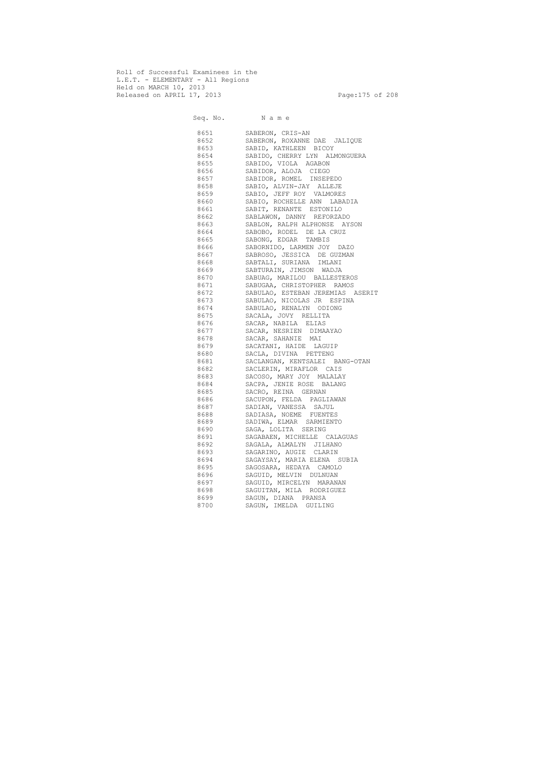Roll of Successful Examinees in the
L.E.T. - ELEMENTARY - All Regions
Held on MARCH 10, 2013
Released on APRIL 17, 2013

| Seq. No. | N a m e |
|---|---|
| 8651 | SABERON, CRIS-AN |
| 8652 | SABERON, ROXANNE DAE JALIQUE |
| 8653 | SABID, KATHLEEN BICOY |
| 8654 | SABIDO, CHERRY LYN ALMONGUERA |
| 8655 | SABIDO, VIOLA AGABON |
| 8656 | SABIDOR, ALOJA CIEGO |
| 8657 | SABIDOR, ROMEL INSEPEDO |
| 8658 | SABIO, ALVIN-JAY ALLEJE |
| 8659 | SABIO, JEFF ROY VALMORES |
| 8660 | SABIO, ROCHELLE ANN LABADIA |
| 8661 | SABIT, RENANTE ESTONILO |
| 8662 | SABLAWON, DANNY REFORZADO |
| 8663 | SABLON, RALPH ALPHONSE AYSON |
| 8664 | SABOBO, RODEL DE LA CRUZ |
| 8665 | SABONG, EDGAR TAMBIS |
| 8666 | SABORNIDO, LARMEN JOY DAZO |
| 8667 | SABROSO, JESSICA DE GUZMAN |
| 8668 | SABTALI, SURIANA IMLANI |
| 8669 | SABTURAIN, JIMSON WADJA |
| 8670 | SABUAG, MARILOU BALLESTEROS |
| 8671 | SABUGAA, CHRISTOPHER RAMOS |
| 8672 | SABULAO, ESTEBAN JEREMIAS ASERIT |
| 8673 | SABULAO, NICOLAS JR ESPINA |
| 8674 | SABULAO, RENALYN ODIONG |
| 8675 | SACALA, JOVY RELLITA |
| 8676 | SACAR, NABILA ELIAS |
| 8677 | SACAR, NESRIEN DIMAAYAO |
| 8678 | SACAR, SAHANIE MAI |
| 8679 | SACATANI, HAIDE LAGUIP |
| 8680 | SACLA, DIVINA PETTENG |
| 8681 | SACLANGAN, KENTSALEI BANG-OTAN |
| 8682 | SACLERIN, MIRAFLOR CAIS |
| 8683 | SACOSO, MARY JOY MALALAY |
| 8684 | SACPA, JENIE ROSE BALANG |
| 8685 | SACRO, REINA GERNAN |
| 8686 | SACUPON, FELDA PAGLIAWAN |
| 8687 | SADIAN, VANESSA SAJUL |
| 8688 | SADIASA, NOEME FUENTES |
| 8689 | SADIWA, ELMAR SARMIENTO |
| 8690 | SAGA, LOLITA SERING |
| 8691 | SAGABAEN, MICHELLE CALAGUAS |
| 8692 | SAGALA, ALMALYN JILHANO |
| 8693 | SAGARINO, AUGIE CLARIN |
| 8694 | SAGAYSAY, MARIA ELENA SUBIA |
| 8695 | SAGOSARA, HEDAYA CAMOLO |
| 8696 | SAGUID, MELVIN DULNUAN |
| 8697 | SAGUID, MIRCELYN MARANAN |
| 8698 | SAGUITAN, MILA RODRIGUEZ |
| 8699 | SAGUN, DIANA PRANSA |
| 8700 | SAGUN, IMELDA GUILING |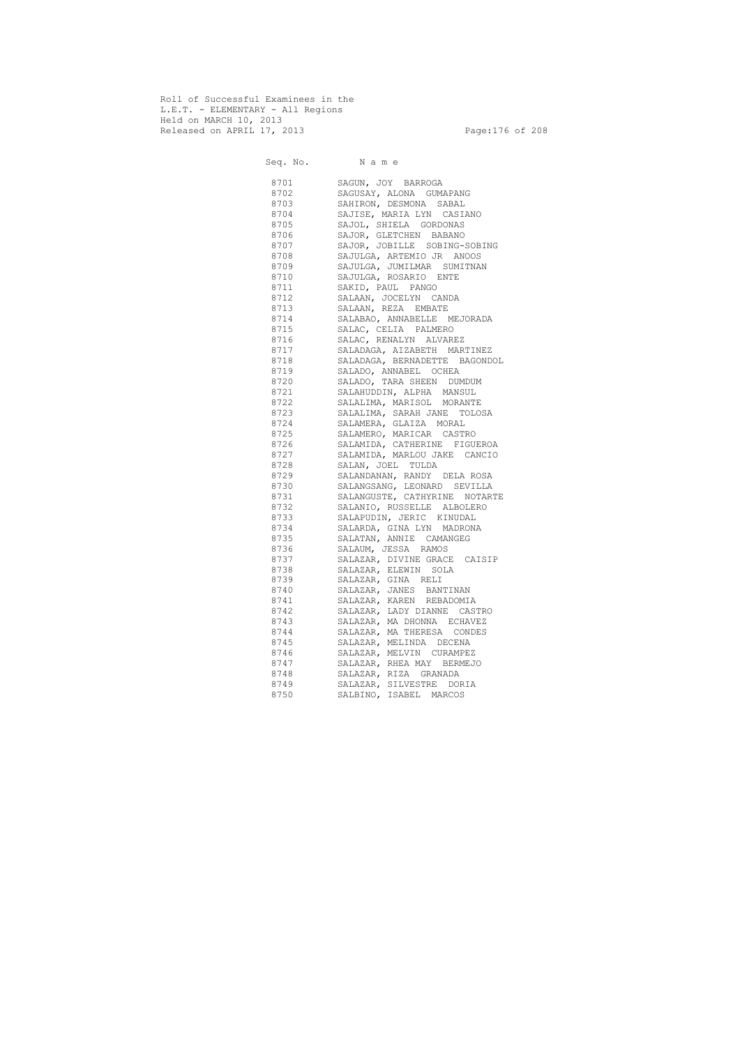Roll of Successful Examinees in the
L.E.T. - ELEMENTARY - All Regions
Held on MARCH 10, 2013
Released on APRIL 17, 2013

| Seq. No. | N a m e |
|---|---|
| 8701 | SAGUN, JOY BARROGA |
| 8702 | SAGUSAY, ALONA GUMAPANG |
| 8703 | SAHIRON, DESMONA SABAL |
| 8704 | SAJISE, MARIA LYN CASIANO |
| 8705 | SAJOL, SHIELA GORDONAS |
| 8706 | SAJOR, GLETCHEN BABANO |
| 8707 | SAJOR, JOBILLE SOBING-SOBING |
| 8708 | SAJULGA, ARTEMIO JR ANOOS |
| 8709 | SAJULGA, JUMILMAR SUMITNAN |
| 8710 | SAJULGA, ROSARIO ENTE |
| 8711 | SAKID, PAUL PANGO |
| 8712 | SALAAN, JOCELYN CANDA |
| 8713 | SALAAN, REZA EMBATE |
| 8714 | SALABAO, ANNABELLE MEJORADA |
| 8715 | SALAC, CELIA PALMERO |
| 8716 | SALAC, RENALYN ALVAREZ |
| 8717 | SALADAGA, AIZABETH MARTINEZ |
| 8718 | SALADAGA, BERNADETTE BAGONDOL |
| 8719 | SALADO, ANNABEL OCHEA |
| 8720 | SALADO, TARA SHEEN DUMDUM |
| 8721 | SALAHUDDIN, ALPHA MANSUL |
| 8722 | SALALIMA, MARISOL MORANTE |
| 8723 | SALALIMA, SARAH JANE TOLOSA |
| 8724 | SALAMERA, GLAIZA MORAL |
| 8725 | SALAMERO, MARICAR CASTRO |
| 8726 | SALAMIDA, CATHERINE FIGUEROA |
| 8727 | SALAMIDA, MARLOU JAKE CANCIO |
| 8728 | SALAN, JOEL TULDA |
| 8729 | SALANDANAN, RANDY DELA ROSA |
| 8730 | SALANGSANG, LEONARD SEVILLA |
| 8731 | SALANGUSTE, CATHYRINE NOTARTE |
| 8732 | SALANIO, RUSSELLE ALBOLERO |
| 8733 | SALAPUDIN, JERIC KINUDAL |
| 8734 | SALARDA, GINA LYN MADRONA |
| 8735 | SALATAN, ANNIE CAMANGEG |
| 8736 | SALAUM, JESSA RAMOS |
| 8737 | SALAZAR, DIVINE GRACE CAISIP |
| 8738 | SALAZAR, ELEWIN SOLA |
| 8739 | SALAZAR, GINA RELI |
| 8740 | SALAZAR, JANES BANTINAN |
| 8741 | SALAZAR, KAREN REBADOMIA |
| 8742 | SALAZAR, LADY DIANNE CASTRO |
| 8743 | SALAZAR, MA DHONNA ECHAVEZ |
| 8744 | SALAZAR, MA THERESA CONDES |
| 8745 | SALAZAR, MELINDA DECENA |
| 8746 | SALAZAR, MELVIN CURAMPEZ |
| 8747 | SALAZAR, RHEA MAY BERMEJO |
| 8748 | SALAZAR, RIZA GRANADA |
| 8749 | SALAZAR, SILVESTRE DORIA |
| 8750 | SALBINO, ISABEL MARCOS |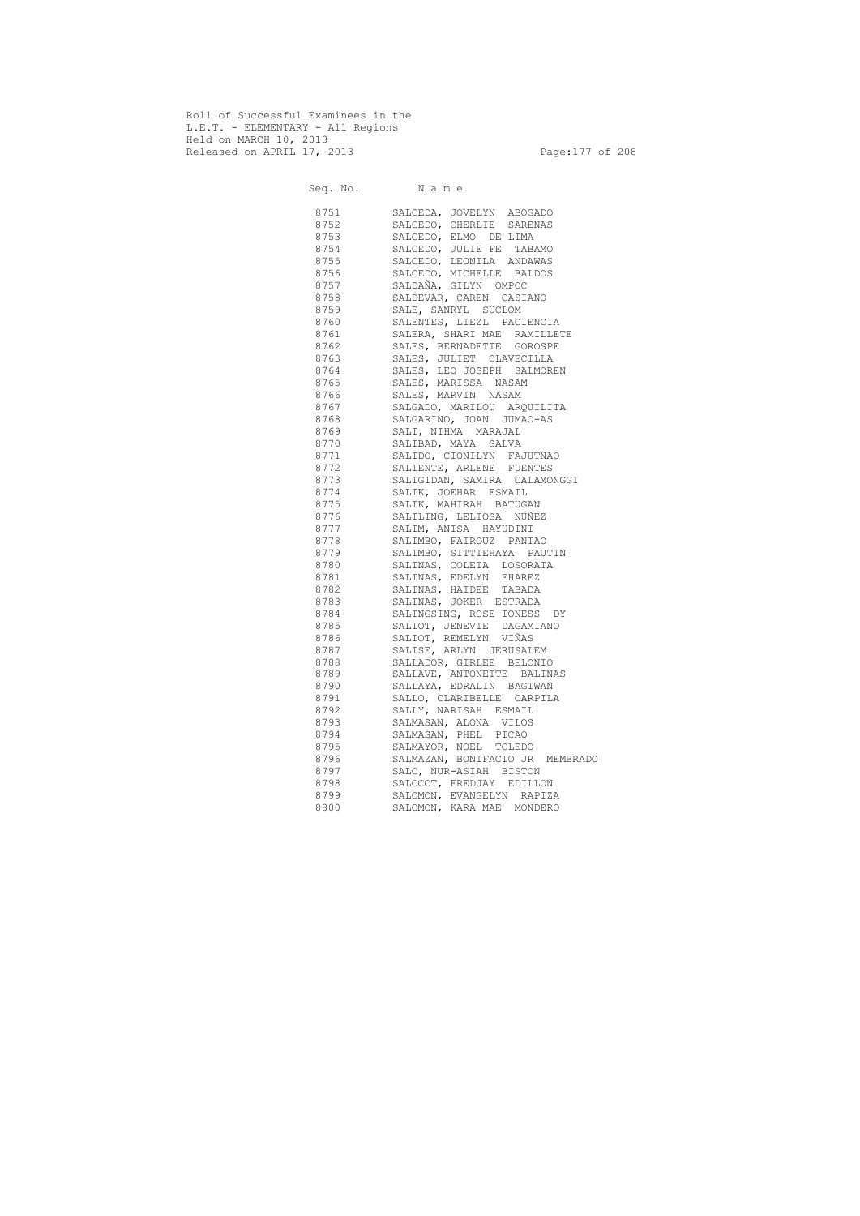Roll of Successful Examinees in the
L.E.T. - ELEMENTARY - All Regions
Held on MARCH 10, 2013
Released on APRIL 17, 2013

| Seq. No. | N a m e |
|---|---|
| 8751 | SALCEDA, JOVELYN ABOGADO |
| 8752 | SALCEDO, CHERLIE SARENAS |
| 8753 | SALCEDO, ELMO DE LIMA |
| 8754 | SALCEDO, JULIE FE TABAMO |
| 8755 | SALCEDO, LEONILA ANDAWAS |
| 8756 | SALCEDO, MICHELLE BALDOS |
| 8757 | SALDAÑA, GILYN OMPOC |
| 8758 | SALDEVAR, CAREN CASIANO |
| 8759 | SALE, SANRYL SUCLOM |
| 8760 | SALENTES, LIEZL PACIENCIA |
| 8761 | SALERA, SHARI MAE RAMILLETE |
| 8762 | SALES, BERNADETTE GOROSPE |
| 8763 | SALES, JULIET CLAVECILLA |
| 8764 | SALES, LEO JOSEPH SALMOREN |
| 8765 | SALES, MARISSA NASAM |
| 8766 | SALES, MARVIN NASAM |
| 8767 | SALGADO, MARILOU ARQUILITA |
| 8768 | SALGARINO, JOAN JUMAO-AS |
| 8769 | SALI, NIHMA MARAJAL |
| 8770 | SALIBAD, MAYA SALVA |
| 8771 | SALIDO, CIONILYN FAJUTNAO |
| 8772 | SALIENTE, ARLENE FUENTES |
| 8773 | SALIGIDAN, SAMIRA CALAMONGGI |
| 8774 | SALIK, JOEHAR ESMAIL |
| 8775 | SALIK, MAHIRAH BATUGAN |
| 8776 | SALILING, LELIOSA NUÑEZ |
| 8777 | SALIM, ANISA HAYUDINI |
| 8778 | SALIMBO, FAIROUZ PANTAO |
| 8779 | SALIMBO, SITTIEHAYA PAUTIN |
| 8780 | SALINAS, COLETA LOSORATA |
| 8781 | SALINAS, EDELYN EHAREZ |
| 8782 | SALINAS, HAIDEE TABADA |
| 8783 | SALINAS, JOKER ESTRADA |
| 8784 | SALINGSING, ROSE IONESS DY |
| 8785 | SALIOT, JENEVIE DAGAMIANO |
| 8786 | SALIOT, REMELYN VIÑAS |
| 8787 | SALISE, ARLYN JERUSALEM |
| 8788 | SALLADOR, GIRLEE BELONIO |
| 8789 | SALLAVE, ANTONETTE BALINAS |
| 8790 | SALLAYA, EDRALIN BAGIWAN |
| 8791 | SALLO, CLARIBELLE CARPILA |
| 8792 | SALLY, NARISAH ESMAIL |
| 8793 | SALMASAN, ALONA VILOS |
| 8794 | SALMASAN, PHEL PICAO |
| 8795 | SALMAYOR, NOEL TOLEDO |
| 8796 | SALMAZAN, BONIFACIO JR MEMBRADO |
| 8797 | SALO, NUR-ASIAH BISTON |
| 8798 | SALOCOT, FREDJAY EDILLON |
| 8799 | SALOMON, EVANGELYN RAPIZA |
| 8800 | SALOMON, KARA MAE MONDERO |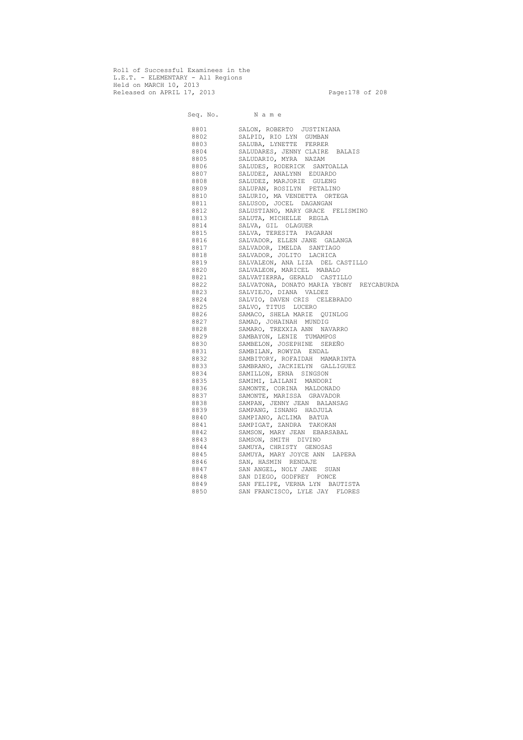Roll of Successful Examinees in the
L.E.T. - ELEMENTARY - All Regions
Held on MARCH 10, 2013
Released on APRIL 17, 2013

| Seq. No. | N a m e |
|---|---|
| 8801 | SALON, ROBERTO JUSTINIANA |
| 8802 | SALPID, RIO LYN GUMBAN |
| 8803 | SALUBA, LYNETTE FERRER |
| 8804 | SALUDARES, JENNY CLAIRE BALAIS |
| 8805 | SALUDARIO, MYRA NAZAM |
| 8806 | SALUDES, RODERICK SANTOALLA |
| 8807 | SALUDEZ, ANALYNN EDUARDO |
| 8808 | SALUDEZ, MARJORIE GULENG |
| 8809 | SALUPAN, ROSILYN PETALINO |
| 8810 | SALURIO, MA VENDETTA ORTEGA |
| 8811 | SALUSOD, JOCEL DAGANGAN |
| 8812 | SALUSTIANO, MARY GRACE FELISMINO |
| 8813 | SALUTA, MICHELLE REGLA |
| 8814 | SALVA, GIL OLAGUER |
| 8815 | SALVA, TERESITA PAGARAN |
| 8816 | SALVADOR, ELLEN JANE GALANGA |
| 8817 | SALVADOR, IMELDA SANTIAGO |
| 8818 | SALVADOR, JOLITO LACHICA |
| 8819 | SALVALEON, ANA LIZA DEL CASTILLO |
| 8820 | SALVALEON, MARICEL MABALO |
| 8821 | SALVATIERRA, GERALD CASTILLO |
| 8822 | SALVATONA, DONATO MARIA YBONY REYCABURDA |
| 8823 | SALVIEJO, DIANA VALDEZ |
| 8824 | SALVIO, DAVEN CRIS CELEBRADO |
| 8825 | SALVO, TITUS LUCERO |
| 8826 | SAMACO, SHELA MARIE QUINLOG |
| 8827 | SAMAD, JOHAINAH MUNDIG |
| 8828 | SAMARO, TREXXIA ANN NAVARRO |
| 8829 | SAMBAYON, LENIE TUMAMPOS |
| 8830 | SAMBELON, JOSEPHINE SEREÑO |
| 8831 | SAMBILAN, ROWYDA ENDAL |
| 8832 | SAMBITORY, ROFAIDAH MAMARINTA |
| 8833 | SAMBRANO, JACKIELYN GALLIGUEZ |
| 8834 | SAMILLON, ERNA SINGSON |
| 8835 | SAMIMI, LAILANI MANDORI |
| 8836 | SAMONTE, CORINA MALDONADO |
| 8837 | SAMONTE, MARISSA GRAVADOR |
| 8838 | SAMPAN, JENNY JEAN BALANSAG |
| 8839 | SAMPANG, ISNANG HADJULA |
| 8840 | SAMPIANO, ACLIMA BATUA |
| 8841 | SAMPIGAT, ZANDRA TAKOKAN |
| 8842 | SAMSON, MARY JEAN EBARSABAL |
| 8843 | SAMSON, SMITH DIVINO |
| 8844 | SAMUYA, CHRISTY GENOSAS |
| 8845 | SAMUYA, MARY JOYCE ANN LAPERA |
| 8846 | SAN, HASMIN RENDAJE |
| 8847 | SAN ANGEL, NOLY JANE SUAN |
| 8848 | SAN DIEGO, GODFREY PONCE |
| 8849 | SAN FELIPE, VERNA LYN BAUTISTA |
| 8850 | SAN FRANCISCO, LYLE JAY FLORES |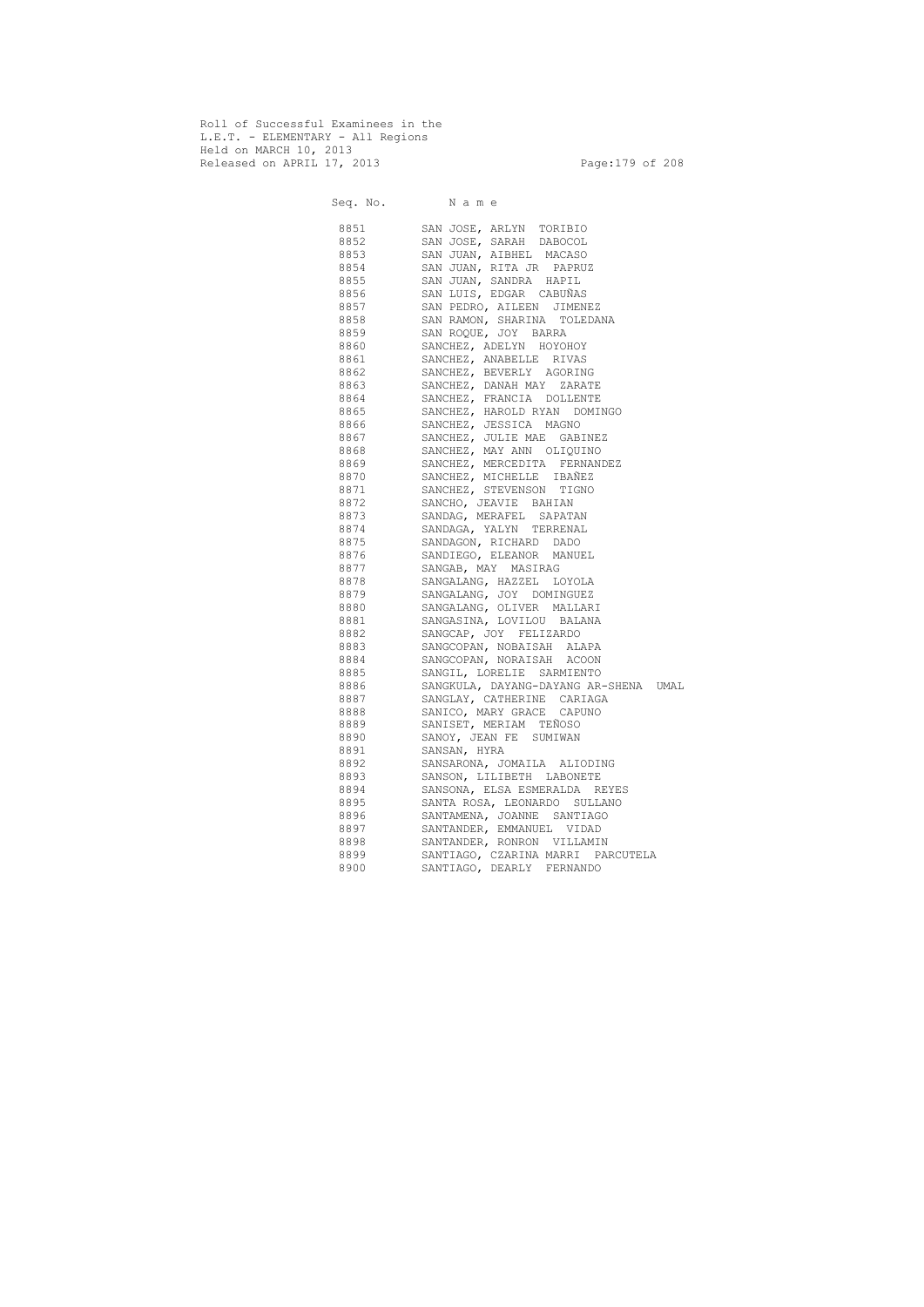Roll of Successful Examinees in the
L.E.T. - ELEMENTARY - All Regions
Held on MARCH 10, 2013
Released on APRIL 17, 2013

| Seq. No. | N a m e |
|---|---|
| 8851 | SAN JOSE, ARLYN TORIBIO |
| 8852 | SAN JOSE, SARAH DABOCOL |
| 8853 | SAN JUAN, AIBHEL MACASO |
| 8854 | SAN JUAN, RITA JR PAPRUZ |
| 8855 | SAN JUAN, SANDRA HAPIL |
| 8856 | SAN LUIS, EDGAR CABUÑAS |
| 8857 | SAN PEDRO, AILEEN JIMENEZ |
| 8858 | SAN RAMON, SHARINA TOLEDANA |
| 8859 | SAN ROQUE, JOY BARRA |
| 8860 | SANCHEZ, ADELYN HOYOHOY |
| 8861 | SANCHEZ, ANABELLE RIVAS |
| 8862 | SANCHEZ, BEVERLY AGORING |
| 8863 | SANCHEZ, DANAH MAY ZARATE |
| 8864 | SANCHEZ, FRANCIA DOLLENTE |
| 8865 | SANCHEZ, HAROLD RYAN DOMINGO |
| 8866 | SANCHEZ, JESSICA MAGNO |
| 8867 | SANCHEZ, JULIE MAE GABINEZ |
| 8868 | SANCHEZ, MAY ANN OLIQUINO |
| 8869 | SANCHEZ, MERCEDITA FERNANDEZ |
| 8870 | SANCHEZ, MICHELLE IBAÑEZ |
| 8871 | SANCHEZ, STEVENSON TIGNO |
| 8872 | SANCHO, JEAVIE BAHIAN |
| 8873 | SANDAG, MERAFEL SAPATAN |
| 8874 | SANDAGA, YALYN TERRENAL |
| 8875 | SANDAGON, RICHARD DADO |
| 8876 | SANDIEGO, ELEANOR MANUEL |
| 8877 | SANGAB, MAY MASIRAG |
| 8878 | SANGALANG, HAZZEL LOYOLA |
| 8879 | SANGALANG, JOY DOMINGUEZ |
| 8880 | SANGALANG, OLIVER MALLARI |
| 8881 | SANGASINA, LOVILOU BALANA |
| 8882 | SANGCAP, JOY FELIZARDO |
| 8883 | SANGCOPAN, NOBAISAH ALAPA |
| 8884 | SANGCOPAN, NORAISAH ACOON |
| 8885 | SANGIL, LORELIE SARMIENTO |
| 8886 | SANGKULA, DAYANG-DAYANG AR-SHENA UMAL |
| 8887 | SANGLAY, CATHERINE CARIAGA |
| 8888 | SANICO, MARY GRACE CAPUNO |
| 8889 | SANISET, MERIAM TEÑOSO |
| 8890 | SANOY, JEAN FE SUMIWAN |
| 8891 | SANSAN, HYRA |
| 8892 | SANSARONA, JOMAILA ALIODING |
| 8893 | SANSON, LILIBETH LABONETE |
| 8894 | SANSONA, ELSA ESMERALDA REYES |
| 8895 | SANTA ROSA, LEONARDO SULLANO |
| 8896 | SANTAMENA, JOANNE SANTIAGO |
| 8897 | SANTANDER, EMMANUEL VIDAD |
| 8898 | SANTANDER, RONRON VILLAMIN |
| 8899 | SANTIAGO, CZARINA MARRI PARCUTELA |
| 8900 | SANTIAGO, DEARLY FERNANDO |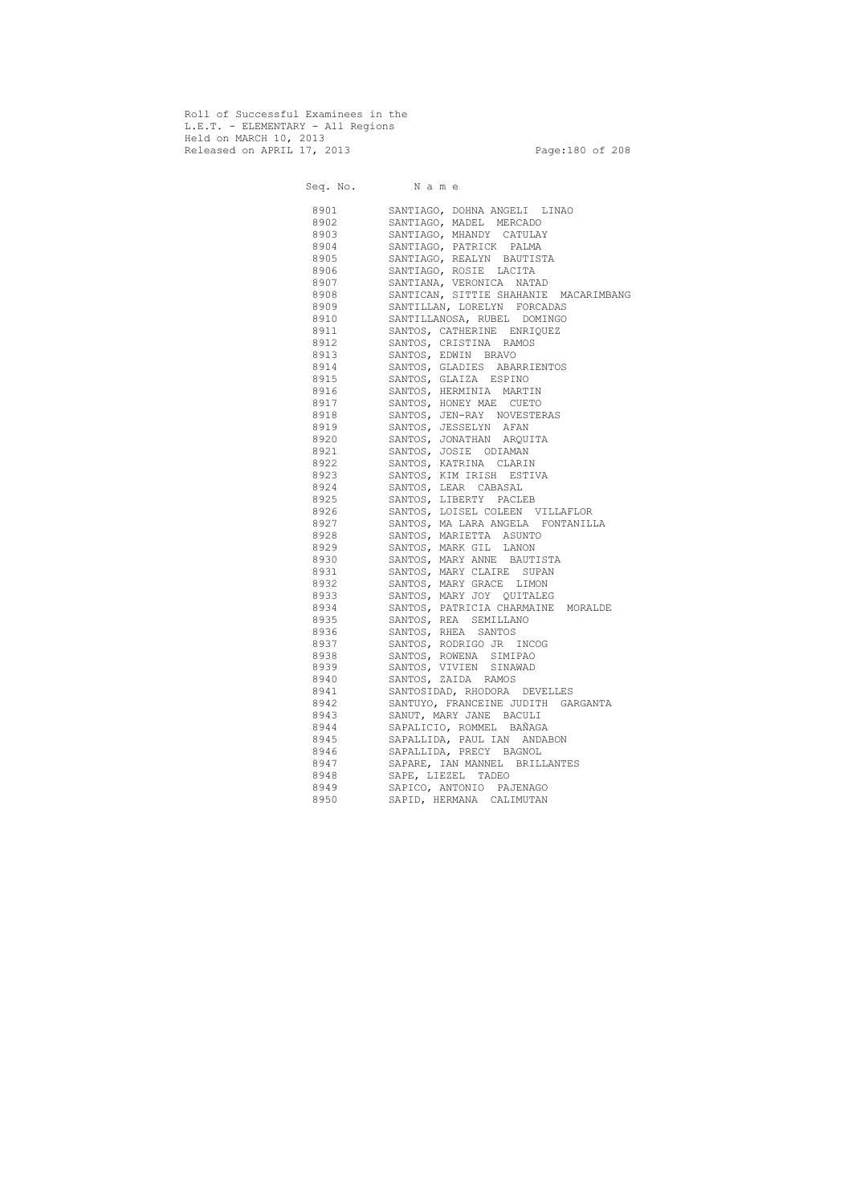Roll of Successful Examinees in the
L.E.T. - ELEMENTARY - All Regions
Held on MARCH 10, 2013
Released on APRIL 17, 2013

| Seq. No. | N a m e |
|---|---|
| 8901 | SANTIAGO, DOHNA ANGELI LINAO |
| 8902 | SANTIAGO, MADEL MERCADO |
| 8903 | SANTIAGO, MHANDY CATULAY |
| 8904 | SANTIAGO, PATRICK PALMA |
| 8905 | SANTIAGO, REALYN BAUTISTA |
| 8906 | SANTIAGO, ROSIE LACITA |
| 8907 | SANTIANA, VERONICA NATAD |
| 8908 | SANTICAN, SITTIE SHAHANIE MACARIMBANG |
| 8909 | SANTILLAN, LORELYN FORCADAS |
| 8910 | SANTILLANOSA, RUBEL DOMINGO |
| 8911 | SANTOS, CATHERINE ENRIQUEZ |
| 8912 | SANTOS, CRISTINA RAMOS |
| 8913 | SANTOS, EDWIN BRAVO |
| 8914 | SANTOS, GLADIES ABARRIENTOS |
| 8915 | SANTOS, GLAIZA ESPINO |
| 8916 | SANTOS, HERMINIA MARTIN |
| 8917 | SANTOS, HONEY MAE CUETO |
| 8918 | SANTOS, JEN-RAY NOVESTERAS |
| 8919 | SANTOS, JESSELYN AFAN |
| 8920 | SANTOS, JONATHAN ARQUITA |
| 8921 | SANTOS, JOSIE ODIAMAN |
| 8922 | SANTOS, KATRINA CLARIN |
| 8923 | SANTOS, KIM IRISH ESTIVA |
| 8924 | SANTOS, LEAR CABASAL |
| 8925 | SANTOS, LIBERTY PACLEB |
| 8926 | SANTOS, LOISEL COLEEN VILLAFLOR |
| 8927 | SANTOS, MA LARA ANGELA FONTANILLA |
| 8928 | SANTOS, MARIETTA ASUNTO |
| 8929 | SANTOS, MARK GIL LANON |
| 8930 | SANTOS, MARY ANNE BAUTISTA |
| 8931 | SANTOS, MARY CLAIRE SUPAN |
| 8932 | SANTOS, MARY GRACE LIMON |
| 8933 | SANTOS, MARY JOY QUITALEG |
| 8934 | SANTOS, PATRICIA CHARMAINE MORALDE |
| 8935 | SANTOS, REA SEMILLANO |
| 8936 | SANTOS, RHEA SANTOS |
| 8937 | SANTOS, RODRIGO JR INCOG |
| 8938 | SANTOS, ROWENA SIMIPAO |
| 8939 | SANTOS, VIVIEN SINAWAD |
| 8940 | SANTOS, ZAIDA RAMOS |
| 8941 | SANTOSIDAD, RHODORA DEVELLES |
| 8942 | SANTUYO, FRANCEINE JUDITH GARGANTA |
| 8943 | SANUT, MARY JANE BACULI |
| 8944 | SAPALICIO, ROMMEL BAÑAGA |
| 8945 | SAPALLIDA, PAUL IAN ANDABON |
| 8946 | SAPALLIDA, PRECY BAGNOL |
| 8947 | SAPARE, IAN MANNEL BRILLANTES |
| 8948 | SAPE, LIEZEL TADEO |
| 8949 | SAPICO, ANTONIO PAJENAGO |
| 8950 | SAPID, HERMANA CALIMUTAN |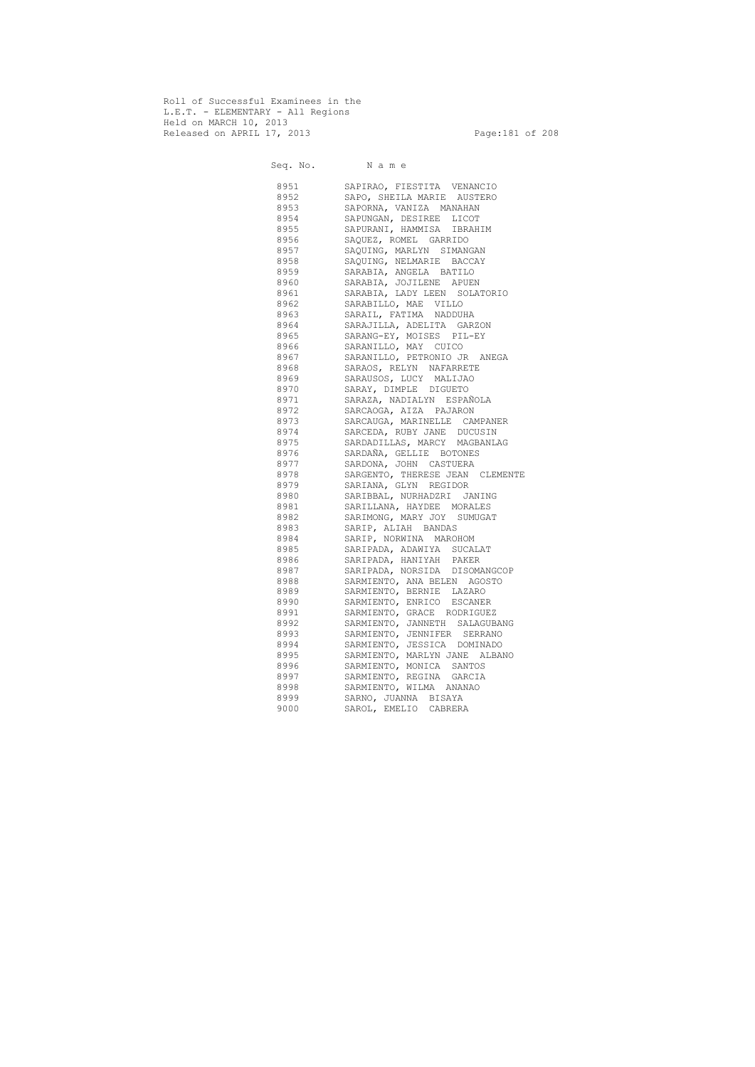Roll of Successful Examinees in the
L.E.T. - ELEMENTARY - All Regions
Held on MARCH 10, 2013
Released on APRIL 17, 2013

| Seq. No. | N a m e |
|---|---|
| 8951 | SAPIRAO, FIESTITA VENANCIO |
| 8952 | SAPO, SHEILA MARIE AUSTERO |
| 8953 | SAPORNA, VANIZA MANAHAN |
| 8954 | SAPUNGAN, DESIREE LICOT |
| 8955 | SAPURANI, HAMMISA IBRAHIM |
| 8956 | SAQUEZ, ROMEL GARRIDO |
| 8957 | SAQUING, MARLYN SIMANGAN |
| 8958 | SAQUING, NELMARIE BACCAY |
| 8959 | SARABIA, ANGELA BATILO |
| 8960 | SARABIA, JOJILENE APUEN |
| 8961 | SARABIA, LADY LEEN SOLATORIO |
| 8962 | SARABILLO, MAE VILLO |
| 8963 | SARAIL, FATIMA NADDUHA |
| 8964 | SARAJILLA, ADELITA GARZON |
| 8965 | SARANG-EY, MOISES PIL-EY |
| 8966 | SARANILLO, MAY CUICO |
| 8967 | SARANILLO, PETRONIO JR ANEGA |
| 8968 | SARAOS, RELYN NAFARRETE |
| 8969 | SARAUSOS, LUCY MALIJAO |
| 8970 | SARAY, DIMPLE DIGUETO |
| 8971 | SARAZA, NADIALYN ESPAÑOLA |
| 8972 | SARCAOGA, AIZA PAJARON |
| 8973 | SARCAUGA, MARINELLE CAMPANER |
| 8974 | SARCEDA, RUBY JANE DUCUSIN |
| 8975 | SARDADILLAS, MARCY MAGBANLAG |
| 8976 | SARDAÑA, GELLIE BOTONES |
| 8977 | SARDONA, JOHN CASTUERA |
| 8978 | SARGENTO, THERESE JEAN CLEMENTE |
| 8979 | SARIANA, GLYN REGIDOR |
| 8980 | SARIBBAL, NURHADZRI JANING |
| 8981 | SARILLANA, HAYDEE MORALES |
| 8982 | SARIMONG, MARY JOY SUMUGAT |
| 8983 | SARIP, ALIAH BANDAS |
| 8984 | SARIP, NORWINA MAROHOM |
| 8985 | SARIPADA, ADAWIYA SUCALAT |
| 8986 | SARIPADA, HANIYAH PAKER |
| 8987 | SARIPADA, NORSIDA DISOMANGCOP |
| 8988 | SARMIENTO, ANA BELEN AGOSTO |
| 8989 | SARMIENTO, BERNIE LAZARO |
| 8990 | SARMIENTO, ENRICO ESCANER |
| 8991 | SARMIENTO, GRACE RODRIGUEZ |
| 8992 | SARMIENTO, JANNETH SALAGUBANG |
| 8993 | SARMIENTO, JENNIFER SERRANO |
| 8994 | SARMIENTO, JESSICA DOMINADO |
| 8995 | SARMIENTO, MARLYN JANE ALBANO |
| 8996 | SARMIENTO, MONICA SANTOS |
| 8997 | SARMIENTO, REGINA GARCIA |
| 8998 | SARMIENTO, WILMA ANANAO |
| 8999 | SARNO, JUANNA BISAYA |
| 9000 | SAROL, EMELIO CABRERA |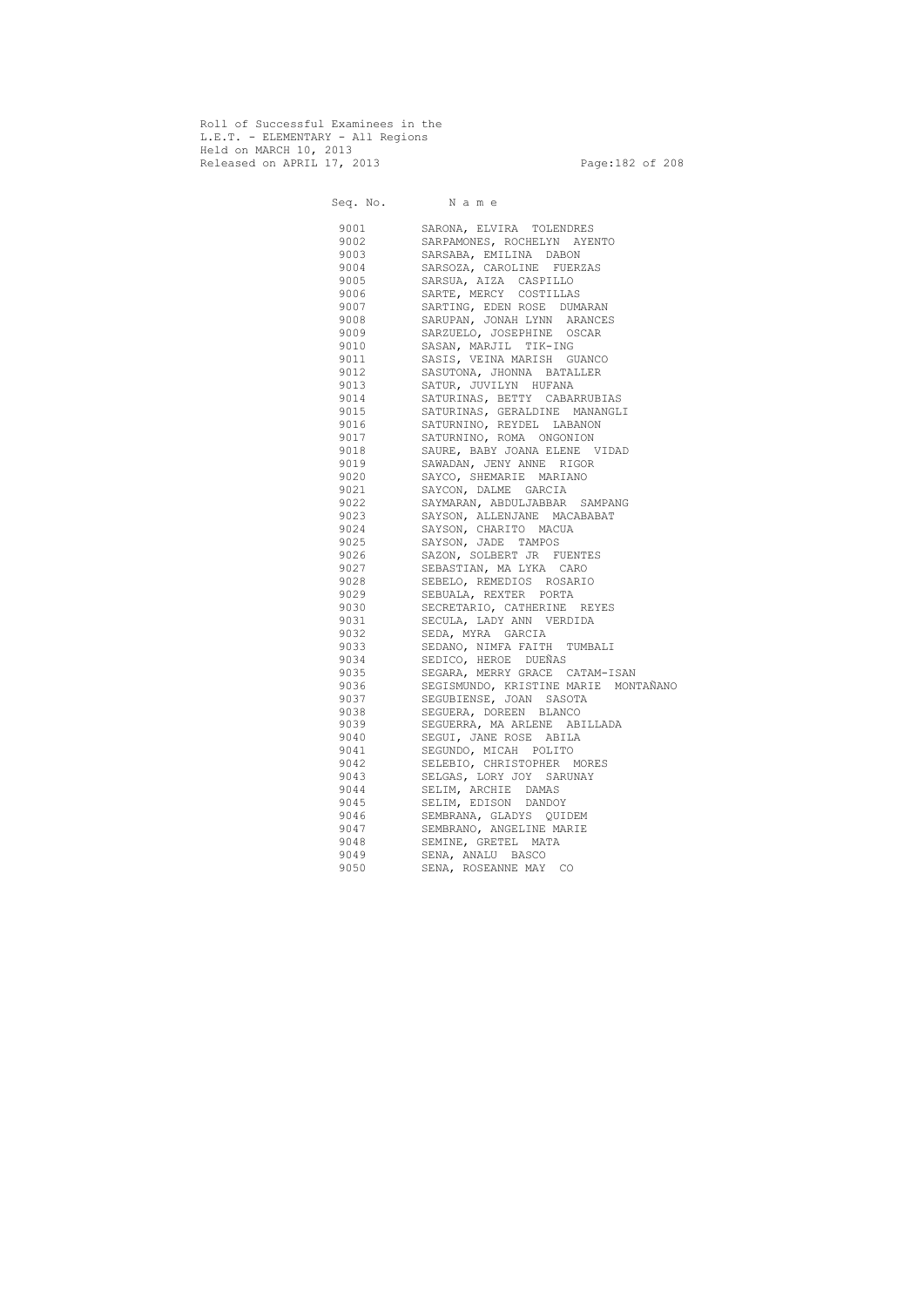Roll of Successful Examinees in the
L.E.T. - ELEMENTARY - All Regions
Held on MARCH 10, 2013
Released on APRIL 17, 2013

| Seq. No. | N a m e |
|---|---|
| 9001 | SARONA, ELVIRA TOLENDRES |
| 9002 | SARPAMONES, ROCHELYN AYENTO |
| 9003 | SARSABA, EMILINA DABON |
| 9004 | SARSOZA, CAROLINE FUERZAS |
| 9005 | SARSUA, AIZA CASPILLO |
| 9006 | SARTE, MERCY COSTILLAS |
| 9007 | SARTING, EDEN ROSE DUMARAN |
| 9008 | SARUPAN, JONAH LYNN ARANCES |
| 9009 | SARZUELO, JOSEPHINE OSCAR |
| 9010 | SASAN, MARJIL TIK-ING |
| 9011 | SASIS, VEINA MARISH GUANCO |
| 9012 | SASUTONA, JHONNA BATALLER |
| 9013 | SATUR, JUVILYN HUFANA |
| 9014 | SATURINAS, BETTY CABARRUBIAS |
| 9015 | SATURINAS, GERALDINE MANANGLI |
| 9016 | SATURNINO, REYDEL LABANON |
| 9017 | SATURNINO, ROMA ONGONION |
| 9018 | SAURE, BABY JOANA ELENE VIDAD |
| 9019 | SAWADAN, JENY ANNE RIGOR |
| 9020 | SAYCO, SHEMARIE MARIANO |
| 9021 | SAYCON, DALME GARCIA |
| 9022 | SAYMARAN, ABDULJABBAR SAMPANG |
| 9023 | SAYSON, ALLENJANE MACABABAT |
| 9024 | SAYSON, CHARITO MACUA |
| 9025 | SAYSON, JADE TAMPOS |
| 9026 | SAZON, SOLBERT JR FUENTES |
| 9027 | SEBASTIAN, MA LYKA CARO |
| 9028 | SEBELO, REMEDIOS ROSARIO |
| 9029 | SEBUALA, REXTER PORTA |
| 9030 | SECRETARIO, CATHERINE REYES |
| 9031 | SECULA, LADY ANN VERDIDA |
| 9032 | SEDA, MYRA GARCIA |
| 9033 | SEDANO, NIMFA FAITH TUMBALI |
| 9034 | SEDICO, HEROE DUEÑAS |
| 9035 | SEGARA, MERRY GRACE CATAM-ISAN |
| 9036 | SEGISMUNDO, KRISTINE MARIE MONTAÑANO |
| 9037 | SEGUBIENSE, JOAN SASOTA |
| 9038 | SEGUERA, DOREEN BLANCO |
| 9039 | SEGUERRA, MA ARLENE ABILLADA |
| 9040 | SEGUI, JANE ROSE ABILA |
| 9041 | SEGUNDO, MICAH POLITO |
| 9042 | SELEBIO, CHRISTOPHER MORES |
| 9043 | SELGAS, LORY JOY SARUNAY |
| 9044 | SELIM, ARCHIE DAMAS |
| 9045 | SELIM, EDISON DANDOY |
| 9046 | SEMBRANA, GLADYS QUIDEM |
| 9047 | SEMBRANO, ANGELINE MARIE |
| 9048 | SEMINE, GRETEL MATA |
| 9049 | SENA, ANALU BASCO |
| 9050 | SENA, ROSEANNE MAY CO |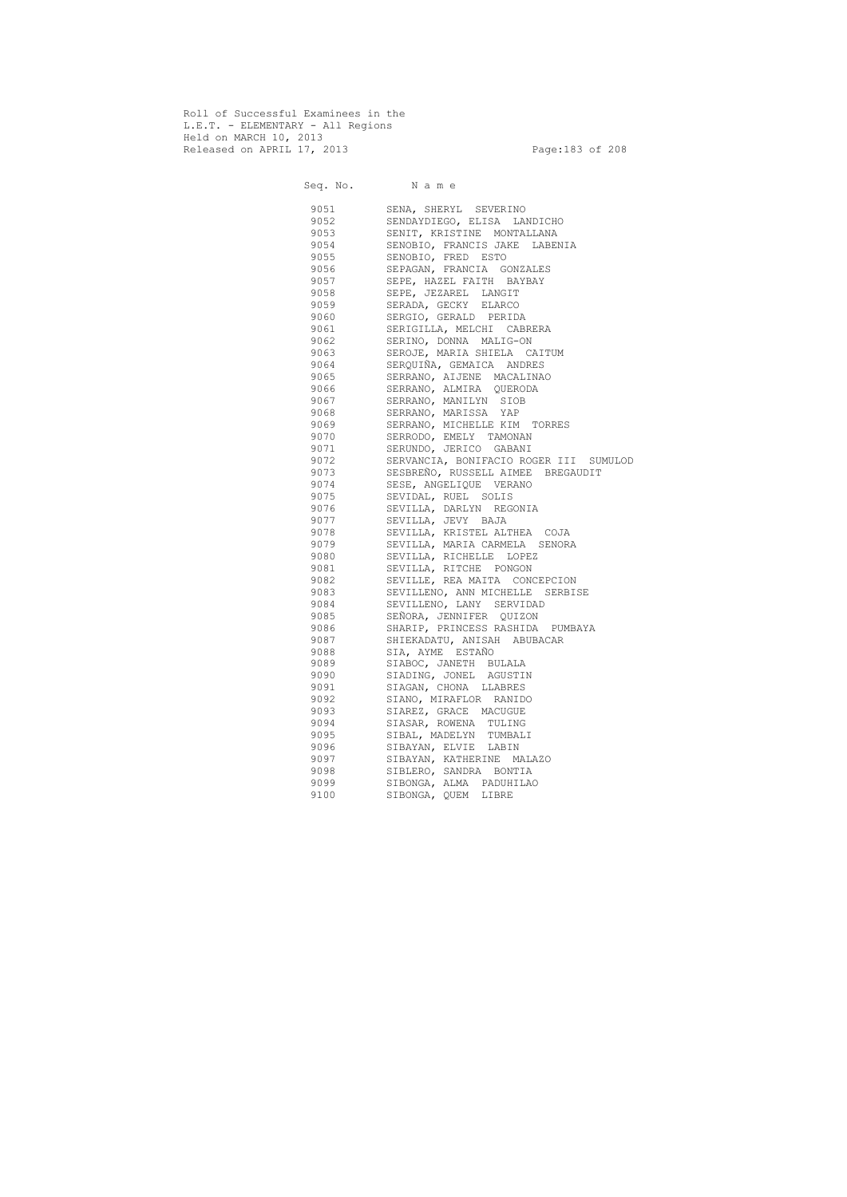Roll of Successful Examinees in the
L.E.T. - ELEMENTARY - All Regions
Held on MARCH 10, 2013
Released on APRIL 17, 2013

| Seq. No. | N a m e |
|---|---|
| 9051 | SENA, SHERYL SEVERINO |
| 9052 | SENDAYDIEGO, ELISA LANDICHO |
| 9053 | SENIT, KRISTINE MONTALLANA |
| 9054 | SENOBIO, FRANCIS JAKE LABENIA |
| 9055 | SENOBIO, FRED ESTO |
| 9056 | SEPAGAN, FRANCIA GONZALES |
| 9057 | SEPE, HAZEL FAITH BAYBAY |
| 9058 | SEPE, JEZAREL LANGIT |
| 9059 | SERADA, GECKY ELARCO |
| 9060 | SERGIO, GERALD PERIDA |
| 9061 | SERIGILLA, MELCHI CABRERA |
| 9062 | SERINO, DONNA MALIG-ON |
| 9063 | SEROJE, MARIA SHIELA CAITUM |
| 9064 | SERQUIÑA, GEMAICA ANDRES |
| 9065 | SERRANO, AIJENE MACALINAO |
| 9066 | SERRANO, ALMIRA QUERODA |
| 9067 | SERRANO, MANILYN SIOB |
| 9068 | SERRANO, MARISSA YAP |
| 9069 | SERRANO, MICHELLE KIM TORRES |
| 9070 | SERRODO, EMELY TAMONAN |
| 9071 | SERUNDO, JERICO GABANI |
| 9072 | SERVANCIA, BONIFACIO ROGER III SUMULOD |
| 9073 | SESBREÑO, RUSSELL AIMEE BREGAUDIT |
| 9074 | SESE, ANGELIQUE VERANO |
| 9075 | SEVIDAL, RUEL SOLIS |
| 9076 | SEVILLA, DARLYN REGONIA |
| 9077 | SEVILLA, JEVY BAJA |
| 9078 | SEVILLA, KRISTEL ALTHEA COJA |
| 9079 | SEVILLA, MARIA CARMELA SENORA |
| 9080 | SEVILLA, RICHELLE LOPEZ |
| 9081 | SEVILLA, RITCHE PONGON |
| 9082 | SEVILLE, REA MAITA CONCEPCION |
| 9083 | SEVILLENO, ANN MICHELLE SERBISE |
| 9084 | SEVILLENO, LANY SERVIDAD |
| 9085 | SEÑORA, JENNIFER QUIZON |
| 9086 | SHARIP, PRINCESS RASHIDA PUMBAYA |
| 9087 | SHIEKADATU, ANISAH ABUBACAR |
| 9088 | SIA, AYME ESTAÑO |
| 9089 | SIABOC, JANETH BULALA |
| 9090 | SIADING, JONEL AGUSTIN |
| 9091 | SIAGAN, CHONA LLABRES |
| 9092 | SIANO, MIRAFLOR RANIDO |
| 9093 | SIAREZ, GRACE MACUGUE |
| 9094 | SIASAR, ROWENA TULING |
| 9095 | SIBAL, MADELYN TUMBALI |
| 9096 | SIBAYAN, ELVIE LABIN |
| 9097 | SIBAYAN, KATHERINE MALAZO |
| 9098 | SIBLERO, SANDRA BONTIA |
| 9099 | SIBONGA, ALMA PADUHILAO |
| 9100 | SIBONGA, QUEM LIBRE |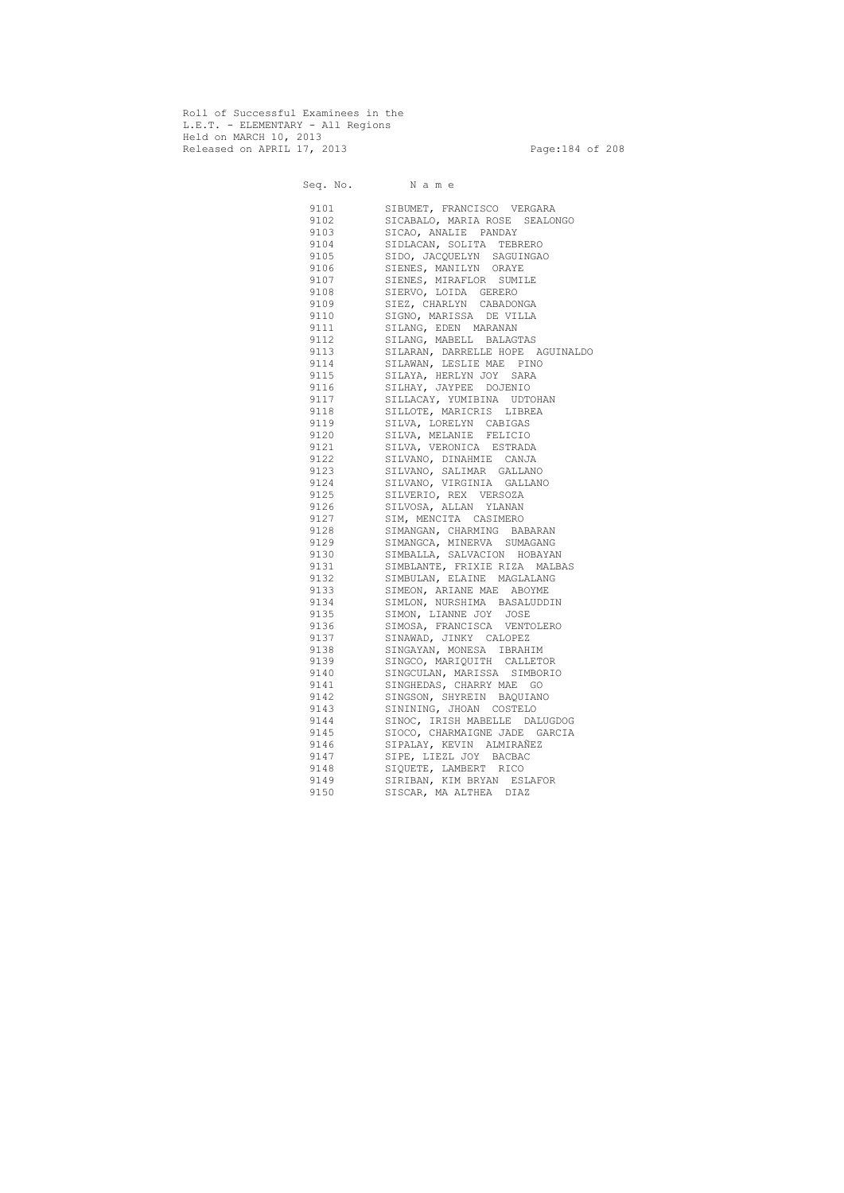Roll of Successful Examinees in the
L.E.T. - ELEMENTARY - All Regions
Held on MARCH 10, 2013
Released on APRIL 17, 2013

| Seq. No. | N a m e |
|---|---|
| 9101 | SIBUMET, FRANCISCO VERGARA |
| 9102 | SICABALO, MARIA ROSE SEALONGO |
| 9103 | SICAO, ANALIE PANDAY |
| 9104 | SIDLACAN, SOLITA TEBRERO |
| 9105 | SIDO, JACQUELYN SAGUINGAO |
| 9106 | SIENES, MANILYN ORAYE |
| 9107 | SIENES, MIRAFLOR SUMILE |
| 9108 | SIERVO, LOIDA GERERO |
| 9109 | SIEZ, CHARLYN CABADONGA |
| 9110 | SIGNO, MARISSA DE VILLA |
| 9111 | SILANG, EDEN MARANAN |
| 9112 | SILANG, MABELL BALAGTAS |
| 9113 | SILARAN, DARRELLE HOPE AGUINALDO |
| 9114 | SILAWAN, LESLIE MAE PINO |
| 9115 | SILAYA, HERLYN JOY SARA |
| 9116 | SILHAY, JAYPEE DOJENIO |
| 9117 | SILLACAY, YUMIBINA UDTOHAN |
| 9118 | SILLOTE, MARICRIS LIBREA |
| 9119 | SILVA, LORELYN CABIGAS |
| 9120 | SILVA, MELANIE FELICIO |
| 9121 | SILVA, VERONICA ESTRADA |
| 9122 | SILVANO, DINAHMIE CANJA |
| 9123 | SILVANO, SALIMAR GALLANO |
| 9124 | SILVANO, VIRGINIA GALLANO |
| 9125 | SILVERIO, REX VERSOZA |
| 9126 | SILVOSA, ALLAN YLANAN |
| 9127 | SIM, MENCITA CASIMERO |
| 9128 | SIMANGAN, CHARMING BABARAN |
| 9129 | SIMANGCA, MINERVA SUMAGANG |
| 9130 | SIMBALLA, SALVACION HOBAYAN |
| 9131 | SIMBLANTE, FRIXIE RIZA MALBAS |
| 9132 | SIMBULAN, ELAINE MAGLALANG |
| 9133 | SIMEON, ARIANE MAE ABOYME |
| 9134 | SIMLON, NURSHIMA BASALUDDIN |
| 9135 | SIMON, LIANNE JOY JOSE |
| 9136 | SIMOSA, FRANCISCA VENTOLERO |
| 9137 | SINAWAD, JINKY CALOPEZ |
| 9138 | SINGAYAN, MONESA IBRAHIM |
| 9139 | SINGCO, MARIQUITH CALLETOR |
| 9140 | SINGCULAN, MARISSA SIMBORIO |
| 9141 | SINGHEDAS, CHARRY MAE GO |
| 9142 | SINGSON, SHYREIN BAQUIANO |
| 9143 | SININING, JHOAN COSTELO |
| 9144 | SINOC, IRISH MABELLE DALUGDOG |
| 9145 | SIOCO, CHARMAIGNE JADE GARCIA |
| 9146 | SIPALAY, KEVIN ALMIRAÑEZ |
| 9147 | SIPE, LIEZL JOY BACBAC |
| 9148 | SIQUETE, LAMBERT RICO |
| 9149 | SIRIBAN, KIM BRYAN ESLAFOR |
| 9150 | SISCAR, MA ALTHEA DIAZ |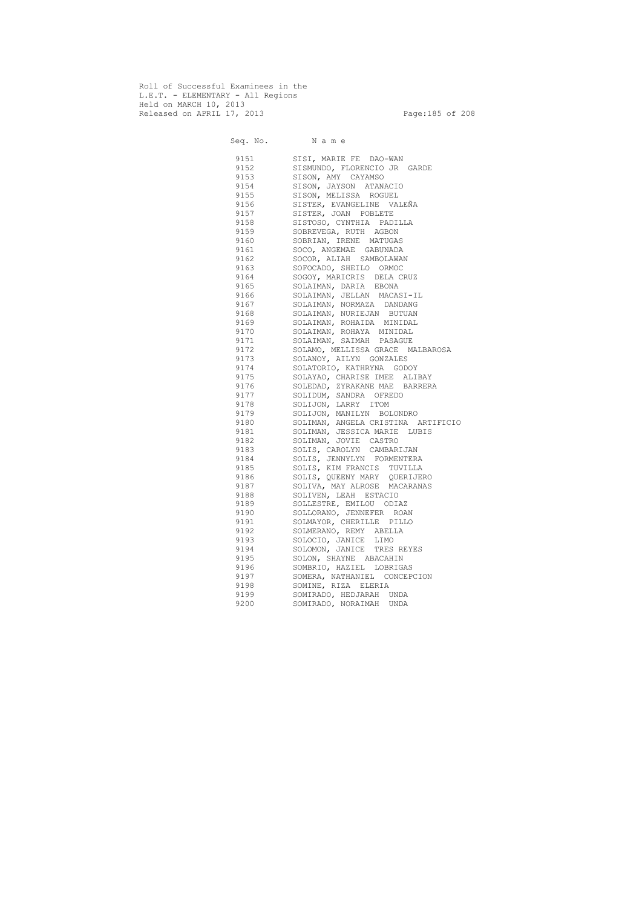Roll of Successful Examinees in the
L.E.T. - ELEMENTARY - All Regions
Held on MARCH 10, 2013
Released on APRIL 17, 2013

| Seq. No. | N a m e |
|---|---|
| 9151 | SISI, MARIE FE DAO-WAN |
| 9152 | SISMUNDO, FLORENCIO JR GARDE |
| 9153 | SISON, AMY CAYAMSO |
| 9154 | SISON, JAYSON ATANACIO |
| 9155 | SISON, MELISSA ROGUEL |
| 9156 | SISTER, EVANGELINE VALEÑA |
| 9157 | SISTER, JOAN POBLETE |
| 9158 | SISTOSO, CYNTHIA PADILLA |
| 9159 | SOBREVEGA, RUTH AGBON |
| 9160 | SOBRIAN, IRENE MATUGAS |
| 9161 | SOCO, ANGEMAE GABUNADA |
| 9162 | SOCOR, ALIAH SAMBOLAWAN |
| 9163 | SOFOCADO, SHEILO ORMOC |
| 9164 | SOGOY, MARICRIS DELA CRUZ |
| 9165 | SOLAIMAN, DARIA EBONA |
| 9166 | SOLAIMAN, JELLAN MACASI-IL |
| 9167 | SOLAIMAN, NORMAZA DANDANG |
| 9168 | SOLAIMAN, NURIEJAN BUTUAN |
| 9169 | SOLAIMAN, ROHAIDA MINIDAL |
| 9170 | SOLAIMAN, ROHAYA MINIDAL |
| 9171 | SOLAIMAN, SAIMAH PASAGUE |
| 9172 | SOLAMO, MELLISSA GRACE MALBAROSA |
| 9173 | SOLANOY, AILYN GONZALES |
| 9174 | SOLATORIO, KATHRYNA GODOY |
| 9175 | SOLAYAO, CHARISE IMEE ALIBAY |
| 9176 | SOLEDAD, ZYRAKANE MAE BARRERA |
| 9177 | SOLIDUM, SANDRA OFREDO |
| 9178 | SOLIJON, LARRY ITOM |
| 9179 | SOLIJON, MANILYN BOLONDRO |
| 9180 | SOLIMAN, ANGELA CRISTINA ARTIFICIO |
| 9181 | SOLIMAN, JESSICA MARIE LUBIS |
| 9182 | SOLIMAN, JOVIE CASTRO |
| 9183 | SOLIS, CAROLYN CAMBARIJAN |
| 9184 | SOLIS, JENNYLYN FORMENTERA |
| 9185 | SOLIS, KIM FRANCIS TUVILLA |
| 9186 | SOLIS, QUEENY MARY QUERIJERO |
| 9187 | SOLIVA, MAY ALROSE MACARANAS |
| 9188 | SOLIVEN, LEAH ESTACIO |
| 9189 | SOLLESTRE, EMILOU ODIAZ |
| 9190 | SOLLORANO, JENNEFER ROAN |
| 9191 | SOLMAYOR, CHERILLE PILLO |
| 9192 | SOLMERANO, REMY ABELLA |
| 9193 | SOLOCIO, JANICE LIMO |
| 9194 | SOLOMON, JANICE TRES REYES |
| 9195 | SOLON, SHAYNE ABACAHIN |
| 9196 | SOMBRIO, HAZIEL LOBRIGAS |
| 9197 | SOMERA, NATHANIEL CONCEPCION |
| 9198 | SOMINE, RIZA ELERIA |
| 9199 | SOMIRADO, HEDJARAH UNDA |
| 9200 | SOMIRADO, NORAIMAH UNDA |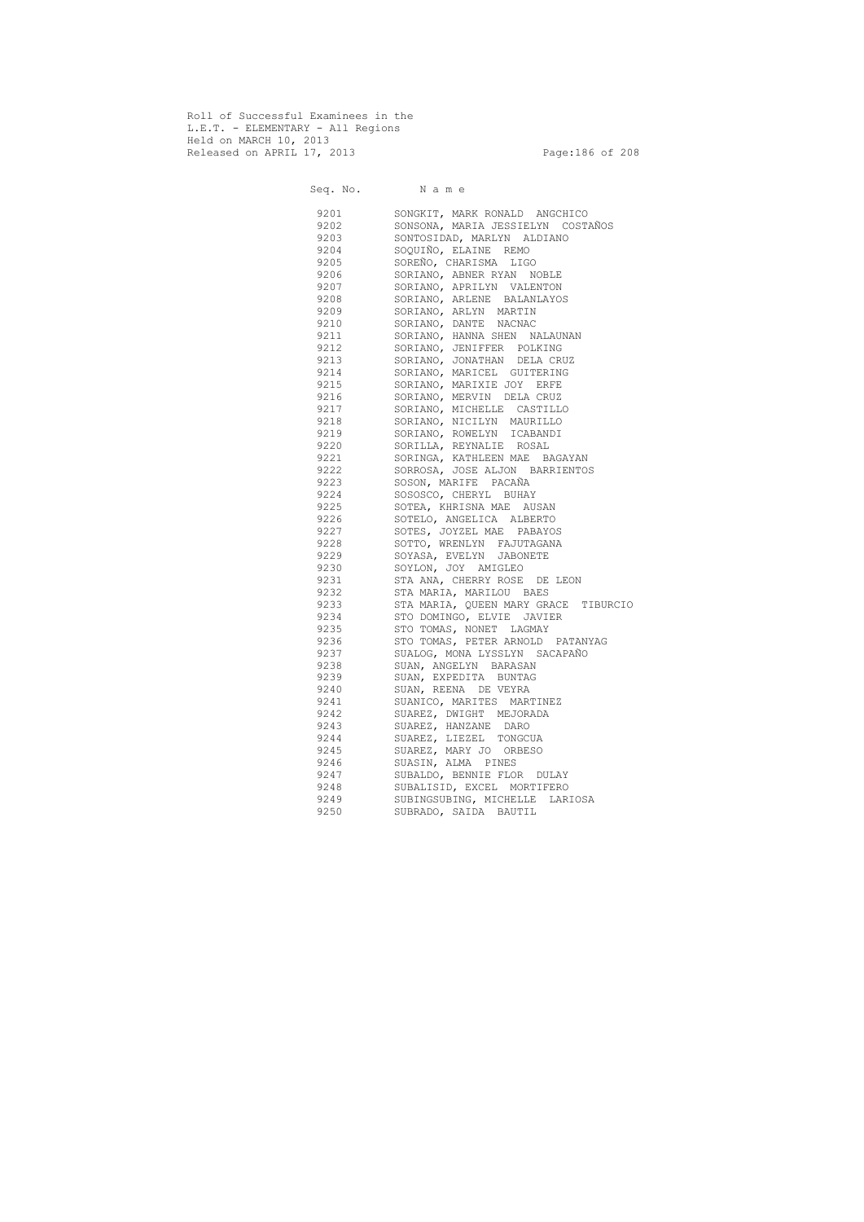Roll of Successful Examinees in the
L.E.T. - ELEMENTARY - All Regions
Held on MARCH 10, 2013
Released on APRIL 17, 2013

| Seq. No. | N a m e |
|---|---|
| 9201 | SONGKIT, MARK RONALD ANGCHICO |
| 9202 | SONSONA, MARIA JESSIELYN COSTAÑOS |
| 9203 | SONTOSIDAD, MARLYN ALDIANO |
| 9204 | SOQUIÑO, ELAINE REMO |
| 9205 | SOREÑO, CHARISMA LIGO |
| 9206 | SORIANO, ABNER RYAN NOBLE |
| 9207 | SORIANO, APRILYN VALENTON |
| 9208 | SORIANO, ARLENE BALANLAYOS |
| 9209 | SORIANO, ARLYN MARTIN |
| 9210 | SORIANO, DANTE NACNAC |
| 9211 | SORIANO, HANNA SHEN NALAUNAN |
| 9212 | SORIANO, JENIFFER POLKING |
| 9213 | SORIANO, JONATHAN DELA CRUZ |
| 9214 | SORIANO, MARICEL GUITERING |
| 9215 | SORIANO, MARIXIE JOY ERFE |
| 9216 | SORIANO, MERVIN DELA CRUZ |
| 9217 | SORIANO, MICHELLE CASTILLO |
| 9218 | SORIANO, NICILYN MAURILLO |
| 9219 | SORIANO, ROWELYN ICABANDI |
| 9220 | SORILLA, REYNALIE ROSAL |
| 9221 | SORINGA, KATHLEEN MAE BAGAYAN |
| 9222 | SORROSA, JOSE ALJON BARRIENTOS |
| 9223 | SOSON, MARIFE PACAÑA |
| 9224 | SOSOSCO, CHERYL BUHAY |
| 9225 | SOTEA, KHRISNA MAE AUSAN |
| 9226 | SOTELO, ANGELICA ALBERTO |
| 9227 | SOTES, JOYZEL MAE PABAYOS |
| 9228 | SOTTO, WRENLYN FAJUTAGANA |
| 9229 | SOYASA, EVELYN JABONETE |
| 9230 | SOYLON, JOY AMIGLEO |
| 9231 | STA ANA, CHERRY ROSE DE LEON |
| 9232 | STA MARIA, MARILOU BAES |
| 9233 | STA MARIA, QUEEN MARY GRACE TIBURCIO |
| 9234 | STO DOMINGO, ELVIE JAVIER |
| 9235 | STO TOMAS, NONET LAGMAY |
| 9236 | STO TOMAS, PETER ARNOLD PATANYAG |
| 9237 | SUALOG, MONA LYSSLYN SACAPAÑO |
| 9238 | SUAN, ANGELYN BARASAN |
| 9239 | SUAN, EXPEDITA BUNTAG |
| 9240 | SUAN, REENA DE VEYRA |
| 9241 | SUANICO, MARITES MARTINEZ |
| 9242 | SUAREZ, DWIGHT MEJORADA |
| 9243 | SUAREZ, HANZANE DARO |
| 9244 | SUAREZ, LIEZEL TONGCUA |
| 9245 | SUAREZ, MARY JO ORBESO |
| 9246 | SUASIN, ALMA PINES |
| 9247 | SUBALDO, BENNIE FLOR DULAY |
| 9248 | SUBALISID, EXCEL MORTIFERO |
| 9249 | SUBINGSUBING, MICHELLE LARIOSA |
| 9250 | SUBRADO, SAIDA BAUTIL |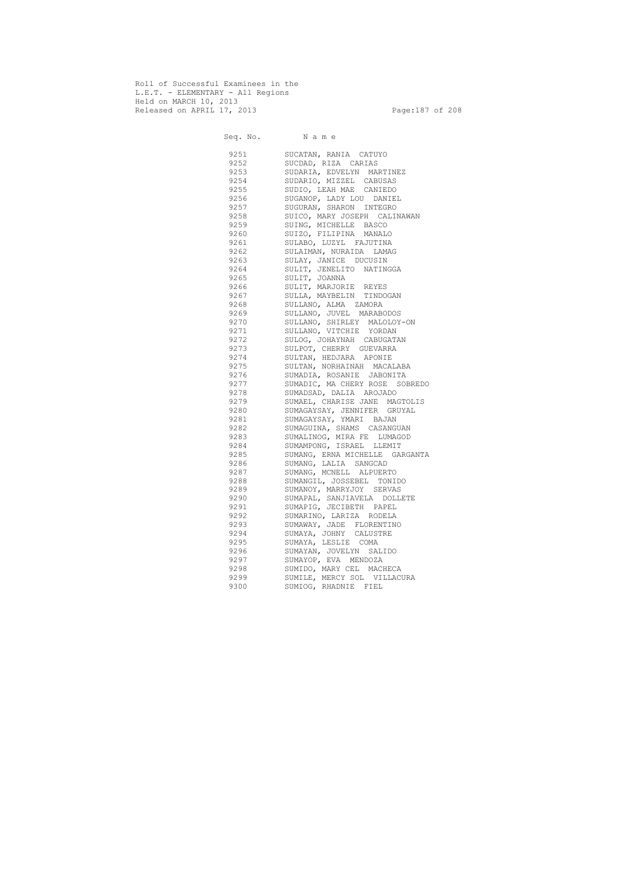Roll of Successful Examinees in the
L.E.T. - ELEMENTARY - All Regions
Held on MARCH 10, 2013
Released on APRIL 17, 2013

| Seq. No. | N a m e |
|---|---|
| 9251 | SUCATAN, RANIA CATUYO |
| 9252 | SUCDAD, RIZA CARIAS |
| 9253 | SUDARIA, EDVELYN MARTINEZ |
| 9254 | SUDARIO, MIZZEL CABUSAS |
| 9255 | SUDIO, LEAH MAE CANIEDO |
| 9256 | SUGANOP, LADY LOU DANIEL |
| 9257 | SUGURAN, SHARON INTEGRO |
| 9258 | SUICO, MARY JOSEPH CALINAWAN |
| 9259 | SUING, MICHELLE BASCO |
| 9260 | SUIZO, FILIPINA MANALO |
| 9261 | SULABO, LUZYL FAJUTINA |
| 9262 | SULAIMAN, NURAIDA LAMAG |
| 9263 | SULAY, JANICE DUCUSIN |
| 9264 | SULIT, JENELITO NATINGGA |
| 9265 | SULIT, JOANNA |
| 9266 | SULIT, MARJORIE REYES |
| 9267 | SULLA, MAYBELIN TINDOGAN |
| 9268 | SULLANO, ALMA ZAMORA |
| 9269 | SULLANO, JUVEL MARABODOS |
| 9270 | SULLANO, SHIRLEY MALOLOY-ON |
| 9271 | SULLANO, VITCHIE YORDAN |
| 9272 | SULOG, JOHAYNAH CABUGATAN |
| 9273 | SULPOT, CHERRY GUEVARRA |
| 9274 | SULTAN, HEDJARA APONIE |
| 9275 | SULTAN, NORHAINAH MACALABA |
| 9276 | SUMADIA, ROSANIE JABONITA |
| 9277 | SUMADIC, MA CHERY ROSE SOBREDO |
| 9278 | SUMADSAD, DALIA AROJADO |
| 9279 | SUMAEL, CHARISE JANE MAGTOLIS |
| 9280 | SUMAGAYSAY, JENNIFER GRUYAL |
| 9281 | SUMAGAYSAY, YMARI BAJAN |
| 9282 | SUMAGUINA, SHAMS CASANGUAN |
| 9283 | SUMALINOG, MIRA FE LUMAGOD |
| 9284 | SUMAMPONG, ISRAEL LLEMIT |
| 9285 | SUMANG, ERNA MICHELLE GARGANTA |
| 9286 | SUMANG, LALIA SANGCAD |
| 9287 | SUMANG, MCNELL ALPUERTO |
| 9288 | SUMANGIL, JOSSEBEL TONIDO |
| 9289 | SUMANOY, MARRYJOY SERVAS |
| 9290 | SUMAPAL, SANJIAVELA DOLLETE |
| 9291 | SUMAPIG, JECIBETH PAPEL |
| 9292 | SUMARINO, LARIZA RODELA |
| 9293 | SUMAWAY, JADE FLORENTINO |
| 9294 | SUMAYA, JOHNY CALUSTRE |
| 9295 | SUMAYA, LESLIE COMA |
| 9296 | SUMAYAN, JOVELYN SALIDO |
| 9297 | SUMAYOP, EVA MENDOZA |
| 9298 | SUMIDO, MARY CEL MACHECA |
| 9299 | SUMILE, MERCY SOL VILLACURA |
| 9300 | SUMIOG, RHADNIE FIEL |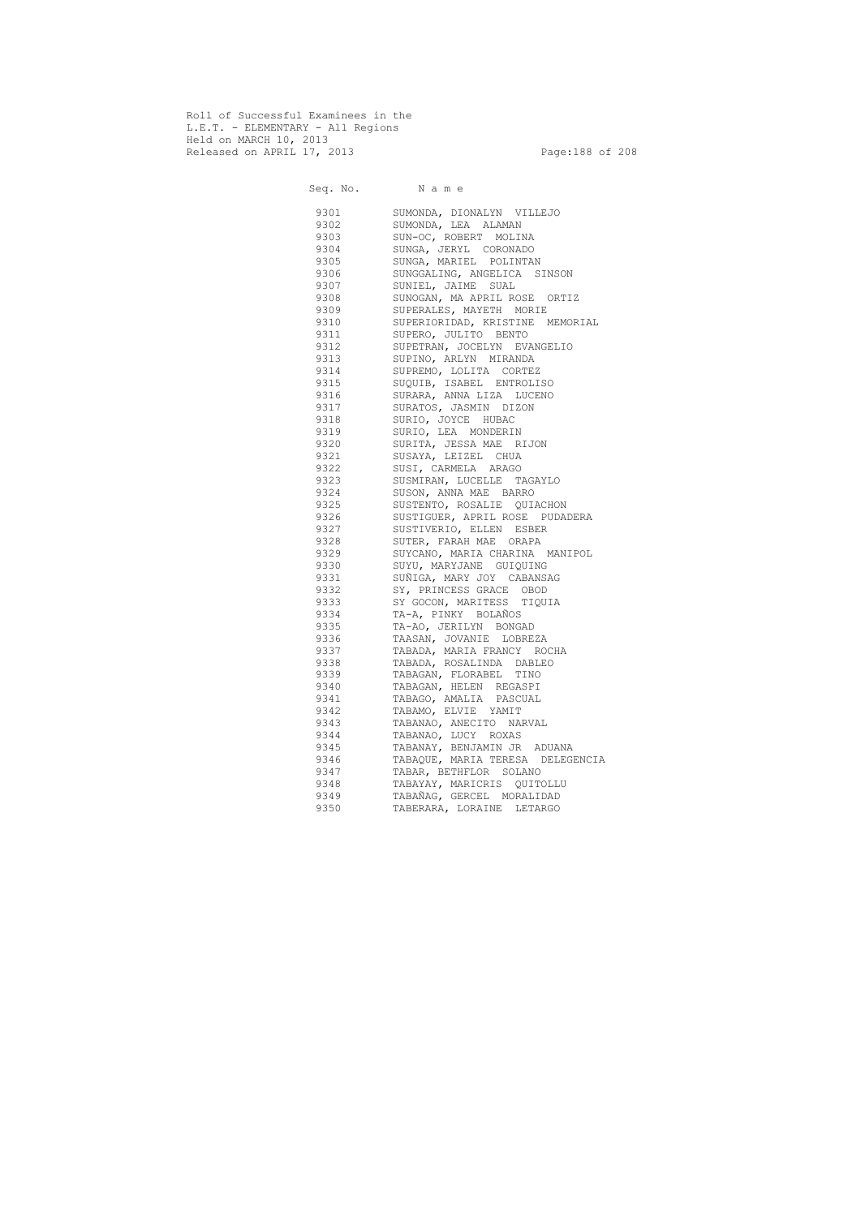Roll of Successful Examinees in the
L.E.T. - ELEMENTARY - All Regions
Held on MARCH 10, 2013
Released on APRIL 17, 2013

| Seq. No. | N a m e |
|---|---|
| 9301 | SUMONDA, DIONALYN VILLEJO |
| 9302 | SUMONDA, LEA ALAMAN |
| 9303 | SUN-OC, ROBERT MOLINA |
| 9304 | SUNGA, JERYL CORONADO |
| 9305 | SUNGA, MARIEL POLINTAN |
| 9306 | SUNGGALING, ANGELICA SINSON |
| 9307 | SUNIEL, JAIME SUAL |
| 9308 | SUNOGAN, MA APRIL ROSE ORTIZ |
| 9309 | SUPERALES, MAYETH MORIE |
| 9310 | SUPERIORIDAD, KRISTINE MEMORIAL |
| 9311 | SUPERO, JULITO BENTO |
| 9312 | SUPETRAN, JOCELYN EVANGELIO |
| 9313 | SUPINO, ARLYN MIRANDA |
| 9314 | SUPREMO, LOLITA CORTEZ |
| 9315 | SUQUIB, ISABEL ENTROLISO |
| 9316 | SURARA, ANNA LIZA LUCENO |
| 9317 | SURATOS, JASMIN DIZON |
| 9318 | SURIO, JOYCE HUBAC |
| 9319 | SURIO, LEA MONDERIN |
| 9320 | SURITA, JESSA MAE RIJON |
| 9321 | SUSAYA, LEIZEL CHUA |
| 9322 | SUSI, CARMELA ARAGO |
| 9323 | SUSMIRAN, LUCELLE TAGAYLO |
| 9324 | SUSON, ANNA MAE BARRO |
| 9325 | SUSTENTO, ROSALIE QUIACHON |
| 9326 | SUSTIGUER, APRIL ROSE PUDADERA |
| 9327 | SUSTIVERIO, ELLEN ESBER |
| 9328 | SUTER, FARAH MAE ORAPA |
| 9329 | SUYCANO, MARIA CHARINA MANIPOL |
| 9330 | SUYU, MARYJANE GUIQUING |
| 9331 | SUÑIGA, MARY JOY CABANSAG |
| 9332 | SY, PRINCESS GRACE OBOD |
| 9333 | SY GOCON, MARITESS TIQUIA |
| 9334 | TA-A, PINKY BOLAÑOS |
| 9335 | TA-AO, JERILYN BONGAD |
| 9336 | TAASAN, JOVANIE LOBREZA |
| 9337 | TABADA, MARIA FRANCY ROCHA |
| 9338 | TABADA, ROSALINDA DABLEO |
| 9339 | TABAGAN, FLORABEL TINO |
| 9340 | TABAGAN, HELEN REGASPI |
| 9341 | TABAGO, AMALIA PASCUAL |
| 9342 | TABAMO, ELVIE YAMIT |
| 9343 | TABANAO, ANECITO NARVAL |
| 9344 | TABANAO, LUCY ROXAS |
| 9345 | TABANAY, BENJAMIN JR ADUANA |
| 9346 | TABAQUE, MARIA TERESA DELEGENCIA |
| 9347 | TABAR, BETHFLOR SOLANO |
| 9348 | TABAYAY, MARICRIS QUITOLLU |
| 9349 | TABAÑAG, GERCEL MORALIDAD |
| 9350 | TABERARA, LORAINE LETARGO |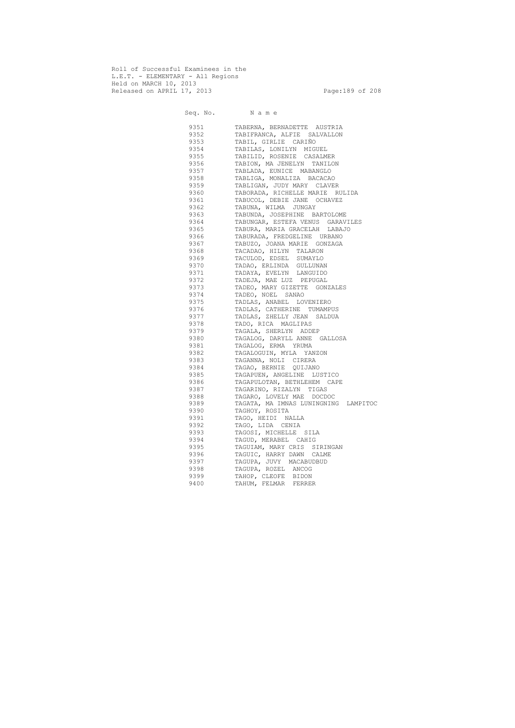Roll of Successful Examinees in the
L.E.T. - ELEMENTARY - All Regions
Held on MARCH 10, 2013
Released on APRIL 17, 2013

| Seq. No. | N a m e |
|---|---|
| 9351 | TABERNA, BERNADETTE AUSTRIA |
| 9352 | TABIFRANCA, ALFIE SALVALLON |
| 9353 | TABIL, GIRLIE CARIÑO |
| 9354 | TABILAS, LONILYN MIGUEL |
| 9355 | TABILID, ROSENIE CASALMER |
| 9356 | TABION, MA JENELYN TANILON |
| 9357 | TABLADA, EUNICE MABANGLO |
| 9358 | TABLIGA, MONALIZA BACACAO |
| 9359 | TABLIGAN, JUDY MARY CLAVER |
| 9360 | TABORADA, RICHELLE MARIE RULIDA |
| 9361 | TABUCOL, DEBIE JANE OCHAVEZ |
| 9362 | TABUNA, WILMA JUNGAY |
| 9363 | TABUNDA, JOSEPHINE BARTOLOME |
| 9364 | TABUNGAR, ESTEFA VENUS GARAVILES |
| 9365 | TABURA, MARIA GRACELAH LABAJO |
| 9366 | TABURADA, FREDGELINE URBANO |
| 9367 | TABUZO, JOANA MARIE GONZAGA |
| 9368 | TACADAO, HILYN TALARON |
| 9369 | TACULOD, EDSEL SUMAYLO |
| 9370 | TADAO, ERLINDA GULLUNAN |
| 9371 | TADAYA, EVELYN LANGUIDO |
| 9372 | TADEJA, MAE LUZ PEPUGAL |
| 9373 | TADEO, MARY GIZETTE GONZALES |
| 9374 | TADEO, NOEL SANAO |
| 9375 | TADLAS, ANABEL LOVENIERO |
| 9376 | TADLAS, CATHERINE TUMAMPUS |
| 9377 | TADLAS, ZHELLY JEAN SALDUA |
| 9378 | TADO, RICA MAGLIPAS |
| 9379 | TAGALA, SHERLYN ADDEP |
| 9380 | TAGALOG, DARYLL ANNE GALLOSA |
| 9381 | TAGALOG, ERMA YRUMA |
| 9382 | TAGALOGUIN, MYLA YANZON |
| 9383 | TAGANNA, NOLI CIRERA |
| 9384 | TAGAO, BERNIE QUIJANO |
| 9385 | TAGAPUEN, ANGELINE LUSTICO |
| 9386 | TAGAPULOTAN, BETHLEHEM CAPE |
| 9387 | TAGARINO, RIZALYN TIGAS |
| 9388 | TAGARO, LOVELY MAE DOCDOC |
| 9389 | TAGATA, MA IMNAS LUNINGNING LAMPITOC |
| 9390 | TAGHOY, ROSITA |
| 9391 | TAGO, HEIDI NALLA |
| 9392 | TAGO, LIDA CENIA |
| 9393 | TAGOSI, MICHELLE SILA |
| 9394 | TAGUD, MERABEL CAHIG |
| 9395 | TAGUIAM, MARY CRIS SIRINGAN |
| 9396 | TAGUIC, HARRY DAWN CALME |
| 9397 | TAGUPA, JUVY MACABUDBUD |
| 9398 | TAGUPA, ROZEL ANCOG |
| 9399 | TAHOP, CLEOFE BIDON |
| 9400 | TAHUM, FELMAR FERRER |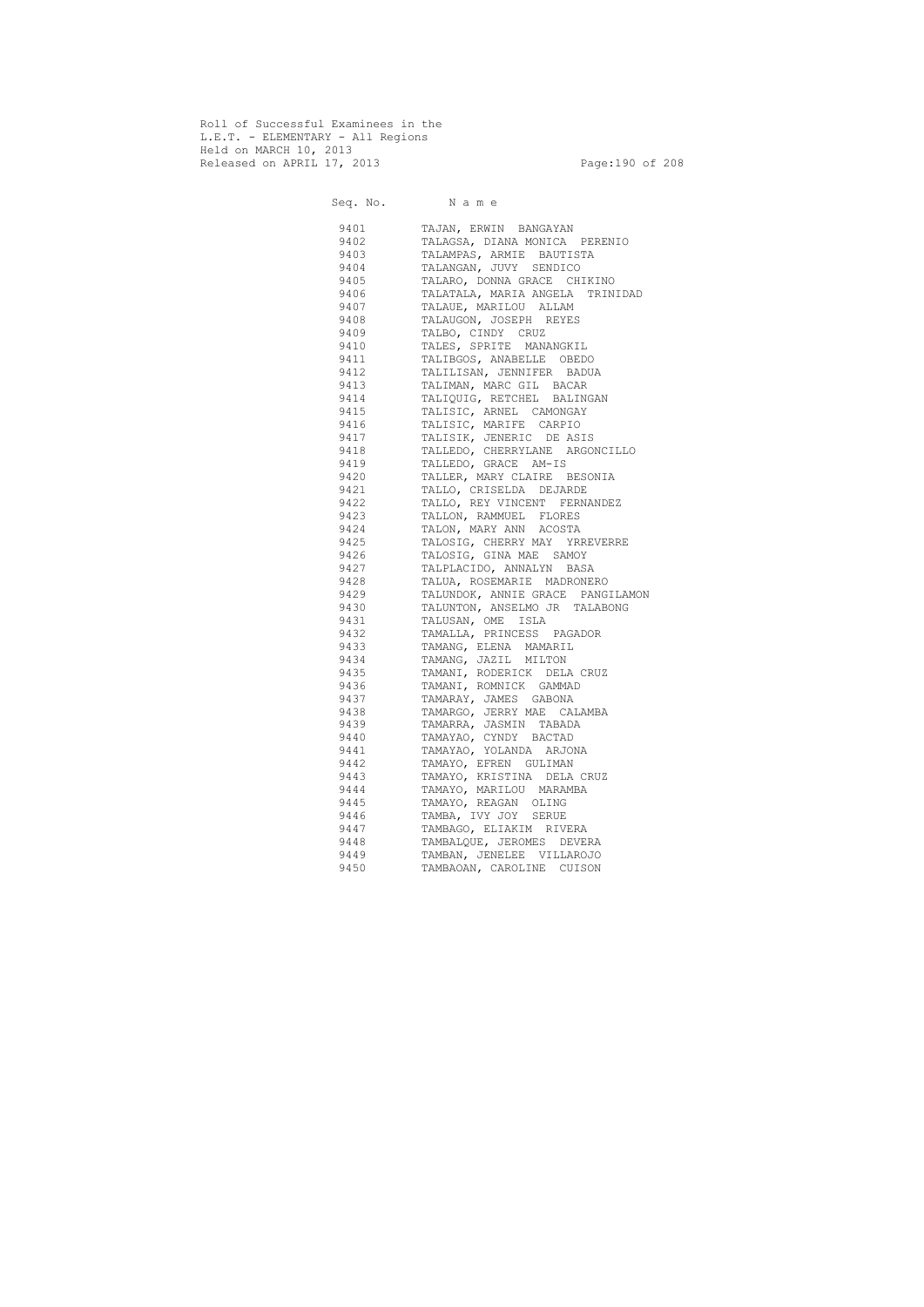Roll of Successful Examinees in the
L.E.T. - ELEMENTARY - All Regions
Held on MARCH 10, 2013
Released on APRIL 17, 2013

| Seq. No. | N a m e |
|---|---|
| 9401 | TAJAN, ERWIN BANGAYAN |
| 9402 | TALAGSA, DIANA MONICA PERENIO |
| 9403 | TALAMPAS, ARMIE BAUTISTA |
| 9404 | TALANGAN, JUVY SENDICO |
| 9405 | TALARO, DONNA GRACE CHIKINO |
| 9406 | TALATALA, MARIA ANGELA TRINIDAD |
| 9407 | TALAUE, MARILOU ALLAM |
| 9408 | TALAUGON, JOSEPH REYES |
| 9409 | TALBO, CINDY CRUZ |
| 9410 | TALES, SPRITE MANANGKIL |
| 9411 | TALIBGOS, ANABELLE OBEDO |
| 9412 | TALILISAN, JENNIFER BADUA |
| 9413 | TALIMAN, MARC GIL BACAR |
| 9414 | TALIQUIG, RETCHEL BALINGAN |
| 9415 | TALISIC, ARNEL CAMONGAY |
| 9416 | TALISIC, MARIFE CARPIO |
| 9417 | TALISIK, JENERIC DE ASIS |
| 9418 | TALLEDO, CHERRYLANE ARGONCILLO |
| 9419 | TALLEDO, GRACE AM-IS |
| 9420 | TALLER, MARY CLAIRE BESONIA |
| 9421 | TALLO, CRISELDA DEJARDE |
| 9422 | TALLO, REY VINCENT FERNANDEZ |
| 9423 | TALLON, RAMMUEL FLORES |
| 9424 | TALON, MARY ANN ACOSTA |
| 9425 | TALOSIG, CHERRY MAY YRREVERRE |
| 9426 | TALOSIG, GINA MAE SAMOY |
| 9427 | TALPLACIDO, ANNALYN BASA |
| 9428 | TALUA, ROSEMARIE MADRONERO |
| 9429 | TALUNDOK, ANNIE GRACE PANGILAMON |
| 9430 | TALUNTON, ANSELMO JR TALABONG |
| 9431 | TALUSAN, OME ISLA |
| 9432 | TAMALLA, PRINCESS PAGADOR |
| 9433 | TAMANG, ELENA MAMARIL |
| 9434 | TAMANG, JAZIL MILTON |
| 9435 | TAMANI, RODERICK DELA CRUZ |
| 9436 | TAMANI, ROMNICK GAMMAD |
| 9437 | TAMARAY, JAMES GABONA |
| 9438 | TAMARGO, JERRY MAE CALAMBA |
| 9439 | TAMARRA, JASMIN TABADA |
| 9440 | TAMAYAO, CYNDY BACTAD |
| 9441 | TAMAYAO, YOLANDA ARJONA |
| 9442 | TAMAYO, EFREN GULIMAN |
| 9443 | TAMAYO, KRISTINA DELA CRUZ |
| 9444 | TAMAYO, MARILOU MARAMBA |
| 9445 | TAMAYO, REAGAN OLING |
| 9446 | TAMBA, IVY JOY SERUE |
| 9447 | TAMBAGO, ELIAKIM RIVERA |
| 9448 | TAMBALQUE, JEROMES DEVERA |
| 9449 | TAMBAN, JENELEE VILLAROJO |
| 9450 | TAMBAOAN, CAROLINE CUISON |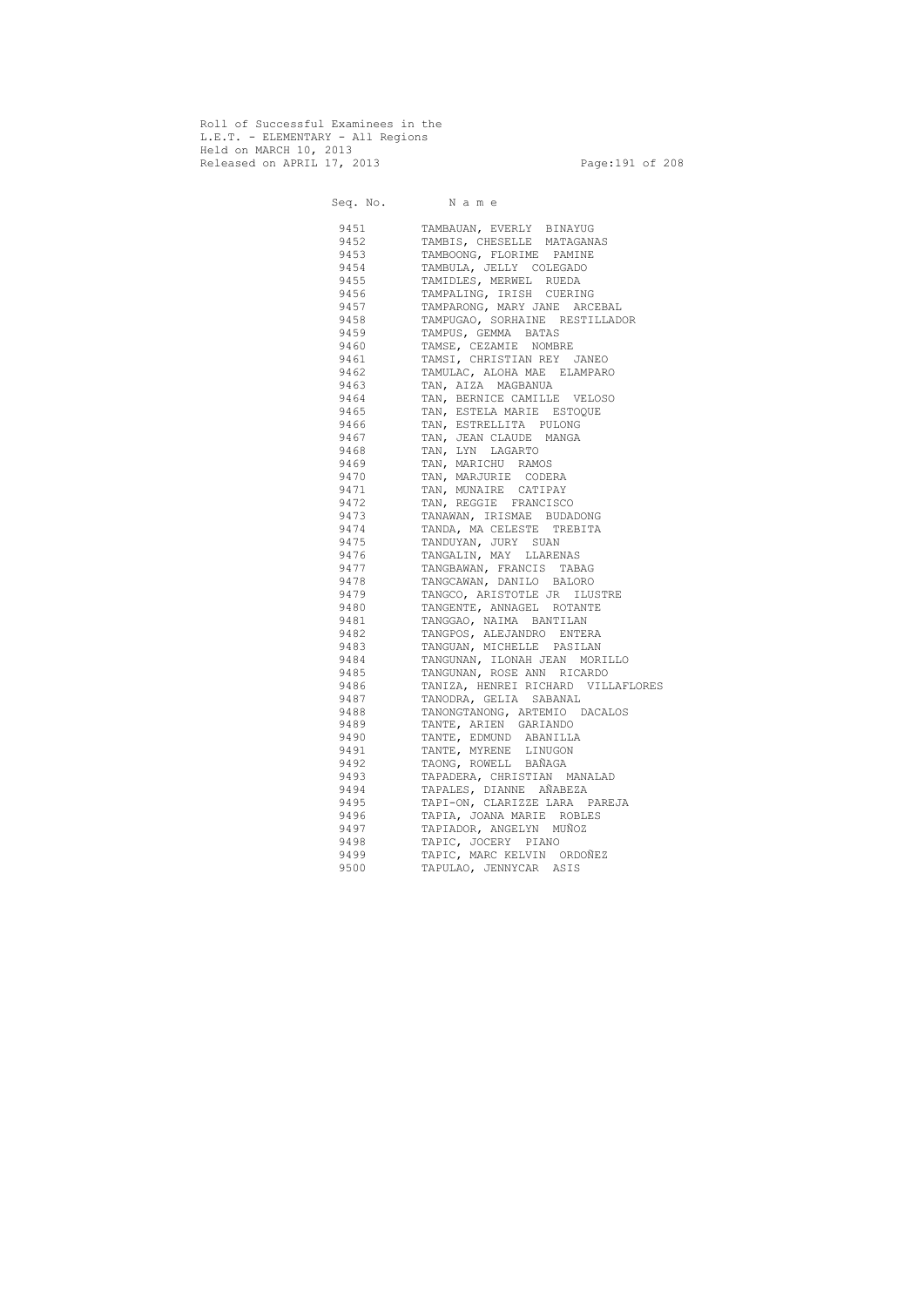Roll of Successful Examinees in the
L.E.T. - ELEMENTARY - All Regions
Held on MARCH 10, 2013
Released on APRIL 17, 2013

| Seq. No. | N a m e |
|---|---|
| 9451 | TAMBAUAN, EVERLY BINAYUG |
| 9452 | TAMBIS, CHESELLE MATAGANAS |
| 9453 | TAMBOONG, FLORIME PAMINE |
| 9454 | TAMBULA, JELLY COLEGADO |
| 9455 | TAMIDLES, MERWEL RUEDA |
| 9456 | TAMPALING, IRISH CUERING |
| 9457 | TAMPARONG, MARY JANE ARCEBAL |
| 9458 | TAMPUGAO, SORHAINE RESTILLADOR |
| 9459 | TAMPUS, GEMMA BATAS |
| 9460 | TAMSE, CEZAMIE NOMBRE |
| 9461 | TAMSI, CHRISTIAN REY JANEO |
| 9462 | TAMULAC, ALOHA MAE ELAMPARO |
| 9463 | TAN, AIZA MAGBANUA |
| 9464 | TAN, BERNICE CAMILLE VELOSO |
| 9465 | TAN, ESTELA MARIE ESTOQUE |
| 9466 | TAN, ESTRELLITA PULONG |
| 9467 | TAN, JEAN CLAUDE MANGA |
| 9468 | TAN, LYN LAGARTO |
| 9469 | TAN, MARICHU RAMOS |
| 9470 | TAN, MARJURIE CODERA |
| 9471 | TAN, MUNAIRE CATIPAY |
| 9472 | TAN, REGGIE FRANCISCO |
| 9473 | TANAWAN, IRISMAE BUDADONG |
| 9474 | TANDA, MA CELESTE TREBITA |
| 9475 | TANDUYAN, JURY SUAN |
| 9476 | TANGALIN, MAY LLARENAS |
| 9477 | TANGBAWAN, FRANCIS TABAG |
| 9478 | TANGCAWAN, DANILO BALORO |
| 9479 | TANGCO, ARISTOTLE JR ILUSTRE |
| 9480 | TANGENTE, ANNAGEL ROTANTE |
| 9481 | TANGGAO, NAIMA BANTILAN |
| 9482 | TANGPOS, ALEJANDRO ENTERA |
| 9483 | TANGUAN, MICHELLE PASILAN |
| 9484 | TANGUNAN, ILONAH JEAN MORILLO |
| 9485 | TANGUNAN, ROSE ANN RICARDO |
| 9486 | TANIZA, HENREI RICHARD VILLAFLORES |
| 9487 | TANODRA, GELIA SABANAL |
| 9488 | TANONGTANONG, ARTEMIO DACALOS |
| 9489 | TANTE, ARIEN GARIANDO |
| 9490 | TANTE, EDMUND ABANILLA |
| 9491 | TANTE, MYRENE LINUGON |
| 9492 | TAONG, ROWELL BAÑAGA |
| 9493 | TAPADERA, CHRISTIAN MANALAD |
| 9494 | TAPALES, DIANNE AÑABEZA |
| 9495 | TAPI-ON, CLARIZZE LARA PAREJA |
| 9496 | TAPIA, JOANA MARIE ROBLES |
| 9497 | TAPIADOR, ANGELYN MUÑOZ |
| 9498 | TAPIC, JOCERY PIANO |
| 9499 | TAPIC, MARC KELVIN ORDOÑEZ |
| 9500 | TAPULAO, JENNYCAR ASIS |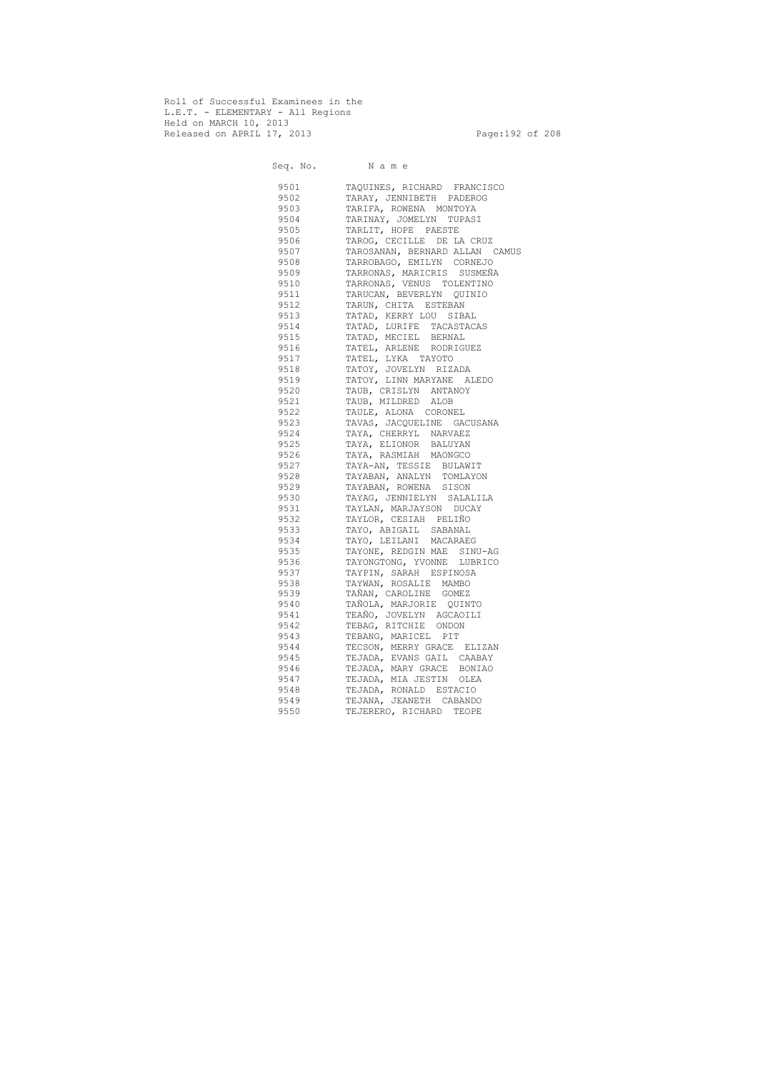Roll of Successful Examinees in the
L.E.T. - ELEMENTARY - All Regions
Held on MARCH 10, 2013
Released on APRIL 17, 2013

| Seq. No. | N a m e |
|---|---|
| 9501 | TAQUINES, RICHARD FRANCISCO |
| 9502 | TARAY, JENNIBETH PADEROG |
| 9503 | TARIFA, ROWENA MONTOYA |
| 9504 | TARINAY, JOMELYN TUPASI |
| 9505 | TARLIT, HOPE PAESTE |
| 9506 | TAROG, CECILLE DE LA CRUZ |
| 9507 | TAROSANAN, BERNARD ALLAN CAMUS |
| 9508 | TARROBAGO, EMILYN CORNEJO |
| 9509 | TARRONAS, MARICRIS SUSMEÑA |
| 9510 | TARRONAS, VENUS TOLENTINO |
| 9511 | TARUCAN, BEVERLYN QUINIO |
| 9512 | TARUN, CHITA ESTEBAN |
| 9513 | TATAD, KERRY LOU SIBAL |
| 9514 | TATAD, LURIFE TACASTACAS |
| 9515 | TATAD, MECIEL BERNAL |
| 9516 | TATEL, ARLENE RODRIGUEZ |
| 9517 | TATEL, LYKA TAYOTO |
| 9518 | TATOY, JOVELYN RIZADA |
| 9519 | TATOY, LINN MARYANE ALEDO |
| 9520 | TAUB, CRISLYN ANTANOY |
| 9521 | TAUB, MILDRED ALOB |
| 9522 | TAULE, ALONA CORONEL |
| 9523 | TAVAS, JACQUELINE GACUSANA |
| 9524 | TAYA, CHERRYL NARVAEZ |
| 9525 | TAYA, ELIONOR BALUYAN |
| 9526 | TAYA, RASMIAH MAONGCO |
| 9527 | TAYA-AN, TESSIE BULAWIT |
| 9528 | TAYABAN, ANALYN TOMLAYON |
| 9529 | TAYABAN, ROWENA SISON |
| 9530 | TAYAG, JENNIELYN SALALILA |
| 9531 | TAYLAN, MARJAYSON DUCAY |
| 9532 | TAYLOR, CESIAH PELIÑO |
| 9533 | TAYO, ABIGAIL SABANAL |
| 9534 | TAYO, LEILANI MACARAEG |
| 9535 | TAYONE, REDGIN MAE SINU-AG |
| 9536 | TAYONGTONG, YVONNE LUBRICO |
| 9537 | TAYPIN, SARAH ESPINOSA |
| 9538 | TAYWAN, ROSALIE MAMBO |
| 9539 | TAÑAN, CAROLINE GOMEZ |
| 9540 | TAÑOLA, MARJORIE QUINTO |
| 9541 | TEAÑO, JOVELYN AGCAOILI |
| 9542 | TEBAG, RITCHIE ONDON |
| 9543 | TEBANG, MARICEL PIT |
| 9544 | TECSON, MERRY GRACE ELIZAN |
| 9545 | TEJADA, EVANS GAIL CAABAY |
| 9546 | TEJADA, MARY GRACE BONIAO |
| 9547 | TEJADA, MIA JESTIN OLEA |
| 9548 | TEJADA, RONALD ESTACIO |
| 9549 | TEJANA, JEANETH CABANDO |
| 9550 | TEJERERO, RICHARD TEOPE |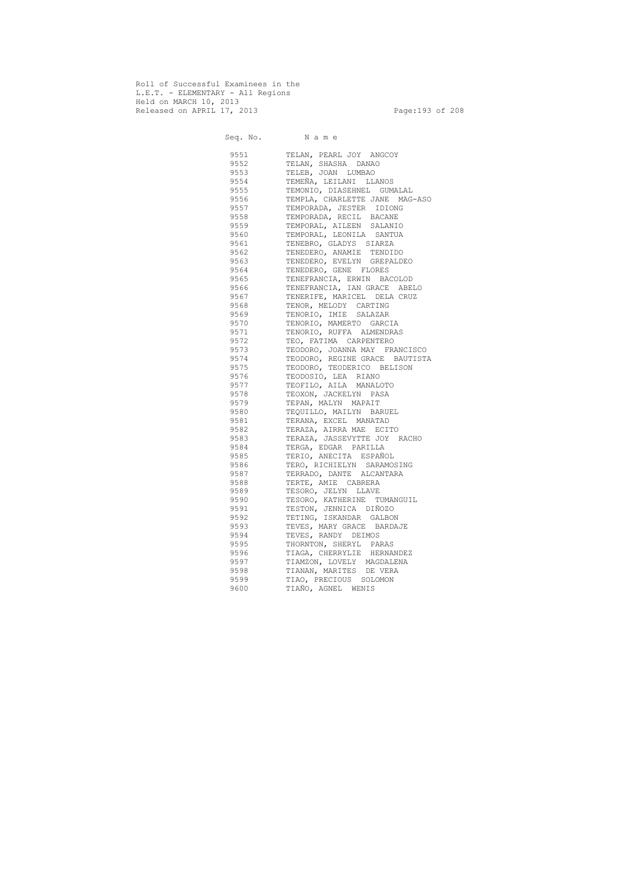Roll of Successful Examinees in the
L.E.T. - ELEMENTARY - All Regions
Held on MARCH 10, 2013
Released on APRIL 17, 2013

| Seq. No. | N a m e |
|---|---|
| 9551 | TELAN, PEARL JOY ANGCOY |
| 9552 | TELAN, SHASHA DANAO |
| 9553 | TELEB, JOAN LUMBAO |
| 9554 | TEMEÑA, LEILANI LLANOS |
| 9555 | TEMONIO, DIASEHNEL GUMALAL |
| 9556 | TEMPLA, CHARLETTE JANE MAG-ASO |
| 9557 | TEMPORADA, JESTER IDIONG |
| 9558 | TEMPORADA, RECIL BACANE |
| 9559 | TEMPORAL, AILEEN SALANIO |
| 9560 | TEMPORAL, LEONILA SANTUA |
| 9561 | TENEBRO, GLADYS SIARZA |
| 9562 | TENEDERO, ANAMIE TENDIDO |
| 9563 | TENEDERO, EVELYN GREPALDEO |
| 9564 | TENEDERO, GENE FLORES |
| 9565 | TENEFRANCIA, ERWIN BACOLOD |
| 9566 | TENEFRANCIA, IAN GRACE ABELO |
| 9567 | TENERIFE, MARICEL DELA CRUZ |
| 9568 | TENOR, MELODY CARTING |
| 9569 | TENORIO, IMIE SALAZAR |
| 9570 | TENORIO, MAMERTO GARCIA |
| 9571 | TENORIO, RUFFA ALMENDRAS |
| 9572 | TEO, FATIMA CARPENTERO |
| 9573 | TEODORO, JOANNA MAY FRANCISCO |
| 9574 | TEODORO, REGINE GRACE BAUTISTA |
| 9575 | TEODORO, TEODERICO BELISON |
| 9576 | TEODOSIO, LEA RIANO |
| 9577 | TEOFILO, AILA MANALOTO |
| 9578 | TEOXON, JACKELYN PASA |
| 9579 | TEPAN, MALYN MAPAIT |
| 9580 | TEQUILLO, MAILYN BARUEL |
| 9581 | TERANA, EXCEL MANATAD |
| 9582 | TERAZA, AIRRA MAE ECITO |
| 9583 | TERAZA, JASSEVYTTE JOY RACHO |
| 9584 | TERGA, EDGAR PARILLA |
| 9585 | TERIO, ANECITA ESPAÑOL |
| 9586 | TERO, RICHIELYN SARAMOSING |
| 9587 | TERRADO, DANTE ALCANTARA |
| 9588 | TERTE, AMIE CABRERA |
| 9589 | TESORO, JELYN LLAVE |
| 9590 | TESORO, KATHERINE TUMANGUIL |
| 9591 | TESTON, JENNICA DIÑOZO |
| 9592 | TETING, ISKANDAR GALBON |
| 9593 | TEVES, MARY GRACE BARDAJE |
| 9594 | TEVES, RANDY DEIMOS |
| 9595 | THORNTON, SHERYL PARAS |
| 9596 | TIAGA, CHERRYLIE HERNANDEZ |
| 9597 | TIAMZON, LOVELY MAGDALENA |
| 9598 | TIANAN, MARITES DE VERA |
| 9599 | TIAO, PRECIOUS SOLOMON |
| 9600 | TIAÑO, AGNEL WENIS |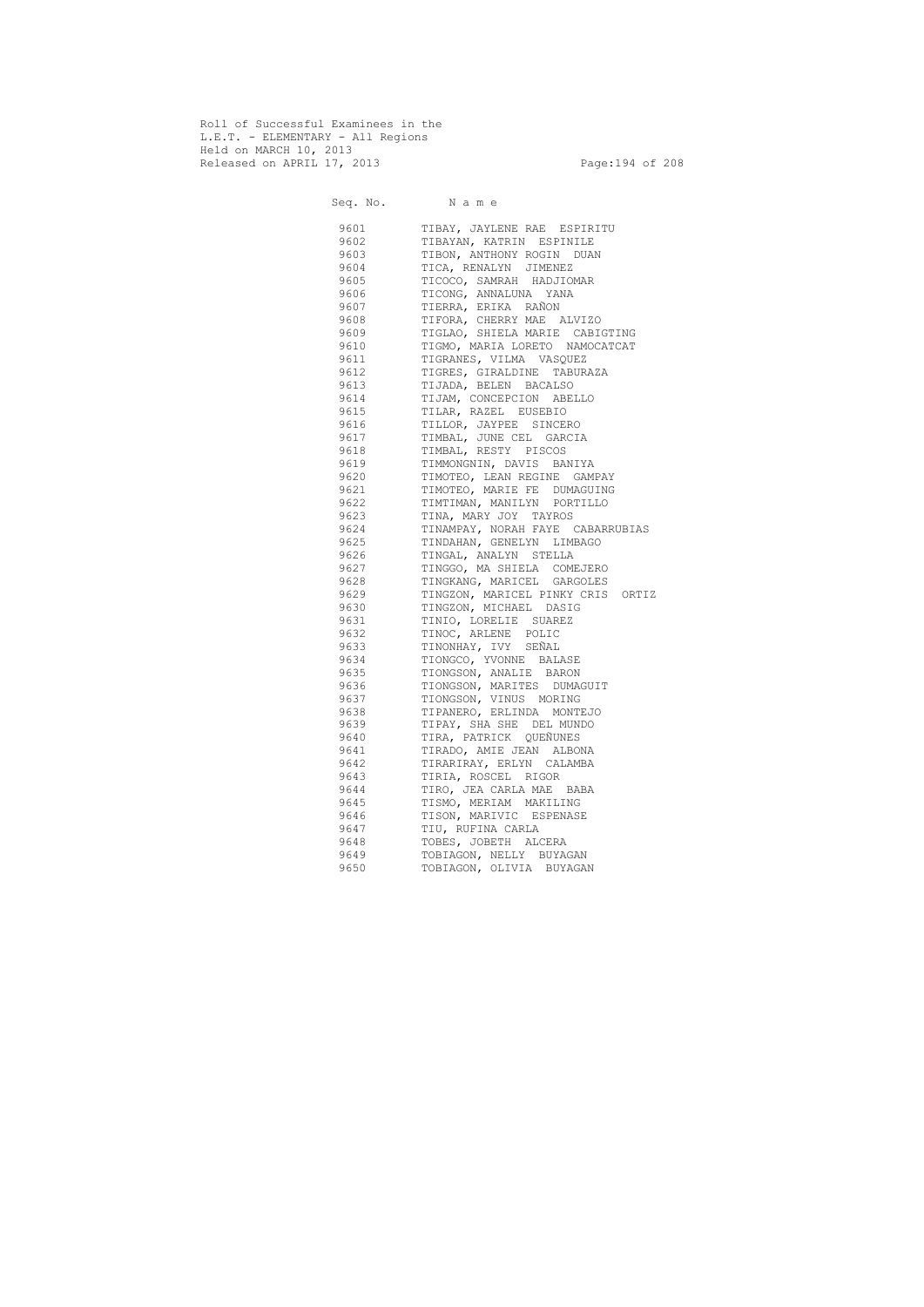Roll of Successful Examinees in the
L.E.T. - ELEMENTARY - All Regions
Held on MARCH 10, 2013
Released on APRIL 17, 2013

| Seq. No. | N a m e |
|---|---|
| 9601 | TIBAY, JAYLENE RAE ESPIRITU |
| 9602 | TIBAYAN, KATRIN ESPINILE |
| 9603 | TIBON, ANTHONY ROGIN DUAN |
| 9604 | TICA, RENALYN JIMENEZ |
| 9605 | TICOCO, SAMRAH HADJIOMAR |
| 9606 | TICONG, ANNALUNA YANA |
| 9607 | TIERRA, ERIKA RAÑON |
| 9608 | TIFORA, CHERRY MAE ALVIZO |
| 9609 | TIGLAO, SHIELA MARIE CABIGTING |
| 9610 | TIGMO, MARIA LORETO NAMOCATCAT |
| 9611 | TIGRANES, VILMA VASQUEZ |
| 9612 | TIGRES, GIRALDINE TABURAZA |
| 9613 | TIJADA, BELEN BACALSO |
| 9614 | TIJAM, CONCEPCION ABELLO |
| 9615 | TILAR, RAZEL EUSEBIO |
| 9616 | TILLOR, JAYPEE SINCERO |
| 9617 | TIMBAL, JUNE CEL GARCIA |
| 9618 | TIMBAL, RESTY PISCOS |
| 9619 | TIMMONGNIN, DAVIS BANIYA |
| 9620 | TIMOTEO, LEAN REGINE GAMPAY |
| 9621 | TIMOTEO, MARIE FE DUMAGUING |
| 9622 | TIMTIMAN, MANILYN PORTILLO |
| 9623 | TINA, MARY JOY TAYROS |
| 9624 | TINAMPAY, NORAH FAYE CABARRUBIAS |
| 9625 | TINDAHAN, GENELYN LIMBAGO |
| 9626 | TINGAL, ANALYN STELLA |
| 9627 | TINGGO, MA SHIELA COMEJERO |
| 9628 | TINGKANG, MARICEL GARGOLES |
| 9629 | TINGZON, MARICEL PINKY CRIS ORTIZ |
| 9630 | TINGZON, MICHAEL DASIG |
| 9631 | TINIO, LORELIE SUAREZ |
| 9632 | TINOC, ARLENE POLIC |
| 9633 | TINONHAY, IVY SEÑAL |
| 9634 | TIONGCO, YVONNE BALASE |
| 9635 | TIONGSON, ANALIE BARON |
| 9636 | TIONGSON, MARITES DUMAGUIT |
| 9637 | TIONGSON, VINUS MORING |
| 9638 | TIPANERO, ERLINDA MONTEJO |
| 9639 | TIPAY, SHA SHE DEL MUNDO |
| 9640 | TIRA, PATRICK QUEÑUNES |
| 9641 | TIRADO, AMIE JEAN ALBONA |
| 9642 | TIRARIRAY, ERLYN CALAMBA |
| 9643 | TIRIA, ROSCEL RIGOR |
| 9644 | TIRO, JEA CARLA MAE BABA |
| 9645 | TISMO, MERIAM MAKILING |
| 9646 | TISON, MARIVIC ESPENASE |
| 9647 | TIU, RUFINA CARLA |
| 9648 | TOBES, JOBETH ALCERA |
| 9649 | TOBIAGON, NELLY BUYAGAN |
| 9650 | TOBIAGON, OLIVIA BUYAGAN |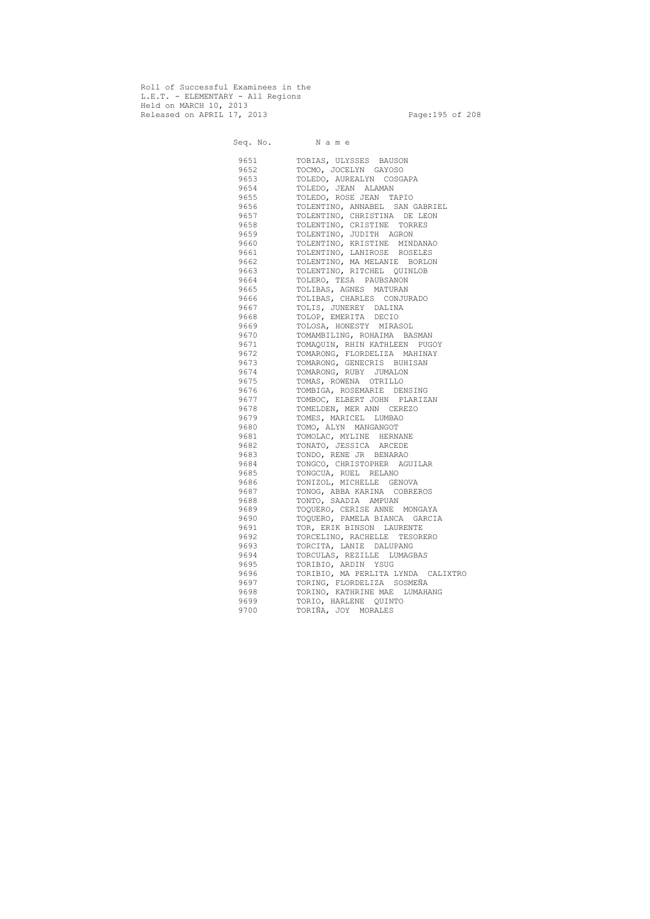Roll of Successful Examinees in the
L.E.T. - ELEMENTARY - All Regions
Held on MARCH 10, 2013
Released on APRIL 17, 2013

| Seq. No. | N a m e |
| --- | --- |
| 9651 | TOBIAS, ULYSSES BAUSON |
| 9652 | TOCMO, JOCELYN GAYOSO |
| 9653 | TOLEDO, AUREALYN COSGAPA |
| 9654 | TOLEDO, JEAN ALAMAN |
| 9655 | TOLEDO, ROSE JEAN TAPIO |
| 9656 | TOLENTINO, ANNABEL SAN GABRIEL |
| 9657 | TOLENTINO, CHRISTINA DE LEON |
| 9658 | TOLENTINO, CRISTINE TORRES |
| 9659 | TOLENTINO, JUDITH AGRON |
| 9660 | TOLENTINO, KRISTINE MINDANAO |
| 9661 | TOLENTINO, LANIROSE ROSELES |
| 9662 | TOLENTINO, MA MELANIE BORLON |
| 9663 | TOLENTINO, RITCHEL QUINLOB |
| 9664 | TOLERO, TESA PAUBSANON |
| 9665 | TOLIBAS, AGNES MATURAN |
| 9666 | TOLIBAS, CHARLES CONJURADO |
| 9667 | TOLIS, JUNEREY DALINA |
| 9668 | TOLOP, EMERITA DECIO |
| 9669 | TOLOSA, HONESTY MIRASOL |
| 9670 | TOMAMBILING, ROHAIMA BASMAN |
| 9671 | TOMAQUIN, RHIN KATHLEEN PUGOY |
| 9672 | TOMARONG, FLORDELIZA MAHINAY |
| 9673 | TOMARONG, GENECRIS BUHISAN |
| 9674 | TOMARONG, RUBY JUMALON |
| 9675 | TOMAS, ROWENA OTRILLO |
| 9676 | TOMBIGA, ROSEMARIE DENSING |
| 9677 | TOMBOC, ELBERT JOHN PLARIZAN |
| 9678 | TOMELDEN, MER ANN CEREZO |
| 9679 | TOMES, MARICEL LUMBAO |
| 9680 | TOMO, ALYN MANGANGOT |
| 9681 | TOMOLAC, MYLINE HERNANE |
| 9682 | TONATO, JESSICA ARCEDE |
| 9683 | TONDO, RENE JR BENARAO |
| 9684 | TONGCO, CHRISTOPHER AGUILAR |
| 9685 | TONGCUA, RUEL RELANO |
| 9686 | TONIZOL, MICHELLE GENOVA |
| 9687 | TONOG, ABBA KARINA COBREROS |
| 9688 | TONTO, SAADIA AMPUAN |
| 9689 | TOQUERO, CERISE ANNE MONGAYA |
| 9690 | TOQUERO, PAMELA BIANCA GARCIA |
| 9691 | TOR, ERIK BINSON LAURENTE |
| 9692 | TORCELINO, RACHELLE TESORERO |
| 9693 | TORCITA, LANIE DALUPANG |
| 9694 | TORCULAS, REZILLE LUMAGBAS |
| 9695 | TORIBIO, ARDIN YSUG |
| 9696 | TORIBIO, MA PERLITA LYNDA CALIXTRO |
| 9697 | TORING, FLORDELIZA SOSMEÑA |
| 9698 | TORINO, KATHRINE MAE LUMAHANG |
| 9699 | TORIO, HARLENE QUINTO |
| 9700 | TORIÑA, JOY MORALES |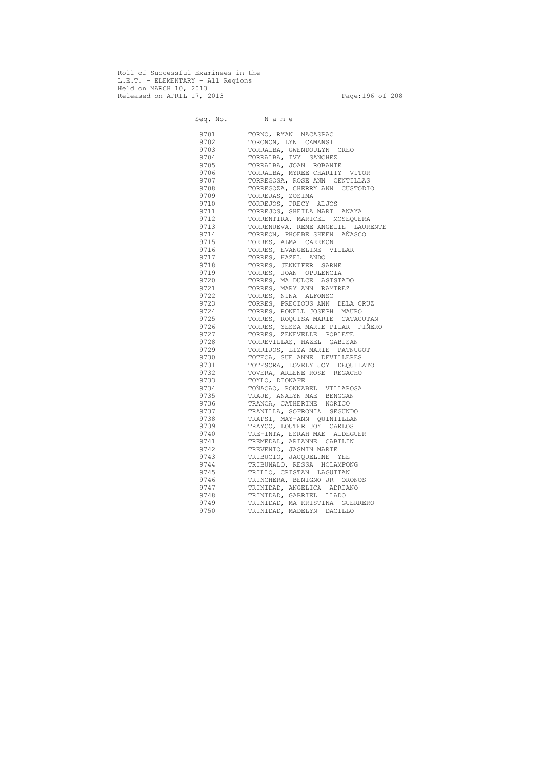Roll of Successful Examinees in the
L.E.T. - ELEMENTARY - All Regions
Held on MARCH 10, 2013
Released on APRIL 17, 2013

| Seq. No. | N a m e |
|---|---|
| 9701 | TORNO, RYAN MACASPAC |
| 9702 | TORONON, LYN CAMANSI |
| 9703 | TORRALBA, GWENDOULYN CREO |
| 9704 | TORRALBA, IVY SANCHEZ |
| 9705 | TORRALBA, JOAN ROBANTE |
| 9706 | TORRALBA, MYREE CHARITY VITOR |
| 9707 | TORREGOSA, ROSE ANN CENTILLAS |
| 9708 | TORREGOZA, CHERRY ANN CUSTODIO |
| 9709 | TORREJAS, ZOSIMA |
| 9710 | TORREJOS, PRECY ALJOS |
| 9711 | TORREJOS, SHEILA MARI ANAYA |
| 9712 | TORRENTIRA, MARICEL MOSEQUERA |
| 9713 | TORRENUEVA, REME ANGELIE LAURENTE |
| 9714 | TORREON, PHOEBE SHEEN AÑASCO |
| 9715 | TORRES, ALMA CARREON |
| 9716 | TORRES, EVANGELINE VILLAR |
| 9717 | TORRES, HAZEL ANDO |
| 9718 | TORRES, JENNIFER SARNE |
| 9719 | TORRES, JOAN OPULENCIA |
| 9720 | TORRES, MA DULCE ASISTADO |
| 9721 | TORRES, MARY ANN RAMIREZ |
| 9722 | TORRES, NINA ALFONSO |
| 9723 | TORRES, PRECIOUS ANN DELA CRUZ |
| 9724 | TORRES, RONELL JOSEPH MAURO |
| 9725 | TORRES, ROQUISA MARIE CATACUTAN |
| 9726 | TORRES, YESSA MARIE PILAR PIÑERO |
| 9727 | TORRES, ZENEVELLE POBLETE |
| 9728 | TORREVILLAS, HAZEL GABISAN |
| 9729 | TORRIJOS, LIZA MARIE PATNUGOT |
| 9730 | TOTECA, SUE ANNE DEVILLERES |
| 9731 | TOTESORA, LOVELY JOY DEQUILATO |
| 9732 | TOVERA, ARLENE ROSE REGACHO |
| 9733 | TOYLO, DIONAFE |
| 9734 | TOÑACAO, RONNABEL VILLAROSA |
| 9735 | TRAJE, ANALYN MAE BENGGAN |
| 9736 | TRANCA, CATHERINE NORICO |
| 9737 | TRANILLA, SOFRONIA SEGUNDO |
| 9738 | TRAPSI, MAY-ANN QUINTILLAN |
| 9739 | TRAYCO, LOUTER JOY CARLOS |
| 9740 | TRE-INTA, ESRAH MAE ALDEGUER |
| 9741 | TREMEDAL, ARIANNE CABILIN |
| 9742 | TREVENIO, JASMIN MARIE |
| 9743 | TRIBUCIO, JACQUELINE YEE |
| 9744 | TRIBUNALO, RESSA HOLAMPONG |
| 9745 | TRILLO, CRISTAN LAGUITAN |
| 9746 | TRINCHERA, BENIGNO JR ORONOS |
| 9747 | TRINIDAD, ANGELICA ADRIANO |
| 9748 | TRINIDAD, GABRIEL LLADO |
| 9749 | TRINIDAD, MA KRISTINA GUERRERO |
| 9750 | TRINIDAD, MADELYN DACILLO |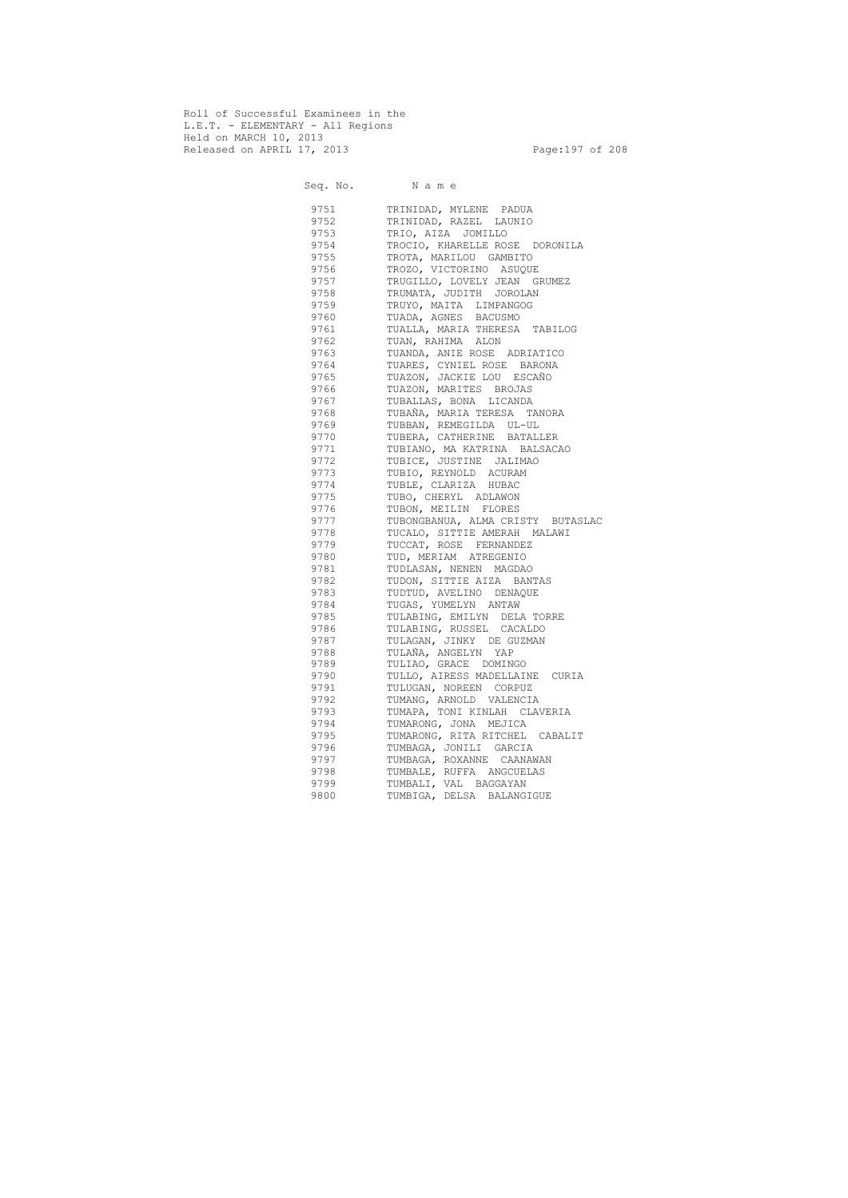Roll of Successful Examinees in the
L.E.T. - ELEMENTARY - All Regions
Held on MARCH 10, 2013
Released on APRIL 17, 2013

| Seq. No. | N a m e |
|---|---|
| 9751 | TRINIDAD, MYLENE PADUA |
| 9752 | TRINIDAD, RAZEL LAUNIO |
| 9753 | TRIO, AIZA JOMILLO |
| 9754 | TROCIO, KHARELLE ROSE DORONILA |
| 9755 | TROTA, MARILOU GAMBITO |
| 9756 | TROZO, VICTORINO ASUQUE |
| 9757 | TRUGILLO, LOVELY JEAN GRUMEZ |
| 9758 | TRUMATA, JUDITH JOROLAN |
| 9759 | TRUYO, MAITA LIMPANGOG |
| 9760 | TUADA, AGNES BACUSMO |
| 9761 | TUALLA, MARIA THERESA TABILOG |
| 9762 | TUAN, RAHIMA ALON |
| 9763 | TUANDA, ANIE ROSE ADRIATICO |
| 9764 | TUARES, CYNIEL ROSE BARONA |
| 9765 | TUAZON, JACKIE LOU ESCAÑO |
| 9766 | TUAZON, MARITES BROJAS |
| 9767 | TUBALLAS, BONA LICANDA |
| 9768 | TUBAÑA, MARIA TERESA TANORA |
| 9769 | TUBBAN, REMEGILDA UL-UL |
| 9770 | TUBERA, CATHERINE BATALLER |
| 9771 | TUBIANO, MA KATRINA BALSACAO |
| 9772 | TUBICE, JUSTINE JALIMAO |
| 9773 | TUBIO, REYNOLD ACURAM |
| 9774 | TUBLE, CLARIZA HUBAC |
| 9775 | TUBO, CHERYL ADLAWON |
| 9776 | TUBON, MEILIN FLORES |
| 9777 | TUBONGBANUA, ALMA CRISTY BUTASLAC |
| 9778 | TUCALO, SITTIE AMERAH MALAWI |
| 9779 | TUCCAT, ROSE FERNANDEZ |
| 9780 | TUD, MERIAM ATREGENIO |
| 9781 | TUDLASAN, NENEN MAGDAO |
| 9782 | TUDON, SITTIE AIZA BANTAS |
| 9783 | TUDTUD, AVELINO DENAQUE |
| 9784 | TUGAS, YUMELYN ANTAW |
| 9785 | TULABING, EMILYN DELA TORRE |
| 9786 | TULABING, RUSSEL CACALDO |
| 9787 | TULAGAN, JINKY DE GUZMAN |
| 9788 | TULAÑA, ANGELYN YAP |
| 9789 | TULIAO, GRACE DOMINGO |
| 9790 | TULLO, AIRESS MADELLAINE CURIA |
| 9791 | TULUGAN, NOREEN CORPUZ |
| 9792 | TUMANG, ARNOLD VALENCIA |
| 9793 | TUMAPA, TONI KINLAH CLAVERIA |
| 9794 | TUMARONG, JONA MEJICA |
| 9795 | TUMARONG, RITA RITCHEL CABALIT |
| 9796 | TUMBAGA, JONILI GARCIA |
| 9797 | TUMBAGA, ROXANNE CAANAWAN |
| 9798 | TUMBALE, RUFFA ANGCUELAS |
| 9799 | TUMBALI, VAL BAGGAYAN |
| 9800 | TUMBIGA, DELSA BALANGIGUE |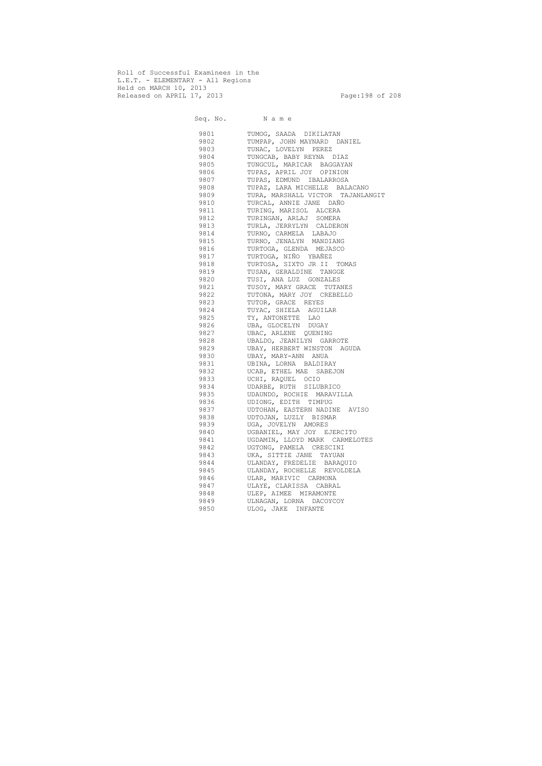Roll of Successful Examinees in the
L.E.T. - ELEMENTARY - All Regions
Held on MARCH 10, 2013
Released on APRIL 17, 2013

| Seq. No. | N a m e |
|---|---|
| 9801 | TUMOG, SAADA DIKILATAN |
| 9802 | TUMPAP, JOHN MAYNARD DANIEL |
| 9803 | TUNAC, LOVELYN PEREZ |
| 9804 | TUNGCAB, BABY REYNA DIAZ |
| 9805 | TUNGCUL, MARICAR BAGGAYAN |
| 9806 | TUPAS, APRIL JOY OPINION |
| 9807 | TUPAS, EDMUND IBALARROSA |
| 9808 | TUPAZ, LARA MICHELLE BALACANO |
| 9809 | TURA, MARSHALL VICTOR TAJANLANGIT |
| 9810 | TURCAL, ANNIE JANE DAÑO |
| 9811 | TURING, MARISOL ALCERA |
| 9812 | TURINGAN, ARLAJ SOMERA |
| 9813 | TURLA, JERRYLYN CALDERON |
| 9814 | TURNO, CARMELA LABAJO |
| 9815 | TURNO, JENALYN MANDIANG |
| 9816 | TURTOGA, GLENDA MEJASCO |
| 9817 | TURTOGA, NIÑO YBAÑEZ |
| 9818 | TURTOSA, SIXTO JR II TOMAS |
| 9819 | TUSAN, GERALDINE TANGGE |
| 9820 | TUSI, ANA LUZ GONZALES |
| 9821 | TUSOY, MARY GRACE TUTANES |
| 9822 | TUTONA, MARY JOY CREBELLO |
| 9823 | TUTOR, GRACE REYES |
| 9824 | TUYAC, SHIELA AGUILAR |
| 9825 | TY, ANTONETTE LAO |
| 9826 | UBA, GLOCELYN DUGAY |
| 9827 | UBAC, ARLENE QUENING |
| 9828 | UBALDO, JEANILYN GARROTE |
| 9829 | UBAY, HERBERT WINSTON AGUDA |
| 9830 | UBAY, MARY-ANN ANUA |
| 9831 | UBINA, LORNA BALDIRAY |
| 9832 | UCAB, ETHEL MAE SABEJON |
| 9833 | UCHI, RAQUEL OCIO |
| 9834 | UDARBE, RUTH SILUBRICO |
| 9835 | UDAUNDO, ROCHIE MARAVILLA |
| 9836 | UDIONG, EDITH TIMPUG |
| 9837 | UDTOHAN, EASTERN NADINE AVISO |
| 9838 | UDTOJAN, LUZLY BISMAR |
| 9839 | UGA, JOVELYN AMORES |
| 9840 | UGBANIEL, MAY JOY EJERCITO |
| 9841 | UGDAMIN, LLOYD MARK CARMELOTES |
| 9842 | UGTONG, PAMELA CRESCINI |
| 9843 | UKA, SITTIE JANE TAYUAN |
| 9844 | ULANDAY, FREDELIE BARAQUIO |
| 9845 | ULANDAY, ROCHELLE REVOLDELA |
| 9846 | ULAR, MARIVIC CARMONA |
| 9847 | ULAYE, CLARISSA CABRAL |
| 9848 | ULEP, AIMEE MIRAMONTE |
| 9849 | ULNAGAN, LORNA DACOYCOY |
| 9850 | ULOG, JAKE INFANTE |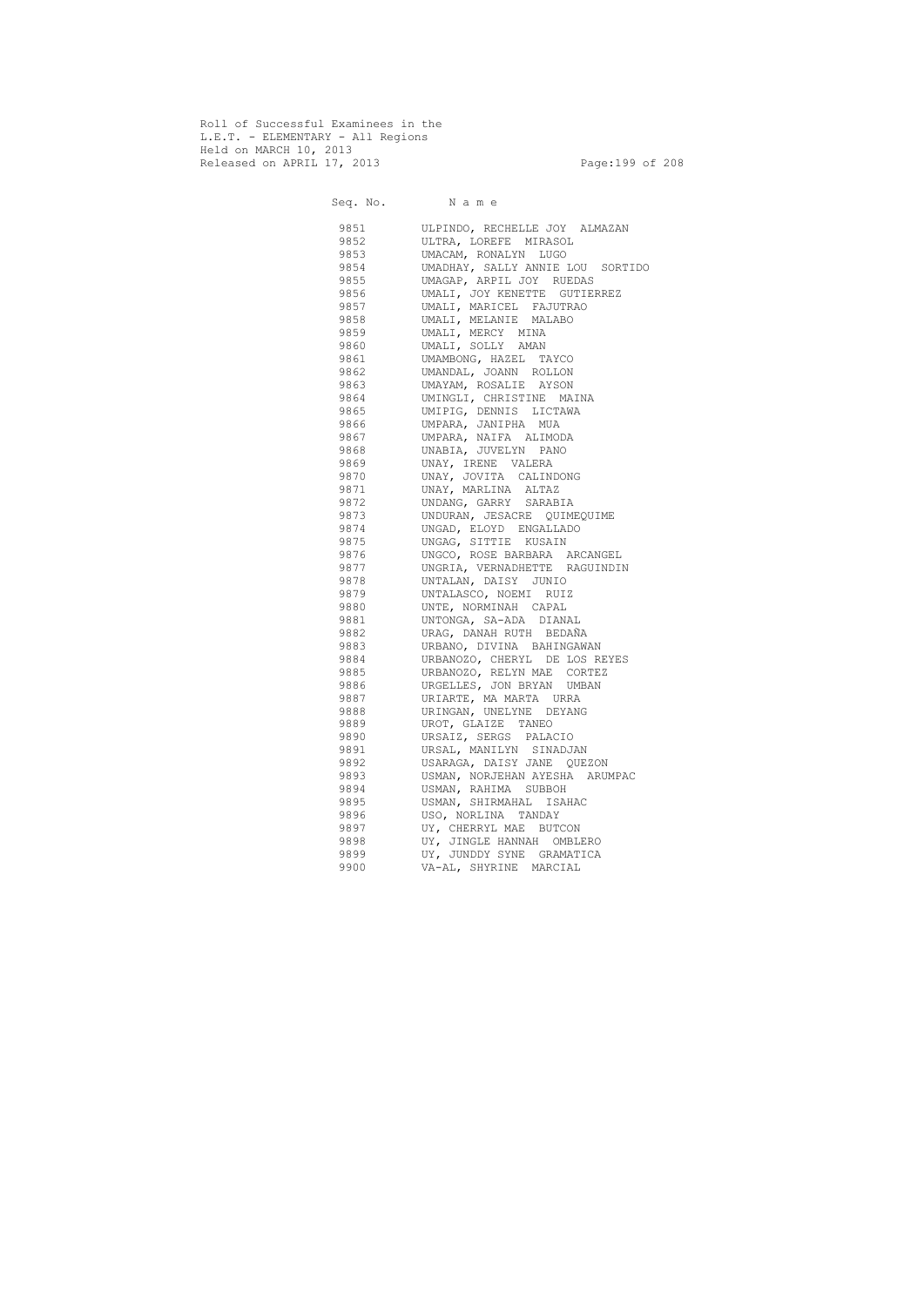Roll of Successful Examinees in the
L.E.T. - ELEMENTARY - All Regions
Held on MARCH 10, 2013
Released on APRIL 17, 2013

| Seq. No. | N a m e |
|---|---|
| 9851 | ULPINDO, RECHELLE JOY ALMAZAN |
| 9852 | ULTRA, LOREFE MIRASOL |
| 9853 | UMACAM, RONALYN LUGO |
| 9854 | UMADHAY, SALLY ANNIE LOU SORTIDO |
| 9855 | UMAGAP, ARPIL JOY RUEDAS |
| 9856 | UMALI, JOY KENETTE GUTIERREZ |
| 9857 | UMALI, MARICEL FAJUTRAO |
| 9858 | UMALI, MELANIE MALABO |
| 9859 | UMALI, MERCY MINA |
| 9860 | UMALI, SOLLY AMAN |
| 9861 | UMAMBONG, HAZEL TAYCO |
| 9862 | UMANDAL, JOANN ROLLON |
| 9863 | UMAYAM, ROSALIE AYSON |
| 9864 | UMINGLI, CHRISTINE MAINA |
| 9865 | UMIPIG, DENNIS LICTAWA |
| 9866 | UMPARA, JANIPHA MUA |
| 9867 | UMPARA, NAIFA ALIMODA |
| 9868 | UNABIA, JUVELYN PANO |
| 9869 | UNAY, IRENE VALERA |
| 9870 | UNAY, JOVITA CALINDONG |
| 9871 | UNAY, MARLINA ALTAZ |
| 9872 | UNDANG, GARRY SARABIA |
| 9873 | UNDURAN, JESACRE QUIMEQUIME |
| 9874 | UNGAD, ELOYD ENGALLADO |
| 9875 | UNGAG, SITTIE KUSAIN |
| 9876 | UNGCO, ROSE BARBARA ARCANGEL |
| 9877 | UNGRIA, VERNADHETTE RAGUINDIN |
| 9878 | UNTALAN, DAISY JUNIO |
| 9879 | UNTALASCO, NOEMI RUIZ |
| 9880 | UNTE, NORMINAH CAPAL |
| 9881 | UNTONGA, SA-ADA DIANAL |
| 9882 | URAG, DANAH RUTH BEDAÑA |
| 9883 | URBANO, DIVINA BAHINGAWAN |
| 9884 | URBANOZO, CHERYL DE LOS REYES |
| 9885 | URBANOZO, RELYN MAE CORTEZ |
| 9886 | URGELLES, JON BRYAN UMBAN |
| 9887 | URIARTE, MA MARTA URRA |
| 9888 | URINGAN, UNELYNE DEYANG |
| 9889 | UROT, GLAIZE TANEO |
| 9890 | URSAIZ, SERGS PALACIO |
| 9891 | URSAL, MANILYN SINADJAN |
| 9892 | USARAGA, DAISY JANE QUEZON |
| 9893 | USMAN, NORJEHAN AYESHA ARUMPAC |
| 9894 | USMAN, RAHIMA SUBBOH |
| 9895 | USMAN, SHIRMAHAL ISAHAC |
| 9896 | USO, NORLINA TANDAY |
| 9897 | UY, CHERRYL MAE BUTCON |
| 9898 | UY, JINGLE HANNAH OMBLERO |
| 9899 | UY, JUNDDY SYNE GRAMATICA |
| 9900 | VA-AL, SHYRINE MARCIAL |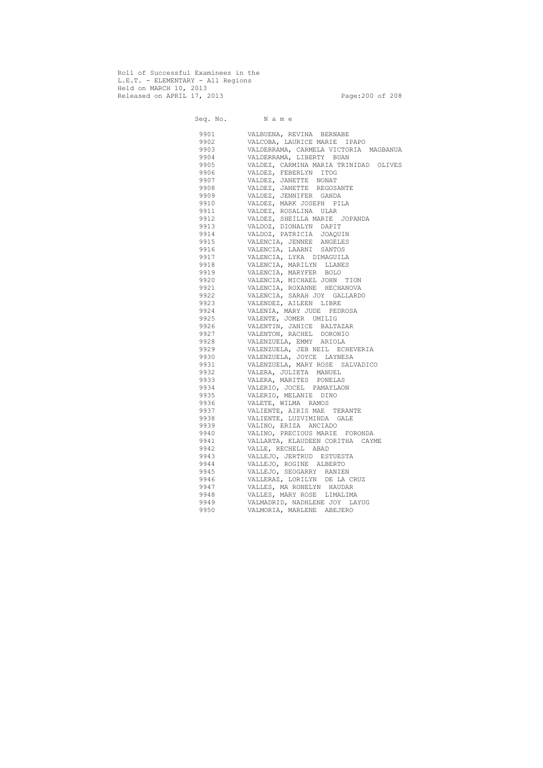Roll of Successful Examinees in the
L.E.T. - ELEMENTARY - All Regions
Held on MARCH 10, 2013
Released on APRIL 17, 2013

| Seq. No. | N a m e |
|---|---|
| 9901 | VALBUENA, REVINA BERNABE |
| 9902 | VALCOBA, LAURICE MARIE IPAPO |
| 9903 | VALDERRAMA, CARMELA VICTORIA MAGBANUA |
| 9904 | VALDERRAMA, LIBERTY BUAN |
| 9905 | VALDEZ, CARMINA MARIA TRINIDAD OLIVES |
| 9906 | VALDEZ, FEBERLYN ITOG |
| 9907 | VALDEZ, JANETTE NONAT |
| 9908 | VALDEZ, JANETTE REGOSANTE |
| 9909 | VALDEZ, JENNIFER GANDA |
| 9910 | VALDEZ, MARK JOSEPH PILA |
| 9911 | VALDEZ, ROSALINA ULAR |
| 9912 | VALDEZ, SHEILLA MARIE JOPANDA |
| 9913 | VALDOZ, DIONALYN DAPIT |
| 9914 | VALDOZ, PATRICIA JOAQUIN |
| 9915 | VALENCIA, JENNEE ANGELES |
| 9916 | VALENCIA, LAARNI SANTOS |
| 9917 | VALENCIA, LYKA DIMAGUILA |
| 9918 | VALENCIA, MARILYN LLANES |
| 9919 | VALENCIA, MARYFER BOLO |
| 9920 | VALENCIA, MICHAEL JOHN TION |
| 9921 | VALENCIA, ROXANNE HECHANOVA |
| 9922 | VALENCIA, SARAH JOY GALLARDO |
| 9923 | VALENDEZ, AILEEN LIBRE |
| 9924 | VALENIA, MARY JUDE PEDROSA |
| 9925 | VALENTE, JOMER UMILIG |
| 9926 | VALENTIN, JANICE BALTAZAR |
| 9927 | VALENTON, RACHEL DORONIO |
| 9928 | VALENZUELA, EMMY ARIOLA |
| 9929 | VALENZUELA, JEB NEIL ECHEVERIA |
| 9930 | VALENZUELA, JOYCE LAYNESA |
| 9931 | VALENZUELA, MARY ROSE SALVADICO |
| 9932 | VALERA, JULIETA MANUEL |
| 9933 | VALERA, MARITES PONELAS |
| 9934 | VALERIO, JOCEL PAMAYLAON |
| 9935 | VALERIO, MELANIE DINO |
| 9936 | VALETE, WILMA RAMOS |
| 9937 | VALIENTE, AIRIS MAE TERANTE |
| 9938 | VALIENTE, LUZVIMINDA GALE |
| 9939 | VALINO, ERIZA ANCIADO |
| 9940 | VALINO, PRECIOUS MARIE FORONDA |
| 9941 | VALLARTA, KLAUDEEN CORITHA CAYME |
| 9942 | VALLE, RECHELL ABAD |
| 9943 | VALLEJO, JERTRUD ESTUESTA |
| 9944 | VALLEJO, ROGINE ALBERTO |
| 9945 | VALLEJO, SEOGARRY RANIEN |
| 9946 | VALLERAZ, LORILYN DE LA CRUZ |
| 9947 | VALLES, MA RONELYN HAUDAR |
| 9948 | VALLES, MARY ROSE LIMALIMA |
| 9949 | VALMADRID, NADHLENE JOY LAYUG |
| 9950 | VALMORIA, MARLENE ABEJERO |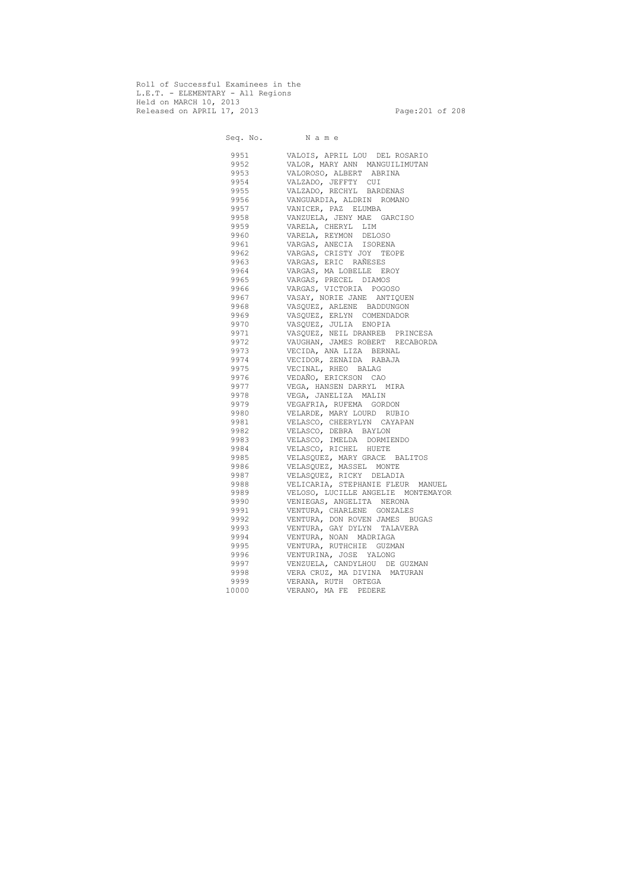Roll of Successful Examinees in the
L.E.T. - ELEMENTARY - All Regions
Held on MARCH 10, 2013
Released on APRIL 17, 2013

| Seq. No. | N a m e |
|---|---|
| 9951 | VALOIS, APRIL LOU DEL ROSARIO |
| 9952 | VALOR, MARY ANN MANGUILIMUTAN |
| 9953 | VALOROSO, ALBERT ABRINA |
| 9954 | VALZADO, JEFFTY CUI |
| 9955 | VALZADO, RECHYL BARDENAS |
| 9956 | VANGUARDIA, ALDRIN ROMANO |
| 9957 | VANICER, PAZ ELUMBA |
| 9958 | VANZUELA, JENY MAE GARCISO |
| 9959 | VARELA, CHERYL LIM |
| 9960 | VARELA, REYMON DELOSO |
| 9961 | VARGAS, ANECIA ISORENA |
| 9962 | VARGAS, CRISTY JOY TEOPE |
| 9963 | VARGAS, ERIC RAÑESES |
| 9964 | VARGAS, MA LOBELLE EROY |
| 9965 | VARGAS, PRECEL DIAMOS |
| 9966 | VARGAS, VICTORIA POGOSO |
| 9967 | VASAY, NORIE JANE ANTIQUEN |
| 9968 | VASQUEZ, ARLENE BADDUNGON |
| 9969 | VASQUEZ, ERLYN COMENDADOR |
| 9970 | VASQUEZ, JULIA ENOPIA |
| 9971 | VASQUEZ, NEIL DRANREB PRINCESA |
| 9972 | VAUGHAN, JAMES ROBERT RECABORDA |
| 9973 | VECIDA, ANA LIZA BERNAL |
| 9974 | VECIDOR, ZENAIDA RABAJA |
| 9975 | VECINAL, RHEO BALAG |
| 9976 | VEDAÑO, ERICKSON CAO |
| 9977 | VEGA, HANSEN DARRYL MIRA |
| 9978 | VEGA, JANELIZA MALIN |
| 9979 | VEGAFRIA, RUFEMA GORDON |
| 9980 | VELARDE, MARY LOURD RUBIO |
| 9981 | VELASCO, CHEERYLYN CAYAPAN |
| 9982 | VELASCO, DEBRA BAYLON |
| 9983 | VELASCO, IMELDA DORMIENDO |
| 9984 | VELASCO, RICHEL HUETE |
| 9985 | VELASQUEZ, MARY GRACE BALITOS |
| 9986 | VELASQUEZ, MASSEL MONTE |
| 9987 | VELASQUEZ, RICKY DELADIA |
| 9988 | VELICARIA, STEPHANIE FLEUR MANUEL |
| 9989 | VELOSO, LUCILLE ANGELIE MONTEMAYOR |
| 9990 | VENIEGAS, ANGELITA NERONA |
| 9991 | VENTURA, CHARLENE GONZALES |
| 9992 | VENTURA, DON ROVEN JAMES BUGAS |
| 9993 | VENTURA, GAY DYLYN TALAVERA |
| 9994 | VENTURA, NOAN MADRIAGA |
| 9995 | VENTURA, RUTHCHIE GUZMAN |
| 9996 | VENTURINA, JOSE YALONG |
| 9997 | VENZUELA, CANDYLHOU DE GUZMAN |
| 9998 | VERA CRUZ, MA DIVINA MATURAN |
| 9999 | VERANA, RUTH ORTEGA |
| 10000 | VERANO, MA FE PEDERE |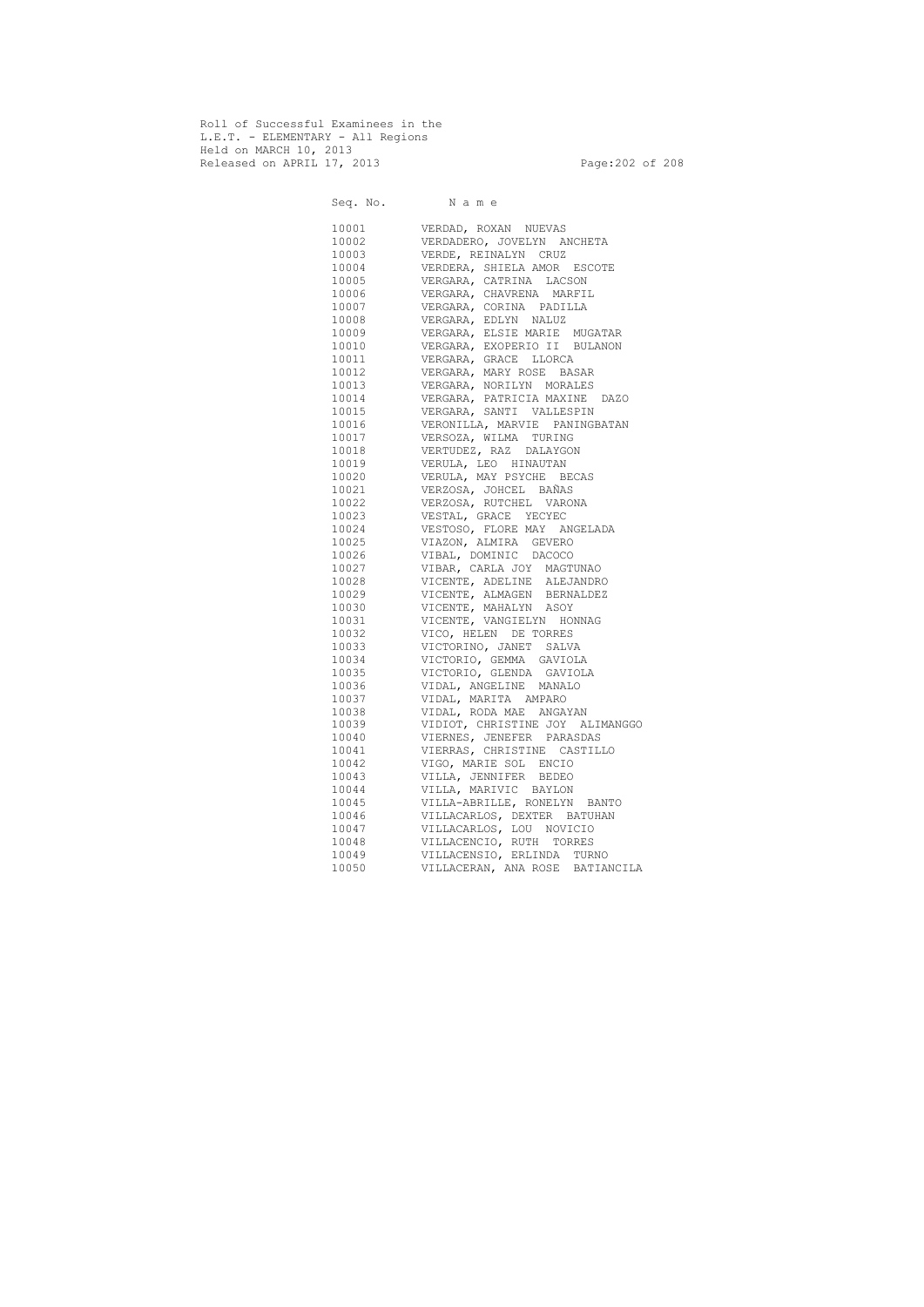Roll of Successful Examinees in the
L.E.T. - ELEMENTARY - All Regions
Held on MARCH 10, 2013
Released on APRIL 17, 2013

| Seq. No. | N a m e |
|---|---|
| 10001 | VERDAD, ROXAN NUEVAS |
| 10002 | VERDADERO, JOVELYN ANCHETA |
| 10003 | VERDE, REINALYN CRUZ |
| 10004 | VERDERA, SHIELA AMOR ESCOTE |
| 10005 | VERGARA, CATRINA LACSON |
| 10006 | VERGARA, CHAVRENA MARFIL |
| 10007 | VERGARA, CORINA PADILLA |
| 10008 | VERGARA, EDLYN NALUZ |
| 10009 | VERGARA, ELSIE MARIE MUGATAR |
| 10010 | VERGARA, EXOPERIO II BULANON |
| 10011 | VERGARA, GRACE LLORCA |
| 10012 | VERGARA, MARY ROSE BASAR |
| 10013 | VERGARA, NORILYN MORALES |
| 10014 | VERGARA, PATRICIA MAXINE DAZO |
| 10015 | VERGARA, SANTI VALLESPIN |
| 10016 | VERONILLA, MARVIE PANINGBATAN |
| 10017 | VERSOZA, WILMA TURING |
| 10018 | VERTUDEZ, RAZ DALAYGON |
| 10019 | VERULA, LEO HINAUTAN |
| 10020 | VERULA, MAY PSYCHE BECAS |
| 10021 | VERZOSA, JOHCEL BAÑAS |
| 10022 | VERZOSA, RUTCHEL VARONA |
| 10023 | VESTAL, GRACE YECYEC |
| 10024 | VESTOSO, FLORE MAY ANGELADA |
| 10025 | VIAZON, ALMIRA GEVERO |
| 10026 | VIBAL, DOMINIC DACOCO |
| 10027 | VIBAR, CARLA JOY MAGTUNAO |
| 10028 | VICENTE, ADELINE ALEJANDRO |
| 10029 | VICENTE, ALMAGEN BERNALDEZ |
| 10030 | VICENTE, MAHALYN ASOY |
| 10031 | VICENTE, VANGIELYN HONNAG |
| 10032 | VICO, HELEN DE TORRES |
| 10033 | VICTORINO, JANET SALVA |
| 10034 | VICTORIO, GEMMA GAVIOLA |
| 10035 | VICTORIO, GLENDA GAVIOLA |
| 10036 | VIDAL, ANGELINE MANALO |
| 10037 | VIDAL, MARITA AMPARO |
| 10038 | VIDAL, RODA MAE ANGAYAN |
| 10039 | VIDIOT, CHRISTINE JOY ALIMANGGO |
| 10040 | VIERNES, JENEFER PARASDAS |
| 10041 | VIERRAS, CHRISTINE CASTILLO |
| 10042 | VIGO, MARIE SOL ENCIO |
| 10043 | VILLA, JENNIFER BEDEO |
| 10044 | VILLA, MARIVIC BAYLON |
| 10045 | VILLA-ABRILLE, RONELYN BANTO |
| 10046 | VILLACARLOS, DEXTER BATUHAN |
| 10047 | VILLACARLOS, LOU NOVICIO |
| 10048 | VILLACENCIO, RUTH TORRES |
| 10049 | VILLACENSIO, ERLINDA TURNO |
| 10050 | VILLACERAN, ANA ROSE BATIANCILA |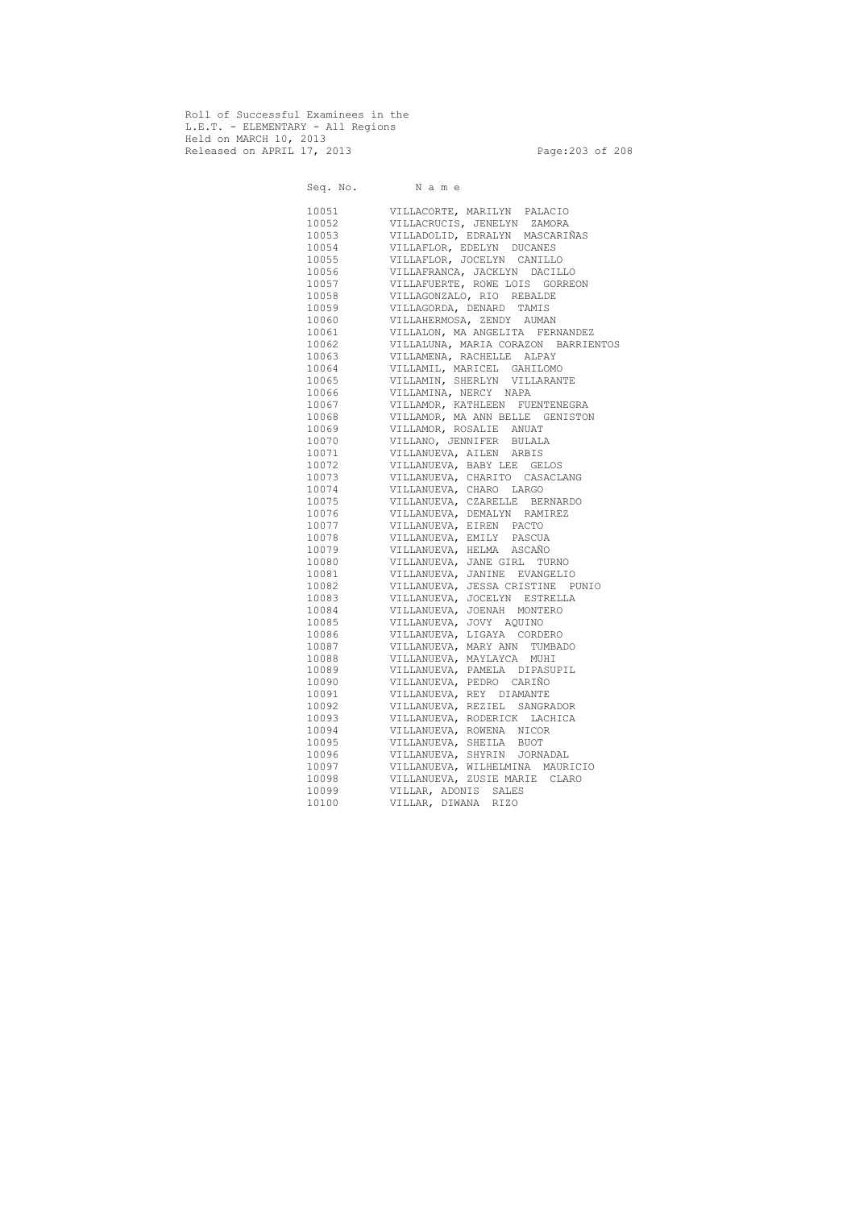Roll of Successful Examinees in the
L.E.T. - ELEMENTARY - All Regions
Held on MARCH 10, 2013
Released on APRIL 17, 2013

| Seq. No. | N a m e |
|---|---|
| 10051 | VILLACORTE, MARILYN PALACIO |
| 10052 | VILLACRUCIS, JENELYN ZAMORA |
| 10053 | VILLADOLID, EDRALYN MASCARIÑAS |
| 10054 | VILLAFLOR, EDELYN DUCANES |
| 10055 | VILLAFLOR, JOCELYN CANILLO |
| 10056 | VILLAFRANCA, JACKLYN DACILLO |
| 10057 | VILLAFUERTE, ROWE LOIS GORREON |
| 10058 | VILLAGONZALO, RIO REBALDE |
| 10059 | VILLAGORDA, DENARD TAMIS |
| 10060 | VILLAHERMOSA, ZENDY AUMAN |
| 10061 | VILLALON, MA ANGELITA FERNANDEZ |
| 10062 | VILLALUNA, MARIA CORAZON BARRIENTOS |
| 10063 | VILLAMENA, RACHELLE ALPAY |
| 10064 | VILLAMIL, MARICEL GAHILOMO |
| 10065 | VILLAMIN, SHERLYN VILLARANTE |
| 10066 | VILLAMINA, NERCY NAPA |
| 10067 | VILLAMOR, KATHLEEN FUENTENEGRA |
| 10068 | VILLAMOR, MA ANN BELLE GENISTON |
| 10069 | VILLAMOR, ROSALIE ANUAT |
| 10070 | VILLANO, JENNIFER BULALA |
| 10071 | VILLANUEVA, AILEN ARBIS |
| 10072 | VILLANUEVA, BABY LEE GELOS |
| 10073 | VILLANUEVA, CHARITO CASACLANG |
| 10074 | VILLANUEVA, CHARO LARGO |
| 10075 | VILLANUEVA, CZARELLE BERNARDO |
| 10076 | VILLANUEVA, DEMALYN RAMIREZ |
| 10077 | VILLANUEVA, EIREN PACTO |
| 10078 | VILLANUEVA, EMILY PASCUA |
| 10079 | VILLANUEVA, HELMA ASCAÑO |
| 10080 | VILLANUEVA, JANE GIRL TURNO |
| 10081 | VILLANUEVA, JANINE EVANGELIO |
| 10082 | VILLANUEVA, JESSA CRISTINE PUNIO |
| 10083 | VILLANUEVA, JOCELYN ESTRELLA |
| 10084 | VILLANUEVA, JOENAH MONTERO |
| 10085 | VILLANUEVA, JOVY AQUINO |
| 10086 | VILLANUEVA, LIGAYA CORDERO |
| 10087 | VILLANUEVA, MARY ANN TUMBADO |
| 10088 | VILLANUEVA, MAYLAYCA MUHI |
| 10089 | VILLANUEVA, PAMELA DIPASUPIL |
| 10090 | VILLANUEVA, PEDRO CARIÑO |
| 10091 | VILLANUEVA, REY DIAMANTE |
| 10092 | VILLANUEVA, REZIEL SANGRADOR |
| 10093 | VILLANUEVA, RODERICK LACHICA |
| 10094 | VILLANUEVA, ROWENA NICOR |
| 10095 | VILLANUEVA, SHEILA BUOT |
| 10096 | VILLANUEVA, SHYRIN JORNADAL |
| 10097 | VILLANUEVA, WILHELMINA MAURICIO |
| 10098 | VILLANUEVA, ZUSIE MARIE CLARO |
| 10099 | VILLAR, ADONIS SALES |
| 10100 | VILLAR, DIWANA RIZO |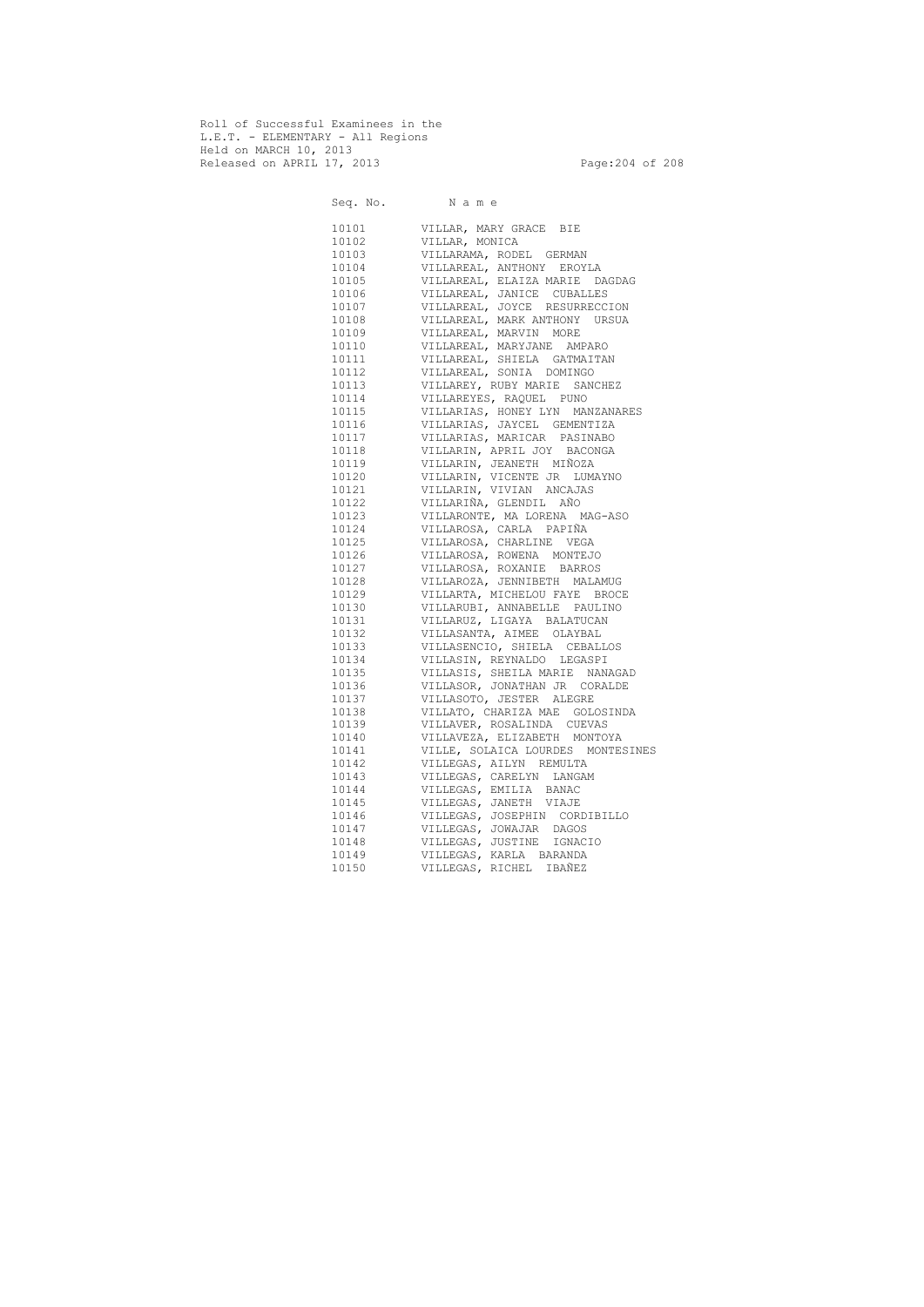Roll of Successful Examinees in the
L.E.T. - ELEMENTARY - All Regions
Held on MARCH 10, 2013
Released on APRIL 17, 2013

| Seq. No. | N a m e |
|---|---|
| 10101 | VILLAR, MARY GRACE BIE |
| 10102 | VILLAR, MONICA |
| 10103 | VILLARAMA, RODEL GERMAN |
| 10104 | VILLAREAL, ANTHONY EROYLA |
| 10105 | VILLAREAL, ELAIZA MARIE DAGDAG |
| 10106 | VILLAREAL, JANICE CUBALLES |
| 10107 | VILLAREAL, JOYCE RESURRECCION |
| 10108 | VILLAREAL, MARK ANTHONY URSUA |
| 10109 | VILLAREAL, MARVIN MORE |
| 10110 | VILLAREAL, MARYJANE AMPARO |
| 10111 | VILLAREAL, SHIELA GATMAITAN |
| 10112 | VILLAREAL, SONIA DOMINGO |
| 10113 | VILLAREY, RUBY MARIE SANCHEZ |
| 10114 | VILLAREYES, RAQUEL PUNO |
| 10115 | VILLARIAS, HONEY LYN MANZANARES |
| 10116 | VILLARIAS, JAYCEL GEMENTIZA |
| 10117 | VILLARIAS, MARICAR PASINABO |
| 10118 | VILLARIN, APRIL JOY BACONGA |
| 10119 | VILLARIN, JEANETH MIÑOZA |
| 10120 | VILLARIN, VICENTE JR LUMAYNO |
| 10121 | VILLARIN, VIVIAN ANCAJAS |
| 10122 | VILLARIÑA, GLENDIL AÑO |
| 10123 | VILLARONTE, MA LORENA MAG-ASO |
| 10124 | VILLAROSA, CARLA PAPIÑA |
| 10125 | VILLAROSA, CHARLINE VEGA |
| 10126 | VILLAROSA, ROWENA MONTEJO |
| 10127 | VILLAROSA, ROXANIE BARROS |
| 10128 | VILLAROZA, JENNIBETH MALAMUG |
| 10129 | VILLARTA, MICHELOU FAYE BROCE |
| 10130 | VILLARUBI, ANNABELLE PAULINO |
| 10131 | VILLARUZ, LIGAYA BALATUCAN |
| 10132 | VILLASANTA, AIMEE OLAYBAL |
| 10133 | VILLASENCIO, SHIELA CEBALLOS |
| 10134 | VILLASIN, REYNALDO LEGASPI |
| 10135 | VILLASIS, SHEILA MARIE NANAGAD |
| 10136 | VILLASOR, JONATHAN JR CORALDE |
| 10137 | VILLASOTO, JESTER ALEGRE |
| 10138 | VILLATO, CHARIZA MAE GOLOSINDA |
| 10139 | VILLAVER, ROSALINDA CUEVAS |
| 10140 | VILLAVEZA, ELIZABETH MONTOYA |
| 10141 | VILLE, SOLAICA LOURDES MONTESINES |
| 10142 | VILLEGAS, AILYN REMULTA |
| 10143 | VILLEGAS, CARELYN LANGAM |
| 10144 | VILLEGAS, EMILIA BANAC |
| 10145 | VILLEGAS, JANETH VIAJE |
| 10146 | VILLEGAS, JOSEPHIN CORDIBILLO |
| 10147 | VILLEGAS, JOWAJAR DAGOS |
| 10148 | VILLEGAS, JUSTINE IGNACIO |
| 10149 | VILLEGAS, KARLA BARANDA |
| 10150 | VILLEGAS, RICHEL IBAÑEZ |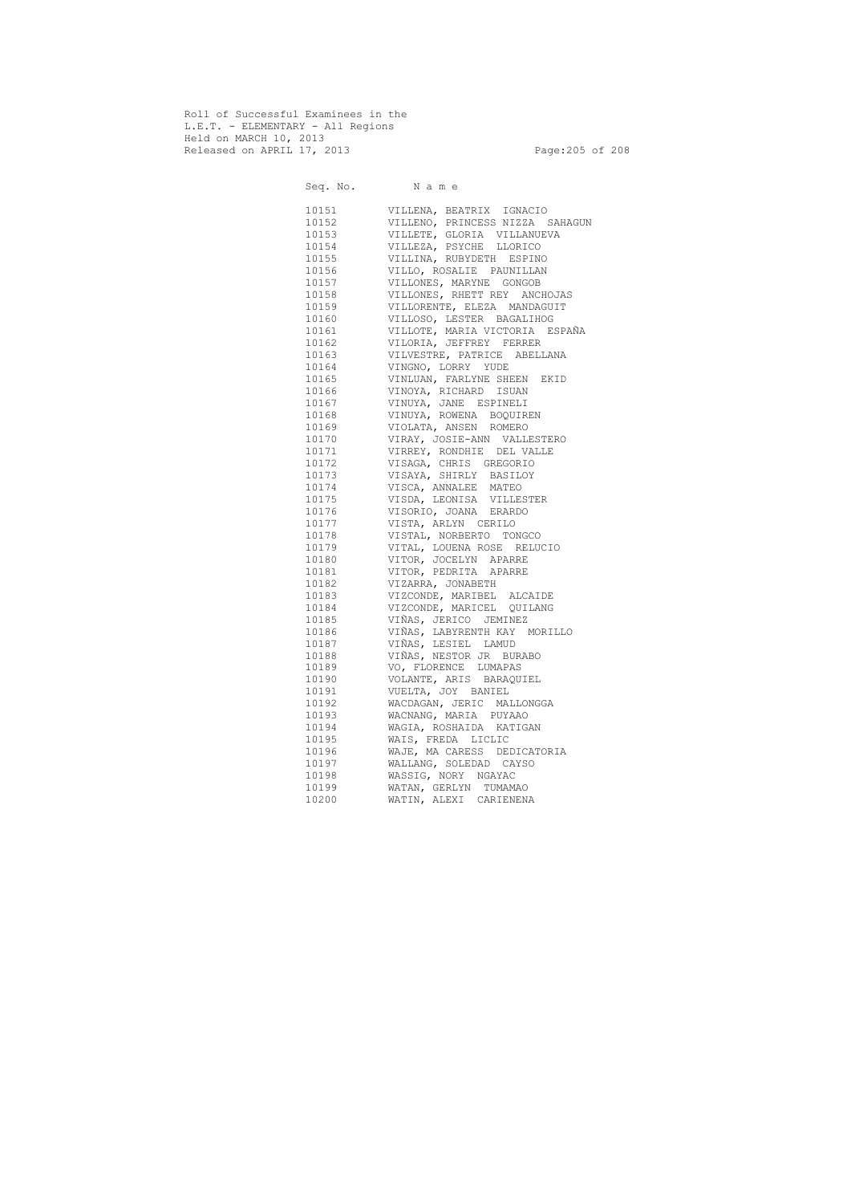Roll of Successful Examinees in the
L.E.T. - ELEMENTARY - All Regions
Held on MARCH 10, 2013
Released on APRIL 17, 2013

| Seq. No. | N a m e |
|---|---|
| 10151 | VILLENA, BEATRIX IGNACIO |
| 10152 | VILLENO, PRINCESS NIZZA SAHAGUN |
| 10153 | VILLETE, GLORIA VILLANUEVA |
| 10154 | VILLEZA, PSYCHE LLORICO |
| 10155 | VILLINA, RUBYDETH ESPINO |
| 10156 | VILLO, ROSALIE PAUNILLAN |
| 10157 | VILLONES, MARYNE GONGOB |
| 10158 | VILLONES, RHETT REY ANCHOJAS |
| 10159 | VILLORENTE, ELEZA MANDAGUIT |
| 10160 | VILLOSO, LESTER BAGALIHOG |
| 10161 | VILLOTE, MARIA VICTORIA ESPAÑA |
| 10162 | VILORIA, JEFFREY FERRER |
| 10163 | VILVESTRE, PATRICE ABELLANA |
| 10164 | VINGNO, LORRY YUDE |
| 10165 | VINLUAN, FARLYNE SHEEN EKID |
| 10166 | VINOYA, RICHARD ISUAN |
| 10167 | VINUYA, JANE ESPINELI |
| 10168 | VINUYA, ROWENA BOQUIREN |
| 10169 | VIOLATA, ANSEN ROMERO |
| 10170 | VIRAY, JOSIE-ANN VALLESTERO |
| 10171 | VIRREY, RONDHIE DEL VALLE |
| 10172 | VISAGA, CHRIS GREGORIO |
| 10173 | VISAYA, SHIRLY BASILOY |
| 10174 | VISCA, ANNALEE MATEO |
| 10175 | VISDA, LEONISA VILLESTER |
| 10176 | VISORIO, JOANA ERARDO |
| 10177 | VISTA, ARLYN CERILO |
| 10178 | VISTAL, NORBERTO TONGCO |
| 10179 | VITAL, LOUENA ROSE RELUCIO |
| 10180 | VITOR, JOCELYN APARRE |
| 10181 | VITOR, PEDRITA APARRE |
| 10182 | VIZARRA, JONABETH |
| 10183 | VIZCONDE, MARIBEL ALCAIDE |
| 10184 | VIZCONDE, MARICEL QUILANG |
| 10185 | VIÑAS, JERICO JEMINEZ |
| 10186 | VIÑAS, LABYRENTH KAY MORILLO |
| 10187 | VIÑAS, LESIEL LAMUD |
| 10188 | VIÑAS, NESTOR JR BURABO |
| 10189 | VO, FLORENCE LUMAPAS |
| 10190 | VOLANTE, ARIS BARAQUIEL |
| 10191 | VUELTA, JOY BANIEL |
| 10192 | WACDAGAN, JERIC MALLONGGA |
| 10193 | WACNANG, MARIA PUYAAO |
| 10194 | WAGIA, ROSHAIDA KATIGAN |
| 10195 | WAIS, FREDA LICLIC |
| 10196 | WAJE, MA CARESS DEDICATORIA |
| 10197 | WALLANG, SOLEDAD CAYSO |
| 10198 | WASSIG, NORY NGAYAC |
| 10199 | WATAN, GERLYN TUMAMAO |
| 10200 | WATIN, ALEXI CARIENENA |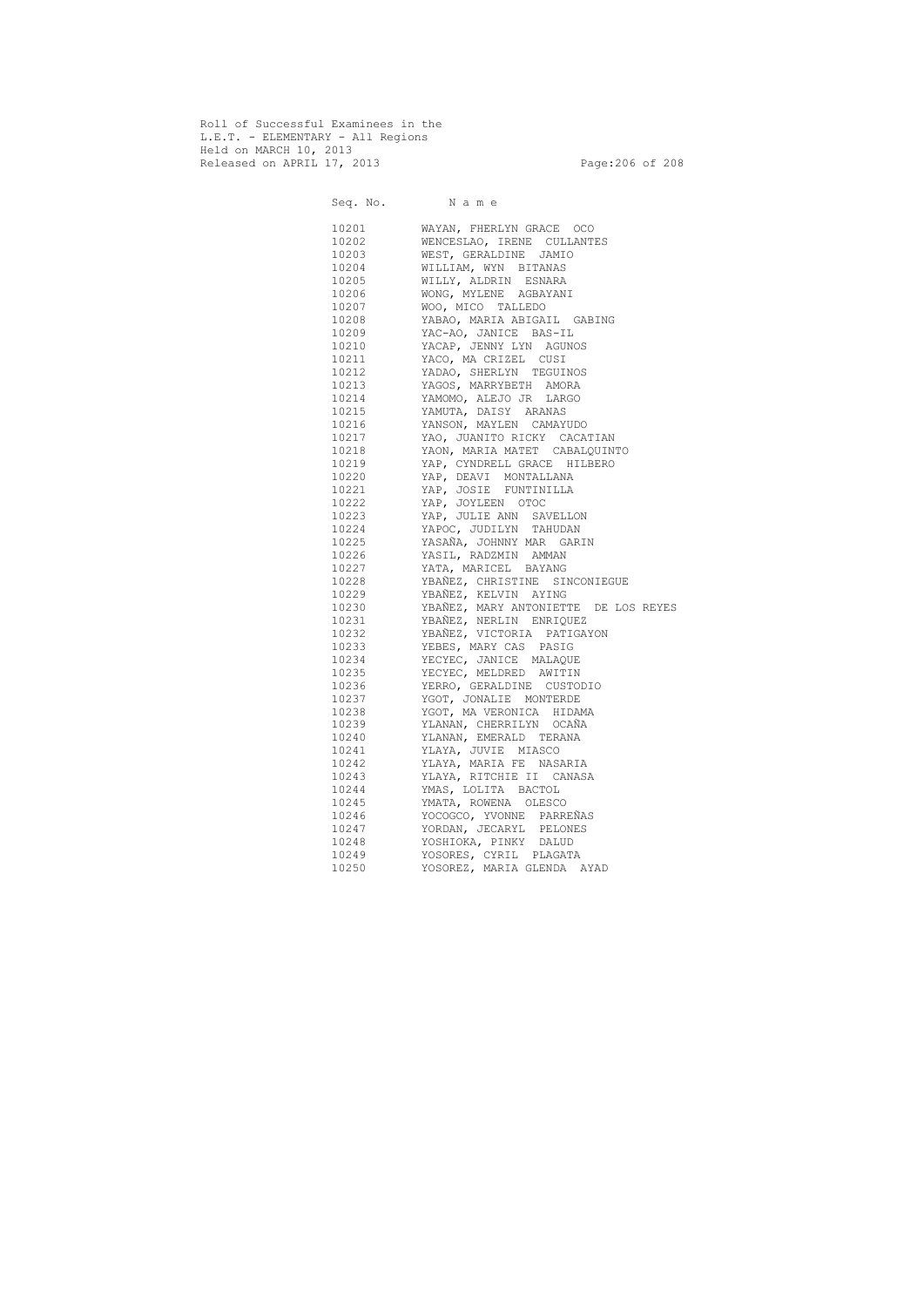Roll of Successful Examinees in the
L.E.T. - ELEMENTARY - All Regions
Held on MARCH 10, 2013
Released on APRIL 17, 2013

| Seq. No. | N a m e |
|---|---|
| 10201 | WAYAN, FHERLYN GRACE OCO |
| 10202 | WENCESLAO, IRENE CULLANTES |
| 10203 | WEST, GERALDINE JAMIO |
| 10204 | WILLIAM, WYN BITANAS |
| 10205 | WILLY, ALDRIN ESNARA |
| 10206 | WONG, MYLENE AGBAYANI |
| 10207 | WOO, MICO TALLEDO |
| 10208 | YABAO, MARIA ABIGAIL GABING |
| 10209 | YAC-AO, JANICE BAS-IL |
| 10210 | YACAP, JENNY LYN AGUNOS |
| 10211 | YACO, MA CRIZEL CUSI |
| 10212 | YADAO, SHERLYN TEGUINOS |
| 10213 | YAGOS, MARRYBETH AMORA |
| 10214 | YAMOMO, ALEJO JR LARGO |
| 10215 | YAMUTA, DAISY ARANAS |
| 10216 | YANSON, MAYLEN CAMAYUDO |
| 10217 | YAO, JUANITO RICKY CACATIAN |
| 10218 | YAON, MARIA MATET CABALQUINTO |
| 10219 | YAP, CYNDRELL GRACE HILBERO |
| 10220 | YAP, DEAVI MONTALLANA |
| 10221 | YAP, JOSIE FUNTINILLA |
| 10222 | YAP, JOYLEEN OTOC |
| 10223 | YAP, JULIE ANN SAVELLON |
| 10224 | YAPOC, JUDILYN TAHUDAN |
| 10225 | YASAÑA, JOHNNY MAR GARIN |
| 10226 | YASIL, RADZMIN AMMAN |
| 10227 | YATA, MARICEL BAYANG |
| 10228 | YBAÑEZ, CHRISTINE SINCONIEGUE |
| 10229 | YBAÑEZ, KELVIN AYING |
| 10230 | YBAÑEZ, MARY ANTONIETTE DE LOS REYES |
| 10231 | YBAÑEZ, NERLIN ENRIQUEZ |
| 10232 | YBAÑEZ, VICTORIA PATIGAYON |
| 10233 | YEBES, MARY CAS PASIG |
| 10234 | YECYEC, JANICE MALAQUE |
| 10235 | YECYEC, MELDRED AWITIN |
| 10236 | YERRO, GERALDINE CUSTODIO |
| 10237 | YGOT, JONALIE MONTERDE |
| 10238 | YGOT, MA VERONICA HIDAMA |
| 10239 | YLANAN, CHERRILYN OCAÑA |
| 10240 | YLANAN, EMERALD TERANA |
| 10241 | YLAYA, JUVIE MIASCO |
| 10242 | YLAYA, MARIA FE NASARIA |
| 10243 | YLAYA, RITCHIE II CANASA |
| 10244 | YMAS, LOLITA BACTOL |
| 10245 | YMATA, ROWENA OLESCO |
| 10246 | YOCOGCO, YVONNE PARREÑAS |
| 10247 | YORDAN, JECARYL PELONES |
| 10248 | YOSHIOKA, PINKY DALUD |
| 10249 | YOSORES, CYRIL PLAGATA |
| 10250 | YOSOREZ, MARIA GLENDA AYAD |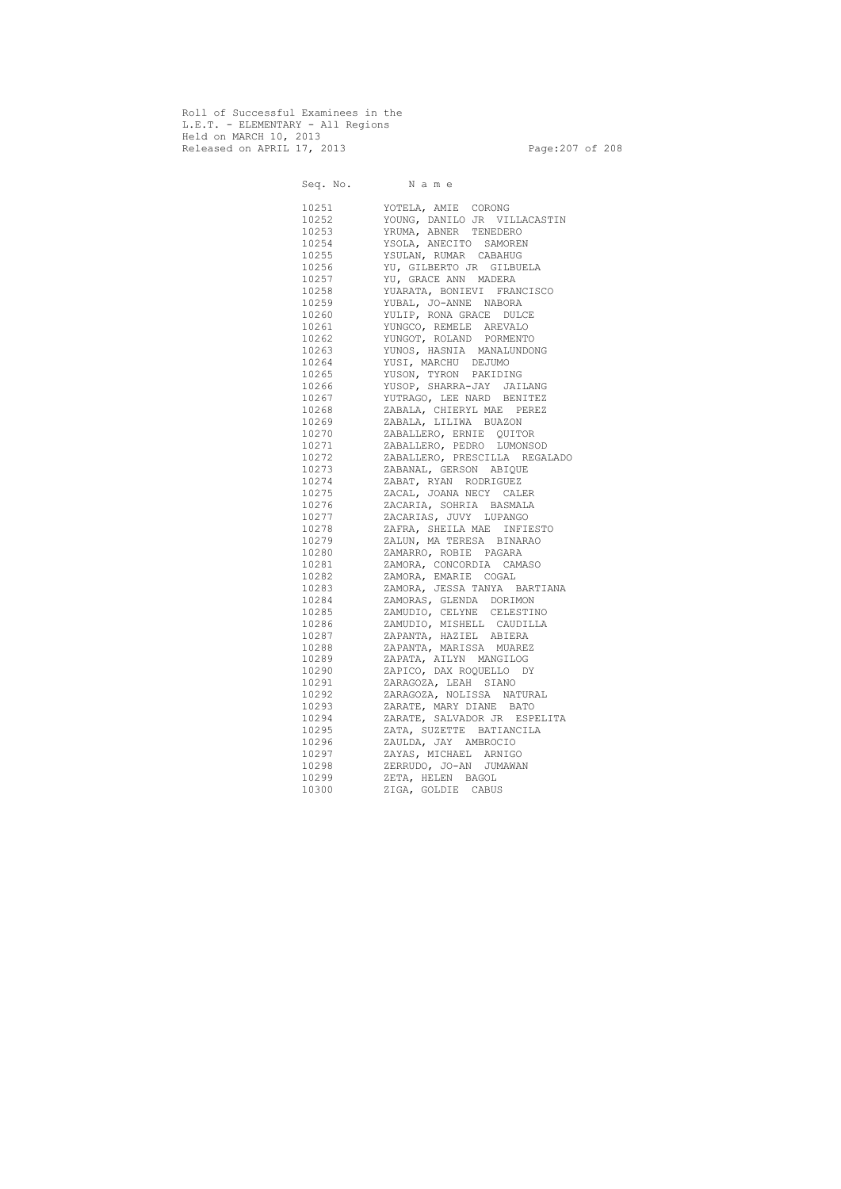Roll of Successful Examinees in the
L.E.T. - ELEMENTARY - All Regions
Held on MARCH 10, 2013
Released on APRIL 17, 2013

| Seq. No. | N a m e |
|---|---|
| 10251 | YOTELA, AMIE CORONG |
| 10252 | YOUNG, DANILO JR VILLACASTIN |
| 10253 | YRUMA, ABNER TENEDERO |
| 10254 | YSOLA, ANECITO SAMOREN |
| 10255 | YSULAN, RUMAR CABAHUG |
| 10256 | YU, GILBERTO JR GILBUELA |
| 10257 | YU, GRACE ANN MADERA |
| 10258 | YUARATA, BONIEVI FRANCISCO |
| 10259 | YUBAL, JO-ANNE NABORA |
| 10260 | YULIP, RONA GRACE DULCE |
| 10261 | YUNGCO, REMELE AREVALO |
| 10262 | YUNGOT, ROLAND PORMENTO |
| 10263 | YUNOS, HASNIA MANALUNDONG |
| 10264 | YUSI, MARCHU DEJUMO |
| 10265 | YUSON, TYRON PAKIDING |
| 10266 | YUSOP, SHARRA-JAY JAILANG |
| 10267 | YUTRAGO, LEE NARD BENITEZ |
| 10268 | ZABALA, CHIERYL MAE PEREZ |
| 10269 | ZABALA, LILIWA BUAZON |
| 10270 | ZABALLERO, ERNIE QUITOR |
| 10271 | ZABALLERO, PEDRO LUMONSOD |
| 10272 | ZABALLERO, PRESCILLA REGALADO |
| 10273 | ZABANAL, GERSON ABIQUE |
| 10274 | ZABAT, RYAN RODRIGUEZ |
| 10275 | ZACAL, JOANA NECY CALER |
| 10276 | ZACARIA, SOHRIA BASMALA |
| 10277 | ZACARIAS, JUVY LUPANGO |
| 10278 | ZAFRA, SHEILA MAE INFIESTO |
| 10279 | ZALUN, MA TERESA BINARAO |
| 10280 | ZAMARRO, ROBIE PAGARA |
| 10281 | ZAMORA, CONCORDIA CAMASO |
| 10282 | ZAMORA, EMARIE COGAL |
| 10283 | ZAMORA, JESSA TANYA BARTIANA |
| 10284 | ZAMORAS, GLENDA DORIMON |
| 10285 | ZAMUDIO, CELYNE CELESTINO |
| 10286 | ZAMUDIO, MISHELL CAUDILLA |
| 10287 | ZAPANTA, HAZIEL ABIERA |
| 10288 | ZAPANTA, MARISSA MUAREZ |
| 10289 | ZAPATA, AILYN MANGILOG |
| 10290 | ZAPICO, DAX ROQUELLO DY |
| 10291 | ZARAGOZA, LEAH SIANO |
| 10292 | ZARAGOZA, NOLISSA NATURAL |
| 10293 | ZARATE, MARY DIANE BATO |
| 10294 | ZARATE, SALVADOR JR ESPELITA |
| 10295 | ZATA, SUZETTE BATIANCILA |
| 10296 | ZAULDA, JAY AMBROCIO |
| 10297 | ZAYAS, MICHAEL ARNIGO |
| 10298 | ZERRUDO, JO-AN JUMAWAN |
| 10299 | ZETA, HELEN BAGOL |
| 10300 | ZIGA, GOLDIE CABUS |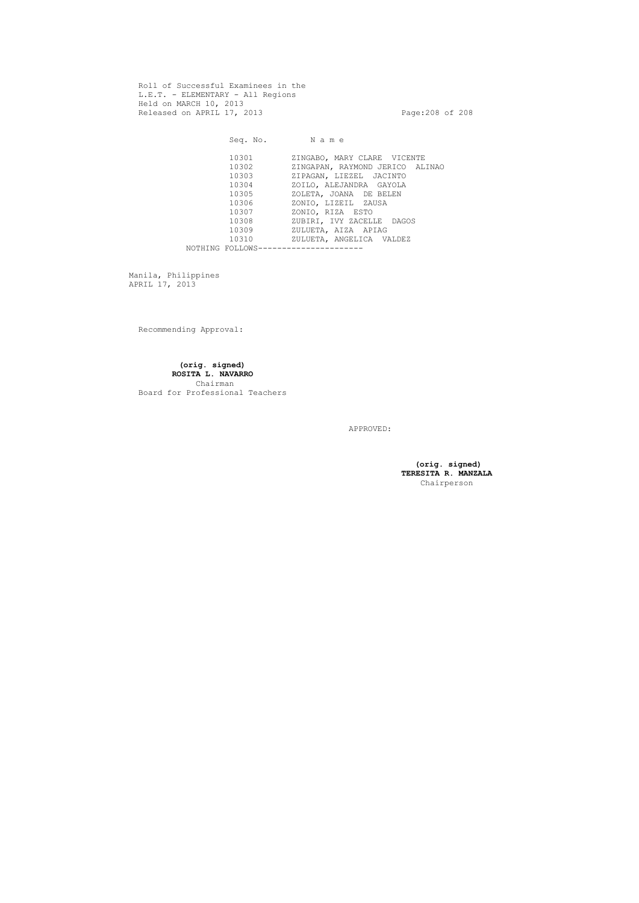Roll of Successful Examinees in the
L.E.T. - ELEMENTARY - All Regions
Held on MARCH 10, 2013
Released on APRIL 17, 2013

| Seq. No. | N a m e |
|---|---|
| 10301 | ZINGABO, MARY CLARE VICENTE |
| 10302 | ZINGAPAN, RAYMOND JERICO ALINAO |
| 10303 | ZIPAGAN, LIEZEL JACINTO |
| 10304 | ZOILO, ALEJANDRA GAYOLA |
| 10305 | ZOLETA, JOANA DE BELEN |
| 10306 | ZONIO, LIZEIL ZAUSA |
| 10307 | ZONIO, RIZA ESTO |
| 10308 | ZUBIRI, IVY ZACELLE DAGOS |
| 10309 | ZULUETA, AIZA APIAG |
| 10310 | ZULUETA, ANGELICA VALDEZ |

NOTHING FOLLOWS----------------------

Manila, Philippines
APRIL 17, 2013

Recommending Approval:

**(orig. signed)**
**ROSITA L. NAVARRO**
Chairman
Board for Professional Teachers

APPROVED:

**(orig. signed)**
**TERESITA R. MANZALA**
Chairperson